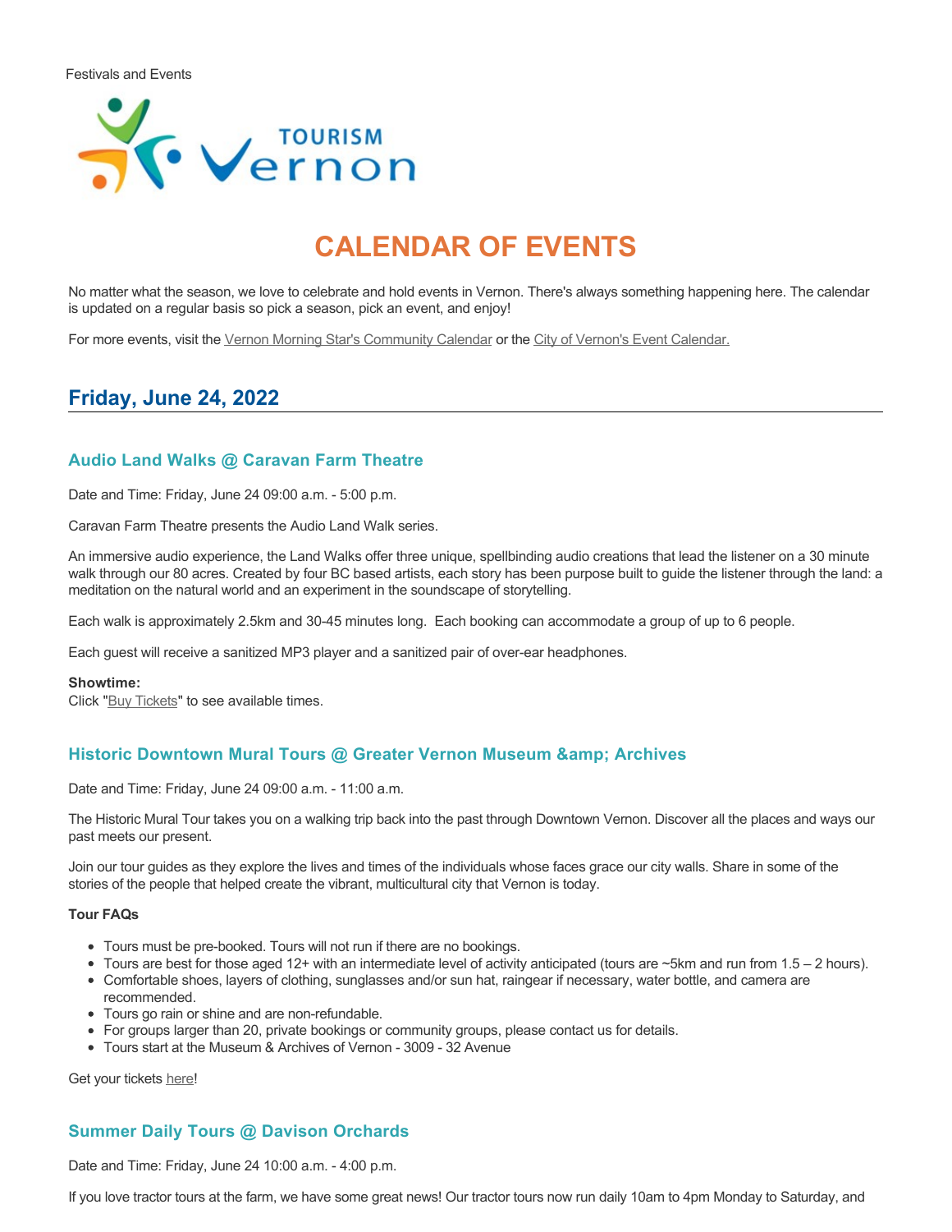Festivals and Events

# CALENDAR OF EVENTS

No matter what the season, we love to celebrate and hold events in Vernon. There's always something happening here. The calendar is updated on a regular basis so pick a season, pick an event, and enjoy!

For more events, visit the Vernon Morning Star's Community Calendar or the City of Vernon's Event Calendar.

## Friday, June 24, 2022

### Audio Land Walks @ Caravan Farm Theatre

Date and Time: Friday, June 24 09:00 a.m. - 5:00 p.m.

Caravan Farm Theatre presents the Audio Land Walk series.

An immersive audio experience, the Land Walks offer three unique, spellbinding audio creations that lead the listener on a 30 minute walk through our 80 acres. Created by four BC based artists, each story has been purpose built to guide the listener through the land: a meditation on the natural world and an experiment in the soundscape of storytelling.

Each walk is approximately 2.5km and 30-45 minutes long. Each booking can accommodate a group of up to 6 people.

Each guest will receive a sanitized MP3 player and a sanitized pair of over-ear headphones.

**Showtime:**
Click "Buy Tickets" to see available times.

### Historic Downtown Mural Tours @ Greater Vernon Museum &amp; Archives

Date and Time: Friday, June 24 09:00 a.m. - 11:00 a.m.

The Historic Mural Tour takes you on a walking trip back into the past through Downtown Vernon. Discover all the places and ways our past meets our present.

Join our tour guides as they explore the lives and times of the individuals whose faces grace our city walls. Share in some of the stories of the people that helped create the vibrant, multicultural city that Vernon is today.

**Tour FAQs**

- Tours must be pre-booked. Tours will not run if there are no bookings.
- Tours are best for those aged 12+ with an intermediate level of activity anticipated (tours are ~5km and run from 1.5 – 2 hours).
- Comfortable shoes, layers of clothing, sunglasses and/or sun hat, raingear if necessary, water bottle, and camera are recommended.
- Tours go rain or shine and are non-refundable.
- For groups larger than 20, private bookings or community groups, please contact us for details.
- Tours start at the Museum & Archives of Vernon - 3009 - 32 Avenue

Get your tickets here!

### Summer Daily Tours @ Davison Orchards

Date and Time: Friday, June 24 10:00 a.m. - 4:00 p.m.

If you love tractor tours at the farm, we have some great news! Our tractor tours now run daily 10am to 4pm Monday to Saturday, and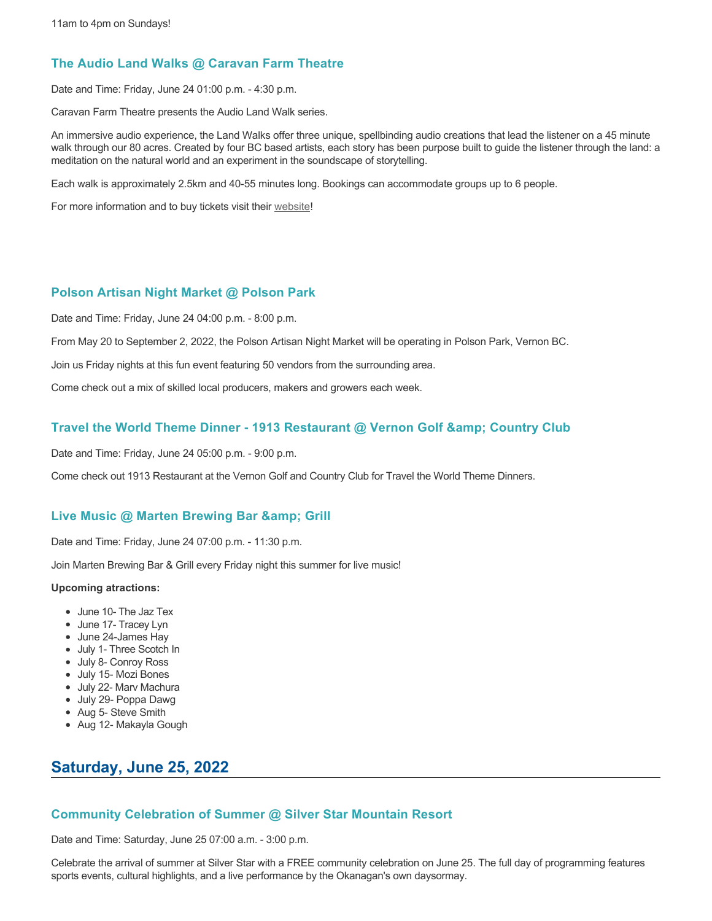11am to 4pm on Sundays!

### The Audio Land Walks @ Caravan Farm Theatre

Date and Time: Friday, June 24 01:00 p.m. - 4:30 p.m.

Caravan Farm Theatre presents the Audio Land Walk series.

An immersive audio experience, the Land Walks offer three unique, spellbinding audio creations that lead the listener on a 45 minute walk through our 80 acres. Created by four BC based artists, each story has been purpose built to guide the listener through the land: a meditation on the natural world and an experiment in the soundscape of storytelling.

Each walk is approximately 2.5km and 40-55 minutes long. Bookings can accommodate groups up to 6 people.

For more information and to buy tickets visit their website!

### Polson Artisan Night Market @ Polson Park

Date and Time: Friday, June 24 04:00 p.m. - 8:00 p.m.

From May 20 to September 2, 2022, the Polson Artisan Night Market will be operating in Polson Park, Vernon BC.

Join us Friday nights at this fun event featuring 50 vendors from the surrounding area.

Come check out a mix of skilled local producers, makers and growers each week.

### Travel the World Theme Dinner - 1913 Restaurant @ Vernon Golf &amp; Country Club

Date and Time: Friday, June 24 05:00 p.m. - 9:00 p.m.

Come check out 1913 Restaurant at the Vernon Golf and Country Club for Travel the World Theme Dinners.

### Live Music @ Marten Brewing Bar &amp; Grill

Date and Time: Friday, June 24 07:00 p.m. - 11:30 p.m.

Join Marten Brewing Bar & Grill every Friday night this summer for live music!

**Upcoming atractions:**

- June 10- The Jaz Tex
- June 17- Tracey Lyn
- June 24-James Hay
- July 1- Three Scotch In
- July 8- Conroy Ross
- July 15- Mozi Bones
- July 22- Marv Machura
- July 29- Poppa Dawg
- Aug 5- Steve Smith
- Aug 12- Makayla Gough

## Saturday, June 25, 2022

### Community Celebration of Summer @ Silver Star Mountain Resort

Date and Time: Saturday, June 25 07:00 a.m. - 3:00 p.m.

Celebrate the arrival of summer at Silver Star with a FREE community celebration on June 25. The full day of programming features sports events, cultural highlights, and a live performance by the Okanagan's own daysormay.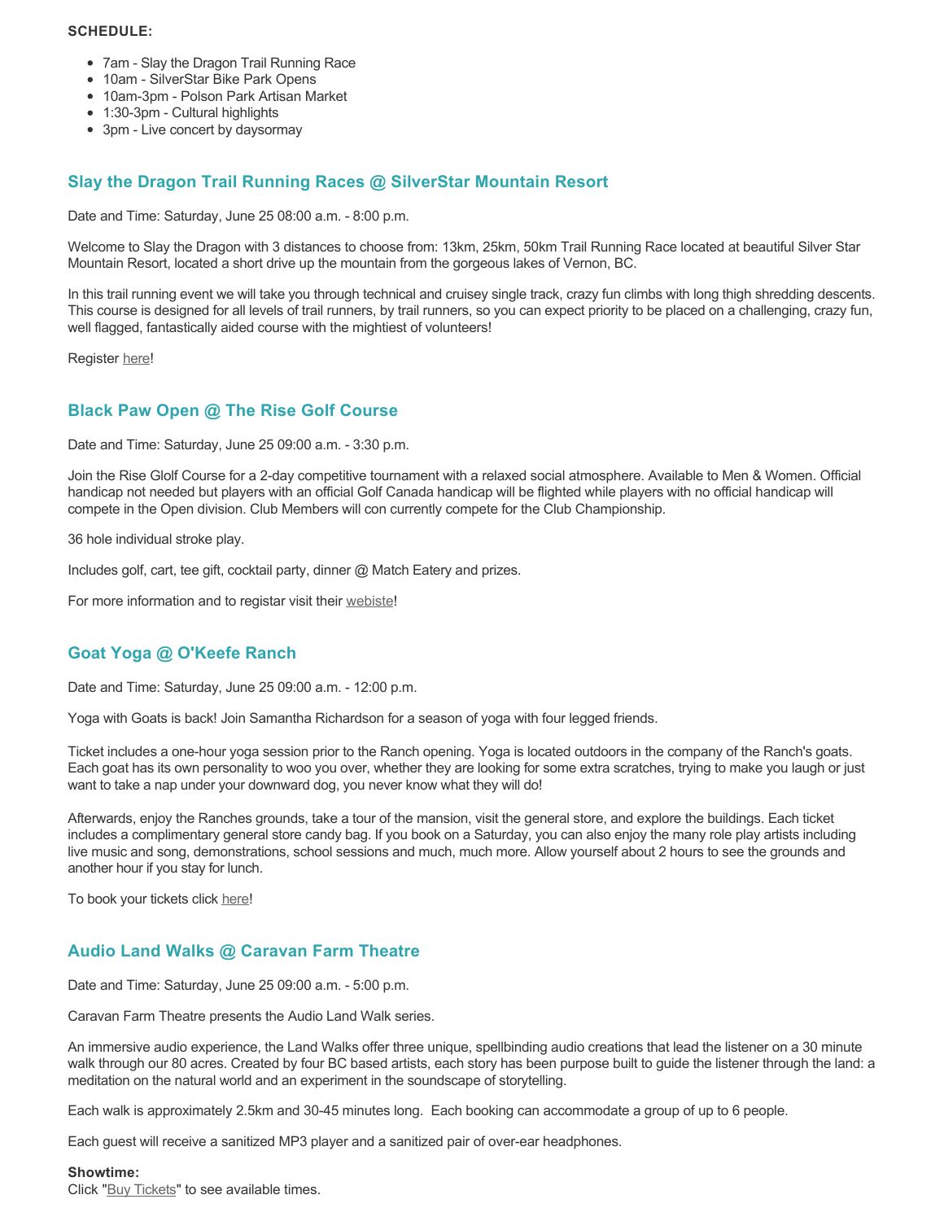**SCHEDULE:**

- 7am - Slay the Dragon Trail Running Race
- 10am - SilverStar Bike Park Opens
- 10am-3pm - Polson Park Artisan Market
- 1:30-3pm - Cultural highlights
- 3pm - Live concert by daysormay

### Slay the Dragon Trail Running Races @ SilverStar Mountain Resort

Date and Time: Saturday, June 25 08:00 a.m. - 8:00 p.m.

Welcome to Slay the Dragon with 3 distances to choose from: 13km, 25km, 50km Trail Running Race located at beautiful Silver Star Mountain Resort, located a short drive up the mountain from the gorgeous lakes of Vernon, BC.

In this trail running event we will take you through technical and cruisey single track, crazy fun climbs with long thigh shredding descents. This course is designed for all levels of trail runners, by trail runners, so you can expect priority to be placed on a challenging, crazy fun, well flagged, fantastically aided course with the mightiest of volunteers!

Register here!

### Black Paw Open @ The Rise Golf Course

Date and Time: Saturday, June 25 09:00 a.m. - 3:30 p.m.

Join the Rise Glolf Course for a 2-day competitive tournament with a relaxed social atmosphere. Available to Men & Women. Official handicap not needed but players with an official Golf Canada handicap will be flighted while players with no official handicap will compete in the Open division. Club Members will con currently compete for the Club Championship.

36 hole individual stroke play.

Includes golf, cart, tee gift, cocktail party, dinner @ Match Eatery and prizes.

For more information and to registar visit their webiste!

### Goat Yoga @ O'Keefe Ranch

Date and Time: Saturday, June 25 09:00 a.m. - 12:00 p.m.

Yoga with Goats is back! Join Samantha Richardson for a season of yoga with four legged friends.

Ticket includes a one-hour yoga session prior to the Ranch opening. Yoga is located outdoors in the company of the Ranch's goats. Each goat has its own personality to woo you over, whether they are looking for some extra scratches, trying to make you laugh or just want to take a nap under your downward dog, you never know what they will do!

Afterwards, enjoy the Ranches grounds, take a tour of the mansion, visit the general store, and explore the buildings. Each ticket includes a complimentary general store candy bag. If you book on a Saturday, you can also enjoy the many role play artists including live music and song, demonstrations, school sessions and much, much more. Allow yourself about 2 hours to see the grounds and another hour if you stay for lunch.

To book your tickets click here!

### Audio Land Walks @ Caravan Farm Theatre

Date and Time: Saturday, June 25 09:00 a.m. - 5:00 p.m.

Caravan Farm Theatre presents the Audio Land Walk series.

An immersive audio experience, the Land Walks offer three unique, spellbinding audio creations that lead the listener on a 30 minute walk through our 80 acres. Created by four BC based artists, each story has been purpose built to guide the listener through the land: a meditation on the natural world and an experiment in the soundscape of storytelling.

Each walk is approximately 2.5km and 30-45 minutes long. Each booking can accommodate a group of up to 6 people.

Each guest will receive a sanitized MP3 player and a sanitized pair of over-ear headphones.

**Showtime:**
Click "Buy Tickets" to see available times.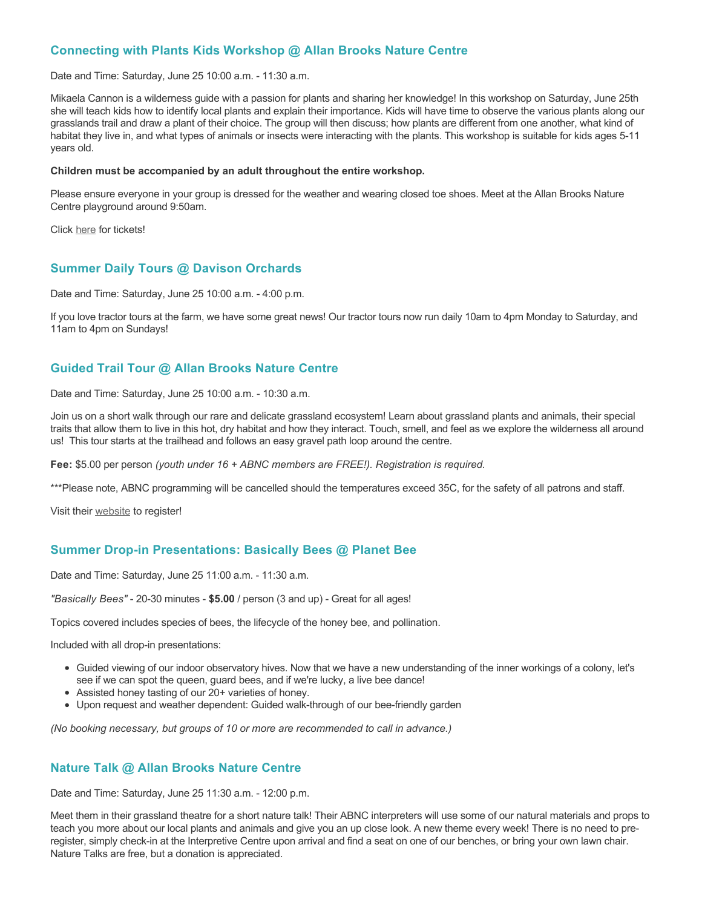### Connecting with Plants Kids Workshop @ Allan Brooks Nature Centre

Date and Time: Saturday, June 25 10:00 a.m. - 11:30 a.m.

Mikaela Cannon is a wilderness guide with a passion for plants and sharing her knowledge! In this workshop on Saturday, June 25th she will teach kids how to identify local plants and explain their importance. Kids will have time to observe the various plants along our grasslands trail and draw a plant of their choice. The group will then discuss; how plants are different from one another, what kind of habitat they live in, and what types of animals or insects were interacting with the plants. This workshop is suitable for kids ages 5-11 years old.

**Children must be accompanied by an adult throughout the entire workshop.**

Please ensure everyone in your group is dressed for the weather and wearing closed toe shoes. Meet at the Allan Brooks Nature Centre playground around 9:50am.

Click here for tickets!

### Summer Daily Tours @ Davison Orchards

Date and Time: Saturday, June 25 10:00 a.m. - 4:00 p.m.

If you love tractor tours at the farm, we have some great news! Our tractor tours now run daily 10am to 4pm Monday to Saturday, and 11am to 4pm on Sundays!

### Guided Trail Tour @ Allan Brooks Nature Centre

Date and Time: Saturday, June 25 10:00 a.m. - 10:30 a.m.

Join us on a short walk through our rare and delicate grassland ecosystem! Learn about grassland plants and animals, their special traits that allow them to live in this hot, dry habitat and how they interact. Touch, smell, and feel as we explore the wilderness all around us! This tour starts at the trailhead and follows an easy gravel path loop around the centre.

**Fee:** $5.00 per person *(youth under 16 + ABNC members are FREE!). Registration is required.*

***Please note, ABNC programming will be cancelled should the temperatures exceed 35C, for the safety of all patrons and staff.

Visit their website to register!

### Summer Drop-in Presentations: Basically Bees @ Planet Bee

Date and Time: Saturday, June 25 11:00 a.m. - 11:30 a.m.

*"Basically Bees"* - 20-30 minutes - **$5.00** / person (3 and up) - Great for all ages!

Topics covered includes species of bees, the lifecycle of the honey bee, and pollination.

Included with all drop-in presentations:

- Guided viewing of our indoor observatory hives. Now that we have a new understanding of the inner workings of a colony, let's see if we can spot the queen, guard bees, and if we're lucky, a live bee dance!
- Assisted honey tasting of our 20+ varieties of honey.
- Upon request and weather dependent: Guided walk-through of our bee-friendly garden

*(No booking necessary, but groups of 10 or more are recommended to call in advance.)*

### Nature Talk @ Allan Brooks Nature Centre

Date and Time: Saturday, June 25 11:30 a.m. - 12:00 p.m.

Meet them in their grassland theatre for a short nature talk! Their ABNC interpreters will use some of our natural materials and props to teach you more about our local plants and animals and give you an up close look. A new theme every week! There is no need to pre-register, simply check-in at the Interpretive Centre upon arrival and find a seat on one of our benches, or bring your own lawn chair. Nature Talks are free, but a donation is appreciated.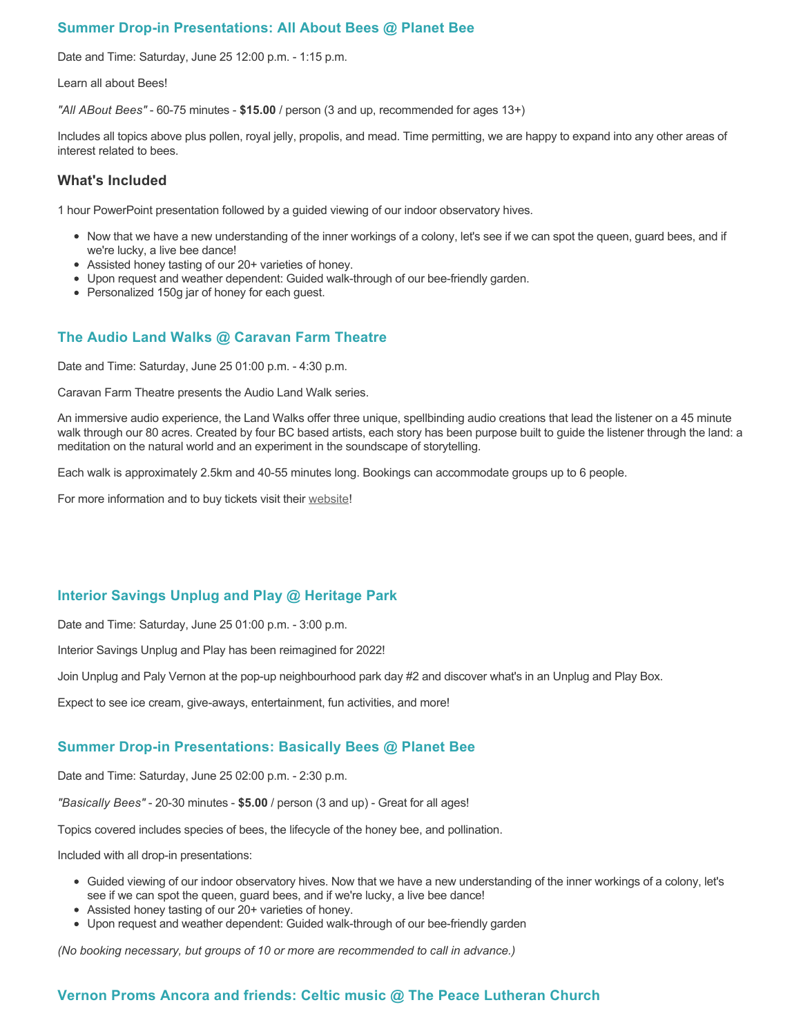## Summer Drop-in Presentations: All About Bees @ Planet Bee

Date and Time: Saturday, June 25 12:00 p.m. - 1:15 p.m.

Learn all about Bees!

*"All ABout Bees"* - 60-75 minutes - **$15.00** / person (3 and up, recommended for ages 13+)

Includes all topics above plus pollen, royal jelly, propolis, and mead. Time permitting, we are happy to expand into any other areas of interest related to bees.

### What's Included

1 hour PowerPoint presentation followed by a guided viewing of our indoor observatory hives.

- Now that we have a new understanding of the inner workings of a colony, let's see if we can spot the queen, guard bees, and if we're lucky, a live bee dance!
- Assisted honey tasting of our 20+ varieties of honey.
- Upon request and weather dependent: Guided walk-through of our bee-friendly garden.
- Personalized 150g jar of honey for each guest.

## The Audio Land Walks @ Caravan Farm Theatre

Date and Time: Saturday, June 25 01:00 p.m. - 4:30 p.m.

Caravan Farm Theatre presents the Audio Land Walk series.

An immersive audio experience, the Land Walks offer three unique, spellbinding audio creations that lead the listener on a 45 minute walk through our 80 acres. Created by four BC based artists, each story has been purpose built to guide the listener through the land: a meditation on the natural world and an experiment in the soundscape of storytelling.

Each walk is approximately 2.5km and 40-55 minutes long. Bookings can accommodate groups up to 6 people.

For more information and to buy tickets visit their website!

## Interior Savings Unplug and Play @ Heritage Park

Date and Time: Saturday, June 25 01:00 p.m. - 3:00 p.m.

Interior Savings Unplug and Play has been reimagined for 2022!

Join Unplug and Paly Vernon at the pop-up neighbourhood park day #2 and discover what's in an Unplug and Play Box.

Expect to see ice cream, give-aways, entertainment, fun activities, and more!

## Summer Drop-in Presentations: Basically Bees @ Planet Bee

Date and Time: Saturday, June 25 02:00 p.m. - 2:30 p.m.

*"Basically Bees"* - 20-30 minutes - **$5.00** / person (3 and up) - Great for all ages!

Topics covered includes species of bees, the lifecycle of the honey bee, and pollination.

Included with all drop-in presentations:

- Guided viewing of our indoor observatory hives. Now that we have a new understanding of the inner workings of a colony, let's see if we can spot the queen, guard bees, and if we're lucky, a live bee dance!
- Assisted honey tasting of our 20+ varieties of honey.
- Upon request and weather dependent: Guided walk-through of our bee-friendly garden

*(No booking necessary, but groups of 10 or more are recommended to call in advance.)*

## Vernon Proms Ancora and friends: Celtic music @ The Peace Lutheran Church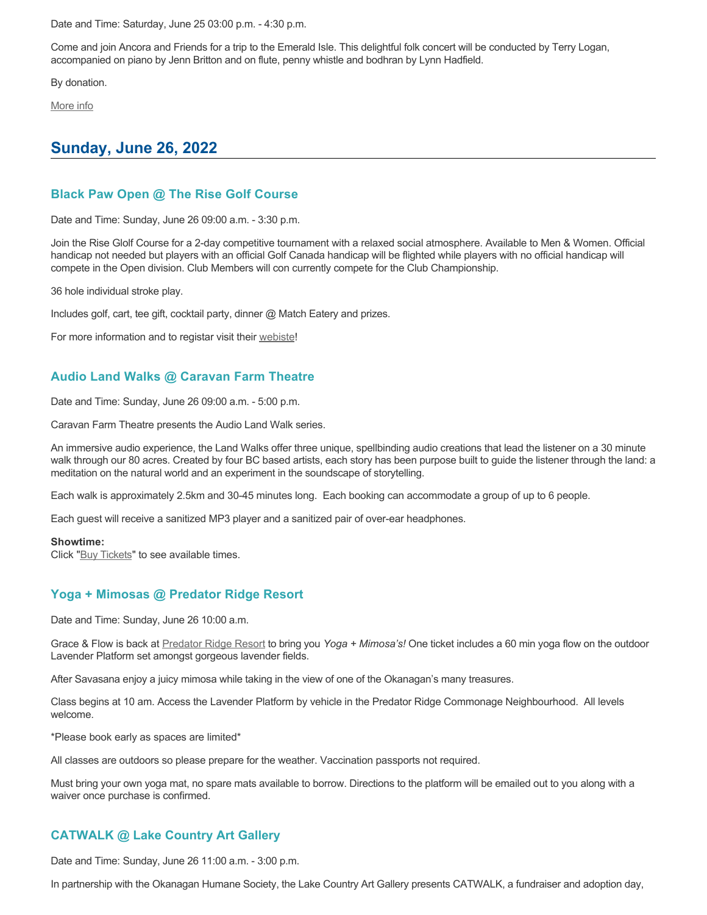Date and Time: Saturday, June 25 03:00 p.m. - 4:30 p.m.

Come and join Ancora and Friends for a trip to the Emerald Isle. This delightful folk concert will be conducted by Terry Logan, accompanied on piano by Jenn Britton and on flute, penny whistle and bodhran by Lynn Hadfield.

By donation.

More info

## Sunday, June 26, 2022

### Black Paw Open @ The Rise Golf Course

Date and Time: Sunday, June 26 09:00 a.m. - 3:30 p.m.

Join the Rise Glolf Course for a 2-day competitive tournament with a relaxed social atmosphere. Available to Men & Women. Official handicap not needed but players with an official Golf Canada handicap will be flighted while players with no official handicap will compete in the Open division. Club Members will con currently compete for the Club Championship.

36 hole individual stroke play.

Includes golf, cart, tee gift, cocktail party, dinner @ Match Eatery and prizes.

For more information and to registar visit their webiste!

### Audio Land Walks @ Caravan Farm Theatre

Date and Time: Sunday, June 26 09:00 a.m. - 5:00 p.m.

Caravan Farm Theatre presents the Audio Land Walk series.

An immersive audio experience, the Land Walks offer three unique, spellbinding audio creations that lead the listener on a 30 minute walk through our 80 acres. Created by four BC based artists, each story has been purpose built to guide the listener through the land: a meditation on the natural world and an experiment in the soundscape of storytelling.

Each walk is approximately 2.5km and 30-45 minutes long.  Each booking can accommodate a group of up to 6 people.

Each guest will receive a sanitized MP3 player and a sanitized pair of over-ear headphones.

**Showtime:**
Click "Buy Tickets" to see available times.

### Yoga + Mimosas @ Predator Ridge Resort

Date and Time: Sunday, June 26 10:00 a.m.

Grace & Flow is back at Predator Ridge Resort to bring you *Yoga + Mimosa's!* One ticket includes a 60 min yoga flow on the outdoor Lavender Platform set amongst gorgeous lavender fields.

After Savasana enjoy a juicy mimosa while taking in the view of one of the Okanagan's many treasures.

Class begins at 10 am. Access the Lavender Platform by vehicle in the Predator Ridge Commonage Neighbourhood.  All levels welcome.

*Please book early as spaces are limited*

All classes are outdoors so please prepare for the weather. Vaccination passports not required.

Must bring your own yoga mat, no spare mats available to borrow. Directions to the platform will be emailed out to you along with a waiver once purchase is confirmed.

### CATWALK @ Lake Country Art Gallery

Date and Time: Sunday, June 26 11:00 a.m. - 3:00 p.m.

In partnership with the Okanagan Humane Society, the Lake Country Art Gallery presents CATWALK, a fundraiser and adoption day,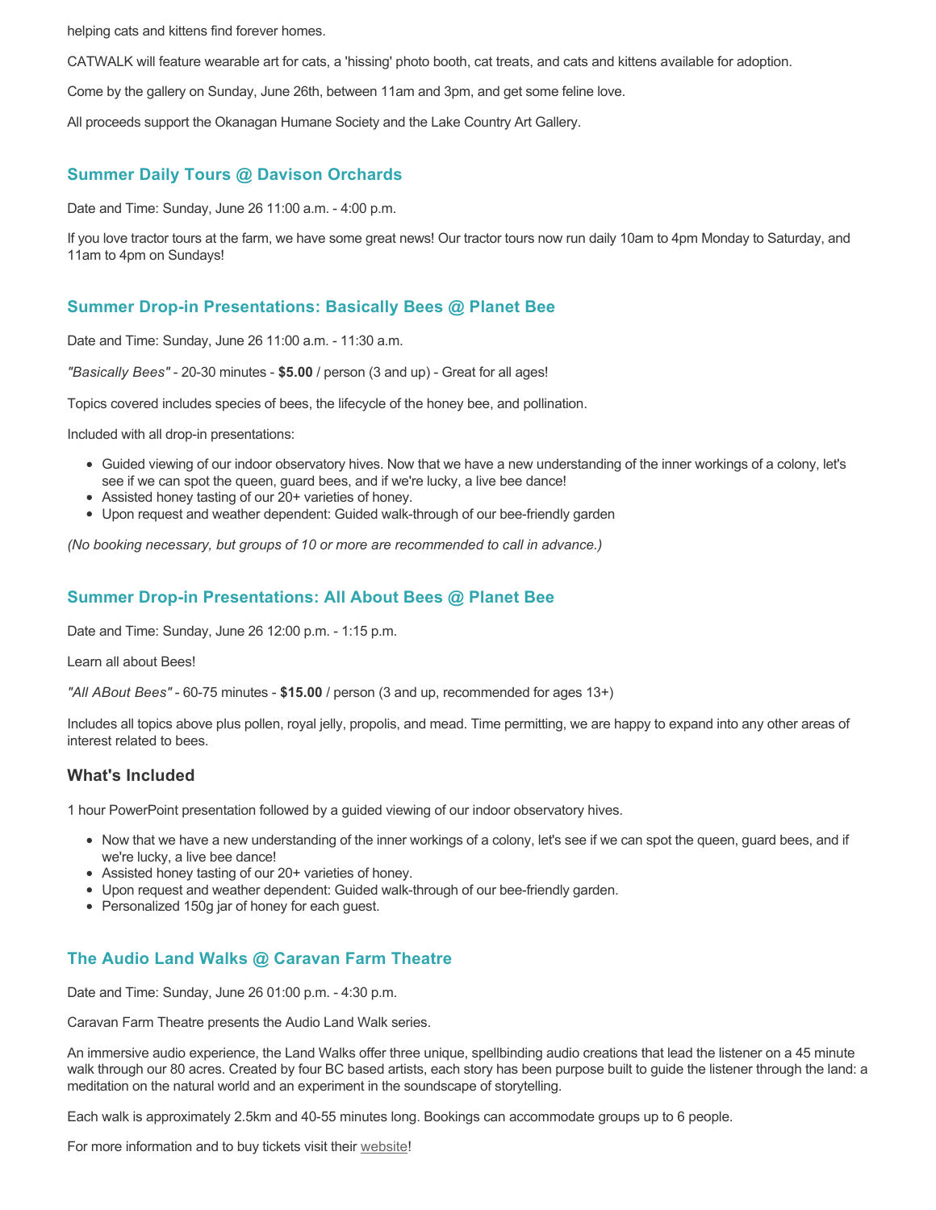helping cats and kittens find forever homes.

CATWALK will feature wearable art for cats, a 'hissing' photo booth, cat treats, and cats and kittens available for adoption.

Come by the gallery on Sunday, June 26th, between 11am and 3pm, and get some feline love.

All proceeds support the Okanagan Humane Society and the Lake Country Art Gallery.

## Summer Daily Tours @ Davison Orchards

Date and Time: Sunday, June 26 11:00 a.m. - 4:00 p.m.

If you love tractor tours at the farm, we have some great news! Our tractor tours now run daily 10am to 4pm Monday to Saturday, and 11am to 4pm on Sundays!

## Summer Drop-in Presentations: Basically Bees @ Planet Bee

Date and Time: Sunday, June 26 11:00 a.m. - 11:30 a.m.

*"Basically Bees"* - 20-30 minutes - **$5.00** / person (3 and up) - Great for all ages!

Topics covered includes species of bees, the lifecycle of the honey bee, and pollination.

Included with all drop-in presentations:

- Guided viewing of our indoor observatory hives. Now that we have a new understanding of the inner workings of a colony, let's see if we can spot the queen, guard bees, and if we're lucky, a live bee dance!
- Assisted honey tasting of our 20+ varieties of honey.
- Upon request and weather dependent: Guided walk-through of our bee-friendly garden

*(No booking necessary, but groups of 10 or more are recommended to call in advance.)*

## Summer Drop-in Presentations: All About Bees @ Planet Bee

Date and Time: Sunday, June 26 12:00 p.m. - 1:15 p.m.

Learn all about Bees!

*"All ABout Bees"* - 60-75 minutes - **$15.00** / person (3 and up, recommended for ages 13+)

Includes all topics above plus pollen, royal jelly, propolis, and mead. Time permitting, we are happy to expand into any other areas of interest related to bees.

### What's Included

1 hour PowerPoint presentation followed by a guided viewing of our indoor observatory hives.

- Now that we have a new understanding of the inner workings of a colony, let's see if we can spot the queen, guard bees, and if we're lucky, a live bee dance!
- Assisted honey tasting of our 20+ varieties of honey.
- Upon request and weather dependent: Guided walk-through of our bee-friendly garden.
- Personalized 150g jar of honey for each guest.

## The Audio Land Walks @ Caravan Farm Theatre

Date and Time: Sunday, June 26 01:00 p.m. - 4:30 p.m.

Caravan Farm Theatre presents the Audio Land Walk series.

An immersive audio experience, the Land Walks offer three unique, spellbinding audio creations that lead the listener on a 45 minute walk through our 80 acres. Created by four BC based artists, each story has been purpose built to guide the listener through the land: a meditation on the natural world and an experiment in the soundscape of storytelling.

Each walk is approximately 2.5km and 40-55 minutes long. Bookings can accommodate groups up to 6 people.

For more information and to buy tickets visit their website!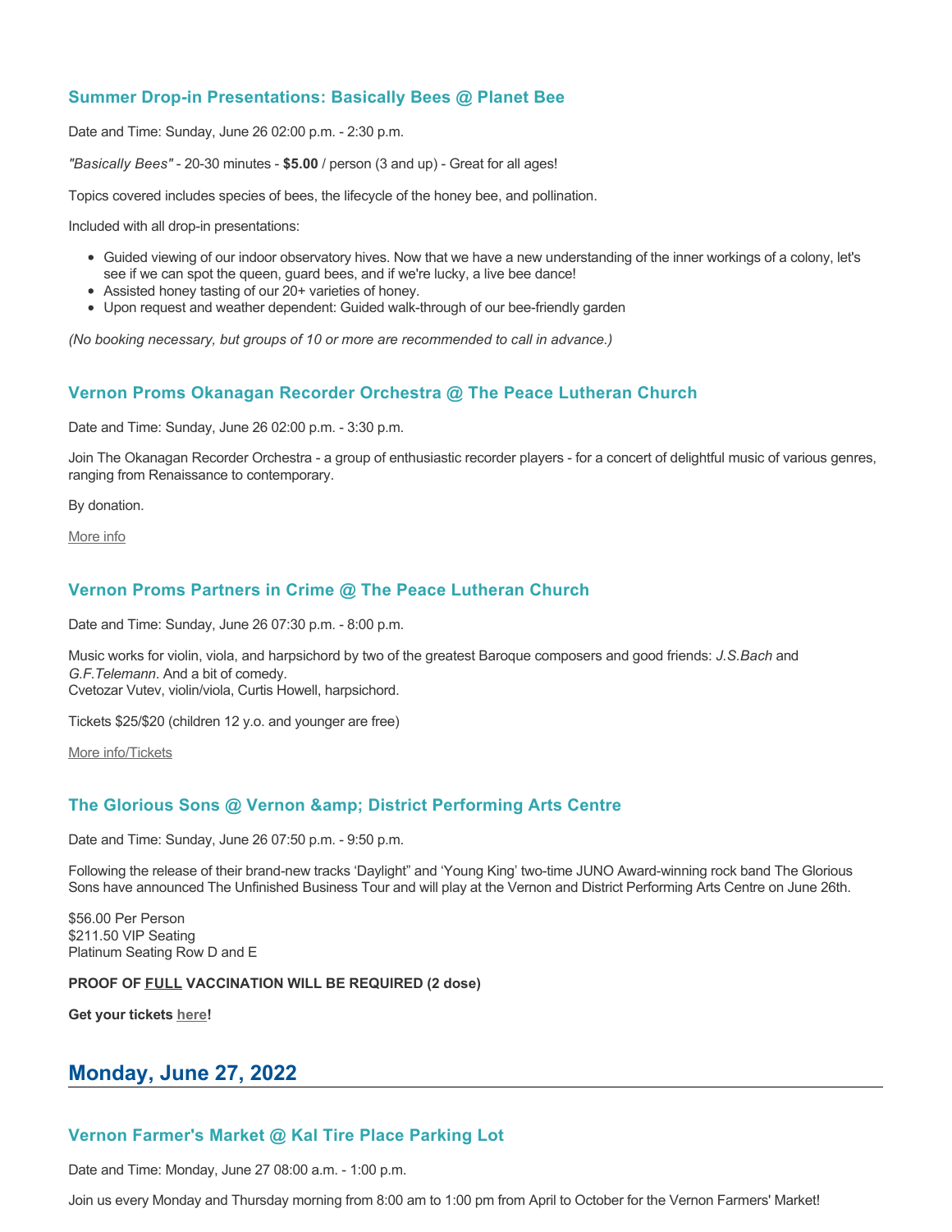### Summer Drop-in Presentations: Basically Bees @ Planet Bee

Date and Time: Sunday, June 26 02:00 p.m. - 2:30 p.m.

*"Basically Bees"* - 20-30 minutes - **$5.00** / person (3 and up) - Great for all ages!

Topics covered includes species of bees, the lifecycle of the honey bee, and pollination.

Included with all drop-in presentations:

- Guided viewing of our indoor observatory hives. Now that we have a new understanding of the inner workings of a colony, let's see if we can spot the queen, guard bees, and if we're lucky, a live bee dance!
- Assisted honey tasting of our 20+ varieties of honey.
- Upon request and weather dependent: Guided walk-through of our bee-friendly garden

*(No booking necessary, but groups of 10 or more are recommended to call in advance.)*

### Vernon Proms Okanagan Recorder Orchestra @ The Peace Lutheran Church

Date and Time: Sunday, June 26 02:00 p.m. - 3:30 p.m.

Join The Okanagan Recorder Orchestra - a group of enthusiastic recorder players - for a concert of delightful music of various genres, ranging from Renaissance to contemporary.

By donation.

More info

### Vernon Proms Partners in Crime @ The Peace Lutheran Church

Date and Time: Sunday, June 26 07:30 p.m. - 8:00 p.m.

Music works for violin, viola, and harpsichord by two of the greatest Baroque composers and good friends: *J.S.Bach* and *G.F.Telemann*. And a bit of comedy.
Cvetozar Vutev, violin/viola, Curtis Howell, harpsichord.

Tickets $25/$20 (children 12 y.o. and younger are free)

More info/Tickets

### The Glorious Sons @ Vernon &amp; District Performing Arts Centre

Date and Time: Sunday, June 26 07:50 p.m. - 9:50 p.m.

Following the release of their brand-new tracks 'Daylight" and 'Young King' two-time JUNO Award-winning rock band The Glorious Sons have announced The Unfinished Business Tour and will play at the Vernon and District Performing Arts Centre on June 26th.

$56.00 Per Person
$211.50 VIP Seating
Platinum Seating Row D and E

**PROOF OF FULL VACCINATION WILL BE REQUIRED (2 dose)**

**Get your tickets here!**

## Monday, June 27, 2022

### Vernon Farmer's Market @ Kal Tire Place Parking Lot

Date and Time: Monday, June 27 08:00 a.m. - 1:00 p.m.

Join us every Monday and Thursday morning from 8:00 am to 1:00 pm from April to October for the Vernon Farmers' Market!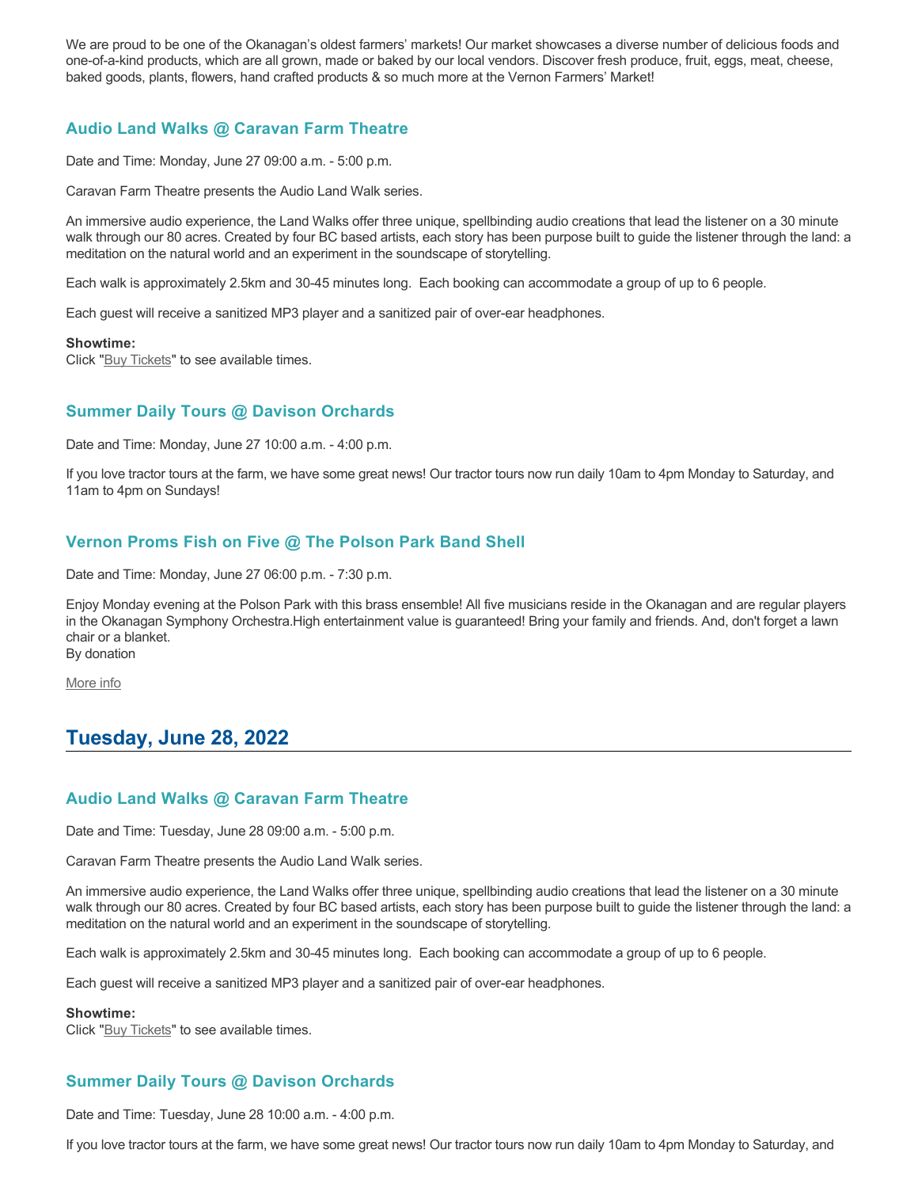We are proud to be one of the Okanagan's oldest farmers' markets! Our market showcases a diverse number of delicious foods and one-of-a-kind products, which are all grown, made or baked by our local vendors. Discover fresh produce, fruit, eggs, meat, cheese, baked goods, plants, flowers, hand crafted products & so much more at the Vernon Farmers' Market!

### Audio Land Walks @ Caravan Farm Theatre

Date and Time: Monday, June 27 09:00 a.m. - 5:00 p.m.

Caravan Farm Theatre presents the Audio Land Walk series.

An immersive audio experience, the Land Walks offer three unique, spellbinding audio creations that lead the listener on a 30 minute walk through our 80 acres. Created by four BC based artists, each story has been purpose built to guide the listener through the land: a meditation on the natural world and an experiment in the soundscape of storytelling.

Each walk is approximately 2.5km and 30-45 minutes long. Each booking can accommodate a group of up to 6 people.

Each guest will receive a sanitized MP3 player and a sanitized pair of over-ear headphones.

**Showtime:**
Click "Buy Tickets" to see available times.

### Summer Daily Tours @ Davison Orchards

Date and Time: Monday, June 27 10:00 a.m. - 4:00 p.m.

If you love tractor tours at the farm, we have some great news! Our tractor tours now run daily 10am to 4pm Monday to Saturday, and 11am to 4pm on Sundays!

### Vernon Proms Fish on Five @ The Polson Park Band Shell

Date and Time: Monday, June 27 06:00 p.m. - 7:30 p.m.

Enjoy Monday evening at the Polson Park with this brass ensemble! All five musicians reside in the Okanagan and are regular players in the Okanagan Symphony Orchestra.High entertainment value is guaranteed! Bring your family and friends. And, don't forget a lawn chair or a blanket.
By donation

More info

## Tuesday, June 28, 2022

### Audio Land Walks @ Caravan Farm Theatre

Date and Time: Tuesday, June 28 09:00 a.m. - 5:00 p.m.

Caravan Farm Theatre presents the Audio Land Walk series.

An immersive audio experience, the Land Walks offer three unique, spellbinding audio creations that lead the listener on a 30 minute walk through our 80 acres. Created by four BC based artists, each story has been purpose built to guide the listener through the land: a meditation on the natural world and an experiment in the soundscape of storytelling.

Each walk is approximately 2.5km and 30-45 minutes long. Each booking can accommodate a group of up to 6 people.

Each guest will receive a sanitized MP3 player and a sanitized pair of over-ear headphones.

**Showtime:**
Click "Buy Tickets" to see available times.

### Summer Daily Tours @ Davison Orchards

Date and Time: Tuesday, June 28 10:00 a.m. - 4:00 p.m.

If you love tractor tours at the farm, we have some great news! Our tractor tours now run daily 10am to 4pm Monday to Saturday, and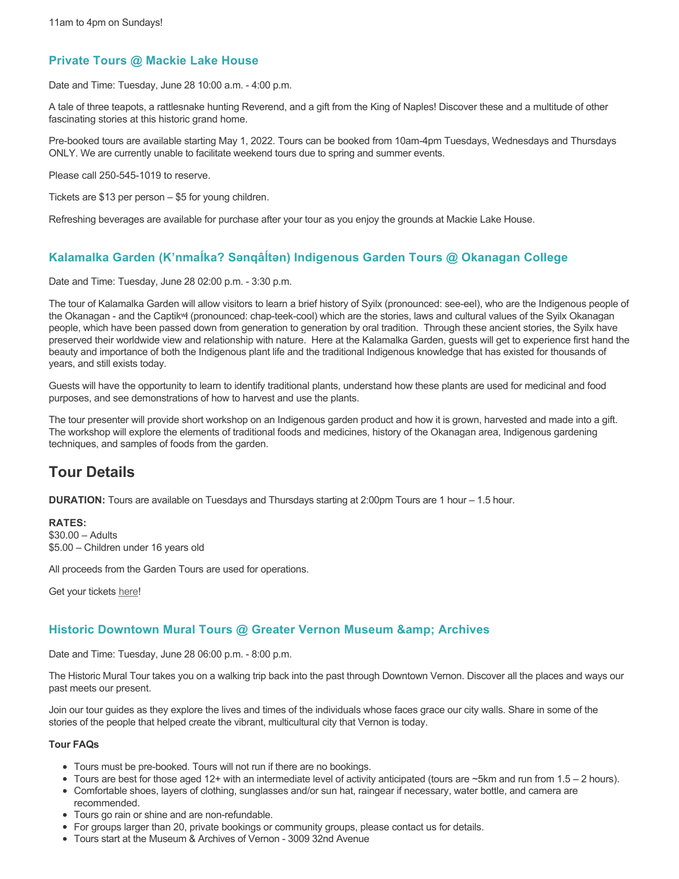11am to 4pm on Sundays!

### Private Tours @ Mackie Lake House

Date and Time: Tuesday, June 28 10:00 a.m. - 4:00 p.m.

A tale of three teapots, a rattlesnake hunting Reverend, and a gift from the King of Naples! Discover these and a multitude of other fascinating stories at this historic grand home.

Pre-booked tours are available starting May 1, 2022. Tours can be booked from 10am-4pm Tuesdays, Wednesdays and Thursdays ONLY. We are currently unable to facilitate weekend tours due to spring and summer events.

Please call 250-545-1019 to reserve.

Tickets are $13 per person – $5 for young children.

Refreshing beverages are available for purchase after your tour as you enjoy the grounds at Mackie Lake House.

### Kalamalka Garden (K'nmaĺka? Sənqâĺtən) Indigenous Garden Tours @ Okanagan College

Date and Time: Tuesday, June 28 02:00 p.m. - 3:30 p.m.

The tour of Kalamalka Garden will allow visitors to learn a brief history of Syilx (pronounced: see-eel), who are the Indigenous people of the Okanagan - and the Captikʷł (pronounced: chap-teek-cool) which are the stories, laws and cultural values of the Syilx Okanagan people, which have been passed down from generation to generation by oral tradition.  Through these ancient stories, the Syilx have preserved their worldwide view and relationship with nature.  Here at the Kalamalka Garden, guests will get to experience first hand the beauty and importance of both the Indigenous plant life and the traditional Indigenous knowledge that has existed for thousands of years, and still exists today.

Guests will have the opportunity to learn to identify traditional plants, understand how these plants are used for medicinal and food purposes, and see demonstrations of how to harvest and use the plants.

The tour presenter will provide short workshop on an Indigenous garden product and how it is grown, harvested and made into a gift. The workshop will explore the elements of traditional foods and medicines, history of the Okanagan area, Indigenous gardening techniques, and samples of foods from the garden.

## Tour Details

**DURATION:** Tours are available on Tuesdays and Thursdays starting at 2:00pm Tours are 1 hour – 1.5 hour.

**RATES:**
$30.00 – Adults
$5.00 – Children under 16 years old

All proceeds from the Garden Tours are used for operations.

Get your tickets here!

### Historic Downtown Mural Tours @ Greater Vernon Museum &amp; Archives

Date and Time: Tuesday, June 28 06:00 p.m. - 8:00 p.m.

The Historic Mural Tour takes you on a walking trip back into the past through Downtown Vernon. Discover all the places and ways our past meets our present.

Join our tour guides as they explore the lives and times of the individuals whose faces grace our city walls. Share in some of the stories of the people that helped create the vibrant, multicultural city that Vernon is today.

**Tour FAQs**

- Tours must be pre-booked. Tours will not run if there are no bookings.
- Tours are best for those aged 12+ with an intermediate level of activity anticipated (tours are ~5km and run from 1.5 – 2 hours).
- Comfortable shoes, layers of clothing, sunglasses and/or sun hat, raingear if necessary, water bottle, and camera are recommended.
- Tours go rain or shine and are non-refundable.
- For groups larger than 20, private bookings or community groups, please contact us for details.
- Tours start at the Museum & Archives of Vernon - 3009 32nd Avenue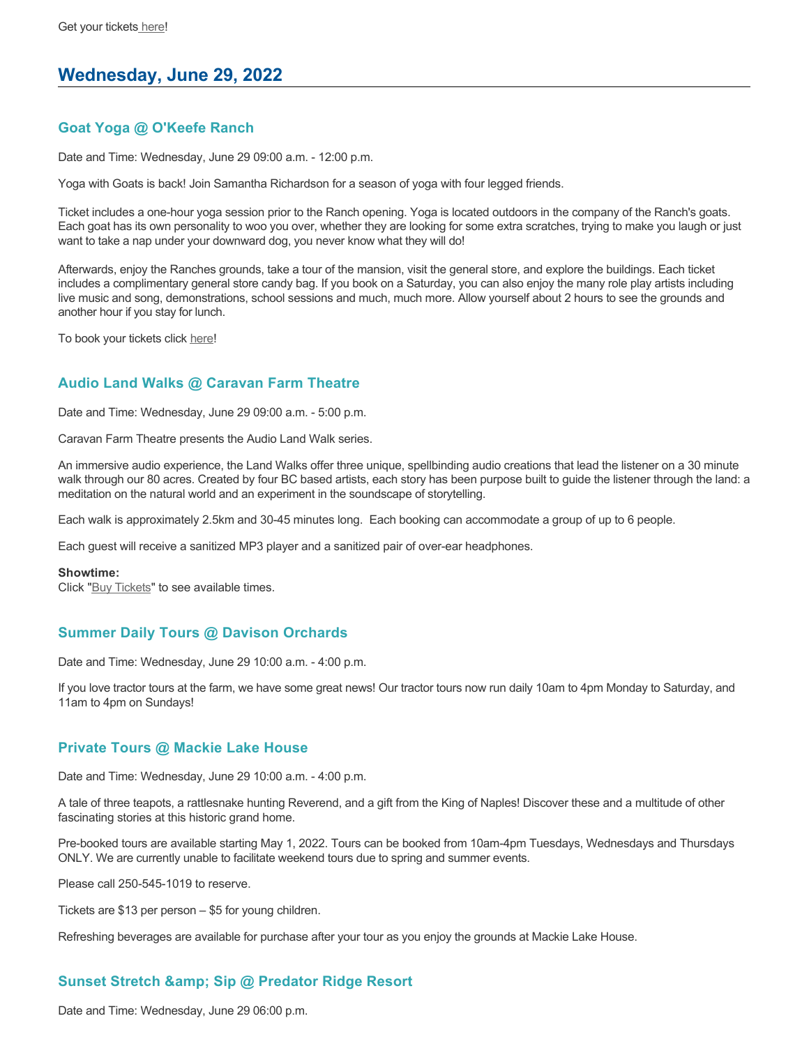Get your tickets here!

## Wednesday, June 29, 2022

### Goat Yoga @ O'Keefe Ranch

Date and Time: Wednesday, June 29 09:00 a.m. - 12:00 p.m.

Yoga with Goats is back! Join Samantha Richardson for a season of yoga with four legged friends.

Ticket includes a one-hour yoga session prior to the Ranch opening. Yoga is located outdoors in the company of the Ranch's goats. Each goat has its own personality to woo you over, whether they are looking for some extra scratches, trying to make you laugh or just want to take a nap under your downward dog, you never know what they will do!

Afterwards, enjoy the Ranches grounds, take a tour of the mansion, visit the general store, and explore the buildings. Each ticket includes a complimentary general store candy bag. If you book on a Saturday, you can also enjoy the many role play artists including live music and song, demonstrations, school sessions and much, much more. Allow yourself about 2 hours to see the grounds and another hour if you stay for lunch.

To book your tickets click here!

### Audio Land Walks @ Caravan Farm Theatre

Date and Time: Wednesday, June 29 09:00 a.m. - 5:00 p.m.

Caravan Farm Theatre presents the Audio Land Walk series.

An immersive audio experience, the Land Walks offer three unique, spellbinding audio creations that lead the listener on a 30 minute walk through our 80 acres. Created by four BC based artists, each story has been purpose built to guide the listener through the land: a meditation on the natural world and an experiment in the soundscape of storytelling.

Each walk is approximately 2.5km and 30-45 minutes long. Each booking can accommodate a group of up to 6 people.

Each guest will receive a sanitized MP3 player and a sanitized pair of over-ear headphones.

**Showtime:**
Click "Buy Tickets" to see available times.

### Summer Daily Tours @ Davison Orchards

Date and Time: Wednesday, June 29 10:00 a.m. - 4:00 p.m.

If you love tractor tours at the farm, we have some great news! Our tractor tours now run daily 10am to 4pm Monday to Saturday, and 11am to 4pm on Sundays!

### Private Tours @ Mackie Lake House

Date and Time: Wednesday, June 29 10:00 a.m. - 4:00 p.m.

A tale of three teapots, a rattlesnake hunting Reverend, and a gift from the King of Naples! Discover these and a multitude of other fascinating stories at this historic grand home.

Pre-booked tours are available starting May 1, 2022. Tours can be booked from 10am-4pm Tuesdays, Wednesdays and Thursdays ONLY. We are currently unable to facilitate weekend tours due to spring and summer events.

Please call 250-545-1019 to reserve.

Tickets are $13 per person – $5 for young children.

Refreshing beverages are available for purchase after your tour as you enjoy the grounds at Mackie Lake House.

### Sunset Stretch &amp; Sip @ Predator Ridge Resort

Date and Time: Wednesday, June 29 06:00 p.m.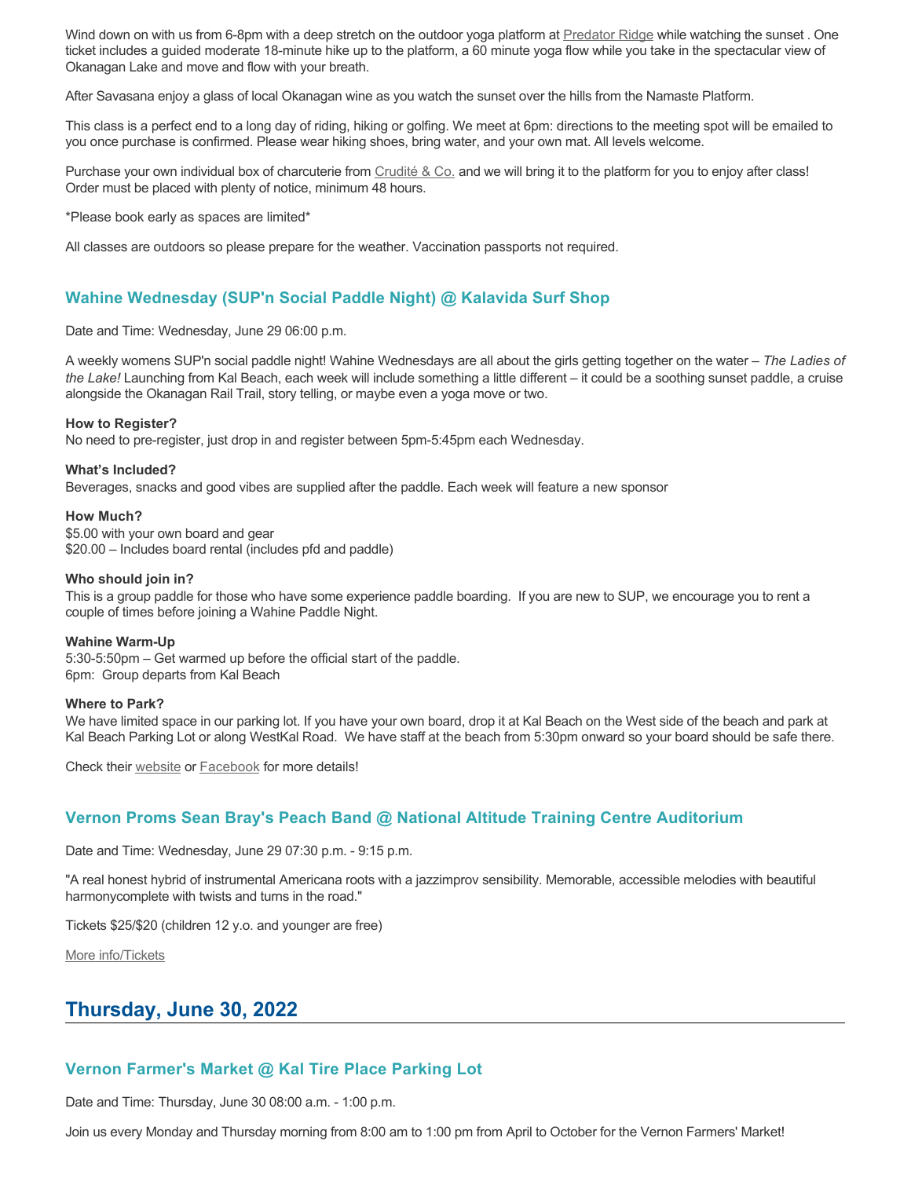Wind down on with us from 6-8pm with a deep stretch on the outdoor yoga platform at Predator Ridge while watching the sunset . One ticket includes a guided moderate 18-minute hike up to the platform, a 60 minute yoga flow while you take in the spectacular view of Okanagan Lake and move and flow with your breath.

After Savasana enjoy a glass of local Okanagan wine as you watch the sunset over the hills from the Namaste Platform.

This class is a perfect end to a long day of riding, hiking or golfing. We meet at 6pm: directions to the meeting spot will be emailed to you once purchase is confirmed. Please wear hiking shoes, bring water, and your own mat. All levels welcome.

Purchase your own individual box of charcuterie from Crudité & Co. and we will bring it to the platform for you to enjoy after class! Order must be placed with plenty of notice, minimum 48 hours.

*Please book early as spaces are limited*

All classes are outdoors so please prepare for the weather. Vaccination passports not required.

### Wahine Wednesday (SUP'n Social Paddle Night) @ Kalavida Surf Shop

Date and Time: Wednesday, June 29 06:00 p.m.

A weekly womens SUP'n social paddle night! Wahine Wednesdays are all about the girls getting together on the water – *The Ladies of the Lake!* Launching from Kal Beach, each week will include something a little different – it could be a soothing sunset paddle, a cruise alongside the Okanagan Rail Trail, story telling, or maybe even a yoga move or two.

**How to Register?**
No need to pre-register, just drop in and register between 5pm-5:45pm each Wednesday.

**What's Included?**
Beverages, snacks and good vibes are supplied after the paddle. Each week will feature a new sponsor

**How Much?**
$5.00 with your own board and gear
$20.00 – Includes board rental (includes pfd and paddle)

**Who should join in?**
This is a group paddle for those who have some experience paddle boarding. If you are new to SUP, we encourage you to rent a couple of times before joining a Wahine Paddle Night.

**Wahine Warm-Up**
5:30-5:50pm – Get warmed up before the official start of the paddle.
6pm: Group departs from Kal Beach

**Where to Park?**
We have limited space in our parking lot. If you have your own board, drop it at Kal Beach on the West side of the beach and park at Kal Beach Parking Lot or along WestKal Road. We have staff at the beach from 5:30pm onward so your board should be safe there.

Check their website or Facebook for more details!

### Vernon Proms Sean Bray's Peach Band @ National Altitude Training Centre Auditorium

Date and Time: Wednesday, June 29 07:30 p.m. - 9:15 p.m.

"A real honest hybrid of instrumental Americana roots with a jazzimprov sensibility. Memorable, accessible melodies with beautiful harmonycomplete with twists and turns in the road."

Tickets $25/$20 (children 12 y.o. and younger are free)

More info/Tickets

## Thursday, June 30, 2022

### Vernon Farmer's Market @ Kal Tire Place Parking Lot

Date and Time: Thursday, June 30 08:00 a.m. - 1:00 p.m.

Join us every Monday and Thursday morning from 8:00 am to 1:00 pm from April to October for the Vernon Farmers' Market!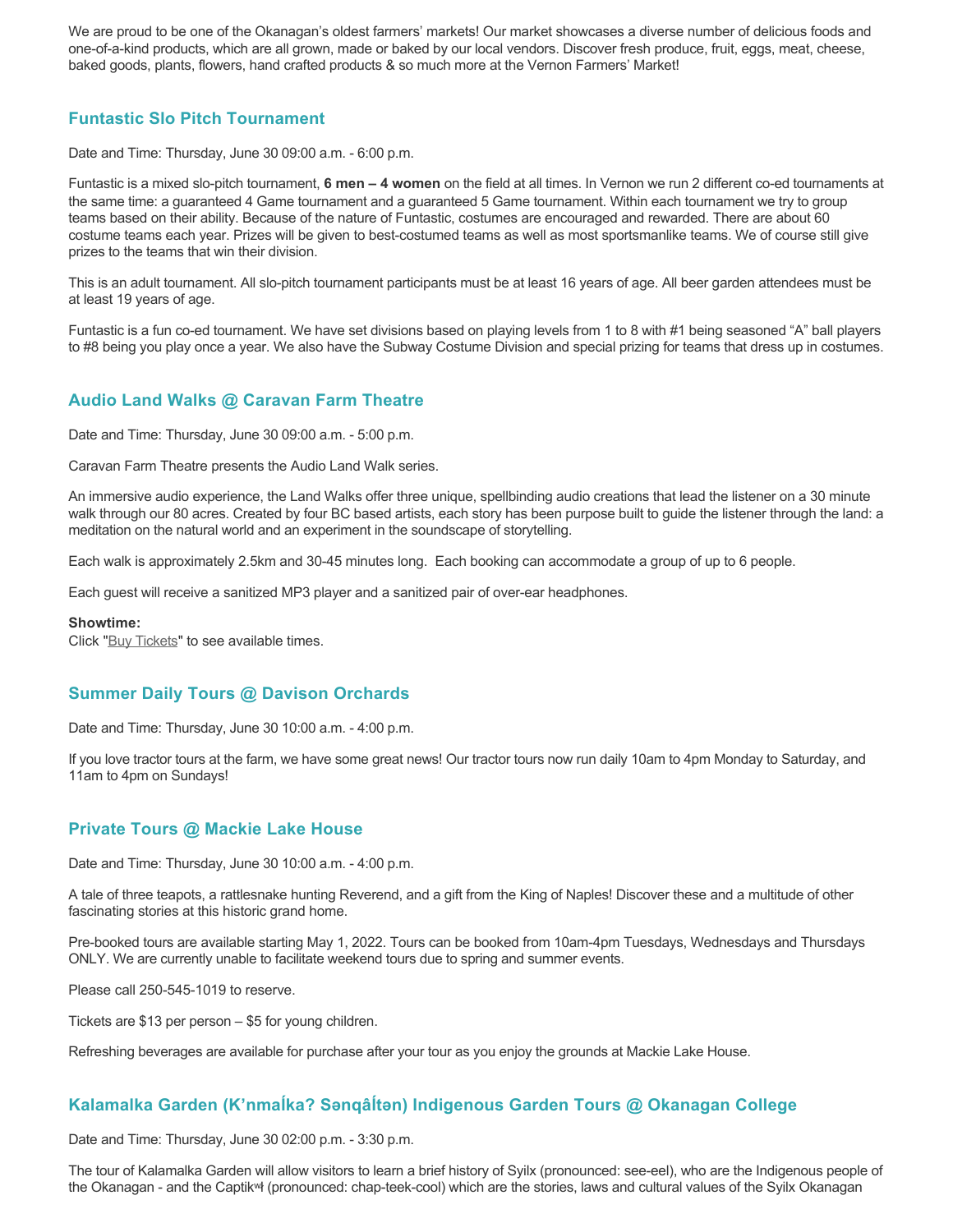We are proud to be one of the Okanagan's oldest farmers' markets! Our market showcases a diverse number of delicious foods and one-of-a-kind products, which are all grown, made or baked by our local vendors. Discover fresh produce, fruit, eggs, meat, cheese, baked goods, plants, flowers, hand crafted products & so much more at the Vernon Farmers' Market!

### Funtastic Slo Pitch Tournament

Date and Time: Thursday, June 30 09:00 a.m. - 6:00 p.m.

Funtastic is a mixed slo-pitch tournament, **6 men – 4 women** on the field at all times. In Vernon we run 2 different co-ed tournaments at the same time: a guaranteed 4 Game tournament and a guaranteed 5 Game tournament. Within each tournament we try to group teams based on their ability. Because of the nature of Funtastic, costumes are encouraged and rewarded. There are about 60 costume teams each year. Prizes will be given to best-costumed teams as well as most sportsmanlike teams. We of course still give prizes to the teams that win their division.

This is an adult tournament. All slo-pitch tournament participants must be at least 16 years of age. All beer garden attendees must be at least 19 years of age.

Funtastic is a fun co-ed tournament. We have set divisions based on playing levels from 1 to 8 with #1 being seasoned "A" ball players to #8 being you play once a year. We also have the Subway Costume Division and special prizing for teams that dress up in costumes.

### Audio Land Walks @ Caravan Farm Theatre

Date and Time: Thursday, June 30 09:00 a.m. - 5:00 p.m.

Caravan Farm Theatre presents the Audio Land Walk series.

An immersive audio experience, the Land Walks offer three unique, spellbinding audio creations that lead the listener on a 30 minute walk through our 80 acres. Created by four BC based artists, each story has been purpose built to guide the listener through the land: a meditation on the natural world and an experiment in the soundscape of storytelling.

Each walk is approximately 2.5km and 30-45 minutes long. Each booking can accommodate a group of up to 6 people.

Each guest will receive a sanitized MP3 player and a sanitized pair of over-ear headphones.

**Showtime:**
Click "Buy Tickets" to see available times.

### Summer Daily Tours @ Davison Orchards

Date and Time: Thursday, June 30 10:00 a.m. - 4:00 p.m.

If you love tractor tours at the farm, we have some great news! Our tractor tours now run daily 10am to 4pm Monday to Saturday, and 11am to 4pm on Sundays!

### Private Tours @ Mackie Lake House

Date and Time: Thursday, June 30 10:00 a.m. - 4:00 p.m.

A tale of three teapots, a rattlesnake hunting Reverend, and a gift from the King of Naples! Discover these and a multitude of other fascinating stories at this historic grand home.

Pre-booked tours are available starting May 1, 2022. Tours can be booked from 10am-4pm Tuesdays, Wednesdays and Thursdays ONLY. We are currently unable to facilitate weekend tours due to spring and summer events.

Please call 250-545-1019 to reserve.

Tickets are $13 per person – $5 for young children.

Refreshing beverages are available for purchase after your tour as you enjoy the grounds at Mackie Lake House.

### Kalamalka Garden (K'nmaĺka? Sənqâĺtən) Indigenous Garden Tours @ Okanagan College

Date and Time: Thursday, June 30 02:00 p.m. - 3:30 p.m.

The tour of Kalamalka Garden will allow visitors to learn a brief history of Syilx (pronounced: see-eel), who are the Indigenous people of the Okanagan - and the Captikʷł (pronounced: chap-teek-cool) which are the stories, laws and cultural values of the Syilx Okanagan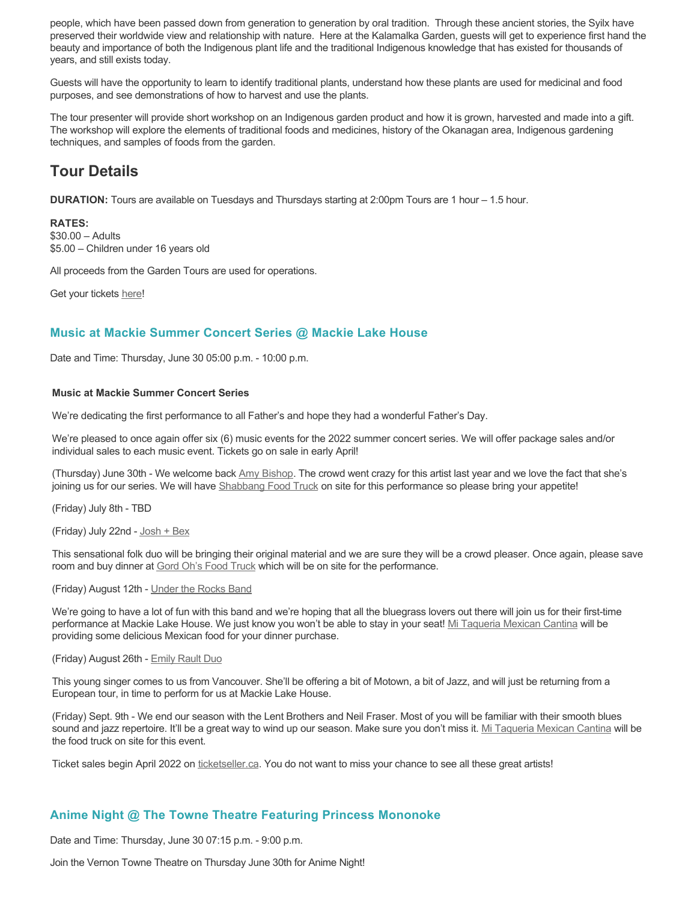people, which have been passed down from generation to generation by oral tradition. Through these ancient stories, the Syilx have preserved their worldwide view and relationship with nature. Here at the Kalamalka Garden, guests will get to experience first hand the beauty and importance of both the Indigenous plant life and the traditional Indigenous knowledge that has existed for thousands of years, and still exists today.

Guests will have the opportunity to learn to identify traditional plants, understand how these plants are used for medicinal and food purposes, and see demonstrations of how to harvest and use the plants.

The tour presenter will provide short workshop on an Indigenous garden product and how it is grown, harvested and made into a gift. The workshop will explore the elements of traditional foods and medicines, history of the Okanagan area, Indigenous gardening techniques, and samples of foods from the garden.

## Tour Details

**DURATION:** Tours are available on Tuesdays and Thursdays starting at 2:00pm Tours are 1 hour – 1.5 hour.

**RATES:**
$30.00 – Adults
$5.00 – Children under 16 years old

All proceeds from the Garden Tours are used for operations.

Get your tickets here!

### Music at Mackie Summer Concert Series @ Mackie Lake House

Date and Time: Thursday, June 30 05:00 p.m. - 10:00 p.m.

**Music at Mackie Summer Concert Series**

We're dedicating the first performance to all Father's and hope they had a wonderful Father's Day.

We're pleased to once again offer six (6) music events for the 2022 summer concert series. We will offer package sales and/or individual sales to each music event. Tickets go on sale in early April!

(Thursday) June 30th - We welcome back Amy Bishop. The crowd went crazy for this artist last year and we love the fact that she's joining us for our series. We will have Shabbang Food Truck on site for this performance so please bring your appetite!

(Friday) July 8th - TBD

(Friday) July 22nd - Josh + Bex

This sensational folk duo will be bringing their original material and we are sure they will be a crowd pleaser. Once again, please save room and buy dinner at Gord Oh's Food Truck which will be on site for the performance.

(Friday) August 12th - Under the Rocks Band

We're going to have a lot of fun with this band and we're hoping that all the bluegrass lovers out there will join us for their first-time performance at Mackie Lake House. We just know you won't be able to stay in your seat! Mi Taqueria Mexican Cantina will be providing some delicious Mexican food for your dinner purchase.

(Friday) August 26th - Emily Rault Duo

This young singer comes to us from Vancouver. She'll be offering a bit of Motown, a bit of Jazz, and will just be returning from a European tour, in time to perform for us at Mackie Lake House.

(Friday) Sept. 9th - We end our season with the Lent Brothers and Neil Fraser. Most of you will be familiar with their smooth blues sound and jazz repertoire. It'll be a great way to wind up our season. Make sure you don't miss it. Mi Taqueria Mexican Cantina will be the food truck on site for this event.

Ticket sales begin April 2022 on ticketseller.ca. You do not want to miss your chance to see all these great artists!

### Anime Night @ The Towne Theatre Featuring Princess Mononoke

Date and Time: Thursday, June 30 07:15 p.m. - 9:00 p.m.

Join the Vernon Towne Theatre on Thursday June 30th for Anime Night!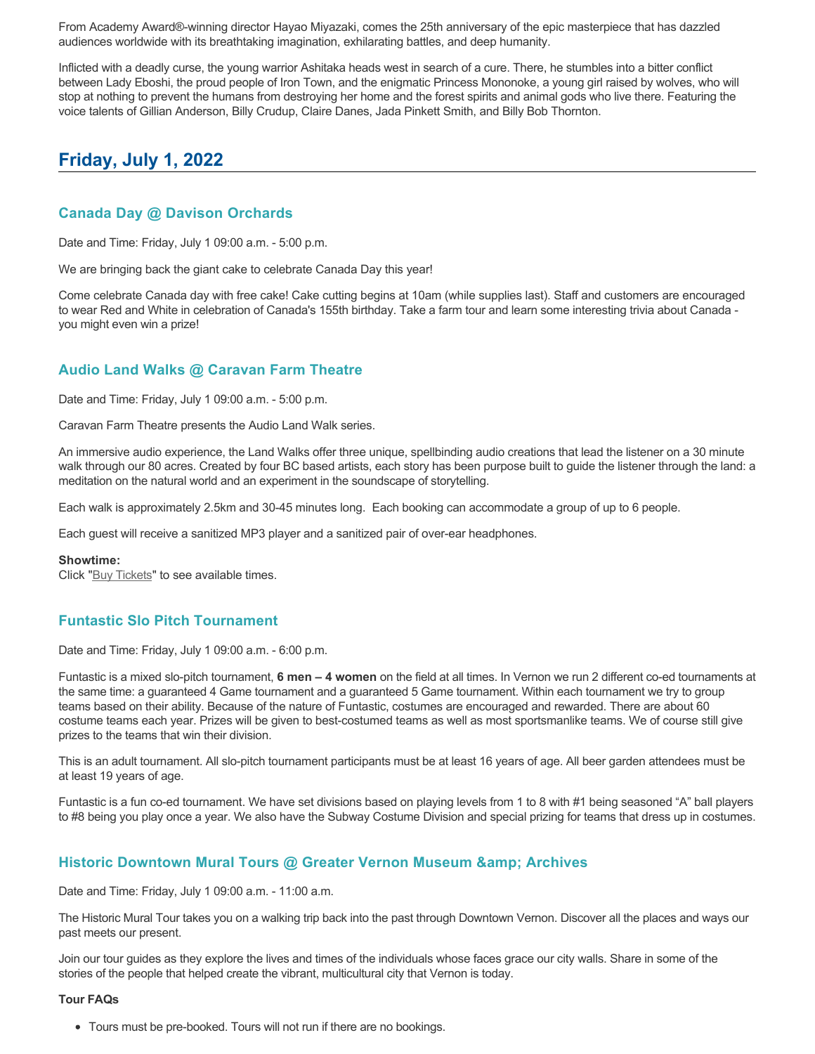From Academy Award®-winning director Hayao Miyazaki, comes the 25th anniversary of the epic masterpiece that has dazzled audiences worldwide with its breathtaking imagination, exhilarating battles, and deep humanity.

Inflicted with a deadly curse, the young warrior Ashitaka heads west in search of a cure. There, he stumbles into a bitter conflict between Lady Eboshi, the proud people of Iron Town, and the enigmatic Princess Mononoke, a young girl raised by wolves, who will stop at nothing to prevent the humans from destroying her home and the forest spirits and animal gods who live there. Featuring the voice talents of Gillian Anderson, Billy Crudup, Claire Danes, Jada Pinkett Smith, and Billy Bob Thornton.

## Friday, July 1, 2022

### Canada Day @ Davison Orchards

Date and Time: Friday, July 1 09:00 a.m. - 5:00 p.m.

We are bringing back the giant cake to celebrate Canada Day this year!

Come celebrate Canada day with free cake! Cake cutting begins at 10am (while supplies last). Staff and customers are encouraged to wear Red and White in celebration of Canada's 155th birthday. Take a farm tour and learn some interesting trivia about Canada - you might even win a prize!

### Audio Land Walks @ Caravan Farm Theatre

Date and Time: Friday, July 1 09:00 a.m. - 5:00 p.m.

Caravan Farm Theatre presents the Audio Land Walk series.

An immersive audio experience, the Land Walks offer three unique, spellbinding audio creations that lead the listener on a 30 minute walk through our 80 acres. Created by four BC based artists, each story has been purpose built to guide the listener through the land: a meditation on the natural world and an experiment in the soundscape of storytelling.

Each walk is approximately 2.5km and 30-45 minutes long. Each booking can accommodate a group of up to 6 people.

Each guest will receive a sanitized MP3 player and a sanitized pair of over-ear headphones.

**Showtime:**
Click "Buy Tickets" to see available times.

### Funtastic Slo Pitch Tournament

Date and Time: Friday, July 1 09:00 a.m. - 6:00 p.m.

Funtastic is a mixed slo-pitch tournament, **6 men – 4 women** on the field at all times. In Vernon we run 2 different co-ed tournaments at the same time: a guaranteed 4 Game tournament and a guaranteed 5 Game tournament. Within each tournament we try to group teams based on their ability. Because of the nature of Funtastic, costumes are encouraged and rewarded. There are about 60 costume teams each year. Prizes will be given to best-costumed teams as well as most sportsmanlike teams. We of course still give prizes to the teams that win their division.

This is an adult tournament. All slo-pitch tournament participants must be at least 16 years of age. All beer garden attendees must be at least 19 years of age.

Funtastic is a fun co-ed tournament. We have set divisions based on playing levels from 1 to 8 with #1 being seasoned “A” ball players to #8 being you play once a year. We also have the Subway Costume Division and special prizing for teams that dress up in costumes.

### Historic Downtown Mural Tours @ Greater Vernon Museum &amp; Archives

Date and Time: Friday, July 1 09:00 a.m. - 11:00 a.m.

The Historic Mural Tour takes you on a walking trip back into the past through Downtown Vernon. Discover all the places and ways our past meets our present.

Join our tour guides as they explore the lives and times of the individuals whose faces grace our city walls. Share in some of the stories of the people that helped create the vibrant, multicultural city that Vernon is today.

**Tour FAQs**

- Tours must be pre-booked. Tours will not run if there are no bookings.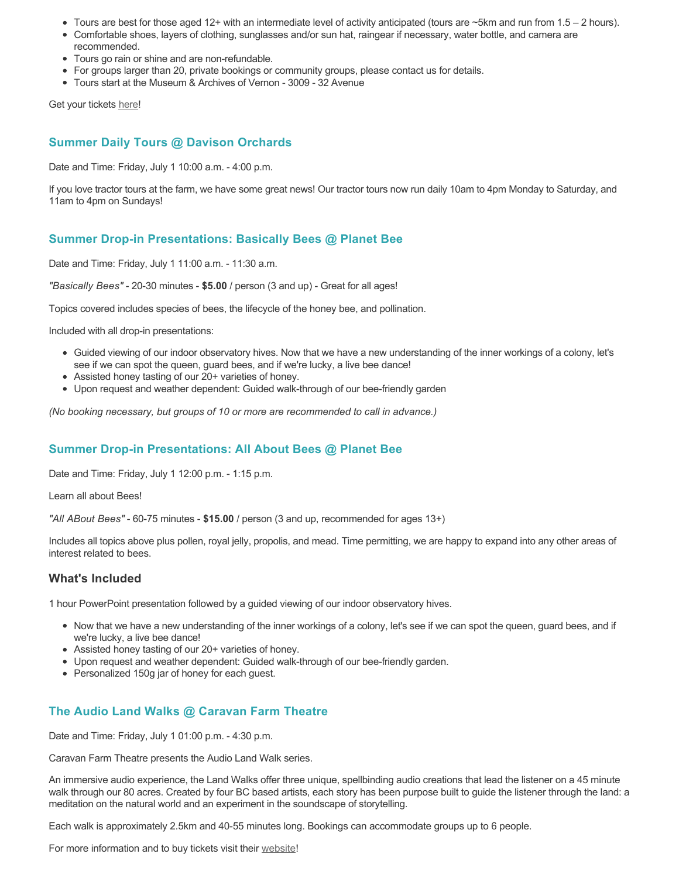- Tours are best for those aged 12+ with an intermediate level of activity anticipated (tours are ~5km and run from 1.5 – 2 hours).
- Comfortable shoes, layers of clothing, sunglasses and/or sun hat, raingear if necessary, water bottle, and camera are recommended.
- Tours go rain or shine and are non-refundable.
- For groups larger than 20, private bookings or community groups, please contact us for details.
- Tours start at the Museum & Archives of Vernon - 3009 - 32 Avenue

Get your tickets here!

### Summer Daily Tours @ Davison Orchards

Date and Time: Friday, July 1 10:00 a.m. - 4:00 p.m.

If you love tractor tours at the farm, we have some great news! Our tractor tours now run daily 10am to 4pm Monday to Saturday, and 11am to 4pm on Sundays!

### Summer Drop-in Presentations: Basically Bees @ Planet Bee

Date and Time: Friday, July 1 11:00 a.m. - 11:30 a.m.

*"Basically Bees"* - 20-30 minutes - **$5.00** / person (3 and up) - Great for all ages!

Topics covered includes species of bees, the lifecycle of the honey bee, and pollination.

Included with all drop-in presentations:

- Guided viewing of our indoor observatory hives. Now that we have a new understanding of the inner workings of a colony, let's see if we can spot the queen, guard bees, and if we're lucky, a live bee dance!
- Assisted honey tasting of our 20+ varieties of honey.
- Upon request and weather dependent: Guided walk-through of our bee-friendly garden

*(No booking necessary, but groups of 10 or more are recommended to call in advance.)*

### Summer Drop-in Presentations: All About Bees @ Planet Bee

Date and Time: Friday, July 1 12:00 p.m. - 1:15 p.m.

Learn all about Bees!

*"All ABout Bees"* - 60-75 minutes - **$15.00** / person (3 and up, recommended for ages 13+)

Includes all topics above plus pollen, royal jelly, propolis, and mead. Time permitting, we are happy to expand into any other areas of interest related to bees.

#### What's Included

1 hour PowerPoint presentation followed by a guided viewing of our indoor observatory hives.

- Now that we have a new understanding of the inner workings of a colony, let's see if we can spot the queen, guard bees, and if we're lucky, a live bee dance!
- Assisted honey tasting of our 20+ varieties of honey.
- Upon request and weather dependent: Guided walk-through of our bee-friendly garden.
- Personalized 150g jar of honey for each guest.

### The Audio Land Walks @ Caravan Farm Theatre

Date and Time: Friday, July 1 01:00 p.m. - 4:30 p.m.

Caravan Farm Theatre presents the Audio Land Walk series.

An immersive audio experience, the Land Walks offer three unique, spellbinding audio creations that lead the listener on a 45 minute walk through our 80 acres. Created by four BC based artists, each story has been purpose built to guide the listener through the land: a meditation on the natural world and an experiment in the soundscape of storytelling.

Each walk is approximately 2.5km and 40-55 minutes long. Bookings can accommodate groups up to 6 people.

For more information and to buy tickets visit their website!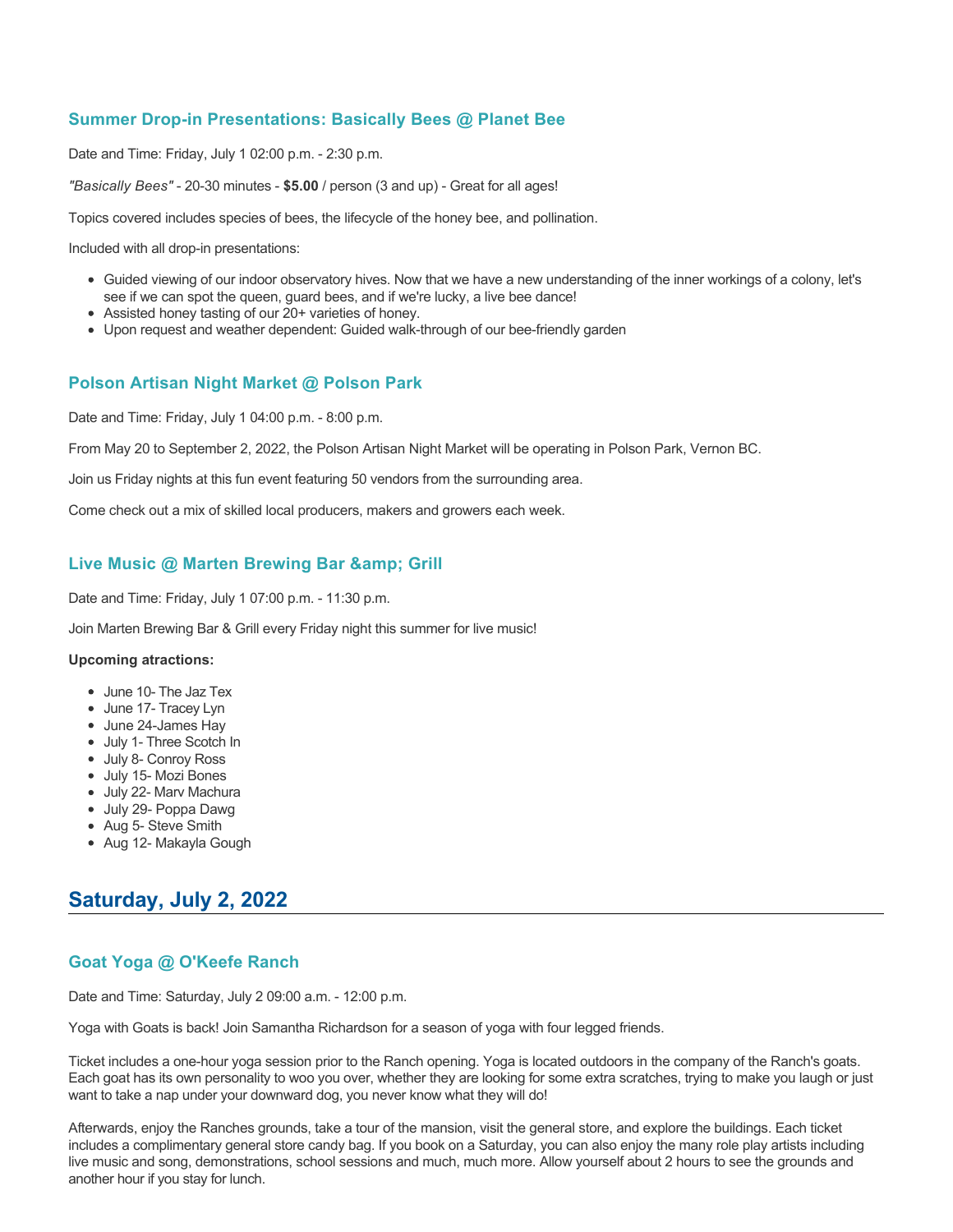### Summer Drop-in Presentations: Basically Bees @ Planet Bee

Date and Time: Friday, July 1 02:00 p.m. - 2:30 p.m.

*"Basically Bees"* - 20-30 minutes - **$5.00** / person (3 and up) - Great for all ages!

Topics covered includes species of bees, the lifecycle of the honey bee, and pollination.

Included with all drop-in presentations:

- Guided viewing of our indoor observatory hives. Now that we have a new understanding of the inner workings of a colony, let's see if we can spot the queen, guard bees, and if we're lucky, a live bee dance!
- Assisted honey tasting of our 20+ varieties of honey.
- Upon request and weather dependent: Guided walk-through of our bee-friendly garden

### Polson Artisan Night Market @ Polson Park

Date and Time: Friday, July 1 04:00 p.m. - 8:00 p.m.

From May 20 to September 2, 2022, the Polson Artisan Night Market will be operating in Polson Park, Vernon BC.

Join us Friday nights at this fun event featuring 50 vendors from the surrounding area.

Come check out a mix of skilled local producers, makers and growers each week.

### Live Music @ Marten Brewing Bar &amp; Grill

Date and Time: Friday, July 1 07:00 p.m. - 11:30 p.m.

Join Marten Brewing Bar & Grill every Friday night this summer for live music!

**Upcoming atractions:**

- June 10- The Jaz Tex
- June 17- Tracey Lyn
- June 24-James Hay
- July 1- Three Scotch In
- July 8- Conroy Ross
- July 15- Mozi Bones
- July 22- Marv Machura
- July 29- Poppa Dawg
- Aug 5- Steve Smith
- Aug 12- Makayla Gough

## Saturday, July 2, 2022

### Goat Yoga @ O'Keefe Ranch

Date and Time: Saturday, July 2 09:00 a.m. - 12:00 p.m.

Yoga with Goats is back! Join Samantha Richardson for a season of yoga with four legged friends.

Ticket includes a one-hour yoga session prior to the Ranch opening. Yoga is located outdoors in the company of the Ranch's goats. Each goat has its own personality to woo you over, whether they are looking for some extra scratches, trying to make you laugh or just want to take a nap under your downward dog, you never know what they will do!

Afterwards, enjoy the Ranches grounds, take a tour of the mansion, visit the general store, and explore the buildings. Each ticket includes a complimentary general store candy bag. If you book on a Saturday, you can also enjoy the many role play artists including live music and song, demonstrations, school sessions and much, much more. Allow yourself about 2 hours to see the grounds and another hour if you stay for lunch.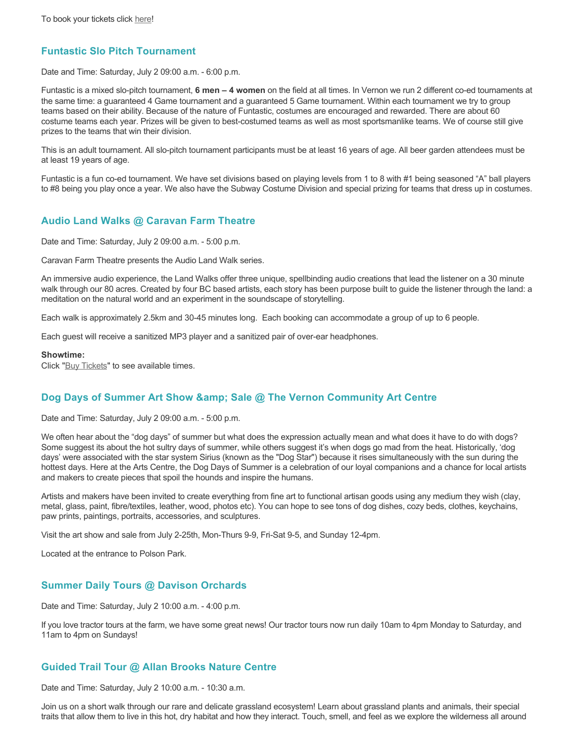To book your tickets click here!

## Funtastic Slo Pitch Tournament

Date and Time: Saturday, July 2 09:00 a.m. - 6:00 p.m.

Funtastic is a mixed slo-pitch tournament, **6 men – 4 women** on the field at all times. In Vernon we run 2 different co-ed tournaments at the same time: a guaranteed 4 Game tournament and a guaranteed 5 Game tournament. Within each tournament we try to group teams based on their ability. Because of the nature of Funtastic, costumes are encouraged and rewarded. There are about 60 costume teams each year. Prizes will be given to best-costumed teams as well as most sportsmanlike teams. We of course still give prizes to the teams that win their division.

This is an adult tournament. All slo-pitch tournament participants must be at least 16 years of age. All beer garden attendees must be at least 19 years of age.

Funtastic is a fun co-ed tournament. We have set divisions based on playing levels from 1 to 8 with #1 being seasoned "A" ball players to #8 being you play once a year. We also have the Subway Costume Division and special prizing for teams that dress up in costumes.

## Audio Land Walks @ Caravan Farm Theatre

Date and Time: Saturday, July 2 09:00 a.m. - 5:00 p.m.

Caravan Farm Theatre presents the Audio Land Walk series.

An immersive audio experience, the Land Walks offer three unique, spellbinding audio creations that lead the listener on a 30 minute walk through our 80 acres. Created by four BC based artists, each story has been purpose built to guide the listener through the land: a meditation on the natural world and an experiment in the soundscape of storytelling.

Each walk is approximately 2.5km and 30-45 minutes long. Each booking can accommodate a group of up to 6 people.

Each guest will receive a sanitized MP3 player and a sanitized pair of over-ear headphones.

**Showtime:**
Click "Buy Tickets" to see available times.

## Dog Days of Summer Art Show &amp; Sale @ The Vernon Community Art Centre

Date and Time: Saturday, July 2 09:00 a.m. - 5:00 p.m.

We often hear about the "dog days" of summer but what does the expression actually mean and what does it have to do with dogs? Some suggest its about the hot sultry days of summer, while others suggest it's when dogs go mad from the heat. Historically, 'dog days' were associated with the star system Sirius (known as the "Dog Star") because it rises simultaneously with the sun during the hottest days. Here at the Arts Centre, the Dog Days of Summer is a celebration of our loyal companions and a chance for local artists and makers to create pieces that spoil the hounds and inspire the humans.

Artists and makers have been invited to create everything from fine art to functional artisan goods using any medium they wish (clay, metal, glass, paint, fibre/textiles, leather, wood, photos etc). You can hope to see tons of dog dishes, cozy beds, clothes, keychains, paw prints, paintings, portraits, accessories, and sculptures.

Visit the art show and sale from July 2-25th, Mon-Thurs 9-9, Fri-Sat 9-5, and Sunday 12-4pm.

Located at the entrance to Polson Park.

## Summer Daily Tours @ Davison Orchards

Date and Time: Saturday, July 2 10:00 a.m. - 4:00 p.m.

If you love tractor tours at the farm, we have some great news! Our tractor tours now run daily 10am to 4pm Monday to Saturday, and 11am to 4pm on Sundays!

## Guided Trail Tour @ Allan Brooks Nature Centre

Date and Time: Saturday, July 2 10:00 a.m. - 10:30 a.m.

Join us on a short walk through our rare and delicate grassland ecosystem! Learn about grassland plants and animals, their special traits that allow them to live in this hot, dry habitat and how they interact. Touch, smell, and feel as we explore the wilderness all around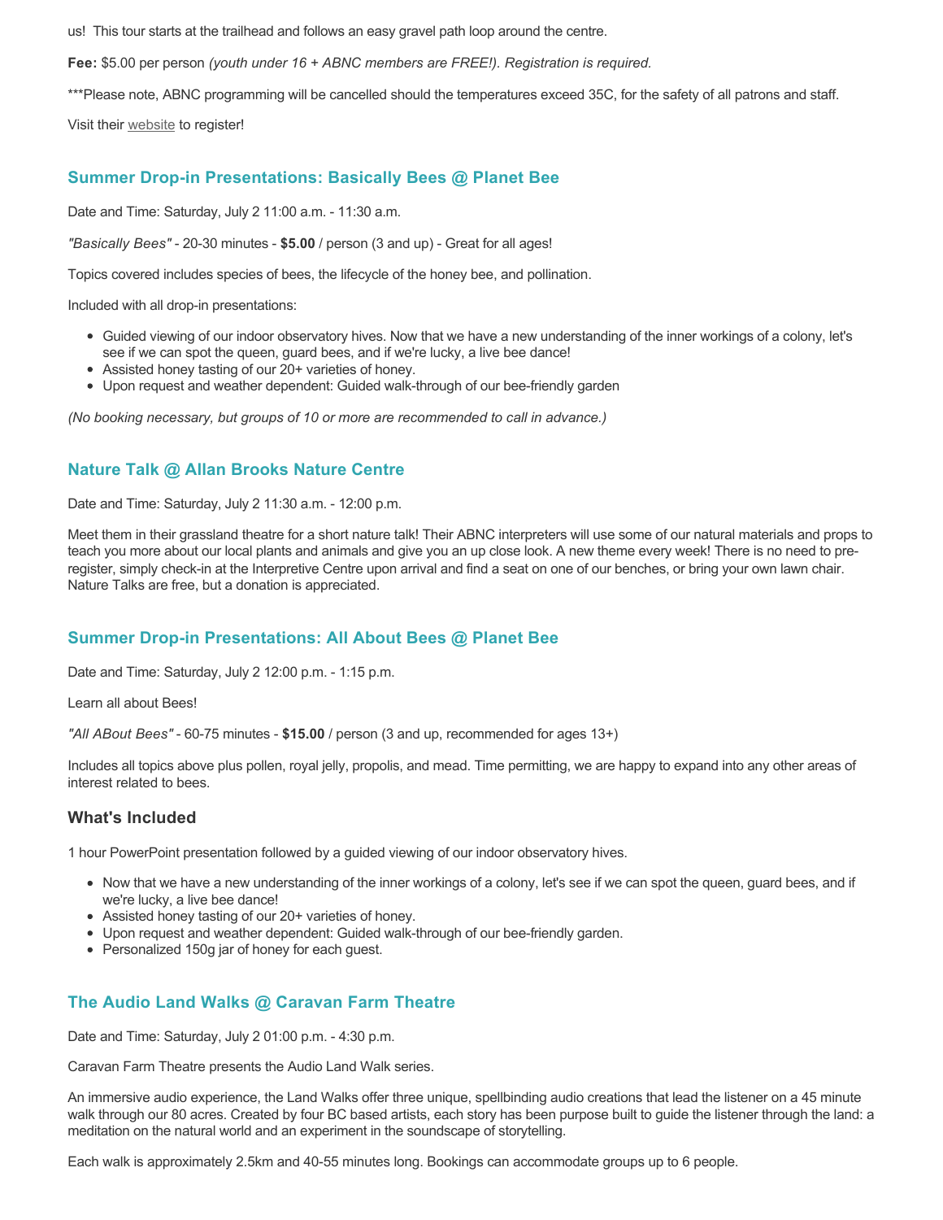us! This tour starts at the trailhead and follows an easy gravel path loop around the centre.

**Fee:** $5.00 per person *(youth under 16 + ABNC members are FREE!). Registration is required.*

***Please note, ABNC programming will be cancelled should the temperatures exceed 35C, for the safety of all patrons and staff.

Visit their website to register!

### Summer Drop-in Presentations: Basically Bees @ Planet Bee

Date and Time: Saturday, July 2 11:00 a.m. - 11:30 a.m.

*"Basically Bees"* - 20-30 minutes - **$5.00** / person (3 and up) - Great for all ages!

Topics covered includes species of bees, the lifecycle of the honey bee, and pollination.

Included with all drop-in presentations:

- Guided viewing of our indoor observatory hives. Now that we have a new understanding of the inner workings of a colony, let's see if we can spot the queen, guard bees, and if we're lucky, a live bee dance!
- Assisted honey tasting of our 20+ varieties of honey.
- Upon request and weather dependent: Guided walk-through of our bee-friendly garden

*(No booking necessary, but groups of 10 or more are recommended to call in advance.)*

### Nature Talk @ Allan Brooks Nature Centre

Date and Time: Saturday, July 2 11:30 a.m. - 12:00 p.m.

Meet them in their grassland theatre for a short nature talk! Their ABNC interpreters will use some of our natural materials and props to teach you more about our local plants and animals and give you an up close look. A new theme every week! There is no need to pre-register, simply check-in at the Interpretive Centre upon arrival and find a seat on one of our benches, or bring your own lawn chair. Nature Talks are free, but a donation is appreciated.

### Summer Drop-in Presentations: All About Bees @ Planet Bee

Date and Time: Saturday, July 2 12:00 p.m. - 1:15 p.m.

Learn all about Bees!

*"All ABout Bees"* - 60-75 minutes - **$15.00** / person (3 and up, recommended for ages 13+)

Includes all topics above plus pollen, royal jelly, propolis, and mead. Time permitting, we are happy to expand into any other areas of interest related to bees.

#### What's Included

1 hour PowerPoint presentation followed by a guided viewing of our indoor observatory hives.

- Now that we have a new understanding of the inner workings of a colony, let's see if we can spot the queen, guard bees, and if we're lucky, a live bee dance!
- Assisted honey tasting of our 20+ varieties of honey.
- Upon request and weather dependent: Guided walk-through of our bee-friendly garden.
- Personalized 150g jar of honey for each guest.

### The Audio Land Walks @ Caravan Farm Theatre

Date and Time: Saturday, July 2 01:00 p.m. - 4:30 p.m.

Caravan Farm Theatre presents the Audio Land Walk series.

An immersive audio experience, the Land Walks offer three unique, spellbinding audio creations that lead the listener on a 45 minute walk through our 80 acres. Created by four BC based artists, each story has been purpose built to guide the listener through the land: a meditation on the natural world and an experiment in the soundscape of storytelling.

Each walk is approximately 2.5km and 40-55 minutes long. Bookings can accommodate groups up to 6 people.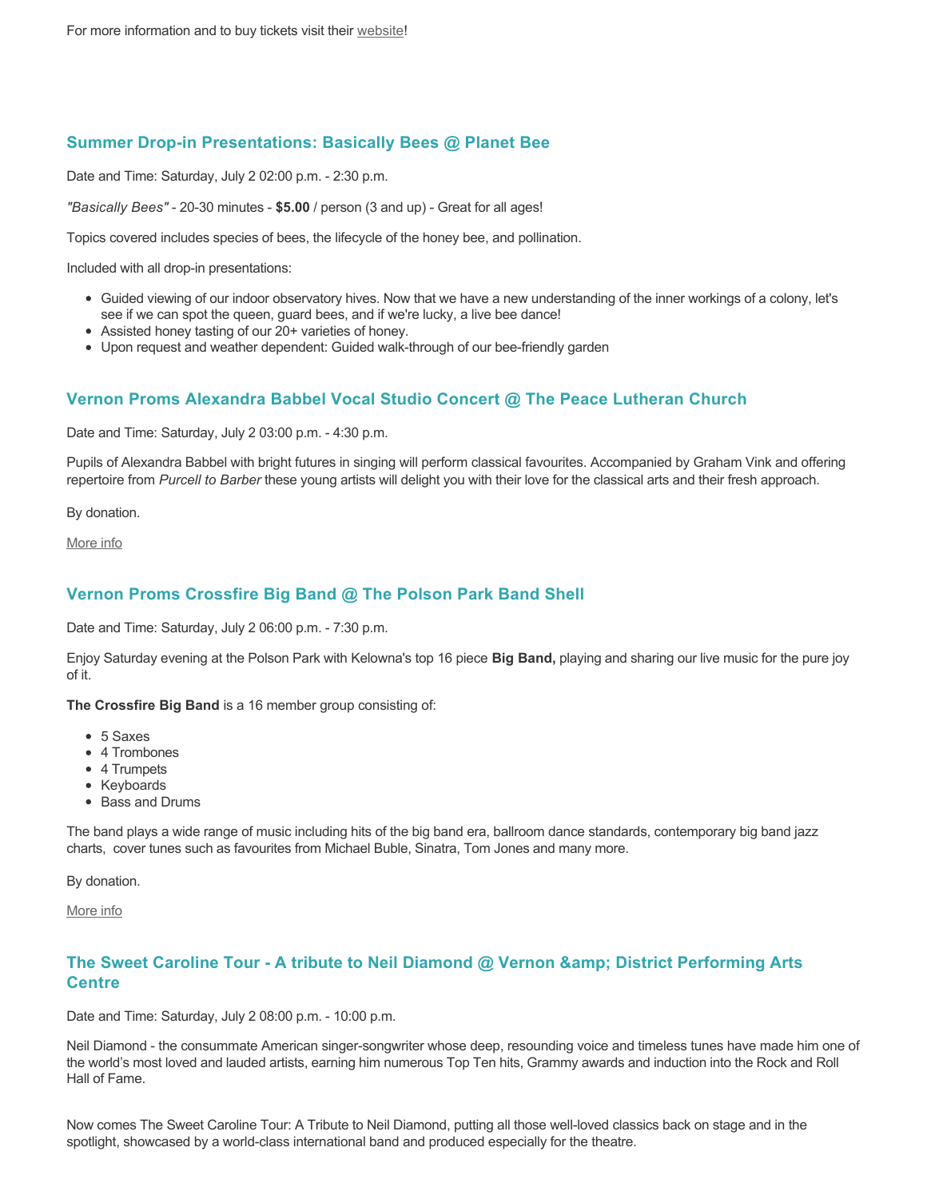For more information and to buy tickets visit their website!

### Summer Drop-in Presentations: Basically Bees @ Planet Bee

Date and Time: Saturday, July 2 02:00 p.m. - 2:30 p.m.

*"Basically Bees"* - 20-30 minutes - **$5.00** / person (3 and up) - Great for all ages!

Topics covered includes species of bees, the lifecycle of the honey bee, and pollination.

Included with all drop-in presentations:

- Guided viewing of our indoor observatory hives. Now that we have a new understanding of the inner workings of a colony, let's see if we can spot the queen, guard bees, and if we're lucky, a live bee dance!
- Assisted honey tasting of our 20+ varieties of honey.
- Upon request and weather dependent: Guided walk-through of our bee-friendly garden

### Vernon Proms Alexandra Babbel Vocal Studio Concert @ The Peace Lutheran Church

Date and Time: Saturday, July 2 03:00 p.m. - 4:30 p.m.

Pupils of Alexandra Babbel with bright futures in singing will perform classical favourites. Accompanied by Graham Vink and offering repertoire from *Purcell to Barber* these young artists will delight you with their love for the classical arts and their fresh approach.

By donation.

More info

### Vernon Proms Crossfire Big Band @ The Polson Park Band Shell

Date and Time: Saturday, July 2 06:00 p.m. - 7:30 p.m.

Enjoy Saturday evening at the Polson Park with Kelowna's top 16 piece **Big Band,** playing and sharing our live music for the pure joy of it.

**The Crossfire Big Band** is a 16 member group consisting of:

- 5 Saxes
- 4 Trombones
- 4 Trumpets
- Keyboards
- Bass and Drums

The band plays a wide range of music including hits of the big band era, ballroom dance standards, contemporary big band jazz charts, cover tunes such as favourites from Michael Buble, Sinatra, Tom Jones and many more.

By donation.

More info

### The Sweet Caroline Tour - A tribute to Neil Diamond @ Vernon &amp; District Performing Arts Centre

Date and Time: Saturday, July 2 08:00 p.m. - 10:00 p.m.

Neil Diamond - the consummate American singer-songwriter whose deep, resounding voice and timeless tunes have made him one of the world's most loved and lauded artists, earning him numerous Top Ten hits, Grammy awards and induction into the Rock and Roll Hall of Fame.

Now comes The Sweet Caroline Tour: A Tribute to Neil Diamond, putting all those well-loved classics back on stage and in the spotlight, showcased by a world-class international band and produced especially for the theatre.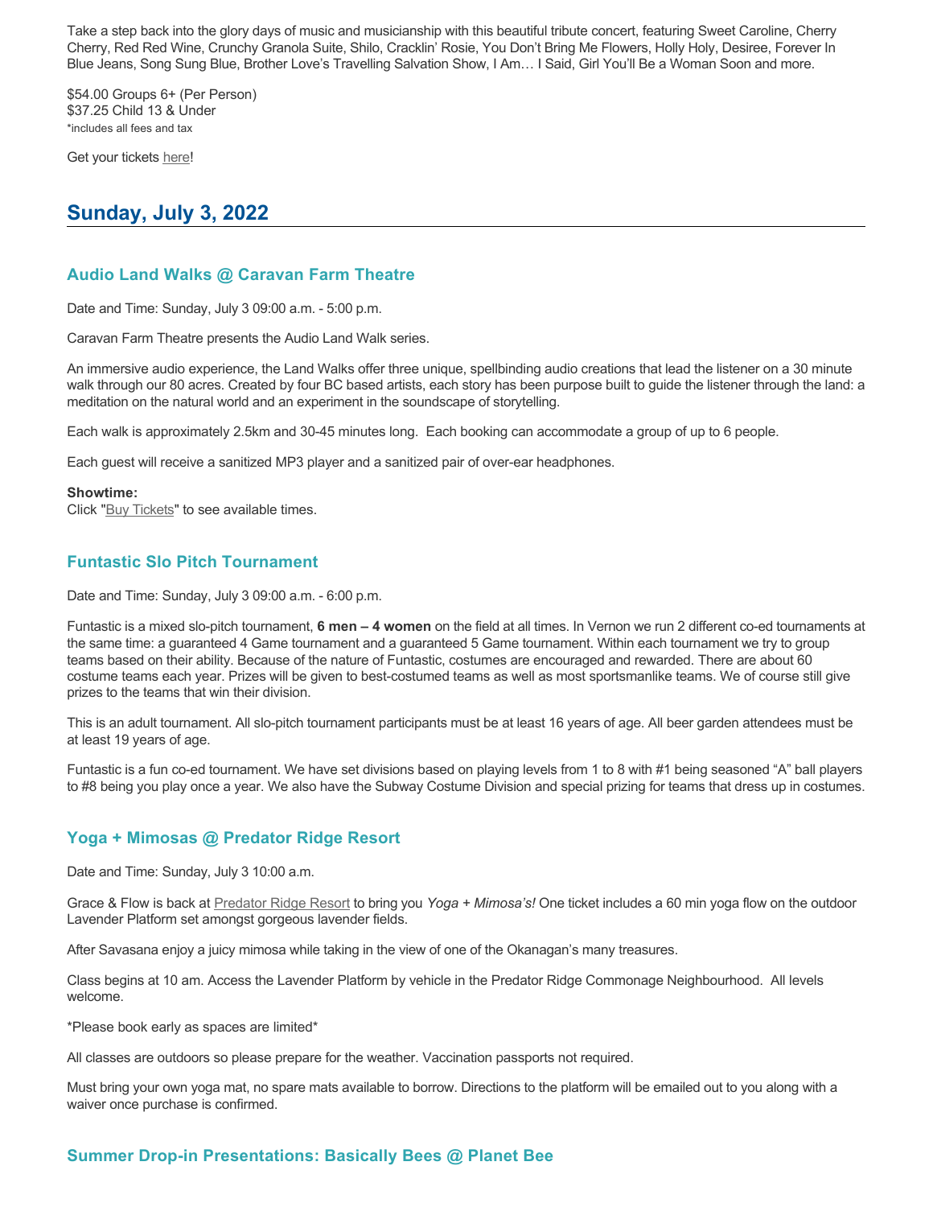Take a step back into the glory days of music and musicianship with this beautiful tribute concert, featuring Sweet Caroline, Cherry Cherry, Red Red Wine, Crunchy Granola Suite, Shilo, Cracklin' Rosie, You Don't Bring Me Flowers, Holly Holy, Desiree, Forever In Blue Jeans, Song Sung Blue, Brother Love's Travelling Salvation Show, I Am… I Said, Girl You'll Be a Woman Soon and more.

$54.00 Groups 6+ (Per Person)
$37.25 Child 13 & Under
*includes all fees and tax

Get your tickets here!

## Sunday, July 3, 2022

### Audio Land Walks @ Caravan Farm Theatre

Date and Time: Sunday, July 3 09:00 a.m. - 5:00 p.m.

Caravan Farm Theatre presents the Audio Land Walk series.

An immersive audio experience, the Land Walks offer three unique, spellbinding audio creations that lead the listener on a 30 minute walk through our 80 acres. Created by four BC based artists, each story has been purpose built to guide the listener through the land: a meditation on the natural world and an experiment in the soundscape of storytelling.

Each walk is approximately 2.5km and 30-45 minutes long. Each booking can accommodate a group of up to 6 people.

Each guest will receive a sanitized MP3 player and a sanitized pair of over-ear headphones.

**Showtime:**
Click "Buy Tickets" to see available times.

### Funtastic Slo Pitch Tournament

Date and Time: Sunday, July 3 09:00 a.m. - 6:00 p.m.

Funtastic is a mixed slo-pitch tournament, **6 men – 4 women** on the field at all times. In Vernon we run 2 different co-ed tournaments at the same time: a guaranteed 4 Game tournament and a guaranteed 5 Game tournament. Within each tournament we try to group teams based on their ability. Because of the nature of Funtastic, costumes are encouraged and rewarded. There are about 60 costume teams each year. Prizes will be given to best-costumed teams as well as most sportsmanlike teams. We of course still give prizes to the teams that win their division.

This is an adult tournament. All slo-pitch tournament participants must be at least 16 years of age. All beer garden attendees must be at least 19 years of age.

Funtastic is a fun co-ed tournament. We have set divisions based on playing levels from 1 to 8 with #1 being seasoned "A" ball players to #8 being you play once a year. We also have the Subway Costume Division and special prizing for teams that dress up in costumes.

### Yoga + Mimosas @ Predator Ridge Resort

Date and Time: Sunday, July 3 10:00 a.m.

Grace & Flow is back at Predator Ridge Resort to bring you *Yoga + Mimosa's!* One ticket includes a 60 min yoga flow on the outdoor Lavender Platform set amongst gorgeous lavender fields.

After Savasana enjoy a juicy mimosa while taking in the view of one of the Okanagan's many treasures.

Class begins at 10 am. Access the Lavender Platform by vehicle in the Predator Ridge Commonage Neighbourhood. All levels welcome.

*Please book early as spaces are limited*

All classes are outdoors so please prepare for the weather. Vaccination passports not required.

Must bring your own yoga mat, no spare mats available to borrow. Directions to the platform will be emailed out to you along with a waiver once purchase is confirmed.

### Summer Drop-in Presentations: Basically Bees @ Planet Bee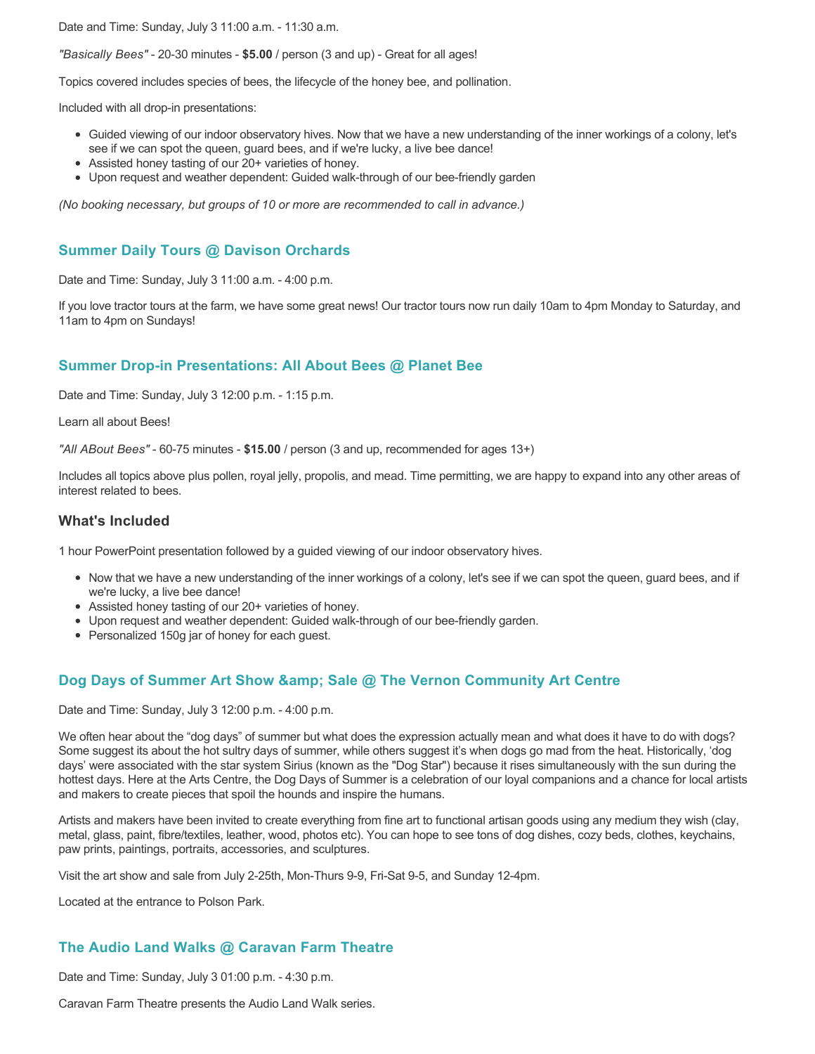Date and Time: Sunday, July 3 11:00 a.m. - 11:30 a.m.

*"Basically Bees"* - 20-30 minutes - **$5.00** / person (3 and up) - Great for all ages!

Topics covered includes species of bees, the lifecycle of the honey bee, and pollination.

Included with all drop-in presentations:

- Guided viewing of our indoor observatory hives. Now that we have a new understanding of the inner workings of a colony, let's see if we can spot the queen, guard bees, and if we're lucky, a live bee dance!
- Assisted honey tasting of our 20+ varieties of honey.
- Upon request and weather dependent: Guided walk-through of our bee-friendly garden

*(No booking necessary, but groups of 10 or more are recommended to call in advance.)*

### Summer Daily Tours @ Davison Orchards

Date and Time: Sunday, July 3 11:00 a.m. - 4:00 p.m.

If you love tractor tours at the farm, we have some great news! Our tractor tours now run daily 10am to 4pm Monday to Saturday, and 11am to 4pm on Sundays!

### Summer Drop-in Presentations: All About Bees @ Planet Bee

Date and Time: Sunday, July 3 12:00 p.m. - 1:15 p.m.

Learn all about Bees!

*"All ABout Bees"* - 60-75 minutes - **$15.00** / person (3 and up, recommended for ages 13+)

Includes all topics above plus pollen, royal jelly, propolis, and mead. Time permitting, we are happy to expand into any other areas of interest related to bees.

#### What's Included

1 hour PowerPoint presentation followed by a guided viewing of our indoor observatory hives.

- Now that we have a new understanding of the inner workings of a colony, let's see if we can spot the queen, guard bees, and if we're lucky, a live bee dance!
- Assisted honey tasting of our 20+ varieties of honey.
- Upon request and weather dependent: Guided walk-through of our bee-friendly garden.
- Personalized 150g jar of honey for each guest.

### Dog Days of Summer Art Show &amp; Sale @ The Vernon Community Art Centre

Date and Time: Sunday, July 3 12:00 p.m. - 4:00 p.m.

We often hear about the “dog days” of summer but what does the expression actually mean and what does it have to do with dogs? Some suggest its about the hot sultry days of summer, while others suggest it’s when dogs go mad from the heat. Historically, ‘dog days’ were associated with the star system Sirius (known as the "Dog Star") because it rises simultaneously with the sun during the hottest days. Here at the Arts Centre, the Dog Days of Summer is a celebration of our loyal companions and a chance for local artists and makers to create pieces that spoil the hounds and inspire the humans.

Artists and makers have been invited to create everything from fine art to functional artisan goods using any medium they wish (clay, metal, glass, paint, fibre/textiles, leather, wood, photos etc). You can hope to see tons of dog dishes, cozy beds, clothes, keychains, paw prints, paintings, portraits, accessories, and sculptures.

Visit the art show and sale from July 2-25th, Mon-Thurs 9-9, Fri-Sat 9-5, and Sunday 12-4pm.

Located at the entrance to Polson Park.

### The Audio Land Walks @ Caravan Farm Theatre

Date and Time: Sunday, July 3 01:00 p.m. - 4:30 p.m.

Caravan Farm Theatre presents the Audio Land Walk series.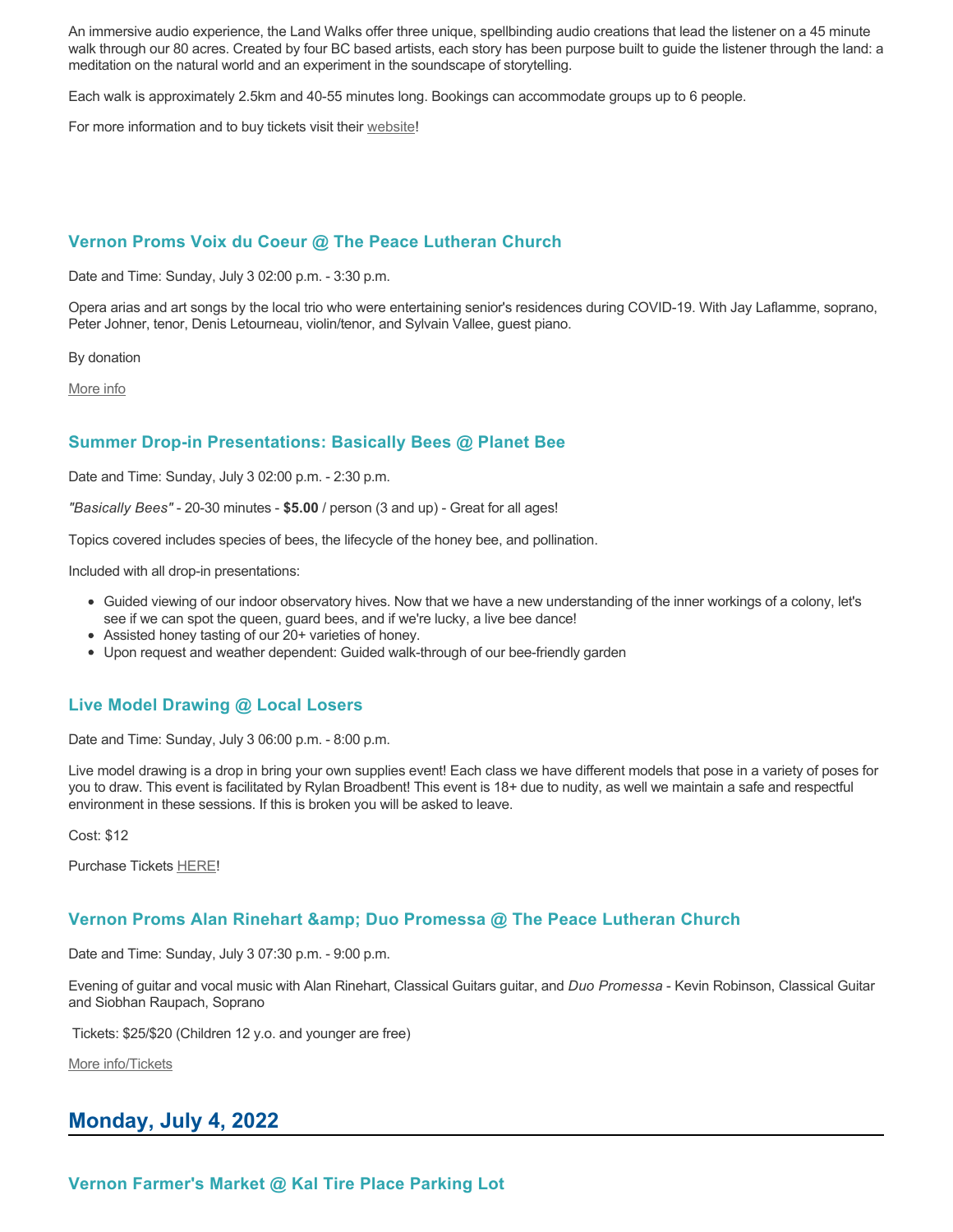An immersive audio experience, the Land Walks offer three unique, spellbinding audio creations that lead the listener on a 45 minute walk through our 80 acres. Created by four BC based artists, each story has been purpose built to guide the listener through the land: a meditation on the natural world and an experiment in the soundscape of storytelling.

Each walk is approximately 2.5km and 40-55 minutes long. Bookings can accommodate groups up to 6 people.

For more information and to buy tickets visit their website!

### Vernon Proms Voix du Coeur @ The Peace Lutheran Church

Date and Time: Sunday, July 3 02:00 p.m. - 3:30 p.m.

Opera arias and art songs by the local trio who were entertaining senior's residences during COVID-19. With Jay Laflamme, soprano, Peter Johner, tenor, Denis Letourneau, violin/tenor, and Sylvain Vallee, guest piano.

By donation

More info

### Summer Drop-in Presentations: Basically Bees @ Planet Bee

Date and Time: Sunday, July 3 02:00 p.m. - 2:30 p.m.

*"Basically Bees"* - 20-30 minutes - **$5.00** / person (3 and up) - Great for all ages!

Topics covered includes species of bees, the lifecycle of the honey bee, and pollination.

Included with all drop-in presentations:

- Guided viewing of our indoor observatory hives. Now that we have a new understanding of the inner workings of a colony, let's see if we can spot the queen, guard bees, and if we're lucky, a live bee dance!
- Assisted honey tasting of our 20+ varieties of honey.
- Upon request and weather dependent: Guided walk-through of our bee-friendly garden

### Live Model Drawing @ Local Losers

Date and Time: Sunday, July 3 06:00 p.m. - 8:00 p.m.

Live model drawing is a drop in bring your own supplies event! Each class we have different models that pose in a variety of poses for you to draw. This event is facilitated by Rylan Broadbent! This event is 18+ due to nudity, as well we maintain a safe and respectful environment in these sessions. If this is broken you will be asked to leave.

Cost: $12

Purchase Tickets HERE!

### Vernon Proms Alan Rinehart &amp; Duo Promessa @ The Peace Lutheran Church

Date and Time: Sunday, July 3 07:30 p.m. - 9:00 p.m.

Evening of guitar and vocal music with Alan Rinehart, Classical Guitars guitar, and *Duo Promessa* - Kevin Robinson, Classical Guitar and Siobhan Raupach, Soprano

Tickets: $25/$20 (Children 12 y.o. and younger are free)

More info/Tickets

## Monday, July 4, 2022

### Vernon Farmer's Market @ Kal Tire Place Parking Lot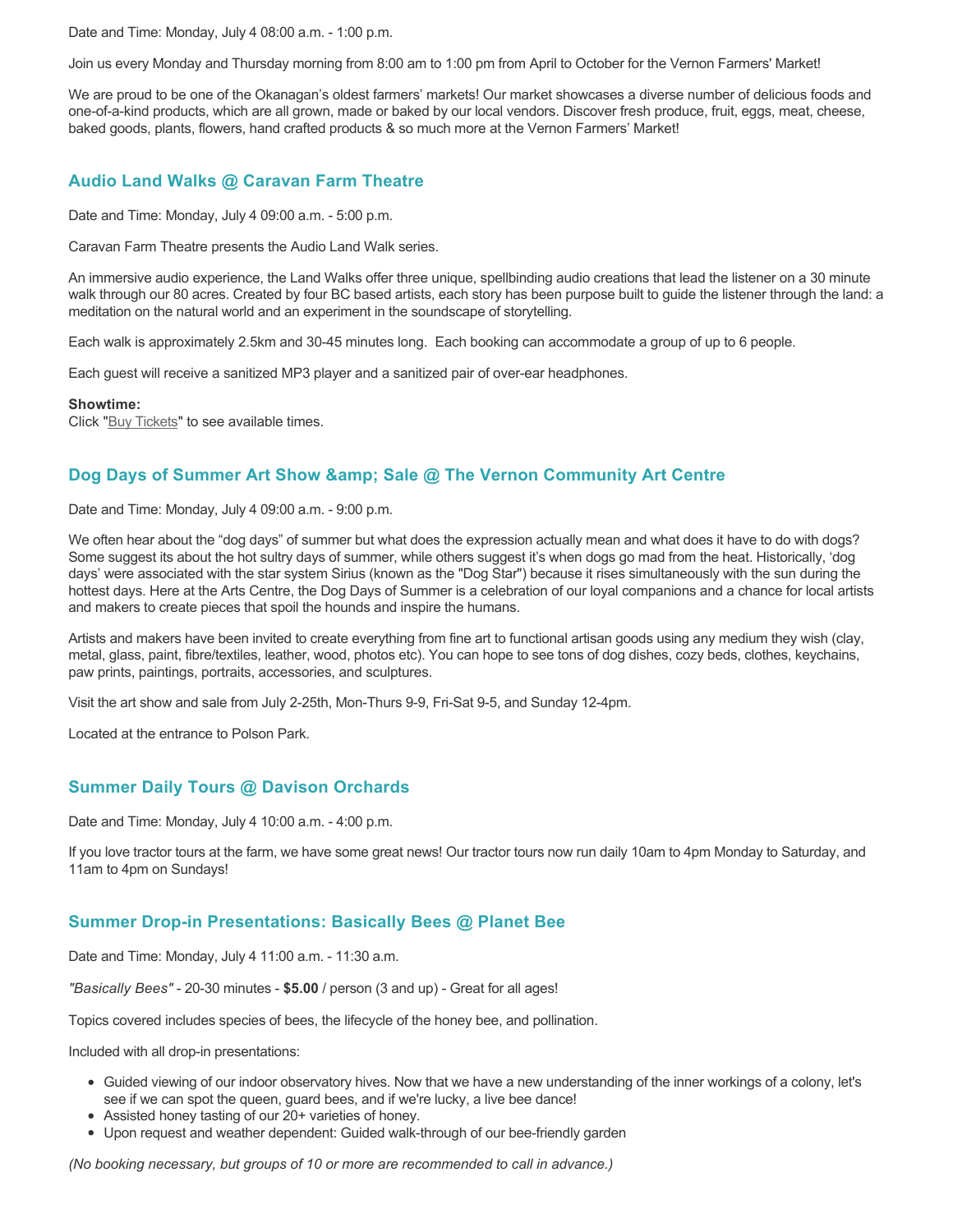Date and Time: Monday, July 4 08:00 a.m. - 1:00 p.m.

Join us every Monday and Thursday morning from 8:00 am to 1:00 pm from April to October for the Vernon Farmers' Market!

We are proud to be one of the Okanagan's oldest farmers' markets! Our market showcases a diverse number of delicious foods and one-of-a-kind products, which are all grown, made or baked by our local vendors. Discover fresh produce, fruit, eggs, meat, cheese, baked goods, plants, flowers, hand crafted products & so much more at the Vernon Farmers' Market!

### Audio Land Walks @ Caravan Farm Theatre

Date and Time: Monday, July 4 09:00 a.m. - 5:00 p.m.

Caravan Farm Theatre presents the Audio Land Walk series.

An immersive audio experience, the Land Walks offer three unique, spellbinding audio creations that lead the listener on a 30 minute walk through our 80 acres. Created by four BC based artists, each story has been purpose built to guide the listener through the land: a meditation on the natural world and an experiment in the soundscape of storytelling.

Each walk is approximately 2.5km and 30-45 minutes long. Each booking can accommodate a group of up to 6 people.

Each guest will receive a sanitized MP3 player and a sanitized pair of over-ear headphones.

**Showtime:**
Click "Buy Tickets" to see available times.

### Dog Days of Summer Art Show &amp; Sale @ The Vernon Community Art Centre

Date and Time: Monday, July 4 09:00 a.m. - 9:00 p.m.

We often hear about the "dog days" of summer but what does the expression actually mean and what does it have to do with dogs? Some suggest its about the hot sultry days of summer, while others suggest it's when dogs go mad from the heat. Historically, 'dog days' were associated with the star system Sirius (known as the "Dog Star") because it rises simultaneously with the sun during the hottest days. Here at the Arts Centre, the Dog Days of Summer is a celebration of our loyal companions and a chance for local artists and makers to create pieces that spoil the hounds and inspire the humans.

Artists and makers have been invited to create everything from fine art to functional artisan goods using any medium they wish (clay, metal, glass, paint, fibre/textiles, leather, wood, photos etc). You can hope to see tons of dog dishes, cozy beds, clothes, keychains, paw prints, paintings, portraits, accessories, and sculptures.

Visit the art show and sale from July 2-25th, Mon-Thurs 9-9, Fri-Sat 9-5, and Sunday 12-4pm.

Located at the entrance to Polson Park.

### Summer Daily Tours @ Davison Orchards

Date and Time: Monday, July 4 10:00 a.m. - 4:00 p.m.

If you love tractor tours at the farm, we have some great news! Our tractor tours now run daily 10am to 4pm Monday to Saturday, and 11am to 4pm on Sundays!

### Summer Drop-in Presentations: Basically Bees @ Planet Bee

Date and Time: Monday, July 4 11:00 a.m. - 11:30 a.m.

*"Basically Bees"* - 20-30 minutes - **$5.00** / person (3 and up) - Great for all ages!

Topics covered includes species of bees, the lifecycle of the honey bee, and pollination.

Included with all drop-in presentations:

- Guided viewing of our indoor observatory hives. Now that we have a new understanding of the inner workings of a colony, let's see if we can spot the queen, guard bees, and if we're lucky, a live bee dance!
- Assisted honey tasting of our 20+ varieties of honey.
- Upon request and weather dependent: Guided walk-through of our bee-friendly garden

*(No booking necessary, but groups of 10 or more are recommended to call in advance.)*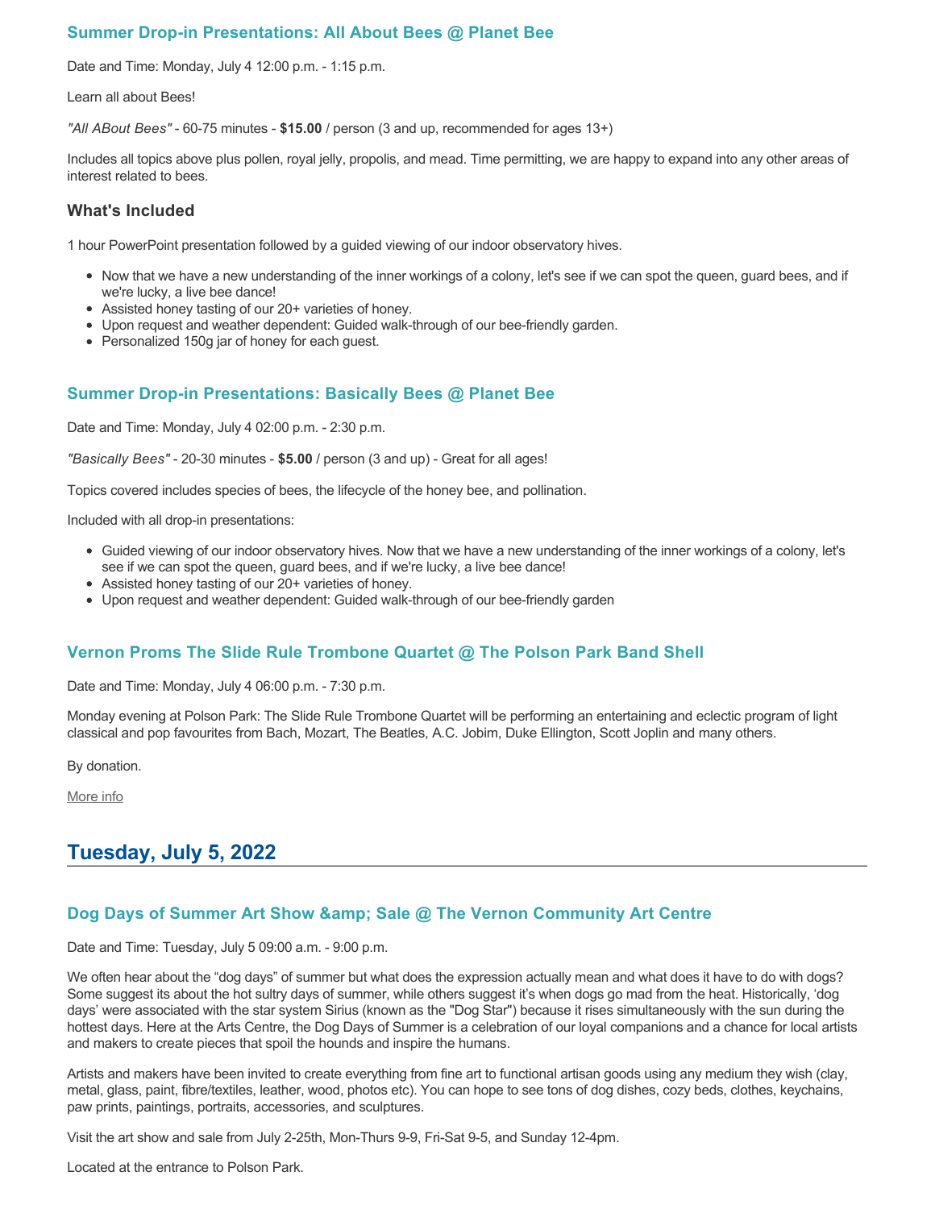### Summer Drop-in Presentations: All About Bees @ Planet Bee

Date and Time: Monday, July 4 12:00 p.m. - 1:15 p.m.

Learn all about Bees!

*"All ABout Bees"* - 60-75 minutes - **$15.00** / person (3 and up, recommended for ages 13+)

Includes all topics above plus pollen, royal jelly, propolis, and mead. Time permitting, we are happy to expand into any other areas of interest related to bees.

#### What's Included

1 hour PowerPoint presentation followed by a guided viewing of our indoor observatory hives.

- Now that we have a new understanding of the inner workings of a colony, let's see if we can spot the queen, guard bees, and if we're lucky, a live bee dance!
- Assisted honey tasting of our 20+ varieties of honey.
- Upon request and weather dependent: Guided walk-through of our bee-friendly garden.
- Personalized 150g jar of honey for each guest.

### Summer Drop-in Presentations: Basically Bees @ Planet Bee

Date and Time: Monday, July 4 02:00 p.m. - 2:30 p.m.

*"Basically Bees"* - 20-30 minutes - **$5.00** / person (3 and up) - Great for all ages!

Topics covered includes species of bees, the lifecycle of the honey bee, and pollination.

Included with all drop-in presentations:

- Guided viewing of our indoor observatory hives. Now that we have a new understanding of the inner workings of a colony, let's see if we can spot the queen, guard bees, and if we're lucky, a live bee dance!
- Assisted honey tasting of our 20+ varieties of honey.
- Upon request and weather dependent: Guided walk-through of our bee-friendly garden

### Vernon Proms The Slide Rule Trombone Quartet @ The Polson Park Band Shell

Date and Time: Monday, July 4 06:00 p.m. - 7:30 p.m.

Monday evening at Polson Park: The Slide Rule Trombone Quartet will be performing an entertaining and eclectic program of light classical and pop favourites from Bach, Mozart, The Beatles, A.C. Jobim, Duke Ellington, Scott Joplin and many others.

By donation.

More info

## Tuesday, July 5, 2022

### Dog Days of Summer Art Show &amp; Sale @ The Vernon Community Art Centre

Date and Time: Tuesday, July 5 09:00 a.m. - 9:00 p.m.

We often hear about the "dog days" of summer but what does the expression actually mean and what does it have to do with dogs? Some suggest its about the hot sultry days of summer, while others suggest it's when dogs go mad from the heat. Historically, 'dog days' were associated with the star system Sirius (known as the "Dog Star") because it rises simultaneously with the sun during the hottest days. Here at the Arts Centre, the Dog Days of Summer is a celebration of our loyal companions and a chance for local artists and makers to create pieces that spoil the hounds and inspire the humans.

Artists and makers have been invited to create everything from fine art to functional artisan goods using any medium they wish (clay, metal, glass, paint, fibre/textiles, leather, wood, photos etc). You can hope to see tons of dog dishes, cozy beds, clothes, keychains, paw prints, paintings, portraits, accessories, and sculptures.

Visit the art show and sale from July 2-25th, Mon-Thurs 9-9, Fri-Sat 9-5, and Sunday 12-4pm.

Located at the entrance to Polson Park.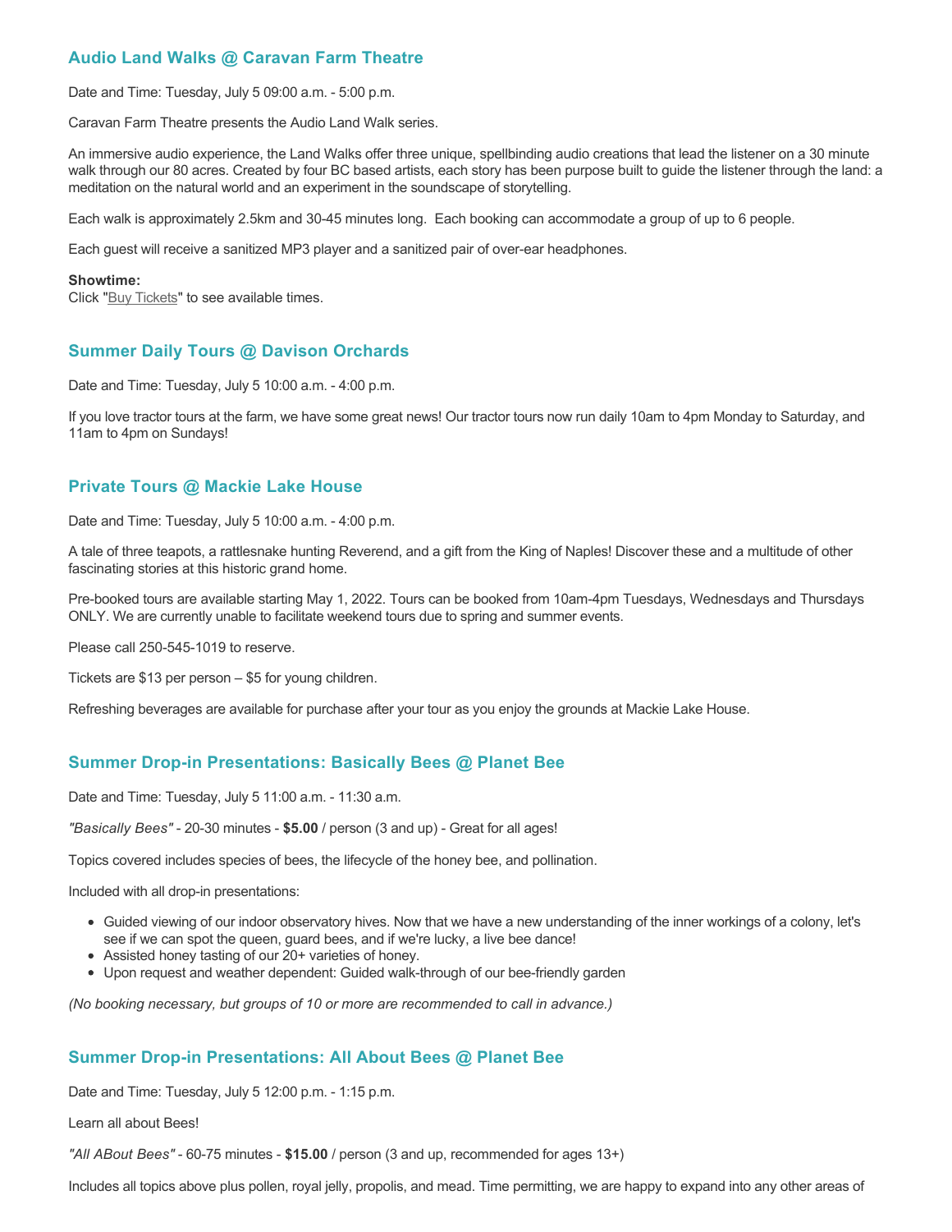### Audio Land Walks @ Caravan Farm Theatre

Date and Time: Tuesday, July 5 09:00 a.m. - 5:00 p.m.

Caravan Farm Theatre presents the Audio Land Walk series.

An immersive audio experience, the Land Walks offer three unique, spellbinding audio creations that lead the listener on a 30 minute walk through our 80 acres. Created by four BC based artists, each story has been purpose built to guide the listener through the land: a meditation on the natural world and an experiment in the soundscape of storytelling.

Each walk is approximately 2.5km and 30-45 minutes long.  Each booking can accommodate a group of up to 6 people.

Each guest will receive a sanitized MP3 player and a sanitized pair of over-ear headphones.

**Showtime:**
Click "Buy Tickets" to see available times.

### Summer Daily Tours @ Davison Orchards

Date and Time: Tuesday, July 5 10:00 a.m. - 4:00 p.m.

If you love tractor tours at the farm, we have some great news! Our tractor tours now run daily 10am to 4pm Monday to Saturday, and 11am to 4pm on Sundays!

### Private Tours @ Mackie Lake House

Date and Time: Tuesday, July 5 10:00 a.m. - 4:00 p.m.

A tale of three teapots, a rattlesnake hunting Reverend, and a gift from the King of Naples! Discover these and a multitude of other fascinating stories at this historic grand home.

Pre-booked tours are available starting May 1, 2022. Tours can be booked from 10am-4pm Tuesdays, Wednesdays and Thursdays ONLY. We are currently unable to facilitate weekend tours due to spring and summer events.

Please call 250-545-1019 to reserve.

Tickets are $13 per person – $5 for young children.

Refreshing beverages are available for purchase after your tour as you enjoy the grounds at Mackie Lake House.

### Summer Drop-in Presentations: Basically Bees @ Planet Bee

Date and Time: Tuesday, July 5 11:00 a.m. - 11:30 a.m.

*"Basically Bees"* - 20-30 minutes - **$5.00** / person (3 and up) - Great for all ages!

Topics covered includes species of bees, the lifecycle of the honey bee, and pollination.

Included with all drop-in presentations:

- Guided viewing of our indoor observatory hives. Now that we have a new understanding of the inner workings of a colony, let's see if we can spot the queen, guard bees, and if we're lucky, a live bee dance!
- Assisted honey tasting of our 20+ varieties of honey.
- Upon request and weather dependent: Guided walk-through of our bee-friendly garden

*(No booking necessary, but groups of 10 or more are recommended to call in advance.)*

### Summer Drop-in Presentations: All About Bees @ Planet Bee

Date and Time: Tuesday, July 5 12:00 p.m. - 1:15 p.m.

Learn all about Bees!

*"All ABout Bees"* - 60-75 minutes - **$15.00** / person (3 and up, recommended for ages 13+)

Includes all topics above plus pollen, royal jelly, propolis, and mead. Time permitting, we are happy to expand into any other areas of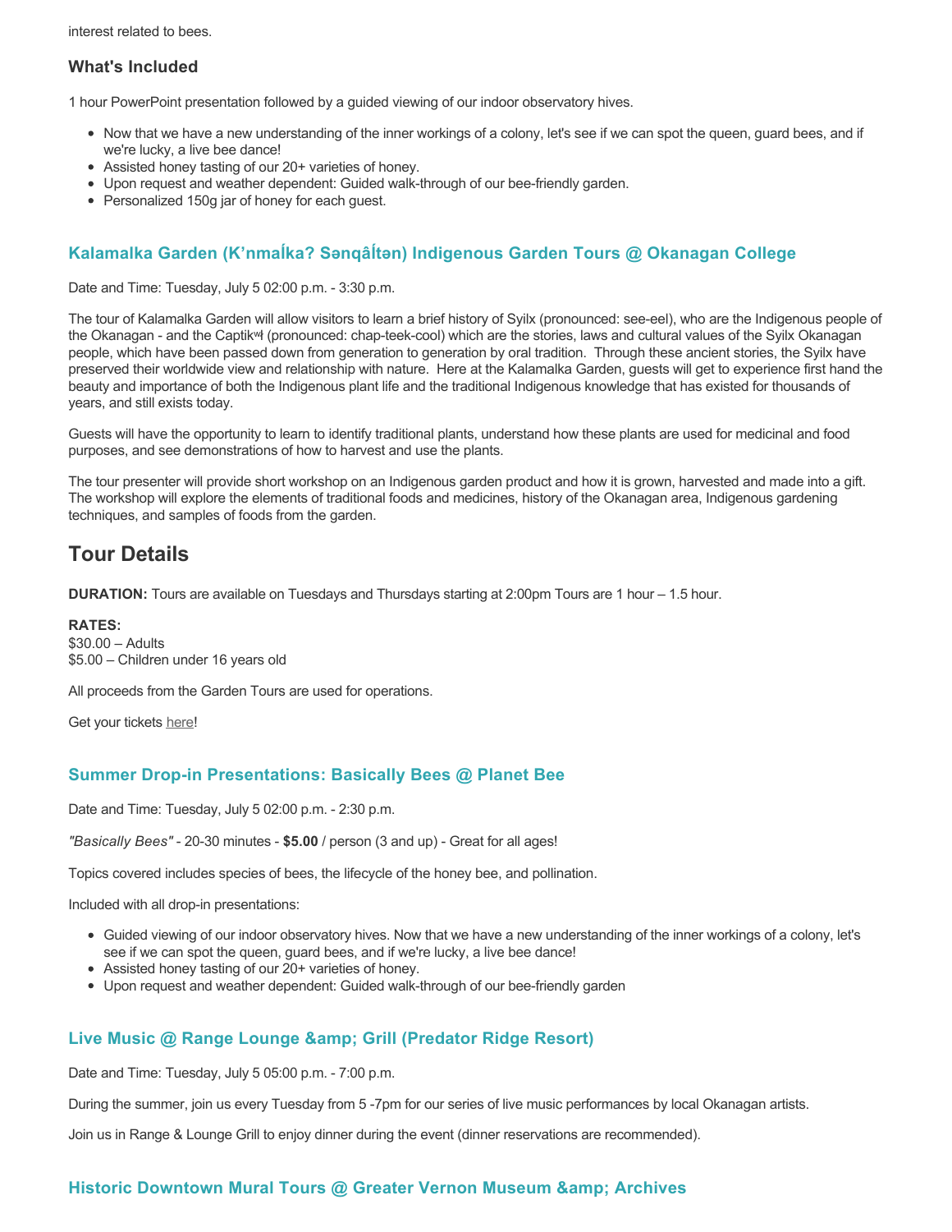interest related to bees.

### What's Included

1 hour PowerPoint presentation followed by a guided viewing of our indoor observatory hives.

- Now that we have a new understanding of the inner workings of a colony, let's see if we can spot the queen, guard bees, and if we're lucky, a live bee dance!
- Assisted honey tasting of our 20+ varieties of honey.
- Upon request and weather dependent: Guided walk-through of our bee-friendly garden.
- Personalized 150g jar of honey for each guest.

### Kalamalka Garden (K’nmaĺka? Sənqâĺtən) Indigenous Garden Tours @ Okanagan College

Date and Time: Tuesday, July 5 02:00 p.m. - 3:30 p.m.

The tour of Kalamalka Garden will allow visitors to learn a brief history of Syilx (pronounced: see-eel), who are the Indigenous people of the Okanagan - and the Captikʷł (pronounced: chap-teek-cool) which are the stories, laws and cultural values of the Syilx Okanagan people, which have been passed down from generation to generation by oral tradition. Through these ancient stories, the Syilx have preserved their worldwide view and relationship with nature. Here at the Kalamalka Garden, guests will get to experience first hand the beauty and importance of both the Indigenous plant life and the traditional Indigenous knowledge that has existed for thousands of years, and still exists today.

Guests will have the opportunity to learn to identify traditional plants, understand how these plants are used for medicinal and food purposes, and see demonstrations of how to harvest and use the plants.

The tour presenter will provide short workshop on an Indigenous garden product and how it is grown, harvested and made into a gift. The workshop will explore the elements of traditional foods and medicines, history of the Okanagan area, Indigenous gardening techniques, and samples of foods from the garden.

## Tour Details

**DURATION:** Tours are available on Tuesdays and Thursdays starting at 2:00pm Tours are 1 hour – 1.5 hour.

**RATES:**
$30.00 – Adults
$5.00 – Children under 16 years old

All proceeds from the Garden Tours are used for operations.

Get your tickets here!

### Summer Drop-in Presentations: Basically Bees @ Planet Bee

Date and Time: Tuesday, July 5 02:00 p.m. - 2:30 p.m.

*"Basically Bees"* - 20-30 minutes - **$5.00** / person (3 and up) - Great for all ages!

Topics covered includes species of bees, the lifecycle of the honey bee, and pollination.

Included with all drop-in presentations:

- Guided viewing of our indoor observatory hives. Now that we have a new understanding of the inner workings of a colony, let's see if we can spot the queen, guard bees, and if we're lucky, a live bee dance!
- Assisted honey tasting of our 20+ varieties of honey.
- Upon request and weather dependent: Guided walk-through of our bee-friendly garden

### Live Music @ Range Lounge &amp; Grill (Predator Ridge Resort)

Date and Time: Tuesday, July 5 05:00 p.m. - 7:00 p.m.

During the summer, join us every Tuesday from 5 -7pm for our series of live music performances by local Okanagan artists.

Join us in Range & Lounge Grill to enjoy dinner during the event (dinner reservations are recommended).

### Historic Downtown Mural Tours @ Greater Vernon Museum &amp; Archives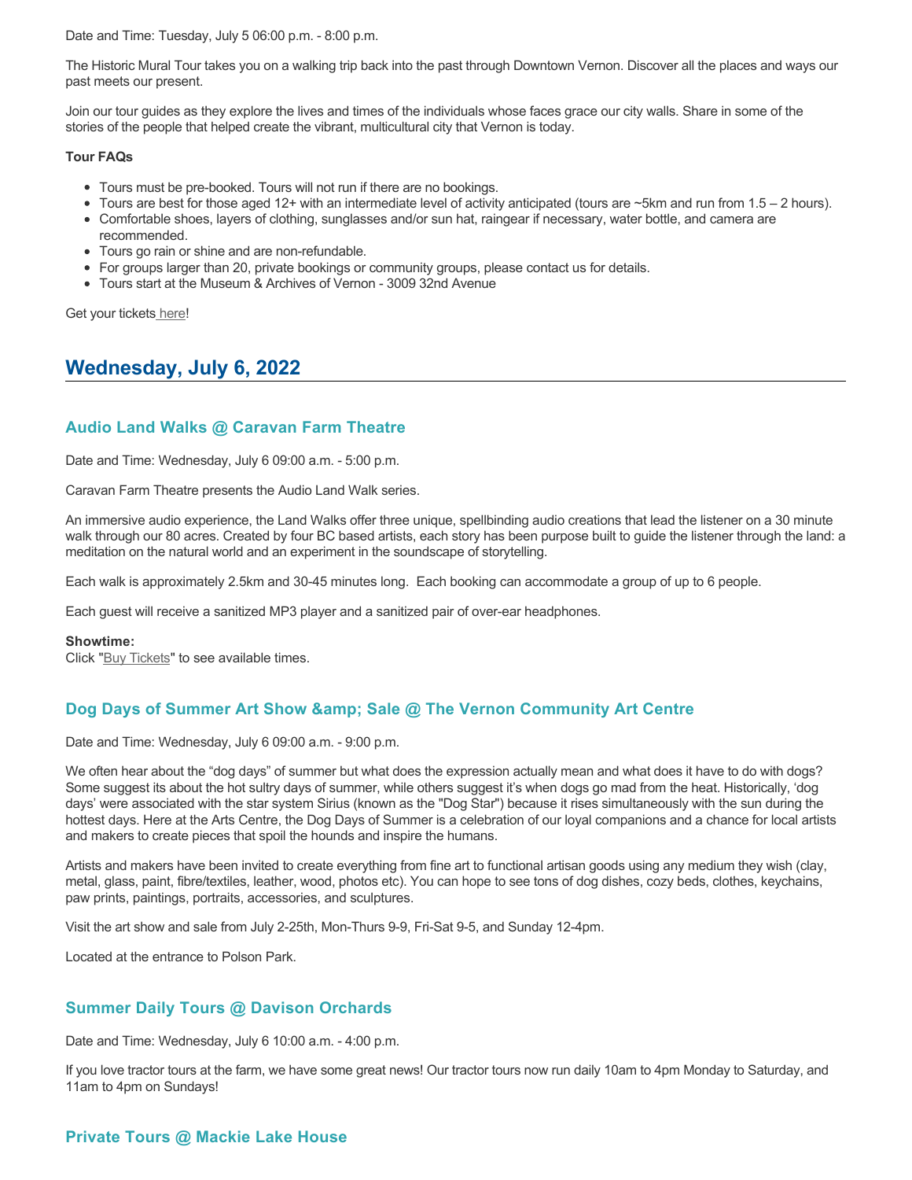Date and Time: Tuesday, July 5 06:00 p.m. - 8:00 p.m.

The Historic Mural Tour takes you on a walking trip back into the past through Downtown Vernon. Discover all the places and ways our past meets our present.

Join our tour guides as they explore the lives and times of the individuals whose faces grace our city walls. Share in some of the stories of the people that helped create the vibrant, multicultural city that Vernon is today.

**Tour FAQs**

- Tours must be pre-booked. Tours will not run if there are no bookings.
- Tours are best for those aged 12+ with an intermediate level of activity anticipated (tours are ~5km and run from 1.5 – 2 hours).
- Comfortable shoes, layers of clothing, sunglasses and/or sun hat, raingear if necessary, water bottle, and camera are recommended.
- Tours go rain or shine and are non-refundable.
- For groups larger than 20, private bookings or community groups, please contact us for details.
- Tours start at the Museum & Archives of Vernon - 3009 32nd Avenue

Get your tickets here!

## Wednesday, July 6, 2022

### Audio Land Walks @ Caravan Farm Theatre

Date and Time: Wednesday, July 6 09:00 a.m. - 5:00 p.m.

Caravan Farm Theatre presents the Audio Land Walk series.

An immersive audio experience, the Land Walks offer three unique, spellbinding audio creations that lead the listener on a 30 minute walk through our 80 acres. Created by four BC based artists, each story has been purpose built to guide the listener through the land: a meditation on the natural world and an experiment in the soundscape of storytelling.

Each walk is approximately 2.5km and 30-45 minutes long. Each booking can accommodate a group of up to 6 people.

Each guest will receive a sanitized MP3 player and a sanitized pair of over-ear headphones.

**Showtime:**
Click "Buy Tickets" to see available times.

### Dog Days of Summer Art Show &amp; Sale @ The Vernon Community Art Centre

Date and Time: Wednesday, July 6 09:00 a.m. - 9:00 p.m.

We often hear about the "dog days" of summer but what does the expression actually mean and what does it have to do with dogs? Some suggest its about the hot sultry days of summer, while others suggest it's when dogs go mad from the heat. Historically, 'dog days' were associated with the star system Sirius (known as the "Dog Star") because it rises simultaneously with the sun during the hottest days. Here at the Arts Centre, the Dog Days of Summer is a celebration of our loyal companions and a chance for local artists and makers to create pieces that spoil the hounds and inspire the humans.

Artists and makers have been invited to create everything from fine art to functional artisan goods using any medium they wish (clay, metal, glass, paint, fibre/textiles, leather, wood, photos etc). You can hope to see tons of dog dishes, cozy beds, clothes, keychains, paw prints, paintings, portraits, accessories, and sculptures.

Visit the art show and sale from July 2-25th, Mon-Thurs 9-9, Fri-Sat 9-5, and Sunday 12-4pm.

Located at the entrance to Polson Park.

### Summer Daily Tours @ Davison Orchards

Date and Time: Wednesday, July 6 10:00 a.m. - 4:00 p.m.

If you love tractor tours at the farm, we have some great news! Our tractor tours now run daily 10am to 4pm Monday to Saturday, and 11am to 4pm on Sundays!

### Private Tours @ Mackie Lake House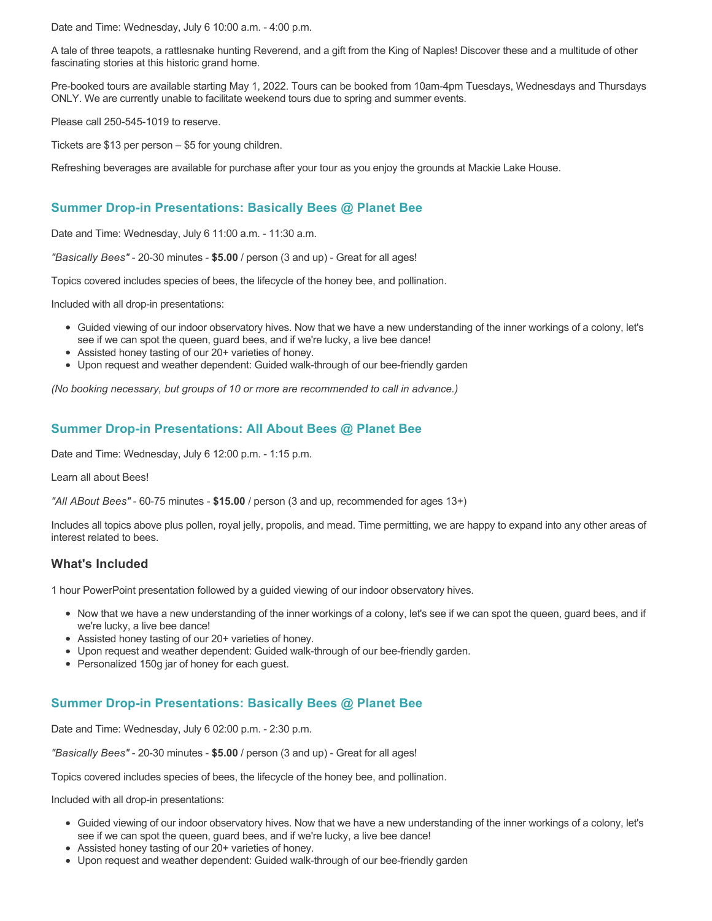Date and Time: Wednesday, July 6 10:00 a.m. - 4:00 p.m.

A tale of three teapots, a rattlesnake hunting Reverend, and a gift from the King of Naples! Discover these and a multitude of other fascinating stories at this historic grand home.

Pre-booked tours are available starting May 1, 2022. Tours can be booked from 10am-4pm Tuesdays, Wednesdays and Thursdays ONLY. We are currently unable to facilitate weekend tours due to spring and summer events.

Please call 250-545-1019 to reserve.

Tickets are $13 per person – $5 for young children.

Refreshing beverages are available for purchase after your tour as you enjoy the grounds at Mackie Lake House.

### Summer Drop-in Presentations: Basically Bees @ Planet Bee

Date and Time: Wednesday, July 6 11:00 a.m. - 11:30 a.m.

*"Basically Bees"* - 20-30 minutes - **$5.00** / person (3 and up) - Great for all ages!

Topics covered includes species of bees, the lifecycle of the honey bee, and pollination.

Included with all drop-in presentations:

- Guided viewing of our indoor observatory hives. Now that we have a new understanding of the inner workings of a colony, let's see if we can spot the queen, guard bees, and if we're lucky, a live bee dance!
- Assisted honey tasting of our 20+ varieties of honey.
- Upon request and weather dependent: Guided walk-through of our bee-friendly garden

*(No booking necessary, but groups of 10 or more are recommended to call in advance.)*

### Summer Drop-in Presentations: All About Bees @ Planet Bee

Date and Time: Wednesday, July 6 12:00 p.m. - 1:15 p.m.

Learn all about Bees!

*"All ABout Bees"* - 60-75 minutes - **$15.00** / person (3 and up, recommended for ages 13+)

Includes all topics above plus pollen, royal jelly, propolis, and mead. Time permitting, we are happy to expand into any other areas of interest related to bees.

#### What's Included

1 hour PowerPoint presentation followed by a guided viewing of our indoor observatory hives.

- Now that we have a new understanding of the inner workings of a colony, let's see if we can spot the queen, guard bees, and if we're lucky, a live bee dance!
- Assisted honey tasting of our 20+ varieties of honey.
- Upon request and weather dependent: Guided walk-through of our bee-friendly garden.
- Personalized 150g jar of honey for each guest.

### Summer Drop-in Presentations: Basically Bees @ Planet Bee

Date and Time: Wednesday, July 6 02:00 p.m. - 2:30 p.m.

*"Basically Bees"* - 20-30 minutes - **$5.00** / person (3 and up) - Great for all ages!

Topics covered includes species of bees, the lifecycle of the honey bee, and pollination.

Included with all drop-in presentations:

- Guided viewing of our indoor observatory hives. Now that we have a new understanding of the inner workings of a colony, let's see if we can spot the queen, guard bees, and if we're lucky, a live bee dance!
- Assisted honey tasting of our 20+ varieties of honey.
- Upon request and weather dependent: Guided walk-through of our bee-friendly garden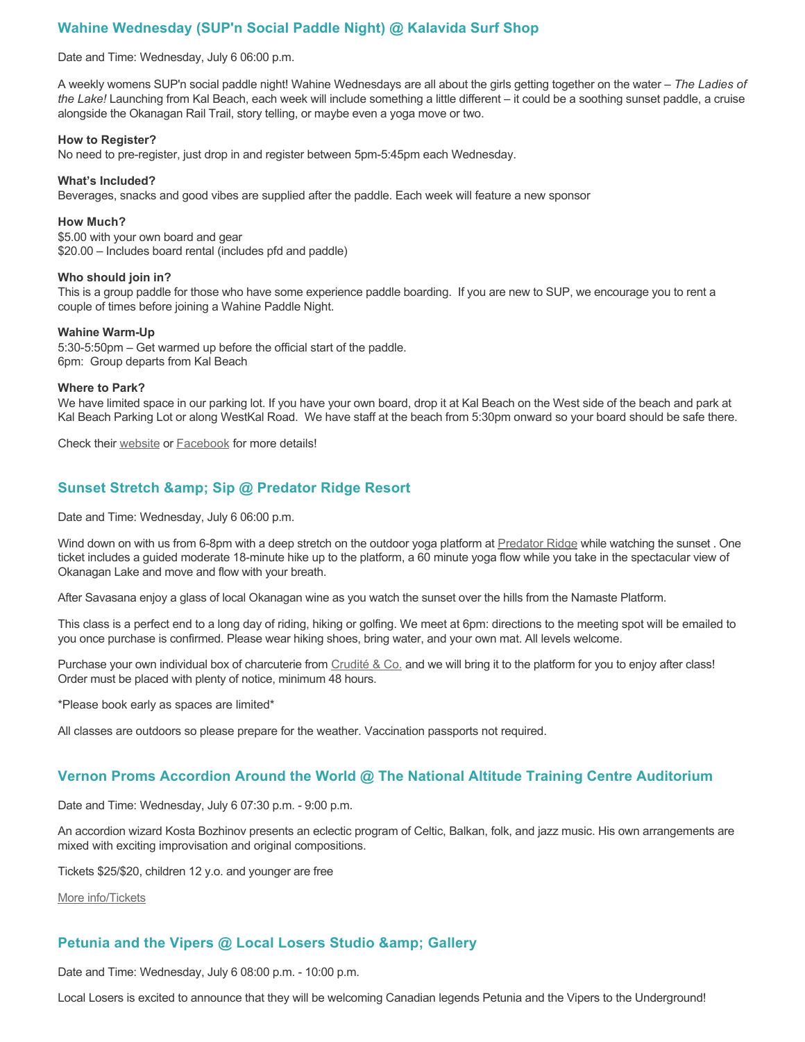### Wahine Wednesday (SUP'n Social Paddle Night) @ Kalavida Surf Shop

Date and Time: Wednesday, July 6 06:00 p.m.

A weekly womens SUP'n social paddle night! Wahine Wednesdays are all about the girls getting together on the water – *The Ladies of the Lake!* Launching from Kal Beach, each week will include something a little different – it could be a soothing sunset paddle, a cruise alongside the Okanagan Rail Trail, story telling, or maybe even a yoga move or two.

**How to Register?**
No need to pre-register, just drop in and register between 5pm-5:45pm each Wednesday.

**What's Included?**
Beverages, snacks and good vibes are supplied after the paddle. Each week will feature a new sponsor

**How Much?**
$5.00 with your own board and gear
$20.00 – Includes board rental (includes pfd and paddle)

**Who should join in?**
This is a group paddle for those who have some experience paddle boarding. If you are new to SUP, we encourage you to rent a couple of times before joining a Wahine Paddle Night.

**Wahine Warm-Up**
5:30-5:50pm – Get warmed up before the official start of the paddle.
6pm: Group departs from Kal Beach

**Where to Park?**
We have limited space in our parking lot. If you have your own board, drop it at Kal Beach on the West side of the beach and park at Kal Beach Parking Lot or along WestKal Road. We have staff at the beach from 5:30pm onward so your board should be safe there.

Check their website or Facebook for more details!

### Sunset Stretch &amp; Sip @ Predator Ridge Resort

Date and Time: Wednesday, July 6 06:00 p.m.

Wind down on with us from 6-8pm with a deep stretch on the outdoor yoga platform at Predator Ridge while watching the sunset . One ticket includes a guided moderate 18-minute hike up to the platform, a 60 minute yoga flow while you take in the spectacular view of Okanagan Lake and move and flow with your breath.

After Savasana enjoy a glass of local Okanagan wine as you watch the sunset over the hills from the Namaste Platform.

This class is a perfect end to a long day of riding, hiking or golfing. We meet at 6pm: directions to the meeting spot will be emailed to you once purchase is confirmed. Please wear hiking shoes, bring water, and your own mat. All levels welcome.

Purchase your own individual box of charcuterie from Crudité & Co. and we will bring it to the platform for you to enjoy after class! Order must be placed with plenty of notice, minimum 48 hours.

*Please book early as spaces are limited*

All classes are outdoors so please prepare for the weather. Vaccination passports not required.

### Vernon Proms Accordion Around the World @ The National Altitude Training Centre Auditorium

Date and Time: Wednesday, July 6 07:30 p.m. - 9:00 p.m.

An accordion wizard Kosta Bozhinov presents an eclectic program of Celtic, Balkan, folk, and jazz music. His own arrangements are mixed with exciting improvisation and original compositions.

Tickets $25/$20, children 12 y.o. and younger are free

More info/Tickets

### Petunia and the Vipers @ Local Losers Studio &amp; Gallery

Date and Time: Wednesday, July 6 08:00 p.m. - 10:00 p.m.

Local Losers is excited to announce that they will be welcoming Canadian legends Petunia and the Vipers to the Underground!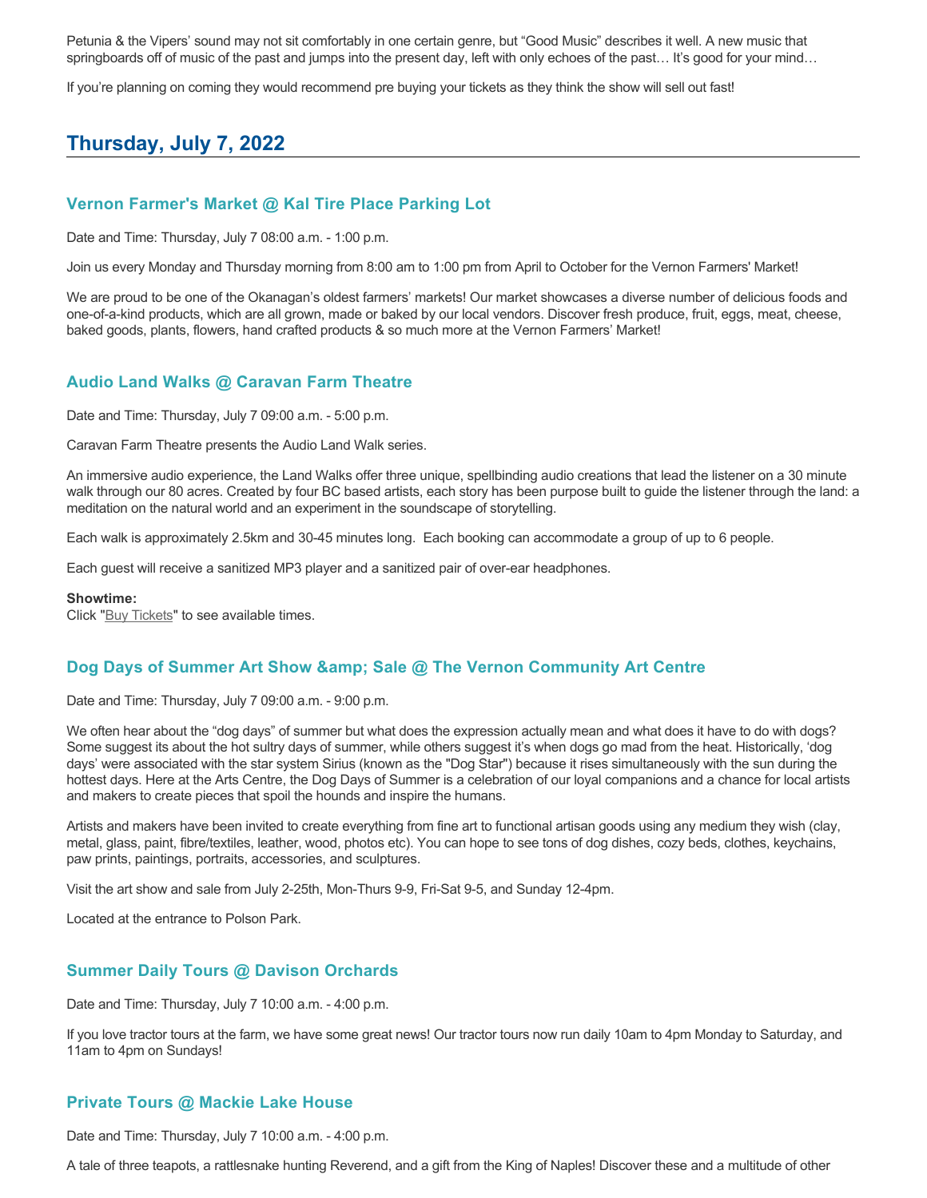Petunia & the Vipers' sound may not sit comfortably in one certain genre, but "Good Music" describes it well. A new music that springboards off of music of the past and jumps into the present day, left with only echoes of the past… It's good for your mind…

If you're planning on coming they would recommend pre buying your tickets as they think the show will sell out fast!

## Thursday, July 7, 2022

### Vernon Farmer's Market @ Kal Tire Place Parking Lot

Date and Time: Thursday, July 7 08:00 a.m. - 1:00 p.m.

Join us every Monday and Thursday morning from 8:00 am to 1:00 pm from April to October for the Vernon Farmers' Market!

We are proud to be one of the Okanagan's oldest farmers' markets! Our market showcases a diverse number of delicious foods and one-of-a-kind products, which are all grown, made or baked by our local vendors. Discover fresh produce, fruit, eggs, meat, cheese, baked goods, plants, flowers, hand crafted products & so much more at the Vernon Farmers' Market!

### Audio Land Walks @ Caravan Farm Theatre

Date and Time: Thursday, July 7 09:00 a.m. - 5:00 p.m.

Caravan Farm Theatre presents the Audio Land Walk series.

An immersive audio experience, the Land Walks offer three unique, spellbinding audio creations that lead the listener on a 30 minute walk through our 80 acres. Created by four BC based artists, each story has been purpose built to guide the listener through the land: a meditation on the natural world and an experiment in the soundscape of storytelling.

Each walk is approximately 2.5km and 30-45 minutes long. Each booking can accommodate a group of up to 6 people.

Each guest will receive a sanitized MP3 player and a sanitized pair of over-ear headphones.

**Showtime:**
Click "Buy Tickets" to see available times.

### Dog Days of Summer Art Show &amp; Sale @ The Vernon Community Art Centre

Date and Time: Thursday, July 7 09:00 a.m. - 9:00 p.m.

We often hear about the "dog days" of summer but what does the expression actually mean and what does it have to do with dogs? Some suggest its about the hot sultry days of summer, while others suggest it's when dogs go mad from the heat. Historically, 'dog days' were associated with the star system Sirius (known as the "Dog Star") because it rises simultaneously with the sun during the hottest days. Here at the Arts Centre, the Dog Days of Summer is a celebration of our loyal companions and a chance for local artists and makers to create pieces that spoil the hounds and inspire the humans.

Artists and makers have been invited to create everything from fine art to functional artisan goods using any medium they wish (clay, metal, glass, paint, fibre/textiles, leather, wood, photos etc). You can hope to see tons of dog dishes, cozy beds, clothes, keychains, paw prints, paintings, portraits, accessories, and sculptures.

Visit the art show and sale from July 2-25th, Mon-Thurs 9-9, Fri-Sat 9-5, and Sunday 12-4pm.

Located at the entrance to Polson Park.

### Summer Daily Tours @ Davison Orchards

Date and Time: Thursday, July 7 10:00 a.m. - 4:00 p.m.

If you love tractor tours at the farm, we have some great news! Our tractor tours now run daily 10am to 4pm Monday to Saturday, and 11am to 4pm on Sundays!

### Private Tours @ Mackie Lake House

Date and Time: Thursday, July 7 10:00 a.m. - 4:00 p.m.

A tale of three teapots, a rattlesnake hunting Reverend, and a gift from the King of Naples! Discover these and a multitude of other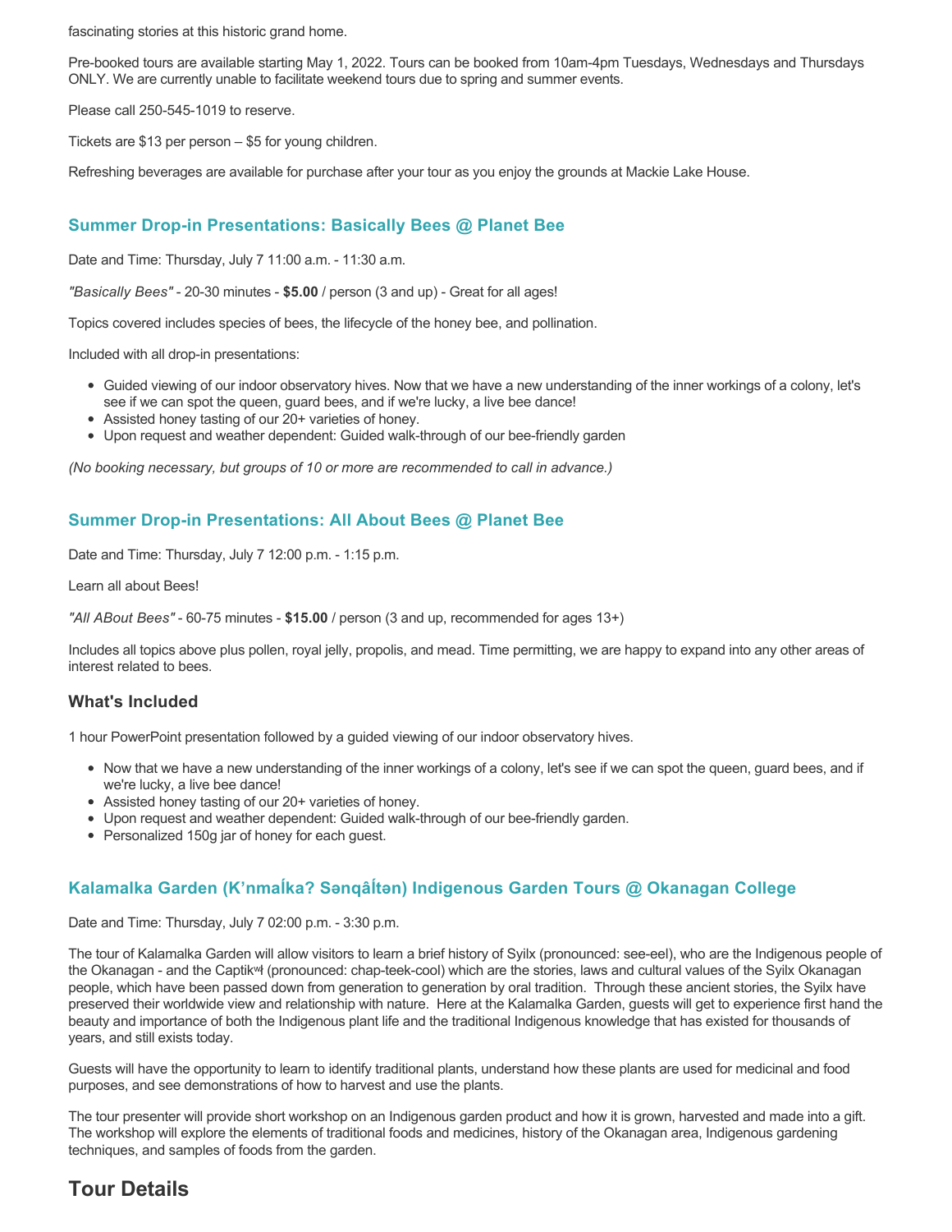fascinating stories at this historic grand home.

Pre-booked tours are available starting May 1, 2022. Tours can be booked from 10am-4pm Tuesdays, Wednesdays and Thursdays ONLY. We are currently unable to facilitate weekend tours due to spring and summer events.

Please call 250-545-1019 to reserve.

Tickets are $13 per person – $5 for young children.

Refreshing beverages are available for purchase after your tour as you enjoy the grounds at Mackie Lake House.

### Summer Drop-in Presentations: Basically Bees @ Planet Bee

Date and Time: Thursday, July 7 11:00 a.m. - 11:30 a.m.

*"Basically Bees"* - 20-30 minutes - **$5.00** / person (3 and up) - Great for all ages!

Topics covered includes species of bees, the lifecycle of the honey bee, and pollination.

Included with all drop-in presentations:

- Guided viewing of our indoor observatory hives. Now that we have a new understanding of the inner workings of a colony, let's see if we can spot the queen, guard bees, and if we're lucky, a live bee dance!
- Assisted honey tasting of our 20+ varieties of honey.
- Upon request and weather dependent: Guided walk-through of our bee-friendly garden

*(No booking necessary, but groups of 10 or more are recommended to call in advance.)*

### Summer Drop-in Presentations: All About Bees @ Planet Bee

Date and Time: Thursday, July 7 12:00 p.m. - 1:15 p.m.

Learn all about Bees!

*"All ABout Bees"* - 60-75 minutes - **$15.00** / person (3 and up, recommended for ages 13+)

Includes all topics above plus pollen, royal jelly, propolis, and mead. Time permitting, we are happy to expand into any other areas of interest related to bees.

#### What's Included

1 hour PowerPoint presentation followed by a guided viewing of our indoor observatory hives.

- Now that we have a new understanding of the inner workings of a colony, let's see if we can spot the queen, guard bees, and if we're lucky, a live bee dance!
- Assisted honey tasting of our 20+ varieties of honey.
- Upon request and weather dependent: Guided walk-through of our bee-friendly garden.
- Personalized 150g jar of honey for each guest.

### Kalamalka Garden (K'nmaĺka? Sənqâĺtən) Indigenous Garden Tours @ Okanagan College

Date and Time: Thursday, July 7 02:00 p.m. - 3:30 p.m.

The tour of Kalamalka Garden will allow visitors to learn a brief history of Syilx (pronounced: see-eel), who are the Indigenous people of the Okanagan - and the Captikʷł (pronounced: chap-teek-cool) which are the stories, laws and cultural values of the Syilx Okanagan people, which have been passed down from generation to generation by oral tradition. Through these ancient stories, the Syilx have preserved their worldwide view and relationship with nature. Here at the Kalamalka Garden, guests will get to experience first hand the beauty and importance of both the Indigenous plant life and the traditional Indigenous knowledge that has existed for thousands of years, and still exists today.

Guests will have the opportunity to learn to identify traditional plants, understand how these plants are used for medicinal and food purposes, and see demonstrations of how to harvest and use the plants.

The tour presenter will provide short workshop on an Indigenous garden product and how it is grown, harvested and made into a gift. The workshop will explore the elements of traditional foods and medicines, history of the Okanagan area, Indigenous gardening techniques, and samples of foods from the garden.

## Tour Details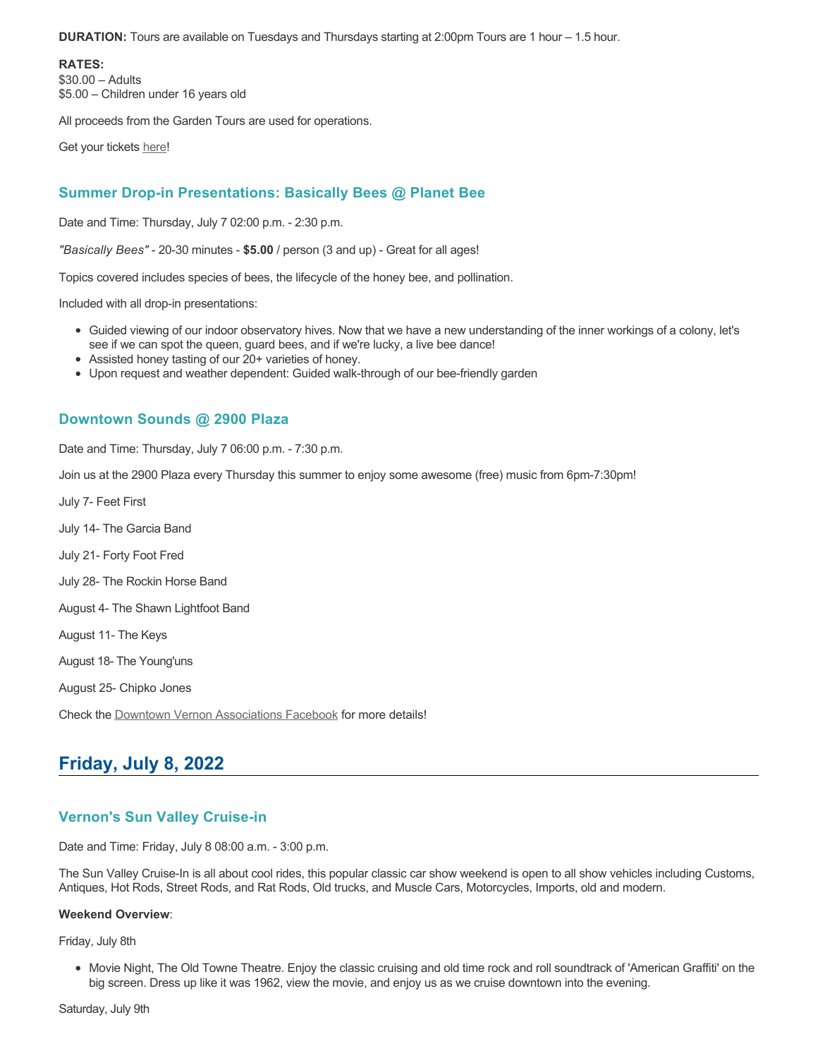**DURATION:** Tours are available on Tuesdays and Thursdays starting at 2:00pm Tours are 1 hour – 1.5 hour.

**RATES:**
$30.00 – Adults
$5.00 – Children under 16 years old

All proceeds from the Garden Tours are used for operations.

Get your tickets here!

### Summer Drop-in Presentations: Basically Bees @ Planet Bee

Date and Time: Thursday, July 7 02:00 p.m. - 2:30 p.m.

*"Basically Bees"* - 20-30 minutes - **$5.00** / person (3 and up) - Great for all ages!

Topics covered includes species of bees, the lifecycle of the honey bee, and pollination.

Included with all drop-in presentations:

- Guided viewing of our indoor observatory hives. Now that we have a new understanding of the inner workings of a colony, let's see if we can spot the queen, guard bees, and if we're lucky, a live bee dance!
- Assisted honey tasting of our 20+ varieties of honey.
- Upon request and weather dependent: Guided walk-through of our bee-friendly garden

### Downtown Sounds @ 2900 Plaza

Date and Time: Thursday, July 7 06:00 p.m. - 7:30 p.m.

Join us at the 2900 Plaza every Thursday this summer to enjoy some awesome (free) music from 6pm-7:30pm!

July 7- Feet First

July 14- The Garcia Band

July 21- Forty Foot Fred

July 28- The Rockin Horse Band

August 4- The Shawn Lightfoot Band

August 11- The Keys

August 18- The Young'uns

August 25- Chipko Jones

Check the Downtown Vernon Associations Facebook for more details!

## Friday, July 8, 2022

### Vernon's Sun Valley Cruise-in

Date and Time: Friday, July 8 08:00 a.m. - 3:00 p.m.

The Sun Valley Cruise-In is all about cool rides, this popular classic car show weekend is open to all show vehicles including Customs, Antiques, Hot Rods, Street Rods, and Rat Rods, Old trucks, and Muscle Cars, Motorcycles, Imports, old and modern.

**Weekend Overview**:

Friday, July 8th

- Movie Night, The Old Towne Theatre. Enjoy the classic cruising and old time rock and roll soundtrack of 'American Graffiti' on the big screen. Dress up like it was 1962, view the movie, and enjoy us as we cruise downtown into the evening.

Saturday, July 9th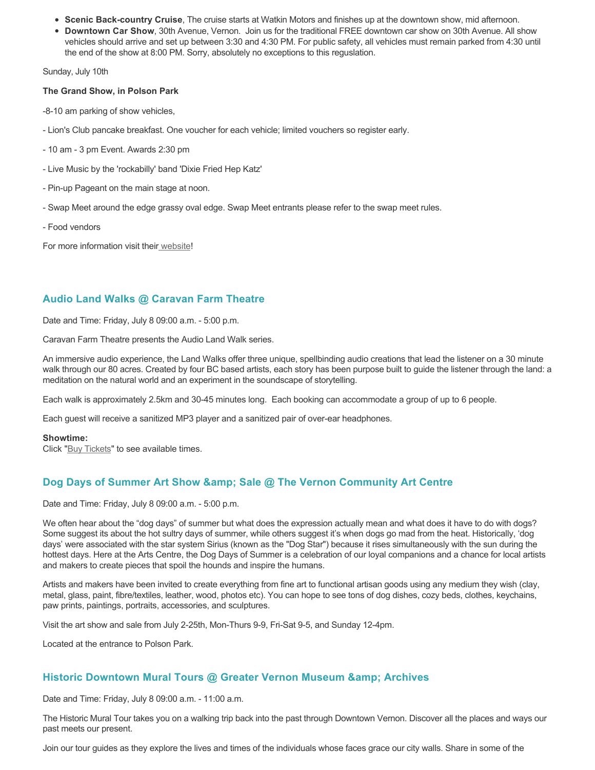- **Scenic Back-country Cruise**, The cruise starts at Watkin Motors and finishes up at the downtown show, mid afternoon.
- **Downtown Car Show**, 30th Avenue, Vernon. Join us for the traditional FREE downtown car show on 30th Avenue. All show vehicles should arrive and set up between 3:30 and 4:30 PM. For public safety, all vehicles must remain parked from 4:30 until the end of the show at 8:00 PM. Sorry, absolutely no exceptions to this reguslation.

Sunday, July 10th

**The Grand Show, in Polson Park**

-8-10 am parking of show vehicles,

- Lion's Club pancake breakfast. One voucher for each vehicle; limited vouchers so register early.

- 10 am - 3 pm Event. Awards 2:30 pm

- Live Music by the 'rockabilly' band 'Dixie Fried Hep Katz'

- Pin-up Pageant on the main stage at noon.

- Swap Meet around the edge grassy oval edge. Swap Meet entrants please refer to the swap meet rules.

- Food vendors

For more information visit their website!

### Audio Land Walks @ Caravan Farm Theatre

Date and Time: Friday, July 8 09:00 a.m. - 5:00 p.m.

Caravan Farm Theatre presents the Audio Land Walk series.

An immersive audio experience, the Land Walks offer three unique, spellbinding audio creations that lead the listener on a 30 minute walk through our 80 acres. Created by four BC based artists, each story has been purpose built to guide the listener through the land: a meditation on the natural world and an experiment in the soundscape of storytelling.

Each walk is approximately 2.5km and 30-45 minutes long. Each booking can accommodate a group of up to 6 people.

Each guest will receive a sanitized MP3 player and a sanitized pair of over-ear headphones.

**Showtime:**
Click "Buy Tickets" to see available times.

### Dog Days of Summer Art Show &amp; Sale @ The Vernon Community Art Centre

Date and Time: Friday, July 8 09:00 a.m. - 5:00 p.m.

We often hear about the "dog days" of summer but what does the expression actually mean and what does it have to do with dogs? Some suggest its about the hot sultry days of summer, while others suggest it's when dogs go mad from the heat. Historically, 'dog days' were associated with the star system Sirius (known as the "Dog Star") because it rises simultaneously with the sun during the hottest days. Here at the Arts Centre, the Dog Days of Summer is a celebration of our loyal companions and a chance for local artists and makers to create pieces that spoil the hounds and inspire the humans.

Artists and makers have been invited to create everything from fine art to functional artisan goods using any medium they wish (clay, metal, glass, paint, fibre/textiles, leather, wood, photos etc). You can hope to see tons of dog dishes, cozy beds, clothes, keychains, paw prints, paintings, portraits, accessories, and sculptures.

Visit the art show and sale from July 2-25th, Mon-Thurs 9-9, Fri-Sat 9-5, and Sunday 12-4pm.

Located at the entrance to Polson Park.

### Historic Downtown Mural Tours @ Greater Vernon Museum &amp; Archives

Date and Time: Friday, July 8 09:00 a.m. - 11:00 a.m.

The Historic Mural Tour takes you on a walking trip back into the past through Downtown Vernon. Discover all the places and ways our past meets our present.

Join our tour guides as they explore the lives and times of the individuals whose faces grace our city walls. Share in some of the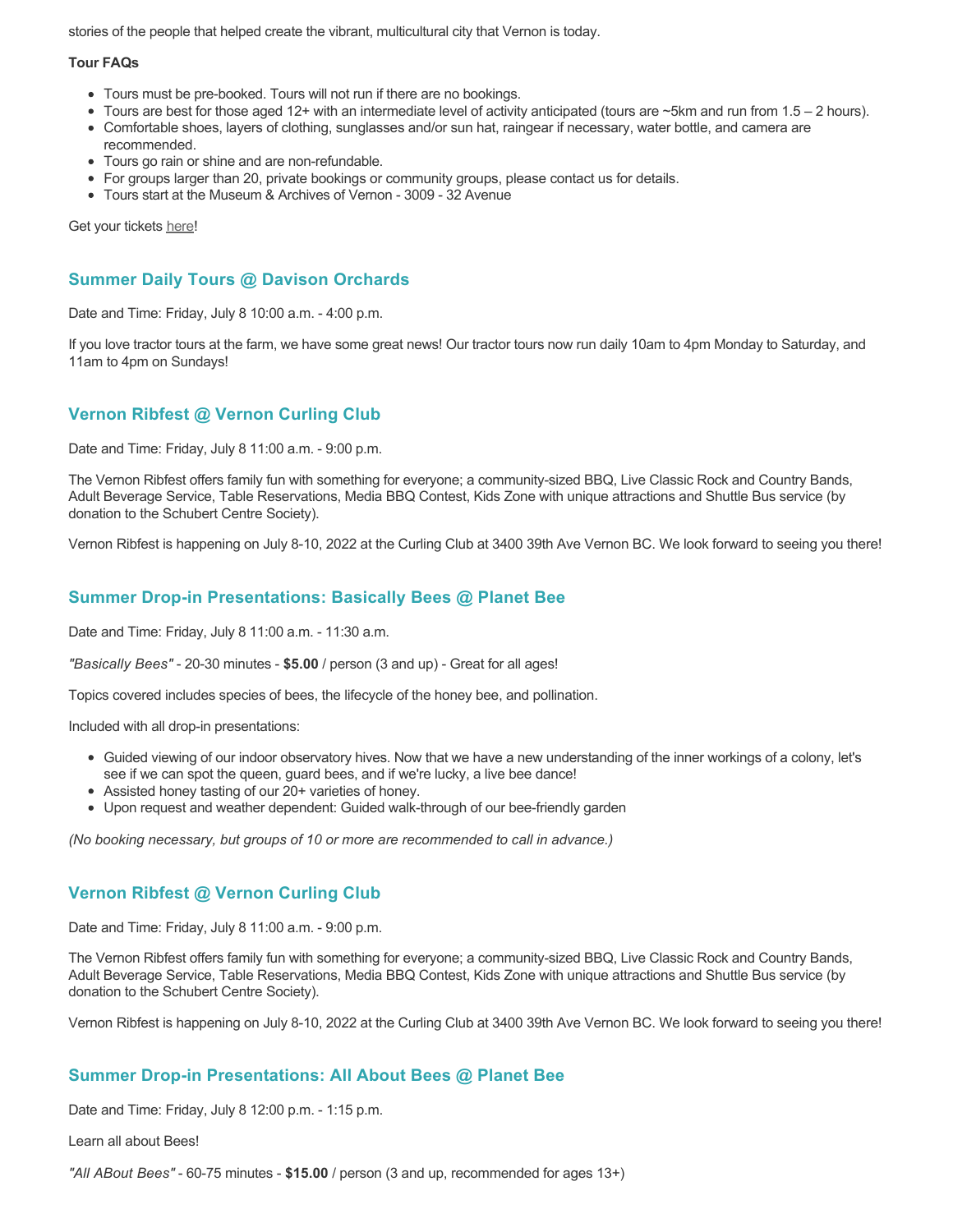stories of the people that helped create the vibrant, multicultural city that Vernon is today.

**Tour FAQs**

- Tours must be pre-booked. Tours will not run if there are no bookings.
- Tours are best for those aged 12+ with an intermediate level of activity anticipated (tours are ~5km and run from 1.5 – 2 hours).
- Comfortable shoes, layers of clothing, sunglasses and/or sun hat, raingear if necessary, water bottle, and camera are recommended.
- Tours go rain or shine and are non-refundable.
- For groups larger than 20, private bookings or community groups, please contact us for details.
- Tours start at the Museum & Archives of Vernon - 3009 - 32 Avenue

Get your tickets here!

### Summer Daily Tours @ Davison Orchards

Date and Time: Friday, July 8 10:00 a.m. - 4:00 p.m.

If you love tractor tours at the farm, we have some great news! Our tractor tours now run daily 10am to 4pm Monday to Saturday, and 11am to 4pm on Sundays!

### Vernon Ribfest @ Vernon Curling Club

Date and Time: Friday, July 8 11:00 a.m. - 9:00 p.m.

The Vernon Ribfest offers family fun with something for everyone; a community-sized BBQ, Live Classic Rock and Country Bands, Adult Beverage Service, Table Reservations, Media BBQ Contest, Kids Zone with unique attractions and Shuttle Bus service (by donation to the Schubert Centre Society).

Vernon Ribfest is happening on July 8-10, 2022 at the Curling Club at 3400 39th Ave Vernon BC. We look forward to seeing you there!

### Summer Drop-in Presentations: Basically Bees @ Planet Bee

Date and Time: Friday, July 8 11:00 a.m. - 11:30 a.m.

*"Basically Bees"* - 20-30 minutes - **$5.00** / person (3 and up) - Great for all ages!

Topics covered includes species of bees, the lifecycle of the honey bee, and pollination.

Included with all drop-in presentations:

- Guided viewing of our indoor observatory hives. Now that we have a new understanding of the inner workings of a colony, let's see if we can spot the queen, guard bees, and if we're lucky, a live bee dance!
- Assisted honey tasting of our 20+ varieties of honey.
- Upon request and weather dependent: Guided walk-through of our bee-friendly garden

*(No booking necessary, but groups of 10 or more are recommended to call in advance.)*

### Vernon Ribfest @ Vernon Curling Club

Date and Time: Friday, July 8 11:00 a.m. - 9:00 p.m.

The Vernon Ribfest offers family fun with something for everyone; a community-sized BBQ, Live Classic Rock and Country Bands, Adult Beverage Service, Table Reservations, Media BBQ Contest, Kids Zone with unique attractions and Shuttle Bus service (by donation to the Schubert Centre Society).

Vernon Ribfest is happening on July 8-10, 2022 at the Curling Club at 3400 39th Ave Vernon BC. We look forward to seeing you there!

### Summer Drop-in Presentations: All About Bees @ Planet Bee

Date and Time: Friday, July 8 12:00 p.m. - 1:15 p.m.

Learn all about Bees!

*"All ABout Bees"* - 60-75 minutes - **$15.00** / person (3 and up, recommended for ages 13+)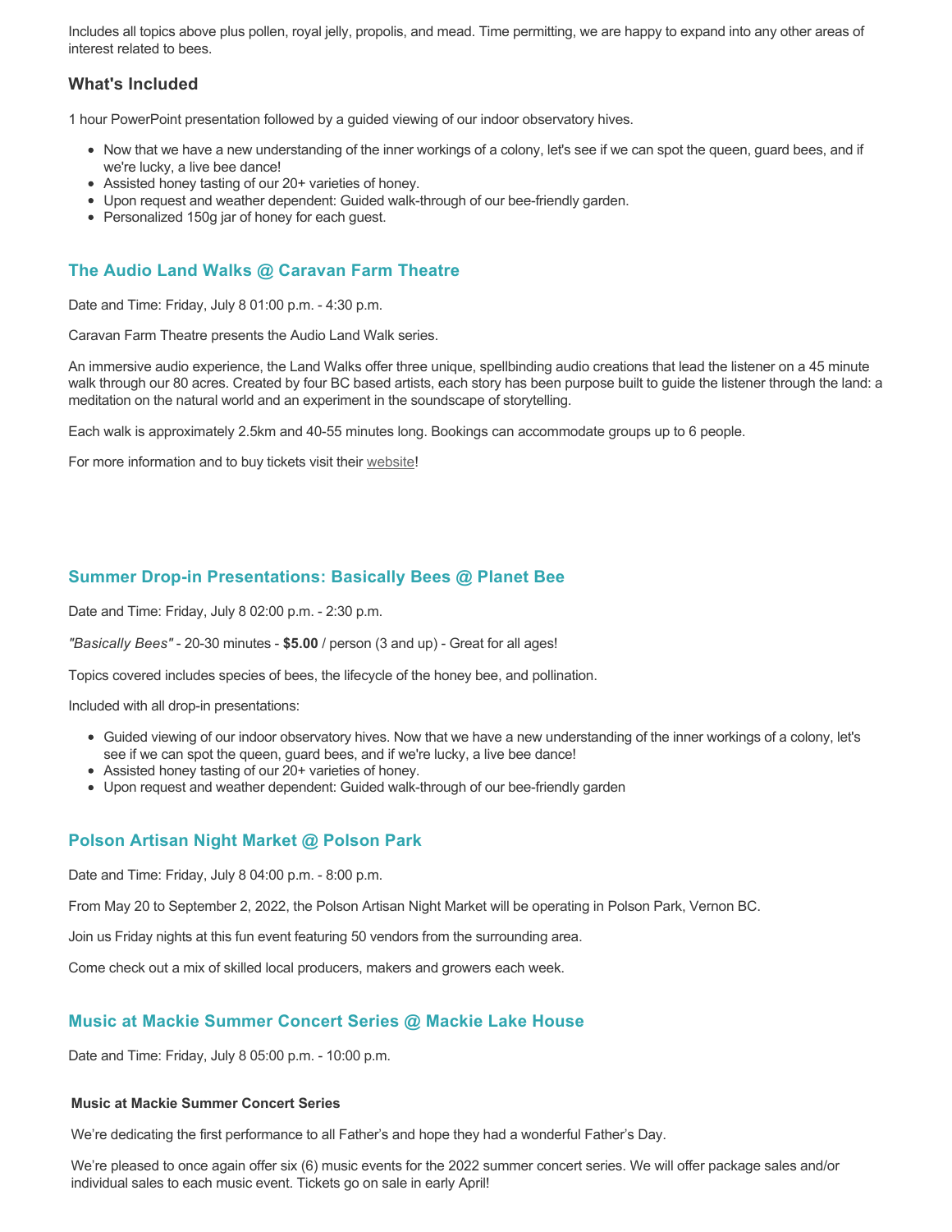Includes all topics above plus pollen, royal jelly, propolis, and mead. Time permitting, we are happy to expand into any other areas of interest related to bees.

### What's Included

1 hour PowerPoint presentation followed by a guided viewing of our indoor observatory hives.

- Now that we have a new understanding of the inner workings of a colony, let's see if we can spot the queen, guard bees, and if we're lucky, a live bee dance!
- Assisted honey tasting of our 20+ varieties of honey.
- Upon request and weather dependent: Guided walk-through of our bee-friendly garden.
- Personalized 150g jar of honey for each guest.

### The Audio Land Walks @ Caravan Farm Theatre

Date and Time: Friday, July 8 01:00 p.m. - 4:30 p.m.

Caravan Farm Theatre presents the Audio Land Walk series.

An immersive audio experience, the Land Walks offer three unique, spellbinding audio creations that lead the listener on a 45 minute walk through our 80 acres. Created by four BC based artists, each story has been purpose built to guide the listener through the land: a meditation on the natural world and an experiment in the soundscape of storytelling.

Each walk is approximately 2.5km and 40-55 minutes long. Bookings can accommodate groups up to 6 people.

For more information and to buy tickets visit their website!

### Summer Drop-in Presentations: Basically Bees @ Planet Bee

Date and Time: Friday, July 8 02:00 p.m. - 2:30 p.m.

*"Basically Bees"* - 20-30 minutes - **$5.00** / person (3 and up) - Great for all ages!

Topics covered includes species of bees, the lifecycle of the honey bee, and pollination.

Included with all drop-in presentations:

- Guided viewing of our indoor observatory hives. Now that we have a new understanding of the inner workings of a colony, let's see if we can spot the queen, guard bees, and if we're lucky, a live bee dance!
- Assisted honey tasting of our 20+ varieties of honey.
- Upon request and weather dependent: Guided walk-through of our bee-friendly garden

### Polson Artisan Night Market @ Polson Park

Date and Time: Friday, July 8 04:00 p.m. - 8:00 p.m.

From May 20 to September 2, 2022, the Polson Artisan Night Market will be operating in Polson Park, Vernon BC.

Join us Friday nights at this fun event featuring 50 vendors from the surrounding area.

Come check out a mix of skilled local producers, makers and growers each week.

### Music at Mackie Summer Concert Series @ Mackie Lake House

Date and Time: Friday, July 8 05:00 p.m. - 10:00 p.m.

**Music at Mackie Summer Concert Series**

We're dedicating the first performance to all Father's and hope they had a wonderful Father's Day.

We're pleased to once again offer six (6) music events for the 2022 summer concert series. We will offer package sales and/or individual sales to each music event. Tickets go on sale in early April!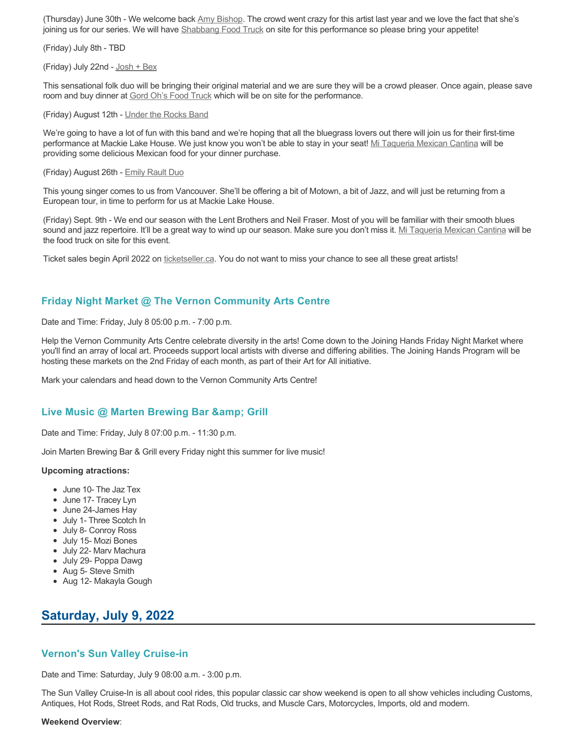(Thursday) June 30th - We welcome back Amy Bishop. The crowd went crazy for this artist last year and we love the fact that she's joining us for our series. We will have Shabbang Food Truck on site for this performance so please bring your appetite!

(Friday) July 8th - TBD

(Friday) July 22nd - Josh + Bex

This sensational folk duo will be bringing their original material and we are sure they will be a crowd pleaser. Once again, please save room and buy dinner at Gord Oh's Food Truck which will be on site for the performance.

(Friday) August 12th - Under the Rocks Band

We're going to have a lot of fun with this band and we're hoping that all the bluegrass lovers out there will join us for their first-time performance at Mackie Lake House. We just know you won't be able to stay in your seat! Mi Taqueria Mexican Cantina will be providing some delicious Mexican food for your dinner purchase.

(Friday) August 26th - Emily Rault Duo

This young singer comes to us from Vancouver. She'll be offering a bit of Motown, a bit of Jazz, and will just be returning from a European tour, in time to perform for us at Mackie Lake House.

(Friday) Sept. 9th - We end our season with the Lent Brothers and Neil Fraser. Most of you will be familiar with their smooth blues sound and jazz repertoire. It'll be a great way to wind up our season. Make sure you don't miss it. Mi Taqueria Mexican Cantina will be the food truck on site for this event.

Ticket sales begin April 2022 on ticketseller.ca. You do not want to miss your chance to see all these great artists!

### Friday Night Market @ The Vernon Community Arts Centre

Date and Time: Friday, July 8 05:00 p.m. - 7:00 p.m.

Help the Vernon Community Arts Centre celebrate diversity in the arts! Come down to the Joining Hands Friday Night Market where you'll find an array of local art. Proceeds support local artists with diverse and differing abilities. The Joining Hands Program will be hosting these markets on the 2nd Friday of each month, as part of their Art for All initiative.

Mark your calendars and head down to the Vernon Community Arts Centre!

### Live Music @ Marten Brewing Bar &amp; Grill

Date and Time: Friday, July 8 07:00 p.m. - 11:30 p.m.

Join Marten Brewing Bar & Grill every Friday night this summer for live music!

**Upcoming atractions:**

- June 10- The Jaz Tex
- June 17- Tracey Lyn
- June 24-James Hay
- July 1- Three Scotch In
- July 8- Conroy Ross
- July 15- Mozi Bones
- July 22- Marv Machura
- July 29- Poppa Dawg
- Aug 5- Steve Smith
- Aug 12- Makayla Gough

## Saturday, July 9, 2022

### Vernon's Sun Valley Cruise-in

Date and Time: Saturday, July 9 08:00 a.m. - 3:00 p.m.

The Sun Valley Cruise-In is all about cool rides, this popular classic car show weekend is open to all show vehicles including Customs, Antiques, Hot Rods, Street Rods, and Rat Rods, Old trucks, and Muscle Cars, Motorcycles, Imports, old and modern.

**Weekend Overview**: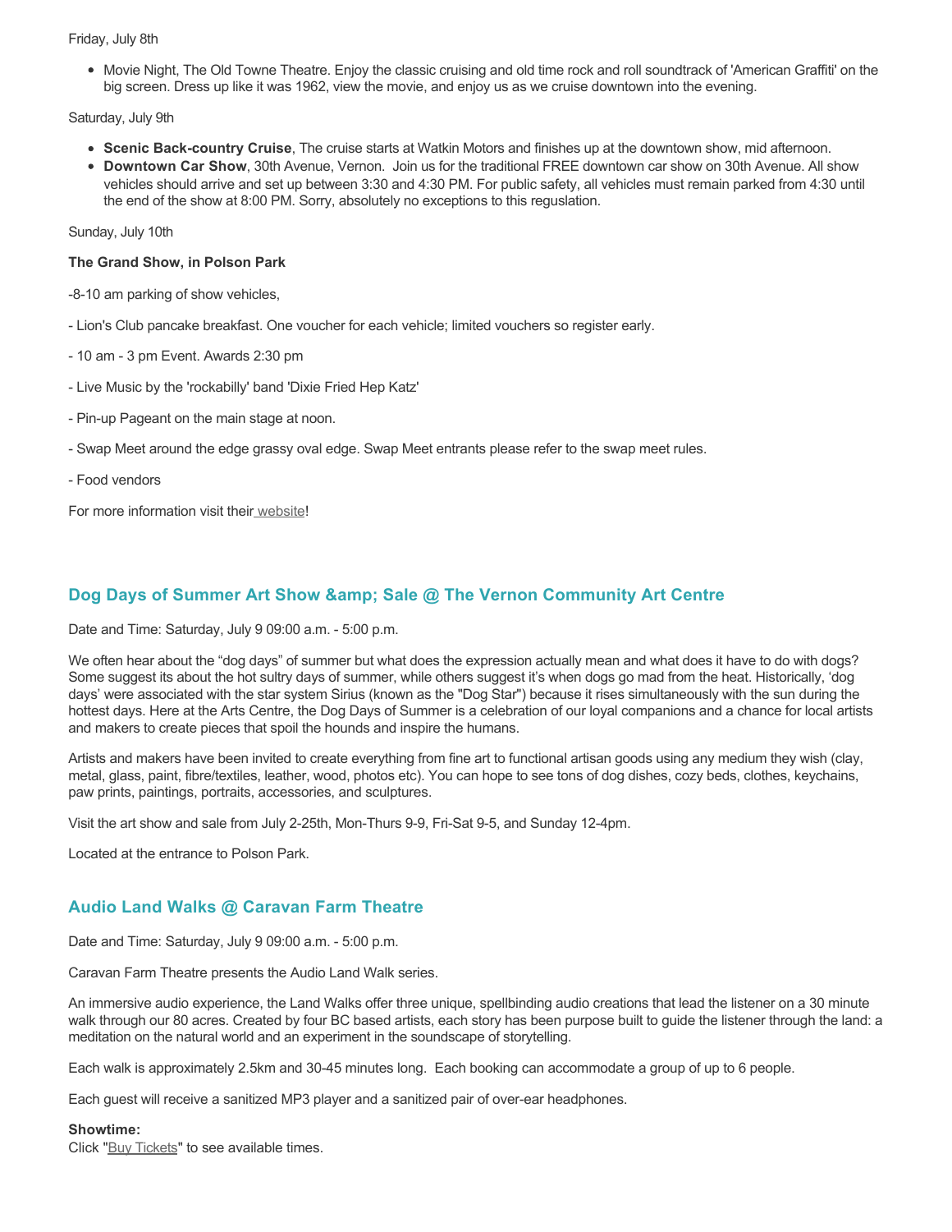Friday, July 8th

- Movie Night, The Old Towne Theatre. Enjoy the classic cruising and old time rock and roll soundtrack of 'American Graffiti' on the big screen. Dress up like it was 1962, view the movie, and enjoy us as we cruise downtown into the evening.

Saturday, July 9th

- **Scenic Back-country Cruise**, The cruise starts at Watkin Motors and finishes up at the downtown show, mid afternoon.
- **Downtown Car Show**, 30th Avenue, Vernon. Join us for the traditional FREE downtown car show on 30th Avenue. All show vehicles should arrive and set up between 3:30 and 4:30 PM. For public safety, all vehicles must remain parked from 4:30 until the end of the show at 8:00 PM. Sorry, absolutely no exceptions to this regulation.

Sunday, July 10th

**The Grand Show, in Polson Park**

-8-10 am parking of show vehicles,

- Lion's Club pancake breakfast. One voucher for each vehicle; limited vouchers so register early.

- 10 am - 3 pm Event. Awards 2:30 pm

- Live Music by the 'rockabilly' band 'Dixie Fried Hep Katz'

- Pin-up Pageant on the main stage at noon.

- Swap Meet around the edge grassy oval edge. Swap Meet entrants please refer to the swap meet rules.

- Food vendors

For more information visit their website!

## Dog Days of Summer Art Show &amp; Sale @ The Vernon Community Art Centre

Date and Time: Saturday, July 9 09:00 a.m. - 5:00 p.m.

We often hear about the "dog days" of summer but what does the expression actually mean and what does it have to do with dogs? Some suggest its about the hot sultry days of summer, while others suggest it's when dogs go mad from the heat. Historically, 'dog days' were associated with the star system Sirius (known as the "Dog Star") because it rises simultaneously with the sun during the hottest days. Here at the Arts Centre, the Dog Days of Summer is a celebration of our loyal companions and a chance for local artists and makers to create pieces that spoil the hounds and inspire the humans.

Artists and makers have been invited to create everything from fine art to functional artisan goods using any medium they wish (clay, metal, glass, paint, fibre/textiles, leather, wood, photos etc). You can hope to see tons of dog dishes, cozy beds, clothes, keychains, paw prints, paintings, portraits, accessories, and sculptures.

Visit the art show and sale from July 2-25th, Mon-Thurs 9-9, Fri-Sat 9-5, and Sunday 12-4pm.

Located at the entrance to Polson Park.

## Audio Land Walks @ Caravan Farm Theatre

Date and Time: Saturday, July 9 09:00 a.m. - 5:00 p.m.

Caravan Farm Theatre presents the Audio Land Walk series.

An immersive audio experience, the Land Walks offer three unique, spellbinding audio creations that lead the listener on a 30 minute walk through our 80 acres. Created by four BC based artists, each story has been purpose built to guide the listener through the land: a meditation on the natural world and an experiment in the soundscape of storytelling.

Each walk is approximately 2.5km and 30-45 minutes long. Each booking can accommodate a group of up to 6 people.

Each guest will receive a sanitized MP3 player and a sanitized pair of over-ear headphones.

**Showtime:**
Click "Buy Tickets" to see available times.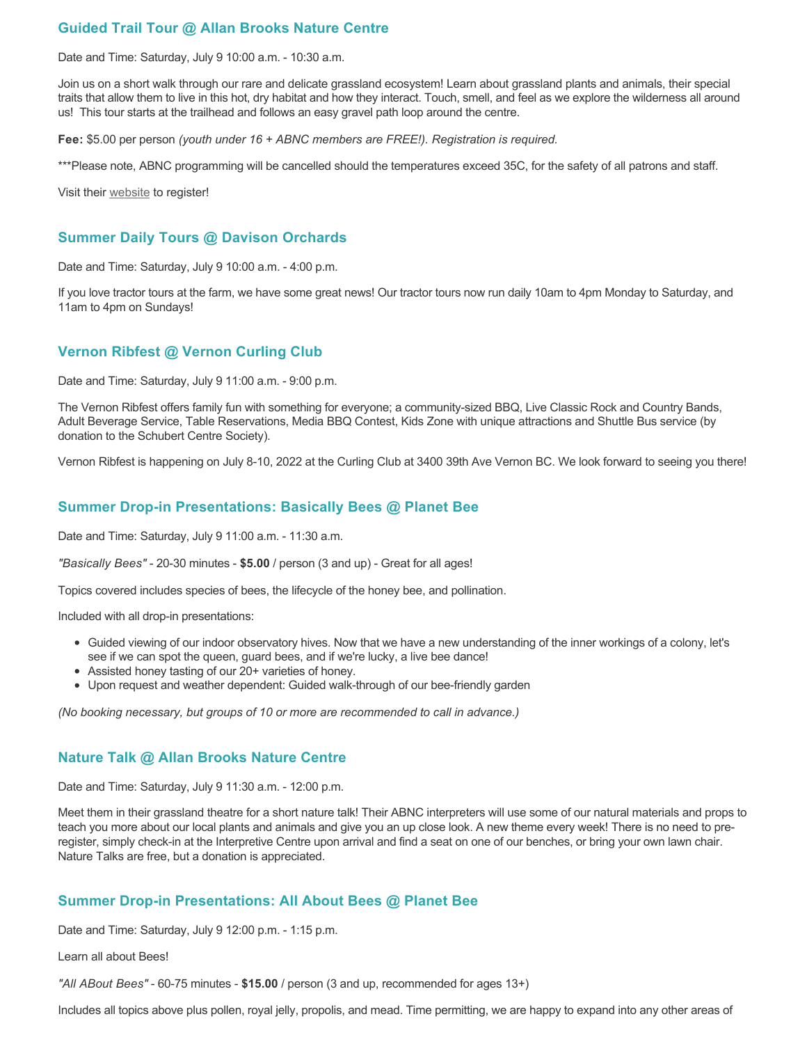### Guided Trail Tour @ Allan Brooks Nature Centre

Date and Time: Saturday, July 9 10:00 a.m. - 10:30 a.m.

Join us on a short walk through our rare and delicate grassland ecosystem! Learn about grassland plants and animals, their special traits that allow them to live in this hot, dry habitat and how they interact. Touch, smell, and feel as we explore the wilderness all around us! This tour starts at the trailhead and follows an easy gravel path loop around the centre.

**Fee:** $5.00 per person *(youth under 16 + ABNC members are FREE!). Registration is required.*

***Please note, ABNC programming will be cancelled should the temperatures exceed 35C, for the safety of all patrons and staff.

Visit their website to register!

### Summer Daily Tours @ Davison Orchards

Date and Time: Saturday, July 9 10:00 a.m. - 4:00 p.m.

If you love tractor tours at the farm, we have some great news! Our tractor tours now run daily 10am to 4pm Monday to Saturday, and 11am to 4pm on Sundays!

### Vernon Ribfest @ Vernon Curling Club

Date and Time: Saturday, July 9 11:00 a.m. - 9:00 p.m.

The Vernon Ribfest offers family fun with something for everyone; a community-sized BBQ, Live Classic Rock and Country Bands, Adult Beverage Service, Table Reservations, Media BBQ Contest, Kids Zone with unique attractions and Shuttle Bus service (by donation to the Schubert Centre Society).

Vernon Ribfest is happening on July 8-10, 2022 at the Curling Club at 3400 39th Ave Vernon BC. We look forward to seeing you there!

### Summer Drop-in Presentations: Basically Bees @ Planet Bee

Date and Time: Saturday, July 9 11:00 a.m. - 11:30 a.m.

*"Basically Bees"* - 20-30 minutes - **$5.00** / person (3 and up) - Great for all ages!

Topics covered includes species of bees, the lifecycle of the honey bee, and pollination.

Included with all drop-in presentations:

- Guided viewing of our indoor observatory hives. Now that we have a new understanding of the inner workings of a colony, let's see if we can spot the queen, guard bees, and if we're lucky, a live bee dance!
- Assisted honey tasting of our 20+ varieties of honey.
- Upon request and weather dependent: Guided walk-through of our bee-friendly garden

*(No booking necessary, but groups of 10 or more are recommended to call in advance.)*

### Nature Talk @ Allan Brooks Nature Centre

Date and Time: Saturday, July 9 11:30 a.m. - 12:00 p.m.

Meet them in their grassland theatre for a short nature talk! Their ABNC interpreters will use some of our natural materials and props to teach you more about our local plants and animals and give you an up close look. A new theme every week! There is no need to pre-register, simply check-in at the Interpretive Centre upon arrival and find a seat on one of our benches, or bring your own lawn chair. Nature Talks are free, but a donation is appreciated.

### Summer Drop-in Presentations: All About Bees @ Planet Bee

Date and Time: Saturday, July 9 12:00 p.m. - 1:15 p.m.

Learn all about Bees!

*"All ABout Bees"* - 60-75 minutes - **$15.00** / person (3 and up, recommended for ages 13+)

Includes all topics above plus pollen, royal jelly, propolis, and mead. Time permitting, we are happy to expand into any other areas of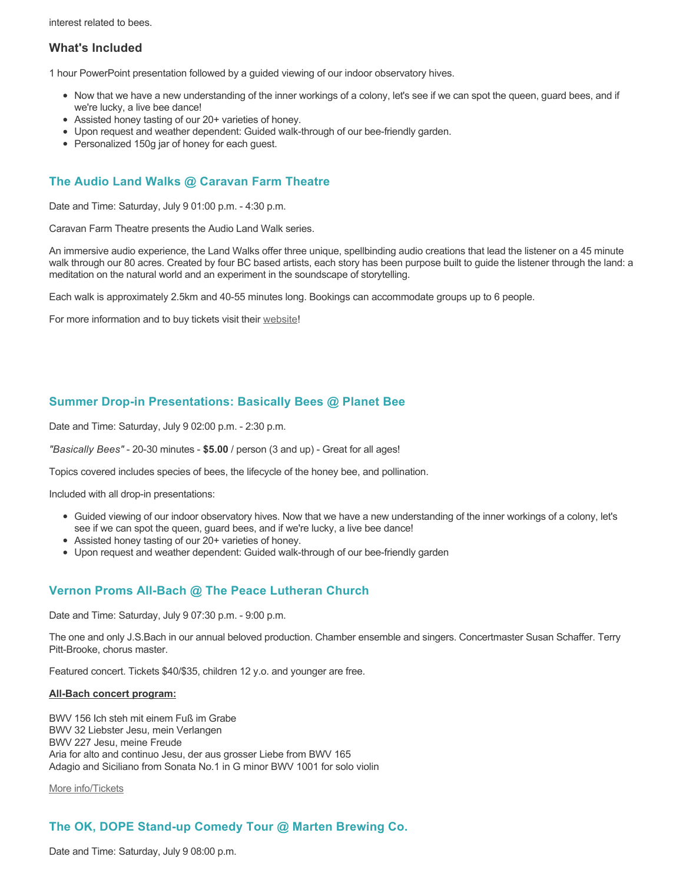interest related to bees.

### What's Included

1 hour PowerPoint presentation followed by a guided viewing of our indoor observatory hives.

- Now that we have a new understanding of the inner workings of a colony, let's see if we can spot the queen, guard bees, and if we're lucky, a live bee dance!
- Assisted honey tasting of our 20+ varieties of honey.
- Upon request and weather dependent: Guided walk-through of our bee-friendly garden.
- Personalized 150g jar of honey for each guest.

### The Audio Land Walks @ Caravan Farm Theatre

Date and Time: Saturday, July 9 01:00 p.m. - 4:30 p.m.

Caravan Farm Theatre presents the Audio Land Walk series.

An immersive audio experience, the Land Walks offer three unique, spellbinding audio creations that lead the listener on a 45 minute walk through our 80 acres. Created by four BC based artists, each story has been purpose built to guide the listener through the land: a meditation on the natural world and an experiment in the soundscape of storytelling.

Each walk is approximately 2.5km and 40-55 minutes long. Bookings can accommodate groups up to 6 people.

For more information and to buy tickets visit their website!

### Summer Drop-in Presentations: Basically Bees @ Planet Bee

Date and Time: Saturday, July 9 02:00 p.m. - 2:30 p.m.

*"Basically Bees"* - 20-30 minutes - **$5.00** / person (3 and up) - Great for all ages!

Topics covered includes species of bees, the lifecycle of the honey bee, and pollination.

Included with all drop-in presentations:

- Guided viewing of our indoor observatory hives. Now that we have a new understanding of the inner workings of a colony, let's see if we can spot the queen, guard bees, and if we're lucky, a live bee dance!
- Assisted honey tasting of our 20+ varieties of honey.
- Upon request and weather dependent: Guided walk-through of our bee-friendly garden

### Vernon Proms All-Bach @ The Peace Lutheran Church

Date and Time: Saturday, July 9 07:30 p.m. - 9:00 p.m.

The one and only J.S.Bach in our annual beloved production. Chamber ensemble and singers. Concertmaster Susan Schaffer. Terry Pitt-Brooke, chorus master.

Featured concert. Tickets $40/$35, children 12 y.o. and younger are free.

**All-Bach concert program:**

BWV 156 Ich steh mit einem Fuß im Grabe
BWV 32 Liebster Jesu, mein Verlangen
BWV 227 Jesu, meine Freude
Aria for alto and continuo Jesu, der aus grosser Liebe from BWV 165
Adagio and Siciliano from Sonata No.1 in G minor BWV 1001 for solo violin

More info/Tickets

### The OK, DOPE Stand-up Comedy Tour @ Marten Brewing Co.

Date and Time: Saturday, July 9 08:00 p.m.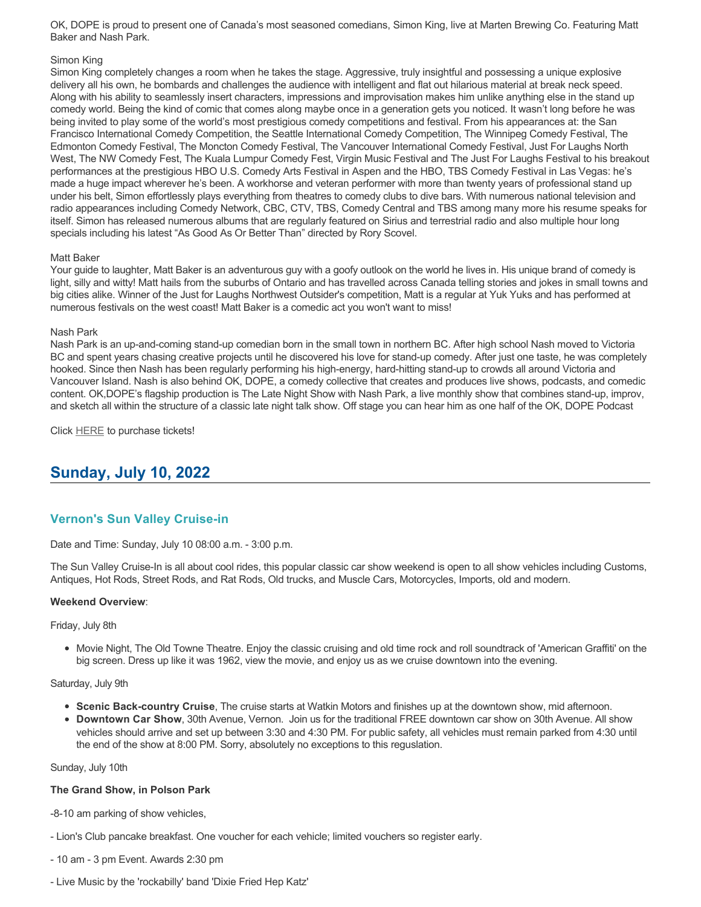OK, DOPE is proud to present one of Canada's most seasoned comedians, Simon King, live at Marten Brewing Co. Featuring Matt Baker and Nash Park.

Simon King
Simon King completely changes a room when he takes the stage. Aggressive, truly insightful and possessing a unique explosive delivery all his own, he bombards and challenges the audience with intelligent and flat out hilarious material at break neck speed. Along with his ability to seamlessly insert characters, impressions and improvisation makes him unlike anything else in the stand up comedy world. Being the kind of comic that comes along maybe once in a generation gets you noticed. It wasn't long before he was being invited to play some of the world's most prestigious comedy competitions and festival. From his appearances at: the San Francisco International Comedy Competition, the Seattle International Comedy Competition, The Winnipeg Comedy Festival, The Edmonton Comedy Festival, The Moncton Comedy Festival, The Vancouver International Comedy Festival, Just For Laughs North West, The NW Comedy Fest, The Kuala Lumpur Comedy Fest, Virgin Music Festival and The Just For Laughs Festival to his breakout performances at the prestigious HBO U.S. Comedy Arts Festival in Aspen and the HBO, TBS Comedy Festival in Las Vegas: he's made a huge impact wherever he's been. A workhorse and veteran performer with more than twenty years of professional stand up under his belt, Simon effortlessly plays everything from theatres to comedy clubs to dive bars. With numerous national television and radio appearances including Comedy Network, CBC, CTV, TBS, Comedy Central and TBS among many more his resume speaks for itself. Simon has released numerous albums that are regularly featured on Sirius and terrestrial radio and also multiple hour long specials including his latest "As Good As Or Better Than" directed by Rory Scovel.

Matt Baker
Your guide to laughter, Matt Baker is an adventurous guy with a goofy outlook on the world he lives in. His unique brand of comedy is light, silly and witty! Matt hails from the suburbs of Ontario and has travelled across Canada telling stories and jokes in small towns and big cities alike. Winner of the Just for Laughs Northwest Outsider's competition, Matt is a regular at Yuk Yuks and has performed at numerous festivals on the west coast! Matt Baker is a comedic act you won't want to miss!

Nash Park
Nash Park is an up-and-coming stand-up comedian born in the small town in northern BC. After high school Nash moved to Victoria BC and spent years chasing creative projects until he discovered his love for stand-up comedy. After just one taste, he was completely hooked. Since then Nash has been regularly performing his high-energy, hard-hitting stand-up to crowds all around Victoria and Vancouver Island. Nash is also behind OK, DOPE, a comedy collective that creates and produces live shows, podcasts, and comedic content. OK,DOPE's flagship production is The Late Night Show with Nash Park, a live monthly show that combines stand-up, improv, and sketch all within the structure of a classic late night talk show. Off stage you can hear him as one half of the OK, DOPE Podcast

Click HERE to purchase tickets!

## Sunday, July 10, 2022

### Vernon's Sun Valley Cruise-in

Date and Time: Sunday, July 10 08:00 a.m. - 3:00 p.m.

The Sun Valley Cruise-In is all about cool rides, this popular classic car show weekend is open to all show vehicles including Customs, Antiques, Hot Rods, Street Rods, and Rat Rods, Old trucks, and Muscle Cars, Motorcycles, Imports, old and modern.

**Weekend Overview**:

Friday, July 8th

- Movie Night, The Old Towne Theatre. Enjoy the classic cruising and old time rock and roll soundtrack of 'American Graffiti' on the big screen. Dress up like it was 1962, view the movie, and enjoy us as we cruise downtown into the evening.

Saturday, July 9th

- **Scenic Back-country Cruise**, The cruise starts at Watkin Motors and finishes up at the downtown show, mid afternoon.
- **Downtown Car Show**, 30th Avenue, Vernon. Join us for the traditional FREE downtown car show on 30th Avenue. All show vehicles should arrive and set up between 3:30 and 4:30 PM. For public safety, all vehicles must remain parked from 4:30 until the end of the show at 8:00 PM. Sorry, absolutely no exceptions to this regulation.

Sunday, July 10th

**The Grand Show, in Polson Park**

-8-10 am parking of show vehicles,

- Lion's Club pancake breakfast. One voucher for each vehicle; limited vouchers so register early.

- 10 am - 3 pm Event. Awards 2:30 pm

- Live Music by the 'rockabilly' band 'Dixie Fried Hep Katz'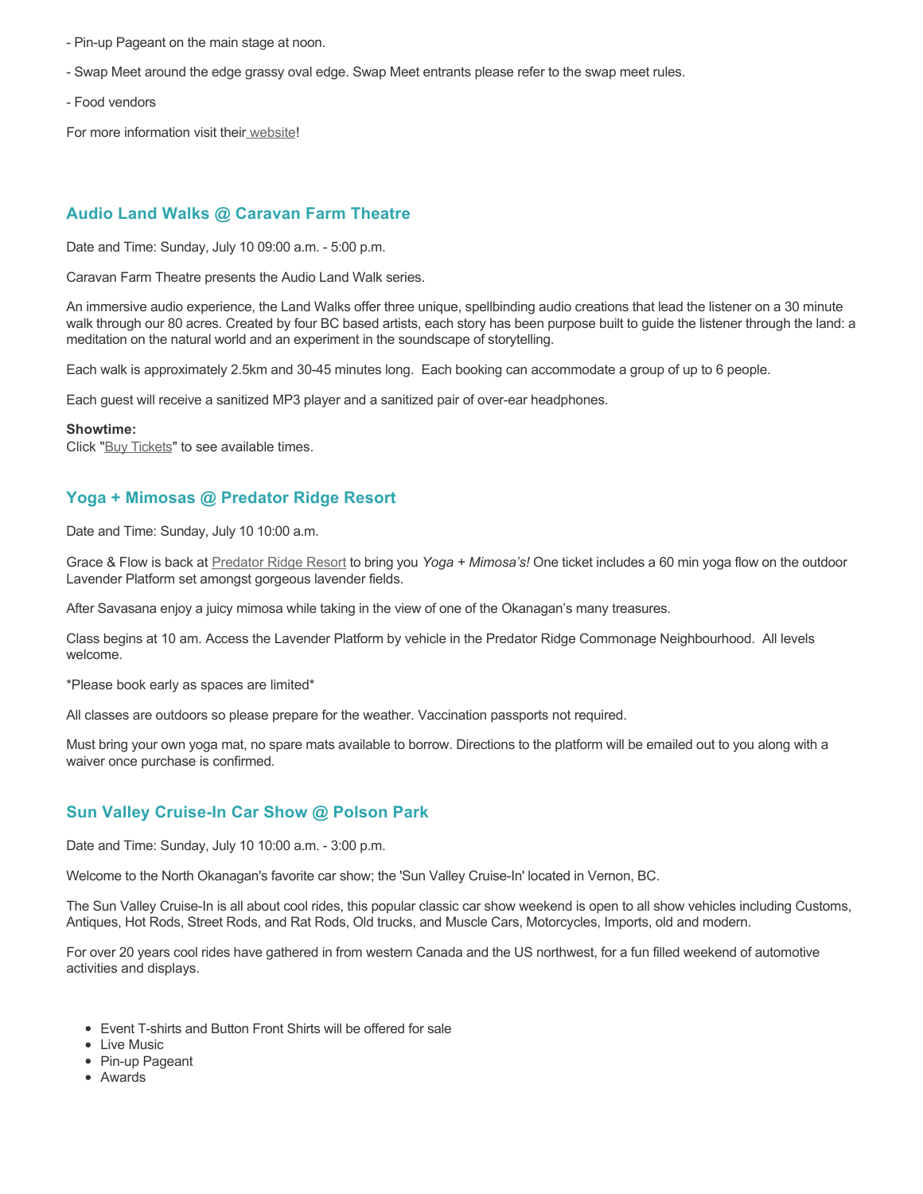- Pin-up Pageant on the main stage at noon.

- Swap Meet around the edge grassy oval edge. Swap Meet entrants please refer to the swap meet rules.

- Food vendors

For more information visit their website!

## Audio Land Walks @ Caravan Farm Theatre

Date and Time: Sunday, July 10 09:00 a.m. - 5:00 p.m.

Caravan Farm Theatre presents the Audio Land Walk series.

An immersive audio experience, the Land Walks offer three unique, spellbinding audio creations that lead the listener on a 30 minute walk through our 80 acres. Created by four BC based artists, each story has been purpose built to guide the listener through the land: a meditation on the natural world and an experiment in the soundscape of storytelling.

Each walk is approximately 2.5km and 30-45 minutes long. Each booking can accommodate a group of up to 6 people.

Each guest will receive a sanitized MP3 player and a sanitized pair of over-ear headphones.

**Showtime:**
Click "Buy Tickets" to see available times.

## Yoga + Mimosas @ Predator Ridge Resort

Date and Time: Sunday, July 10 10:00 a.m.

Grace & Flow is back at Predator Ridge Resort to bring you *Yoga + Mimosa's!* One ticket includes a 60 min yoga flow on the outdoor Lavender Platform set amongst gorgeous lavender fields.

After Savasana enjoy a juicy mimosa while taking in the view of one of the Okanagan's many treasures.

Class begins at 10 am. Access the Lavender Platform by vehicle in the Predator Ridge Commonage Neighbourhood. All levels welcome.

*Please book early as spaces are limited*

All classes are outdoors so please prepare for the weather. Vaccination passports not required.

Must bring your own yoga mat, no spare mats available to borrow. Directions to the platform will be emailed out to you along with a waiver once purchase is confirmed.

## Sun Valley Cruise-In Car Show @ Polson Park

Date and Time: Sunday, July 10 10:00 a.m. - 3:00 p.m.

Welcome to the North Okanagan's favorite car show; the 'Sun Valley Cruise-In' located in Vernon, BC.

The Sun Valley Cruise-In is all about cool rides, this popular classic car show weekend is open to all show vehicles including Customs, Antiques, Hot Rods, Street Rods, and Rat Rods, Old trucks, and Muscle Cars, Motorcycles, Imports, old and modern.

For over 20 years cool rides have gathered in from western Canada and the US northwest, for a fun filled weekend of automotive activities and displays.

- Event T-shirts and Button Front Shirts will be offered for sale
- Live Music
- Pin-up Pageant
- Awards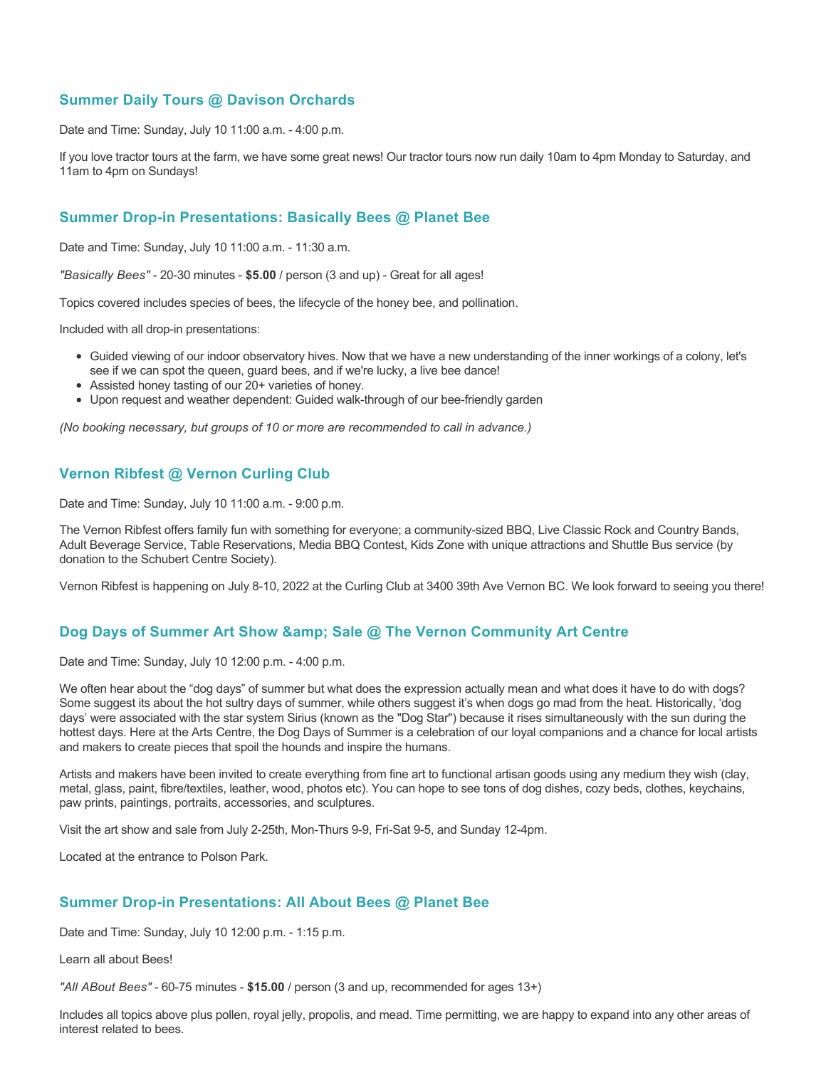### Summer Daily Tours @ Davison Orchards

Date and Time: Sunday, July 10 11:00 a.m. - 4:00 p.m.

If you love tractor tours at the farm, we have some great news! Our tractor tours now run daily 10am to 4pm Monday to Saturday, and 11am to 4pm on Sundays!

### Summer Drop-in Presentations: Basically Bees @ Planet Bee

Date and Time: Sunday, July 10 11:00 a.m. - 11:30 a.m.

*"Basically Bees"* - 20-30 minutes - **$5.00** / person (3 and up) - Great for all ages!

Topics covered includes species of bees, the lifecycle of the honey bee, and pollination.

Included with all drop-in presentations:

- Guided viewing of our indoor observatory hives. Now that we have a new understanding of the inner workings of a colony, let's see if we can spot the queen, guard bees, and if we're lucky, a live bee dance!
- Assisted honey tasting of our 20+ varieties of honey.
- Upon request and weather dependent: Guided walk-through of our bee-friendly garden

*(No booking necessary, but groups of 10 or more are recommended to call in advance.)*

### Vernon Ribfest @ Vernon Curling Club

Date and Time: Sunday, July 10 11:00 a.m. - 9:00 p.m.

The Vernon Ribfest offers family fun with something for everyone; a community-sized BBQ, Live Classic Rock and Country Bands, Adult Beverage Service, Table Reservations, Media BBQ Contest, Kids Zone with unique attractions and Shuttle Bus service (by donation to the Schubert Centre Society).

Vernon Ribfest is happening on July 8-10, 2022 at the Curling Club at 3400 39th Ave Vernon BC. We look forward to seeing you there!

### Dog Days of Summer Art Show &amp; Sale @ The Vernon Community Art Centre

Date and Time: Sunday, July 10 12:00 p.m. - 4:00 p.m.

We often hear about the “dog days” of summer but what does the expression actually mean and what does it have to do with dogs? Some suggest its about the hot sultry days of summer, while others suggest it’s when dogs go mad from the heat. Historically, ‘dog days’ were associated with the star system Sirius (known as the "Dog Star") because it rises simultaneously with the sun during the hottest days. Here at the Arts Centre, the Dog Days of Summer is a celebration of our loyal companions and a chance for local artists and makers to create pieces that spoil the hounds and inspire the humans.

Artists and makers have been invited to create everything from fine art to functional artisan goods using any medium they wish (clay, metal, glass, paint, fibre/textiles, leather, wood, photos etc). You can hope to see tons of dog dishes, cozy beds, clothes, keychains, paw prints, paintings, portraits, accessories, and sculptures.

Visit the art show and sale from July 2-25th, Mon-Thurs 9-9, Fri-Sat 9-5, and Sunday 12-4pm.

Located at the entrance to Polson Park.

### Summer Drop-in Presentations: All About Bees @ Planet Bee

Date and Time: Sunday, July 10 12:00 p.m. - 1:15 p.m.

Learn all about Bees!

*"All ABout Bees"* - 60-75 minutes - **$15.00** / person (3 and up, recommended for ages 13+)

Includes all topics above plus pollen, royal jelly, propolis, and mead. Time permitting, we are happy to expand into any other areas of interest related to bees.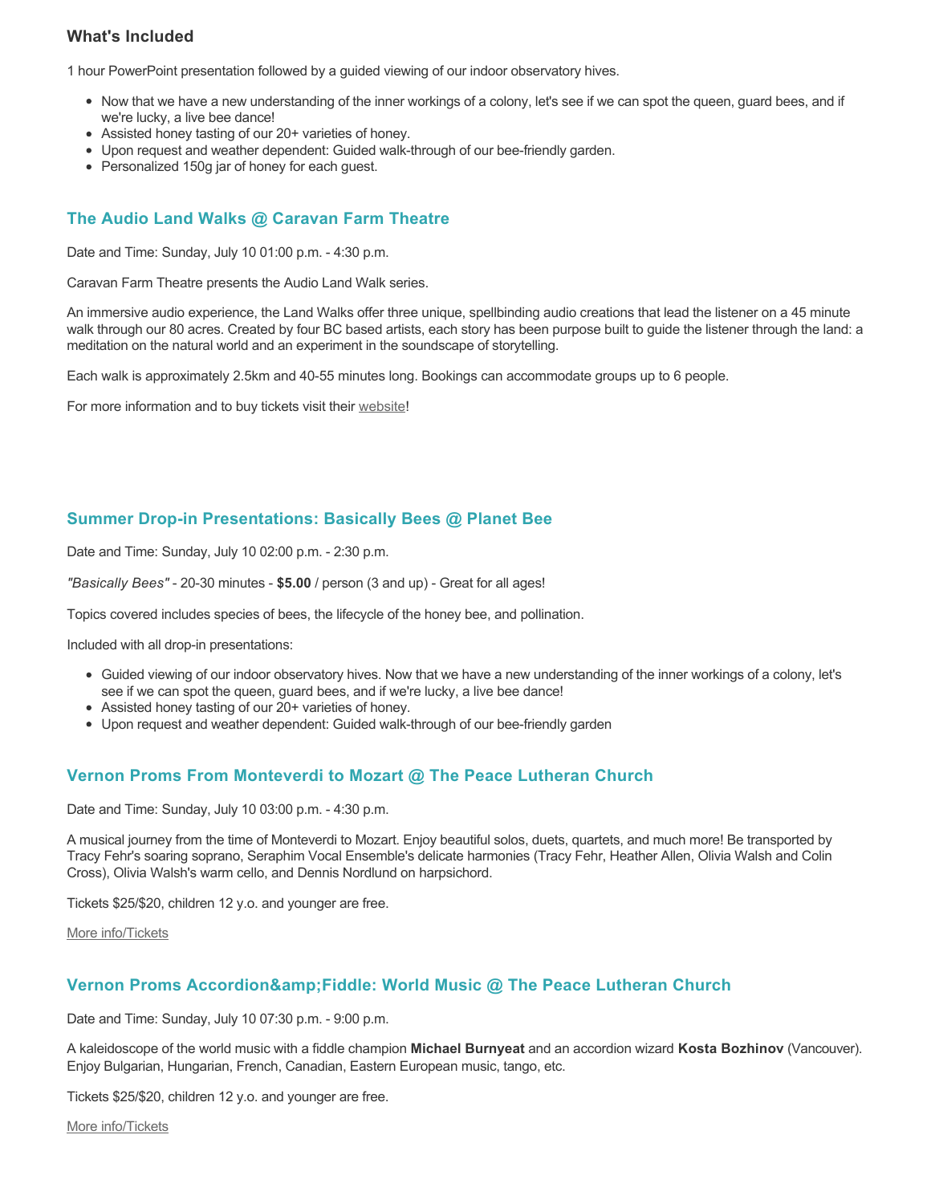### What's Included

1 hour PowerPoint presentation followed by a guided viewing of our indoor observatory hives.

- Now that we have a new understanding of the inner workings of a colony, let's see if we can spot the queen, guard bees, and if we're lucky, a live bee dance!
- Assisted honey tasting of our 20+ varieties of honey.
- Upon request and weather dependent: Guided walk-through of our bee-friendly garden.
- Personalized 150g jar of honey for each guest.

### The Audio Land Walks @ Caravan Farm Theatre

Date and Time: Sunday, July 10 01:00 p.m. - 4:30 p.m.

Caravan Farm Theatre presents the Audio Land Walk series.

An immersive audio experience, the Land Walks offer three unique, spellbinding audio creations that lead the listener on a 45 minute walk through our 80 acres. Created by four BC based artists, each story has been purpose built to guide the listener through the land: a meditation on the natural world and an experiment in the soundscape of storytelling.

Each walk is approximately 2.5km and 40-55 minutes long. Bookings can accommodate groups up to 6 people.

For more information and to buy tickets visit their website!

### Summer Drop-in Presentations: Basically Bees @ Planet Bee

Date and Time: Sunday, July 10 02:00 p.m. - 2:30 p.m.

*"Basically Bees"* - 20-30 minutes - **$5.00** / person (3 and up) - Great for all ages!

Topics covered includes species of bees, the lifecycle of the honey bee, and pollination.

Included with all drop-in presentations:

- Guided viewing of our indoor observatory hives. Now that we have a new understanding of the inner workings of a colony, let's see if we can spot the queen, guard bees, and if we're lucky, a live bee dance!
- Assisted honey tasting of our 20+ varieties of honey.
- Upon request and weather dependent: Guided walk-through of our bee-friendly garden

### Vernon Proms From Monteverdi to Mozart @ The Peace Lutheran Church

Date and Time: Sunday, July 10 03:00 p.m. - 4:30 p.m.

A musical journey from the time of Monteverdi to Mozart. Enjoy beautiful solos, duets, quartets, and much more! Be transported by Tracy Fehr's soaring soprano, Seraphim Vocal Ensemble's delicate harmonies (Tracy Fehr, Heather Allen, Olivia Walsh and Colin Cross), Olivia Walsh's warm cello, and Dennis Nordlund on harpsichord.

Tickets $25/$20, children 12 y.o. and younger are free.

More info/Tickets

### Vernon Proms Accordion&amp;Fiddle: World Music @ The Peace Lutheran Church

Date and Time: Sunday, July 10 07:30 p.m. - 9:00 p.m.

A kaleidoscope of the world music with a fiddle champion **Michael Burnyeat** and an accordion wizard **Kosta Bozhinov** (Vancouver). Enjoy Bulgarian, Hungarian, French, Canadian, Eastern European music, tango, etc.

Tickets $25/$20, children 12 y.o. and younger are free.

More info/Tickets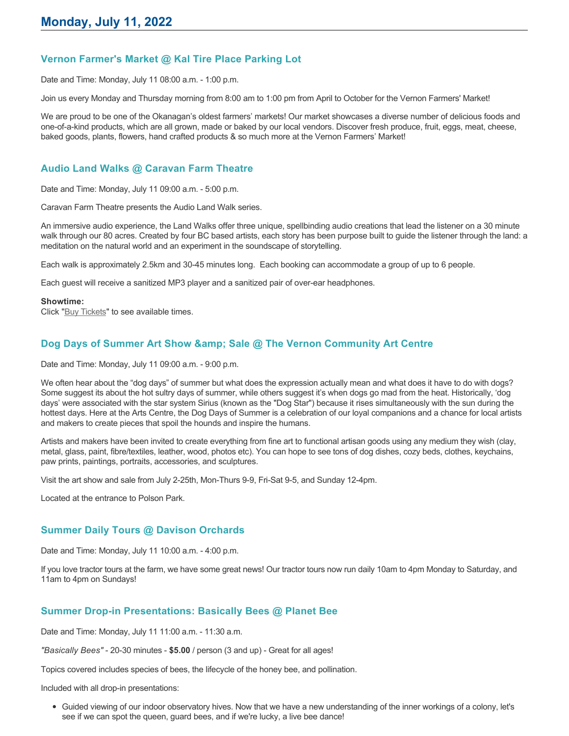# Monday, July 11, 2022

## Vernon Farmer's Market @ Kal Tire Place Parking Lot

Date and Time: Monday, July 11 08:00 a.m. - 1:00 p.m.

Join us every Monday and Thursday morning from 8:00 am to 1:00 pm from April to October for the Vernon Farmers' Market!

We are proud to be one of the Okanagan's oldest farmers' markets! Our market showcases a diverse number of delicious foods and one-of-a-kind products, which are all grown, made or baked by our local vendors. Discover fresh produce, fruit, eggs, meat, cheese, baked goods, plants, flowers, hand crafted products & so much more at the Vernon Farmers' Market!

## Audio Land Walks @ Caravan Farm Theatre

Date and Time: Monday, July 11 09:00 a.m. - 5:00 p.m.

Caravan Farm Theatre presents the Audio Land Walk series.

An immersive audio experience, the Land Walks offer three unique, spellbinding audio creations that lead the listener on a 30 minute walk through our 80 acres. Created by four BC based artists, each story has been purpose built to guide the listener through the land: a meditation on the natural world and an experiment in the soundscape of storytelling.

Each walk is approximately 2.5km and 30-45 minutes long. Each booking can accommodate a group of up to 6 people.

Each guest will receive a sanitized MP3 player and a sanitized pair of over-ear headphones.

**Showtime:**
Click "Buy Tickets" to see available times.

## Dog Days of Summer Art Show &amp; Sale @ The Vernon Community Art Centre

Date and Time: Monday, July 11 09:00 a.m. - 9:00 p.m.

We often hear about the "dog days" of summer but what does the expression actually mean and what does it have to do with dogs? Some suggest its about the hot sultry days of summer, while others suggest it's when dogs go mad from the heat. Historically, 'dog days' were associated with the star system Sirius (known as the "Dog Star") because it rises simultaneously with the sun during the hottest days. Here at the Arts Centre, the Dog Days of Summer is a celebration of our loyal companions and a chance for local artists and makers to create pieces that spoil the hounds and inspire the humans.

Artists and makers have been invited to create everything from fine art to functional artisan goods using any medium they wish (clay, metal, glass, paint, fibre/textiles, leather, wood, photos etc). You can hope to see tons of dog dishes, cozy beds, clothes, keychains, paw prints, paintings, portraits, accessories, and sculptures.

Visit the art show and sale from July 2-25th, Mon-Thurs 9-9, Fri-Sat 9-5, and Sunday 12-4pm.

Located at the entrance to Polson Park.

## Summer Daily Tours @ Davison Orchards

Date and Time: Monday, July 11 10:00 a.m. - 4:00 p.m.

If you love tractor tours at the farm, we have some great news! Our tractor tours now run daily 10am to 4pm Monday to Saturday, and 11am to 4pm on Sundays!

## Summer Drop-in Presentations: Basically Bees @ Planet Bee

Date and Time: Monday, July 11 11:00 a.m. - 11:30 a.m.

*"Basically Bees"* - 20-30 minutes - **$5.00** / person (3 and up) - Great for all ages!

Topics covered includes species of bees, the lifecycle of the honey bee, and pollination.

Included with all drop-in presentations:

- Guided viewing of our indoor observatory hives. Now that we have a new understanding of the inner workings of a colony, let's see if we can spot the queen, guard bees, and if we're lucky, a live bee dance!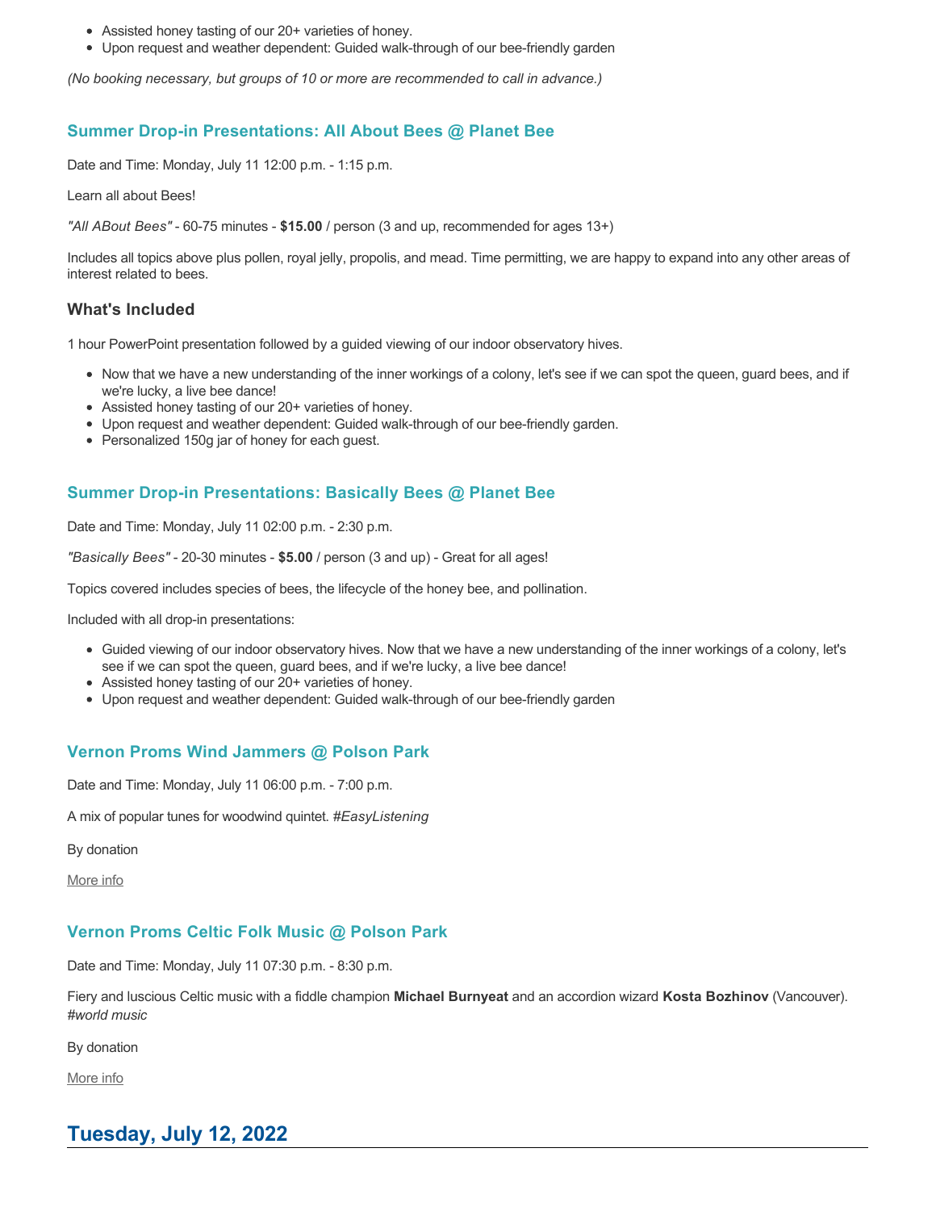- Assisted honey tasting of our 20+ varieties of honey.
- Upon request and weather dependent: Guided walk-through of our bee-friendly garden

*(No booking necessary, but groups of 10 or more are recommended to call in advance.)*

### Summer Drop-in Presentations: All About Bees @ Planet Bee

Date and Time: Monday, July 11 12:00 p.m. - 1:15 p.m.

Learn all about Bees!

*"All ABout Bees"* - 60-75 minutes - **$15.00** / person (3 and up, recommended for ages 13+)

Includes all topics above plus pollen, royal jelly, propolis, and mead. Time permitting, we are happy to expand into any other areas of interest related to bees.

#### What's Included

1 hour PowerPoint presentation followed by a guided viewing of our indoor observatory hives.

- Now that we have a new understanding of the inner workings of a colony, let's see if we can spot the queen, guard bees, and if we're lucky, a live bee dance!
- Assisted honey tasting of our 20+ varieties of honey.
- Upon request and weather dependent: Guided walk-through of our bee-friendly garden.
- Personalized 150g jar of honey for each guest.

### Summer Drop-in Presentations: Basically Bees @ Planet Bee

Date and Time: Monday, July 11 02:00 p.m. - 2:30 p.m.

*"Basically Bees"* - 20-30 minutes - **$5.00** / person (3 and up) - Great for all ages!

Topics covered includes species of bees, the lifecycle of the honey bee, and pollination.

Included with all drop-in presentations:

- Guided viewing of our indoor observatory hives. Now that we have a new understanding of the inner workings of a colony, let's see if we can spot the queen, guard bees, and if we're lucky, a live bee dance!
- Assisted honey tasting of our 20+ varieties of honey.
- Upon request and weather dependent: Guided walk-through of our bee-friendly garden

### Vernon Proms Wind Jammers @ Polson Park

Date and Time: Monday, July 11 06:00 p.m. - 7:00 p.m.

A mix of popular tunes for woodwind quintet. *#EasyListening*

By donation

More info

### Vernon Proms Celtic Folk Music @ Polson Park

Date and Time: Monday, July 11 07:30 p.m. - 8:30 p.m.

Fiery and luscious Celtic music with a fiddle champion **Michael Burnyeat** and an accordion wizard **Kosta Bozhinov** (Vancouver). *#world music*

By donation

More info

## Tuesday, July 12, 2022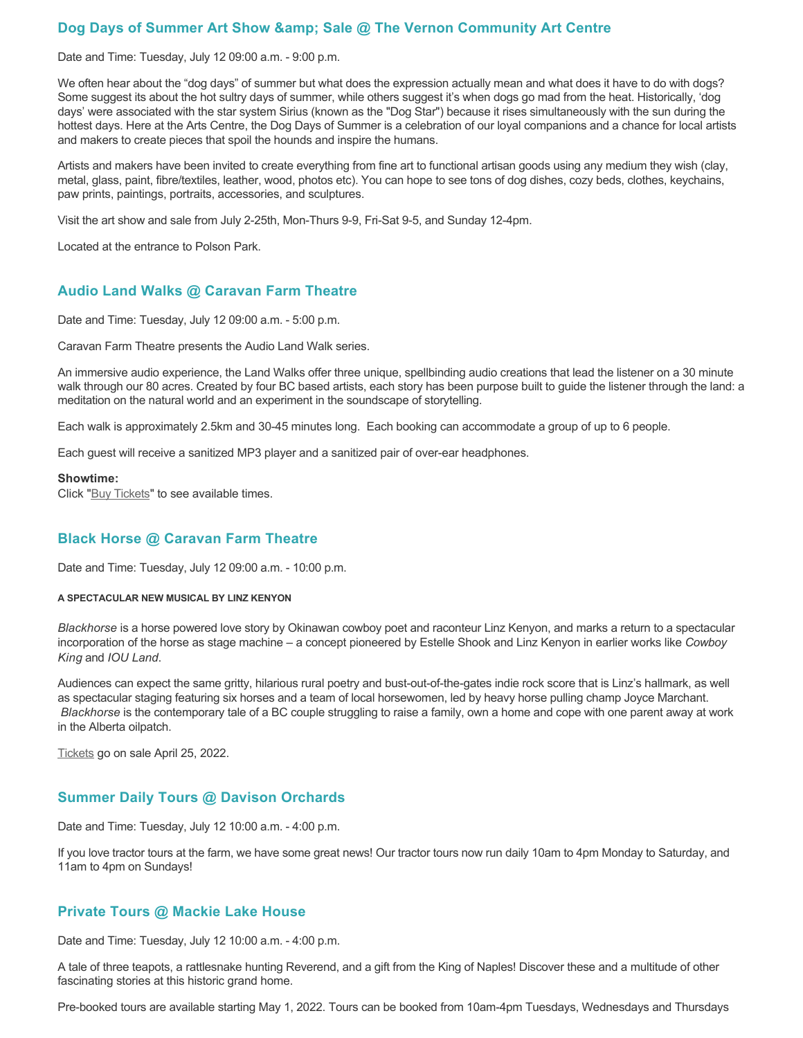## Dog Days of Summer Art Show &amp; Sale @ The Vernon Community Art Centre

Date and Time: Tuesday, July 12 09:00 a.m. - 9:00 p.m.

We often hear about the "dog days" of summer but what does the expression actually mean and what does it have to do with dogs? Some suggest its about the hot sultry days of summer, while others suggest it's when dogs go mad from the heat. Historically, 'dog days' were associated with the star system Sirius (known as the "Dog Star") because it rises simultaneously with the sun during the hottest days. Here at the Arts Centre, the Dog Days of Summer is a celebration of our loyal companions and a chance for local artists and makers to create pieces that spoil the hounds and inspire the humans.

Artists and makers have been invited to create everything from fine art to functional artisan goods using any medium they wish (clay, metal, glass, paint, fibre/textiles, leather, wood, photos etc). You can hope to see tons of dog dishes, cozy beds, clothes, keychains, paw prints, paintings, portraits, accessories, and sculptures.

Visit the art show and sale from July 2-25th, Mon-Thurs 9-9, Fri-Sat 9-5, and Sunday 12-4pm.

Located at the entrance to Polson Park.

## Audio Land Walks @ Caravan Farm Theatre

Date and Time: Tuesday, July 12 09:00 a.m. - 5:00 p.m.

Caravan Farm Theatre presents the Audio Land Walk series.

An immersive audio experience, the Land Walks offer three unique, spellbinding audio creations that lead the listener on a 30 minute walk through our 80 acres. Created by four BC based artists, each story has been purpose built to guide the listener through the land: a meditation on the natural world and an experiment in the soundscape of storytelling.

Each walk is approximately 2.5km and 30-45 minutes long. Each booking can accommodate a group of up to 6 people.

Each guest will receive a sanitized MP3 player and a sanitized pair of over-ear headphones.

**Showtime:**
Click "Buy Tickets" to see available times.

## Black Horse @ Caravan Farm Theatre

Date and Time: Tuesday, July 12 09:00 a.m. - 10:00 p.m.

###### A SPECTACULAR NEW MUSICAL BY LINZ KENYON

*Blackhorse* is a horse powered love story by Okinawan cowboy poet and raconteur Linz Kenyon, and marks a return to a spectacular incorporation of the horse as stage machine – a concept pioneered by Estelle Shook and Linz Kenyon in earlier works like *Cowboy King* and *IOU Land*.

Audiences can expect the same gritty, hilarious rural poetry and bust-out-of-the-gates indie rock score that is Linz's hallmark, as well as spectacular staging featuring six horses and a team of local horsewomen, led by heavy horse pulling champ Joyce Marchant. *Blackhorse* is the contemporary tale of a BC couple struggling to raise a family, own a home and cope with one parent away at work in the Alberta oilpatch.

Tickets go on sale April 25, 2022.

## Summer Daily Tours @ Davison Orchards

Date and Time: Tuesday, July 12 10:00 a.m. - 4:00 p.m.

If you love tractor tours at the farm, we have some great news! Our tractor tours now run daily 10am to 4pm Monday to Saturday, and 11am to 4pm on Sundays!

## Private Tours @ Mackie Lake House

Date and Time: Tuesday, July 12 10:00 a.m. - 4:00 p.m.

A tale of three teapots, a rattlesnake hunting Reverend, and a gift from the King of Naples! Discover these and a multitude of other fascinating stories at this historic grand home.

Pre-booked tours are available starting May 1, 2022. Tours can be booked from 10am-4pm Tuesdays, Wednesdays and Thursdays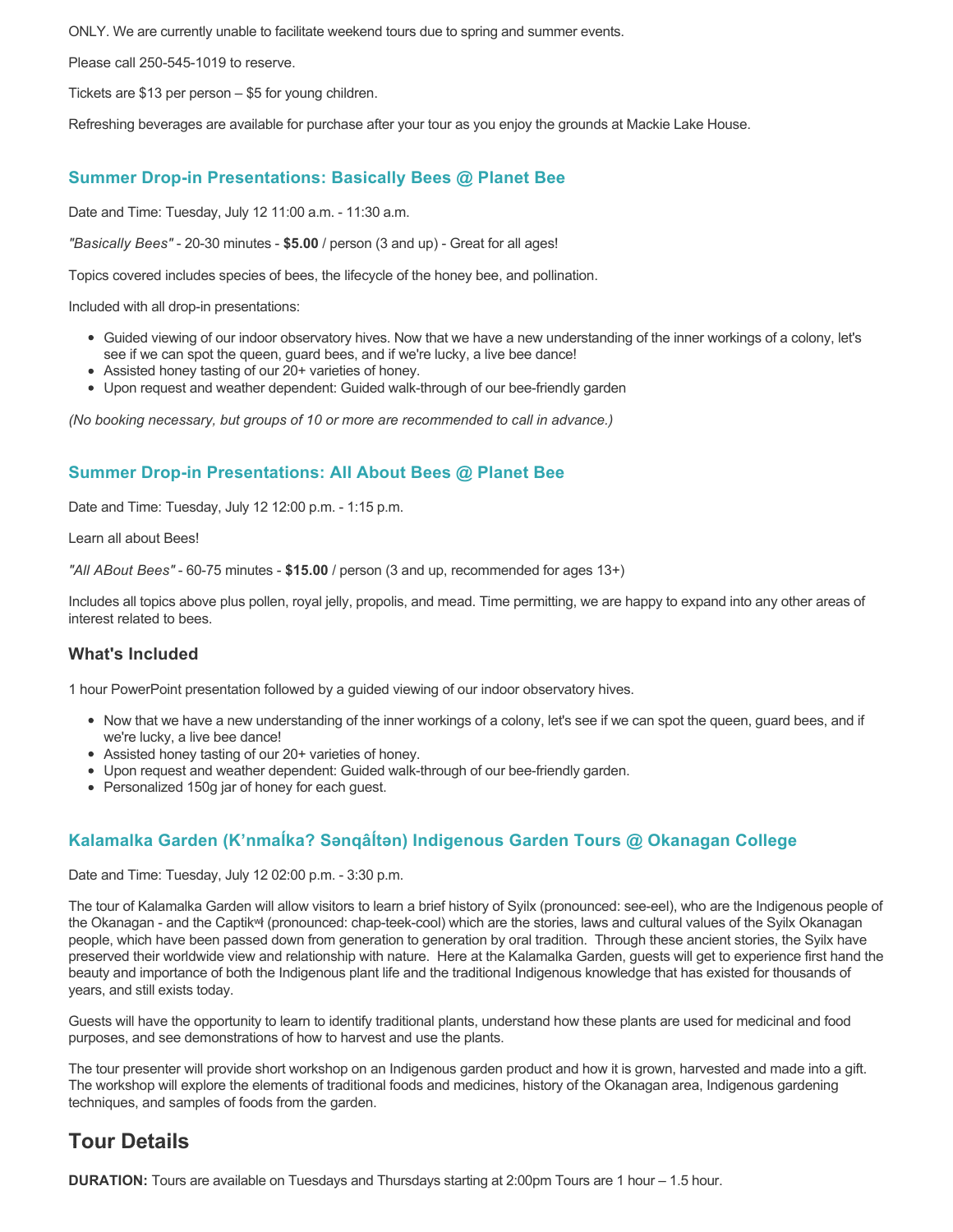ONLY. We are currently unable to facilitate weekend tours due to spring and summer events.

Please call 250-545-1019 to reserve.

Tickets are $13 per person – $5 for young children.

Refreshing beverages are available for purchase after your tour as you enjoy the grounds at Mackie Lake House.

### Summer Drop-in Presentations: Basically Bees @ Planet Bee

Date and Time: Tuesday, July 12 11:00 a.m. - 11:30 a.m.

*"Basically Bees"* - 20-30 minutes - **$5.00** / person (3 and up) - Great for all ages!

Topics covered includes species of bees, the lifecycle of the honey bee, and pollination.

Included with all drop-in presentations:

- Guided viewing of our indoor observatory hives. Now that we have a new understanding of the inner workings of a colony, let's see if we can spot the queen, guard bees, and if we're lucky, a live bee dance!
- Assisted honey tasting of our 20+ varieties of honey.
- Upon request and weather dependent: Guided walk-through of our bee-friendly garden

*(No booking necessary, but groups of 10 or more are recommended to call in advance.)*

### Summer Drop-in Presentations: All About Bees @ Planet Bee

Date and Time: Tuesday, July 12 12:00 p.m. - 1:15 p.m.

Learn all about Bees!

*"All ABout Bees"* - 60-75 minutes - **$15.00** / person (3 and up, recommended for ages 13+)

Includes all topics above plus pollen, royal jelly, propolis, and mead. Time permitting, we are happy to expand into any other areas of interest related to bees.

#### What's Included

1 hour PowerPoint presentation followed by a guided viewing of our indoor observatory hives.

- Now that we have a new understanding of the inner workings of a colony, let's see if we can spot the queen, guard bees, and if we're lucky, a live bee dance!
- Assisted honey tasting of our 20+ varieties of honey.
- Upon request and weather dependent: Guided walk-through of our bee-friendly garden.
- Personalized 150g jar of honey for each guest.

### Kalamalka Garden (K'nmaĺka? Sənqâĺtən) Indigenous Garden Tours @ Okanagan College

Date and Time: Tuesday, July 12 02:00 p.m. - 3:30 p.m.

The tour of Kalamalka Garden will allow visitors to learn a brief history of Syilx (pronounced: see-eel), who are the Indigenous people of the Okanagan - and the Captikʷł (pronounced: chap-teek-cool) which are the stories, laws and cultural values of the Syilx Okanagan people, which have been passed down from generation to generation by oral tradition. Through these ancient stories, the Syilx have preserved their worldwide view and relationship with nature. Here at the Kalamalka Garden, guests will get to experience first hand the beauty and importance of both the Indigenous plant life and the traditional Indigenous knowledge that has existed for thousands of years, and still exists today.

Guests will have the opportunity to learn to identify traditional plants, understand how these plants are used for medicinal and food purposes, and see demonstrations of how to harvest and use the plants.

The tour presenter will provide short workshop on an Indigenous garden product and how it is grown, harvested and made into a gift. The workshop will explore the elements of traditional foods and medicines, history of the Okanagan area, Indigenous gardening techniques, and samples of foods from the garden.

## Tour Details

**DURATION:** Tours are available on Tuesdays and Thursdays starting at 2:00pm Tours are 1 hour – 1.5 hour.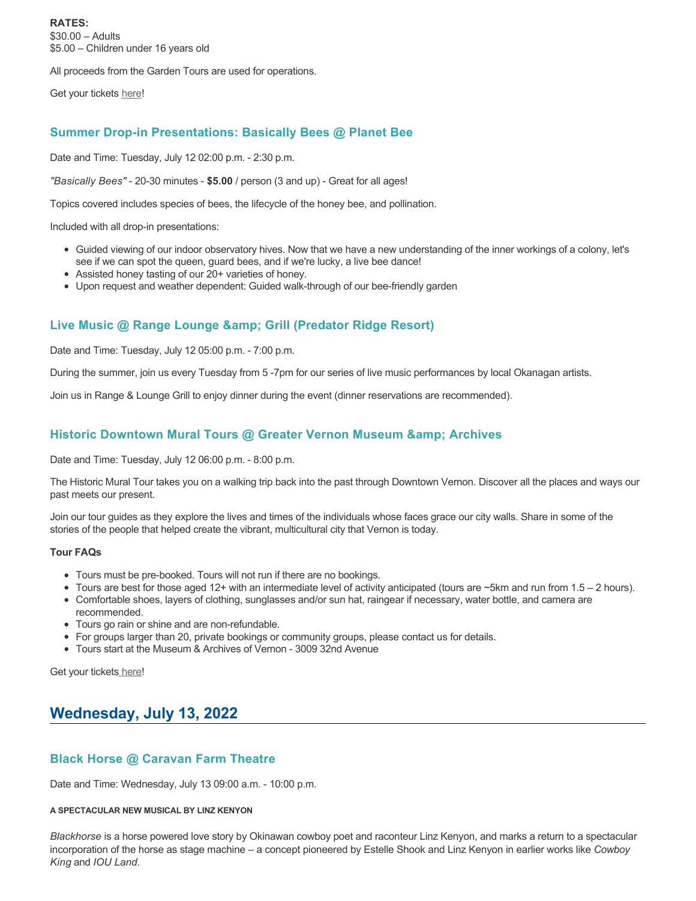**RATES:**
$30.00 – Adults
$5.00 – Children under 16 years old

All proceeds from the Garden Tours are used for operations.

Get your tickets here!

### Summer Drop-in Presentations: Basically Bees @ Planet Bee

Date and Time: Tuesday, July 12 02:00 p.m. - 2:30 p.m.

*"Basically Bees"* - 20-30 minutes - **$5.00** / person (3 and up) - Great for all ages!

Topics covered includes species of bees, the lifecycle of the honey bee, and pollination.

Included with all drop-in presentations:

- Guided viewing of our indoor observatory hives. Now that we have a new understanding of the inner workings of a colony, let's see if we can spot the queen, guard bees, and if we're lucky, a live bee dance!
- Assisted honey tasting of our 20+ varieties of honey.
- Upon request and weather dependent: Guided walk-through of our bee-friendly garden

### Live Music @ Range Lounge &amp; Grill (Predator Ridge Resort)

Date and Time: Tuesday, July 12 05:00 p.m. - 7:00 p.m.

During the summer, join us every Tuesday from 5 -7pm for our series of live music performances by local Okanagan artists.

Join us in Range & Lounge Grill to enjoy dinner during the event (dinner reservations are recommended).

### Historic Downtown Mural Tours @ Greater Vernon Museum &amp; Archives

Date and Time: Tuesday, July 12 06:00 p.m. - 8:00 p.m.

The Historic Mural Tour takes you on a walking trip back into the past through Downtown Vernon. Discover all the places and ways our past meets our present.

Join our tour guides as they explore the lives and times of the individuals whose faces grace our city walls. Share in some of the stories of the people that helped create the vibrant, multicultural city that Vernon is today.

**Tour FAQs**

- Tours must be pre-booked. Tours will not run if there are no bookings.
- Tours are best for those aged 12+ with an intermediate level of activity anticipated (tours are ~5km and run from 1.5 – 2 hours).
- Comfortable shoes, layers of clothing, sunglasses and/or sun hat, raingear if necessary, water bottle, and camera are recommended.
- Tours go rain or shine and are non-refundable.
- For groups larger than 20, private bookings or community groups, please contact us for details.
- Tours start at the Museum & Archives of Vernon - 3009 32nd Avenue

Get your tickets here!

## Wednesday, July 13, 2022

### Black Horse @ Caravan Farm Theatre

Date and Time: Wednesday, July 13 09:00 a.m. - 10:00 p.m.

###### A SPECTACULAR NEW MUSICAL BY LINZ KENYON

*Blackhorse* is a horse powered love story by Okinawan cowboy poet and raconteur Linz Kenyon, and marks a return to a spectacular incorporation of the horse as stage machine – a concept pioneered by Estelle Shook and Linz Kenyon in earlier works like *Cowboy King* and *IOU Land*.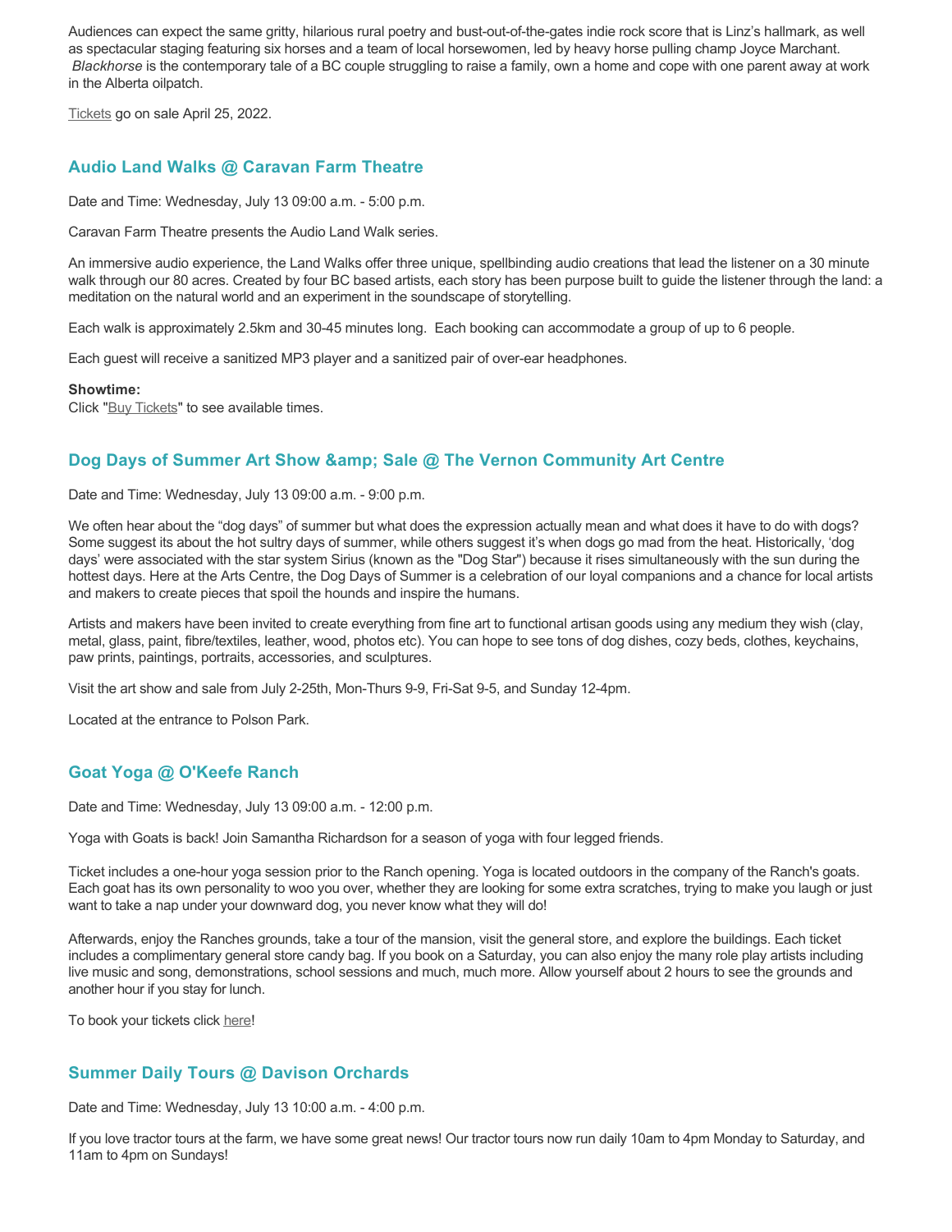Audiences can expect the same gritty, hilarious rural poetry and bust-out-of-the-gates indie rock score that is Linz's hallmark, as well as spectacular staging featuring six horses and a team of local horsewomen, led by heavy horse pulling champ Joyce Marchant. *Blackhorse* is the contemporary tale of a BC couple struggling to raise a family, own a home and cope with one parent away at work in the Alberta oilpatch.

Tickets go on sale April 25, 2022.

### Audio Land Walks @ Caravan Farm Theatre

Date and Time: Wednesday, July 13 09:00 a.m. - 5:00 p.m.

Caravan Farm Theatre presents the Audio Land Walk series.

An immersive audio experience, the Land Walks offer three unique, spellbinding audio creations that lead the listener on a 30 minute walk through our 80 acres. Created by four BC based artists, each story has been purpose built to guide the listener through the land: a meditation on the natural world and an experiment in the soundscape of storytelling.

Each walk is approximately 2.5km and 30-45 minutes long. Each booking can accommodate a group of up to 6 people.

Each guest will receive a sanitized MP3 player and a sanitized pair of over-ear headphones.

**Showtime:**
Click "Buy Tickets" to see available times.

### Dog Days of Summer Art Show &amp; Sale @ The Vernon Community Art Centre

Date and Time: Wednesday, July 13 09:00 a.m. - 9:00 p.m.

We often hear about the "dog days" of summer but what does the expression actually mean and what does it have to do with dogs? Some suggest its about the hot sultry days of summer, while others suggest it's when dogs go mad from the heat. Historically, 'dog days' were associated with the star system Sirius (known as the "Dog Star") because it rises simultaneously with the sun during the hottest days. Here at the Arts Centre, the Dog Days of Summer is a celebration of our loyal companions and a chance for local artists and makers to create pieces that spoil the hounds and inspire the humans.

Artists and makers have been invited to create everything from fine art to functional artisan goods using any medium they wish (clay, metal, glass, paint, fibre/textiles, leather, wood, photos etc). You can hope to see tons of dog dishes, cozy beds, clothes, keychains, paw prints, paintings, portraits, accessories, and sculptures.

Visit the art show and sale from July 2-25th, Mon-Thurs 9-9, Fri-Sat 9-5, and Sunday 12-4pm.

Located at the entrance to Polson Park.

### Goat Yoga @ O'Keefe Ranch

Date and Time: Wednesday, July 13 09:00 a.m. - 12:00 p.m.

Yoga with Goats is back! Join Samantha Richardson for a season of yoga with four legged friends.

Ticket includes a one-hour yoga session prior to the Ranch opening. Yoga is located outdoors in the company of the Ranch's goats. Each goat has its own personality to woo you over, whether they are looking for some extra scratches, trying to make you laugh or just want to take a nap under your downward dog, you never know what they will do!

Afterwards, enjoy the Ranches grounds, take a tour of the mansion, visit the general store, and explore the buildings. Each ticket includes a complimentary general store candy bag. If you book on a Saturday, you can also enjoy the many role play artists including live music and song, demonstrations, school sessions and much, much more. Allow yourself about 2 hours to see the grounds and another hour if you stay for lunch.

To book your tickets click here!

### Summer Daily Tours @ Davison Orchards

Date and Time: Wednesday, July 13 10:00 a.m. - 4:00 p.m.

If you love tractor tours at the farm, we have some great news! Our tractor tours now run daily 10am to 4pm Monday to Saturday, and 11am to 4pm on Sundays!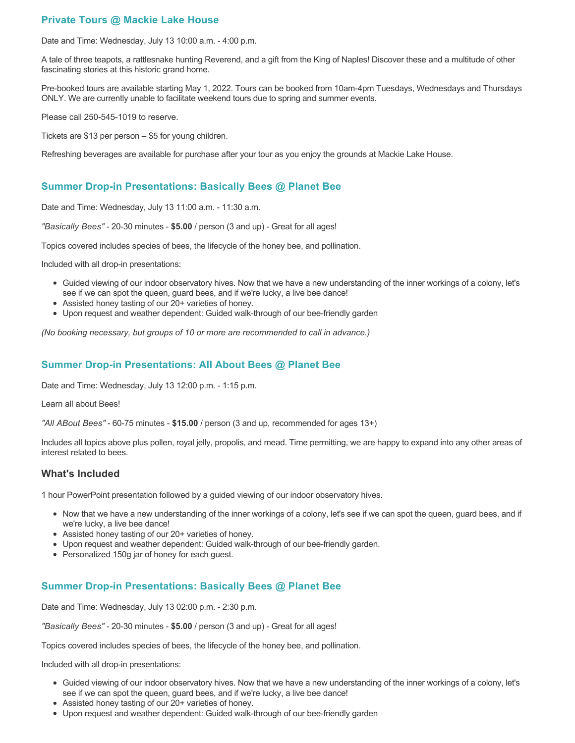## Private Tours @ Mackie Lake House

Date and Time: Wednesday, July 13 10:00 a.m. - 4:00 p.m.

A tale of three teapots, a rattlesnake hunting Reverend, and a gift from the King of Naples! Discover these and a multitude of other fascinating stories at this historic grand home.

Pre-booked tours are available starting May 1, 2022. Tours can be booked from 10am-4pm Tuesdays, Wednesdays and Thursdays ONLY. We are currently unable to facilitate weekend tours due to spring and summer events.

Please call 250-545-1019 to reserve.

Tickets are $13 per person – $5 for young children.

Refreshing beverages are available for purchase after your tour as you enjoy the grounds at Mackie Lake House.

## Summer Drop-in Presentations: Basically Bees @ Planet Bee

Date and Time: Wednesday, July 13 11:00 a.m. - 11:30 a.m.

*"Basically Bees"* - 20-30 minutes - **$5.00** / person (3 and up) - Great for all ages!

Topics covered includes species of bees, the lifecycle of the honey bee, and pollination.

Included with all drop-in presentations:

- Guided viewing of our indoor observatory hives. Now that we have a new understanding of the inner workings of a colony, let's see if we can spot the queen, guard bees, and if we're lucky, a live bee dance!
- Assisted honey tasting of our 20+ varieties of honey.
- Upon request and weather dependent: Guided walk-through of our bee-friendly garden

*(No booking necessary, but groups of 10 or more are recommended to call in advance.)*

## Summer Drop-in Presentations: All About Bees @ Planet Bee

Date and Time: Wednesday, July 13 12:00 p.m. - 1:15 p.m.

Learn all about Bees!

*"All ABout Bees"* - 60-75 minutes - **$15.00** / person (3 and up, recommended for ages 13+)

Includes all topics above plus pollen, royal jelly, propolis, and mead. Time permitting, we are happy to expand into any other areas of interest related to bees.

### What's Included

1 hour PowerPoint presentation followed by a guided viewing of our indoor observatory hives.

- Now that we have a new understanding of the inner workings of a colony, let's see if we can spot the queen, guard bees, and if we're lucky, a live bee dance!
- Assisted honey tasting of our 20+ varieties of honey.
- Upon request and weather dependent: Guided walk-through of our bee-friendly garden.
- Personalized 150g jar of honey for each guest.

## Summer Drop-in Presentations: Basically Bees @ Planet Bee

Date and Time: Wednesday, July 13 02:00 p.m. - 2:30 p.m.

*"Basically Bees"* - 20-30 minutes - **$5.00** / person (3 and up) - Great for all ages!

Topics covered includes species of bees, the lifecycle of the honey bee, and pollination.

Included with all drop-in presentations:

- Guided viewing of our indoor observatory hives. Now that we have a new understanding of the inner workings of a colony, let's see if we can spot the queen, guard bees, and if we're lucky, a live bee dance!
- Assisted honey tasting of our 20+ varieties of honey.
- Upon request and weather dependent: Guided walk-through of our bee-friendly garden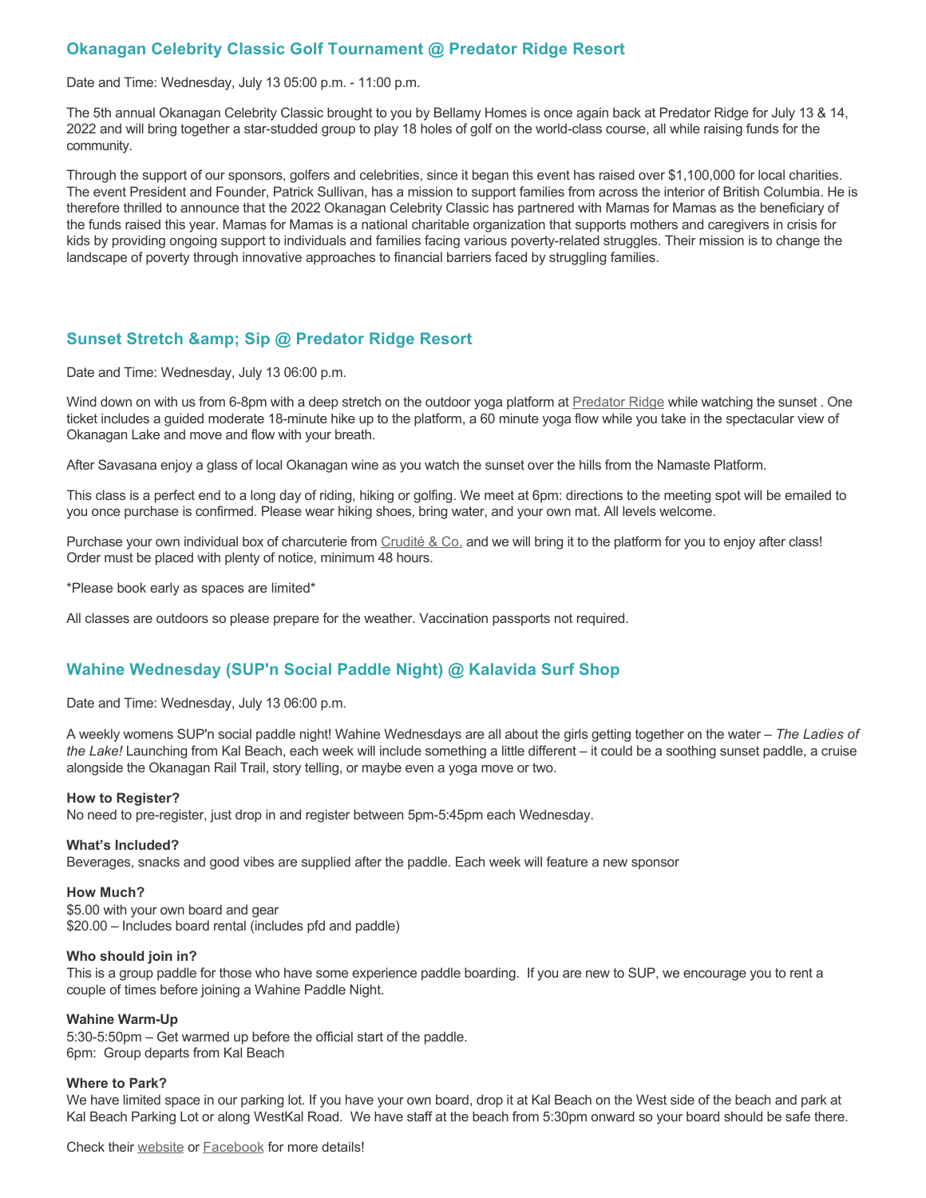### Okanagan Celebrity Classic Golf Tournament @ Predator Ridge Resort

Date and Time: Wednesday, July 13 05:00 p.m. - 11:00 p.m.

The 5th annual Okanagan Celebrity Classic brought to you by Bellamy Homes is once again back at Predator Ridge for July 13 & 14, 2022 and will bring together a star-studded group to play 18 holes of golf on the world-class course, all while raising funds for the community.

Through the support of our sponsors, golfers and celebrities, since it began this event has raised over $1,100,000 for local charities. The event President and Founder, Patrick Sullivan, has a mission to support families from across the interior of British Columbia. He is therefore thrilled to announce that the 2022 Okanagan Celebrity Classic has partnered with Mamas for Mamas as the beneficiary of the funds raised this year. Mamas for Mamas is a national charitable organization that supports mothers and caregivers in crisis for kids by providing ongoing support to individuals and families facing various poverty-related struggles. Their mission is to change the landscape of poverty through innovative approaches to financial barriers faced by struggling families.

### Sunset Stretch &amp; Sip @ Predator Ridge Resort

Date and Time: Wednesday, July 13 06:00 p.m.

Wind down on with us from 6-8pm with a deep stretch on the outdoor yoga platform at Predator Ridge while watching the sunset . One ticket includes a guided moderate 18-minute hike up to the platform, a 60 minute yoga flow while you take in the spectacular view of Okanagan Lake and move and flow with your breath.

After Savasana enjoy a glass of local Okanagan wine as you watch the sunset over the hills from the Namaste Platform.

This class is a perfect end to a long day of riding, hiking or golfing. We meet at 6pm: directions to the meeting spot will be emailed to you once purchase is confirmed. Please wear hiking shoes, bring water, and your own mat. All levels welcome.

Purchase your own individual box of charcuterie from Crudité & Co. and we will bring it to the platform for you to enjoy after class! Order must be placed with plenty of notice, minimum 48 hours.

*Please book early as spaces are limited*

All classes are outdoors so please prepare for the weather. Vaccination passports not required.

### Wahine Wednesday (SUP'n Social Paddle Night) @ Kalavida Surf Shop

Date and Time: Wednesday, July 13 06:00 p.m.

A weekly womens SUP'n social paddle night! Wahine Wednesdays are all about the girls getting together on the water – *The Ladies of the Lake!* Launching from Kal Beach, each week will include something a little different – it could be a soothing sunset paddle, a cruise alongside the Okanagan Rail Trail, story telling, or maybe even a yoga move or two.

**How to Register?**
No need to pre-register, just drop in and register between 5pm-5:45pm each Wednesday.

**What's Included?**
Beverages, snacks and good vibes are supplied after the paddle. Each week will feature a new sponsor

**How Much?**
$5.00 with your own board and gear
$20.00 – Includes board rental (includes pfd and paddle)

**Who should join in?**
This is a group paddle for those who have some experience paddle boarding. If you are new to SUP, we encourage you to rent a couple of times before joining a Wahine Paddle Night.

**Wahine Warm-Up**
5:30-5:50pm – Get warmed up before the official start of the paddle.
6pm: Group departs from Kal Beach

**Where to Park?**
We have limited space in our parking lot. If you have your own board, drop it at Kal Beach on the West side of the beach and park at Kal Beach Parking Lot or along WestKal Road. We have staff at the beach from 5:30pm onward so your board should be safe there.

Check their website or Facebook for more details!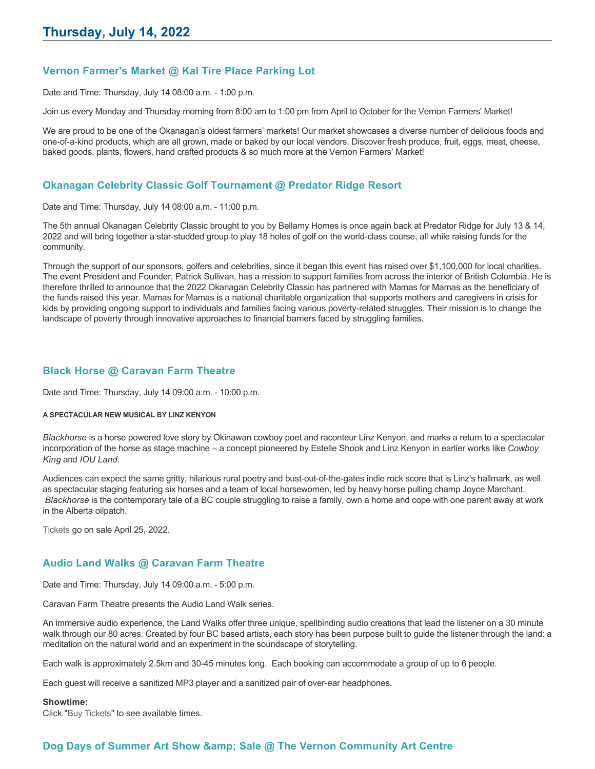# Thursday, July 14, 2022

### Vernon Farmer's Market @ Kal Tire Place Parking Lot

Date and Time: Thursday, July 14 08:00 a.m. - 1:00 p.m.

Join us every Monday and Thursday morning from 8:00 am to 1:00 pm from April to October for the Vernon Farmers' Market!

We are proud to be one of the Okanagan's oldest farmers' markets! Our market showcases a diverse number of delicious foods and one-of-a-kind products, which are all grown, made or baked by our local vendors. Discover fresh produce, fruit, eggs, meat, cheese, baked goods, plants, flowers, hand crafted products & so much more at the Vernon Farmers' Market!

### Okanagan Celebrity Classic Golf Tournament @ Predator Ridge Resort

Date and Time: Thursday, July 14 08:00 a.m. - 11:00 p.m.

The 5th annual Okanagan Celebrity Classic brought to you by Bellamy Homes is once again back at Predator Ridge for July 13 & 14, 2022 and will bring together a star-studded group to play 18 holes of golf on the world-class course, all while raising funds for the community.

Through the support of our sponsors, golfers and celebrities, since it began this event has raised over $1,100,000 for local charities. The event President and Founder, Patrick Sullivan, has a mission to support families from across the interior of British Columbia. He is therefore thrilled to announce that the 2022 Okanagan Celebrity Classic has partnered with Mamas for Mamas as the beneficiary of the funds raised this year. Mamas for Mamas is a national charitable organization that supports mothers and caregivers in crisis for kids by providing ongoing support to individuals and families facing various poverty-related struggles. Their mission is to change the landscape of poverty through innovative approaches to financial barriers faced by struggling families.

### Black Horse @ Caravan Farm Theatre

Date and Time: Thursday, July 14 09:00 a.m. - 10:00 p.m.

###### A SPECTACULAR NEW MUSICAL BY LINZ KENYON

*Blackhorse* is a horse powered love story by Okinawan cowboy poet and raconteur Linz Kenyon, and marks a return to a spectacular incorporation of the horse as stage machine – a concept pioneered by Estelle Shook and Linz Kenyon in earlier works like *Cowboy King* and *IOU Land*.

Audiences can expect the same gritty, hilarious rural poetry and bust-out-of-the-gates indie rock score that is Linz's hallmark, as well as spectacular staging featuring six horses and a team of local horsewomen, led by heavy horse pulling champ Joyce Marchant. *Blackhorse* is the contemporary tale of a BC couple struggling to raise a family, own a home and cope with one parent away at work in the Alberta oilpatch.

Tickets go on sale April 25, 2022.

### Audio Land Walks @ Caravan Farm Theatre

Date and Time: Thursday, July 14 09:00 a.m. - 5:00 p.m.

Caravan Farm Theatre presents the Audio Land Walk series.

An immersive audio experience, the Land Walks offer three unique, spellbinding audio creations that lead the listener on a 30 minute walk through our 80 acres. Created by four BC based artists, each story has been purpose built to guide the listener through the land: a meditation on the natural world and an experiment in the soundscape of storytelling.

Each walk is approximately 2.5km and 30-45 minutes long. Each booking can accommodate a group of up to 6 people.

Each guest will receive a sanitized MP3 player and a sanitized pair of over-ear headphones.

**Showtime:**
Click "Buy Tickets" to see available times.

### Dog Days of Summer Art Show &amp; Sale @ The Vernon Community Art Centre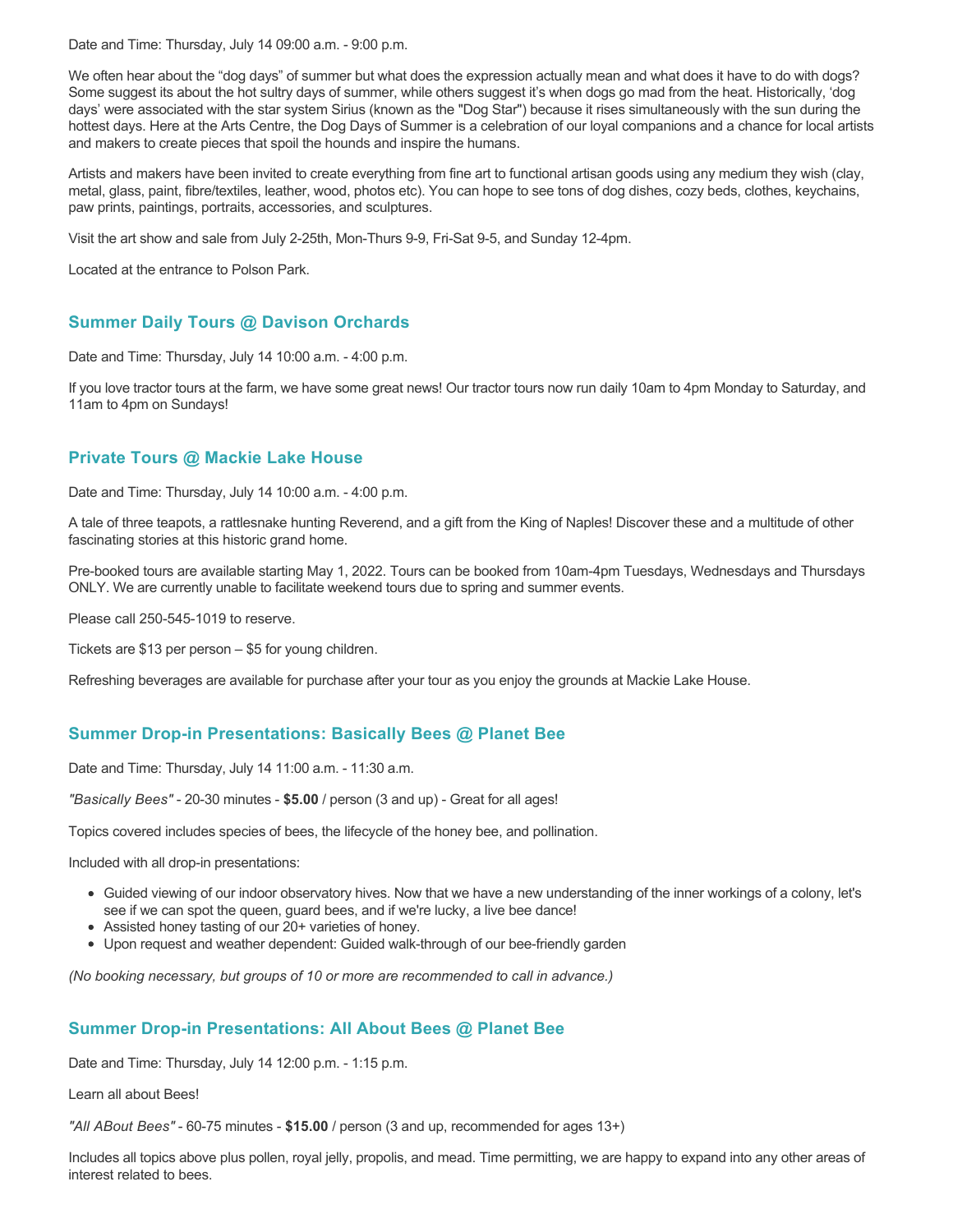Date and Time: Thursday, July 14 09:00 a.m. - 9:00 p.m.

We often hear about the "dog days" of summer but what does the expression actually mean and what does it have to do with dogs? Some suggest its about the hot sultry days of summer, while others suggest it's when dogs go mad from the heat. Historically, 'dog days' were associated with the star system Sirius (known as the "Dog Star") because it rises simultaneously with the sun during the hottest days. Here at the Arts Centre, the Dog Days of Summer is a celebration of our loyal companions and a chance for local artists and makers to create pieces that spoil the hounds and inspire the humans.

Artists and makers have been invited to create everything from fine art to functional artisan goods using any medium they wish (clay, metal, glass, paint, fibre/textiles, leather, wood, photos etc). You can hope to see tons of dog dishes, cozy beds, clothes, keychains, paw prints, paintings, portraits, accessories, and sculptures.

Visit the art show and sale from July 2-25th, Mon-Thurs 9-9, Fri-Sat 9-5, and Sunday 12-4pm.

Located at the entrance to Polson Park.

### Summer Daily Tours @ Davison Orchards

Date and Time: Thursday, July 14 10:00 a.m. - 4:00 p.m.

If you love tractor tours at the farm, we have some great news! Our tractor tours now run daily 10am to 4pm Monday to Saturday, and 11am to 4pm on Sundays!

### Private Tours @ Mackie Lake House

Date and Time: Thursday, July 14 10:00 a.m. - 4:00 p.m.

A tale of three teapots, a rattlesnake hunting Reverend, and a gift from the King of Naples! Discover these and a multitude of other fascinating stories at this historic grand home.

Pre-booked tours are available starting May 1, 2022. Tours can be booked from 10am-4pm Tuesdays, Wednesdays and Thursdays ONLY. We are currently unable to facilitate weekend tours due to spring and summer events.

Please call 250-545-1019 to reserve.

Tickets are $13 per person – $5 for young children.

Refreshing beverages are available for purchase after your tour as you enjoy the grounds at Mackie Lake House.

### Summer Drop-in Presentations: Basically Bees @ Planet Bee

Date and Time: Thursday, July 14 11:00 a.m. - 11:30 a.m.

*"Basically Bees"* - 20-30 minutes - **$5.00** / person (3 and up) - Great for all ages!

Topics covered includes species of bees, the lifecycle of the honey bee, and pollination.

Included with all drop-in presentations:

- Guided viewing of our indoor observatory hives. Now that we have a new understanding of the inner workings of a colony, let's see if we can spot the queen, guard bees, and if we're lucky, a live bee dance!
- Assisted honey tasting of our 20+ varieties of honey.
- Upon request and weather dependent: Guided walk-through of our bee-friendly garden

*(No booking necessary, but groups of 10 or more are recommended to call in advance.)*

### Summer Drop-in Presentations: All About Bees @ Planet Bee

Date and Time: Thursday, July 14 12:00 p.m. - 1:15 p.m.

Learn all about Bees!

*"All ABout Bees"* - 60-75 minutes - **$15.00** / person (3 and up, recommended for ages 13+)

Includes all topics above plus pollen, royal jelly, propolis, and mead. Time permitting, we are happy to expand into any other areas of interest related to bees.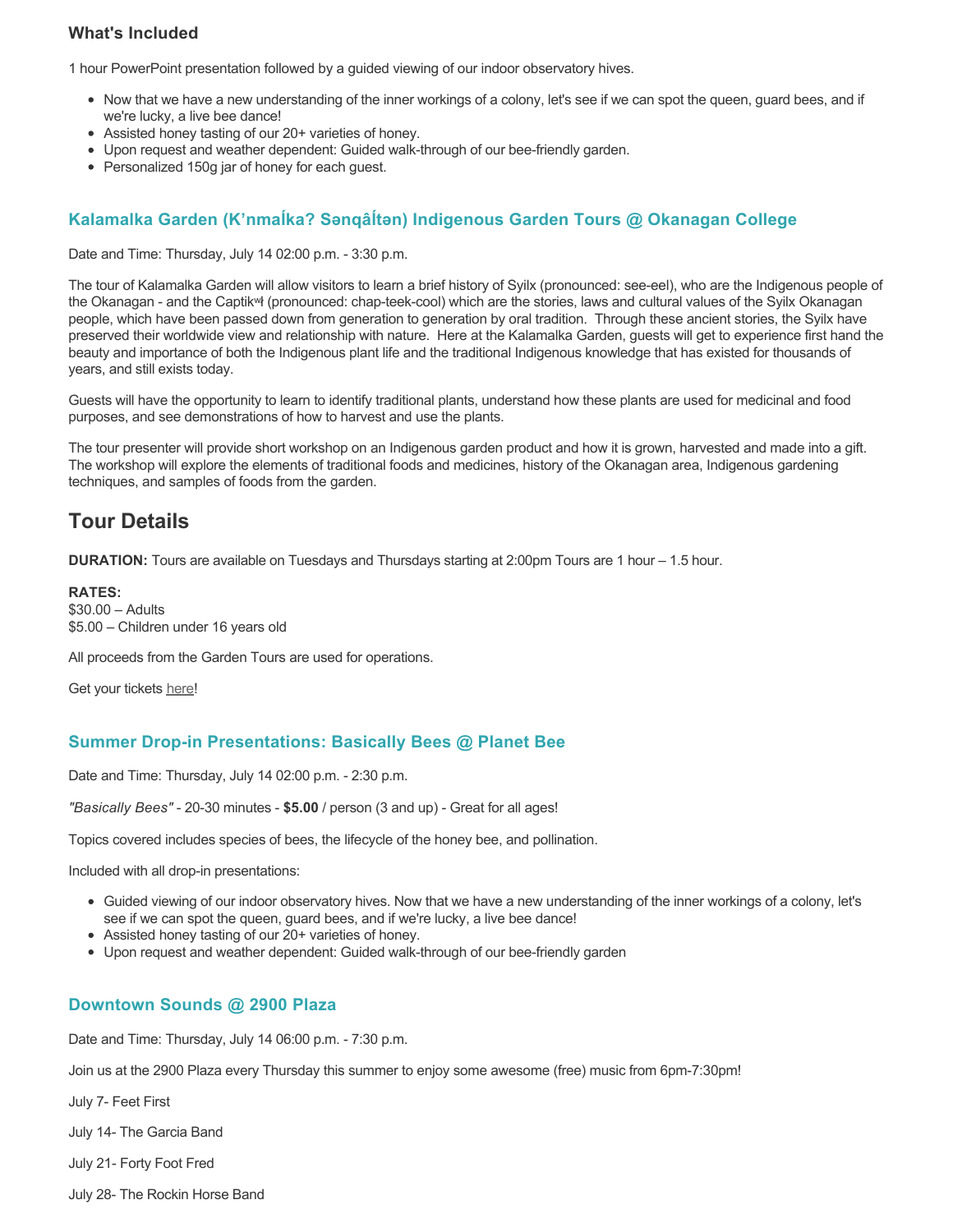### What's Included

1 hour PowerPoint presentation followed by a guided viewing of our indoor observatory hives.

- Now that we have a new understanding of the inner workings of a colony, let's see if we can spot the queen, guard bees, and if we're lucky, a live bee dance!
- Assisted honey tasting of our 20+ varieties of honey.
- Upon request and weather dependent: Guided walk-through of our bee-friendly garden.
- Personalized 150g jar of honey for each guest.

### Kalamalka Garden (K'nmaĺka? Sənqâĺtən) Indigenous Garden Tours @ Okanagan College

Date and Time: Thursday, July 14 02:00 p.m. - 3:30 p.m.

The tour of Kalamalka Garden will allow visitors to learn a brief history of Syilx (pronounced: see-eel), who are the Indigenous people of the Okanagan - and the Captikʷł (pronounced: chap-teek-cool) which are the stories, laws and cultural values of the Syilx Okanagan people, which have been passed down from generation to generation by oral tradition. Through these ancient stories, the Syilx have preserved their worldwide view and relationship with nature. Here at the Kalamalka Garden, guests will get to experience first hand the beauty and importance of both the Indigenous plant life and the traditional Indigenous knowledge that has existed for thousands of years, and still exists today.

Guests will have the opportunity to learn to identify traditional plants, understand how these plants are used for medicinal and food purposes, and see demonstrations of how to harvest and use the plants.

The tour presenter will provide short workshop on an Indigenous garden product and how it is grown, harvested and made into a gift. The workshop will explore the elements of traditional foods and medicines, history of the Okanagan area, Indigenous gardening techniques, and samples of foods from the garden.

## Tour Details

**DURATION:** Tours are available on Tuesdays and Thursdays starting at 2:00pm Tours are 1 hour – 1.5 hour.

**RATES:**
$30.00 – Adults
$5.00 – Children under 16 years old

All proceeds from the Garden Tours are used for operations.

Get your tickets here!

### Summer Drop-in Presentations: Basically Bees @ Planet Bee

Date and Time: Thursday, July 14 02:00 p.m. - 2:30 p.m.

*"Basically Bees"* - 20-30 minutes - **$5.00** / person (3 and up) - Great for all ages!

Topics covered includes species of bees, the lifecycle of the honey bee, and pollination.

Included with all drop-in presentations:

- Guided viewing of our indoor observatory hives. Now that we have a new understanding of the inner workings of a colony, let's see if we can spot the queen, guard bees, and if we're lucky, a live bee dance!
- Assisted honey tasting of our 20+ varieties of honey.
- Upon request and weather dependent: Guided walk-through of our bee-friendly garden

### Downtown Sounds @ 2900 Plaza

Date and Time: Thursday, July 14 06:00 p.m. - 7:30 p.m.

Join us at the 2900 Plaza every Thursday this summer to enjoy some awesome (free) music from 6pm-7:30pm!

July 7- Feet First

July 14- The Garcia Band

July 21- Forty Foot Fred

July 28- The Rockin Horse Band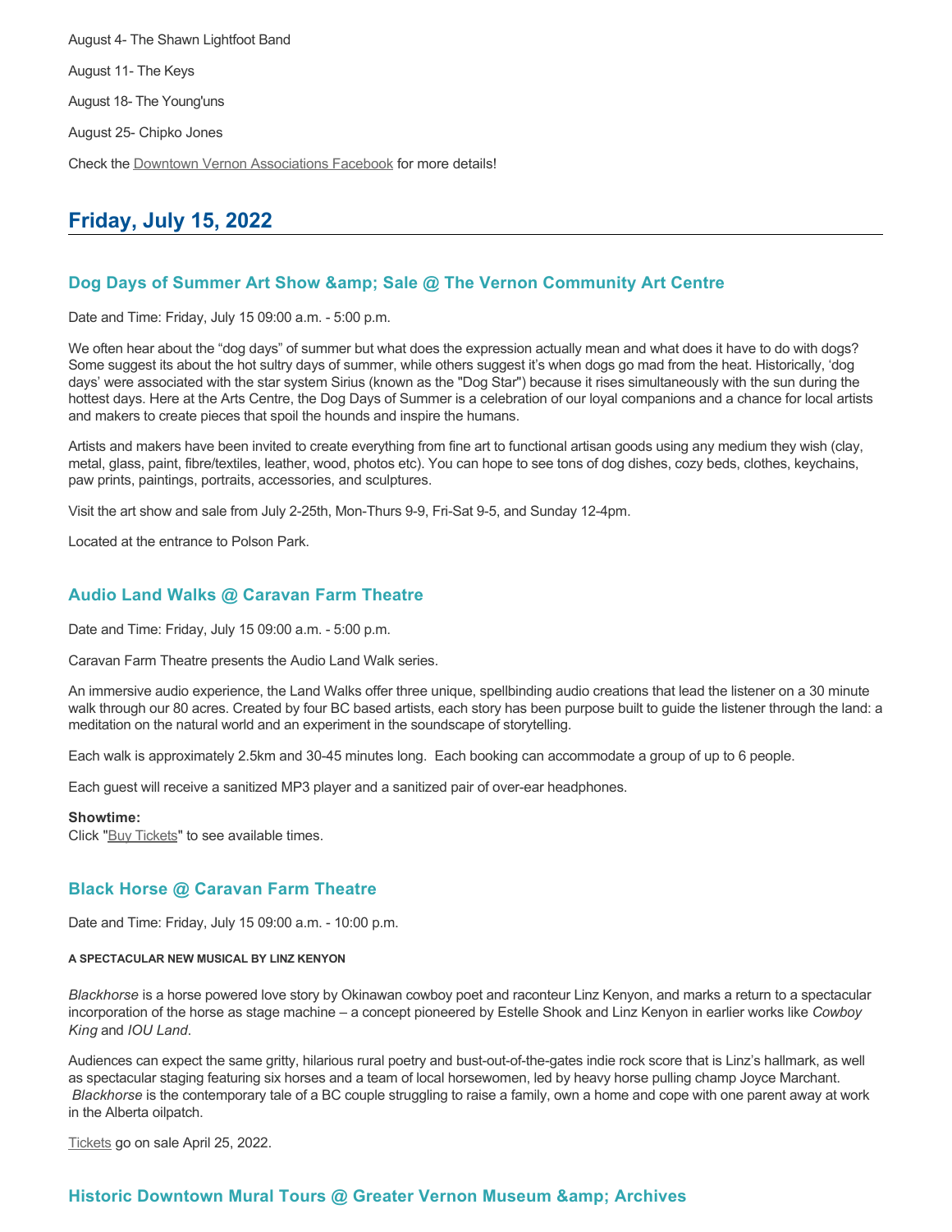August 4- The Shawn Lightfoot Band

August 11- The Keys

August 18- The Young'uns

August 25- Chipko Jones

Check the Downtown Vernon Associations Facebook for more details!

## Friday, July 15, 2022

### Dog Days of Summer Art Show &amp; Sale @ The Vernon Community Art Centre

Date and Time: Friday, July 15 09:00 a.m. - 5:00 p.m.

We often hear about the “dog days” of summer but what does the expression actually mean and what does it have to do with dogs? Some suggest its about the hot sultry days of summer, while others suggest it’s when dogs go mad from the heat. Historically, ‘dog days’ were associated with the star system Sirius (known as the "Dog Star") because it rises simultaneously with the sun during the hottest days. Here at the Arts Centre, the Dog Days of Summer is a celebration of our loyal companions and a chance for local artists and makers to create pieces that spoil the hounds and inspire the humans.

Artists and makers have been invited to create everything from fine art to functional artisan goods using any medium they wish (clay, metal, glass, paint, fibre/textiles, leather, wood, photos etc). You can hope to see tons of dog dishes, cozy beds, clothes, keychains, paw prints, paintings, portraits, accessories, and sculptures.

Visit the art show and sale from July 2-25th, Mon-Thurs 9-9, Fri-Sat 9-5, and Sunday 12-4pm.

Located at the entrance to Polson Park.

### Audio Land Walks @ Caravan Farm Theatre

Date and Time: Friday, July 15 09:00 a.m. - 5:00 p.m.

Caravan Farm Theatre presents the Audio Land Walk series.

An immersive audio experience, the Land Walks offer three unique, spellbinding audio creations that lead the listener on a 30 minute walk through our 80 acres. Created by four BC based artists, each story has been purpose built to guide the listener through the land: a meditation on the natural world and an experiment in the soundscape of storytelling.

Each walk is approximately 2.5km and 30-45 minutes long. Each booking can accommodate a group of up to 6 people.

Each guest will receive a sanitized MP3 player and a sanitized pair of over-ear headphones.

**Showtime:**
Click "Buy Tickets" to see available times.

### Black Horse @ Caravan Farm Theatre

Date and Time: Friday, July 15 09:00 a.m. - 10:00 p.m.

**A SPECTACULAR NEW MUSICAL BY LINZ KENYON**

*Blackhorse* is a horse powered love story by Okinawan cowboy poet and raconteur Linz Kenyon, and marks a return to a spectacular incorporation of the horse as stage machine – a concept pioneered by Estelle Shook and Linz Kenyon in earlier works like *Cowboy King* and *IOU Land*.

Audiences can expect the same gritty, hilarious rural poetry and bust-out-of-the-gates indie rock score that is Linz’s hallmark, as well as spectacular staging featuring six horses and a team of local horsewomen, led by heavy horse pulling champ Joyce Marchant. *Blackhorse* is the contemporary tale of a BC couple struggling to raise a family, own a home and cope with one parent away at work in the Alberta oilpatch.

Tickets go on sale April 25, 2022.

### Historic Downtown Mural Tours @ Greater Vernon Museum &amp; Archives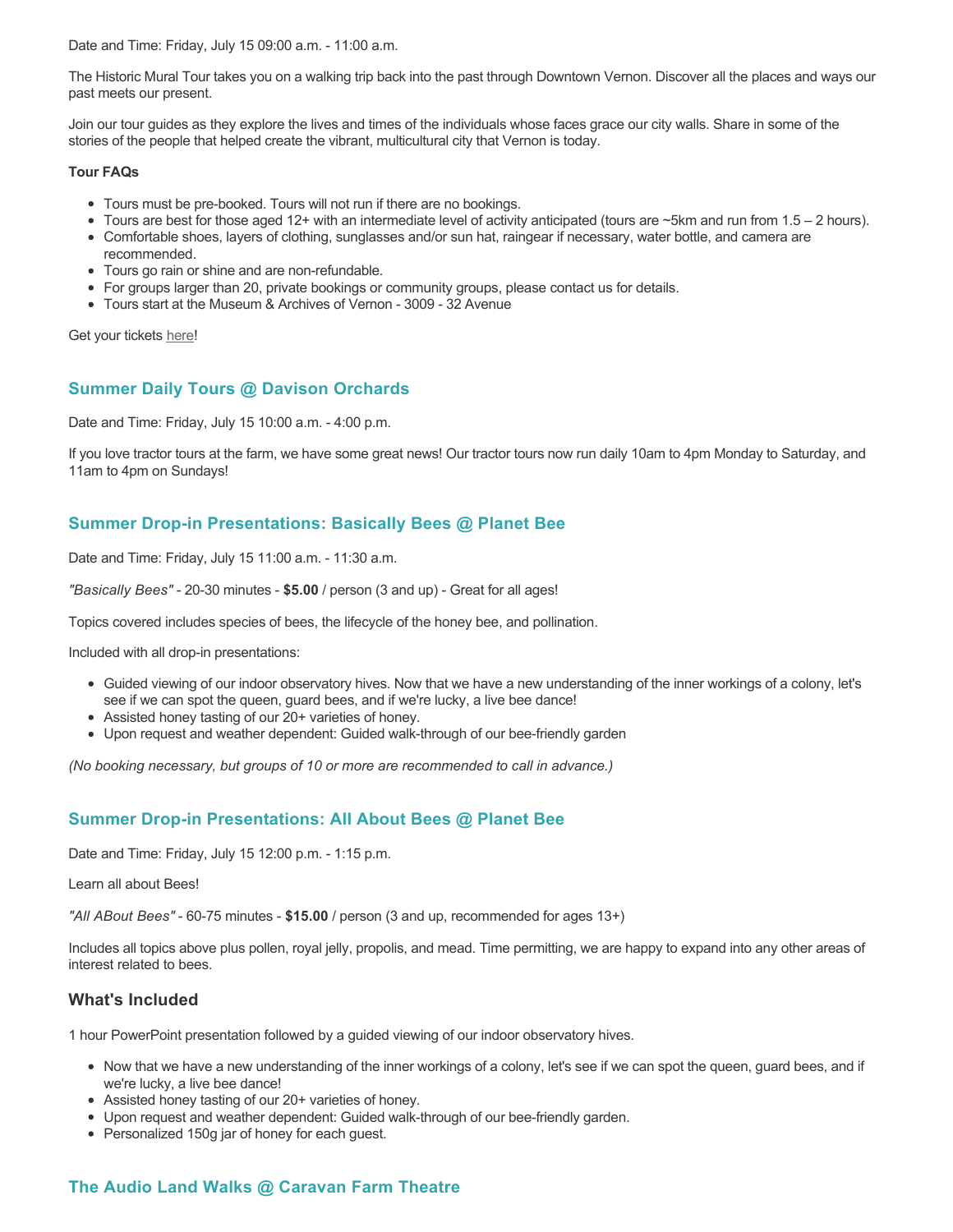Date and Time: Friday, July 15 09:00 a.m. - 11:00 a.m.

The Historic Mural Tour takes you on a walking trip back into the past through Downtown Vernon. Discover all the places and ways our past meets our present.

Join our tour guides as they explore the lives and times of the individuals whose faces grace our city walls. Share in some of the stories of the people that helped create the vibrant, multicultural city that Vernon is today.

**Tour FAQs**

- Tours must be pre-booked. Tours will not run if there are no bookings.
- Tours are best for those aged 12+ with an intermediate level of activity anticipated (tours are ~5km and run from 1.5 – 2 hours).
- Comfortable shoes, layers of clothing, sunglasses and/or sun hat, raingear if necessary, water bottle, and camera are recommended.
- Tours go rain or shine and are non-refundable.
- For groups larger than 20, private bookings or community groups, please contact us for details.
- Tours start at the Museum & Archives of Vernon - 3009 - 32 Avenue

Get your tickets here!

### Summer Daily Tours @ Davison Orchards

Date and Time: Friday, July 15 10:00 a.m. - 4:00 p.m.

If you love tractor tours at the farm, we have some great news! Our tractor tours now run daily 10am to 4pm Monday to Saturday, and 11am to 4pm on Sundays!

### Summer Drop-in Presentations: Basically Bees @ Planet Bee

Date and Time: Friday, July 15 11:00 a.m. - 11:30 a.m.

*"Basically Bees"* - 20-30 minutes - **$5.00** / person (3 and up) - Great for all ages!

Topics covered includes species of bees, the lifecycle of the honey bee, and pollination.

Included with all drop-in presentations:

- Guided viewing of our indoor observatory hives. Now that we have a new understanding of the inner workings of a colony, let's see if we can spot the queen, guard bees, and if we're lucky, a live bee dance!
- Assisted honey tasting of our 20+ varieties of honey.
- Upon request and weather dependent: Guided walk-through of our bee-friendly garden

*(No booking necessary, but groups of 10 or more are recommended to call in advance.)*

### Summer Drop-in Presentations: All About Bees @ Planet Bee

Date and Time: Friday, July 15 12:00 p.m. - 1:15 p.m.

Learn all about Bees!

*"All ABout Bees"* - 60-75 minutes - **$15.00** / person (3 and up, recommended for ages 13+)

Includes all topics above plus pollen, royal jelly, propolis, and mead. Time permitting, we are happy to expand into any other areas of interest related to bees.

## What's Included

1 hour PowerPoint presentation followed by a guided viewing of our indoor observatory hives.

- Now that we have a new understanding of the inner workings of a colony, let's see if we can spot the queen, guard bees, and if we're lucky, a live bee dance!
- Assisted honey tasting of our 20+ varieties of honey.
- Upon request and weather dependent: Guided walk-through of our bee-friendly garden.
- Personalized 150g jar of honey for each guest.

### The Audio Land Walks @ Caravan Farm Theatre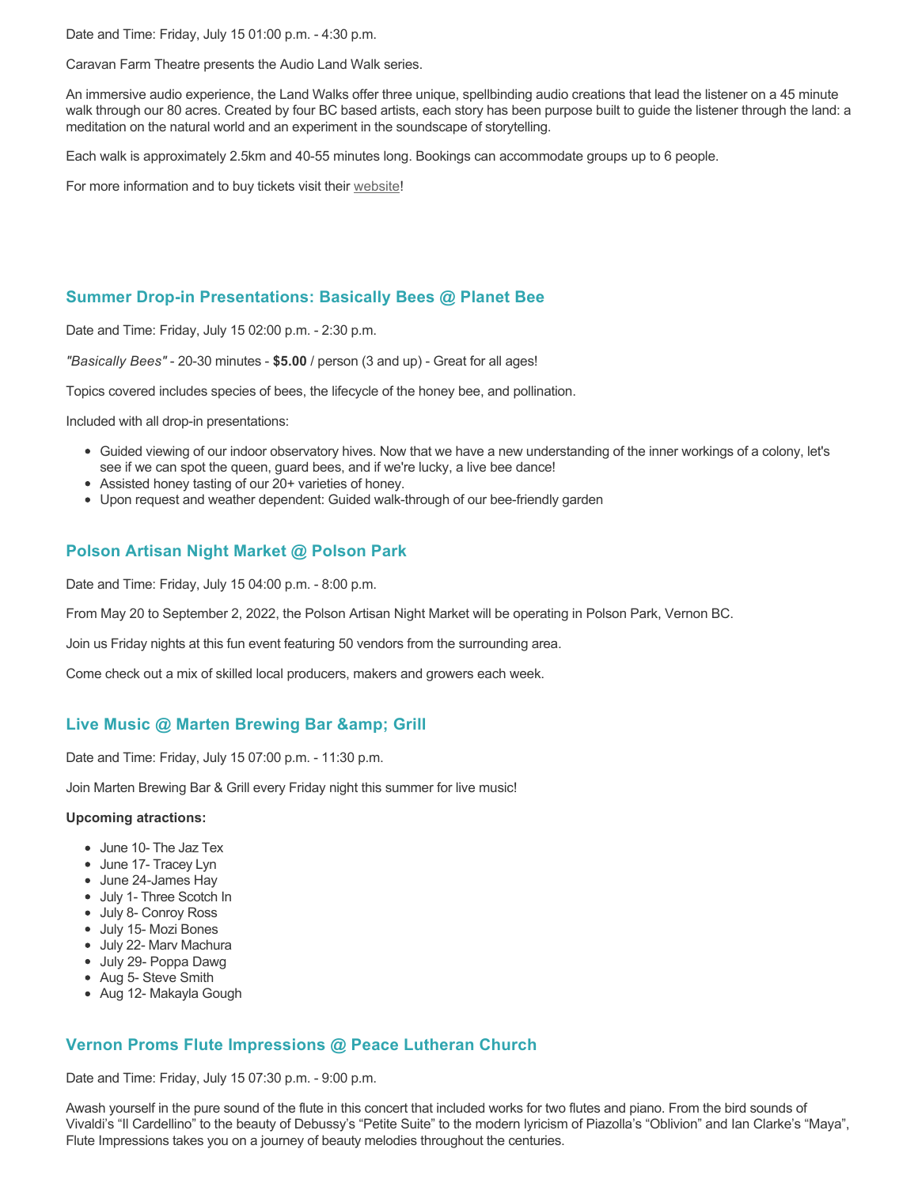Date and Time: Friday, July 15 01:00 p.m. - 4:30 p.m.

Caravan Farm Theatre presents the Audio Land Walk series.

An immersive audio experience, the Land Walks offer three unique, spellbinding audio creations that lead the listener on a 45 minute walk through our 80 acres. Created by four BC based artists, each story has been purpose built to guide the listener through the land: a meditation on the natural world and an experiment in the soundscape of storytelling.

Each walk is approximately 2.5km and 40-55 minutes long. Bookings can accommodate groups up to 6 people.

For more information and to buy tickets visit their website!

### Summer Drop-in Presentations: Basically Bees @ Planet Bee

Date and Time: Friday, July 15 02:00 p.m. - 2:30 p.m.

*"Basically Bees"* - 20-30 minutes - **$5.00** / person (3 and up) - Great for all ages!

Topics covered includes species of bees, the lifecycle of the honey bee, and pollination.

Included with all drop-in presentations:

- Guided viewing of our indoor observatory hives. Now that we have a new understanding of the inner workings of a colony, let's see if we can spot the queen, guard bees, and if we're lucky, a live bee dance!
- Assisted honey tasting of our 20+ varieties of honey.
- Upon request and weather dependent: Guided walk-through of our bee-friendly garden

### Polson Artisan Night Market @ Polson Park

Date and Time: Friday, July 15 04:00 p.m. - 8:00 p.m.

From May 20 to September 2, 2022, the Polson Artisan Night Market will be operating in Polson Park, Vernon BC.

Join us Friday nights at this fun event featuring 50 vendors from the surrounding area.

Come check out a mix of skilled local producers, makers and growers each week.

### Live Music @ Marten Brewing Bar &amp; Grill

Date and Time: Friday, July 15 07:00 p.m. - 11:30 p.m.

Join Marten Brewing Bar & Grill every Friday night this summer for live music!

**Upcoming atractions:**

- June 10- The Jaz Tex
- June 17- Tracey Lyn
- June 24-James Hay
- July 1- Three Scotch In
- July 8- Conroy Ross
- July 15- Mozi Bones
- July 22- Marv Machura
- July 29- Poppa Dawg
- Aug 5- Steve Smith
- Aug 12- Makayla Gough

### Vernon Proms Flute Impressions @ Peace Lutheran Church

Date and Time: Friday, July 15 07:30 p.m. - 9:00 p.m.

Awash yourself in the pure sound of the flute in this concert that included works for two flutes and piano. From the bird sounds of Vivaldi's "Il Cardellino" to the beauty of Debussy's "Petite Suite" to the modern lyricism of Piazolla's "Oblivion" and Ian Clarke's "Maya", Flute Impressions takes you on a journey of beauty melodies throughout the centuries.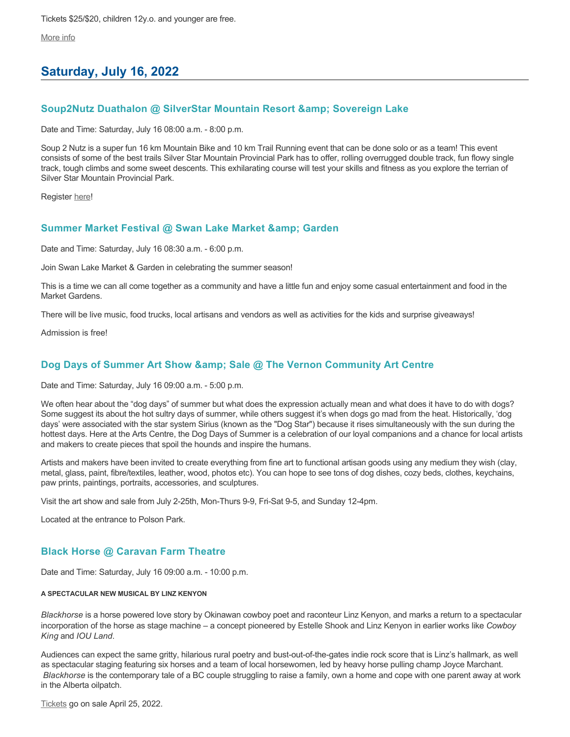Tickets $25/$20, children 12y.o. and younger are free.

More info

## Saturday, July 16, 2022

### Soup2Nutz Duathalon @ SilverStar Mountain Resort &amp; Sovereign Lake

Date and Time: Saturday, July 16 08:00 a.m. - 8:00 p.m.

Soup 2 Nutz is a super fun 16 km Mountain Bike and 10 km Trail Running event that can be done solo or as a team! This event consists of some of the best trails Silver Star Mountain Provincial Park has to offer, rolling overrugged double track, fun flowy single track, tough climbs and some sweet descents. This exhilarating course will test your skills and fitness as you explore the terrian of Silver Star Mountain Provincial Park.

Register here!

### Summer Market Festival @ Swan Lake Market &amp; Garden

Date and Time: Saturday, July 16 08:30 a.m. - 6:00 p.m.

Join Swan Lake Market & Garden in celebrating the summer season!

This is a time we can all come together as a community and have a little fun and enjoy some casual entertainment and food in the Market Gardens.

There will be live music, food trucks, local artisans and vendors as well as activities for the kids and surprise giveaways!

Admission is free!

### Dog Days of Summer Art Show &amp; Sale @ The Vernon Community Art Centre

Date and Time: Saturday, July 16 09:00 a.m. - 5:00 p.m.

We often hear about the “dog days” of summer but what does the expression actually mean and what does it have to do with dogs? Some suggest its about the hot sultry days of summer, while others suggest it’s when dogs go mad from the heat. Historically, ‘dog days’ were associated with the star system Sirius (known as the "Dog Star") because it rises simultaneously with the sun during the hottest days. Here at the Arts Centre, the Dog Days of Summer is a celebration of our loyal companions and a chance for local artists and makers to create pieces that spoil the hounds and inspire the humans.

Artists and makers have been invited to create everything from fine art to functional artisan goods using any medium they wish (clay, metal, glass, paint, fibre/textiles, leather, wood, photos etc). You can hope to see tons of dog dishes, cozy beds, clothes, keychains, paw prints, paintings, portraits, accessories, and sculptures.

Visit the art show and sale from July 2-25th, Mon-Thurs 9-9, Fri-Sat 9-5, and Sunday 12-4pm.

Located at the entrance to Polson Park.

### Black Horse @ Caravan Farm Theatre

Date and Time: Saturday, July 16 09:00 a.m. - 10:00 p.m.

**A SPECTACULAR NEW MUSICAL BY LINZ KENYON**

*Blackhorse* is a horse powered love story by Okinawan cowboy poet and raconteur Linz Kenyon, and marks a return to a spectacular incorporation of the horse as stage machine – a concept pioneered by Estelle Shook and Linz Kenyon in earlier works like *Cowboy King* and *IOU Land*.

Audiences can expect the same gritty, hilarious rural poetry and bust-out-of-the-gates indie rock score that is Linz’s hallmark, as well as spectacular staging featuring six horses and a team of local horsewomen, led by heavy horse pulling champ Joyce Marchant. *Blackhorse* is the contemporary tale of a BC couple struggling to raise a family, own a home and cope with one parent away at work in the Alberta oilpatch.

Tickets go on sale April 25, 2022.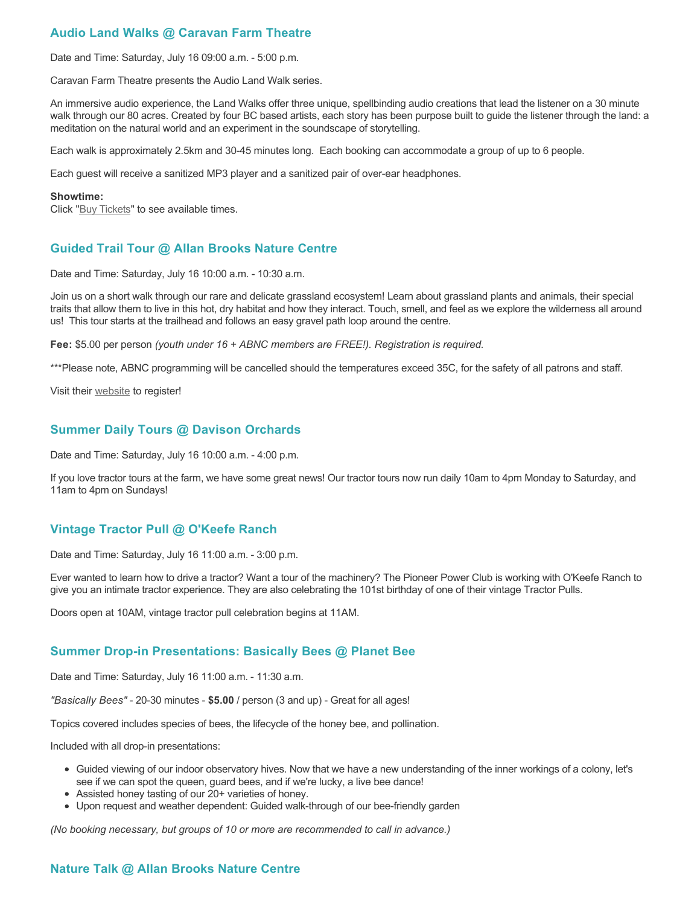### Audio Land Walks @ Caravan Farm Theatre

Date and Time: Saturday, July 16 09:00 a.m. - 5:00 p.m.

Caravan Farm Theatre presents the Audio Land Walk series.

An immersive audio experience, the Land Walks offer three unique, spellbinding audio creations that lead the listener on a 30 minute walk through our 80 acres. Created by four BC based artists, each story has been purpose built to guide the listener through the land: a meditation on the natural world and an experiment in the soundscape of storytelling.

Each walk is approximately 2.5km and 30-45 minutes long. Each booking can accommodate a group of up to 6 people.

Each guest will receive a sanitized MP3 player and a sanitized pair of over-ear headphones.

**Showtime:**
Click "Buy Tickets" to see available times.

### Guided Trail Tour @ Allan Brooks Nature Centre

Date and Time: Saturday, July 16 10:00 a.m. - 10:30 a.m.

Join us on a short walk through our rare and delicate grassland ecosystem! Learn about grassland plants and animals, their special traits that allow them to live in this hot, dry habitat and how they interact. Touch, smell, and feel as we explore the wilderness all around us! This tour starts at the trailhead and follows an easy gravel path loop around the centre.

**Fee:** $5.00 per person *(youth under 16 + ABNC members are FREE!). Registration is required.*

***Please note, ABNC programming will be cancelled should the temperatures exceed 35C, for the safety of all patrons and staff.

Visit their website to register!

### Summer Daily Tours @ Davison Orchards

Date and Time: Saturday, July 16 10:00 a.m. - 4:00 p.m.

If you love tractor tours at the farm, we have some great news! Our tractor tours now run daily 10am to 4pm Monday to Saturday, and 11am to 4pm on Sundays!

### Vintage Tractor Pull @ O'Keefe Ranch

Date and Time: Saturday, July 16 11:00 a.m. - 3:00 p.m.

Ever wanted to learn how to drive a tractor? Want a tour of the machinery? The Pioneer Power Club is working with O'Keefe Ranch to give you an intimate tractor experience. They are also celebrating the 101st birthday of one of their vintage Tractor Pulls.

Doors open at 10AM, vintage tractor pull celebration begins at 11AM.

### Summer Drop-in Presentations: Basically Bees @ Planet Bee

Date and Time: Saturday, July 16 11:00 a.m. - 11:30 a.m.

*"Basically Bees"* - 20-30 minutes - **$5.00** / person (3 and up) - Great for all ages!

Topics covered includes species of bees, the lifecycle of the honey bee, and pollination.

Included with all drop-in presentations:

- Guided viewing of our indoor observatory hives. Now that we have a new understanding of the inner workings of a colony, let's see if we can spot the queen, guard bees, and if we're lucky, a live bee dance!
- Assisted honey tasting of our 20+ varieties of honey.
- Upon request and weather dependent: Guided walk-through of our bee-friendly garden

*(No booking necessary, but groups of 10 or more are recommended to call in advance.)*

### Nature Talk @ Allan Brooks Nature Centre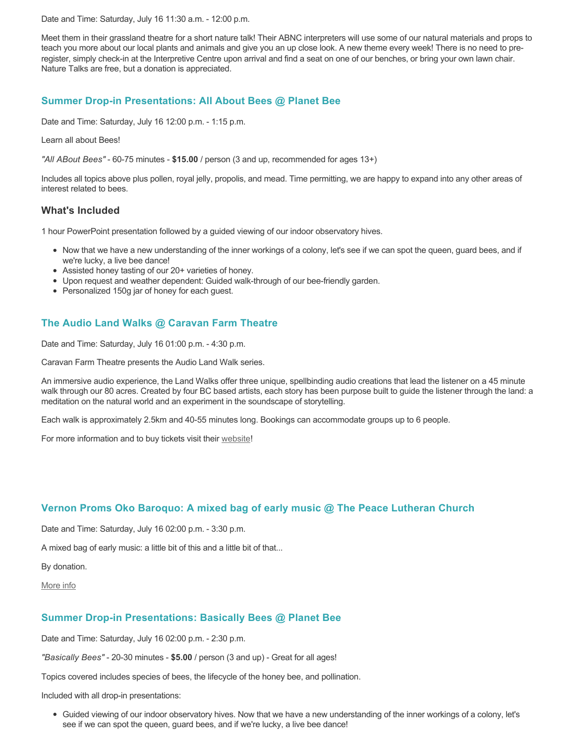Date and Time: Saturday, July 16 11:30 a.m. - 12:00 p.m.

Meet them in their grassland theatre for a short nature talk! Their ABNC interpreters will use some of our natural materials and props to teach you more about our local plants and animals and give you an up close look. A new theme every week! There is no need to pre-register, simply check-in at the Interpretive Centre upon arrival and find a seat on one of our benches, or bring your own lawn chair. Nature Talks are free, but a donation is appreciated.

## Summer Drop-in Presentations: All About Bees @ Planet Bee

Date and Time: Saturday, July 16 12:00 p.m. - 1:15 p.m.

Learn all about Bees!

*"All ABout Bees"* - 60-75 minutes - **$15.00** / person (3 and up, recommended for ages 13+)

Includes all topics above plus pollen, royal jelly, propolis, and mead. Time permitting, we are happy to expand into any other areas of interest related to bees.

### What's Included

1 hour PowerPoint presentation followed by a guided viewing of our indoor observatory hives.

- Now that we have a new understanding of the inner workings of a colony, let's see if we can spot the queen, guard bees, and if we're lucky, a live bee dance!
- Assisted honey tasting of our 20+ varieties of honey.
- Upon request and weather dependent: Guided walk-through of our bee-friendly garden.
- Personalized 150g jar of honey for each guest.

## The Audio Land Walks @ Caravan Farm Theatre

Date and Time: Saturday, July 16 01:00 p.m. - 4:30 p.m.

Caravan Farm Theatre presents the Audio Land Walk series.

An immersive audio experience, the Land Walks offer three unique, spellbinding audio creations that lead the listener on a 45 minute walk through our 80 acres. Created by four BC based artists, each story has been purpose built to guide the listener through the land: a meditation on the natural world and an experiment in the soundscape of storytelling.

Each walk is approximately 2.5km and 40-55 minutes long. Bookings can accommodate groups up to 6 people.

For more information and to buy tickets visit their website!

## Vernon Proms Oko Baroquo: A mixed bag of early music @ The Peace Lutheran Church

Date and Time: Saturday, July 16 02:00 p.m. - 3:30 p.m.

A mixed bag of early music: a little bit of this and a little bit of that...

By donation.

More info

## Summer Drop-in Presentations: Basically Bees @ Planet Bee

Date and Time: Saturday, July 16 02:00 p.m. - 2:30 p.m.

*"Basically Bees"* - 20-30 minutes - **$5.00** / person (3 and up) - Great for all ages!

Topics covered includes species of bees, the lifecycle of the honey bee, and pollination.

Included with all drop-in presentations:

- Guided viewing of our indoor observatory hives. Now that we have a new understanding of the inner workings of a colony, let's see if we can spot the queen, guard bees, and if we're lucky, a live bee dance!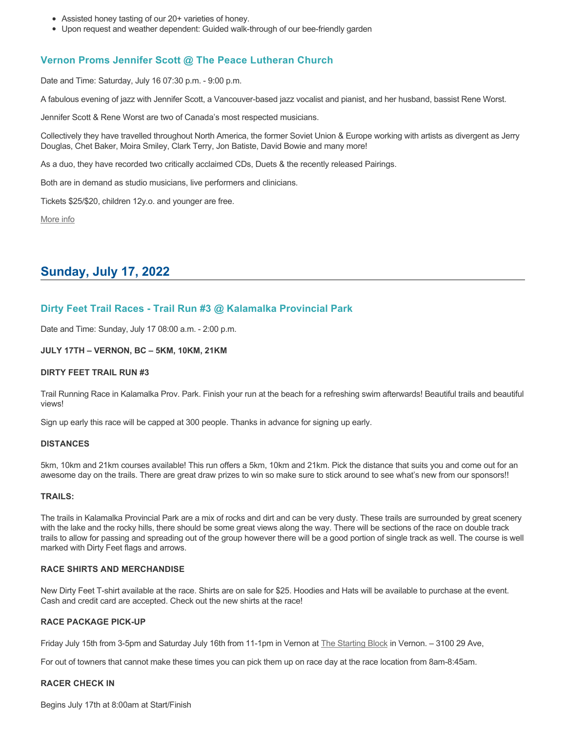- Assisted honey tasting of our 20+ varieties of honey.
- Upon request and weather dependent: Guided walk-through of our bee-friendly garden

### Vernon Proms Jennifer Scott @ The Peace Lutheran Church

Date and Time: Saturday, July 16 07:30 p.m. - 9:00 p.m.

A fabulous evening of jazz with Jennifer Scott, a Vancouver-based jazz vocalist and pianist, and her husband, bassist Rene Worst.

Jennifer Scott & Rene Worst are two of Canada's most respected musicians.

Collectively they have travelled throughout North America, the former Soviet Union & Europe working with artists as divergent as Jerry Douglas, Chet Baker, Moira Smiley, Clark Terry, Jon Batiste, David Bowie and many more!

As a duo, they have recorded two critically acclaimed CDs, Duets & the recently released Pairings.

Both are in demand as studio musicians, live performers and clinicians.

Tickets $25/$20, children 12y.o. and younger are free.

More info

## Sunday, July 17, 2022

### Dirty Feet Trail Races - Trail Run #3 @ Kalamalka Provincial Park

Date and Time: Sunday, July 17 08:00 a.m. - 2:00 p.m.

**JULY 17TH – VERNON, BC – 5KM, 10KM, 21KM**

**DIRTY FEET TRAIL RUN #3**

Trail Running Race in Kalamalka Prov. Park. Finish your run at the beach for a refreshing swim afterwards! Beautiful trails and beautiful views!

Sign up early this race will be capped at 300 people. Thanks in advance for signing up early.

**DISTANCES**

5km, 10km and 21km courses available! This run offers a 5km, 10km and 21km. Pick the distance that suits you and come out for an awesome day on the trails. There are great draw prizes to win so make sure to stick around to see what's new from our sponsors!!

**TRAILS:**

The trails in Kalamalka Provincial Park are a mix of rocks and dirt and can be very dusty. These trails are surrounded by great scenery with the lake and the rocky hills, there should be some great views along the way. There will be sections of the race on double track trails to allow for passing and spreading out of the group however there will be a good portion of single track as well. The course is well marked with Dirty Feet flags and arrows.

**RACE SHIRTS AND MERCHANDISE**

New Dirty Feet T-shirt available at the race. Shirts are on sale for $25. Hoodies and Hats will be available to purchase at the event. Cash and credit card are accepted. Check out the new shirts at the race!

**RACE PACKAGE PICK-UP**

Friday July 15th from 3-5pm and Saturday July 16th from 11-1pm in Vernon at The Starting Block in Vernon. – 3100 29 Ave,

For out of towners that cannot make these times you can pick them up on race day at the race location from 8am-8:45am.

**RACER CHECK IN**

Begins July 17th at 8:00am at Start/Finish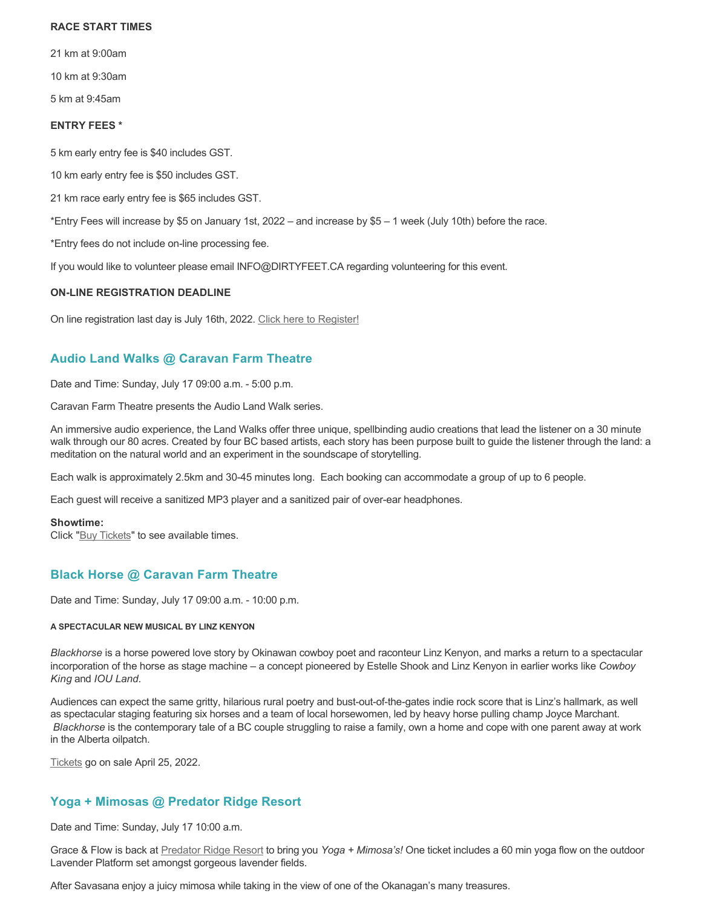**RACE START TIMES**

21 km at 9:00am

10 km at 9:30am

5 km at 9:45am

**ENTRY FEES ***

5 km early entry fee is $40 includes GST.

10 km early entry fee is $50 includes GST.

21 km race early entry fee is $65 includes GST.

*Entry Fees will increase by $5 on January 1st, 2022 – and increase by $5 – 1 week (July 10th) before the race.

*Entry fees do not include on-line processing fee.

If you would like to volunteer please email INFO@DIRTYFEET.CA regarding volunteering for this event.

**ON-LINE REGISTRATION DEADLINE**

On line registration last day is July 16th, 2022. Click here to Register!

## Audio Land Walks @ Caravan Farm Theatre

Date and Time: Sunday, July 17 09:00 a.m. - 5:00 p.m.

Caravan Farm Theatre presents the Audio Land Walk series.

An immersive audio experience, the Land Walks offer three unique, spellbinding audio creations that lead the listener on a 30 minute walk through our 80 acres. Created by four BC based artists, each story has been purpose built to guide the listener through the land: a meditation on the natural world and an experiment in the soundscape of storytelling.

Each walk is approximately 2.5km and 30-45 minutes long. Each booking can accommodate a group of up to 6 people.

Each guest will receive a sanitized MP3 player and a sanitized pair of over-ear headphones.

**Showtime:**
Click "Buy Tickets" to see available times.

## Black Horse @ Caravan Farm Theatre

Date and Time: Sunday, July 17 09:00 a.m. - 10:00 p.m.

**A SPECTACULAR NEW MUSICAL BY LINZ KENYON**

*Blackhorse* is a horse powered love story by Okinawan cowboy poet and raconteur Linz Kenyon, and marks a return to a spectacular incorporation of the horse as stage machine – a concept pioneered by Estelle Shook and Linz Kenyon in earlier works like *Cowboy King* and *IOU Land*.

Audiences can expect the same gritty, hilarious rural poetry and bust-out-of-the-gates indie rock score that is Linz's hallmark, as well as spectacular staging featuring six horses and a team of local horsewomen, led by heavy horse pulling champ Joyce Marchant. *Blackhorse* is the contemporary tale of a BC couple struggling to raise a family, own a home and cope with one parent away at work in the Alberta oilpatch.

Tickets go on sale April 25, 2022.

## Yoga + Mimosas @ Predator Ridge Resort

Date and Time: Sunday, July 17 10:00 a.m.

Grace & Flow is back at Predator Ridge Resort to bring you *Yoga + Mimosa's!* One ticket includes a 60 min yoga flow on the outdoor Lavender Platform set amongst gorgeous lavender fields.

After Savasana enjoy a juicy mimosa while taking in the view of one of the Okanagan's many treasures.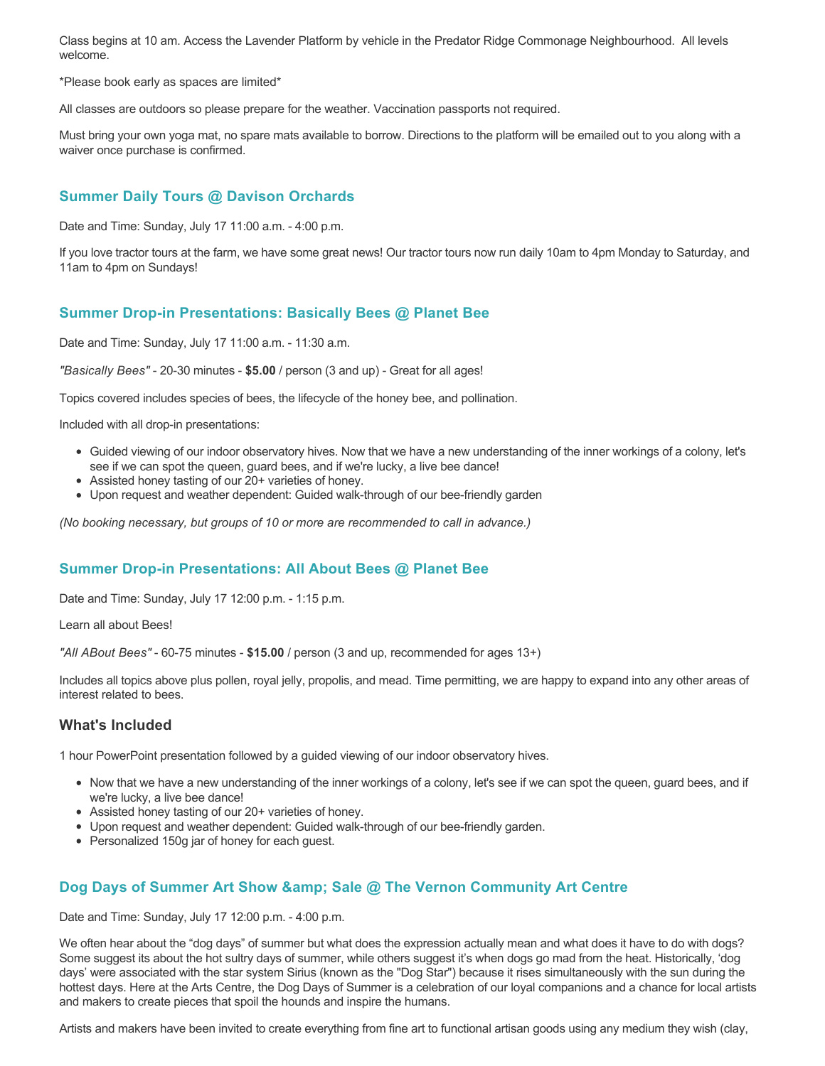Class begins at 10 am. Access the Lavender Platform by vehicle in the Predator Ridge Commonage Neighbourhood. All levels welcome.

*Please book early as spaces are limited*

All classes are outdoors so please prepare for the weather. Vaccination passports not required.

Must bring your own yoga mat, no spare mats available to borrow. Directions to the platform will be emailed out to you along with a waiver once purchase is confirmed.

### Summer Daily Tours @ Davison Orchards

Date and Time: Sunday, July 17 11:00 a.m. - 4:00 p.m.

If you love tractor tours at the farm, we have some great news! Our tractor tours now run daily 10am to 4pm Monday to Saturday, and 11am to 4pm on Sundays!

### Summer Drop-in Presentations: Basically Bees @ Planet Bee

Date and Time: Sunday, July 17 11:00 a.m. - 11:30 a.m.

*"Basically Bees"* - 20-30 minutes - **$5.00** / person (3 and up) - Great for all ages!

Topics covered includes species of bees, the lifecycle of the honey bee, and pollination.

Included with all drop-in presentations:

- Guided viewing of our indoor observatory hives. Now that we have a new understanding of the inner workings of a colony, let's see if we can spot the queen, guard bees, and if we're lucky, a live bee dance!
- Assisted honey tasting of our 20+ varieties of honey.
- Upon request and weather dependent: Guided walk-through of our bee-friendly garden

*(No booking necessary, but groups of 10 or more are recommended to call in advance.)*

### Summer Drop-in Presentations: All About Bees @ Planet Bee

Date and Time: Sunday, July 17 12:00 p.m. - 1:15 p.m.

Learn all about Bees!

*"All ABout Bees"* - 60-75 minutes - **$15.00** / person (3 and up, recommended for ages 13+)

Includes all topics above plus pollen, royal jelly, propolis, and mead. Time permitting, we are happy to expand into any other areas of interest related to bees.

#### What's Included

1 hour PowerPoint presentation followed by a guided viewing of our indoor observatory hives.

- Now that we have a new understanding of the inner workings of a colony, let's see if we can spot the queen, guard bees, and if we're lucky, a live bee dance!
- Assisted honey tasting of our 20+ varieties of honey.
- Upon request and weather dependent: Guided walk-through of our bee-friendly garden.
- Personalized 150g jar of honey for each guest.

### Dog Days of Summer Art Show &amp; Sale @ The Vernon Community Art Centre

Date and Time: Sunday, July 17 12:00 p.m. - 4:00 p.m.

We often hear about the “dog days” of summer but what does the expression actually mean and what does it have to do with dogs? Some suggest its about the hot sultry days of summer, while others suggest it’s when dogs go mad from the heat. Historically, ‘dog days’ were associated with the star system Sirius (known as the "Dog Star") because it rises simultaneously with the sun during the hottest days. Here at the Arts Centre, the Dog Days of Summer is a celebration of our loyal companions and a chance for local artists and makers to create pieces that spoil the hounds and inspire the humans.

Artists and makers have been invited to create everything from fine art to functional artisan goods using any medium they wish (clay,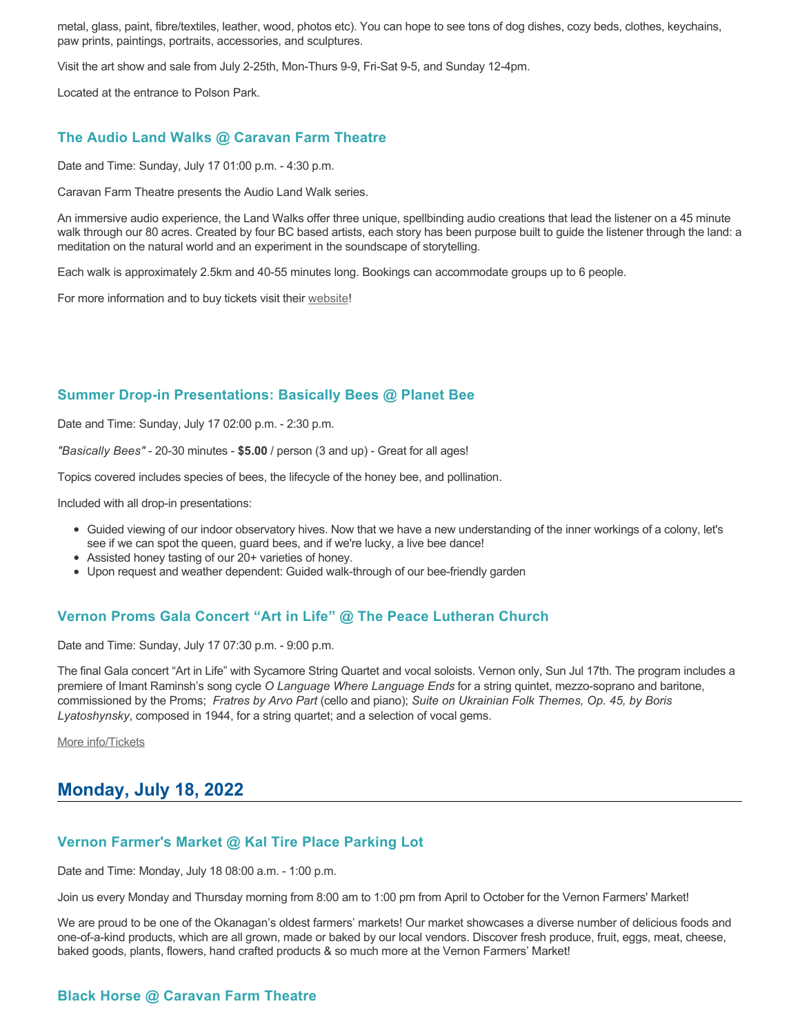metal, glass, paint, fibre/textiles, leather, wood, photos etc). You can hope to see tons of dog dishes, cozy beds, clothes, keychains, paw prints, paintings, portraits, accessories, and sculptures.

Visit the art show and sale from July 2-25th, Mon-Thurs 9-9, Fri-Sat 9-5, and Sunday 12-4pm.

Located at the entrance to Polson Park.

### The Audio Land Walks @ Caravan Farm Theatre

Date and Time: Sunday, July 17 01:00 p.m. - 4:30 p.m.

Caravan Farm Theatre presents the Audio Land Walk series.

An immersive audio experience, the Land Walks offer three unique, spellbinding audio creations that lead the listener on a 45 minute walk through our 80 acres. Created by four BC based artists, each story has been purpose built to guide the listener through the land: a meditation on the natural world and an experiment in the soundscape of storytelling.

Each walk is approximately 2.5km and 40-55 minutes long. Bookings can accommodate groups up to 6 people.

For more information and to buy tickets visit their website!

### Summer Drop-in Presentations: Basically Bees @ Planet Bee

Date and Time: Sunday, July 17 02:00 p.m. - 2:30 p.m.

*"Basically Bees"* - 20-30 minutes - **$5.00** / person (3 and up) - Great for all ages!

Topics covered includes species of bees, the lifecycle of the honey bee, and pollination.

Included with all drop-in presentations:

- Guided viewing of our indoor observatory hives. Now that we have a new understanding of the inner workings of a colony, let's see if we can spot the queen, guard bees, and if we're lucky, a live bee dance!
- Assisted honey tasting of our 20+ varieties of honey.
- Upon request and weather dependent: Guided walk-through of our bee-friendly garden

### Vernon Proms Gala Concert "Art in Life" @ The Peace Lutheran Church

Date and Time: Sunday, July 17 07:30 p.m. - 9:00 p.m.

The final Gala concert "Art in Life" with Sycamore String Quartet and vocal soloists. Vernon only, Sun Jul 17th. The program includes a premiere of Imant Raminsh's song cycle *O Language Where Language Ends* for a string quintet, mezzo-soprano and baritone, commissioned by the Proms; *Fratres by Arvo Part* (cello and piano); *Suite on Ukrainian Folk Themes, Op. 45, by Boris Lyatoshynsky*, composed in 1944, for a string quartet; and a selection of vocal gems.

More info/Tickets

## Monday, July 18, 2022

### Vernon Farmer's Market @ Kal Tire Place Parking Lot

Date and Time: Monday, July 18 08:00 a.m. - 1:00 p.m.

Join us every Monday and Thursday morning from 8:00 am to 1:00 pm from April to October for the Vernon Farmers' Market!

We are proud to be one of the Okanagan's oldest farmers' markets! Our market showcases a diverse number of delicious foods and one-of-a-kind products, which are all grown, made or baked by our local vendors. Discover fresh produce, fruit, eggs, meat, cheese, baked goods, plants, flowers, hand crafted products & so much more at the Vernon Farmers' Market!

### Black Horse @ Caravan Farm Theatre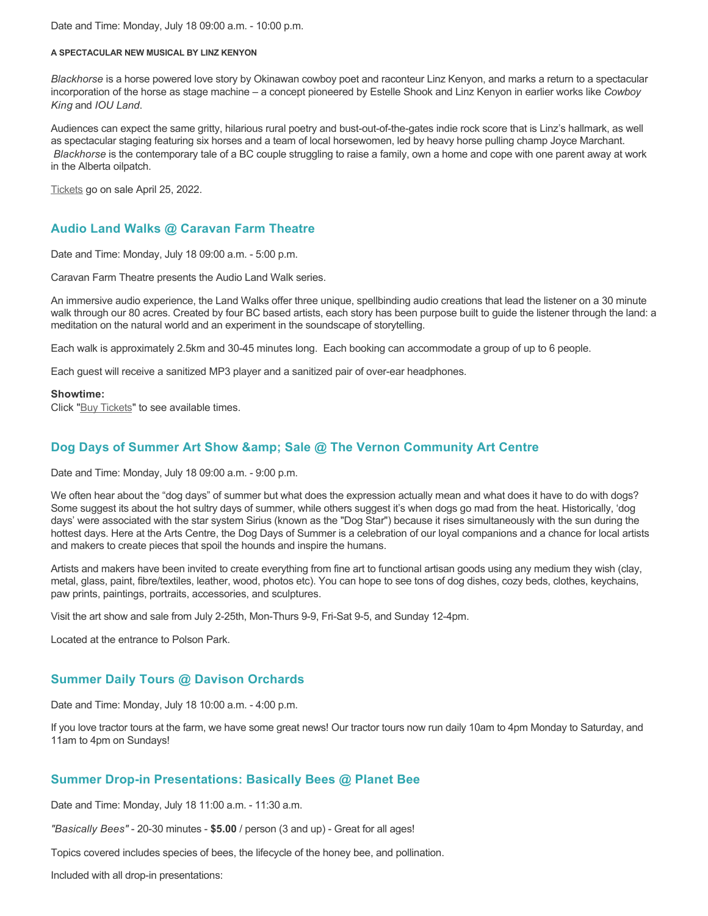Date and Time: Monday, July 18 09:00 a.m. - 10:00 p.m.

###### A SPECTACULAR NEW MUSICAL BY LINZ KENYON

*Blackhorse* is a horse powered love story by Okinawan cowboy poet and raconteur Linz Kenyon, and marks a return to a spectacular incorporation of the horse as stage machine – a concept pioneered by Estelle Shook and Linz Kenyon in earlier works like *Cowboy King* and *IOU Land*.

Audiences can expect the same gritty, hilarious rural poetry and bust-out-of-the-gates indie rock score that is Linz's hallmark, as well as spectacular staging featuring six horses and a team of local horsewomen, led by heavy horse pulling champ Joyce Marchant. *Blackhorse* is the contemporary tale of a BC couple struggling to raise a family, own a home and cope with one parent away at work in the Alberta oilpatch.

Tickets go on sale April 25, 2022.

### Audio Land Walks @ Caravan Farm Theatre

Date and Time: Monday, July 18 09:00 a.m. - 5:00 p.m.

Caravan Farm Theatre presents the Audio Land Walk series.

An immersive audio experience, the Land Walks offer three unique, spellbinding audio creations that lead the listener on a 30 minute walk through our 80 acres. Created by four BC based artists, each story has been purpose built to guide the listener through the land: a meditation on the natural world and an experiment in the soundscape of storytelling.

Each walk is approximately 2.5km and 30-45 minutes long. Each booking can accommodate a group of up to 6 people.

Each guest will receive a sanitized MP3 player and a sanitized pair of over-ear headphones.

**Showtime:**
Click "Buy Tickets" to see available times.

### Dog Days of Summer Art Show &amp; Sale @ The Vernon Community Art Centre

Date and Time: Monday, July 18 09:00 a.m. - 9:00 p.m.

We often hear about the "dog days" of summer but what does the expression actually mean and what does it have to do with dogs? Some suggest its about the hot sultry days of summer, while others suggest it's when dogs go mad from the heat. Historically, 'dog days' were associated with the star system Sirius (known as the "Dog Star") because it rises simultaneously with the sun during the hottest days. Here at the Arts Centre, the Dog Days of Summer is a celebration of our loyal companions and a chance for local artists and makers to create pieces that spoil the hounds and inspire the humans.

Artists and makers have been invited to create everything from fine art to functional artisan goods using any medium they wish (clay, metal, glass, paint, fibre/textiles, leather, wood, photos etc). You can hope to see tons of dog dishes, cozy beds, clothes, keychains, paw prints, paintings, portraits, accessories, and sculptures.

Visit the art show and sale from July 2-25th, Mon-Thurs 9-9, Fri-Sat 9-5, and Sunday 12-4pm.

Located at the entrance to Polson Park.

### Summer Daily Tours @ Davison Orchards

Date and Time: Monday, July 18 10:00 a.m. - 4:00 p.m.

If you love tractor tours at the farm, we have some great news! Our tractor tours now run daily 10am to 4pm Monday to Saturday, and 11am to 4pm on Sundays!

### Summer Drop-in Presentations: Basically Bees @ Planet Bee

Date and Time: Monday, July 18 11:00 a.m. - 11:30 a.m.

*"Basically Bees"* - 20-30 minutes - **$5.00** / person (3 and up) - Great for all ages!

Topics covered includes species of bees, the lifecycle of the honey bee, and pollination.

Included with all drop-in presentations: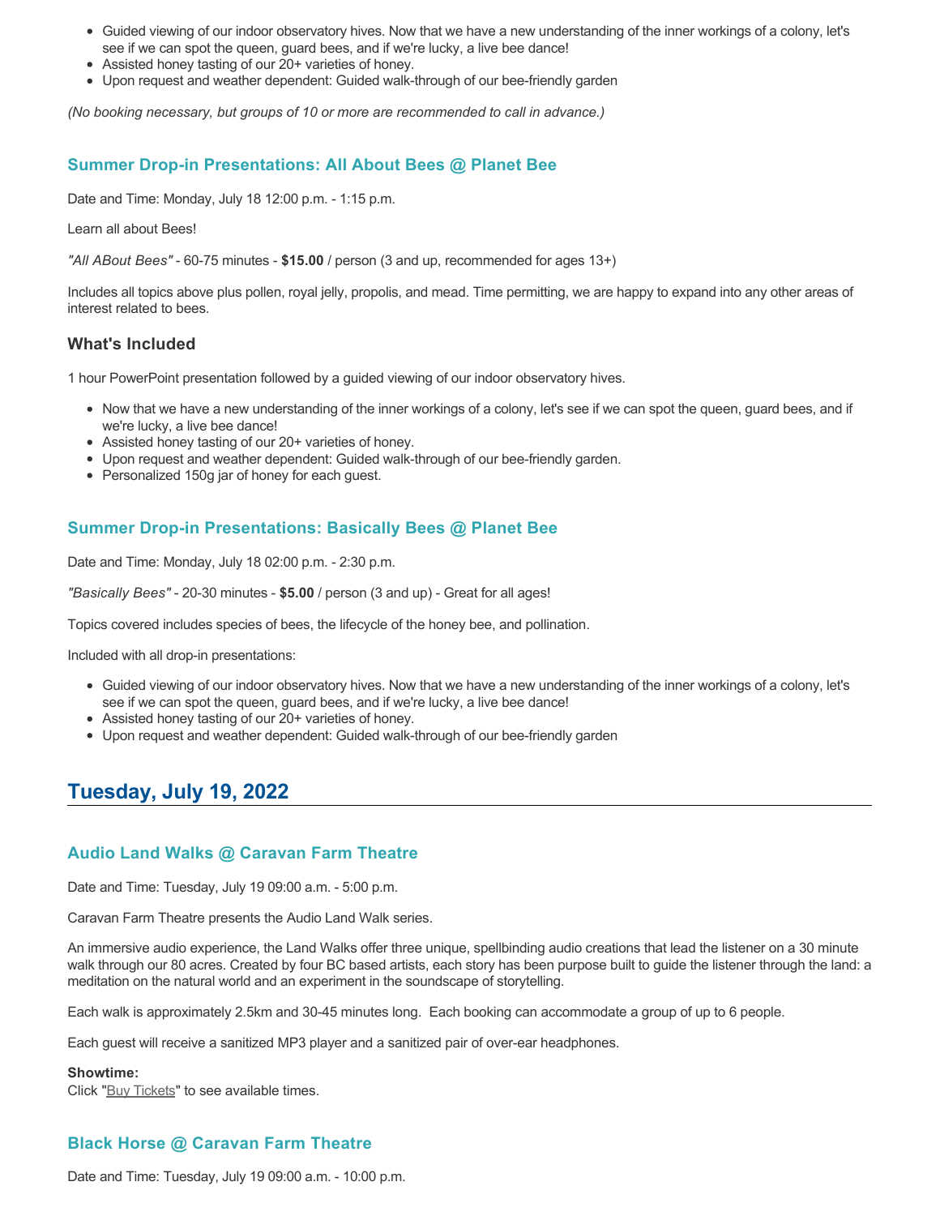- Guided viewing of our indoor observatory hives. Now that we have a new understanding of the inner workings of a colony, let's see if we can spot the queen, guard bees, and if we're lucky, a live bee dance!
- Assisted honey tasting of our 20+ varieties of honey.
- Upon request and weather dependent: Guided walk-through of our bee-friendly garden

*(No booking necessary, but groups of 10 or more are recommended to call in advance.)*

### Summer Drop-in Presentations: All About Bees @ Planet Bee

Date and Time: Monday, July 18 12:00 p.m. - 1:15 p.m.

Learn all about Bees!

*"All ABout Bees"* - 60-75 minutes - **$15.00** / person (3 and up, recommended for ages 13+)

Includes all topics above plus pollen, royal jelly, propolis, and mead. Time permitting, we are happy to expand into any other areas of interest related to bees.

#### What's Included

1 hour PowerPoint presentation followed by a guided viewing of our indoor observatory hives.

- Now that we have a new understanding of the inner workings of a colony, let's see if we can spot the queen, guard bees, and if we're lucky, a live bee dance!
- Assisted honey tasting of our 20+ varieties of honey.
- Upon request and weather dependent: Guided walk-through of our bee-friendly garden.
- Personalized 150g jar of honey for each guest.

### Summer Drop-in Presentations: Basically Bees @ Planet Bee

Date and Time: Monday, July 18 02:00 p.m. - 2:30 p.m.

*"Basically Bees"* - 20-30 minutes - **$5.00** / person (3 and up) - Great for all ages!

Topics covered includes species of bees, the lifecycle of the honey bee, and pollination.

Included with all drop-in presentations:

- Guided viewing of our indoor observatory hives. Now that we have a new understanding of the inner workings of a colony, let's see if we can spot the queen, guard bees, and if we're lucky, a live bee dance!
- Assisted honey tasting of our 20+ varieties of honey.
- Upon request and weather dependent: Guided walk-through of our bee-friendly garden

## Tuesday, July 19, 2022

### Audio Land Walks @ Caravan Farm Theatre

Date and Time: Tuesday, July 19 09:00 a.m. - 5:00 p.m.

Caravan Farm Theatre presents the Audio Land Walk series.

An immersive audio experience, the Land Walks offer three unique, spellbinding audio creations that lead the listener on a 30 minute walk through our 80 acres. Created by four BC based artists, each story has been purpose built to guide the listener through the land: a meditation on the natural world and an experiment in the soundscape of storytelling.

Each walk is approximately 2.5km and 30-45 minutes long. Each booking can accommodate a group of up to 6 people.

Each guest will receive a sanitized MP3 player and a sanitized pair of over-ear headphones.

**Showtime:**
Click "Buy Tickets" to see available times.

### Black Horse @ Caravan Farm Theatre

Date and Time: Tuesday, July 19 09:00 a.m. - 10:00 p.m.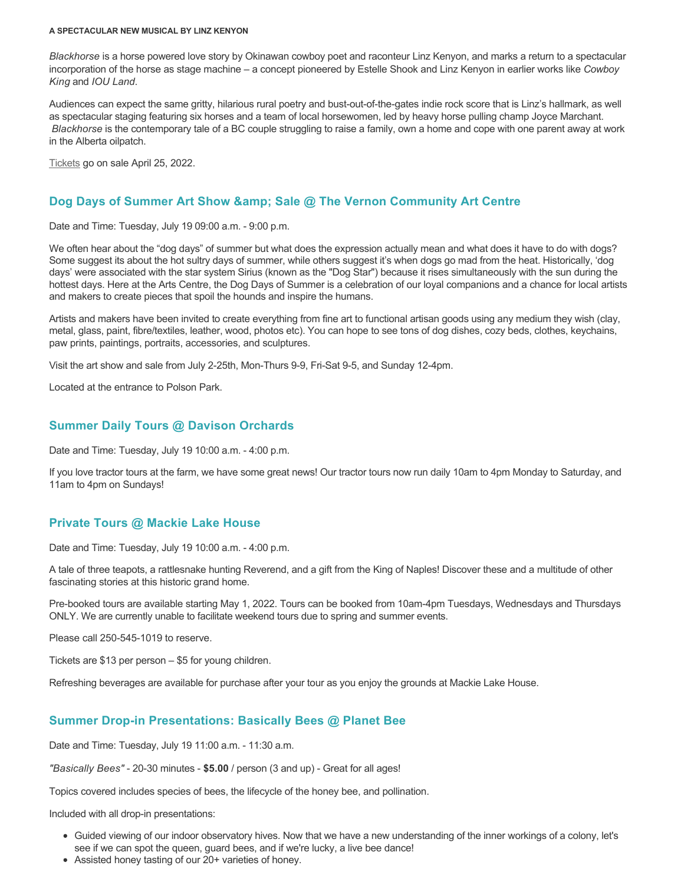**A SPECTACULAR NEW MUSICAL BY LINZ KENYON**

*Blackhorse* is a horse powered love story by Okinawan cowboy poet and raconteur Linz Kenyon, and marks a return to a spectacular incorporation of the horse as stage machine – a concept pioneered by Estelle Shook and Linz Kenyon in earlier works like *Cowboy King* and *IOU Land*.

Audiences can expect the same gritty, hilarious rural poetry and bust-out-of-the-gates indie rock score that is Linz's hallmark, as well as spectacular staging featuring six horses and a team of local horsewomen, led by heavy horse pulling champ Joyce Marchant. *Blackhorse* is the contemporary tale of a BC couple struggling to raise a family, own a home and cope with one parent away at work in the Alberta oilpatch.

Tickets go on sale April 25, 2022.

### Dog Days of Summer Art Show &amp; Sale @ The Vernon Community Art Centre

Date and Time: Tuesday, July 19 09:00 a.m. - 9:00 p.m.

We often hear about the "dog days" of summer but what does the expression actually mean and what does it have to do with dogs? Some suggest its about the hot sultry days of summer, while others suggest it's when dogs go mad from the heat. Historically, 'dog days' were associated with the star system Sirius (known as the "Dog Star") because it rises simultaneously with the sun during the hottest days. Here at the Arts Centre, the Dog Days of Summer is a celebration of our loyal companions and a chance for local artists and makers to create pieces that spoil the hounds and inspire the humans.

Artists and makers have been invited to create everything from fine art to functional artisan goods using any medium they wish (clay, metal, glass, paint, fibre/textiles, leather, wood, photos etc). You can hope to see tons of dog dishes, cozy beds, clothes, keychains, paw prints, paintings, portraits, accessories, and sculptures.

Visit the art show and sale from July 2-25th, Mon-Thurs 9-9, Fri-Sat 9-5, and Sunday 12-4pm.

Located at the entrance to Polson Park.

### Summer Daily Tours @ Davison Orchards

Date and Time: Tuesday, July 19 10:00 a.m. - 4:00 p.m.

If you love tractor tours at the farm, we have some great news! Our tractor tours now run daily 10am to 4pm Monday to Saturday, and 11am to 4pm on Sundays!

### Private Tours @ Mackie Lake House

Date and Time: Tuesday, July 19 10:00 a.m. - 4:00 p.m.

A tale of three teapots, a rattlesnake hunting Reverend, and a gift from the King of Naples! Discover these and a multitude of other fascinating stories at this historic grand home.

Pre-booked tours are available starting May 1, 2022. Tours can be booked from 10am-4pm Tuesdays, Wednesdays and Thursdays ONLY. We are currently unable to facilitate weekend tours due to spring and summer events.

Please call 250-545-1019 to reserve.

Tickets are $13 per person – $5 for young children.

Refreshing beverages are available for purchase after your tour as you enjoy the grounds at Mackie Lake House.

### Summer Drop-in Presentations: Basically Bees @ Planet Bee

Date and Time: Tuesday, July 19 11:00 a.m. - 11:30 a.m.

*"Basically Bees"* - 20-30 minutes - **$5.00** / person (3 and up) - Great for all ages!

Topics covered includes species of bees, the lifecycle of the honey bee, and pollination.

Included with all drop-in presentations:

- Guided viewing of our indoor observatory hives. Now that we have a new understanding of the inner workings of a colony, let's see if we can spot the queen, guard bees, and if we're lucky, a live bee dance!
- Assisted honey tasting of our 20+ varieties of honey.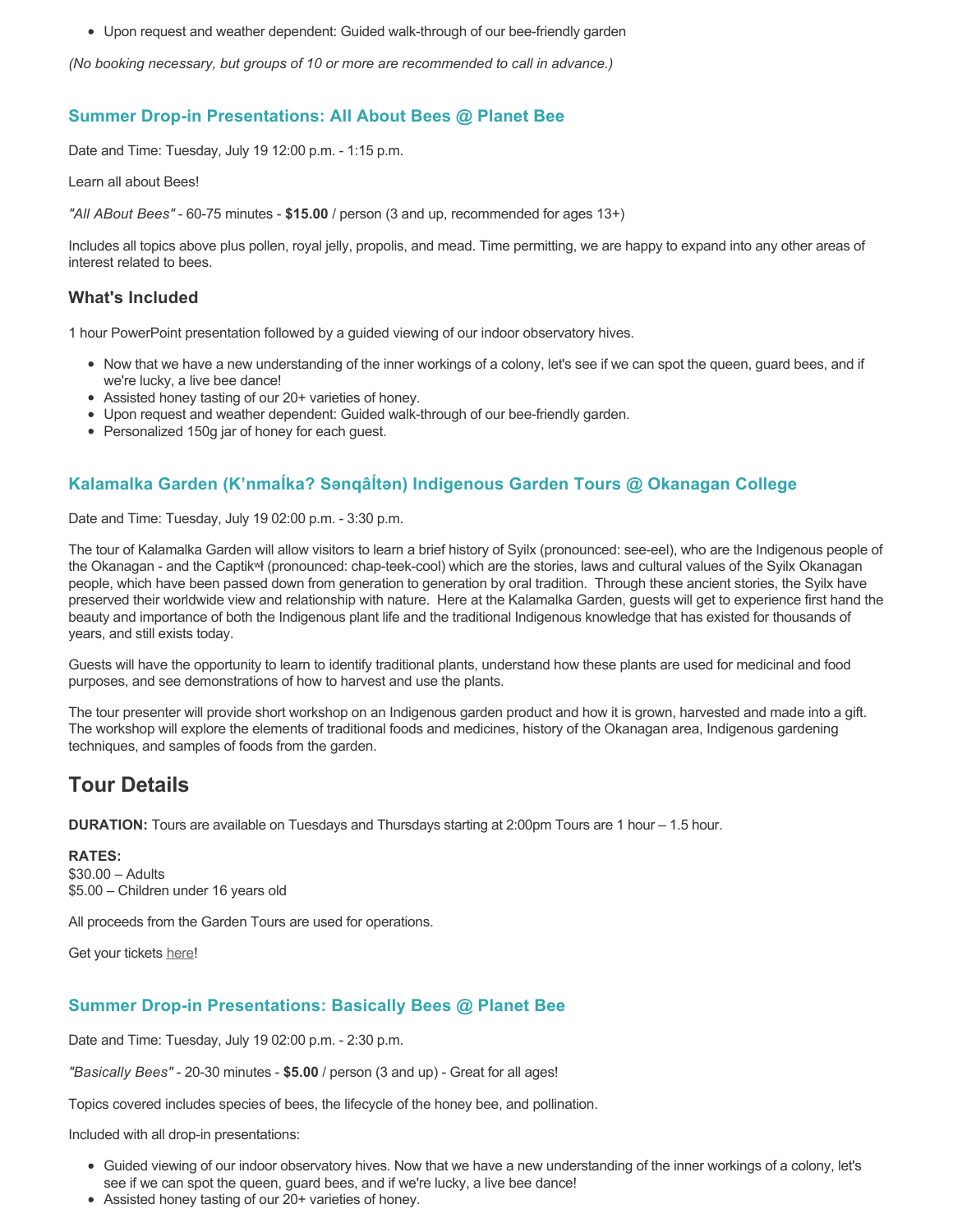- Upon request and weather dependent: Guided walk-through of our bee-friendly garden

*(No booking necessary, but groups of 10 or more are recommended to call in advance.)*

### Summer Drop-in Presentations: All About Bees @ Planet Bee

Date and Time: Tuesday, July 19 12:00 p.m. - 1:15 p.m.

Learn all about Bees!

*"All ABout Bees"* - 60-75 minutes - **$15.00** / person (3 and up, recommended for ages 13+)

Includes all topics above plus pollen, royal jelly, propolis, and mead. Time permitting, we are happy to expand into any other areas of interest related to bees.

#### What's Included

1 hour PowerPoint presentation followed by a guided viewing of our indoor observatory hives.

- Now that we have a new understanding of the inner workings of a colony, let's see if we can spot the queen, guard bees, and if we're lucky, a live bee dance!
- Assisted honey tasting of our 20+ varieties of honey.
- Upon request and weather dependent: Guided walk-through of our bee-friendly garden.
- Personalized 150g jar of honey for each guest.

### Kalamalka Garden (K'nmaĺka? Sənqâĺtən) Indigenous Garden Tours @ Okanagan College

Date and Time: Tuesday, July 19 02:00 p.m. - 3:30 p.m.

The tour of Kalamalka Garden will allow visitors to learn a brief history of Syilx (pronounced: see-eel), who are the Indigenous people of the Okanagan - and the Captikʷł (pronounced: chap-teek-cool) which are the stories, laws and cultural values of the Syilx Okanagan people, which have been passed down from generation to generation by oral tradition. Through these ancient stories, the Syilx have preserved their worldwide view and relationship with nature. Here at the Kalamalka Garden, guests will get to experience first hand the beauty and importance of both the Indigenous plant life and the traditional Indigenous knowledge that has existed for thousands of years, and still exists today.

Guests will have the opportunity to learn to identify traditional plants, understand how these plants are used for medicinal and food purposes, and see demonstrations of how to harvest and use the plants.

The tour presenter will provide short workshop on an Indigenous garden product and how it is grown, harvested and made into a gift. The workshop will explore the elements of traditional foods and medicines, history of the Okanagan area, Indigenous gardening techniques, and samples of foods from the garden.

## Tour Details

**DURATION:** Tours are available on Tuesdays and Thursdays starting at 2:00pm Tours are 1 hour – 1.5 hour.

**RATES:**
$30.00 – Adults
$5.00 – Children under 16 years old

All proceeds from the Garden Tours are used for operations.

Get your tickets here!

### Summer Drop-in Presentations: Basically Bees @ Planet Bee

Date and Time: Tuesday, July 19 02:00 p.m. - 2:30 p.m.

*"Basically Bees"* - 20-30 minutes - **$5.00** / person (3 and up) - Great for all ages!

Topics covered includes species of bees, the lifecycle of the honey bee, and pollination.

Included with all drop-in presentations:

- Guided viewing of our indoor observatory hives. Now that we have a new understanding of the inner workings of a colony, let's see if we can spot the queen, guard bees, and if we're lucky, a live bee dance!
- Assisted honey tasting of our 20+ varieties of honey.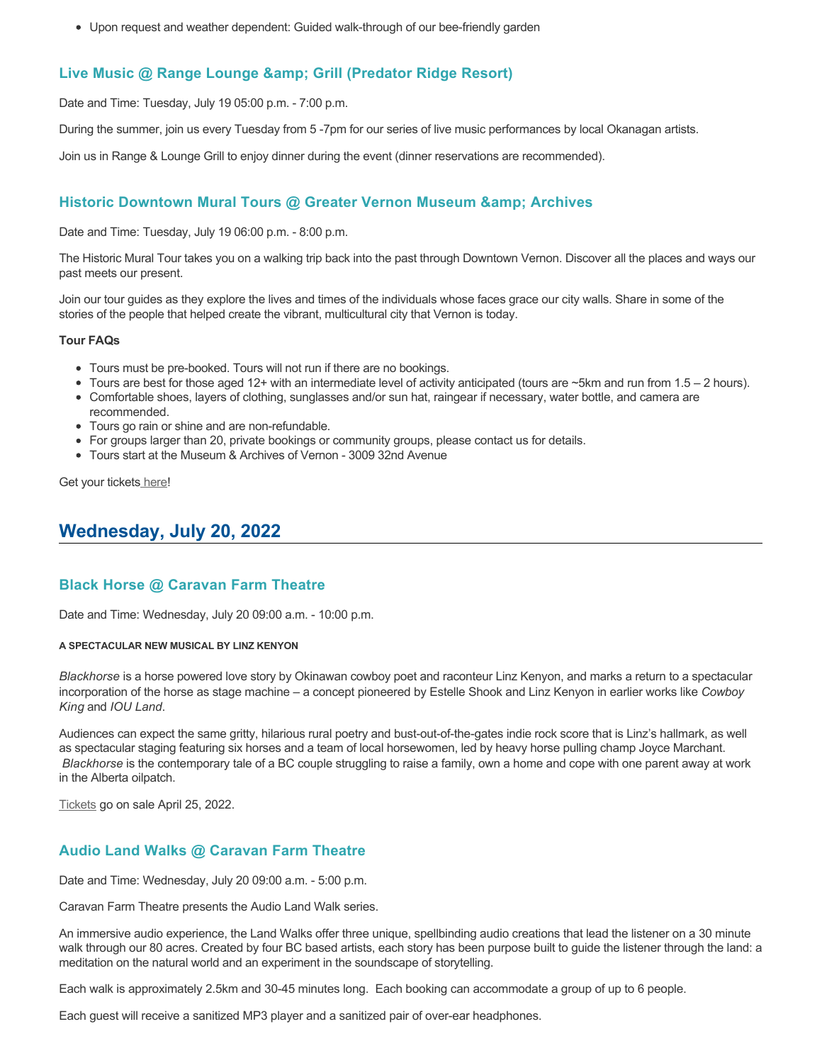- Upon request and weather dependent: Guided walk-through of our bee-friendly garden

### Live Music @ Range Lounge &amp; Grill (Predator Ridge Resort)

Date and Time: Tuesday, July 19 05:00 p.m. - 7:00 p.m.

During the summer, join us every Tuesday from 5 -7pm for our series of live music performances by local Okanagan artists.

Join us in Range & Lounge Grill to enjoy dinner during the event (dinner reservations are recommended).

### Historic Downtown Mural Tours @ Greater Vernon Museum &amp; Archives

Date and Time: Tuesday, July 19 06:00 p.m. - 8:00 p.m.

The Historic Mural Tour takes you on a walking trip back into the past through Downtown Vernon. Discover all the places and ways our past meets our present.

Join our tour guides as they explore the lives and times of the individuals whose faces grace our city walls. Share in some of the stories of the people that helped create the vibrant, multicultural city that Vernon is today.

**Tour FAQs**

- Tours must be pre-booked. Tours will not run if there are no bookings.
- Tours are best for those aged 12+ with an intermediate level of activity anticipated (tours are ~5km and run from 1.5 – 2 hours).
- Comfortable shoes, layers of clothing, sunglasses and/or sun hat, raingear if necessary, water bottle, and camera are recommended.
- Tours go rain or shine and are non-refundable.
- For groups larger than 20, private bookings or community groups, please contact us for details.
- Tours start at the Museum & Archives of Vernon - 3009 32nd Avenue

Get your tickets here!

## Wednesday, July 20, 2022

### Black Horse @ Caravan Farm Theatre

Date and Time: Wednesday, July 20 09:00 a.m. - 10:00 p.m.

**A SPECTACULAR NEW MUSICAL BY LINZ KENYON**

*Blackhorse* is a horse powered love story by Okinawan cowboy poet and raconteur Linz Kenyon, and marks a return to a spectacular incorporation of the horse as stage machine – a concept pioneered by Estelle Shook and Linz Kenyon in earlier works like *Cowboy King* and *IOU Land*.

Audiences can expect the same gritty, hilarious rural poetry and bust-out-of-the-gates indie rock score that is Linz's hallmark, as well as spectacular staging featuring six horses and a team of local horsewomen, led by heavy horse pulling champ Joyce Marchant. *Blackhorse* is the contemporary tale of a BC couple struggling to raise a family, own a home and cope with one parent away at work in the Alberta oilpatch.

Tickets go on sale April 25, 2022.

### Audio Land Walks @ Caravan Farm Theatre

Date and Time: Wednesday, July 20 09:00 a.m. - 5:00 p.m.

Caravan Farm Theatre presents the Audio Land Walk series.

An immersive audio experience, the Land Walks offer three unique, spellbinding audio creations that lead the listener on a 30 minute walk through our 80 acres. Created by four BC based artists, each story has been purpose built to guide the listener through the land: a meditation on the natural world and an experiment in the soundscape of storytelling.

Each walk is approximately 2.5km and 30-45 minutes long. Each booking can accommodate a group of up to 6 people.

Each guest will receive a sanitized MP3 player and a sanitized pair of over-ear headphones.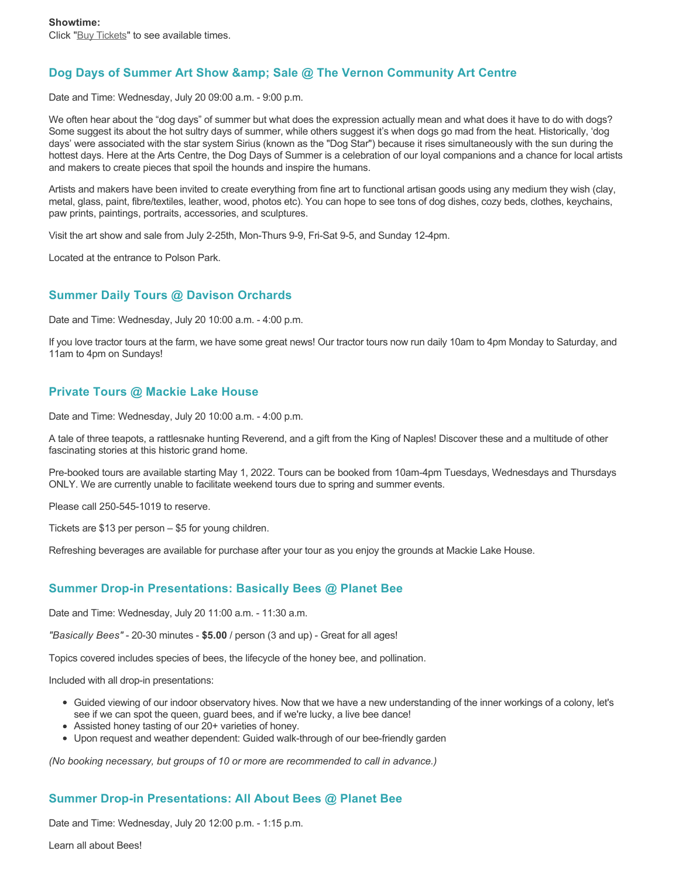**Showtime:**
Click "Buy Tickets" to see available times.

### Dog Days of Summer Art Show &amp; Sale @ The Vernon Community Art Centre

Date and Time: Wednesday, July 20 09:00 a.m. - 9:00 p.m.

We often hear about the “dog days” of summer but what does the expression actually mean and what does it have to do with dogs? Some suggest its about the hot sultry days of summer, while others suggest it’s when dogs go mad from the heat. Historically, ‘dog days’ were associated with the star system Sirius (known as the "Dog Star") because it rises simultaneously with the sun during the hottest days. Here at the Arts Centre, the Dog Days of Summer is a celebration of our loyal companions and a chance for local artists and makers to create pieces that spoil the hounds and inspire the humans.

Artists and makers have been invited to create everything from fine art to functional artisan goods using any medium they wish (clay, metal, glass, paint, fibre/textiles, leather, wood, photos etc). You can hope to see tons of dog dishes, cozy beds, clothes, keychains, paw prints, paintings, portraits, accessories, and sculptures.

Visit the art show and sale from July 2-25th, Mon-Thurs 9-9, Fri-Sat 9-5, and Sunday 12-4pm.

Located at the entrance to Polson Park.

### Summer Daily Tours @ Davison Orchards

Date and Time: Wednesday, July 20 10:00 a.m. - 4:00 p.m.

If you love tractor tours at the farm, we have some great news! Our tractor tours now run daily 10am to 4pm Monday to Saturday, and 11am to 4pm on Sundays!

### Private Tours @ Mackie Lake House

Date and Time: Wednesday, July 20 10:00 a.m. - 4:00 p.m.

A tale of three teapots, a rattlesnake hunting Reverend, and a gift from the King of Naples! Discover these and a multitude of other fascinating stories at this historic grand home.

Pre-booked tours are available starting May 1, 2022. Tours can be booked from 10am-4pm Tuesdays, Wednesdays and Thursdays ONLY. We are currently unable to facilitate weekend tours due to spring and summer events.

Please call 250-545-1019 to reserve.

Tickets are $13 per person – $5 for young children.

Refreshing beverages are available for purchase after your tour as you enjoy the grounds at Mackie Lake House.

### Summer Drop-in Presentations: Basically Bees @ Planet Bee

Date and Time: Wednesday, July 20 11:00 a.m. - 11:30 a.m.

*"Basically Bees"* - 20-30 minutes - **$5.00** / person (3 and up) - Great for all ages!

Topics covered includes species of bees, the lifecycle of the honey bee, and pollination.

Included with all drop-in presentations:

- Guided viewing of our indoor observatory hives. Now that we have a new understanding of the inner workings of a colony, let's see if we can spot the queen, guard bees, and if we're lucky, a live bee dance!
- Assisted honey tasting of our 20+ varieties of honey.
- Upon request and weather dependent: Guided walk-through of our bee-friendly garden

*(No booking necessary, but groups of 10 or more are recommended to call in advance.)*

### Summer Drop-in Presentations: All About Bees @ Planet Bee

Date and Time: Wednesday, July 20 12:00 p.m. - 1:15 p.m.

Learn all about Bees!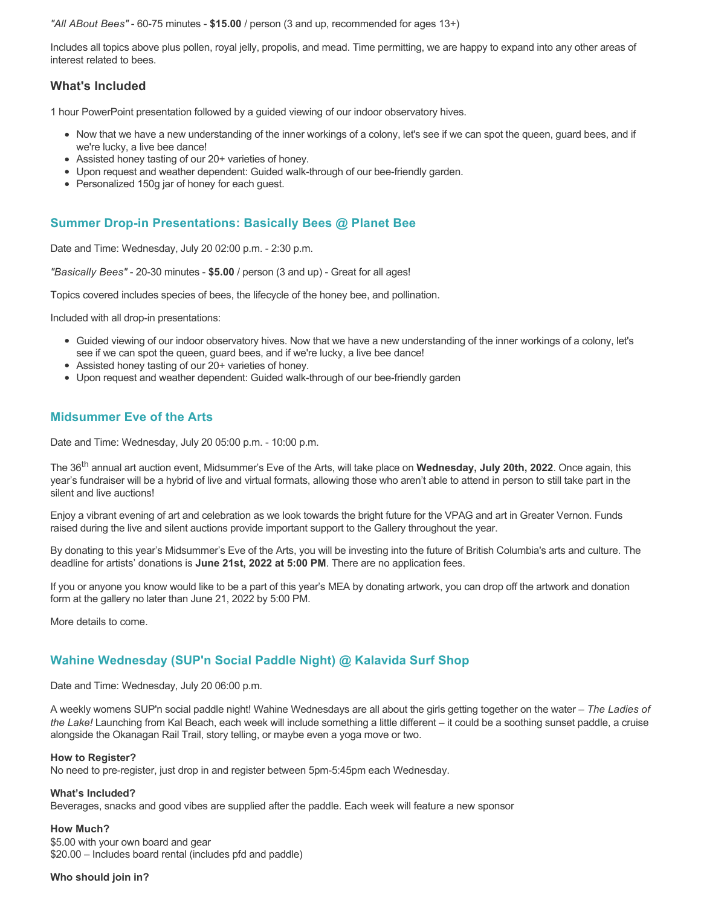*"All ABout Bees"* - 60-75 minutes - **$15.00** / person (3 and up, recommended for ages 13+)

Includes all topics above plus pollen, royal jelly, propolis, and mead. Time permitting, we are happy to expand into any other areas of interest related to bees.

### What's Included

1 hour PowerPoint presentation followed by a guided viewing of our indoor observatory hives.

- Now that we have a new understanding of the inner workings of a colony, let's see if we can spot the queen, guard bees, and if we're lucky, a live bee dance!
- Assisted honey tasting of our 20+ varieties of honey.
- Upon request and weather dependent: Guided walk-through of our bee-friendly garden.
- Personalized 150g jar of honey for each guest.

## Summer Drop-in Presentations: Basically Bees @ Planet Bee

Date and Time: Wednesday, July 20 02:00 p.m. - 2:30 p.m.

*"Basically Bees"* - 20-30 minutes - **$5.00** / person (3 and up) - Great for all ages!

Topics covered includes species of bees, the lifecycle of the honey bee, and pollination.

Included with all drop-in presentations:

- Guided viewing of our indoor observatory hives. Now that we have a new understanding of the inner workings of a colony, let's see if we can spot the queen, guard bees, and if we're lucky, a live bee dance!
- Assisted honey tasting of our 20+ varieties of honey.
- Upon request and weather dependent: Guided walk-through of our bee-friendly garden

## Midsummer Eve of the Arts

Date and Time: Wednesday, July 20 05:00 p.m. - 10:00 p.m.

The 36th annual art auction event, Midsummer's Eve of the Arts, will take place on **Wednesday, July 20th, 2022**. Once again, this year's fundraiser will be a hybrid of live and virtual formats, allowing those who aren't able to attend in person to still take part in the silent and live auctions!

Enjoy a vibrant evening of art and celebration as we look towards the bright future for the VPAG and art in Greater Vernon. Funds raised during the live and silent auctions provide important support to the Gallery throughout the year.

By donating to this year's Midsummer's Eve of the Arts, you will be investing into the future of British Columbia's arts and culture. The deadline for artists' donations is **June 21st, 2022 at 5:00 PM**. There are no application fees.

If you or anyone you know would like to be a part of this year's MEA by donating artwork, you can drop off the artwork and donation form at the gallery no later than June 21, 2022 by 5:00 PM.

More details to come.

## Wahine Wednesday (SUP'n Social Paddle Night) @ Kalavida Surf Shop

Date and Time: Wednesday, July 20 06:00 p.m.

A weekly womens SUP'n social paddle night! Wahine Wednesdays are all about the girls getting together on the water – *The Ladies of the Lake!* Launching from Kal Beach, each week will include something a little different – it could be a soothing sunset paddle, a cruise alongside the Okanagan Rail Trail, story telling, or maybe even a yoga move or two.

**How to Register?**
No need to pre-register, just drop in and register between 5pm-5:45pm each Wednesday.

**What's Included?**
Beverages, snacks and good vibes are supplied after the paddle. Each week will feature a new sponsor

**How Much?**
$5.00 with your own board and gear
$20.00 – Includes board rental (includes pfd and paddle)

**Who should join in?**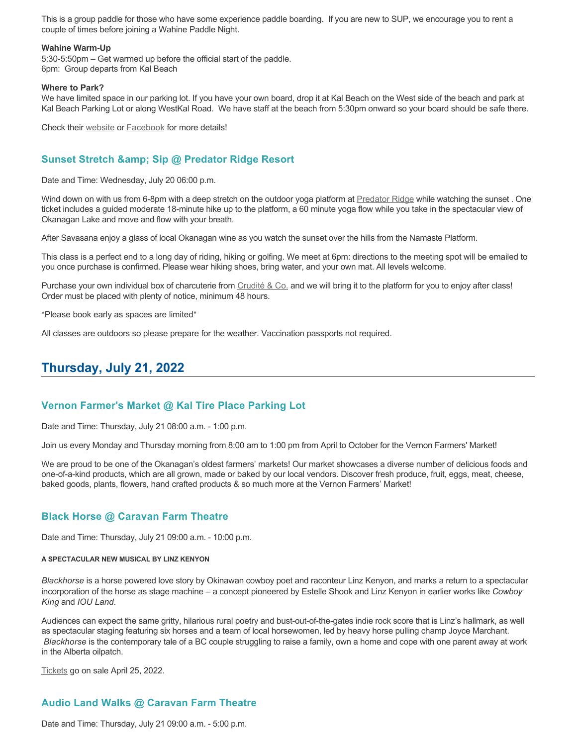This is a group paddle for those who have some experience paddle boarding.  If you are new to SUP, we encourage you to rent a couple of times before joining a Wahine Paddle Night.

**Wahine Warm-Up**
5:30-5:50pm – Get warmed up before the official start of the paddle.
6pm:  Group departs from Kal Beach

**Where to Park?**
We have limited space in our parking lot. If you have your own board, drop it at Kal Beach on the West side of the beach and park at Kal Beach Parking Lot or along WestKal Road.  We have staff at the beach from 5:30pm onward so your board should be safe there.

Check their website or Facebook for more details!

### Sunset Stretch &amp; Sip @ Predator Ridge Resort

Date and Time: Wednesday, July 20 06:00 p.m.

Wind down on with us from 6-8pm with a deep stretch on the outdoor yoga platform at Predator Ridge while watching the sunset . One ticket includes a guided moderate 18-minute hike up to the platform, a 60 minute yoga flow while you take in the spectacular view of Okanagan Lake and move and flow with your breath.

After Savasana enjoy a glass of local Okanagan wine as you watch the sunset over the hills from the Namaste Platform.

This class is a perfect end to a long day of riding, hiking or golfing. We meet at 6pm: directions to the meeting spot will be emailed to you once purchase is confirmed. Please wear hiking shoes, bring water, and your own mat. All levels welcome.

Purchase your own individual box of charcuterie from Crudité & Co. and we will bring it to the platform for you to enjoy after class! Order must be placed with plenty of notice, minimum 48 hours.

*Please book early as spaces are limited*

All classes are outdoors so please prepare for the weather. Vaccination passports not required.

## Thursday, July 21, 2022

### Vernon Farmer's Market @ Kal Tire Place Parking Lot

Date and Time: Thursday, July 21 08:00 a.m. - 1:00 p.m.

Join us every Monday and Thursday morning from 8:00 am to 1:00 pm from April to October for the Vernon Farmers' Market!

We are proud to be one of the Okanagan's oldest farmers' markets! Our market showcases a diverse number of delicious foods and one-of-a-kind products, which are all grown, made or baked by our local vendors. Discover fresh produce, fruit, eggs, meat, cheese, baked goods, plants, flowers, hand crafted products & so much more at the Vernon Farmers' Market!

### Black Horse @ Caravan Farm Theatre

Date and Time: Thursday, July 21 09:00 a.m. - 10:00 p.m.

###### A SPECTACULAR NEW MUSICAL BY LINZ KENYON

*Blackhorse* is a horse powered love story by Okinawan cowboy poet and raconteur Linz Kenyon, and marks a return to a spectacular incorporation of the horse as stage machine – a concept pioneered by Estelle Shook and Linz Kenyon in earlier works like *Cowboy King* and *IOU Land*.

Audiences can expect the same gritty, hilarious rural poetry and bust-out-of-the-gates indie rock score that is Linz's hallmark, as well as spectacular staging featuring six horses and a team of local horsewomen, led by heavy horse pulling champ Joyce Marchant. *Blackhorse* is the contemporary tale of a BC couple struggling to raise a family, own a home and cope with one parent away at work in the Alberta oilpatch.

Tickets go on sale April 25, 2022.

### Audio Land Walks @ Caravan Farm Theatre

Date and Time: Thursday, July 21 09:00 a.m. - 5:00 p.m.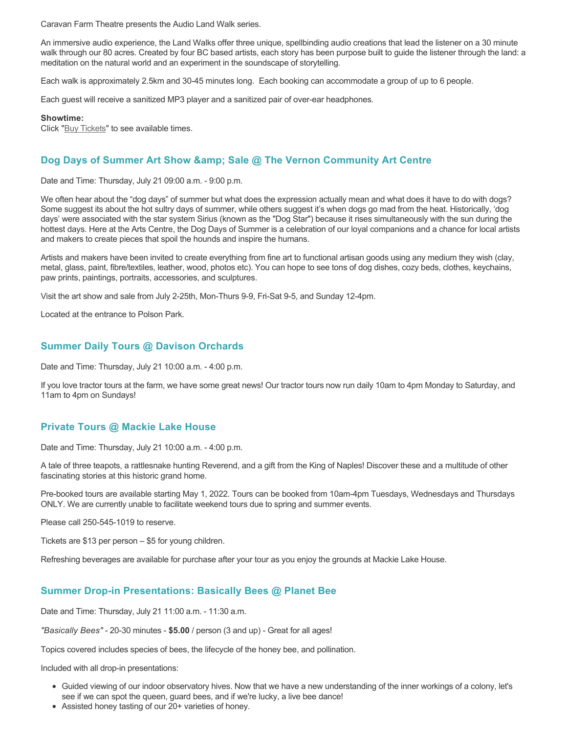Caravan Farm Theatre presents the Audio Land Walk series.

An immersive audio experience, the Land Walks offer three unique, spellbinding audio creations that lead the listener on a 30 minute walk through our 80 acres. Created by four BC based artists, each story has been purpose built to guide the listener through the land: a meditation on the natural world and an experiment in the soundscape of storytelling.

Each walk is approximately 2.5km and 30-45 minutes long. Each booking can accommodate a group of up to 6 people.

Each guest will receive a sanitized MP3 player and a sanitized pair of over-ear headphones.

**Showtime:**
Click "Buy Tickets" to see available times.

### Dog Days of Summer Art Show &amp; Sale @ The Vernon Community Art Centre

Date and Time: Thursday, July 21 09:00 a.m. - 9:00 p.m.

We often hear about the "dog days" of summer but what does the expression actually mean and what does it have to do with dogs? Some suggest its about the hot sultry days of summer, while others suggest it's when dogs go mad from the heat. Historically, 'dog days' were associated with the star system Sirius (known as the "Dog Star") because it rises simultaneously with the sun during the hottest days. Here at the Arts Centre, the Dog Days of Summer is a celebration of our loyal companions and a chance for local artists and makers to create pieces that spoil the hounds and inspire the humans.

Artists and makers have been invited to create everything from fine art to functional artisan goods using any medium they wish (clay, metal, glass, paint, fibre/textiles, leather, wood, photos etc). You can hope to see tons of dog dishes, cozy beds, clothes, keychains, paw prints, paintings, portraits, accessories, and sculptures.

Visit the art show and sale from July 2-25th, Mon-Thurs 9-9, Fri-Sat 9-5, and Sunday 12-4pm.

Located at the entrance to Polson Park.

### Summer Daily Tours @ Davison Orchards

Date and Time: Thursday, July 21 10:00 a.m. - 4:00 p.m.

If you love tractor tours at the farm, we have some great news! Our tractor tours now run daily 10am to 4pm Monday to Saturday, and 11am to 4pm on Sundays!

### Private Tours @ Mackie Lake House

Date and Time: Thursday, July 21 10:00 a.m. - 4:00 p.m.

A tale of three teapots, a rattlesnake hunting Reverend, and a gift from the King of Naples! Discover these and a multitude of other fascinating stories at this historic grand home.

Pre-booked tours are available starting May 1, 2022. Tours can be booked from 10am-4pm Tuesdays, Wednesdays and Thursdays ONLY. We are currently unable to facilitate weekend tours due to spring and summer events.

Please call 250-545-1019 to reserve.

Tickets are $13 per person – $5 for young children.

Refreshing beverages are available for purchase after your tour as you enjoy the grounds at Mackie Lake House.

### Summer Drop-in Presentations: Basically Bees @ Planet Bee

Date and Time: Thursday, July 21 11:00 a.m. - 11:30 a.m.

*"Basically Bees"* - 20-30 minutes - **$5.00** / person (3 and up) - Great for all ages!

Topics covered includes species of bees, the lifecycle of the honey bee, and pollination.

Included with all drop-in presentations:

- Guided viewing of our indoor observatory hives. Now that we have a new understanding of the inner workings of a colony, let's see if we can spot the queen, guard bees, and if we're lucky, a live bee dance!
- Assisted honey tasting of our 20+ varieties of honey.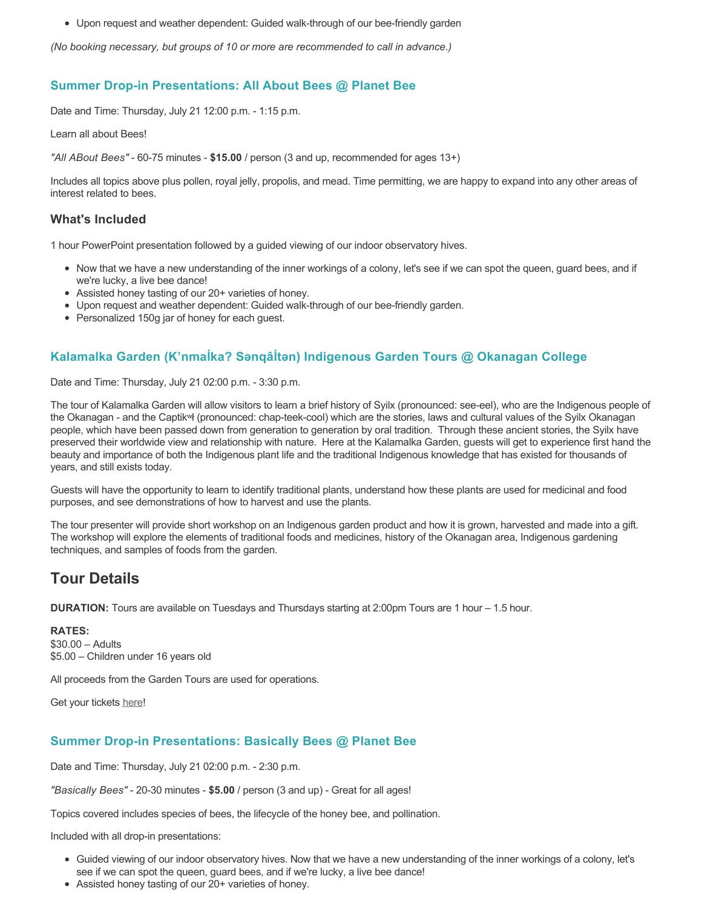- Upon request and weather dependent: Guided walk-through of our bee-friendly garden

*(No booking necessary, but groups of 10 or more are recommended to call in advance.)*

### Summer Drop-in Presentations: All About Bees @ Planet Bee

Date and Time: Thursday, July 21 12:00 p.m. - 1:15 p.m.

Learn all about Bees!

*"All ABout Bees"* - 60-75 minutes - **$15.00** / person (3 and up, recommended for ages 13+)

Includes all topics above plus pollen, royal jelly, propolis, and mead. Time permitting, we are happy to expand into any other areas of interest related to bees.

#### What's Included

1 hour PowerPoint presentation followed by a guided viewing of our indoor observatory hives.

- Now that we have a new understanding of the inner workings of a colony, let's see if we can spot the queen, guard bees, and if we're lucky, a live bee dance!
- Assisted honey tasting of our 20+ varieties of honey.
- Upon request and weather dependent: Guided walk-through of our bee-friendly garden.
- Personalized 150g jar of honey for each guest.

### Kalamalka Garden (K'nmaĺka? Sənqâĺtən) Indigenous Garden Tours @ Okanagan College

Date and Time: Thursday, July 21 02:00 p.m. - 3:30 p.m.

The tour of Kalamalka Garden will allow visitors to learn a brief history of Syilx (pronounced: see-eel), who are the Indigenous people of the Okanagan - and the Captikʷł (pronounced: chap-teek-cool) which are the stories, laws and cultural values of the Syilx Okanagan people, which have been passed down from generation to generation by oral tradition. Through these ancient stories, the Syilx have preserved their worldwide view and relationship with nature. Here at the Kalamalka Garden, guests will get to experience first hand the beauty and importance of both the Indigenous plant life and the traditional Indigenous knowledge that has existed for thousands of years, and still exists today.

Guests will have the opportunity to learn to identify traditional plants, understand how these plants are used for medicinal and food purposes, and see demonstrations of how to harvest and use the plants.

The tour presenter will provide short workshop on an Indigenous garden product and how it is grown, harvested and made into a gift. The workshop will explore the elements of traditional foods and medicines, history of the Okanagan area, Indigenous gardening techniques, and samples of foods from the garden.

## Tour Details

**DURATION:** Tours are available on Tuesdays and Thursdays starting at 2:00pm Tours are 1 hour – 1.5 hour.

**RATES:**
$30.00 – Adults
$5.00 – Children under 16 years old

All proceeds from the Garden Tours are used for operations.

Get your tickets here!

### Summer Drop-in Presentations: Basically Bees @ Planet Bee

Date and Time: Thursday, July 21 02:00 p.m. - 2:30 p.m.

*"Basically Bees"* - 20-30 minutes - **$5.00** / person (3 and up) - Great for all ages!

Topics covered includes species of bees, the lifecycle of the honey bee, and pollination.

Included with all drop-in presentations:

- Guided viewing of our indoor observatory hives. Now that we have a new understanding of the inner workings of a colony, let's see if we can spot the queen, guard bees, and if we're lucky, a live bee dance!
- Assisted honey tasting of our 20+ varieties of honey.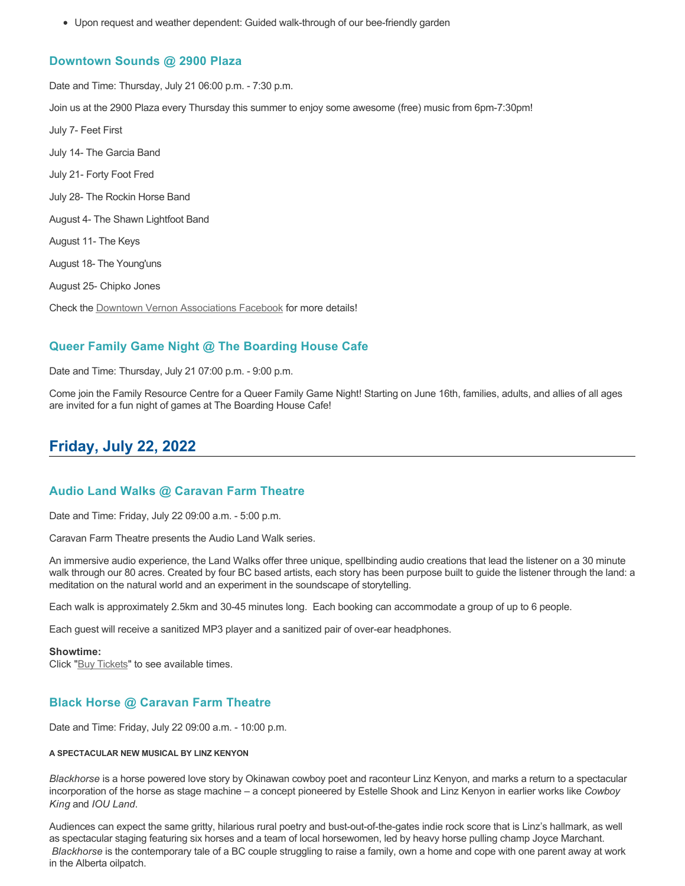- Upon request and weather dependent: Guided walk-through of our bee-friendly garden

### Downtown Sounds @ 2900 Plaza

Date and Time: Thursday, July 21 06:00 p.m. - 7:30 p.m.

Join us at the 2900 Plaza every Thursday this summer to enjoy some awesome (free) music from 6pm-7:30pm!

July 7- Feet First

July 14- The Garcia Band

July 21- Forty Foot Fred

July 28- The Rockin Horse Band

August 4- The Shawn Lightfoot Band

August 11- The Keys

August 18- The Young'uns

August 25- Chipko Jones

Check the Downtown Vernon Associations Facebook for more details!

### Queer Family Game Night @ The Boarding House Cafe

Date and Time: Thursday, July 21 07:00 p.m. - 9:00 p.m.

Come join the Family Resource Centre for a Queer Family Game Night! Starting on June 16th, families, adults, and allies of all ages are invited for a fun night of games at The Boarding House Cafe!

## Friday, July 22, 2022

### Audio Land Walks @ Caravan Farm Theatre

Date and Time: Friday, July 22 09:00 a.m. - 5:00 p.m.

Caravan Farm Theatre presents the Audio Land Walk series.

An immersive audio experience, the Land Walks offer three unique, spellbinding audio creations that lead the listener on a 30 minute walk through our 80 acres. Created by four BC based artists, each story has been purpose built to guide the listener through the land: a meditation on the natural world and an experiment in the soundscape of storytelling.

Each walk is approximately 2.5km and 30-45 minutes long. Each booking can accommodate a group of up to 6 people.

Each guest will receive a sanitized MP3 player and a sanitized pair of over-ear headphones.

**Showtime:**
Click "Buy Tickets" to see available times.

### Black Horse @ Caravan Farm Theatre

Date and Time: Friday, July 22 09:00 a.m. - 10:00 p.m.

**A SPECTACULAR NEW MUSICAL BY LINZ KENYON**

*Blackhorse* is a horse powered love story by Okinawan cowboy poet and raconteur Linz Kenyon, and marks a return to a spectacular incorporation of the horse as stage machine – a concept pioneered by Estelle Shook and Linz Kenyon in earlier works like *Cowboy King* and *IOU Land*.

Audiences can expect the same gritty, hilarious rural poetry and bust-out-of-the-gates indie rock score that is Linz's hallmark, as well as spectacular staging featuring six horses and a team of local horsewomen, led by heavy horse pulling champ Joyce Marchant. *Blackhorse* is the contemporary tale of a BC couple struggling to raise a family, own a home and cope with one parent away at work in the Alberta oilpatch.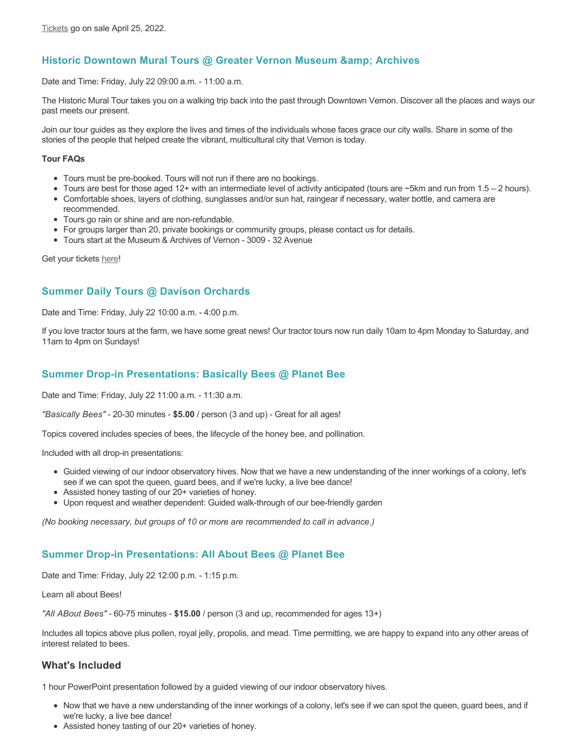Tickets go on sale April 25, 2022.

### Historic Downtown Mural Tours @ Greater Vernon Museum &amp; Archives

Date and Time: Friday, July 22 09:00 a.m. - 11:00 a.m.

The Historic Mural Tour takes you on a walking trip back into the past through Downtown Vernon. Discover all the places and ways our past meets our present.

Join our tour guides as they explore the lives and times of the individuals whose faces grace our city walls. Share in some of the stories of the people that helped create the vibrant, multicultural city that Vernon is today.

**Tour FAQs**

- Tours must be pre-booked. Tours will not run if there are no bookings.
- Tours are best for those aged 12+ with an intermediate level of activity anticipated (tours are ~5km and run from 1.5 – 2 hours).
- Comfortable shoes, layers of clothing, sunglasses and/or sun hat, raingear if necessary, water bottle, and camera are recommended.
- Tours go rain or shine and are non-refundable.
- For groups larger than 20, private bookings or community groups, please contact us for details.
- Tours start at the Museum & Archives of Vernon - 3009 - 32 Avenue

Get your tickets here!

### Summer Daily Tours @ Davison Orchards

Date and Time: Friday, July 22 10:00 a.m. - 4:00 p.m.

If you love tractor tours at the farm, we have some great news! Our tractor tours now run daily 10am to 4pm Monday to Saturday, and 11am to 4pm on Sundays!

### Summer Drop-in Presentations: Basically Bees @ Planet Bee

Date and Time: Friday, July 22 11:00 a.m. - 11:30 a.m.

*"Basically Bees"* - 20-30 minutes - **$5.00** / person (3 and up) - Great for all ages!

Topics covered includes species of bees, the lifecycle of the honey bee, and pollination.

Included with all drop-in presentations:

- Guided viewing of our indoor observatory hives. Now that we have a new understanding of the inner workings of a colony, let's see if we can spot the queen, guard bees, and if we're lucky, a live bee dance!
- Assisted honey tasting of our 20+ varieties of honey.
- Upon request and weather dependent: Guided walk-through of our bee-friendly garden

*(No booking necessary, but groups of 10 or more are recommended to call in advance.)*

### Summer Drop-in Presentations: All About Bees @ Planet Bee

Date and Time: Friday, July 22 12:00 p.m. - 1:15 p.m.

Learn all about Bees!

*"All ABout Bees"* - 60-75 minutes - **$15.00** / person (3 and up, recommended for ages 13+)

Includes all topics above plus pollen, royal jelly, propolis, and mead. Time permitting, we are happy to expand into any other areas of interest related to bees.

## What's Included

1 hour PowerPoint presentation followed by a guided viewing of our indoor observatory hives.

- Now that we have a new understanding of the inner workings of a colony, let's see if we can spot the queen, guard bees, and if we're lucky, a live bee dance!
- Assisted honey tasting of our 20+ varieties of honey.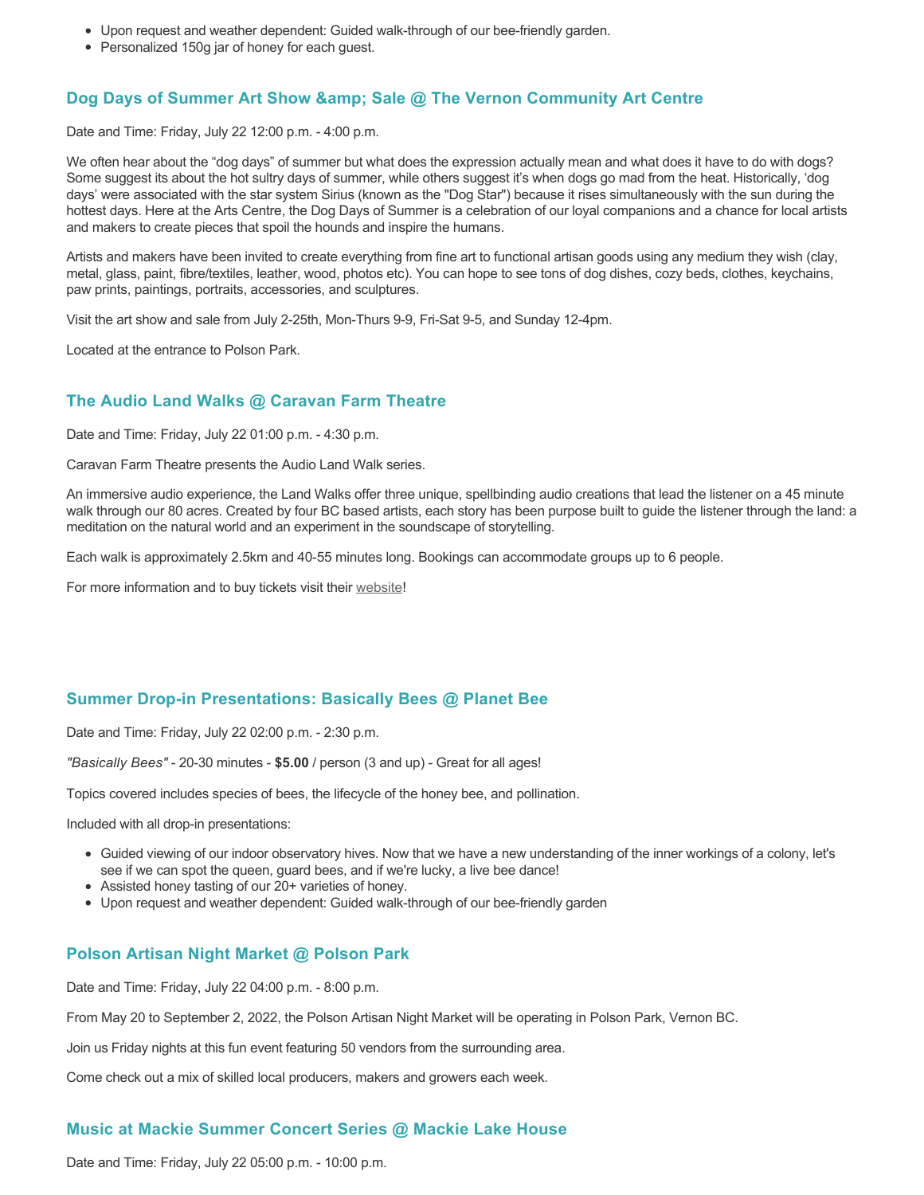- Upon request and weather dependent: Guided walk-through of our bee-friendly garden.
- Personalized 150g jar of honey for each guest.

### Dog Days of Summer Art Show &amp; Sale @ The Vernon Community Art Centre

Date and Time: Friday, July 22 12:00 p.m. - 4:00 p.m.

We often hear about the “dog days” of summer but what does the expression actually mean and what does it have to do with dogs? Some suggest its about the hot sultry days of summer, while others suggest it’s when dogs go mad from the heat. Historically, ‘dog days’ were associated with the star system Sirius (known as the "Dog Star") because it rises simultaneously with the sun during the hottest days. Here at the Arts Centre, the Dog Days of Summer is a celebration of our loyal companions and a chance for local artists and makers to create pieces that spoil the hounds and inspire the humans.

Artists and makers have been invited to create everything from fine art to functional artisan goods using any medium they wish (clay, metal, glass, paint, fibre/textiles, leather, wood, photos etc). You can hope to see tons of dog dishes, cozy beds, clothes, keychains, paw prints, paintings, portraits, accessories, and sculptures.

Visit the art show and sale from July 2-25th, Mon-Thurs 9-9, Fri-Sat 9-5, and Sunday 12-4pm.

Located at the entrance to Polson Park.

### The Audio Land Walks @ Caravan Farm Theatre

Date and Time: Friday, July 22 01:00 p.m. - 4:30 p.m.

Caravan Farm Theatre presents the Audio Land Walk series.

An immersive audio experience, the Land Walks offer three unique, spellbinding audio creations that lead the listener on a 45 minute walk through our 80 acres. Created by four BC based artists, each story has been purpose built to guide the listener through the land: a meditation on the natural world and an experiment in the soundscape of storytelling.

Each walk is approximately 2.5km and 40-55 minutes long. Bookings can accommodate groups up to 6 people.

For more information and to buy tickets visit their website!

### Summer Drop-in Presentations: Basically Bees @ Planet Bee

Date and Time: Friday, July 22 02:00 p.m. - 2:30 p.m.

*"Basically Bees"* - 20-30 minutes - **$5.00** / person (3 and up) - Great for all ages!

Topics covered includes species of bees, the lifecycle of the honey bee, and pollination.

Included with all drop-in presentations:

- Guided viewing of our indoor observatory hives. Now that we have a new understanding of the inner workings of a colony, let's see if we can spot the queen, guard bees, and if we're lucky, a live bee dance!
- Assisted honey tasting of our 20+ varieties of honey.
- Upon request and weather dependent: Guided walk-through of our bee-friendly garden

### Polson Artisan Night Market @ Polson Park

Date and Time: Friday, July 22 04:00 p.m. - 8:00 p.m.

From May 20 to September 2, 2022, the Polson Artisan Night Market will be operating in Polson Park, Vernon BC.

Join us Friday nights at this fun event featuring 50 vendors from the surrounding area.

Come check out a mix of skilled local producers, makers and growers each week.

### Music at Mackie Summer Concert Series @ Mackie Lake House

Date and Time: Friday, July 22 05:00 p.m. - 10:00 p.m.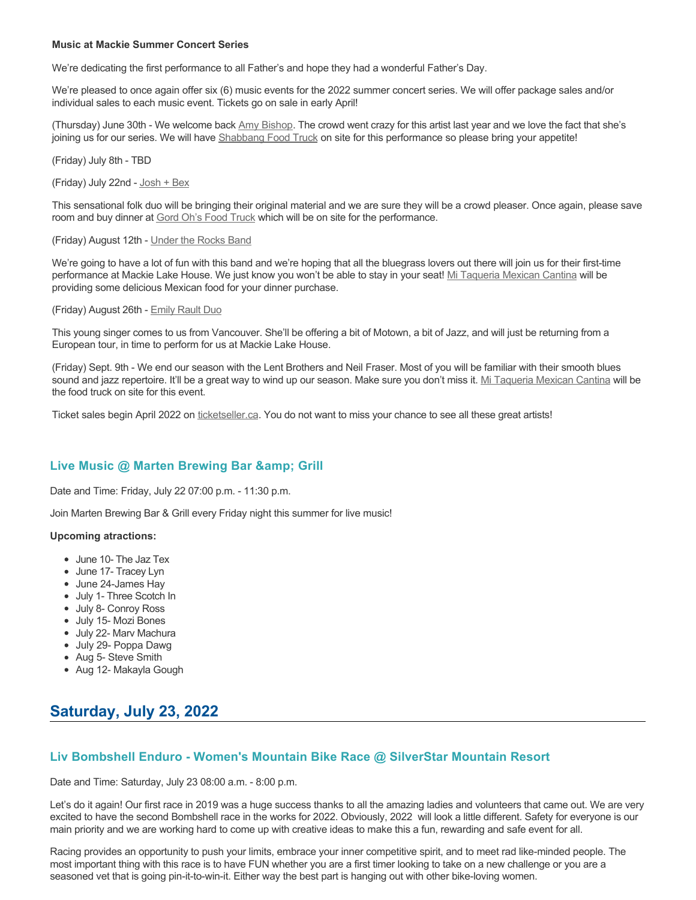**Music at Mackie Summer Concert Series**

We're dedicating the first performance to all Father's and hope they had a wonderful Father's Day.

We're pleased to once again offer six (6) music events for the 2022 summer concert series. We will offer package sales and/or individual sales to each music event. Tickets go on sale in early April!

(Thursday) June 30th - We welcome back Amy Bishop. The crowd went crazy for this artist last year and we love the fact that she's joining us for our series. We will have Shabbang Food Truck on site for this performance so please bring your appetite!

(Friday) July 8th - TBD

(Friday) July 22nd - Josh + Bex

This sensational folk duo will be bringing their original material and we are sure they will be a crowd pleaser. Once again, please save room and buy dinner at Gord Oh's Food Truck which will be on site for the performance.

(Friday) August 12th - Under the Rocks Band

We're going to have a lot of fun with this band and we're hoping that all the bluegrass lovers out there will join us for their first-time performance at Mackie Lake House. We just know you won't be able to stay in your seat! Mi Taqueria Mexican Cantina will be providing some delicious Mexican food for your dinner purchase.

(Friday) August 26th - Emily Rault Duo

This young singer comes to us from Vancouver. She'll be offering a bit of Motown, a bit of Jazz, and will just be returning from a European tour, in time to perform for us at Mackie Lake House.

(Friday) Sept. 9th - We end our season with the Lent Brothers and Neil Fraser. Most of you will be familiar with their smooth blues sound and jazz repertoire. It'll be a great way to wind up our season. Make sure you don't miss it. Mi Taqueria Mexican Cantina will be the food truck on site for this event.

Ticket sales begin April 2022 on ticketseller.ca. You do not want to miss your chance to see all these great artists!

### Live Music @ Marten Brewing Bar &amp; Grill

Date and Time: Friday, July 22 07:00 p.m. - 11:30 p.m.

Join Marten Brewing Bar & Grill every Friday night this summer for live music!

**Upcoming atractions:**

- June 10- The Jaz Tex
- June 17- Tracey Lyn
- June 24-James Hay
- July 1- Three Scotch In
- July 8- Conroy Ross
- July 15- Mozi Bones
- July 22- Marv Machura
- July 29- Poppa Dawg
- Aug 5- Steve Smith
- Aug 12- Makayla Gough

## Saturday, July 23, 2022

### Liv Bombshell Enduro - Women's Mountain Bike Race @ SilverStar Mountain Resort

Date and Time: Saturday, July 23 08:00 a.m. - 8:00 p.m.

Let's do it again! Our first race in 2019 was a huge success thanks to all the amazing ladies and volunteers that came out. We are very excited to have the second Bombshell race in the works for 2022. Obviously, 2022 will look a little different. Safety for everyone is our main priority and we are working hard to come up with creative ideas to make this a fun, rewarding and safe event for all.

Racing provides an opportunity to push your limits, embrace your inner competitive spirit, and to meet rad like-minded people. The most important thing with this race is to have FUN whether you are a first timer looking to take on a new challenge or you are a seasoned vet that is going pin-it-to-win-it. Either way the best part is hanging out with other bike-loving women.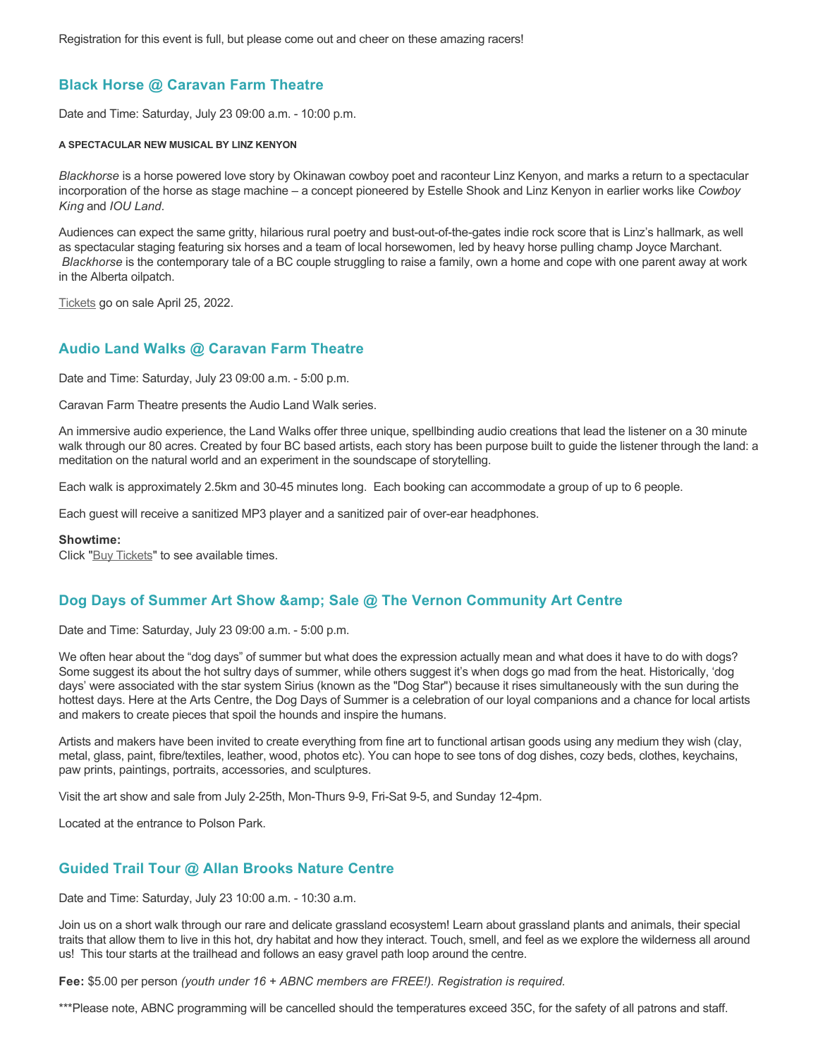Registration for this event is full, but please come out and cheer on these amazing racers!

## Black Horse @ Caravan Farm Theatre

Date and Time: Saturday, July 23 09:00 a.m. - 10:00 p.m.

**A SPECTACULAR NEW MUSICAL BY LINZ KENYON**

*Blackhorse* is a horse powered love story by Okinawan cowboy poet and raconteur Linz Kenyon, and marks a return to a spectacular incorporation of the horse as stage machine – a concept pioneered by Estelle Shook and Linz Kenyon in earlier works like *Cowboy King* and *IOU Land*.

Audiences can expect the same gritty, hilarious rural poetry and bust-out-of-the-gates indie rock score that is Linz's hallmark, as well as spectacular staging featuring six horses and a team of local horsewomen, led by heavy horse pulling champ Joyce Marchant. *Blackhorse* is the contemporary tale of a BC couple struggling to raise a family, own a home and cope with one parent away at work in the Alberta oilpatch.

Tickets go on sale April 25, 2022.

## Audio Land Walks @ Caravan Farm Theatre

Date and Time: Saturday, July 23 09:00 a.m. - 5:00 p.m.

Caravan Farm Theatre presents the Audio Land Walk series.

An immersive audio experience, the Land Walks offer three unique, spellbinding audio creations that lead the listener on a 30 minute walk through our 80 acres. Created by four BC based artists, each story has been purpose built to guide the listener through the land: a meditation on the natural world and an experiment in the soundscape of storytelling.

Each walk is approximately 2.5km and 30-45 minutes long. Each booking can accommodate a group of up to 6 people.

Each guest will receive a sanitized MP3 player and a sanitized pair of over-ear headphones.

**Showtime:**
Click "Buy Tickets" to see available times.

## Dog Days of Summer Art Show &amp; Sale @ The Vernon Community Art Centre

Date and Time: Saturday, July 23 09:00 a.m. - 5:00 p.m.

We often hear about the "dog days" of summer but what does the expression actually mean and what does it have to do with dogs? Some suggest its about the hot sultry days of summer, while others suggest it's when dogs go mad from the heat. Historically, 'dog days' were associated with the star system Sirius (known as the "Dog Star") because it rises simultaneously with the sun during the hottest days. Here at the Arts Centre, the Dog Days of Summer is a celebration of our loyal companions and a chance for local artists and makers to create pieces that spoil the hounds and inspire the humans.

Artists and makers have been invited to create everything from fine art to functional artisan goods using any medium they wish (clay, metal, glass, paint, fibre/textiles, leather, wood, photos etc). You can hope to see tons of dog dishes, cozy beds, clothes, keychains, paw prints, paintings, portraits, accessories, and sculptures.

Visit the art show and sale from July 2-25th, Mon-Thurs 9-9, Fri-Sat 9-5, and Sunday 12-4pm.

Located at the entrance to Polson Park.

## Guided Trail Tour @ Allan Brooks Nature Centre

Date and Time: Saturday, July 23 10:00 a.m. - 10:30 a.m.

Join us on a short walk through our rare and delicate grassland ecosystem! Learn about grassland plants and animals, their special traits that allow them to live in this hot, dry habitat and how they interact. Touch, smell, and feel as we explore the wilderness all around us! This tour starts at the trailhead and follows an easy gravel path loop around the centre.

**Fee:** $5.00 per person *(youth under 16 + ABNC members are FREE!). Registration is required.*

***Please note, ABNC programming will be cancelled should the temperatures exceed 35C, for the safety of all patrons and staff.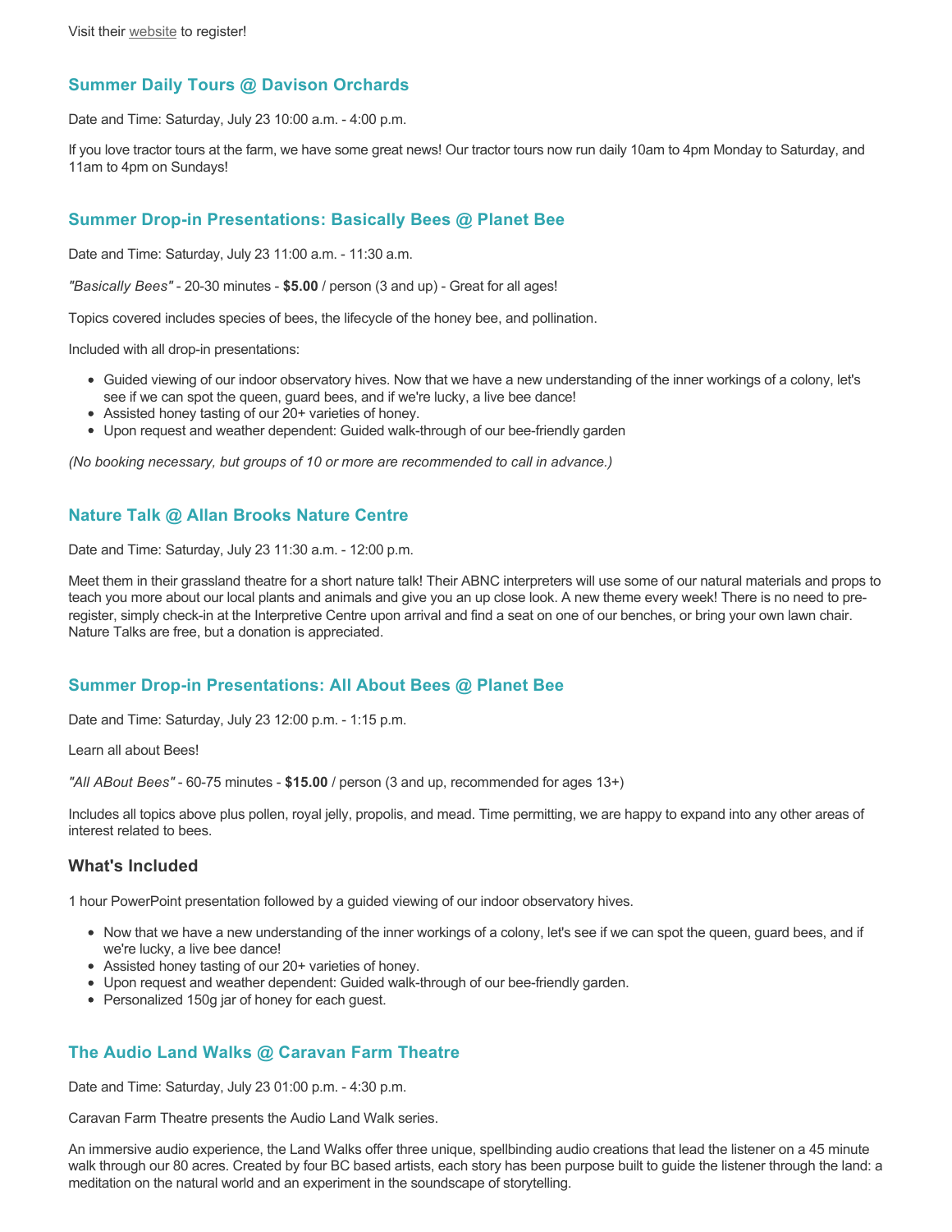Visit their website to register!

### Summer Daily Tours @ Davison Orchards

Date and Time: Saturday, July 23 10:00 a.m. - 4:00 p.m.

If you love tractor tours at the farm, we have some great news! Our tractor tours now run daily 10am to 4pm Monday to Saturday, and 11am to 4pm on Sundays!

### Summer Drop-in Presentations: Basically Bees @ Planet Bee

Date and Time: Saturday, July 23 11:00 a.m. - 11:30 a.m.

*"Basically Bees"* - 20-30 minutes - **$5.00** / person (3 and up) - Great for all ages!

Topics covered includes species of bees, the lifecycle of the honey bee, and pollination.

Included with all drop-in presentations:

- Guided viewing of our indoor observatory hives. Now that we have a new understanding of the inner workings of a colony, let's see if we can spot the queen, guard bees, and if we're lucky, a live bee dance!
- Assisted honey tasting of our 20+ varieties of honey.
- Upon request and weather dependent: Guided walk-through of our bee-friendly garden

*(No booking necessary, but groups of 10 or more are recommended to call in advance.)*

### Nature Talk @ Allan Brooks Nature Centre

Date and Time: Saturday, July 23 11:30 a.m. - 12:00 p.m.

Meet them in their grassland theatre for a short nature talk! Their ABNC interpreters will use some of our natural materials and props to teach you more about our local plants and animals and give you an up close look. A new theme every week! There is no need to pre-register, simply check-in at the Interpretive Centre upon arrival and find a seat on one of our benches, or bring your own lawn chair. Nature Talks are free, but a donation is appreciated.

### Summer Drop-in Presentations: All About Bees @ Planet Bee

Date and Time: Saturday, July 23 12:00 p.m. - 1:15 p.m.

Learn all about Bees!

*"All ABout Bees"* - 60-75 minutes - **$15.00** / person (3 and up, recommended for ages 13+)

Includes all topics above plus pollen, royal jelly, propolis, and mead. Time permitting, we are happy to expand into any other areas of interest related to bees.

#### What's Included

1 hour PowerPoint presentation followed by a guided viewing of our indoor observatory hives.

- Now that we have a new understanding of the inner workings of a colony, let's see if we can spot the queen, guard bees, and if we're lucky, a live bee dance!
- Assisted honey tasting of our 20+ varieties of honey.
- Upon request and weather dependent: Guided walk-through of our bee-friendly garden.
- Personalized 150g jar of honey for each guest.

### The Audio Land Walks @ Caravan Farm Theatre

Date and Time: Saturday, July 23 01:00 p.m. - 4:30 p.m.

Caravan Farm Theatre presents the Audio Land Walk series.

An immersive audio experience, the Land Walks offer three unique, spellbinding audio creations that lead the listener on a 45 minute walk through our 80 acres. Created by four BC based artists, each story has been purpose built to guide the listener through the land: a meditation on the natural world and an experiment in the soundscape of storytelling.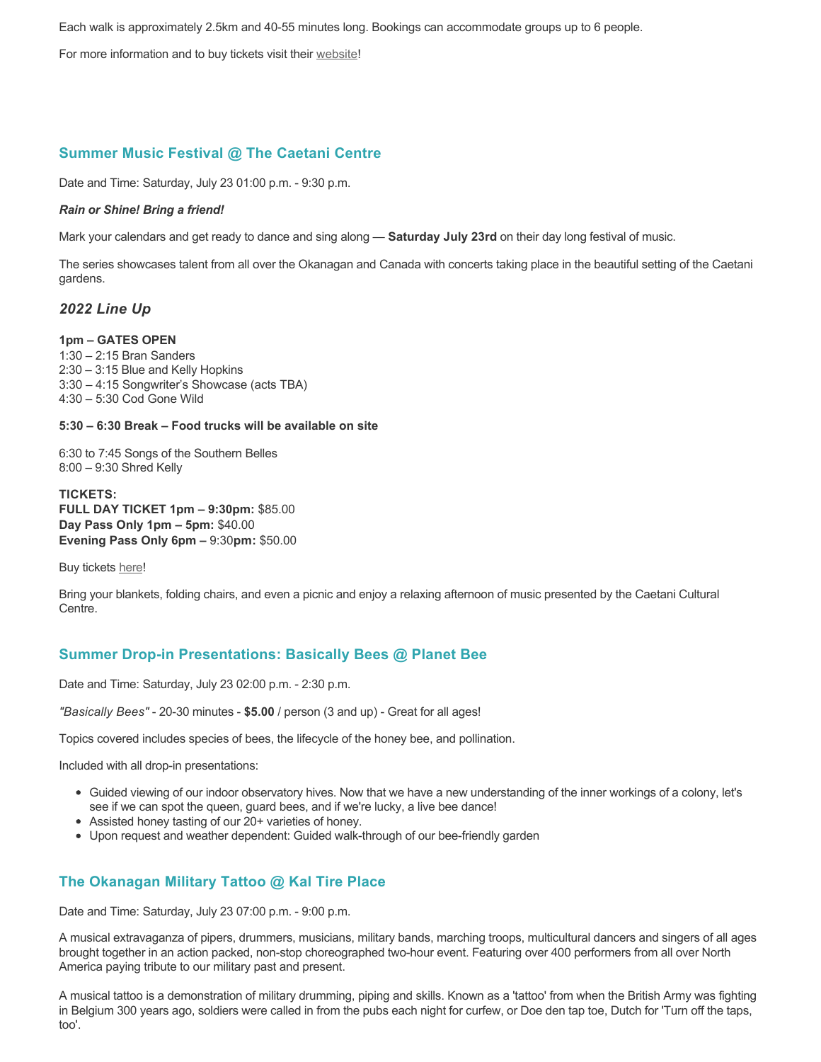Each walk is approximately 2.5km and 40-55 minutes long. Bookings can accommodate groups up to 6 people.

For more information and to buy tickets visit their website!

### Summer Music Festival @ The Caetani Centre

Date and Time: Saturday, July 23 01:00 p.m. - 9:30 p.m.

***Rain or Shine! Bring a friend!***

Mark your calendars and get ready to dance and sing along — **Saturday July 23rd** on their day long festival of music.

The series showcases talent from all over the Okanagan and Canada with concerts taking place in the beautiful setting of the Caetani gardens.

#### *2022 Line Up*

**1pm – GATES OPEN**
1:30 – 2:15 Bran Sanders
2:30 – 3:15 Blue and Kelly Hopkins
3:30 – 4:15 Songwriter's Showcase (acts TBA)
4:30 – 5:30 Cod Gone Wild

**5:30 – 6:30 Break – Food trucks will be available on site**

6:30 to 7:45 Songs of the Southern Belles
8:00 – 9:30 Shred Kelly

**TICKETS:**
**FULL DAY TICKET 1pm – 9:30pm:** $85.00
**Day Pass Only 1pm – 5pm:** $40.00
**Evening Pass Only 6pm –** 9:30**pm:** $50.00

Buy tickets here!

Bring your blankets, folding chairs, and even a picnic and enjoy a relaxing afternoon of music presented by the Caetani Cultural Centre.

### Summer Drop-in Presentations: Basically Bees @ Planet Bee

Date and Time: Saturday, July 23 02:00 p.m. - 2:30 p.m.

*"Basically Bees"* - 20-30 minutes - **$5.00** / person (3 and up) - Great for all ages!

Topics covered includes species of bees, the lifecycle of the honey bee, and pollination.

Included with all drop-in presentations:

- Guided viewing of our indoor observatory hives. Now that we have a new understanding of the inner workings of a colony, let's see if we can spot the queen, guard bees, and if we're lucky, a live bee dance!
- Assisted honey tasting of our 20+ varieties of honey.
- Upon request and weather dependent: Guided walk-through of our bee-friendly garden

### The Okanagan Military Tattoo @ Kal Tire Place

Date and Time: Saturday, July 23 07:00 p.m. - 9:00 p.m.

A musical extravaganza of pipers, drummers, musicians, military bands, marching troops, multicultural dancers and singers of all ages brought together in an action packed, non-stop choreographed two-hour event. Featuring over 400 performers from all over North America paying tribute to our military past and present.

A musical tattoo is a demonstration of military drumming, piping and skills. Known as a 'tattoo' from when the British Army was fighting in Belgium 300 years ago, soldiers were called in from the pubs each night for curfew, or Doe den tap toe, Dutch for 'Turn off the taps, too'.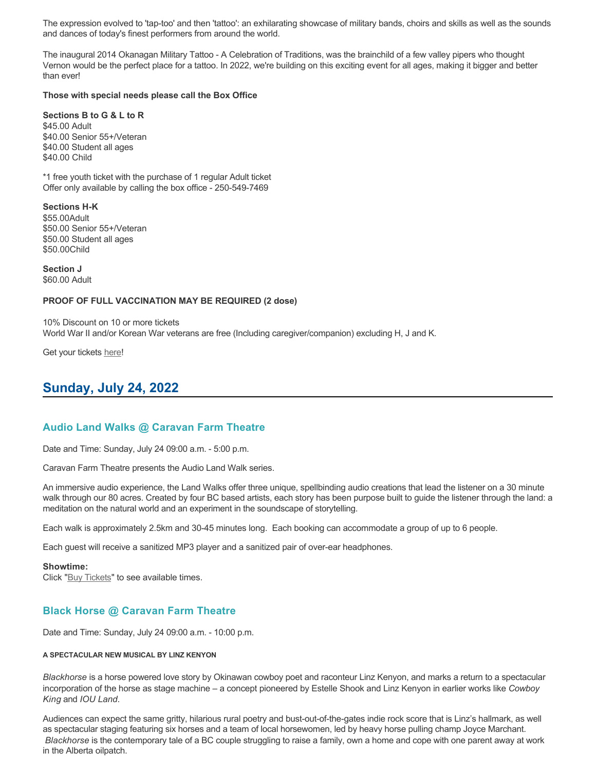The expression evolved to 'tap-too' and then 'tattoo': an exhilarating showcase of military bands, choirs and skills as well as the sounds and dances of today's finest performers from around the world.

The inaugural 2014 Okanagan Military Tattoo - A Celebration of Traditions, was the brainchild of a few valley pipers who thought Vernon would be the perfect place for a tattoo. In 2022, we're building on this exciting event for all ages, making it bigger and better than ever!

**Those with special needs please call the Box Office**

**Sections B to G & L to R**
$45.00 Adult
$40.00 Senior 55+/Veteran
$40.00 Student all ages
$40.00 Child

*1 free youth ticket with the purchase of 1 regular Adult ticket
Offer only available by calling the box office - 250-549-7469

**Sections H-K**
$55.00Adult
$50.00 Senior 55+/Veteran
$50.00 Student all ages
$50.00Child

**Section J**
$60.00 Adult

**PROOF OF FULL VACCINATION MAY BE REQUIRED (2 dose)**

10% Discount on 10 or more tickets
World War II and/or Korean War veterans are free (Including caregiver/companion) excluding H, J and K.

Get your tickets here!

## Sunday, July 24, 2022

### Audio Land Walks @ Caravan Farm Theatre

Date and Time: Sunday, July 24 09:00 a.m. - 5:00 p.m.

Caravan Farm Theatre presents the Audio Land Walk series.

An immersive audio experience, the Land Walks offer three unique, spellbinding audio creations that lead the listener on a 30 minute walk through our 80 acres. Created by four BC based artists, each story has been purpose built to guide the listener through the land: a meditation on the natural world and an experiment in the soundscape of storytelling.

Each walk is approximately 2.5km and 30-45 minutes long. Each booking can accommodate a group of up to 6 people.

Each guest will receive a sanitized MP3 player and a sanitized pair of over-ear headphones.

**Showtime:**
Click "Buy Tickets" to see available times.

### Black Horse @ Caravan Farm Theatre

Date and Time: Sunday, July 24 09:00 a.m. - 10:00 p.m.

###### A SPECTACULAR NEW MUSICAL BY LINZ KENYON

*Blackhorse* is a horse powered love story by Okinawan cowboy poet and raconteur Linz Kenyon, and marks a return to a spectacular incorporation of the horse as stage machine – a concept pioneered by Estelle Shook and Linz Kenyon in earlier works like *Cowboy King* and *IOU Land*.

Audiences can expect the same gritty, hilarious rural poetry and bust-out-of-the-gates indie rock score that is Linz's hallmark, as well as spectacular staging featuring six horses and a team of local horsewomen, led by heavy horse pulling champ Joyce Marchant. *Blackhorse* is the contemporary tale of a BC couple struggling to raise a family, own a home and cope with one parent away at work in the Alberta oilpatch.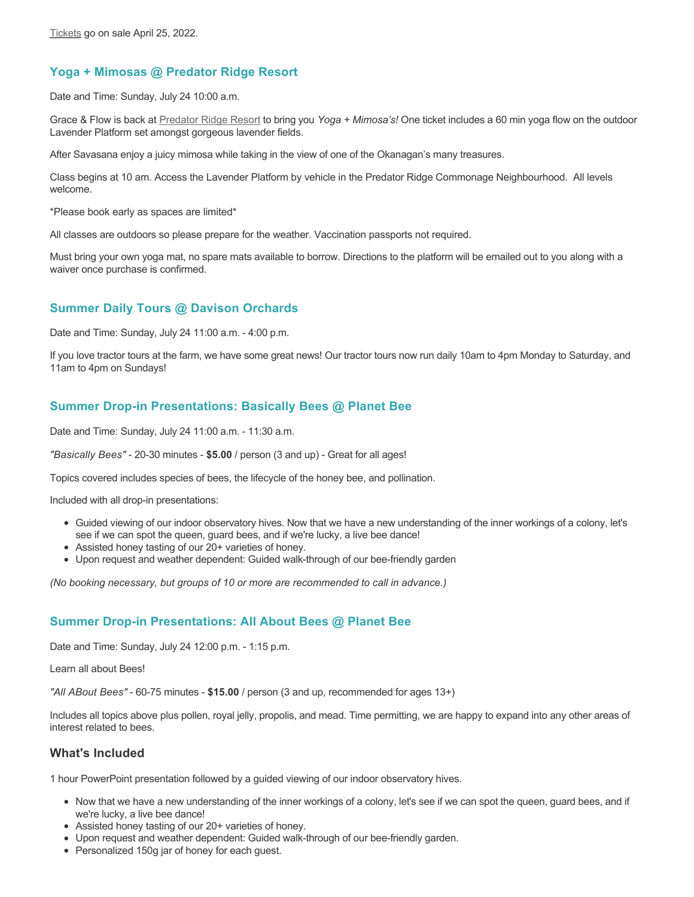Tickets go on sale April 25, 2022.

### Yoga + Mimosas @ Predator Ridge Resort

Date and Time: Sunday, July 24 10:00 a.m.

Grace & Flow is back at Predator Ridge Resort to bring you *Yoga + Mimosa's!* One ticket includes a 60 min yoga flow on the outdoor Lavender Platform set amongst gorgeous lavender fields.

After Savasana enjoy a juicy mimosa while taking in the view of one of the Okanagan's many treasures.

Class begins at 10 am. Access the Lavender Platform by vehicle in the Predator Ridge Commonage Neighbourhood. All levels welcome.

*Please book early as spaces are limited*

All classes are outdoors so please prepare for the weather. Vaccination passports not required.

Must bring your own yoga mat, no spare mats available to borrow. Directions to the platform will be emailed out to you along with a waiver once purchase is confirmed.

### Summer Daily Tours @ Davison Orchards

Date and Time: Sunday, July 24 11:00 a.m. - 4:00 p.m.

If you love tractor tours at the farm, we have some great news! Our tractor tours now run daily 10am to 4pm Monday to Saturday, and 11am to 4pm on Sundays!

### Summer Drop-in Presentations: Basically Bees @ Planet Bee

Date and Time: Sunday, July 24 11:00 a.m. - 11:30 a.m.

*"Basically Bees"* - 20-30 minutes - **$5.00** / person (3 and up) - Great for all ages!

Topics covered includes species of bees, the lifecycle of the honey bee, and pollination.

Included with all drop-in presentations:

- Guided viewing of our indoor observatory hives. Now that we have a new understanding of the inner workings of a colony, let's see if we can spot the queen, guard bees, and if we're lucky, a live bee dance!
- Assisted honey tasting of our 20+ varieties of honey.
- Upon request and weather dependent: Guided walk-through of our bee-friendly garden

*(No booking necessary, but groups of 10 or more are recommended to call in advance.)*

### Summer Drop-in Presentations: All About Bees @ Planet Bee

Date and Time: Sunday, July 24 12:00 p.m. - 1:15 p.m.

Learn all about Bees!

*"All ABout Bees"* - 60-75 minutes - **$15.00** / person (3 and up, recommended for ages 13+)

Includes all topics above plus pollen, royal jelly, propolis, and mead. Time permitting, we are happy to expand into any other areas of interest related to bees.

#### What's Included

1 hour PowerPoint presentation followed by a guided viewing of our indoor observatory hives.

- Now that we have a new understanding of the inner workings of a colony, let's see if we can spot the queen, guard bees, and if we're lucky, a live bee dance!
- Assisted honey tasting of our 20+ varieties of honey.
- Upon request and weather dependent: Guided walk-through of our bee-friendly garden.
- Personalized 150g jar of honey for each guest.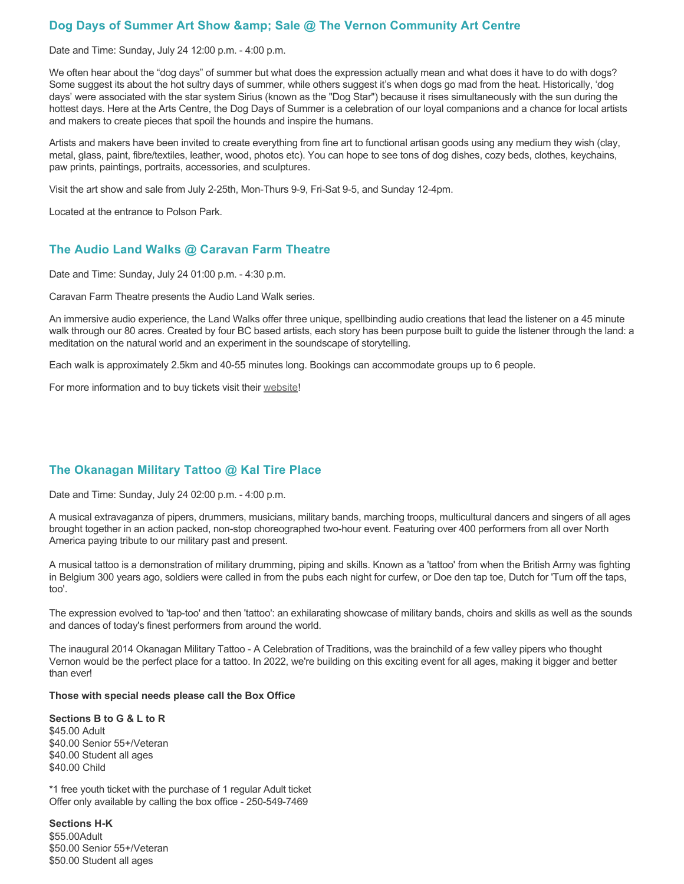### Dog Days of Summer Art Show &amp; Sale @ The Vernon Community Art Centre

Date and Time: Sunday, July 24 12:00 p.m. - 4:00 p.m.

We often hear about the "dog days" of summer but what does the expression actually mean and what does it have to do with dogs? Some suggest its about the hot sultry days of summer, while others suggest it's when dogs go mad from the heat. Historically, 'dog days' were associated with the star system Sirius (known as the "Dog Star") because it rises simultaneously with the sun during the hottest days. Here at the Arts Centre, the Dog Days of Summer is a celebration of our loyal companions and a chance for local artists and makers to create pieces that spoil the hounds and inspire the humans.

Artists and makers have been invited to create everything from fine art to functional artisan goods using any medium they wish (clay, metal, glass, paint, fibre/textiles, leather, wood, photos etc). You can hope to see tons of dog dishes, cozy beds, clothes, keychains, paw prints, paintings, portraits, accessories, and sculptures.

Visit the art show and sale from July 2-25th, Mon-Thurs 9-9, Fri-Sat 9-5, and Sunday 12-4pm.

Located at the entrance to Polson Park.

### The Audio Land Walks @ Caravan Farm Theatre

Date and Time: Sunday, July 24 01:00 p.m. - 4:30 p.m.

Caravan Farm Theatre presents the Audio Land Walk series.

An immersive audio experience, the Land Walks offer three unique, spellbinding audio creations that lead the listener on a 45 minute walk through our 80 acres. Created by four BC based artists, each story has been purpose built to guide the listener through the land: a meditation on the natural world and an experiment in the soundscape of storytelling.

Each walk is approximately 2.5km and 40-55 minutes long. Bookings can accommodate groups up to 6 people.

For more information and to buy tickets visit their website!

### The Okanagan Military Tattoo @ Kal Tire Place

Date and Time: Sunday, July 24 02:00 p.m. - 4:00 p.m.

A musical extravaganza of pipers, drummers, musicians, military bands, marching troops, multicultural dancers and singers of all ages brought together in an action packed, non-stop choreographed two-hour event. Featuring over 400 performers from all over North America paying tribute to our military past and present.

A musical tattoo is a demonstration of military drumming, piping and skills. Known as a 'tattoo' from when the British Army was fighting in Belgium 300 years ago, soldiers were called in from the pubs each night for curfew, or Doe den tap toe, Dutch for 'Turn off the taps, too'.

The expression evolved to 'tap-too' and then 'tattoo': an exhilarating showcase of military bands, choirs and skills as well as the sounds and dances of today's finest performers from around the world.

The inaugural 2014 Okanagan Military Tattoo - A Celebration of Traditions, was the brainchild of a few valley pipers who thought Vernon would be the perfect place for a tattoo. In 2022, we're building on this exciting event for all ages, making it bigger and better than ever!

**Those with special needs please call the Box Office**

**Sections B to G & L to R**
$45.00 Adult
$40.00 Senior 55+/Veteran
$40.00 Student all ages
$40.00 Child

*1 free youth ticket with the purchase of 1 regular Adult ticket
Offer only available by calling the box office - 250-549-7469

**Sections H-K**
$55.00Adult
$50.00 Senior 55+/Veteran
$50.00 Student all ages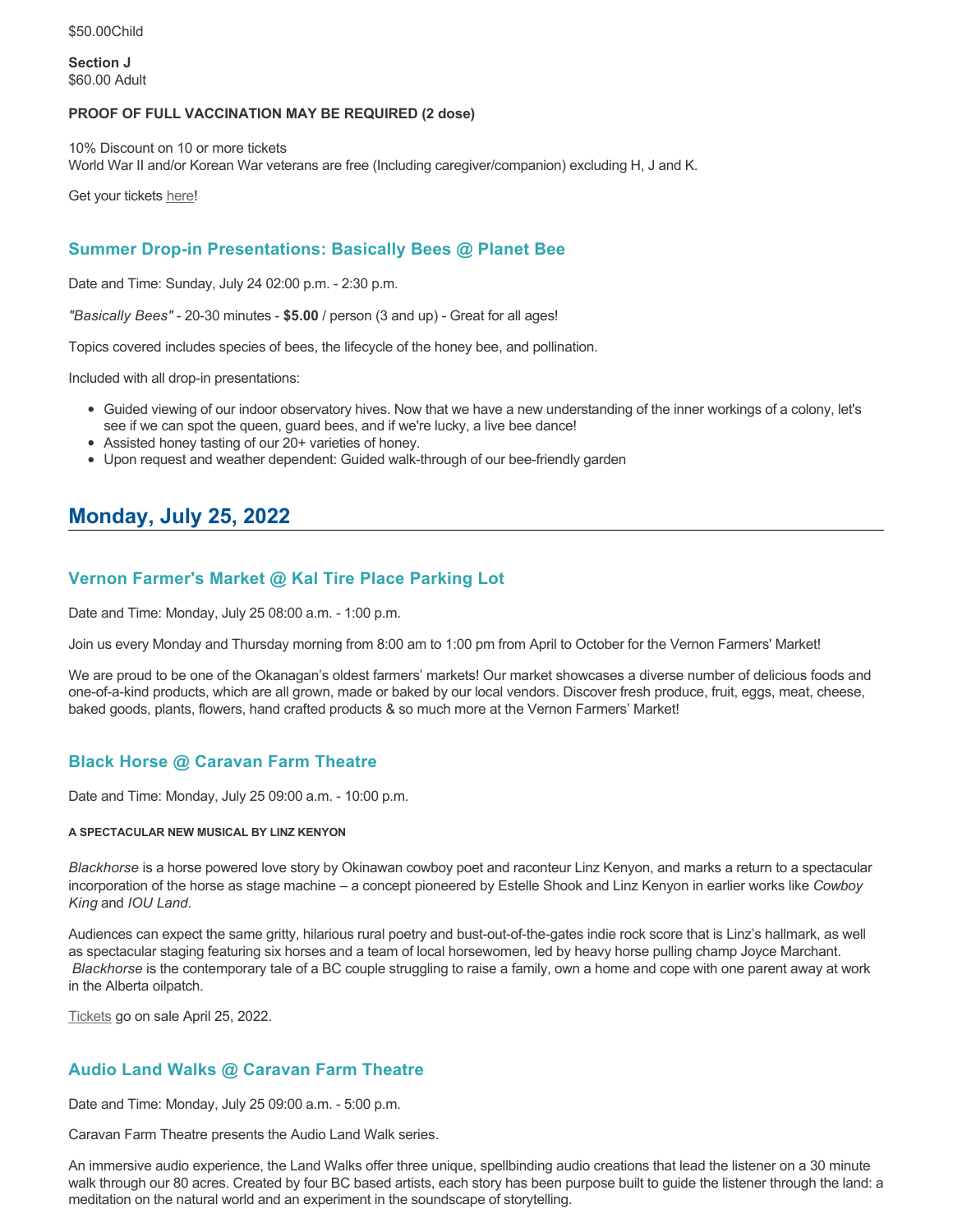$50.00Child

**Section J**
$60.00 Adult

**PROOF OF FULL VACCINATION MAY BE REQUIRED (2 dose)**

10% Discount on 10 or more tickets
World War II and/or Korean War veterans are free (Including caregiver/companion) excluding H, J and K.

Get your tickets here!

### Summer Drop-in Presentations: Basically Bees @ Planet Bee

Date and Time: Sunday, July 24 02:00 p.m. - 2:30 p.m.

*"Basically Bees"* - 20-30 minutes - **$5.00** / person (3 and up) - Great for all ages!

Topics covered includes species of bees, the lifecycle of the honey bee, and pollination.

Included with all drop-in presentations:

- Guided viewing of our indoor observatory hives. Now that we have a new understanding of the inner workings of a colony, let's see if we can spot the queen, guard bees, and if we're lucky, a live bee dance!
- Assisted honey tasting of our 20+ varieties of honey.
- Upon request and weather dependent: Guided walk-through of our bee-friendly garden

## Monday, July 25, 2022

### Vernon Farmer's Market @ Kal Tire Place Parking Lot

Date and Time: Monday, July 25 08:00 a.m. - 1:00 p.m.

Join us every Monday and Thursday morning from 8:00 am to 1:00 pm from April to October for the Vernon Farmers' Market!

We are proud to be one of the Okanagan's oldest farmers' markets! Our market showcases a diverse number of delicious foods and one-of-a-kind products, which are all grown, made or baked by our local vendors. Discover fresh produce, fruit, eggs, meat, cheese, baked goods, plants, flowers, hand crafted products & so much more at the Vernon Farmers' Market!

### Black Horse @ Caravan Farm Theatre

Date and Time: Monday, July 25 09:00 a.m. - 10:00 p.m.

###### A SPECTACULAR NEW MUSICAL BY LINZ KENYON

*Blackhorse* is a horse powered love story by Okinawan cowboy poet and raconteur Linz Kenyon, and marks a return to a spectacular incorporation of the horse as stage machine – a concept pioneered by Estelle Shook and Linz Kenyon in earlier works like *Cowboy King* and *IOU Land*.

Audiences can expect the same gritty, hilarious rural poetry and bust-out-of-the-gates indie rock score that is Linz's hallmark, as well as spectacular staging featuring six horses and a team of local horsewomen, led by heavy horse pulling champ Joyce Marchant. *Blackhorse* is the contemporary tale of a BC couple struggling to raise a family, own a home and cope with one parent away at work in the Alberta oilpatch.

Tickets go on sale April 25, 2022.

### Audio Land Walks @ Caravan Farm Theatre

Date and Time: Monday, July 25 09:00 a.m. - 5:00 p.m.

Caravan Farm Theatre presents the Audio Land Walk series.

An immersive audio experience, the Land Walks offer three unique, spellbinding audio creations that lead the listener on a 30 minute walk through our 80 acres. Created by four BC based artists, each story has been purpose built to guide the listener through the land: a meditation on the natural world and an experiment in the soundscape of storytelling.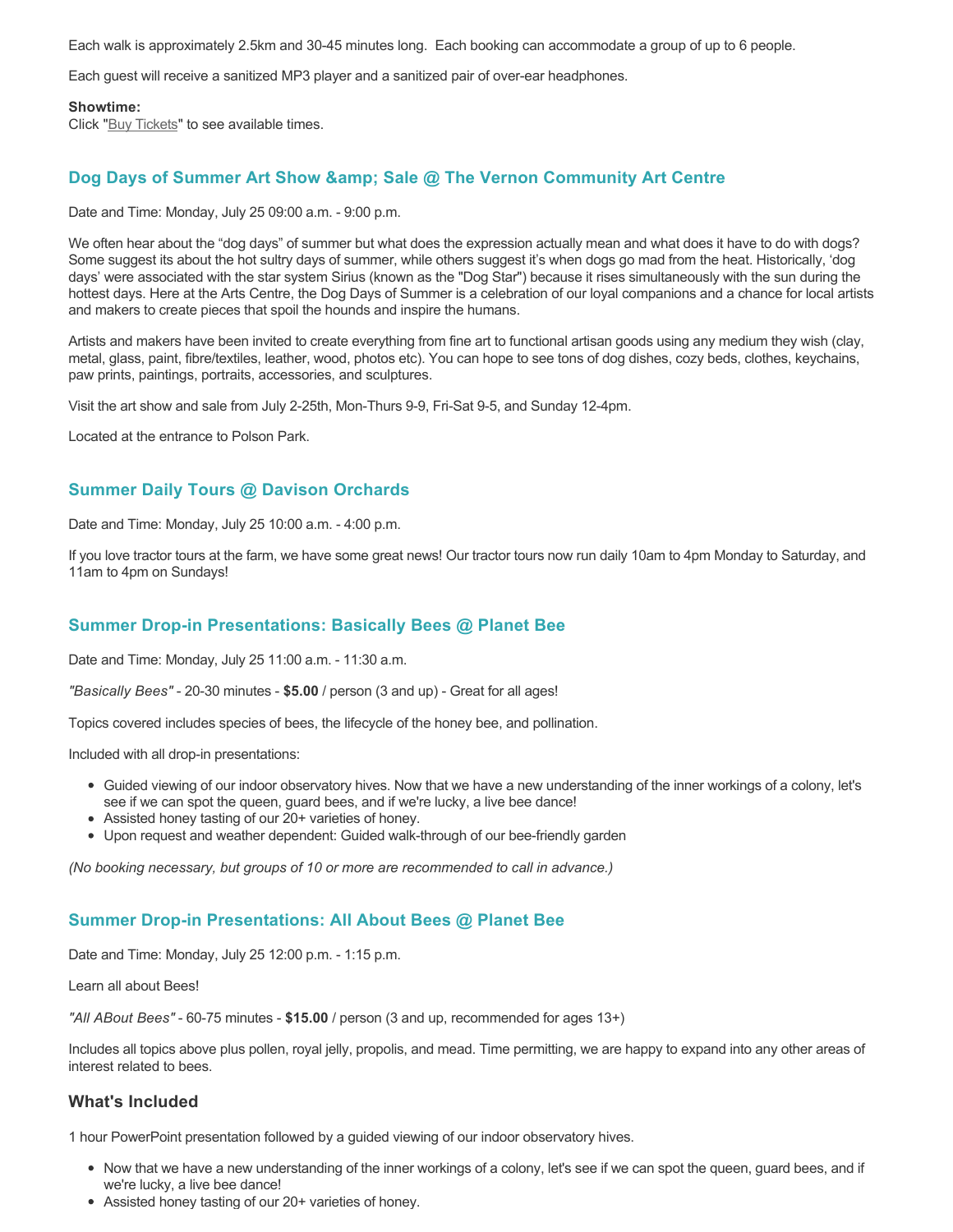Each walk is approximately 2.5km and 30-45 minutes long.  Each booking can accommodate a group of up to 6 people.

Each guest will receive a sanitized MP3 player and a sanitized pair of over-ear headphones.

**Showtime:**
Click "Buy Tickets" to see available times.

### Dog Days of Summer Art Show &amp; Sale @ The Vernon Community Art Centre

Date and Time: Monday, July 25 09:00 a.m. - 9:00 p.m.

We often hear about the “dog days” of summer but what does the expression actually mean and what does it have to do with dogs? Some suggest its about the hot sultry days of summer, while others suggest it’s when dogs go mad from the heat. Historically, ‘dog days’ were associated with the star system Sirius (known as the "Dog Star") because it rises simultaneously with the sun during the hottest days. Here at the Arts Centre, the Dog Days of Summer is a celebration of our loyal companions and a chance for local artists and makers to create pieces that spoil the hounds and inspire the humans.

Artists and makers have been invited to create everything from fine art to functional artisan goods using any medium they wish (clay, metal, glass, paint, fibre/textiles, leather, wood, photos etc). You can hope to see tons of dog dishes, cozy beds, clothes, keychains, paw prints, paintings, portraits, accessories, and sculptures.

Visit the art show and sale from July 2-25th, Mon-Thurs 9-9, Fri-Sat 9-5, and Sunday 12-4pm.

Located at the entrance to Polson Park.

### Summer Daily Tours @ Davison Orchards

Date and Time: Monday, July 25 10:00 a.m. - 4:00 p.m.

If you love tractor tours at the farm, we have some great news! Our tractor tours now run daily 10am to 4pm Monday to Saturday, and 11am to 4pm on Sundays!

### Summer Drop-in Presentations: Basically Bees @ Planet Bee

Date and Time: Monday, July 25 11:00 a.m. - 11:30 a.m.

*"Basically Bees"* - 20-30 minutes - **$5.00** / person (3 and up) - Great for all ages!

Topics covered includes species of bees, the lifecycle of the honey bee, and pollination.

Included with all drop-in presentations:

- Guided viewing of our indoor observatory hives. Now that we have a new understanding of the inner workings of a colony, let's see if we can spot the queen, guard bees, and if we're lucky, a live bee dance!
- Assisted honey tasting of our 20+ varieties of honey.
- Upon request and weather dependent: Guided walk-through of our bee-friendly garden

*(No booking necessary, but groups of 10 or more are recommended to call in advance.)*

### Summer Drop-in Presentations: All About Bees @ Planet Bee

Date and Time: Monday, July 25 12:00 p.m. - 1:15 p.m.

Learn all about Bees!

*"All ABout Bees"* - 60-75 minutes - **$15.00** / person (3 and up, recommended for ages 13+)

Includes all topics above plus pollen, royal jelly, propolis, and mead. Time permitting, we are happy to expand into any other areas of interest related to bees.

## What's Included

1 hour PowerPoint presentation followed by a guided viewing of our indoor observatory hives.

- Now that we have a new understanding of the inner workings of a colony, let's see if we can spot the queen, guard bees, and if we're lucky, a live bee dance!
- Assisted honey tasting of our 20+ varieties of honey.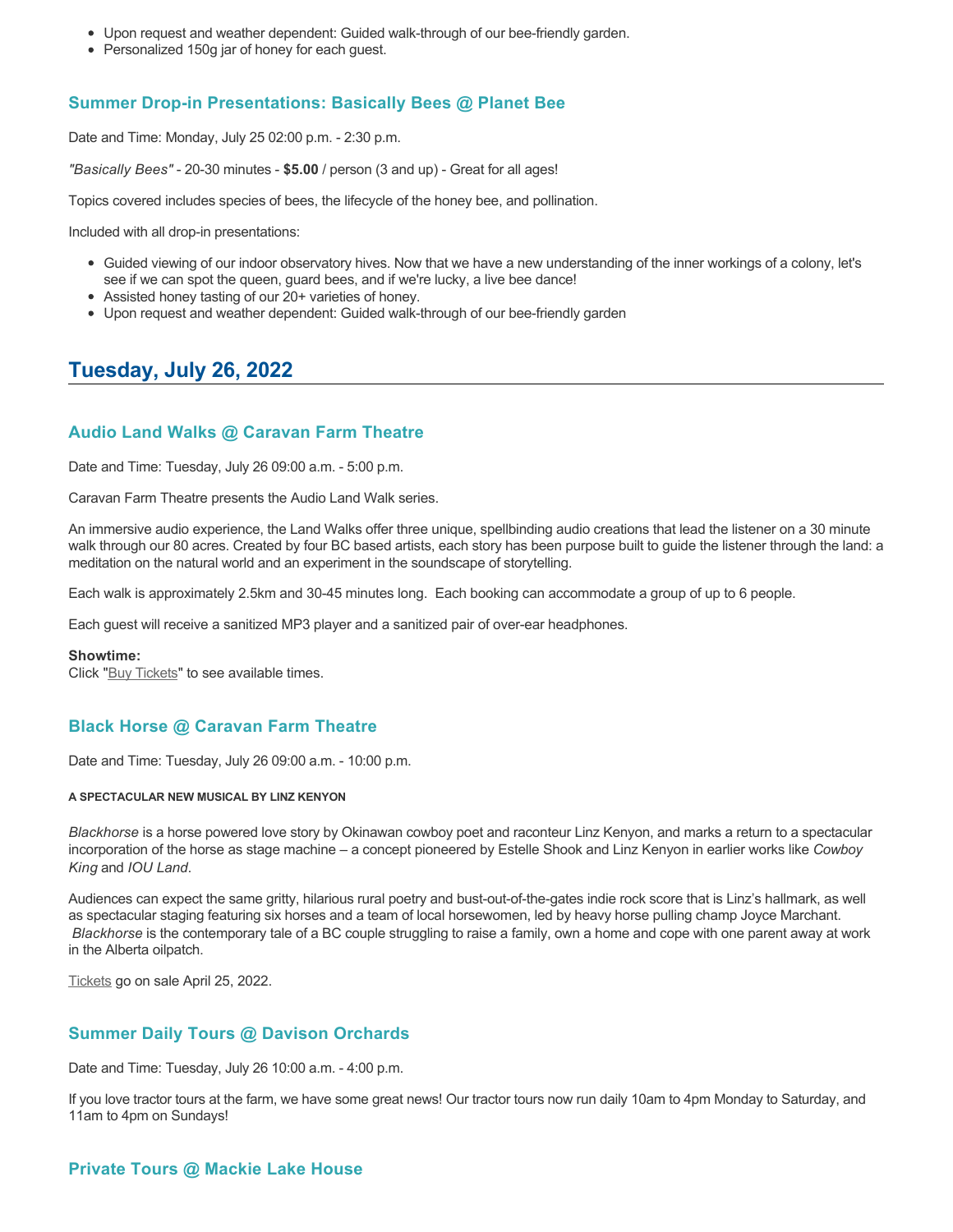- Upon request and weather dependent: Guided walk-through of our bee-friendly garden.
- Personalized 150g jar of honey for each guest.

### Summer Drop-in Presentations: Basically Bees @ Planet Bee

Date and Time: Monday, July 25 02:00 p.m. - 2:30 p.m.

*"Basically Bees"* - 20-30 minutes - **$5.00** / person (3 and up) - Great for all ages!

Topics covered includes species of bees, the lifecycle of the honey bee, and pollination.

Included with all drop-in presentations:

- Guided viewing of our indoor observatory hives. Now that we have a new understanding of the inner workings of a colony, let's see if we can spot the queen, guard bees, and if we're lucky, a live bee dance!
- Assisted honey tasting of our 20+ varieties of honey.
- Upon request and weather dependent: Guided walk-through of our bee-friendly garden

## Tuesday, July 26, 2022

### Audio Land Walks @ Caravan Farm Theatre

Date and Time: Tuesday, July 26 09:00 a.m. - 5:00 p.m.

Caravan Farm Theatre presents the Audio Land Walk series.

An immersive audio experience, the Land Walks offer three unique, spellbinding audio creations that lead the listener on a 30 minute walk through our 80 acres. Created by four BC based artists, each story has been purpose built to guide the listener through the land: a meditation on the natural world and an experiment in the soundscape of storytelling.

Each walk is approximately 2.5km and 30-45 minutes long. Each booking can accommodate a group of up to 6 people.

Each guest will receive a sanitized MP3 player and a sanitized pair of over-ear headphones.

**Showtime:**
Click "Buy Tickets" to see available times.

### Black Horse @ Caravan Farm Theatre

Date and Time: Tuesday, July 26 09:00 a.m. - 10:00 p.m.

**A SPECTACULAR NEW MUSICAL BY LINZ KENYON**

*Blackhorse* is a horse powered love story by Okinawan cowboy poet and raconteur Linz Kenyon, and marks a return to a spectacular incorporation of the horse as stage machine – a concept pioneered by Estelle Shook and Linz Kenyon in earlier works like *Cowboy King* and *IOU Land*.

Audiences can expect the same gritty, hilarious rural poetry and bust-out-of-the-gates indie rock score that is Linz's hallmark, as well as spectacular staging featuring six horses and a team of local horsewomen, led by heavy horse pulling champ Joyce Marchant. *Blackhorse* is the contemporary tale of a BC couple struggling to raise a family, own a home and cope with one parent away at work in the Alberta oilpatch.

Tickets go on sale April 25, 2022.

### Summer Daily Tours @ Davison Orchards

Date and Time: Tuesday, July 26 10:00 a.m. - 4:00 p.m.

If you love tractor tours at the farm, we have some great news! Our tractor tours now run daily 10am to 4pm Monday to Saturday, and 11am to 4pm on Sundays!

### Private Tours @ Mackie Lake House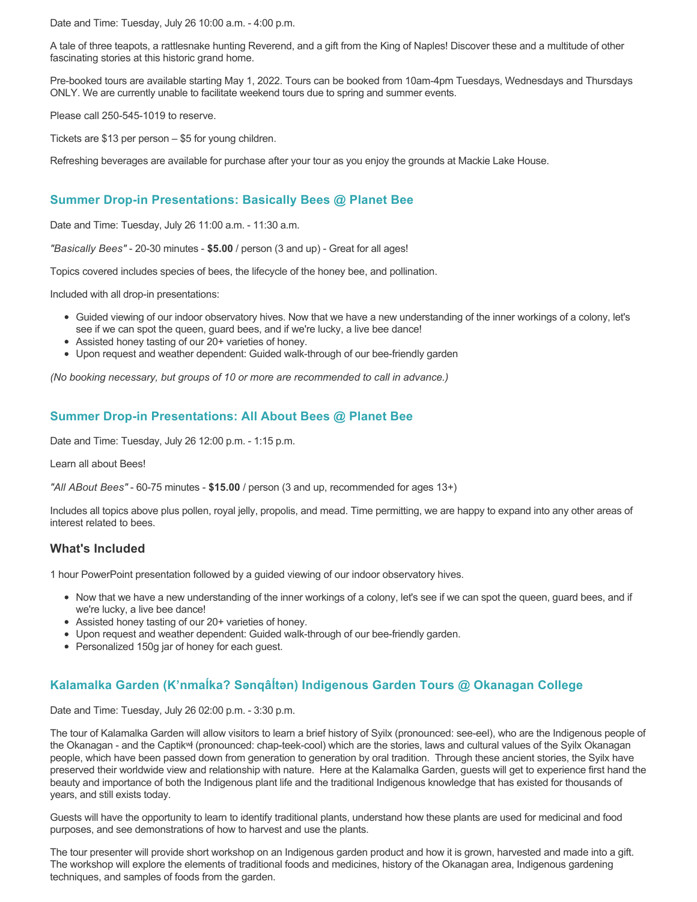Date and Time: Tuesday, July 26 10:00 a.m. - 4:00 p.m.

A tale of three teapots, a rattlesnake hunting Reverend, and a gift from the King of Naples! Discover these and a multitude of other fascinating stories at this historic grand home.

Pre-booked tours are available starting May 1, 2022. Tours can be booked from 10am-4pm Tuesdays, Wednesdays and Thursdays ONLY. We are currently unable to facilitate weekend tours due to spring and summer events.

Please call 250-545-1019 to reserve.

Tickets are $13 per person – $5 for young children.

Refreshing beverages are available for purchase after your tour as you enjoy the grounds at Mackie Lake House.

### Summer Drop-in Presentations: Basically Bees @ Planet Bee

Date and Time: Tuesday, July 26 11:00 a.m. - 11:30 a.m.

*"Basically Bees"* - 20-30 minutes - **$5.00** / person (3 and up) - Great for all ages!

Topics covered includes species of bees, the lifecycle of the honey bee, and pollination.

Included with all drop-in presentations:

- Guided viewing of our indoor observatory hives. Now that we have a new understanding of the inner workings of a colony, let's see if we can spot the queen, guard bees, and if we're lucky, a live bee dance!
- Assisted honey tasting of our 20+ varieties of honey.
- Upon request and weather dependent: Guided walk-through of our bee-friendly garden

*(No booking necessary, but groups of 10 or more are recommended to call in advance.)*

### Summer Drop-in Presentations: All About Bees @ Planet Bee

Date and Time: Tuesday, July 26 12:00 p.m. - 1:15 p.m.

Learn all about Bees!

*"All ABout Bees"* - 60-75 minutes - **$15.00** / person (3 and up, recommended for ages 13+)

Includes all topics above plus pollen, royal jelly, propolis, and mead. Time permitting, we are happy to expand into any other areas of interest related to bees.

#### What's Included

1 hour PowerPoint presentation followed by a guided viewing of our indoor observatory hives.

- Now that we have a new understanding of the inner workings of a colony, let's see if we can spot the queen, guard bees, and if we're lucky, a live bee dance!
- Assisted honey tasting of our 20+ varieties of honey.
- Upon request and weather dependent: Guided walk-through of our bee-friendly garden.
- Personalized 150g jar of honey for each guest.

### Kalamalka Garden (K'nmaĺka? Sənqâĺtən) Indigenous Garden Tours @ Okanagan College

Date and Time: Tuesday, July 26 02:00 p.m. - 3:30 p.m.

The tour of Kalamalka Garden will allow visitors to learn a brief history of Syilx (pronounced: see-eel), who are the Indigenous people of the Okanagan - and the Captikʷł (pronounced: chap-teek-cool) which are the stories, laws and cultural values of the Syilx Okanagan people, which have been passed down from generation to generation by oral tradition. Through these ancient stories, the Syilx have preserved their worldwide view and relationship with nature. Here at the Kalamalka Garden, guests will get to experience first hand the beauty and importance of both the Indigenous plant life and the traditional Indigenous knowledge that has existed for thousands of years, and still exists today.

Guests will have the opportunity to learn to identify traditional plants, understand how these plants are used for medicinal and food purposes, and see demonstrations of how to harvest and use the plants.

The tour presenter will provide short workshop on an Indigenous garden product and how it is grown, harvested and made into a gift. The workshop will explore the elements of traditional foods and medicines, history of the Okanagan area, Indigenous gardening techniques, and samples of foods from the garden.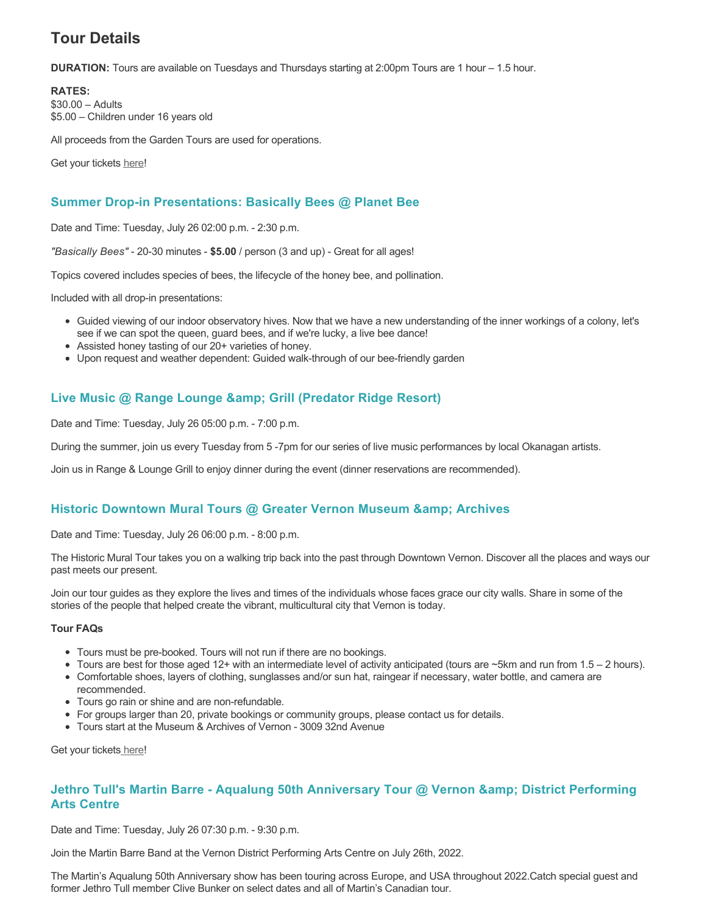## Tour Details

**DURATION:** Tours are available on Tuesdays and Thursdays starting at 2:00pm Tours are 1 hour – 1.5 hour.

**RATES:**
$30.00 – Adults
$5.00 – Children under 16 years old

All proceeds from the Garden Tours are used for operations.

Get your tickets here!

### Summer Drop-in Presentations: Basically Bees @ Planet Bee

Date and Time: Tuesday, July 26 02:00 p.m. - 2:30 p.m.

*"Basically Bees"* - 20-30 minutes - **$5.00** / person (3 and up) - Great for all ages!

Topics covered includes species of bees, the lifecycle of the honey bee, and pollination.

Included with all drop-in presentations:

- Guided viewing of our indoor observatory hives. Now that we have a new understanding of the inner workings of a colony, let's see if we can spot the queen, guard bees, and if we're lucky, a live bee dance!
- Assisted honey tasting of our 20+ varieties of honey.
- Upon request and weather dependent: Guided walk-through of our bee-friendly garden

### Live Music @ Range Lounge &amp; Grill (Predator Ridge Resort)

Date and Time: Tuesday, July 26 05:00 p.m. - 7:00 p.m.

During the summer, join us every Tuesday from 5 -7pm for our series of live music performances by local Okanagan artists.

Join us in Range & Lounge Grill to enjoy dinner during the event (dinner reservations are recommended).

### Historic Downtown Mural Tours @ Greater Vernon Museum &amp; Archives

Date and Time: Tuesday, July 26 06:00 p.m. - 8:00 p.m.

The Historic Mural Tour takes you on a walking trip back into the past through Downtown Vernon. Discover all the places and ways our past meets our present.

Join our tour guides as they explore the lives and times of the individuals whose faces grace our city walls. Share in some of the stories of the people that helped create the vibrant, multicultural city that Vernon is today.

**Tour FAQs**

- Tours must be pre-booked. Tours will not run if there are no bookings.
- Tours are best for those aged 12+ with an intermediate level of activity anticipated (tours are ~5km and run from 1.5 – 2 hours).
- Comfortable shoes, layers of clothing, sunglasses and/or sun hat, raingear if necessary, water bottle, and camera are recommended.
- Tours go rain or shine and are non-refundable.
- For groups larger than 20, private bookings or community groups, please contact us for details.
- Tours start at the Museum & Archives of Vernon - 3009 32nd Avenue

Get your tickets here!

### Jethro Tull's Martin Barre - Aqualung 50th Anniversary Tour @ Vernon &amp; District Performing Arts Centre

Date and Time: Tuesday, July 26 07:30 p.m. - 9:30 p.m.

Join the Martin Barre Band at the Vernon District Performing Arts Centre on July 26th, 2022.

The Martin's Aqualung 50th Anniversary show has been touring across Europe, and USA throughout 2022.Catch special guest and former Jethro Tull member Clive Bunker on select dates and all of Martin's Canadian tour.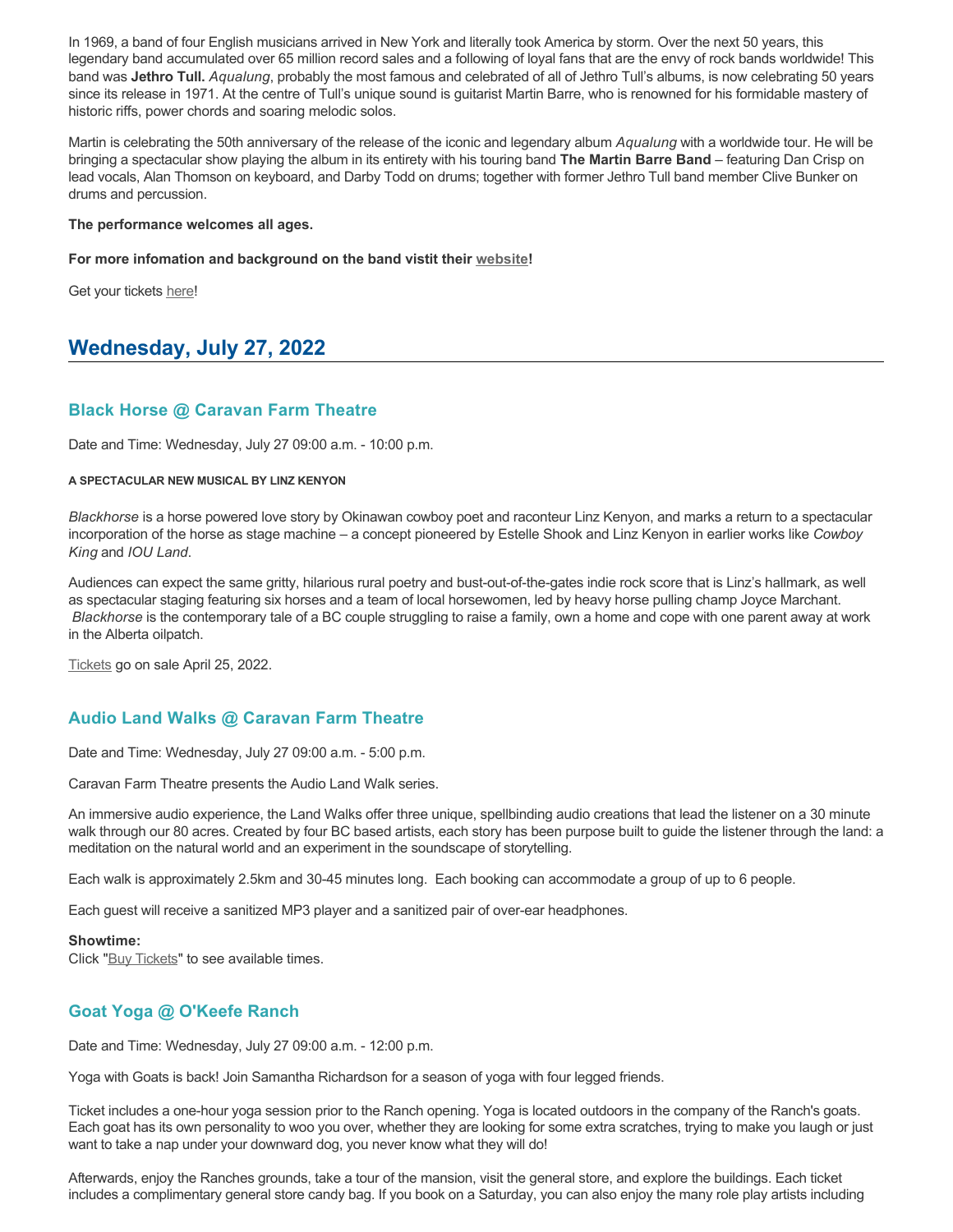In 1969, a band of four English musicians arrived in New York and literally took America by storm. Over the next 50 years, this legendary band accumulated over 65 million record sales and a following of loyal fans that are the envy of rock bands worldwide! This band was **Jethro Tull.** *Aqualung*, probably the most famous and celebrated of all of Jethro Tull's albums, is now celebrating 50 years since its release in 1971. At the centre of Tull's unique sound is guitarist Martin Barre, who is renowned for his formidable mastery of historic riffs, power chords and soaring melodic solos.

Martin is celebrating the 50th anniversary of the release of the iconic and legendary album *Aqualung* with a worldwide tour. He will be bringing a spectacular show playing the album in its entirety with his touring band **The Martin Barre Band** – featuring Dan Crisp on lead vocals, Alan Thomson on keyboard, and Darby Todd on drums; together with former Jethro Tull band member Clive Bunker on drums and percussion.

**The performance welcomes all ages.**

**For more infomation and background on the band vistit their website!**

Get your tickets here!

## Wednesday, July 27, 2022

### Black Horse @ Caravan Farm Theatre

Date and Time: Wednesday, July 27 09:00 a.m. - 10:00 p.m.

**A SPECTACULAR NEW MUSICAL BY LINZ KENYON**

*Blackhorse* is a horse powered love story by Okinawan cowboy poet and raconteur Linz Kenyon, and marks a return to a spectacular incorporation of the horse as stage machine – a concept pioneered by Estelle Shook and Linz Kenyon in earlier works like *Cowboy King* and *IOU Land*.

Audiences can expect the same gritty, hilarious rural poetry and bust-out-of-the-gates indie rock score that is Linz's hallmark, as well as spectacular staging featuring six horses and a team of local horsewomen, led by heavy horse pulling champ Joyce Marchant. *Blackhorse* is the contemporary tale of a BC couple struggling to raise a family, own a home and cope with one parent away at work in the Alberta oilpatch.

Tickets go on sale April 25, 2022.

### Audio Land Walks @ Caravan Farm Theatre

Date and Time: Wednesday, July 27 09:00 a.m. - 5:00 p.m.

Caravan Farm Theatre presents the Audio Land Walk series.

An immersive audio experience, the Land Walks offer three unique, spellbinding audio creations that lead the listener on a 30 minute walk through our 80 acres. Created by four BC based artists, each story has been purpose built to guide the listener through the land: a meditation on the natural world and an experiment in the soundscape of storytelling.

Each walk is approximately 2.5km and 30-45 minutes long. Each booking can accommodate a group of up to 6 people.

Each guest will receive a sanitized MP3 player and a sanitized pair of over-ear headphones.

**Showtime:**
Click "Buy Tickets" to see available times.

### Goat Yoga @ O'Keefe Ranch

Date and Time: Wednesday, July 27 09:00 a.m. - 12:00 p.m.

Yoga with Goats is back! Join Samantha Richardson for a season of yoga with four legged friends.

Ticket includes a one-hour yoga session prior to the Ranch opening. Yoga is located outdoors in the company of the Ranch's goats. Each goat has its own personality to woo you over, whether they are looking for some extra scratches, trying to make you laugh or just want to take a nap under your downward dog, you never know what they will do!

Afterwards, enjoy the Ranches grounds, take a tour of the mansion, visit the general store, and explore the buildings. Each ticket includes a complimentary general store candy bag. If you book on a Saturday, you can also enjoy the many role play artists including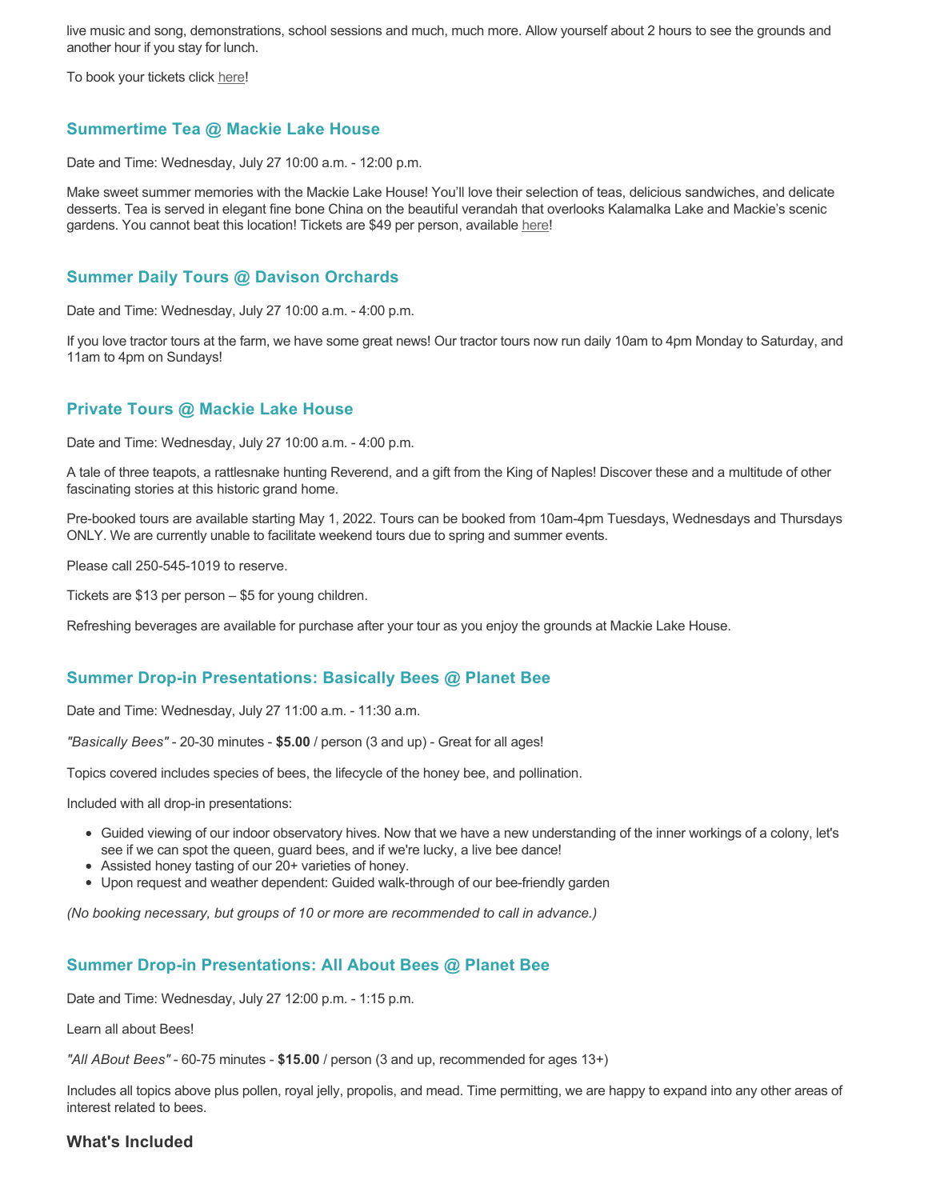live music and song, demonstrations, school sessions and much, much more. Allow yourself about 2 hours to see the grounds and another hour if you stay for lunch.

To book your tickets click here!

### Summertime Tea @ Mackie Lake House

Date and Time: Wednesday, July 27 10:00 a.m. - 12:00 p.m.

Make sweet summer memories with the Mackie Lake House! You'll love their selection of teas, delicious sandwiches, and delicate desserts. Tea is served in elegant fine bone China on the beautiful verandah that overlooks Kalamalka Lake and Mackie's scenic gardens. You cannot beat this location! Tickets are $49 per person, available here!

### Summer Daily Tours @ Davison Orchards

Date and Time: Wednesday, July 27 10:00 a.m. - 4:00 p.m.

If you love tractor tours at the farm, we have some great news! Our tractor tours now run daily 10am to 4pm Monday to Saturday, and 11am to 4pm on Sundays!

### Private Tours @ Mackie Lake House

Date and Time: Wednesday, July 27 10:00 a.m. - 4:00 p.m.

A tale of three teapots, a rattlesnake hunting Reverend, and a gift from the King of Naples! Discover these and a multitude of other fascinating stories at this historic grand home.

Pre-booked tours are available starting May 1, 2022. Tours can be booked from 10am-4pm Tuesdays, Wednesdays and Thursdays ONLY. We are currently unable to facilitate weekend tours due to spring and summer events.

Please call 250-545-1019 to reserve.

Tickets are $13 per person – $5 for young children.

Refreshing beverages are available for purchase after your tour as you enjoy the grounds at Mackie Lake House.

### Summer Drop-in Presentations: Basically Bees @ Planet Bee

Date and Time: Wednesday, July 27 11:00 a.m. - 11:30 a.m.

*"Basically Bees"* - 20-30 minutes - **$5.00** / person (3 and up) - Great for all ages!

Topics covered includes species of bees, the lifecycle of the honey bee, and pollination.

Included with all drop-in presentations:

- Guided viewing of our indoor observatory hives. Now that we have a new understanding of the inner workings of a colony, let's see if we can spot the queen, guard bees, and if we're lucky, a live bee dance!
- Assisted honey tasting of our 20+ varieties of honey.
- Upon request and weather dependent: Guided walk-through of our bee-friendly garden

*(No booking necessary, but groups of 10 or more are recommended to call in advance.)*

### Summer Drop-in Presentations: All About Bees @ Planet Bee

Date and Time: Wednesday, July 27 12:00 p.m. - 1:15 p.m.

Learn all about Bees!

*"All ABout Bees"* - 60-75 minutes - **$15.00** / person (3 and up, recommended for ages 13+)

Includes all topics above plus pollen, royal jelly, propolis, and mead. Time permitting, we are happy to expand into any other areas of interest related to bees.

#### What's Included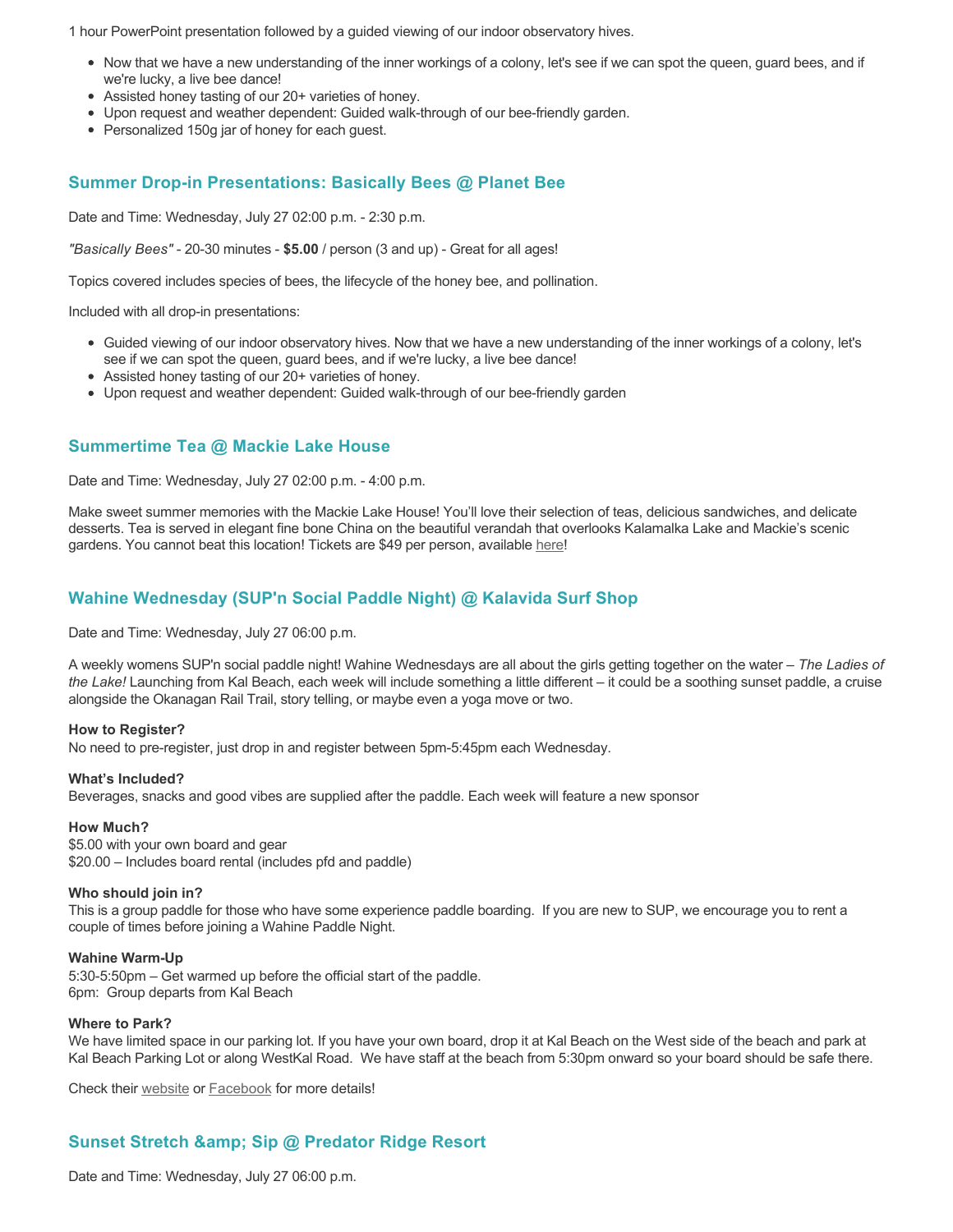1 hour PowerPoint presentation followed by a guided viewing of our indoor observatory hives.

- Now that we have a new understanding of the inner workings of a colony, let's see if we can spot the queen, guard bees, and if we're lucky, a live bee dance!
- Assisted honey tasting of our 20+ varieties of honey.
- Upon request and weather dependent: Guided walk-through of our bee-friendly garden.
- Personalized 150g jar of honey for each guest.

### Summer Drop-in Presentations: Basically Bees @ Planet Bee

Date and Time: Wednesday, July 27 02:00 p.m. - 2:30 p.m.

*"Basically Bees"* - 20-30 minutes - **$5.00** / person (3 and up) - Great for all ages!

Topics covered includes species of bees, the lifecycle of the honey bee, and pollination.

Included with all drop-in presentations:

- Guided viewing of our indoor observatory hives. Now that we have a new understanding of the inner workings of a colony, let's see if we can spot the queen, guard bees, and if we're lucky, a live bee dance!
- Assisted honey tasting of our 20+ varieties of honey.
- Upon request and weather dependent: Guided walk-through of our bee-friendly garden

### Summertime Tea @ Mackie Lake House

Date and Time: Wednesday, July 27 02:00 p.m. - 4:00 p.m.

Make sweet summer memories with the Mackie Lake House! You'll love their selection of teas, delicious sandwiches, and delicate desserts. Tea is served in elegant fine bone China on the beautiful verandah that overlooks Kalamalka Lake and Mackie's scenic gardens. You cannot beat this location! Tickets are $49 per person, available here!

### Wahine Wednesday (SUP'n Social Paddle Night) @ Kalavida Surf Shop

Date and Time: Wednesday, July 27 06:00 p.m.

A weekly womens SUP'n social paddle night! Wahine Wednesdays are all about the girls getting together on the water – *The Ladies of the Lake!* Launching from Kal Beach, each week will include something a little different – it could be a soothing sunset paddle, a cruise alongside the Okanagan Rail Trail, story telling, or maybe even a yoga move or two.

**How to Register?**
No need to pre-register, just drop in and register between 5pm-5:45pm each Wednesday.

**What's Included?**
Beverages, snacks and good vibes are supplied after the paddle. Each week will feature a new sponsor

**How Much?**
$5.00 with your own board and gear
$20.00 – Includes board rental (includes pfd and paddle)

**Who should join in?**
This is a group paddle for those who have some experience paddle boarding. If you are new to SUP, we encourage you to rent a couple of times before joining a Wahine Paddle Night.

**Wahine Warm-Up**
5:30-5:50pm – Get warmed up before the official start of the paddle.
6pm: Group departs from Kal Beach

**Where to Park?**
We have limited space in our parking lot. If you have your own board, drop it at Kal Beach on the West side of the beach and park at Kal Beach Parking Lot or along WestKal Road. We have staff at the beach from 5:30pm onward so your board should be safe there.

Check their website or Facebook for more details!

### Sunset Stretch &amp; Sip @ Predator Ridge Resort

Date and Time: Wednesday, July 27 06:00 p.m.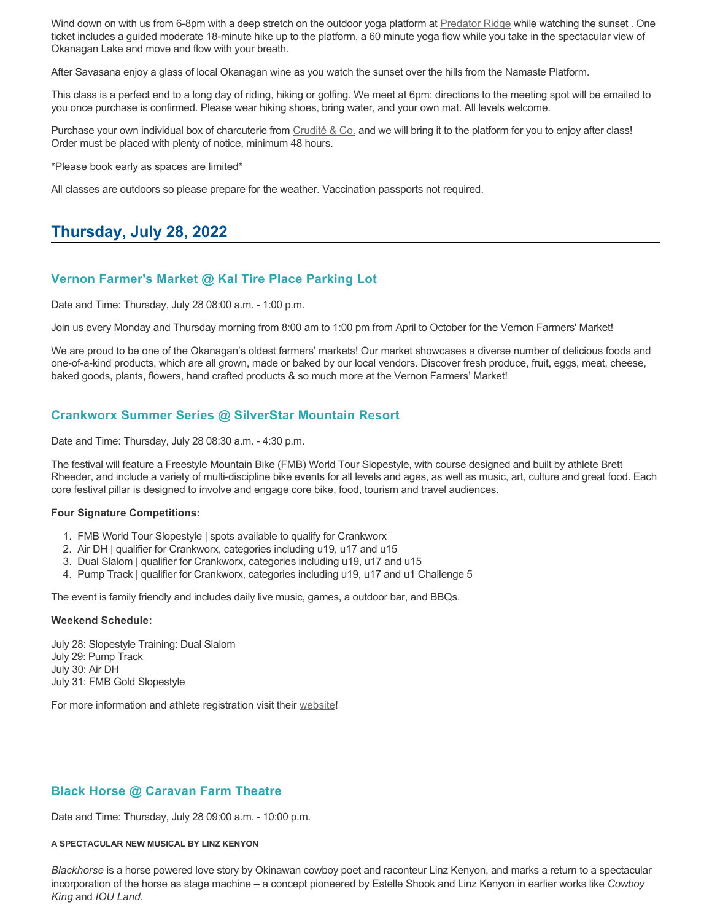Wind down on with us from 6-8pm with a deep stretch on the outdoor yoga platform at Predator Ridge while watching the sunset . One ticket includes a guided moderate 18-minute hike up to the platform, a 60 minute yoga flow while you take in the spectacular view of Okanagan Lake and move and flow with your breath.

After Savasana enjoy a glass of local Okanagan wine as you watch the sunset over the hills from the Namaste Platform.

This class is a perfect end to a long day of riding, hiking or golfing. We meet at 6pm: directions to the meeting spot will be emailed to you once purchase is confirmed. Please wear hiking shoes, bring water, and your own mat. All levels welcome.

Purchase your own individual box of charcuterie from Crudité & Co. and we will bring it to the platform for you to enjoy after class! Order must be placed with plenty of notice, minimum 48 hours.

*Please book early as spaces are limited*

All classes are outdoors so please prepare for the weather. Vaccination passports not required.

## Thursday, July 28, 2022

### Vernon Farmer's Market @ Kal Tire Place Parking Lot

Date and Time: Thursday, July 28 08:00 a.m. - 1:00 p.m.

Join us every Monday and Thursday morning from 8:00 am to 1:00 pm from April to October for the Vernon Farmers' Market!

We are proud to be one of the Okanagan's oldest farmers' markets! Our market showcases a diverse number of delicious foods and one-of-a-kind products, which are all grown, made or baked by our local vendors. Discover fresh produce, fruit, eggs, meat, cheese, baked goods, plants, flowers, hand crafted products & so much more at the Vernon Farmers' Market!

### Crankworx Summer Series @ SilverStar Mountain Resort

Date and Time: Thursday, July 28 08:30 a.m. - 4:30 p.m.

The festival will feature a Freestyle Mountain Bike (FMB) World Tour Slopestyle, with course designed and built by athlete Brett Rheeder, and include a variety of multi-discipline bike events for all levels and ages, as well as music, art, culture and great food. Each core festival pillar is designed to involve and engage core bike, food, tourism and travel audiences.

**Four Signature Competitions:**

1. FMB World Tour Slopestyle | spots available to qualify for Crankworx
2. Air DH | qualifier for Crankworx, categories including u19, u17 and u15
3. Dual Slalom | qualifier for Crankworx, categories including u19, u17 and u15
4. Pump Track | qualifier for Crankworx, categories including u19, u17 and u1 Challenge 5

The event is family friendly and includes daily live music, games, a outdoor bar, and BBQs.

**Weekend Schedule:**

July 28: Slopestyle Training: Dual Slalom
July 29: Pump Track
July 30: Air DH
July 31: FMB Gold Slopestyle

For more information and athlete registration visit their website!

### Black Horse @ Caravan Farm Theatre

Date and Time: Thursday, July 28 09:00 a.m. - 10:00 p.m.

##### A SPECTACULAR NEW MUSICAL BY LINZ KENYON

*Blackhorse* is a horse powered love story by Okinawan cowboy poet and raconteur Linz Kenyon, and marks a return to a spectacular incorporation of the horse as stage machine – a concept pioneered by Estelle Shook and Linz Kenyon in earlier works like *Cowboy King* and *IOU Land*.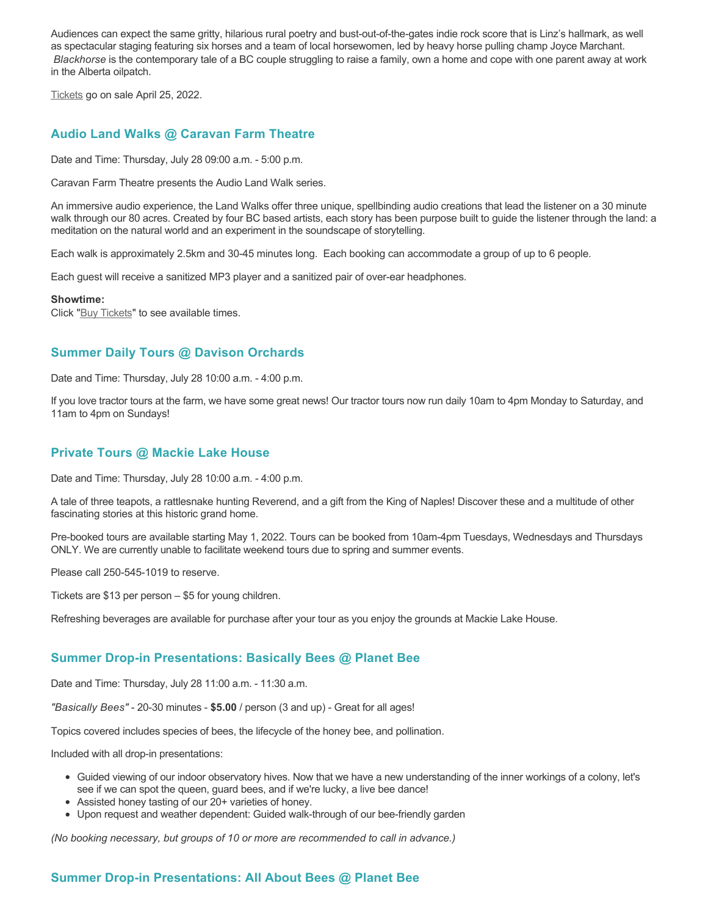Audiences can expect the same gritty, hilarious rural poetry and bust-out-of-the-gates indie rock score that is Linz's hallmark, as well as spectacular staging featuring six horses and a team of local horsewomen, led by heavy horse pulling champ Joyce Marchant. *Blackhorse* is the contemporary tale of a BC couple struggling to raise a family, own a home and cope with one parent away at work in the Alberta oilpatch.

Tickets go on sale April 25, 2022.

### Audio Land Walks @ Caravan Farm Theatre

Date and Time: Thursday, July 28 09:00 a.m. - 5:00 p.m.

Caravan Farm Theatre presents the Audio Land Walk series.

An immersive audio experience, the Land Walks offer three unique, spellbinding audio creations that lead the listener on a 30 minute walk through our 80 acres. Created by four BC based artists, each story has been purpose built to guide the listener through the land: a meditation on the natural world and an experiment in the soundscape of storytelling.

Each walk is approximately 2.5km and 30-45 minutes long. Each booking can accommodate a group of up to 6 people.

Each guest will receive a sanitized MP3 player and a sanitized pair of over-ear headphones.

**Showtime:**
Click "Buy Tickets" to see available times.

### Summer Daily Tours @ Davison Orchards

Date and Time: Thursday, July 28 10:00 a.m. - 4:00 p.m.

If you love tractor tours at the farm, we have some great news! Our tractor tours now run daily 10am to 4pm Monday to Saturday, and 11am to 4pm on Sundays!

### Private Tours @ Mackie Lake House

Date and Time: Thursday, July 28 10:00 a.m. - 4:00 p.m.

A tale of three teapots, a rattlesnake hunting Reverend, and a gift from the King of Naples! Discover these and a multitude of other fascinating stories at this historic grand home.

Pre-booked tours are available starting May 1, 2022. Tours can be booked from 10am-4pm Tuesdays, Wednesdays and Thursdays ONLY. We are currently unable to facilitate weekend tours due to spring and summer events.

Please call 250-545-1019 to reserve.

Tickets are $13 per person – $5 for young children.

Refreshing beverages are available for purchase after your tour as you enjoy the grounds at Mackie Lake House.

### Summer Drop-in Presentations: Basically Bees @ Planet Bee

Date and Time: Thursday, July 28 11:00 a.m. - 11:30 a.m.

*"Basically Bees"* - 20-30 minutes - **$5.00** / person (3 and up) - Great for all ages!

Topics covered includes species of bees, the lifecycle of the honey bee, and pollination.

Included with all drop-in presentations:

- Guided viewing of our indoor observatory hives. Now that we have a new understanding of the inner workings of a colony, let's see if we can spot the queen, guard bees, and if we're lucky, a live bee dance!
- Assisted honey tasting of our 20+ varieties of honey.
- Upon request and weather dependent: Guided walk-through of our bee-friendly garden

*(No booking necessary, but groups of 10 or more are recommended to call in advance.)*

### Summer Drop-in Presentations: All About Bees @ Planet Bee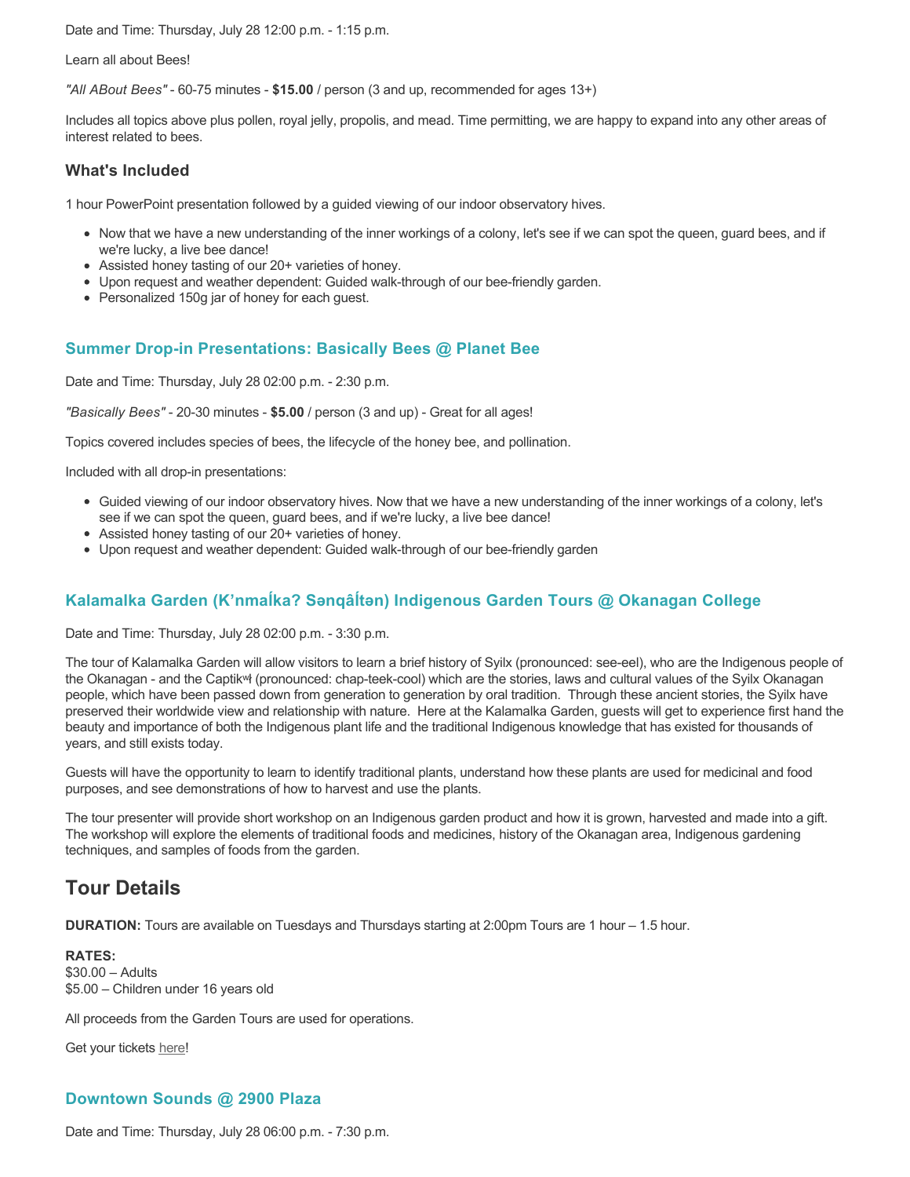Date and Time: Thursday, July 28 12:00 p.m. - 1:15 p.m.

Learn all about Bees!

*"All ABout Bees"* - 60-75 minutes - **$15.00** / person (3 and up, recommended for ages 13+)

Includes all topics above plus pollen, royal jelly, propolis, and mead. Time permitting, we are happy to expand into any other areas of interest related to bees.

### What's Included

1 hour PowerPoint presentation followed by a guided viewing of our indoor observatory hives.

- Now that we have a new understanding of the inner workings of a colony, let's see if we can spot the queen, guard bees, and if we're lucky, a live bee dance!
- Assisted honey tasting of our 20+ varieties of honey.
- Upon request and weather dependent: Guided walk-through of our bee-friendly garden.
- Personalized 150g jar of honey for each guest.

### Summer Drop-in Presentations: Basically Bees @ Planet Bee

Date and Time: Thursday, July 28 02:00 p.m. - 2:30 p.m.

*"Basically Bees"* - 20-30 minutes - **$5.00** / person (3 and up) - Great for all ages!

Topics covered includes species of bees, the lifecycle of the honey bee, and pollination.

Included with all drop-in presentations:

- Guided viewing of our indoor observatory hives. Now that we have a new understanding of the inner workings of a colony, let's see if we can spot the queen, guard bees, and if we're lucky, a live bee dance!
- Assisted honey tasting of our 20+ varieties of honey.
- Upon request and weather dependent: Guided walk-through of our bee-friendly garden

### Kalamalka Garden (K’nmaĺka? Sənqâĺtən) Indigenous Garden Tours @ Okanagan College

Date and Time: Thursday, July 28 02:00 p.m. - 3:30 p.m.

The tour of Kalamalka Garden will allow visitors to learn a brief history of Syilx (pronounced: see-eel), who are the Indigenous people of the Okanagan - and the Captikʷł (pronounced: chap-teek-cool) which are the stories, laws and cultural values of the Syilx Okanagan people, which have been passed down from generation to generation by oral tradition. Through these ancient stories, the Syilx have preserved their worldwide view and relationship with nature. Here at the Kalamalka Garden, guests will get to experience first hand the beauty and importance of both the Indigenous plant life and the traditional Indigenous knowledge that has existed for thousands of years, and still exists today.

Guests will have the opportunity to learn to identify traditional plants, understand how these plants are used for medicinal and food purposes, and see demonstrations of how to harvest and use the plants.

The tour presenter will provide short workshop on an Indigenous garden product and how it is grown, harvested and made into a gift. The workshop will explore the elements of traditional foods and medicines, history of the Okanagan area, Indigenous gardening techniques, and samples of foods from the garden.

## Tour Details

**DURATION:** Tours are available on Tuesdays and Thursdays starting at 2:00pm Tours are 1 hour – 1.5 hour.

**RATES:**
$30.00 – Adults
$5.00 – Children under 16 years old

All proceeds from the Garden Tours are used for operations.

Get your tickets here!

### Downtown Sounds @ 2900 Plaza

Date and Time: Thursday, July 28 06:00 p.m. - 7:30 p.m.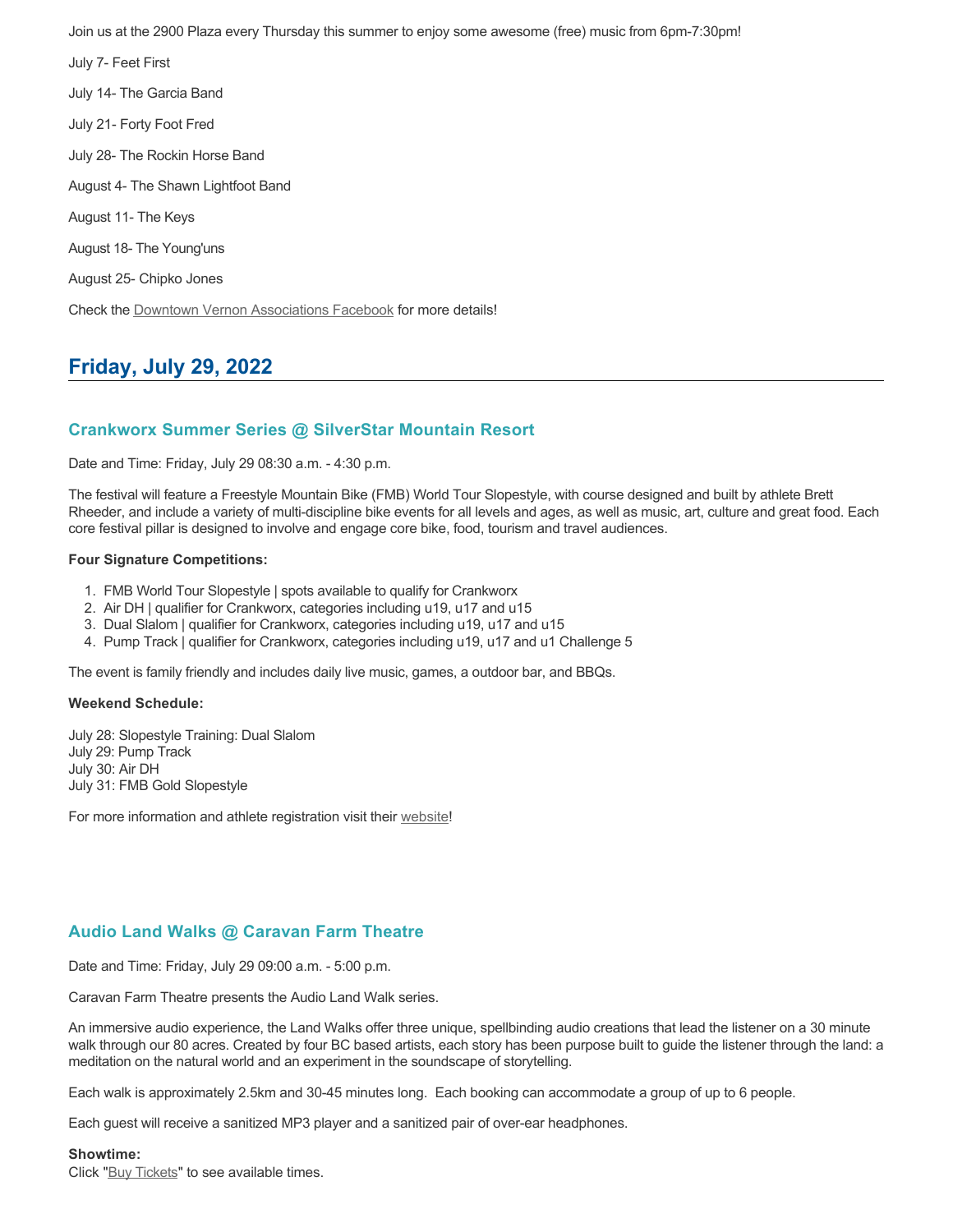Join us at the 2900 Plaza every Thursday this summer to enjoy some awesome (free) music from 6pm-7:30pm!

July 7- Feet First

July 14- The Garcia Band

July 21- Forty Foot Fred

July 28- The Rockin Horse Band

August 4- The Shawn Lightfoot Band

August 11- The Keys

August 18- The Young'uns

August 25- Chipko Jones

Check the Downtown Vernon Associations Facebook for more details!

## Friday, July 29, 2022

### Crankworx Summer Series @ SilverStar Mountain Resort

Date and Time: Friday, July 29 08:30 a.m. - 4:30 p.m.

The festival will feature a Freestyle Mountain Bike (FMB) World Tour Slopestyle, with course designed and built by athlete Brett Rheeder, and include a variety of multi-discipline bike events for all levels and ages, as well as music, art, culture and great food. Each core festival pillar is designed to involve and engage core bike, food, tourism and travel audiences.

**Four Signature Competitions:**

1. FMB World Tour Slopestyle | spots available to qualify for Crankworx
2. Air DH | qualifier for Crankworx, categories including u19, u17 and u15
3. Dual Slalom | qualifier for Crankworx, categories including u19, u17 and u15
4. Pump Track | qualifier for Crankworx, categories including u19, u17 and u1 Challenge 5

The event is family friendly and includes daily live music, games, a outdoor bar, and BBQs.

**Weekend Schedule:**

July 28: Slopestyle Training: Dual Slalom
July 29: Pump Track
July 30: Air DH
July 31: FMB Gold Slopestyle

For more information and athlete registration visit their website!

### Audio Land Walks @ Caravan Farm Theatre

Date and Time: Friday, July 29 09:00 a.m. - 5:00 p.m.

Caravan Farm Theatre presents the Audio Land Walk series.

An immersive audio experience, the Land Walks offer three unique, spellbinding audio creations that lead the listener on a 30 minute walk through our 80 acres. Created by four BC based artists, each story has been purpose built to guide the listener through the land: a meditation on the natural world and an experiment in the soundscape of storytelling.

Each walk is approximately 2.5km and 30-45 minutes long. Each booking can accommodate a group of up to 6 people.

Each guest will receive a sanitized MP3 player and a sanitized pair of over-ear headphones.

**Showtime:**
Click "Buy Tickets" to see available times.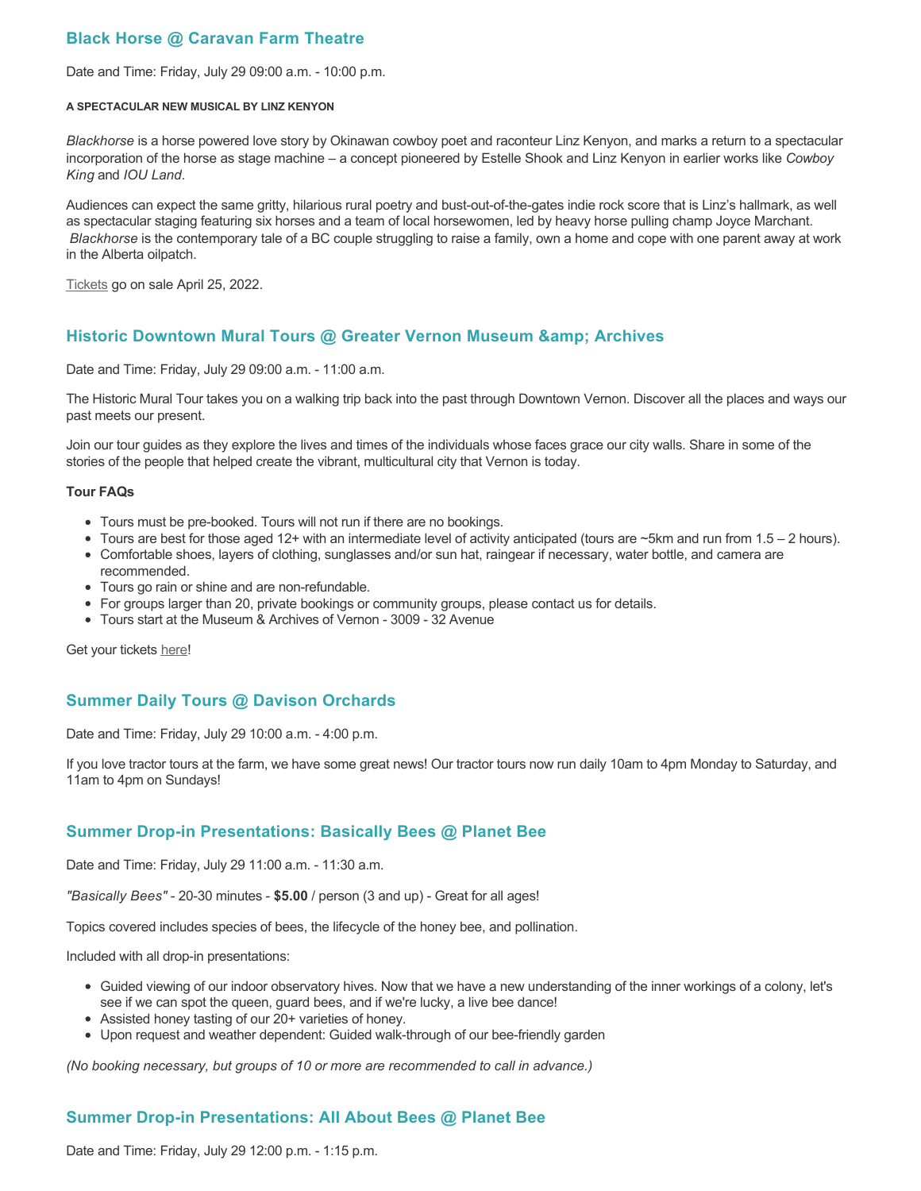### Black Horse @ Caravan Farm Theatre

Date and Time: Friday, July 29 09:00 a.m. - 10:00 p.m.

###### A SPECTACULAR NEW MUSICAL BY LINZ KENYON

*Blackhorse* is a horse powered love story by Okinawan cowboy poet and raconteur Linz Kenyon, and marks a return to a spectacular incorporation of the horse as stage machine – a concept pioneered by Estelle Shook and Linz Kenyon in earlier works like *Cowboy King* and *IOU Land*.

Audiences can expect the same gritty, hilarious rural poetry and bust-out-of-the-gates indie rock score that is Linz's hallmark, as well as spectacular staging featuring six horses and a team of local horsewomen, led by heavy horse pulling champ Joyce Marchant. *Blackhorse* is the contemporary tale of a BC couple struggling to raise a family, own a home and cope with one parent away at work in the Alberta oilpatch.

Tickets go on sale April 25, 2022.

### Historic Downtown Mural Tours @ Greater Vernon Museum &amp; Archives

Date and Time: Friday, July 29 09:00 a.m. - 11:00 a.m.

The Historic Mural Tour takes you on a walking trip back into the past through Downtown Vernon. Discover all the places and ways our past meets our present.

Join our tour guides as they explore the lives and times of the individuals whose faces grace our city walls. Share in some of the stories of the people that helped create the vibrant, multicultural city that Vernon is today.

**Tour FAQs**

- Tours must be pre-booked. Tours will not run if there are no bookings.
- Tours are best for those aged 12+ with an intermediate level of activity anticipated (tours are ~5km and run from 1.5 – 2 hours).
- Comfortable shoes, layers of clothing, sunglasses and/or sun hat, raingear if necessary, water bottle, and camera are recommended.
- Tours go rain or shine and are non-refundable.
- For groups larger than 20, private bookings or community groups, please contact us for details.
- Tours start at the Museum & Archives of Vernon - 3009 - 32 Avenue

Get your tickets here!

### Summer Daily Tours @ Davison Orchards

Date and Time: Friday, July 29 10:00 a.m. - 4:00 p.m.

If you love tractor tours at the farm, we have some great news! Our tractor tours now run daily 10am to 4pm Monday to Saturday, and 11am to 4pm on Sundays!

### Summer Drop-in Presentations: Basically Bees @ Planet Bee

Date and Time: Friday, July 29 11:00 a.m. - 11:30 a.m.

*"Basically Bees"* - 20-30 minutes - **$5.00** / person (3 and up) - Great for all ages!

Topics covered includes species of bees, the lifecycle of the honey bee, and pollination.

Included with all drop-in presentations:

- Guided viewing of our indoor observatory hives. Now that we have a new understanding of the inner workings of a colony, let's see if we can spot the queen, guard bees, and if we're lucky, a live bee dance!
- Assisted honey tasting of our 20+ varieties of honey.
- Upon request and weather dependent: Guided walk-through of our bee-friendly garden

*(No booking necessary, but groups of 10 or more are recommended to call in advance.)*

### Summer Drop-in Presentations: All About Bees @ Planet Bee

Date and Time: Friday, July 29 12:00 p.m. - 1:15 p.m.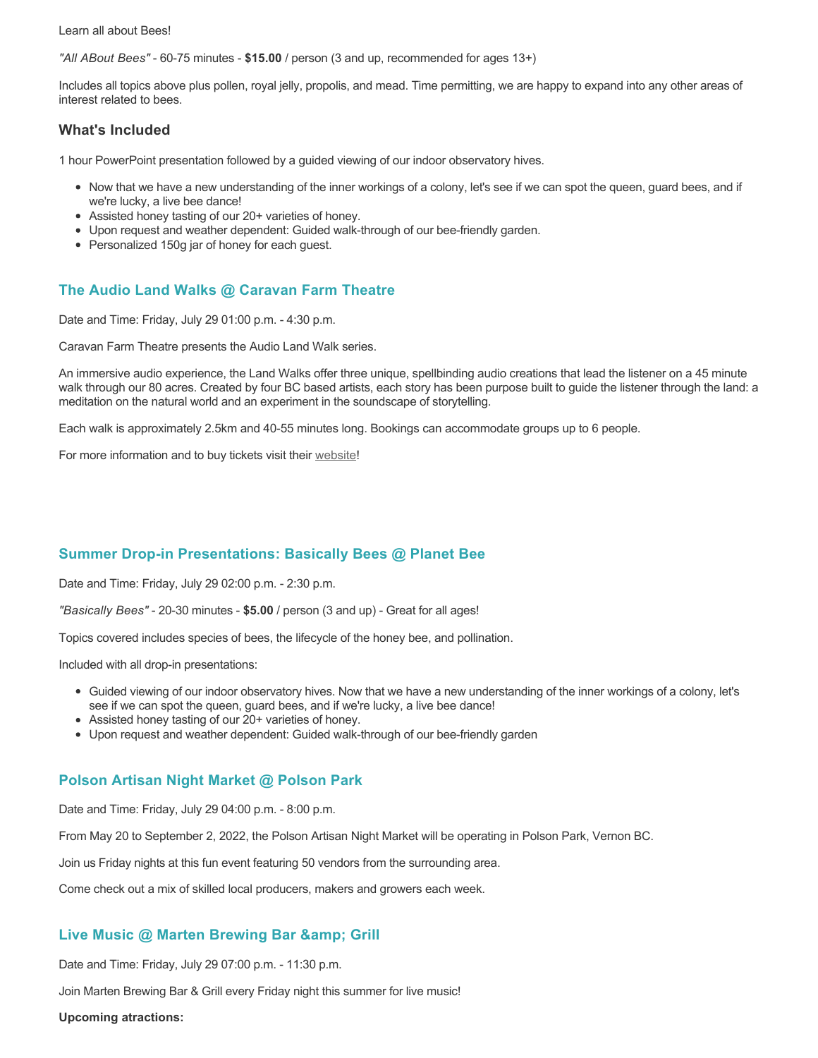Learn all about Bees!

*"All ABout Bees"* - 60-75 minutes - **$15.00** / person (3 and up, recommended for ages 13+)

Includes all topics above plus pollen, royal jelly, propolis, and mead. Time permitting, we are happy to expand into any other areas of interest related to bees.

### What's Included

1 hour PowerPoint presentation followed by a guided viewing of our indoor observatory hives.

- Now that we have a new understanding of the inner workings of a colony, let's see if we can spot the queen, guard bees, and if we're lucky, a live bee dance!
- Assisted honey tasting of our 20+ varieties of honey.
- Upon request and weather dependent: Guided walk-through of our bee-friendly garden.
- Personalized 150g jar of honey for each guest.

### The Audio Land Walks @ Caravan Farm Theatre

Date and Time: Friday, July 29 01:00 p.m. - 4:30 p.m.

Caravan Farm Theatre presents the Audio Land Walk series.

An immersive audio experience, the Land Walks offer three unique, spellbinding audio creations that lead the listener on a 45 minute walk through our 80 acres. Created by four BC based artists, each story has been purpose built to guide the listener through the land: a meditation on the natural world and an experiment in the soundscape of storytelling.

Each walk is approximately 2.5km and 40-55 minutes long. Bookings can accommodate groups up to 6 people.

For more information and to buy tickets visit their website!

### Summer Drop-in Presentations: Basically Bees @ Planet Bee

Date and Time: Friday, July 29 02:00 p.m. - 2:30 p.m.

*"Basically Bees"* - 20-30 minutes - **$5.00** / person (3 and up) - Great for all ages!

Topics covered includes species of bees, the lifecycle of the honey bee, and pollination.

Included with all drop-in presentations:

- Guided viewing of our indoor observatory hives. Now that we have a new understanding of the inner workings of a colony, let's see if we can spot the queen, guard bees, and if we're lucky, a live bee dance!
- Assisted honey tasting of our 20+ varieties of honey.
- Upon request and weather dependent: Guided walk-through of our bee-friendly garden

### Polson Artisan Night Market @ Polson Park

Date and Time: Friday, July 29 04:00 p.m. - 8:00 p.m.

From May 20 to September 2, 2022, the Polson Artisan Night Market will be operating in Polson Park, Vernon BC.

Join us Friday nights at this fun event featuring 50 vendors from the surrounding area.

Come check out a mix of skilled local producers, makers and growers each week.

### Live Music @ Marten Brewing Bar &amp; Grill

Date and Time: Friday, July 29 07:00 p.m. - 11:30 p.m.

Join Marten Brewing Bar & Grill every Friday night this summer for live music!

**Upcoming atractions:**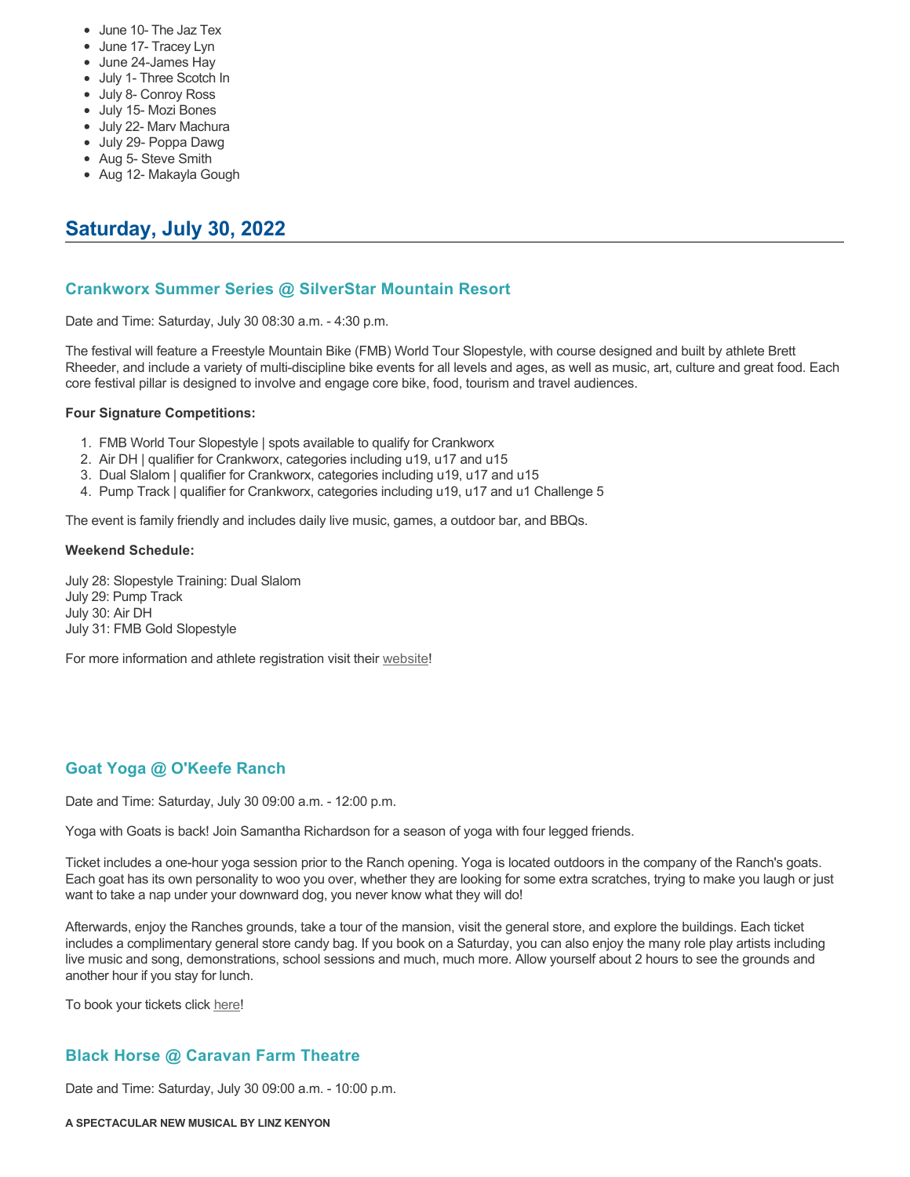- June 10- The Jaz Tex
- June 17- Tracey Lyn
- June 24-James Hay
- July 1- Three Scotch In
- July 8- Conroy Ross
- July 15- Mozi Bones
- July 22- Marv Machura
- July 29- Poppa Dawg
- Aug 5- Steve Smith
- Aug 12- Makayla Gough

## Saturday, July 30, 2022

### Crankworx Summer Series @ SilverStar Mountain Resort

Date and Time: Saturday, July 30 08:30 a.m. - 4:30 p.m.

The festival will feature a Freestyle Mountain Bike (FMB) World Tour Slopestyle, with course designed and built by athlete Brett Rheeder, and include a variety of multi-discipline bike events for all levels and ages, as well as music, art, culture and great food. Each core festival pillar is designed to involve and engage core bike, food, tourism and travel audiences.

**Four Signature Competitions:**

1. FMB World Tour Slopestyle | spots available to qualify for Crankworx
2. Air DH | qualifier for Crankworx, categories including u19, u17 and u15
3. Dual Slalom | qualifier for Crankworx, categories including u19, u17 and u15
4. Pump Track | qualifier for Crankworx, categories including u19, u17 and u1 Challenge 5

The event is family friendly and includes daily live music, games, a outdoor bar, and BBQs.

**Weekend Schedule:**

July 28: Slopestyle Training: Dual Slalom
July 29: Pump Track
July 30: Air DH
July 31: FMB Gold Slopestyle

For more information and athlete registration visit their website!

### Goat Yoga @ O'Keefe Ranch

Date and Time: Saturday, July 30 09:00 a.m. - 12:00 p.m.

Yoga with Goats is back! Join Samantha Richardson for a season of yoga with four legged friends.

Ticket includes a one-hour yoga session prior to the Ranch opening. Yoga is located outdoors in the company of the Ranch's goats. Each goat has its own personality to woo you over, whether they are looking for some extra scratches, trying to make you laugh or just want to take a nap under your downward dog, you never know what they will do!

Afterwards, enjoy the Ranches grounds, take a tour of the mansion, visit the general store, and explore the buildings. Each ticket includes a complimentary general store candy bag. If you book on a Saturday, you can also enjoy the many role play artists including live music and song, demonstrations, school sessions and much, much more. Allow yourself about 2 hours to see the grounds and another hour if you stay for lunch.

To book your tickets click here!

### Black Horse @ Caravan Farm Theatre

Date and Time: Saturday, July 30 09:00 a.m. - 10:00 p.m.

**A SPECTACULAR NEW MUSICAL BY LINZ KENYON**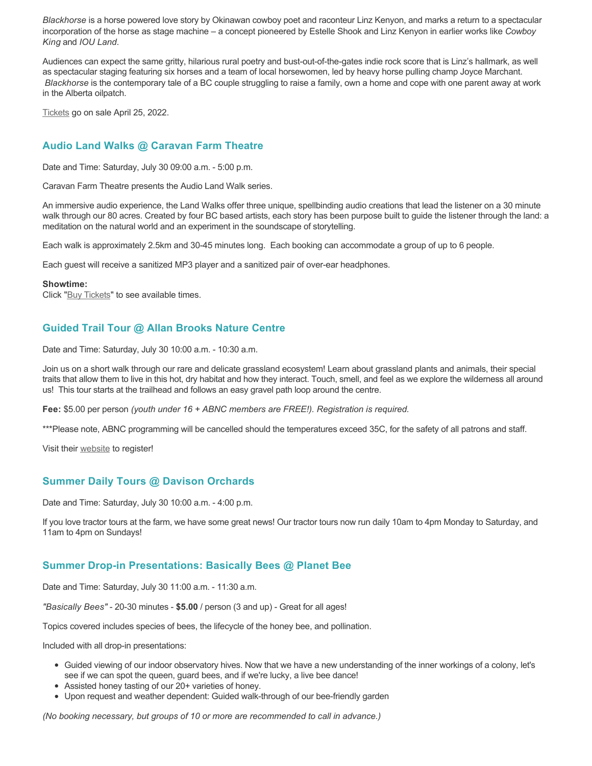*Blackhorse* is a horse powered love story by Okinawan cowboy poet and raconteur Linz Kenyon, and marks a return to a spectacular incorporation of the horse as stage machine – a concept pioneered by Estelle Shook and Linz Kenyon in earlier works like *Cowboy King* and *IOU Land*.

Audiences can expect the same gritty, hilarious rural poetry and bust-out-of-the-gates indie rock score that is Linz's hallmark, as well as spectacular staging featuring six horses and a team of local horsewomen, led by heavy horse pulling champ Joyce Marchant. *Blackhorse* is the contemporary tale of a BC couple struggling to raise a family, own a home and cope with one parent away at work in the Alberta oilpatch.

Tickets go on sale April 25, 2022.

### Audio Land Walks @ Caravan Farm Theatre

Date and Time: Saturday, July 30 09:00 a.m. - 5:00 p.m.

Caravan Farm Theatre presents the Audio Land Walk series.

An immersive audio experience, the Land Walks offer three unique, spellbinding audio creations that lead the listener on a 30 minute walk through our 80 acres. Created by four BC based artists, each story has been purpose built to guide the listener through the land: a meditation on the natural world and an experiment in the soundscape of storytelling.

Each walk is approximately 2.5km and 30-45 minutes long. Each booking can accommodate a group of up to 6 people.

Each guest will receive a sanitized MP3 player and a sanitized pair of over-ear headphones.

**Showtime:**
Click "Buy Tickets" to see available times.

### Guided Trail Tour @ Allan Brooks Nature Centre

Date and Time: Saturday, July 30 10:00 a.m. - 10:30 a.m.

Join us on a short walk through our rare and delicate grassland ecosystem! Learn about grassland plants and animals, their special traits that allow them to live in this hot, dry habitat and how they interact. Touch, smell, and feel as we explore the wilderness all around us! This tour starts at the trailhead and follows an easy gravel path loop around the centre.

**Fee:** $5.00 per person *(youth under 16 + ABNC members are FREE!). Registration is required.*

***Please note, ABNC programming will be cancelled should the temperatures exceed 35C, for the safety of all patrons and staff.

Visit their website to register!

### Summer Daily Tours @ Davison Orchards

Date and Time: Saturday, July 30 10:00 a.m. - 4:00 p.m.

If you love tractor tours at the farm, we have some great news! Our tractor tours now run daily 10am to 4pm Monday to Saturday, and 11am to 4pm on Sundays!

### Summer Drop-in Presentations: Basically Bees @ Planet Bee

Date and Time: Saturday, July 30 11:00 a.m. - 11:30 a.m.

*"Basically Bees"* - 20-30 minutes - **$5.00** / person (3 and up) - Great for all ages!

Topics covered includes species of bees, the lifecycle of the honey bee, and pollination.

Included with all drop-in presentations:

- Guided viewing of our indoor observatory hives. Now that we have a new understanding of the inner workings of a colony, let's see if we can spot the queen, guard bees, and if we're lucky, a live bee dance!
- Assisted honey tasting of our 20+ varieties of honey.
- Upon request and weather dependent: Guided walk-through of our bee-friendly garden

*(No booking necessary, but groups of 10 or more are recommended to call in advance.)*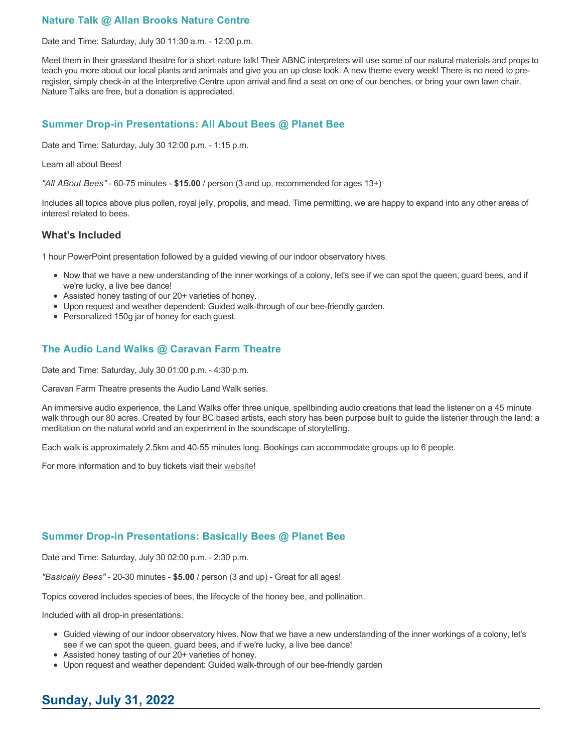### Nature Talk @ Allan Brooks Nature Centre

Date and Time: Saturday, July 30 11:30 a.m. - 12:00 p.m.

Meet them in their grassland theatre for a short nature talk! Their ABNC interpreters will use some of our natural materials and props to teach you more about our local plants and animals and give you an up close look. A new theme every week! There is no need to pre-register, simply check-in at the Interpretive Centre upon arrival and find a seat on one of our benches, or bring your own lawn chair. Nature Talks are free, but a donation is appreciated.

### Summer Drop-in Presentations: All About Bees @ Planet Bee

Date and Time: Saturday, July 30 12:00 p.m. - 1:15 p.m.

Learn all about Bees!

*"All ABout Bees"* - 60-75 minutes - **$15.00** / person (3 and up, recommended for ages 13+)

Includes all topics above plus pollen, royal jelly, propolis, and mead. Time permitting, we are happy to expand into any other areas of interest related to bees.

### What's Included

1 hour PowerPoint presentation followed by a guided viewing of our indoor observatory hives.

- Now that we have a new understanding of the inner workings of a colony, let's see if we can spot the queen, guard bees, and if we're lucky, a live bee dance!
- Assisted honey tasting of our 20+ varieties of honey.
- Upon request and weather dependent: Guided walk-through of our bee-friendly garden.
- Personalized 150g jar of honey for each guest.

### The Audio Land Walks @ Caravan Farm Theatre

Date and Time: Saturday, July 30 01:00 p.m. - 4:30 p.m.

Caravan Farm Theatre presents the Audio Land Walk series.

An immersive audio experience, the Land Walks offer three unique, spellbinding audio creations that lead the listener on a 45 minute walk through our 80 acres. Created by four BC based artists, each story has been purpose built to guide the listener through the land: a meditation on the natural world and an experiment in the soundscape of storytelling.

Each walk is approximately 2.5km and 40-55 minutes long. Bookings can accommodate groups up to 6 people.

For more information and to buy tickets visit their website!

### Summer Drop-in Presentations: Basically Bees @ Planet Bee

Date and Time: Saturday, July 30 02:00 p.m. - 2:30 p.m.

*"Basically Bees"* - 20-30 minutes - **$5.00** / person (3 and up) - Great for all ages!

Topics covered includes species of bees, the lifecycle of the honey bee, and pollination.

Included with all drop-in presentations:

- Guided viewing of our indoor observatory hives. Now that we have a new understanding of the inner workings of a colony, let's see if we can spot the queen, guard bees, and if we're lucky, a live bee dance!
- Assisted honey tasting of our 20+ varieties of honey.
- Upon request and weather dependent: Guided walk-through of our bee-friendly garden

## Sunday, July 31, 2022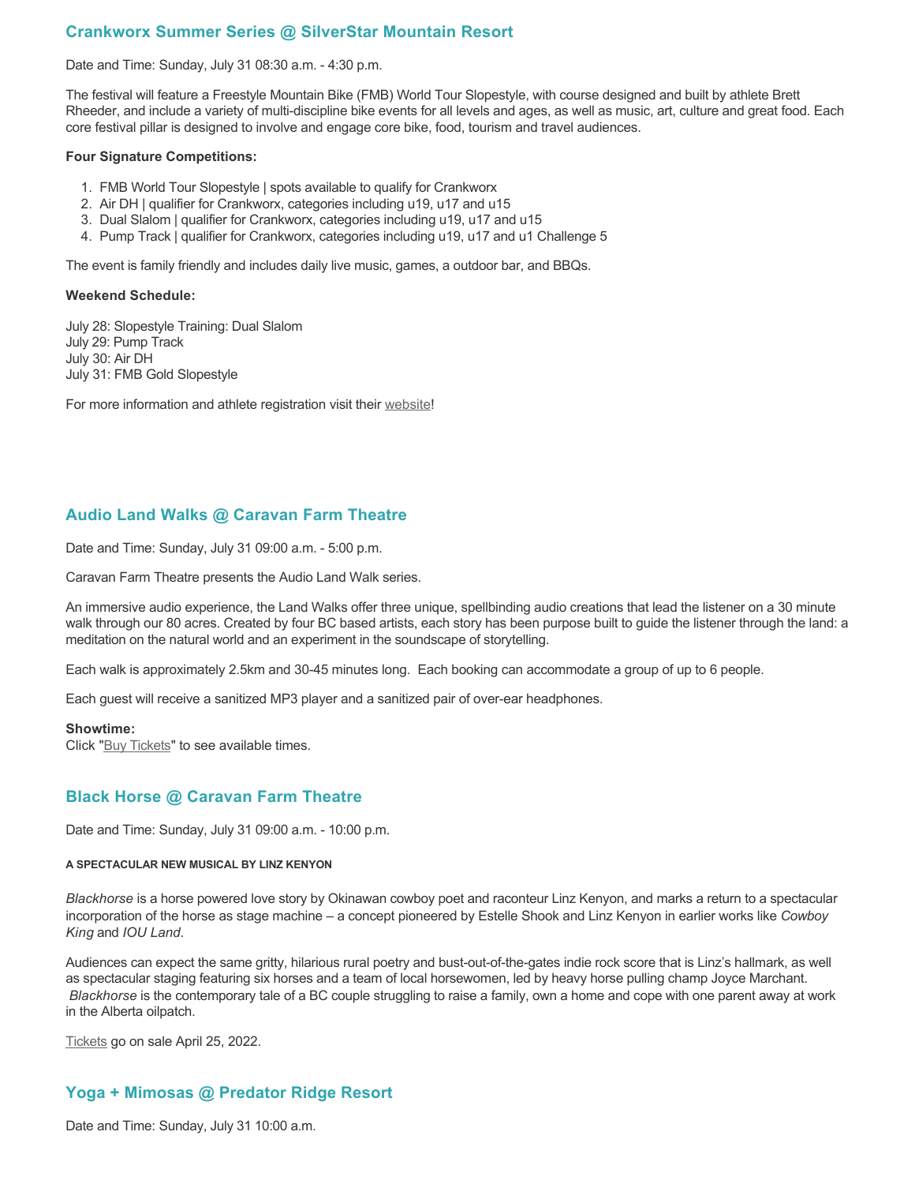## Crankworx Summer Series @ SilverStar Mountain Resort

Date and Time: Sunday, July 31 08:30 a.m. - 4:30 p.m.

The festival will feature a Freestyle Mountain Bike (FMB) World Tour Slopestyle, with course designed and built by athlete Brett Rheeder, and include a variety of multi-discipline bike events for all levels and ages, as well as music, art, culture and great food. Each core festival pillar is designed to involve and engage core bike, food, tourism and travel audiences.

**Four Signature Competitions:**

1. FMB World Tour Slopestyle | spots available to qualify for Crankworx
2. Air DH | qualifier for Crankworx, categories including u19, u17 and u15
3. Dual Slalom | qualifier for Crankworx, categories including u19, u17 and u15
4. Pump Track | qualifier for Crankworx, categories including u19, u17 and u1 Challenge 5

The event is family friendly and includes daily live music, games, a outdoor bar, and BBQs.

**Weekend Schedule:**

July 28: Slopestyle Training: Dual Slalom
July 29: Pump Track
July 30: Air DH
July 31: FMB Gold Slopestyle

For more information and athlete registration visit their website!

## Audio Land Walks @ Caravan Farm Theatre

Date and Time: Sunday, July 31 09:00 a.m. - 5:00 p.m.

Caravan Farm Theatre presents the Audio Land Walk series.

An immersive audio experience, the Land Walks offer three unique, spellbinding audio creations that lead the listener on a 30 minute walk through our 80 acres. Created by four BC based artists, each story has been purpose built to guide the listener through the land: a meditation on the natural world and an experiment in the soundscape of storytelling.

Each walk is approximately 2.5km and 30-45 minutes long. Each booking can accommodate a group of up to 6 people.

Each guest will receive a sanitized MP3 player and a sanitized pair of over-ear headphones.

**Showtime:**
Click "Buy Tickets" to see available times.

## Black Horse @ Caravan Farm Theatre

Date and Time: Sunday, July 31 09:00 a.m. - 10:00 p.m.

**A SPECTACULAR NEW MUSICAL BY LINZ KENYON**

*Blackhorse* is a horse powered love story by Okinawan cowboy poet and raconteur Linz Kenyon, and marks a return to a spectacular incorporation of the horse as stage machine – a concept pioneered by Estelle Shook and Linz Kenyon in earlier works like *Cowboy King* and *IOU Land*.

Audiences can expect the same gritty, hilarious rural poetry and bust-out-of-the-gates indie rock score that is Linz's hallmark, as well as spectacular staging featuring six horses and a team of local horsewomen, led by heavy horse pulling champ Joyce Marchant. *Blackhorse* is the contemporary tale of a BC couple struggling to raise a family, own a home and cope with one parent away at work in the Alberta oilpatch.

Tickets go on sale April 25, 2022.

## Yoga + Mimosas @ Predator Ridge Resort

Date and Time: Sunday, July 31 10:00 a.m.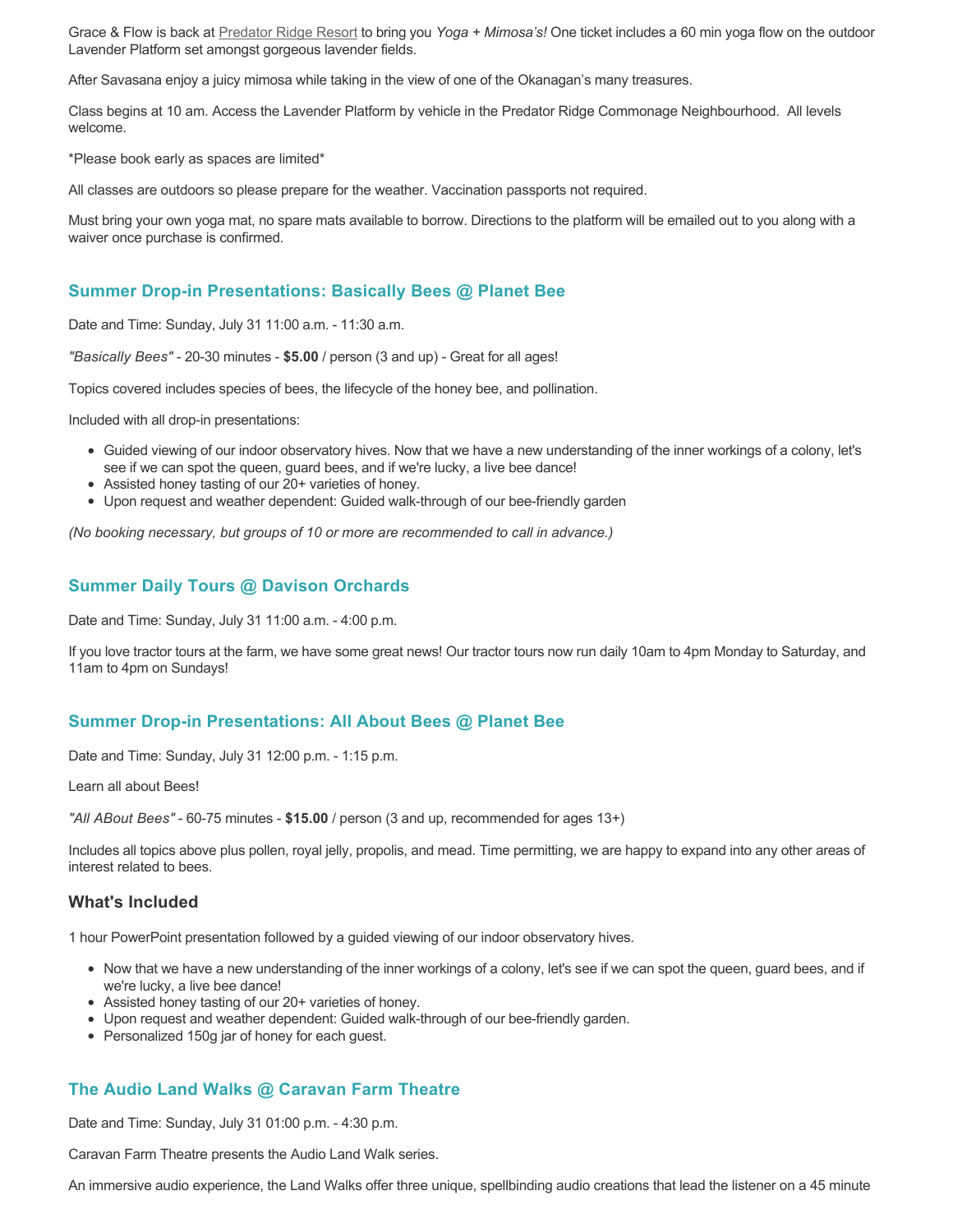Grace & Flow is back at Predator Ridge Resort to bring you *Yoga + Mimosa's!* One ticket includes a 60 min yoga flow on the outdoor Lavender Platform set amongst gorgeous lavender fields.

After Savasana enjoy a juicy mimosa while taking in the view of one of the Okanagan's many treasures.

Class begins at 10 am. Access the Lavender Platform by vehicle in the Predator Ridge Commonage Neighbourhood. All levels welcome.

*Please book early as spaces are limited*

All classes are outdoors so please prepare for the weather. Vaccination passports not required.

Must bring your own yoga mat, no spare mats available to borrow. Directions to the platform will be emailed out to you along with a waiver once purchase is confirmed.

### Summer Drop-in Presentations: Basically Bees @ Planet Bee

Date and Time: Sunday, July 31 11:00 a.m. - 11:30 a.m.

*"Basically Bees"* - 20-30 minutes - **$5.00** / person (3 and up) - Great for all ages!

Topics covered includes species of bees, the lifecycle of the honey bee, and pollination.

Included with all drop-in presentations:

- Guided viewing of our indoor observatory hives. Now that we have a new understanding of the inner workings of a colony, let's see if we can spot the queen, guard bees, and if we're lucky, a live bee dance!
- Assisted honey tasting of our 20+ varieties of honey.
- Upon request and weather dependent: Guided walk-through of our bee-friendly garden

*(No booking necessary, but groups of 10 or more are recommended to call in advance.)*

### Summer Daily Tours @ Davison Orchards

Date and Time: Sunday, July 31 11:00 a.m. - 4:00 p.m.

If you love tractor tours at the farm, we have some great news! Our tractor tours now run daily 10am to 4pm Monday to Saturday, and 11am to 4pm on Sundays!

### Summer Drop-in Presentations: All About Bees @ Planet Bee

Date and Time: Sunday, July 31 12:00 p.m. - 1:15 p.m.

Learn all about Bees!

*"All ABout Bees"* - 60-75 minutes - **$15.00** / person (3 and up, recommended for ages 13+)

Includes all topics above plus pollen, royal jelly, propolis, and mead. Time permitting, we are happy to expand into any other areas of interest related to bees.

#### What's Included

1 hour PowerPoint presentation followed by a guided viewing of our indoor observatory hives.

- Now that we have a new understanding of the inner workings of a colony, let's see if we can spot the queen, guard bees, and if we're lucky, a live bee dance!
- Assisted honey tasting of our 20+ varieties of honey.
- Upon request and weather dependent: Guided walk-through of our bee-friendly garden.
- Personalized 150g jar of honey for each guest.

### The Audio Land Walks @ Caravan Farm Theatre

Date and Time: Sunday, July 31 01:00 p.m. - 4:30 p.m.

Caravan Farm Theatre presents the Audio Land Walk series.

An immersive audio experience, the Land Walks offer three unique, spellbinding audio creations that lead the listener on a 45 minute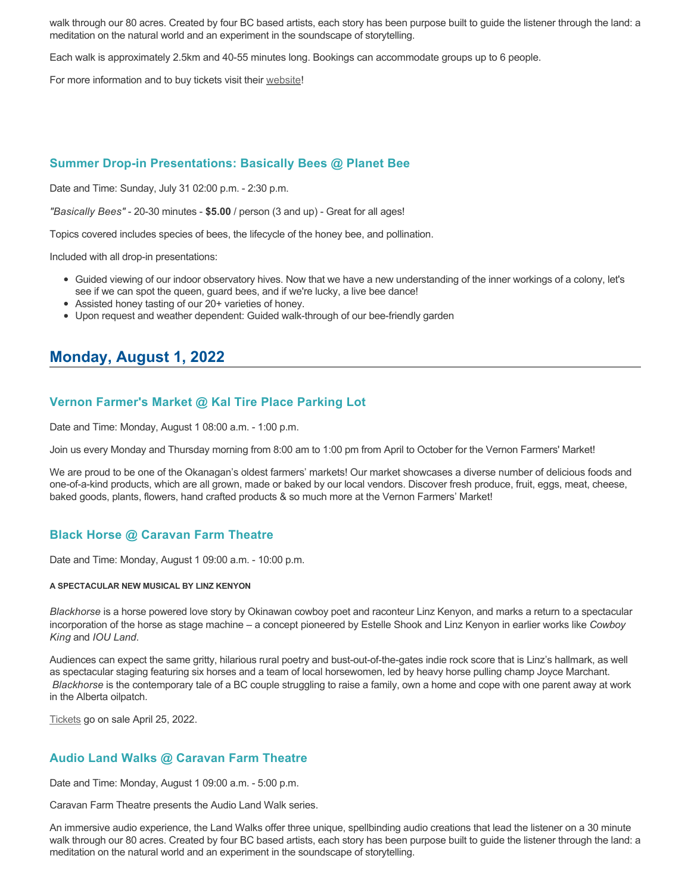walk through our 80 acres. Created by four BC based artists, each story has been purpose built to guide the listener through the land: a meditation on the natural world and an experiment in the soundscape of storytelling.

Each walk is approximately 2.5km and 40-55 minutes long. Bookings can accommodate groups up to 6 people.

For more information and to buy tickets visit their website!

### Summer Drop-in Presentations: Basically Bees @ Planet Bee

Date and Time: Sunday, July 31 02:00 p.m. - 2:30 p.m.

*"Basically Bees"* - 20-30 minutes - **$5.00** / person (3 and up) - Great for all ages!

Topics covered includes species of bees, the lifecycle of the honey bee, and pollination.

Included with all drop-in presentations:

- Guided viewing of our indoor observatory hives. Now that we have a new understanding of the inner workings of a colony, let's see if we can spot the queen, guard bees, and if we're lucky, a live bee dance!
- Assisted honey tasting of our 20+ varieties of honey.
- Upon request and weather dependent: Guided walk-through of our bee-friendly garden

## Monday, August 1, 2022

### Vernon Farmer's Market @ Kal Tire Place Parking Lot

Date and Time: Monday, August 1 08:00 a.m. - 1:00 p.m.

Join us every Monday and Thursday morning from 8:00 am to 1:00 pm from April to October for the Vernon Farmers' Market!

We are proud to be one of the Okanagan's oldest farmers' markets! Our market showcases a diverse number of delicious foods and one-of-a-kind products, which are all grown, made or baked by our local vendors. Discover fresh produce, fruit, eggs, meat, cheese, baked goods, plants, flowers, hand crafted products & so much more at the Vernon Farmers' Market!

### Black Horse @ Caravan Farm Theatre

Date and Time: Monday, August 1 09:00 a.m. - 10:00 p.m.

**A SPECTACULAR NEW MUSICAL BY LINZ KENYON**

*Blackhorse* is a horse powered love story by Okinawan cowboy poet and raconteur Linz Kenyon, and marks a return to a spectacular incorporation of the horse as stage machine – a concept pioneered by Estelle Shook and Linz Kenyon in earlier works like *Cowboy King* and *IOU Land*.

Audiences can expect the same gritty, hilarious rural poetry and bust-out-of-the-gates indie rock score that is Linz's hallmark, as well as spectacular staging featuring six horses and a team of local horsewomen, led by heavy horse pulling champ Joyce Marchant. *Blackhorse* is the contemporary tale of a BC couple struggling to raise a family, own a home and cope with one parent away at work in the Alberta oilpatch.

Tickets go on sale April 25, 2022.

### Audio Land Walks @ Caravan Farm Theatre

Date and Time: Monday, August 1 09:00 a.m. - 5:00 p.m.

Caravan Farm Theatre presents the Audio Land Walk series.

An immersive audio experience, the Land Walks offer three unique, spellbinding audio creations that lead the listener on a 30 minute walk through our 80 acres. Created by four BC based artists, each story has been purpose built to guide the listener through the land: a meditation on the natural world and an experiment in the soundscape of storytelling.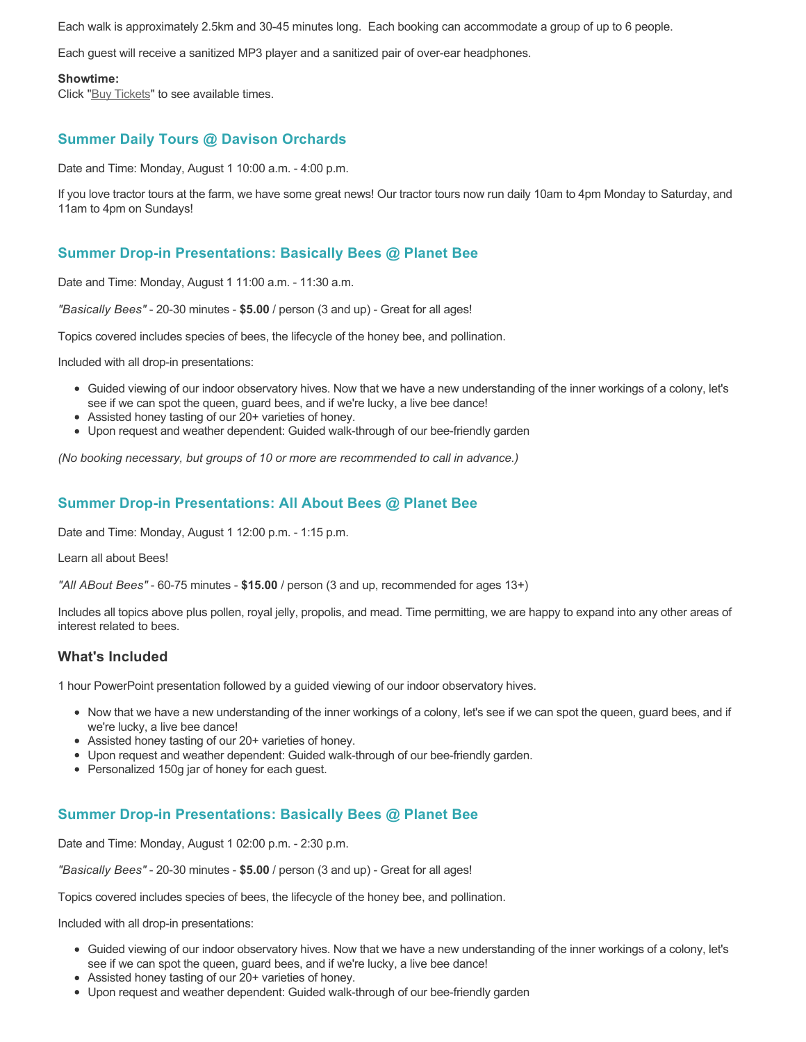Each walk is approximately 2.5km and 30-45 minutes long. Each booking can accommodate a group of up to 6 people.

Each guest will receive a sanitized MP3 player and a sanitized pair of over-ear headphones.

**Showtime:**
Click "Buy Tickets" to see available times.

### Summer Daily Tours @ Davison Orchards

Date and Time: Monday, August 1 10:00 a.m. - 4:00 p.m.

If you love tractor tours at the farm, we have some great news! Our tractor tours now run daily 10am to 4pm Monday to Saturday, and 11am to 4pm on Sundays!

### Summer Drop-in Presentations: Basically Bees @ Planet Bee

Date and Time: Monday, August 1 11:00 a.m. - 11:30 a.m.

*"Basically Bees"* - 20-30 minutes - **$5.00** / person (3 and up) - Great for all ages!

Topics covered includes species of bees, the lifecycle of the honey bee, and pollination.

Included with all drop-in presentations:

- Guided viewing of our indoor observatory hives. Now that we have a new understanding of the inner workings of a colony, let's see if we can spot the queen, guard bees, and if we're lucky, a live bee dance!
- Assisted honey tasting of our 20+ varieties of honey.
- Upon request and weather dependent: Guided walk-through of our bee-friendly garden

*(No booking necessary, but groups of 10 or more are recommended to call in advance.)*

### Summer Drop-in Presentations: All About Bees @ Planet Bee

Date and Time: Monday, August 1 12:00 p.m. - 1:15 p.m.

Learn all about Bees!

*"All ABout Bees"* - 60-75 minutes - **$15.00** / person (3 and up, recommended for ages 13+)

Includes all topics above plus pollen, royal jelly, propolis, and mead. Time permitting, we are happy to expand into any other areas of interest related to bees.

#### What's Included

1 hour PowerPoint presentation followed by a guided viewing of our indoor observatory hives.

- Now that we have a new understanding of the inner workings of a colony, let's see if we can spot the queen, guard bees, and if we're lucky, a live bee dance!
- Assisted honey tasting of our 20+ varieties of honey.
- Upon request and weather dependent: Guided walk-through of our bee-friendly garden.
- Personalized 150g jar of honey for each guest.

### Summer Drop-in Presentations: Basically Bees @ Planet Bee

Date and Time: Monday, August 1 02:00 p.m. - 2:30 p.m.

*"Basically Bees"* - 20-30 minutes - **$5.00** / person (3 and up) - Great for all ages!

Topics covered includes species of bees, the lifecycle of the honey bee, and pollination.

Included with all drop-in presentations:

- Guided viewing of our indoor observatory hives. Now that we have a new understanding of the inner workings of a colony, let's see if we can spot the queen, guard bees, and if we're lucky, a live bee dance!
- Assisted honey tasting of our 20+ varieties of honey.
- Upon request and weather dependent: Guided walk-through of our bee-friendly garden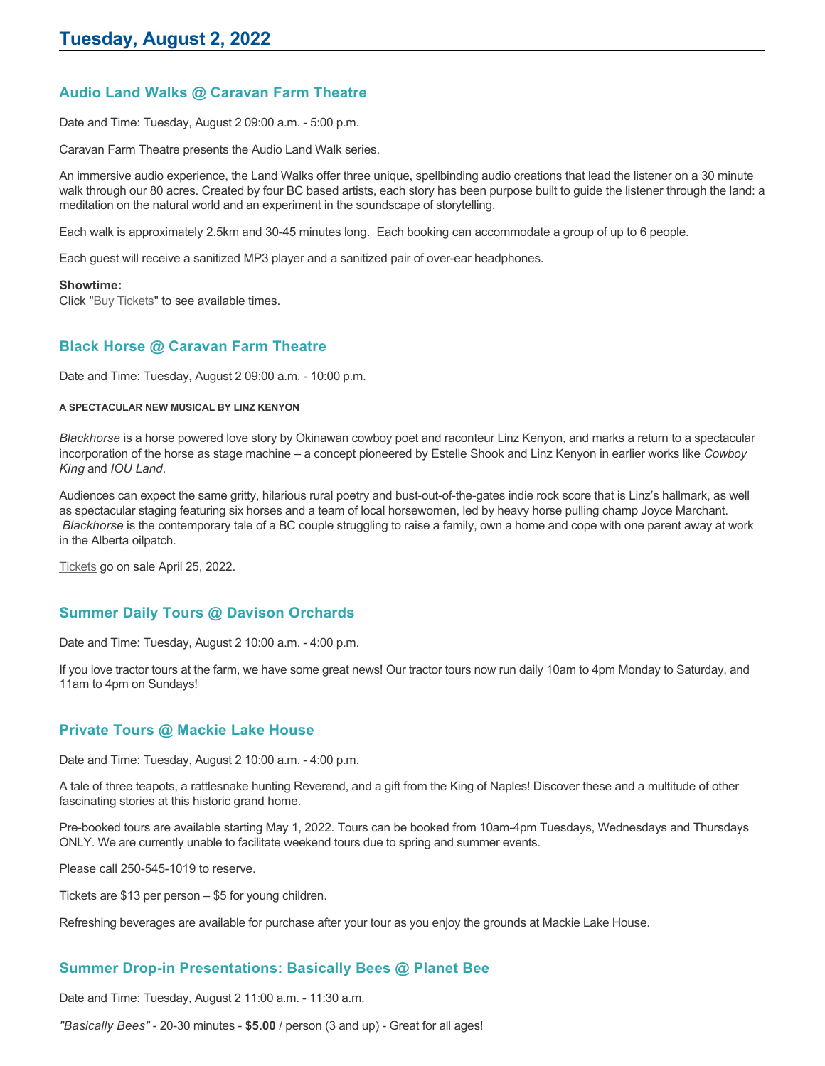## Tuesday, August 2, 2022

### Audio Land Walks @ Caravan Farm Theatre

Date and Time: Tuesday, August 2 09:00 a.m. - 5:00 p.m.

Caravan Farm Theatre presents the Audio Land Walk series.

An immersive audio experience, the Land Walks offer three unique, spellbinding audio creations that lead the listener on a 30 minute walk through our 80 acres. Created by four BC based artists, each story has been purpose built to guide the listener through the land: a meditation on the natural world and an experiment in the soundscape of storytelling.

Each walk is approximately 2.5km and 30-45 minutes long. Each booking can accommodate a group of up to 6 people.

Each guest will receive a sanitized MP3 player and a sanitized pair of over-ear headphones.

**Showtime:**
Click "Buy Tickets" to see available times.

### Black Horse @ Caravan Farm Theatre

Date and Time: Tuesday, August 2 09:00 a.m. - 10:00 p.m.

**A SPECTACULAR NEW MUSICAL BY LINZ KENYON**

*Blackhorse* is a horse powered love story by Okinawan cowboy poet and raconteur Linz Kenyon, and marks a return to a spectacular incorporation of the horse as stage machine – a concept pioneered by Estelle Shook and Linz Kenyon in earlier works like *Cowboy King* and *IOU Land*.

Audiences can expect the same gritty, hilarious rural poetry and bust-out-of-the-gates indie rock score that is Linz's hallmark, as well as spectacular staging featuring six horses and a team of local horsewomen, led by heavy horse pulling champ Joyce Marchant. *Blackhorse* is the contemporary tale of a BC couple struggling to raise a family, own a home and cope with one parent away at work in the Alberta oilpatch.

Tickets go on sale April 25, 2022.

### Summer Daily Tours @ Davison Orchards

Date and Time: Tuesday, August 2 10:00 a.m. - 4:00 p.m.

If you love tractor tours at the farm, we have some great news! Our tractor tours now run daily 10am to 4pm Monday to Saturday, and 11am to 4pm on Sundays!

### Private Tours @ Mackie Lake House

Date and Time: Tuesday, August 2 10:00 a.m. - 4:00 p.m.

A tale of three teapots, a rattlesnake hunting Reverend, and a gift from the King of Naples! Discover these and a multitude of other fascinating stories at this historic grand home.

Pre-booked tours are available starting May 1, 2022. Tours can be booked from 10am-4pm Tuesdays, Wednesdays and Thursdays ONLY. We are currently unable to facilitate weekend tours due to spring and summer events.

Please call 250-545-1019 to reserve.

Tickets are $13 per person – $5 for young children.

Refreshing beverages are available for purchase after your tour as you enjoy the grounds at Mackie Lake House.

### Summer Drop-in Presentations: Basically Bees @ Planet Bee

Date and Time: Tuesday, August 2 11:00 a.m. - 11:30 a.m.

*"Basically Bees"* - 20-30 minutes - **$5.00** / person (3 and up) - Great for all ages!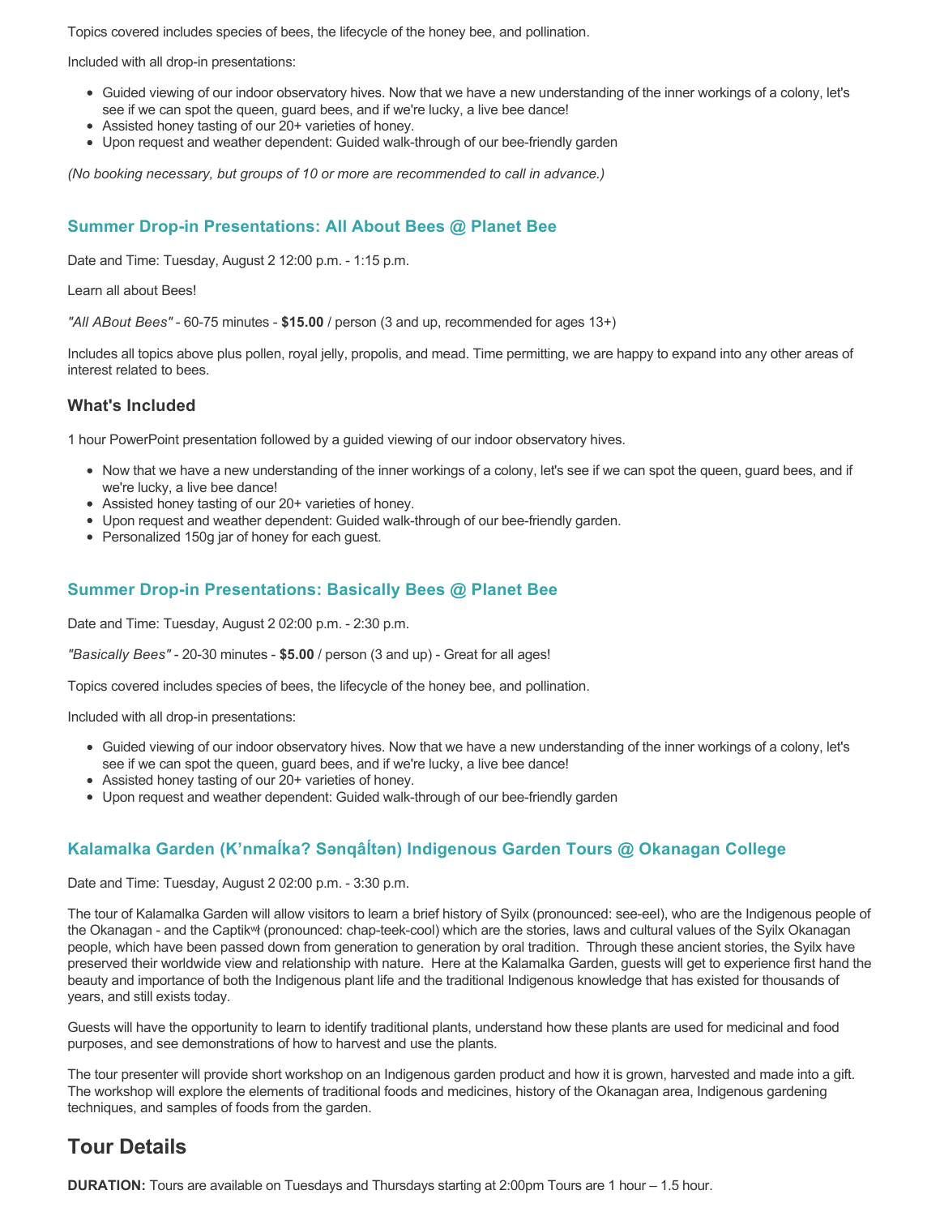Topics covered includes species of bees, the lifecycle of the honey bee, and pollination.

Included with all drop-in presentations:

- Guided viewing of our indoor observatory hives. Now that we have a new understanding of the inner workings of a colony, let's see if we can spot the queen, guard bees, and if we're lucky, a live bee dance!
- Assisted honey tasting of our 20+ varieties of honey.
- Upon request and weather dependent: Guided walk-through of our bee-friendly garden

*(No booking necessary, but groups of 10 or more are recommended to call in advance.)*

### Summer Drop-in Presentations: All About Bees @ Planet Bee

Date and Time: Tuesday, August 2 12:00 p.m. - 1:15 p.m.

Learn all about Bees!

*"All ABout Bees"* - 60-75 minutes - **$15.00** / person (3 and up, recommended for ages 13+)

Includes all topics above plus pollen, royal jelly, propolis, and mead. Time permitting, we are happy to expand into any other areas of interest related to bees.

### What's Included

1 hour PowerPoint presentation followed by a guided viewing of our indoor observatory hives.

- Now that we have a new understanding of the inner workings of a colony, let's see if we can spot the queen, guard bees, and if we're lucky, a live bee dance!
- Assisted honey tasting of our 20+ varieties of honey.
- Upon request and weather dependent: Guided walk-through of our bee-friendly garden.
- Personalized 150g jar of honey for each guest.

### Summer Drop-in Presentations: Basically Bees @ Planet Bee

Date and Time: Tuesday, August 2 02:00 p.m. - 2:30 p.m.

*"Basically Bees"* - 20-30 minutes - **$5.00** / person (3 and up) - Great for all ages!

Topics covered includes species of bees, the lifecycle of the honey bee, and pollination.

Included with all drop-in presentations:

- Guided viewing of our indoor observatory hives. Now that we have a new understanding of the inner workings of a colony, let's see if we can spot the queen, guard bees, and if we're lucky, a live bee dance!
- Assisted honey tasting of our 20+ varieties of honey.
- Upon request and weather dependent: Guided walk-through of our bee-friendly garden

### Kalamalka Garden (K'nmaĺka? Sənqâĺtən) Indigenous Garden Tours @ Okanagan College

Date and Time: Tuesday, August 2 02:00 p.m. - 3:30 p.m.

The tour of Kalamalka Garden will allow visitors to learn a brief history of Syilx (pronounced: see-eel), who are the Indigenous people of the Okanagan - and the Captikʷł (pronounced: chap-teek-cool) which are the stories, laws and cultural values of the Syilx Okanagan people, which have been passed down from generation to generation by oral tradition. Through these ancient stories, the Syilx have preserved their worldwide view and relationship with nature. Here at the Kalamalka Garden, guests will get to experience first hand the beauty and importance of both the Indigenous plant life and the traditional Indigenous knowledge that has existed for thousands of years, and still exists today.

Guests will have the opportunity to learn to identify traditional plants, understand how these plants are used for medicinal and food purposes, and see demonstrations of how to harvest and use the plants.

The tour presenter will provide short workshop on an Indigenous garden product and how it is grown, harvested and made into a gift. The workshop will explore the elements of traditional foods and medicines, history of the Okanagan area, Indigenous gardening techniques, and samples of foods from the garden.

## Tour Details

**DURATION:** Tours are available on Tuesdays and Thursdays starting at 2:00pm Tours are 1 hour – 1.5 hour.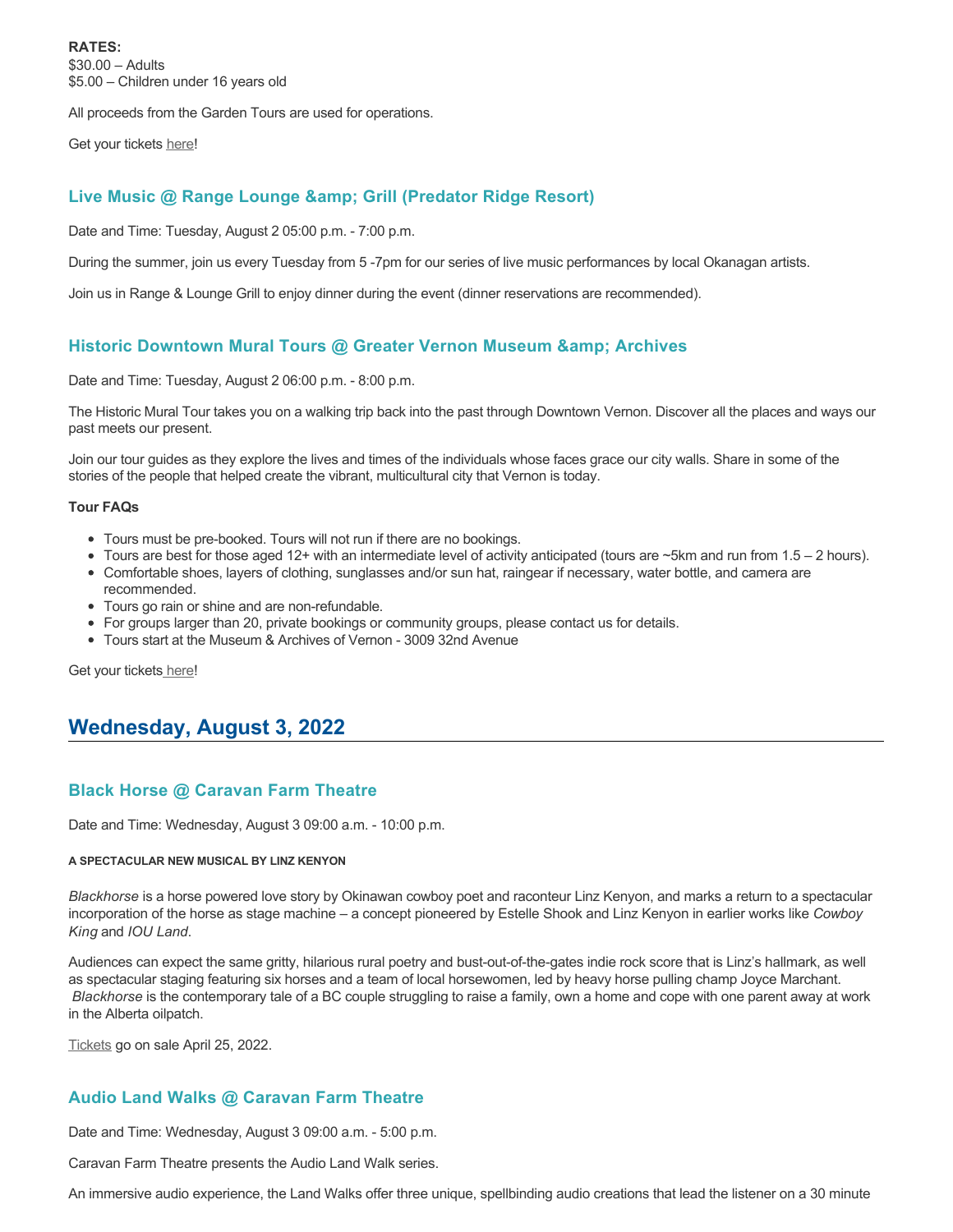**RATES:**
$30.00 – Adults
$5.00 – Children under 16 years old

All proceeds from the Garden Tours are used for operations.

Get your tickets here!

### Live Music @ Range Lounge &amp; Grill (Predator Ridge Resort)

Date and Time: Tuesday, August 2 05:00 p.m. - 7:00 p.m.

During the summer, join us every Tuesday from 5 -7pm for our series of live music performances by local Okanagan artists.

Join us in Range & Lounge Grill to enjoy dinner during the event (dinner reservations are recommended).

### Historic Downtown Mural Tours @ Greater Vernon Museum &amp; Archives

Date and Time: Tuesday, August 2 06:00 p.m. - 8:00 p.m.

The Historic Mural Tour takes you on a walking trip back into the past through Downtown Vernon. Discover all the places and ways our past meets our present.

Join our tour guides as they explore the lives and times of the individuals whose faces grace our city walls. Share in some of the stories of the people that helped create the vibrant, multicultural city that Vernon is today.

**Tour FAQs**

- Tours must be pre-booked. Tours will not run if there are no bookings.
- Tours are best for those aged 12+ with an intermediate level of activity anticipated (tours are ~5km and run from 1.5 – 2 hours).
- Comfortable shoes, layers of clothing, sunglasses and/or sun hat, raingear if necessary, water bottle, and camera are recommended.
- Tours go rain or shine and are non-refundable.
- For groups larger than 20, private bookings or community groups, please contact us for details.
- Tours start at the Museum & Archives of Vernon - 3009 32nd Avenue

Get your tickets here!

## Wednesday, August 3, 2022

### Black Horse @ Caravan Farm Theatre

Date and Time: Wednesday, August 3 09:00 a.m. - 10:00 p.m.

###### A SPECTACULAR NEW MUSICAL BY LINZ KENYON

*Blackhorse* is a horse powered love story by Okinawan cowboy poet and raconteur Linz Kenyon, and marks a return to a spectacular incorporation of the horse as stage machine – a concept pioneered by Estelle Shook and Linz Kenyon in earlier works like *Cowboy King* and *IOU Land*.

Audiences can expect the same gritty, hilarious rural poetry and bust-out-of-the-gates indie rock score that is Linz's hallmark, as well as spectacular staging featuring six horses and a team of local horsewomen, led by heavy horse pulling champ Joyce Marchant. *Blackhorse* is the contemporary tale of a BC couple struggling to raise a family, own a home and cope with one parent away at work in the Alberta oilpatch.

Tickets go on sale April 25, 2022.

### Audio Land Walks @ Caravan Farm Theatre

Date and Time: Wednesday, August 3 09:00 a.m. - 5:00 p.m.

Caravan Farm Theatre presents the Audio Land Walk series.

An immersive audio experience, the Land Walks offer three unique, spellbinding audio creations that lead the listener on a 30 minute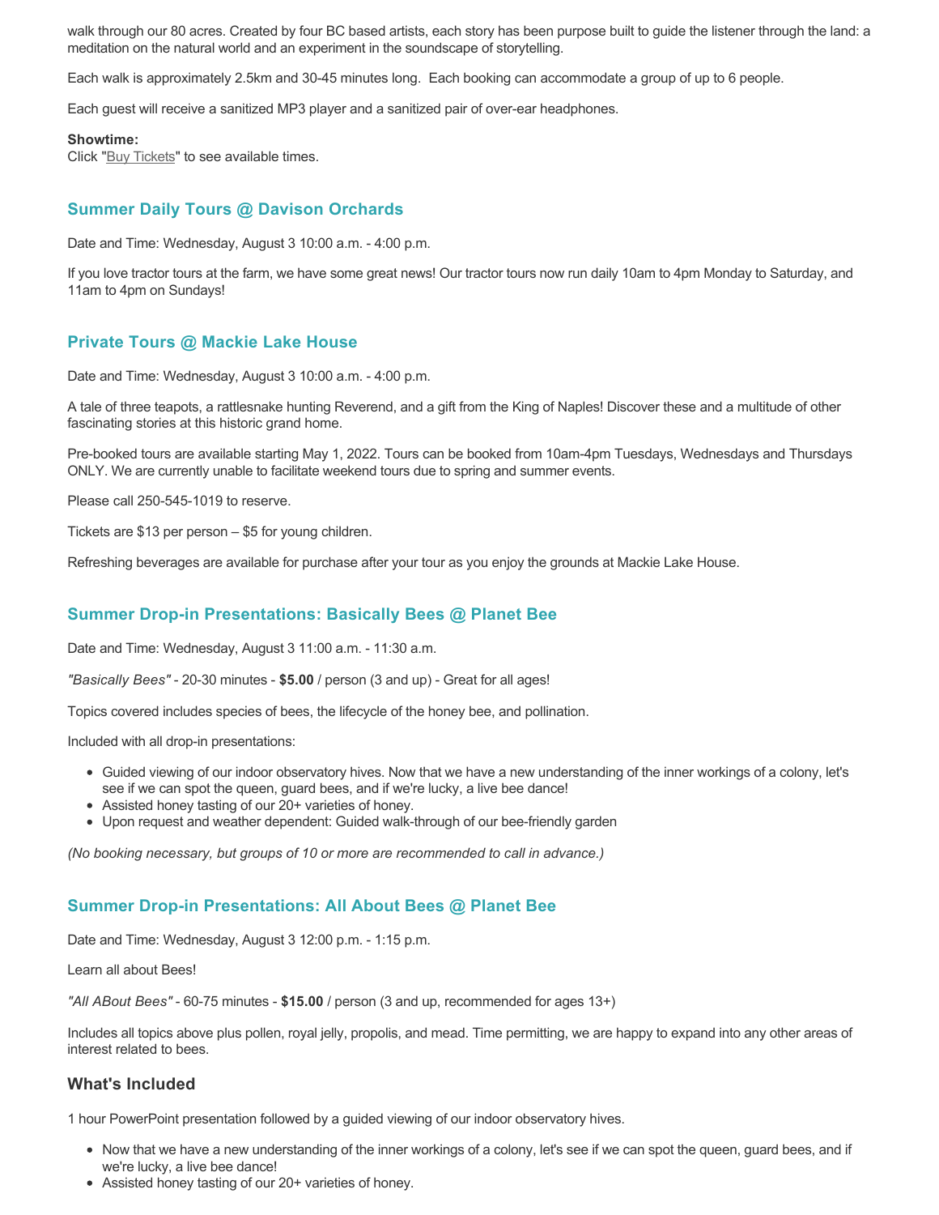walk through our 80 acres. Created by four BC based artists, each story has been purpose built to guide the listener through the land: a meditation on the natural world and an experiment in the soundscape of storytelling.

Each walk is approximately 2.5km and 30-45 minutes long.  Each booking can accommodate a group of up to 6 people.

Each guest will receive a sanitized MP3 player and a sanitized pair of over-ear headphones.

**Showtime:**
Click "Buy Tickets" to see available times.

### Summer Daily Tours @ Davison Orchards

Date and Time: Wednesday, August 3 10:00 a.m. - 4:00 p.m.

If you love tractor tours at the farm, we have some great news! Our tractor tours now run daily 10am to 4pm Monday to Saturday, and 11am to 4pm on Sundays!

### Private Tours @ Mackie Lake House

Date and Time: Wednesday, August 3 10:00 a.m. - 4:00 p.m.

A tale of three teapots, a rattlesnake hunting Reverend, and a gift from the King of Naples! Discover these and a multitude of other fascinating stories at this historic grand home.

Pre-booked tours are available starting May 1, 2022. Tours can be booked from 10am-4pm Tuesdays, Wednesdays and Thursdays ONLY. We are currently unable to facilitate weekend tours due to spring and summer events.

Please call 250-545-1019 to reserve.

Tickets are $13 per person – $5 for young children.

Refreshing beverages are available for purchase after your tour as you enjoy the grounds at Mackie Lake House.

### Summer Drop-in Presentations: Basically Bees @ Planet Bee

Date and Time: Wednesday, August 3 11:00 a.m. - 11:30 a.m.

*"Basically Bees"* - 20-30 minutes - **$5.00** / person (3 and up) - Great for all ages!

Topics covered includes species of bees, the lifecycle of the honey bee, and pollination.

Included with all drop-in presentations:

- Guided viewing of our indoor observatory hives. Now that we have a new understanding of the inner workings of a colony, let's see if we can spot the queen, guard bees, and if we're lucky, a live bee dance!
- Assisted honey tasting of our 20+ varieties of honey.
- Upon request and weather dependent: Guided walk-through of our bee-friendly garden

*(No booking necessary, but groups of 10 or more are recommended to call in advance.)*

### Summer Drop-in Presentations: All About Bees @ Planet Bee

Date and Time: Wednesday, August 3 12:00 p.m. - 1:15 p.m.

Learn all about Bees!

*"All ABout Bees"* - 60-75 minutes - **$15.00** / person (3 and up, recommended for ages 13+)

Includes all topics above plus pollen, royal jelly, propolis, and mead. Time permitting, we are happy to expand into any other areas of interest related to bees.

## What's Included

1 hour PowerPoint presentation followed by a guided viewing of our indoor observatory hives.

- Now that we have a new understanding of the inner workings of a colony, let's see if we can spot the queen, guard bees, and if we're lucky, a live bee dance!
- Assisted honey tasting of our 20+ varieties of honey.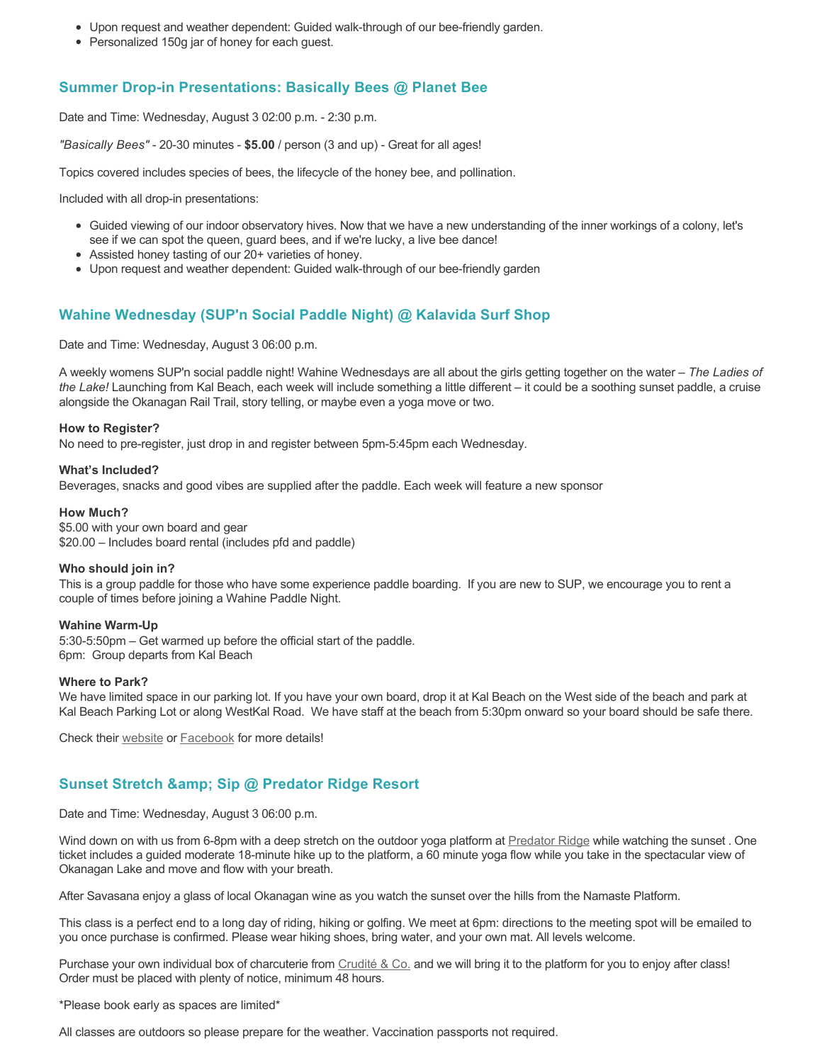- Upon request and weather dependent: Guided walk-through of our bee-friendly garden.
- Personalized 150g jar of honey for each guest.

## Summer Drop-in Presentations: Basically Bees @ Planet Bee

Date and Time: Wednesday, August 3 02:00 p.m. - 2:30 p.m.

*"Basically Bees"* - 20-30 minutes - **$5.00** / person (3 and up) - Great for all ages!

Topics covered includes species of bees, the lifecycle of the honey bee, and pollination.

Included with all drop-in presentations:

- Guided viewing of our indoor observatory hives. Now that we have a new understanding of the inner workings of a colony, let's see if we can spot the queen, guard bees, and if we're lucky, a live bee dance!
- Assisted honey tasting of our 20+ varieties of honey.
- Upon request and weather dependent: Guided walk-through of our bee-friendly garden

## Wahine Wednesday (SUP'n Social Paddle Night) @ Kalavida Surf Shop

Date and Time: Wednesday, August 3 06:00 p.m.

A weekly womens SUP'n social paddle night! Wahine Wednesdays are all about the girls getting together on the water – *The Ladies of the Lake!* Launching from Kal Beach, each week will include something a little different – it could be a soothing sunset paddle, a cruise alongside the Okanagan Rail Trail, story telling, or maybe even a yoga move or two.

**How to Register?**
No need to pre-register, just drop in and register between 5pm-5:45pm each Wednesday.

**What's Included?**
Beverages, snacks and good vibes are supplied after the paddle. Each week will feature a new sponsor

**How Much?**
$5.00 with your own board and gear
$20.00 – Includes board rental (includes pfd and paddle)

**Who should join in?**
This is a group paddle for those who have some experience paddle boarding. If you are new to SUP, we encourage you to rent a couple of times before joining a Wahine Paddle Night.

**Wahine Warm-Up**
5:30-5:50pm – Get warmed up before the official start of the paddle.
6pm: Group departs from Kal Beach

**Where to Park?**
We have limited space in our parking lot. If you have your own board, drop it at Kal Beach on the West side of the beach and park at Kal Beach Parking Lot or along WestKal Road. We have staff at the beach from 5:30pm onward so your board should be safe there.

Check their website or Facebook for more details!

## Sunset Stretch &amp; Sip @ Predator Ridge Resort

Date and Time: Wednesday, August 3 06:00 p.m.

Wind down on with us from 6-8pm with a deep stretch on the outdoor yoga platform at Predator Ridge while watching the sunset . One ticket includes a guided moderate 18-minute hike up to the platform, a 60 minute yoga flow while you take in the spectacular view of Okanagan Lake and move and flow with your breath.

After Savasana enjoy a glass of local Okanagan wine as you watch the sunset over the hills from the Namaste Platform.

This class is a perfect end to a long day of riding, hiking or golfing. We meet at 6pm: directions to the meeting spot will be emailed to you once purchase is confirmed. Please wear hiking shoes, bring water, and your own mat. All levels welcome.

Purchase your own individual box of charcuterie from Crudité & Co. and we will bring it to the platform for you to enjoy after class! Order must be placed with plenty of notice, minimum 48 hours.

*Please book early as spaces are limited*

All classes are outdoors so please prepare for the weather. Vaccination passports not required.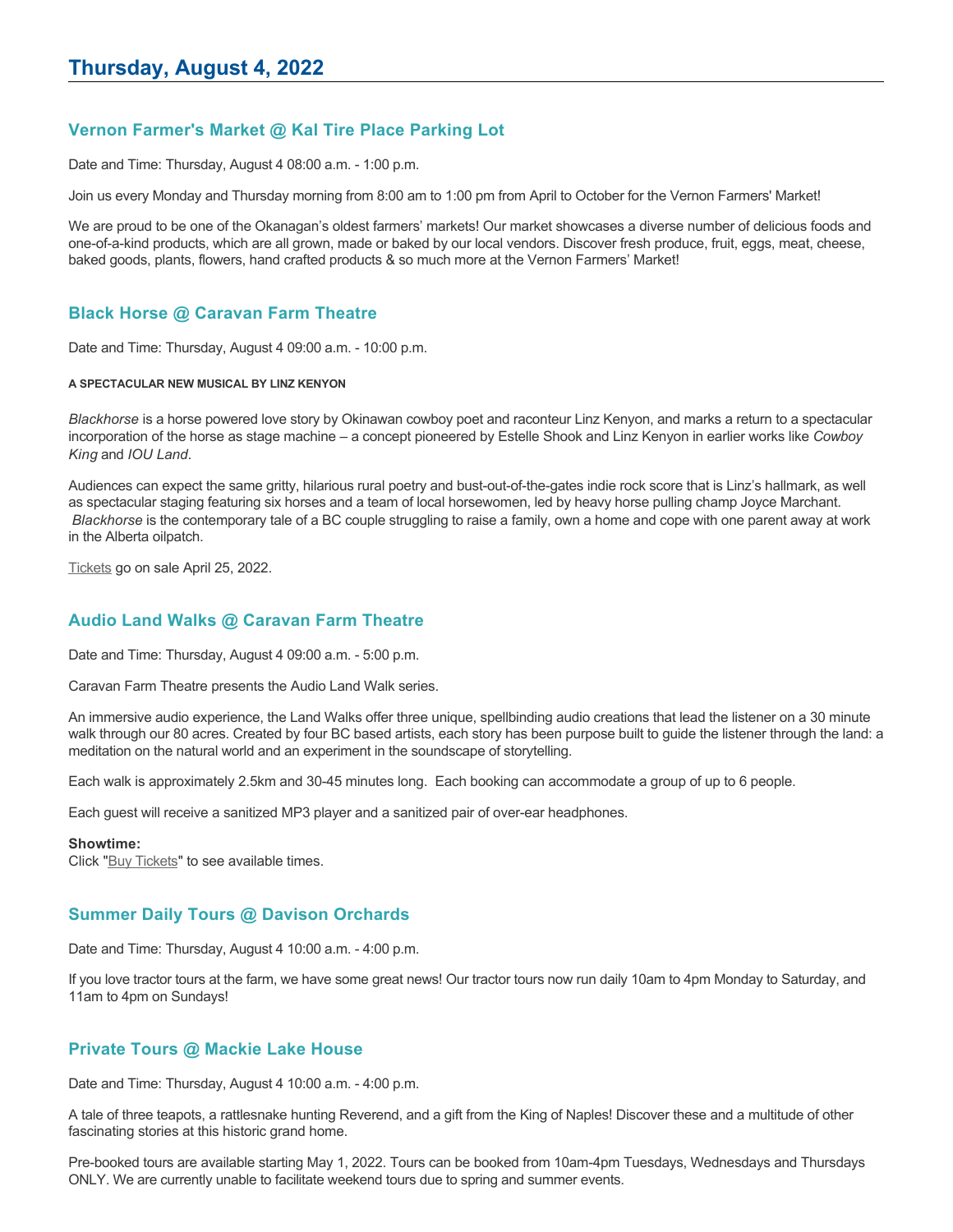# Thursday, August 4, 2022

## Vernon Farmer's Market @ Kal Tire Place Parking Lot

Date and Time: Thursday, August 4 08:00 a.m. - 1:00 p.m.

Join us every Monday and Thursday morning from 8:00 am to 1:00 pm from April to October for the Vernon Farmers' Market!

We are proud to be one of the Okanagan's oldest farmers' markets! Our market showcases a diverse number of delicious foods and one-of-a-kind products, which are all grown, made or baked by our local vendors. Discover fresh produce, fruit, eggs, meat, cheese, baked goods, plants, flowers, hand crafted products & so much more at the Vernon Farmers' Market!

## Black Horse @ Caravan Farm Theatre

Date and Time: Thursday, August 4 09:00 a.m. - 10:00 p.m.

**A SPECTACULAR NEW MUSICAL BY LINZ KENYON**

*Blackhorse* is a horse powered love story by Okinawan cowboy poet and raconteur Linz Kenyon, and marks a return to a spectacular incorporation of the horse as stage machine – a concept pioneered by Estelle Shook and Linz Kenyon in earlier works like *Cowboy King* and *IOU Land*.

Audiences can expect the same gritty, hilarious rural poetry and bust-out-of-the-gates indie rock score that is Linz's hallmark, as well as spectacular staging featuring six horses and a team of local horsewomen, led by heavy horse pulling champ Joyce Marchant. *Blackhorse* is the contemporary tale of a BC couple struggling to raise a family, own a home and cope with one parent away at work in the Alberta oilpatch.

Tickets go on sale April 25, 2022.

## Audio Land Walks @ Caravan Farm Theatre

Date and Time: Thursday, August 4 09:00 a.m. - 5:00 p.m.

Caravan Farm Theatre presents the Audio Land Walk series.

An immersive audio experience, the Land Walks offer three unique, spellbinding audio creations that lead the listener on a 30 minute walk through our 80 acres. Created by four BC based artists, each story has been purpose built to guide the listener through the land: a meditation on the natural world and an experiment in the soundscape of storytelling.

Each walk is approximately 2.5km and 30-45 minutes long. Each booking can accommodate a group of up to 6 people.

Each guest will receive a sanitized MP3 player and a sanitized pair of over-ear headphones.

**Showtime:**
Click "Buy Tickets" to see available times.

## Summer Daily Tours @ Davison Orchards

Date and Time: Thursday, August 4 10:00 a.m. - 4:00 p.m.

If you love tractor tours at the farm, we have some great news! Our tractor tours now run daily 10am to 4pm Monday to Saturday, and 11am to 4pm on Sundays!

## Private Tours @ Mackie Lake House

Date and Time: Thursday, August 4 10:00 a.m. - 4:00 p.m.

A tale of three teapots, a rattlesnake hunting Reverend, and a gift from the King of Naples! Discover these and a multitude of other fascinating stories at this historic grand home.

Pre-booked tours are available starting May 1, 2022. Tours can be booked from 10am-4pm Tuesdays, Wednesdays and Thursdays ONLY. We are currently unable to facilitate weekend tours due to spring and summer events.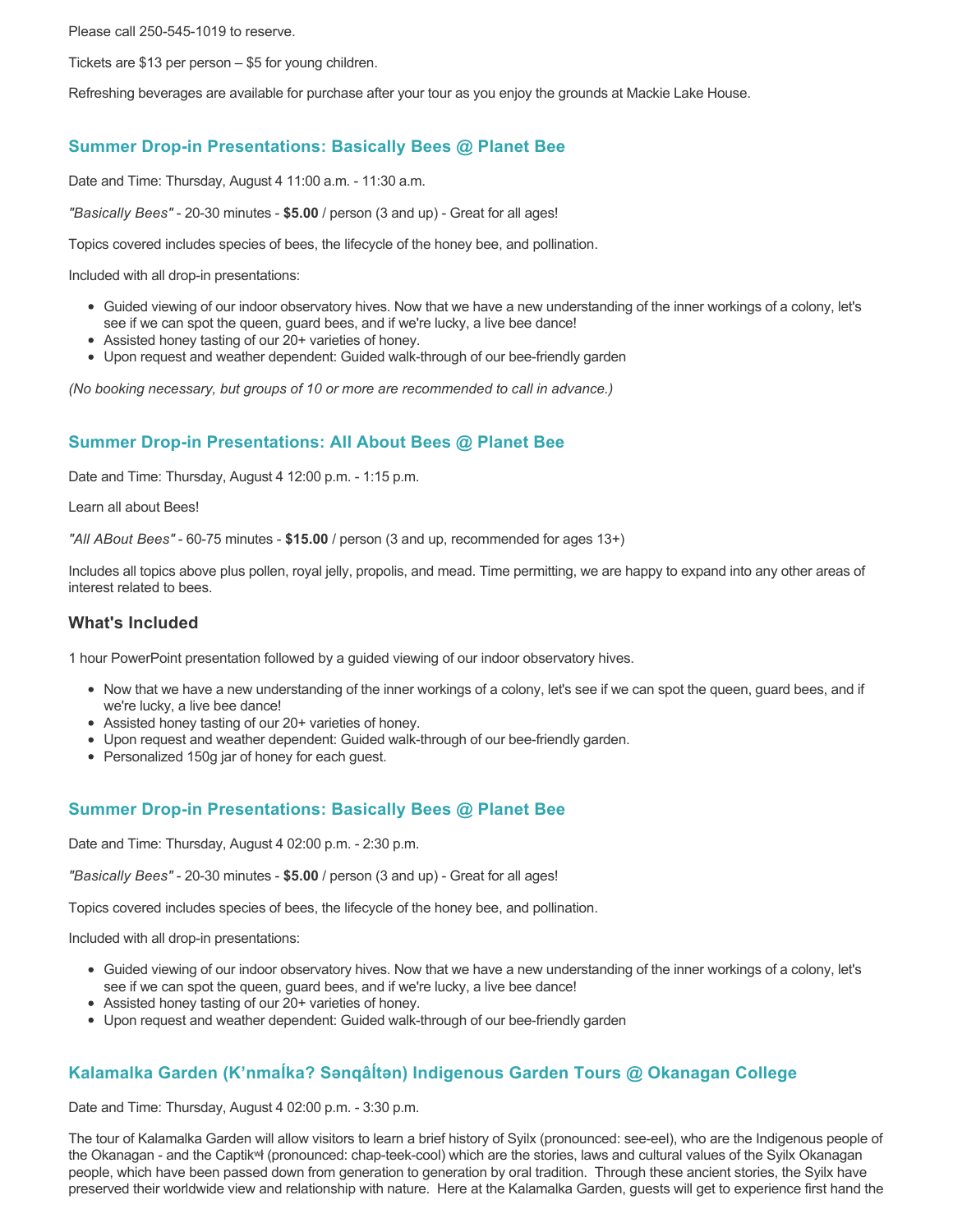Please call 250-545-1019 to reserve.

Tickets are $13 per person – $5 for young children.

Refreshing beverages are available for purchase after your tour as you enjoy the grounds at Mackie Lake House.

### Summer Drop-in Presentations: Basically Bees @ Planet Bee

Date and Time: Thursday, August 4 11:00 a.m. - 11:30 a.m.

*"Basically Bees"* - 20-30 minutes - **$5.00** / person (3 and up) - Great for all ages!

Topics covered includes species of bees, the lifecycle of the honey bee, and pollination.

Included with all drop-in presentations:

- Guided viewing of our indoor observatory hives. Now that we have a new understanding of the inner workings of a colony, let's see if we can spot the queen, guard bees, and if we're lucky, a live bee dance!
- Assisted honey tasting of our 20+ varieties of honey.
- Upon request and weather dependent: Guided walk-through of our bee-friendly garden

*(No booking necessary, but groups of 10 or more are recommended to call in advance.)*

### Summer Drop-in Presentations: All About Bees @ Planet Bee

Date and Time: Thursday, August 4 12:00 p.m. - 1:15 p.m.

Learn all about Bees!

*"All ABout Bees"* - 60-75 minutes - **$15.00** / person (3 and up, recommended for ages 13+)

Includes all topics above plus pollen, royal jelly, propolis, and mead. Time permitting, we are happy to expand into any other areas of interest related to bees.

#### What's Included

1 hour PowerPoint presentation followed by a guided viewing of our indoor observatory hives.

- Now that we have a new understanding of the inner workings of a colony, let's see if we can spot the queen, guard bees, and if we're lucky, a live bee dance!
- Assisted honey tasting of our 20+ varieties of honey.
- Upon request and weather dependent: Guided walk-through of our bee-friendly garden.
- Personalized 150g jar of honey for each guest.

### Summer Drop-in Presentations: Basically Bees @ Planet Bee

Date and Time: Thursday, August 4 02:00 p.m. - 2:30 p.m.

*"Basically Bees"* - 20-30 minutes - **$5.00** / person (3 and up) - Great for all ages!

Topics covered includes species of bees, the lifecycle of the honey bee, and pollination.

Included with all drop-in presentations:

- Guided viewing of our indoor observatory hives. Now that we have a new understanding of the inner workings of a colony, let's see if we can spot the queen, guard bees, and if we're lucky, a live bee dance!
- Assisted honey tasting of our 20+ varieties of honey.
- Upon request and weather dependent: Guided walk-through of our bee-friendly garden

### Kalamalka Garden (K'nmaĺka? Sənqâĺtən) Indigenous Garden Tours @ Okanagan College

Date and Time: Thursday, August 4 02:00 p.m. - 3:30 p.m.

The tour of Kalamalka Garden will allow visitors to learn a brief history of Syilx (pronounced: see-eel), who are the Indigenous people of the Okanagan - and the Captikʷł (pronounced: chap-teek-cool) which are the stories, laws and cultural values of the Syilx Okanagan people, which have been passed down from generation to generation by oral tradition. Through these ancient stories, the Syilx have preserved their worldwide view and relationship with nature. Here at the Kalamalka Garden, guests will get to experience first hand the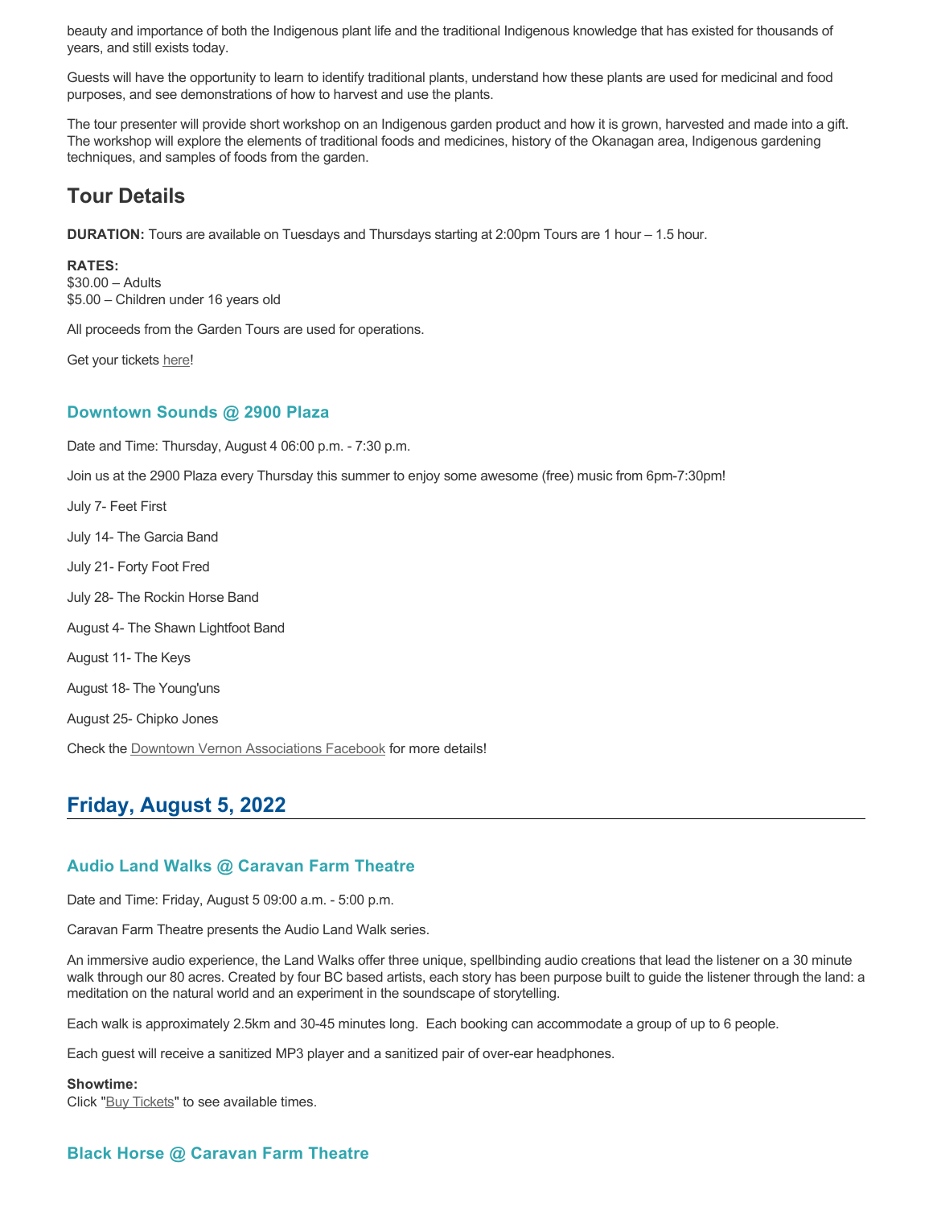beauty and importance of both the Indigenous plant life and the traditional Indigenous knowledge that has existed for thousands of years, and still exists today.

Guests will have the opportunity to learn to identify traditional plants, understand how these plants are used for medicinal and food purposes, and see demonstrations of how to harvest and use the plants.

The tour presenter will provide short workshop on an Indigenous garden product and how it is grown, harvested and made into a gift. The workshop will explore the elements of traditional foods and medicines, history of the Okanagan area, Indigenous gardening techniques, and samples of foods from the garden.

## Tour Details

**DURATION:** Tours are available on Tuesdays and Thursdays starting at 2:00pm Tours are 1 hour – 1.5 hour.

**RATES:**
$30.00 – Adults
$5.00 – Children under 16 years old

All proceeds from the Garden Tours are used for operations.

Get your tickets here!

### Downtown Sounds @ 2900 Plaza

Date and Time: Thursday, August 4 06:00 p.m. - 7:30 p.m.

Join us at the 2900 Plaza every Thursday this summer to enjoy some awesome (free) music from 6pm-7:30pm!

July 7- Feet First

July 14- The Garcia Band

July 21- Forty Foot Fred

July 28- The Rockin Horse Band

August 4- The Shawn Lightfoot Band

August 11- The Keys

August 18- The Young'uns

August 25- Chipko Jones

Check the Downtown Vernon Associations Facebook for more details!

## Friday, August 5, 2022

### Audio Land Walks @ Caravan Farm Theatre

Date and Time: Friday, August 5 09:00 a.m. - 5:00 p.m.

Caravan Farm Theatre presents the Audio Land Walk series.

An immersive audio experience, the Land Walks offer three unique, spellbinding audio creations that lead the listener on a 30 minute walk through our 80 acres. Created by four BC based artists, each story has been purpose built to guide the listener through the land: a meditation on the natural world and an experiment in the soundscape of storytelling.

Each walk is approximately 2.5km and 30-45 minutes long. Each booking can accommodate a group of up to 6 people.

Each guest will receive a sanitized MP3 player and a sanitized pair of over-ear headphones.

**Showtime:**
Click "Buy Tickets" to see available times.

### Black Horse @ Caravan Farm Theatre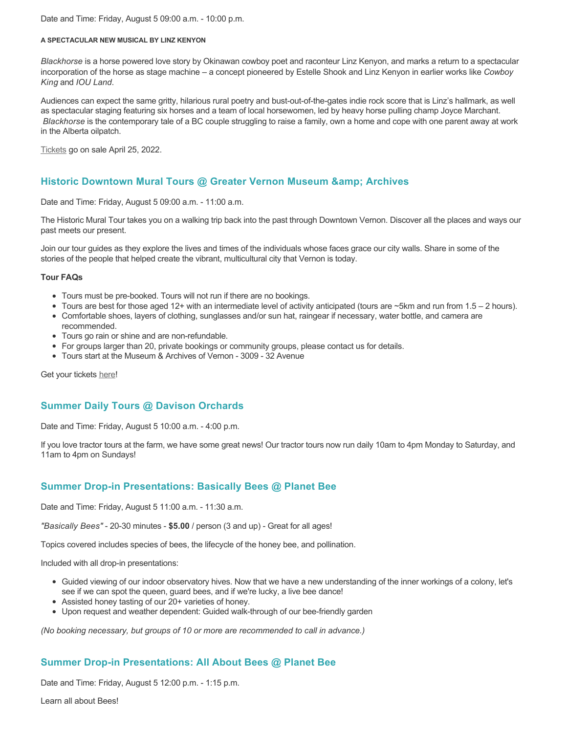Date and Time: Friday, August 5 09:00 a.m. - 10:00 p.m.

**A SPECTACULAR NEW MUSICAL BY LINZ KENYON**

*Blackhorse* is a horse powered love story by Okinawan cowboy poet and raconteur Linz Kenyon, and marks a return to a spectacular incorporation of the horse as stage machine – a concept pioneered by Estelle Shook and Linz Kenyon in earlier works like *Cowboy King* and *IOU Land*.

Audiences can expect the same gritty, hilarious rural poetry and bust-out-of-the-gates indie rock score that is Linz's hallmark, as well as spectacular staging featuring six horses and a team of local horsewomen, led by heavy horse pulling champ Joyce Marchant. *Blackhorse* is the contemporary tale of a BC couple struggling to raise a family, own a home and cope with one parent away at work in the Alberta oilpatch.

Tickets go on sale April 25, 2022.

## Historic Downtown Mural Tours @ Greater Vernon Museum &amp; Archives

Date and Time: Friday, August 5 09:00 a.m. - 11:00 a.m.

The Historic Mural Tour takes you on a walking trip back into the past through Downtown Vernon. Discover all the places and ways our past meets our present.

Join our tour guides as they explore the lives and times of the individuals whose faces grace our city walls. Share in some of the stories of the people that helped create the vibrant, multicultural city that Vernon is today.

**Tour FAQs**

- Tours must be pre-booked. Tours will not run if there are no bookings.
- Tours are best for those aged 12+ with an intermediate level of activity anticipated (tours are ~5km and run from 1.5 – 2 hours).
- Comfortable shoes, layers of clothing, sunglasses and/or sun hat, raingear if necessary, water bottle, and camera are recommended.
- Tours go rain or shine and are non-refundable.
- For groups larger than 20, private bookings or community groups, please contact us for details.
- Tours start at the Museum & Archives of Vernon - 3009 - 32 Avenue

Get your tickets here!

## Summer Daily Tours @ Davison Orchards

Date and Time: Friday, August 5 10:00 a.m. - 4:00 p.m.

If you love tractor tours at the farm, we have some great news! Our tractor tours now run daily 10am to 4pm Monday to Saturday, and 11am to 4pm on Sundays!

## Summer Drop-in Presentations: Basically Bees @ Planet Bee

Date and Time: Friday, August 5 11:00 a.m. - 11:30 a.m.

*"Basically Bees"* - 20-30 minutes - **$5.00** / person (3 and up) - Great for all ages!

Topics covered includes species of bees, the lifecycle of the honey bee, and pollination.

Included with all drop-in presentations:

- Guided viewing of our indoor observatory hives. Now that we have a new understanding of the inner workings of a colony, let's see if we can spot the queen, guard bees, and if we're lucky, a live bee dance!
- Assisted honey tasting of our 20+ varieties of honey.
- Upon request and weather dependent: Guided walk-through of our bee-friendly garden

*(No booking necessary, but groups of 10 or more are recommended to call in advance.)*

## Summer Drop-in Presentations: All About Bees @ Planet Bee

Date and Time: Friday, August 5 12:00 p.m. - 1:15 p.m.

Learn all about Bees!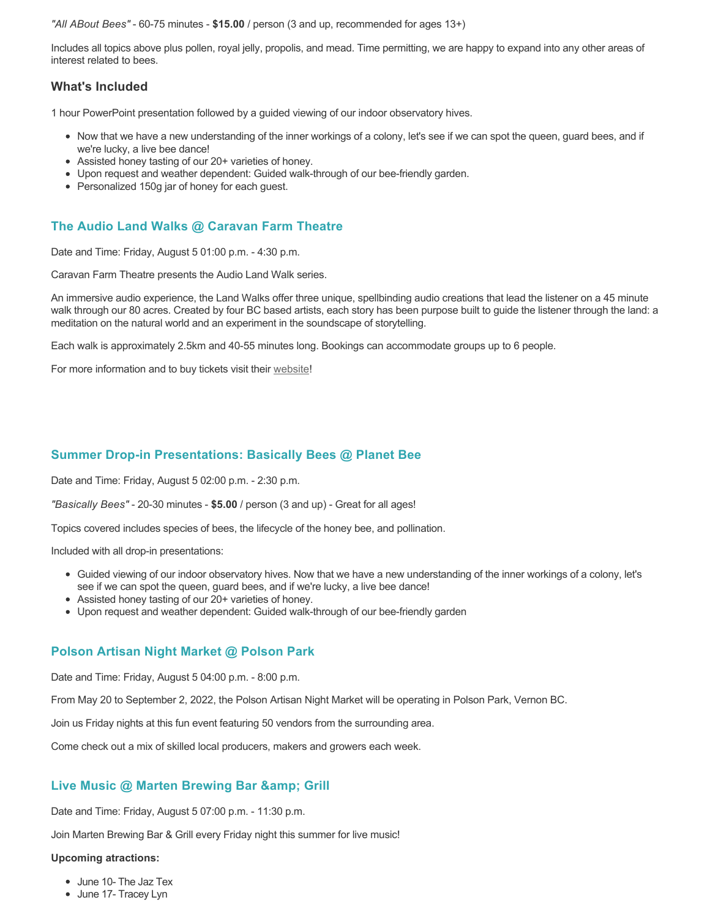*"All ABout Bees"* - 60-75 minutes - **$15.00** / person (3 and up, recommended for ages 13+)

Includes all topics above plus pollen, royal jelly, propolis, and mead. Time permitting, we are happy to expand into any other areas of interest related to bees.

### What's Included

1 hour PowerPoint presentation followed by a guided viewing of our indoor observatory hives.

- Now that we have a new understanding of the inner workings of a colony, let's see if we can spot the queen, guard bees, and if we're lucky, a live bee dance!
- Assisted honey tasting of our 20+ varieties of honey.
- Upon request and weather dependent: Guided walk-through of our bee-friendly garden.
- Personalized 150g jar of honey for each guest.

### The Audio Land Walks @ Caravan Farm Theatre

Date and Time: Friday, August 5 01:00 p.m. - 4:30 p.m.

Caravan Farm Theatre presents the Audio Land Walk series.

An immersive audio experience, the Land Walks offer three unique, spellbinding audio creations that lead the listener on a 45 minute walk through our 80 acres. Created by four BC based artists, each story has been purpose built to guide the listener through the land: a meditation on the natural world and an experiment in the soundscape of storytelling.

Each walk is approximately 2.5km and 40-55 minutes long. Bookings can accommodate groups up to 6 people.

For more information and to buy tickets visit their website!

### Summer Drop-in Presentations: Basically Bees @ Planet Bee

Date and Time: Friday, August 5 02:00 p.m. - 2:30 p.m.

*"Basically Bees"* - 20-30 minutes - **$5.00** / person (3 and up) - Great for all ages!

Topics covered includes species of bees, the lifecycle of the honey bee, and pollination.

Included with all drop-in presentations:

- Guided viewing of our indoor observatory hives. Now that we have a new understanding of the inner workings of a colony, let's see if we can spot the queen, guard bees, and if we're lucky, a live bee dance!
- Assisted honey tasting of our 20+ varieties of honey.
- Upon request and weather dependent: Guided walk-through of our bee-friendly garden

### Polson Artisan Night Market @ Polson Park

Date and Time: Friday, August 5 04:00 p.m. - 8:00 p.m.

From May 20 to September 2, 2022, the Polson Artisan Night Market will be operating in Polson Park, Vernon BC.

Join us Friday nights at this fun event featuring 50 vendors from the surrounding area.

Come check out a mix of skilled local producers, makers and growers each week.

### Live Music @ Marten Brewing Bar &amp; Grill

Date and Time: Friday, August 5 07:00 p.m. - 11:30 p.m.

Join Marten Brewing Bar & Grill every Friday night this summer for live music!

**Upcoming atractions:**

- June 10- The Jaz Tex
- June 17- Tracey Lyn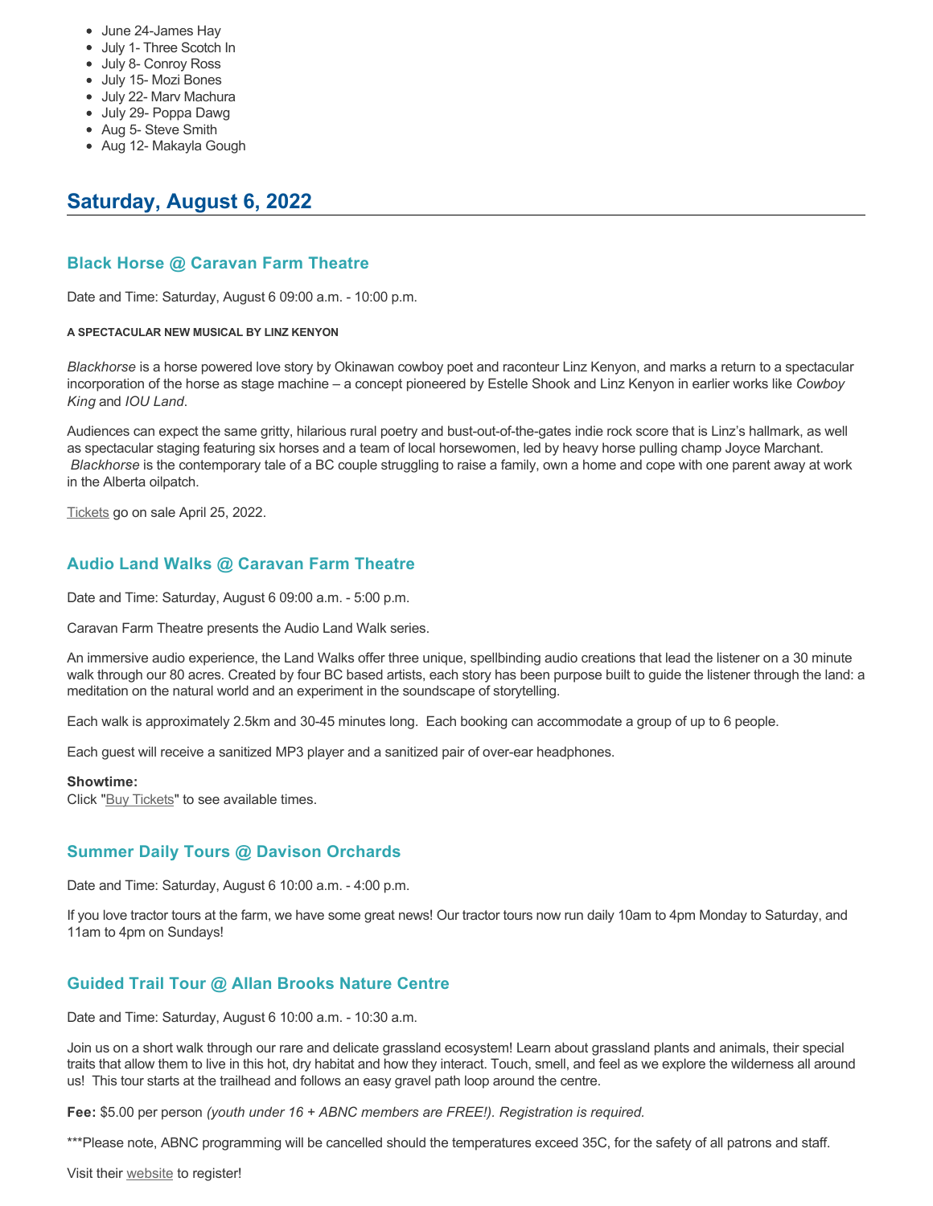- June 24-James Hay
- July 1- Three Scotch In
- July 8- Conroy Ross
- July 15- Mozi Bones
- July 22- Marv Machura
- July 29- Poppa Dawg
- Aug 5- Steve Smith
- Aug 12- Makayla Gough

## Saturday, August 6, 2022

### Black Horse @ Caravan Farm Theatre

Date and Time: Saturday, August 6 09:00 a.m. - 10:00 p.m.

**A SPECTACULAR NEW MUSICAL BY LINZ KENYON**

*Blackhorse* is a horse powered love story by Okinawan cowboy poet and raconteur Linz Kenyon, and marks a return to a spectacular incorporation of the horse as stage machine – a concept pioneered by Estelle Shook and Linz Kenyon in earlier works like *Cowboy King* and *IOU Land*.

Audiences can expect the same gritty, hilarious rural poetry and bust-out-of-the-gates indie rock score that is Linz's hallmark, as well as spectacular staging featuring six horses and a team of local horsewomen, led by heavy horse pulling champ Joyce Marchant. *Blackhorse* is the contemporary tale of a BC couple struggling to raise a family, own a home and cope with one parent away at work in the Alberta oilpatch.

Tickets go on sale April 25, 2022.

### Audio Land Walks @ Caravan Farm Theatre

Date and Time: Saturday, August 6 09:00 a.m. - 5:00 p.m.

Caravan Farm Theatre presents the Audio Land Walk series.

An immersive audio experience, the Land Walks offer three unique, spellbinding audio creations that lead the listener on a 30 minute walk through our 80 acres. Created by four BC based artists, each story has been purpose built to guide the listener through the land: a meditation on the natural world and an experiment in the soundscape of storytelling.

Each walk is approximately 2.5km and 30-45 minutes long. Each booking can accommodate a group of up to 6 people.

Each guest will receive a sanitized MP3 player and a sanitized pair of over-ear headphones.

**Showtime:**
Click "Buy Tickets" to see available times.

### Summer Daily Tours @ Davison Orchards

Date and Time: Saturday, August 6 10:00 a.m. - 4:00 p.m.

If you love tractor tours at the farm, we have some great news! Our tractor tours now run daily 10am to 4pm Monday to Saturday, and 11am to 4pm on Sundays!

### Guided Trail Tour @ Allan Brooks Nature Centre

Date and Time: Saturday, August 6 10:00 a.m. - 10:30 a.m.

Join us on a short walk through our rare and delicate grassland ecosystem! Learn about grassland plants and animals, their special traits that allow them to live in this hot, dry habitat and how they interact. Touch, smell, and feel as we explore the wilderness all around us! This tour starts at the trailhead and follows an easy gravel path loop around the centre.

**Fee:** $5.00 per person *(youth under 16 + ABNC members are FREE!). Registration is required.*

***Please note, ABNC programming will be cancelled should the temperatures exceed 35C, for the safety of all patrons and staff.

Visit their website to register!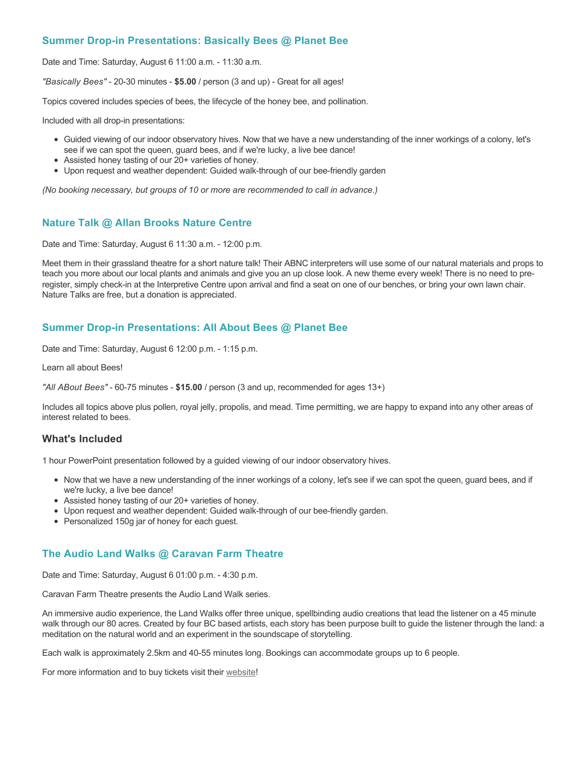## Summer Drop-in Presentations: Basically Bees @ Planet Bee

Date and Time: Saturday, August 6 11:00 a.m. - 11:30 a.m.

*"Basically Bees"* - 20-30 minutes - **$5.00** / person (3 and up) - Great for all ages!

Topics covered includes species of bees, the lifecycle of the honey bee, and pollination.

Included with all drop-in presentations:

- Guided viewing of our indoor observatory hives. Now that we have a new understanding of the inner workings of a colony, let's see if we can spot the queen, guard bees, and if we're lucky, a live bee dance!
- Assisted honey tasting of our 20+ varieties of honey.
- Upon request and weather dependent: Guided walk-through of our bee-friendly garden

*(No booking necessary, but groups of 10 or more are recommended to call in advance.)*

## Nature Talk @ Allan Brooks Nature Centre

Date and Time: Saturday, August 6 11:30 a.m. - 12:00 p.m.

Meet them in their grassland theatre for a short nature talk! Their ABNC interpreters will use some of our natural materials and props to teach you more about our local plants and animals and give you an up close look. A new theme every week! There is no need to pre-register, simply check-in at the Interpretive Centre upon arrival and find a seat on one of our benches, or bring your own lawn chair. Nature Talks are free, but a donation is appreciated.

## Summer Drop-in Presentations: All About Bees @ Planet Bee

Date and Time: Saturday, August 6 12:00 p.m. - 1:15 p.m.

Learn all about Bees!

*"All ABout Bees"* - 60-75 minutes - **$15.00** / person (3 and up, recommended for ages 13+)

Includes all topics above plus pollen, royal jelly, propolis, and mead. Time permitting, we are happy to expand into any other areas of interest related to bees.

### What's Included

1 hour PowerPoint presentation followed by a guided viewing of our indoor observatory hives.

- Now that we have a new understanding of the inner workings of a colony, let's see if we can spot the queen, guard bees, and if we're lucky, a live bee dance!
- Assisted honey tasting of our 20+ varieties of honey.
- Upon request and weather dependent: Guided walk-through of our bee-friendly garden.
- Personalized 150g jar of honey for each guest.

## The Audio Land Walks @ Caravan Farm Theatre

Date and Time: Saturday, August 6 01:00 p.m. - 4:30 p.m.

Caravan Farm Theatre presents the Audio Land Walk series.

An immersive audio experience, the Land Walks offer three unique, spellbinding audio creations that lead the listener on a 45 minute walk through our 80 acres. Created by four BC based artists, each story has been purpose built to guide the listener through the land: a meditation on the natural world and an experiment in the soundscape of storytelling.

Each walk is approximately 2.5km and 40-55 minutes long. Bookings can accommodate groups up to 6 people.

For more information and to buy tickets visit their website!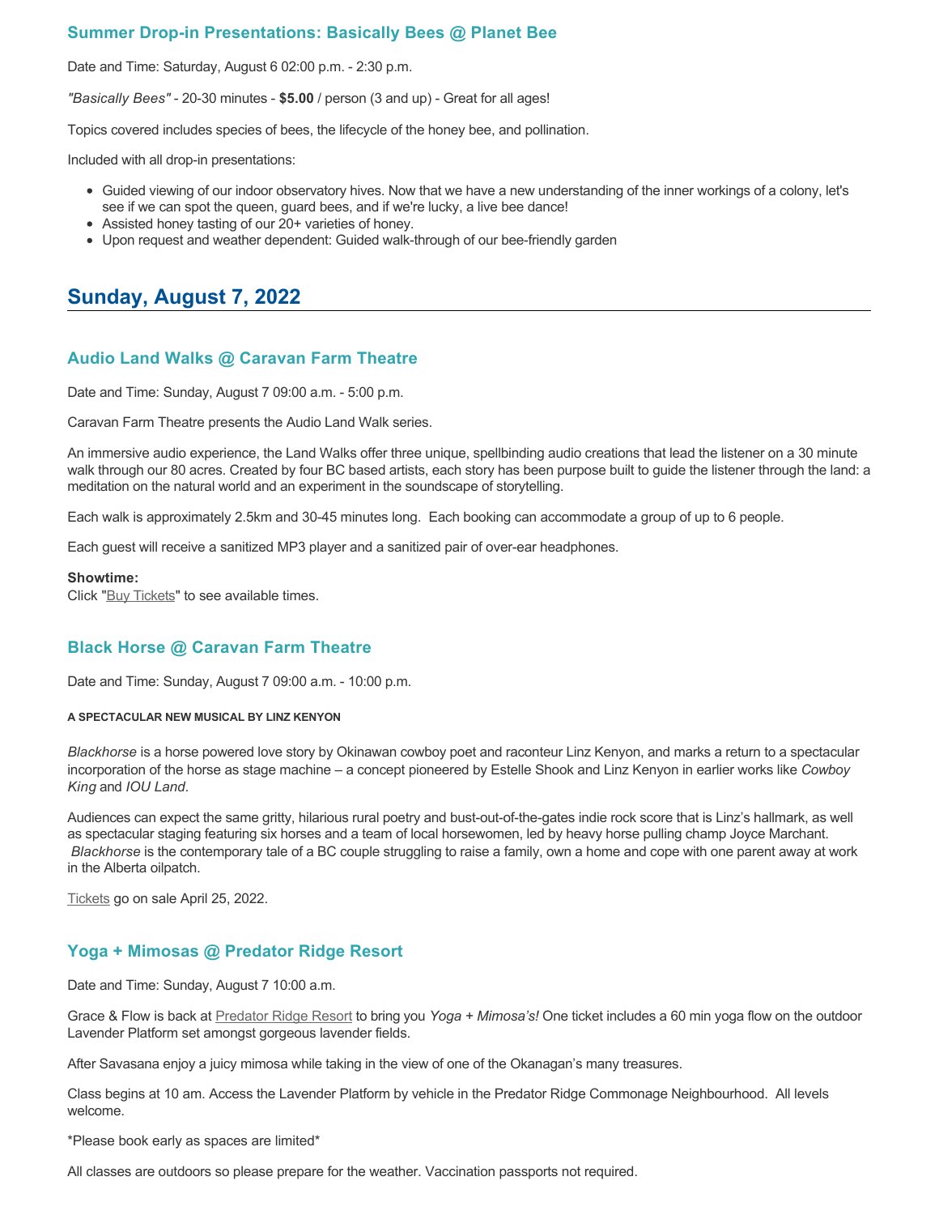### Summer Drop-in Presentations: Basically Bees @ Planet Bee

Date and Time: Saturday, August 6 02:00 p.m. - 2:30 p.m.

*"Basically Bees"* - 20-30 minutes - **$5.00** / person (3 and up) - Great for all ages!

Topics covered includes species of bees, the lifecycle of the honey bee, and pollination.

Included with all drop-in presentations:

- Guided viewing of our indoor observatory hives. Now that we have a new understanding of the inner workings of a colony, let's see if we can spot the queen, guard bees, and if we're lucky, a live bee dance!
- Assisted honey tasting of our 20+ varieties of honey.
- Upon request and weather dependent: Guided walk-through of our bee-friendly garden

## Sunday, August 7, 2022

### Audio Land Walks @ Caravan Farm Theatre

Date and Time: Sunday, August 7 09:00 a.m. - 5:00 p.m.

Caravan Farm Theatre presents the Audio Land Walk series.

An immersive audio experience, the Land Walks offer three unique, spellbinding audio creations that lead the listener on a 30 minute walk through our 80 acres. Created by four BC based artists, each story has been purpose built to guide the listener through the land: a meditation on the natural world and an experiment in the soundscape of storytelling.

Each walk is approximately 2.5km and 30-45 minutes long. Each booking can accommodate a group of up to 6 people.

Each guest will receive a sanitized MP3 player and a sanitized pair of over-ear headphones.

**Showtime:**
Click "Buy Tickets" to see available times.

### Black Horse @ Caravan Farm Theatre

Date and Time: Sunday, August 7 09:00 a.m. - 10:00 p.m.

**A SPECTACULAR NEW MUSICAL BY LINZ KENYON**

*Blackhorse* is a horse powered love story by Okinawan cowboy poet and raconteur Linz Kenyon, and marks a return to a spectacular incorporation of the horse as stage machine – a concept pioneered by Estelle Shook and Linz Kenyon in earlier works like *Cowboy King* and *IOU Land*.

Audiences can expect the same gritty, hilarious rural poetry and bust-out-of-the-gates indie rock score that is Linz's hallmark, as well as spectacular staging featuring six horses and a team of local horsewomen, led by heavy horse pulling champ Joyce Marchant. *Blackhorse* is the contemporary tale of a BC couple struggling to raise a family, own a home and cope with one parent away at work in the Alberta oilpatch.

Tickets go on sale April 25, 2022.

### Yoga + Mimosas @ Predator Ridge Resort

Date and Time: Sunday, August 7 10:00 a.m.

Grace & Flow is back at Predator Ridge Resort to bring you *Yoga + Mimosa's!* One ticket includes a 60 min yoga flow on the outdoor Lavender Platform set amongst gorgeous lavender fields.

After Savasana enjoy a juicy mimosa while taking in the view of one of the Okanagan's many treasures.

Class begins at 10 am. Access the Lavender Platform by vehicle in the Predator Ridge Commonage Neighbourhood. All levels welcome.

*Please book early as spaces are limited*

All classes are outdoors so please prepare for the weather. Vaccination passports not required.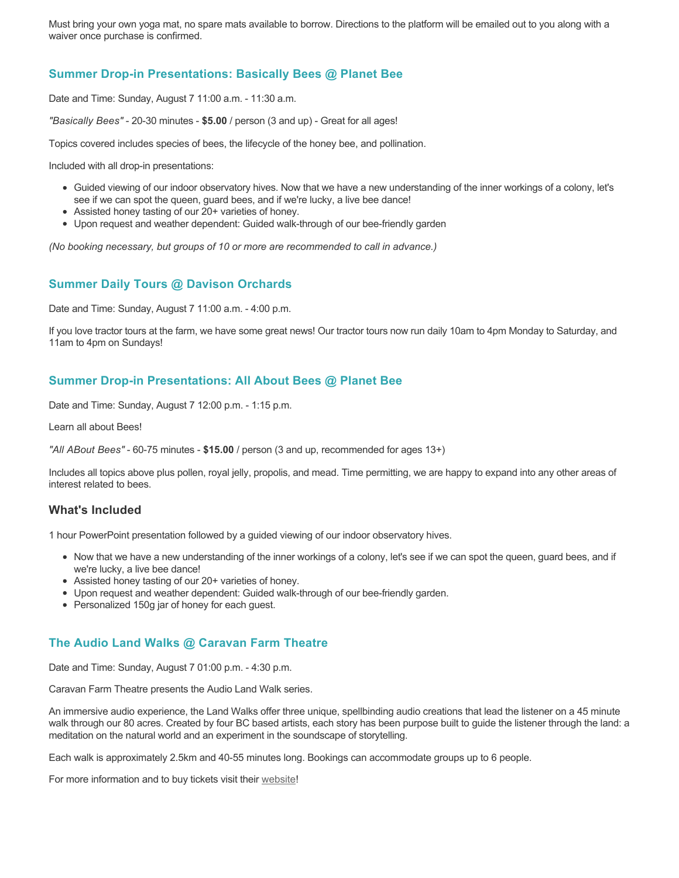Must bring your own yoga mat, no spare mats available to borrow. Directions to the platform will be emailed out to you along with a waiver once purchase is confirmed.

### Summer Drop-in Presentations: Basically Bees @ Planet Bee

Date and Time: Sunday, August 7 11:00 a.m. - 11:30 a.m.

*"Basically Bees"* - 20-30 minutes - **$5.00** / person (3 and up) - Great for all ages!

Topics covered includes species of bees, the lifecycle of the honey bee, and pollination.

Included with all drop-in presentations:

- Guided viewing of our indoor observatory hives. Now that we have a new understanding of the inner workings of a colony, let's see if we can spot the queen, guard bees, and if we're lucky, a live bee dance!
- Assisted honey tasting of our 20+ varieties of honey.
- Upon request and weather dependent: Guided walk-through of our bee-friendly garden

*(No booking necessary, but groups of 10 or more are recommended to call in advance.)*

### Summer Daily Tours @ Davison Orchards

Date and Time: Sunday, August 7 11:00 a.m. - 4:00 p.m.

If you love tractor tours at the farm, we have some great news! Our tractor tours now run daily 10am to 4pm Monday to Saturday, and 11am to 4pm on Sundays!

### Summer Drop-in Presentations: All About Bees @ Planet Bee

Date and Time: Sunday, August 7 12:00 p.m. - 1:15 p.m.

Learn all about Bees!

*"All ABout Bees"* - 60-75 minutes - **$15.00** / person (3 and up, recommended for ages 13+)

Includes all topics above plus pollen, royal jelly, propolis, and mead. Time permitting, we are happy to expand into any other areas of interest related to bees.

#### What's Included

1 hour PowerPoint presentation followed by a guided viewing of our indoor observatory hives.

- Now that we have a new understanding of the inner workings of a colony, let's see if we can spot the queen, guard bees, and if we're lucky, a live bee dance!
- Assisted honey tasting of our 20+ varieties of honey.
- Upon request and weather dependent: Guided walk-through of our bee-friendly garden.
- Personalized 150g jar of honey for each guest.

### The Audio Land Walks @ Caravan Farm Theatre

Date and Time: Sunday, August 7 01:00 p.m. - 4:30 p.m.

Caravan Farm Theatre presents the Audio Land Walk series.

An immersive audio experience, the Land Walks offer three unique, spellbinding audio creations that lead the listener on a 45 minute walk through our 80 acres. Created by four BC based artists, each story has been purpose built to guide the listener through the land: a meditation on the natural world and an experiment in the soundscape of storytelling.

Each walk is approximately 2.5km and 40-55 minutes long. Bookings can accommodate groups up to 6 people.

For more information and to buy tickets visit their website!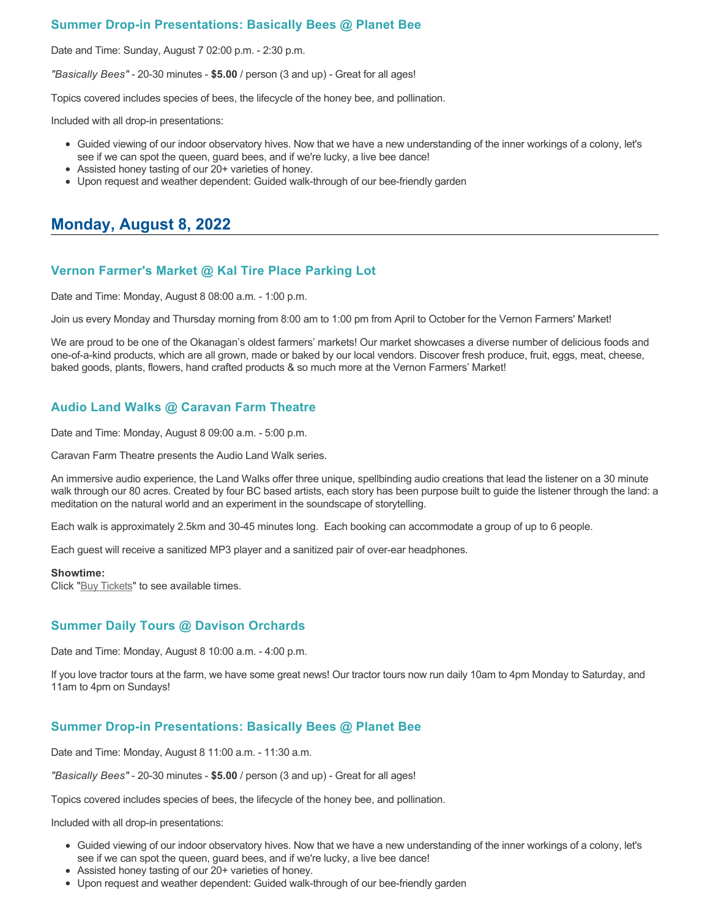### Summer Drop-in Presentations: Basically Bees @ Planet Bee

Date and Time: Sunday, August 7 02:00 p.m. - 2:30 p.m.

*"Basically Bees"* - 20-30 minutes - **$5.00** / person (3 and up) - Great for all ages!

Topics covered includes species of bees, the lifecycle of the honey bee, and pollination.

Included with all drop-in presentations:

- Guided viewing of our indoor observatory hives. Now that we have a new understanding of the inner workings of a colony, let's see if we can spot the queen, guard bees, and if we're lucky, a live bee dance!
- Assisted honey tasting of our 20+ varieties of honey.
- Upon request and weather dependent: Guided walk-through of our bee-friendly garden

## Monday, August 8, 2022

### Vernon Farmer's Market @ Kal Tire Place Parking Lot

Date and Time: Monday, August 8 08:00 a.m. - 1:00 p.m.

Join us every Monday and Thursday morning from 8:00 am to 1:00 pm from April to October for the Vernon Farmers' Market!

We are proud to be one of the Okanagan's oldest farmers' markets! Our market showcases a diverse number of delicious foods and one-of-a-kind products, which are all grown, made or baked by our local vendors. Discover fresh produce, fruit, eggs, meat, cheese, baked goods, plants, flowers, hand crafted products & so much more at the Vernon Farmers' Market!

### Audio Land Walks @ Caravan Farm Theatre

Date and Time: Monday, August 8 09:00 a.m. - 5:00 p.m.

Caravan Farm Theatre presents the Audio Land Walk series.

An immersive audio experience, the Land Walks offer three unique, spellbinding audio creations that lead the listener on a 30 minute walk through our 80 acres. Created by four BC based artists, each story has been purpose built to guide the listener through the land: a meditation on the natural world and an experiment in the soundscape of storytelling.

Each walk is approximately 2.5km and 30-45 minutes long. Each booking can accommodate a group of up to 6 people.

Each guest will receive a sanitized MP3 player and a sanitized pair of over-ear headphones.

**Showtime:**
Click "Buy Tickets" to see available times.

### Summer Daily Tours @ Davison Orchards

Date and Time: Monday, August 8 10:00 a.m. - 4:00 p.m.

If you love tractor tours at the farm, we have some great news! Our tractor tours now run daily 10am to 4pm Monday to Saturday, and 11am to 4pm on Sundays!

### Summer Drop-in Presentations: Basically Bees @ Planet Bee

Date and Time: Monday, August 8 11:00 a.m. - 11:30 a.m.

*"Basically Bees"* - 20-30 minutes - **$5.00** / person (3 and up) - Great for all ages!

Topics covered includes species of bees, the lifecycle of the honey bee, and pollination.

Included with all drop-in presentations:

- Guided viewing of our indoor observatory hives. Now that we have a new understanding of the inner workings of a colony, let's see if we can spot the queen, guard bees, and if we're lucky, a live bee dance!
- Assisted honey tasting of our 20+ varieties of honey.
- Upon request and weather dependent: Guided walk-through of our bee-friendly garden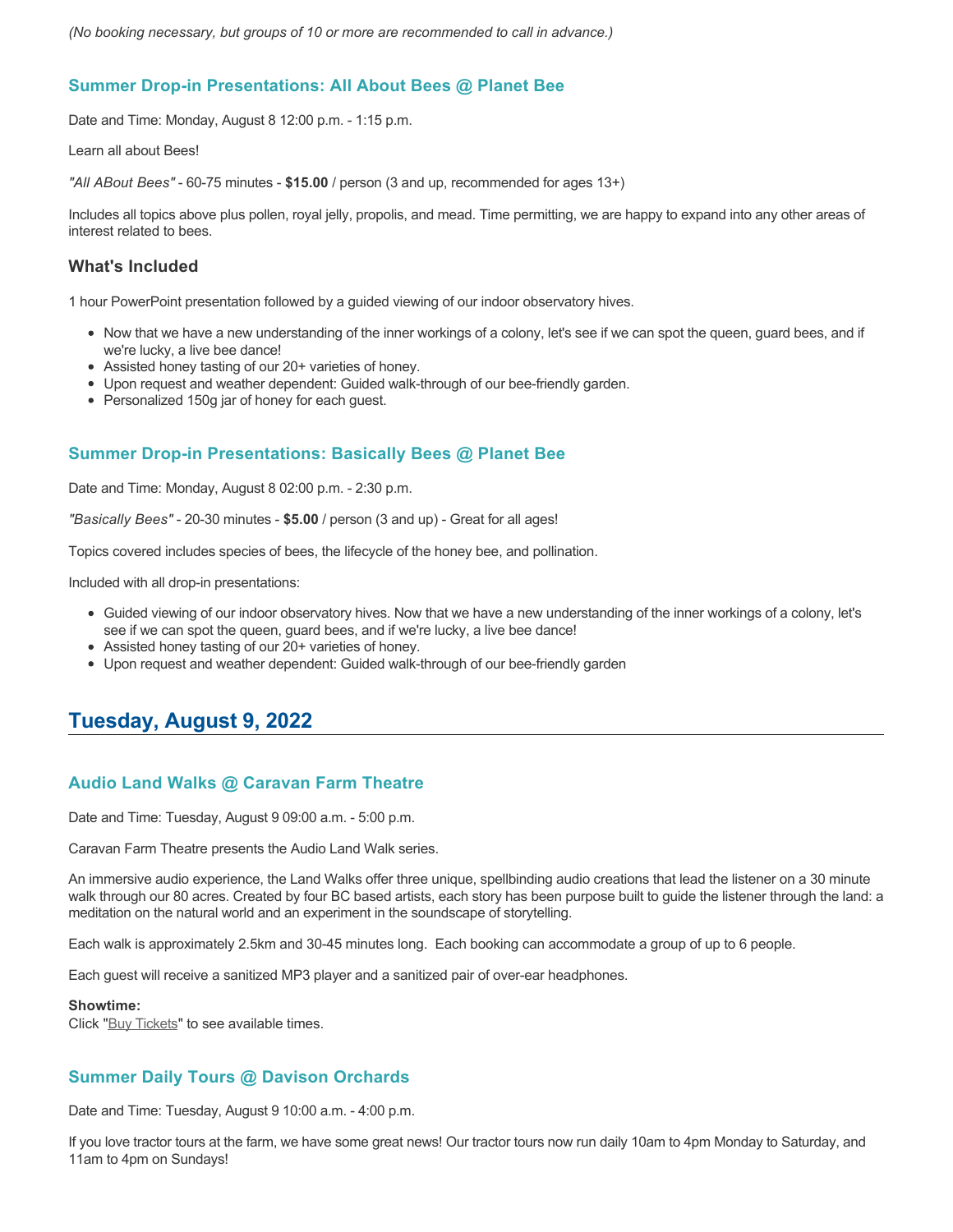*(No booking necessary, but groups of 10 or more are recommended to call in advance.)*

### Summer Drop-in Presentations: All About Bees @ Planet Bee

Date and Time: Monday, August 8 12:00 p.m. - 1:15 p.m.

Learn all about Bees!

*"All ABout Bees"* - 60-75 minutes - **$15.00** / person (3 and up, recommended for ages 13+)

Includes all topics above plus pollen, royal jelly, propolis, and mead. Time permitting, we are happy to expand into any other areas of interest related to bees.

#### What's Included

1 hour PowerPoint presentation followed by a guided viewing of our indoor observatory hives.

- Now that we have a new understanding of the inner workings of a colony, let's see if we can spot the queen, guard bees, and if we're lucky, a live bee dance!
- Assisted honey tasting of our 20+ varieties of honey.
- Upon request and weather dependent: Guided walk-through of our bee-friendly garden.
- Personalized 150g jar of honey for each guest.

### Summer Drop-in Presentations: Basically Bees @ Planet Bee

Date and Time: Monday, August 8 02:00 p.m. - 2:30 p.m.

*"Basically Bees"* - 20-30 minutes - **$5.00** / person (3 and up) - Great for all ages!

Topics covered includes species of bees, the lifecycle of the honey bee, and pollination.

Included with all drop-in presentations:

- Guided viewing of our indoor observatory hives. Now that we have a new understanding of the inner workings of a colony, let's see if we can spot the queen, guard bees, and if we're lucky, a live bee dance!
- Assisted honey tasting of our 20+ varieties of honey.
- Upon request and weather dependent: Guided walk-through of our bee-friendly garden

## Tuesday, August 9, 2022

### Audio Land Walks @ Caravan Farm Theatre

Date and Time: Tuesday, August 9 09:00 a.m. - 5:00 p.m.

Caravan Farm Theatre presents the Audio Land Walk series.

An immersive audio experience, the Land Walks offer three unique, spellbinding audio creations that lead the listener on a 30 minute walk through our 80 acres. Created by four BC based artists, each story has been purpose built to guide the listener through the land: a meditation on the natural world and an experiment in the soundscape of storytelling.

Each walk is approximately 2.5km and 30-45 minutes long. Each booking can accommodate a group of up to 6 people.

Each guest will receive a sanitized MP3 player and a sanitized pair of over-ear headphones.

**Showtime:**
Click "Buy Tickets" to see available times.

### Summer Daily Tours @ Davison Orchards

Date and Time: Tuesday, August 9 10:00 a.m. - 4:00 p.m.

If you love tractor tours at the farm, we have some great news! Our tractor tours now run daily 10am to 4pm Monday to Saturday, and 11am to 4pm on Sundays!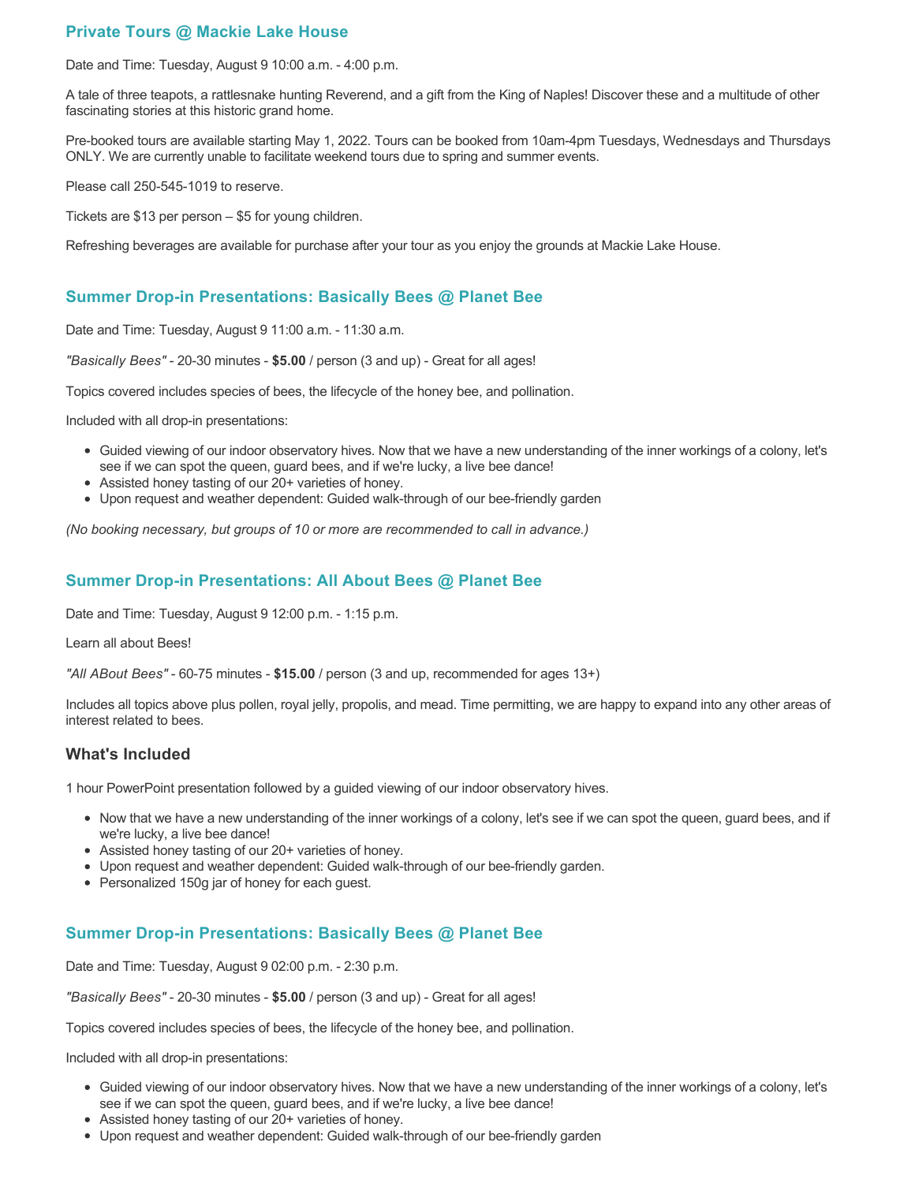## Private Tours @ Mackie Lake House

Date and Time: Tuesday, August 9 10:00 a.m. - 4:00 p.m.

A tale of three teapots, a rattlesnake hunting Reverend, and a gift from the King of Naples! Discover these and a multitude of other fascinating stories at this historic grand home.

Pre-booked tours are available starting May 1, 2022. Tours can be booked from 10am-4pm Tuesdays, Wednesdays and Thursdays ONLY. We are currently unable to facilitate weekend tours due to spring and summer events.

Please call 250-545-1019 to reserve.

Tickets are $13 per person – $5 for young children.

Refreshing beverages are available for purchase after your tour as you enjoy the grounds at Mackie Lake House.

## Summer Drop-in Presentations: Basically Bees @ Planet Bee

Date and Time: Tuesday, August 9 11:00 a.m. - 11:30 a.m.

*"Basically Bees"* - 20-30 minutes - **$5.00** / person (3 and up) - Great for all ages!

Topics covered includes species of bees, the lifecycle of the honey bee, and pollination.

Included with all drop-in presentations:

- Guided viewing of our indoor observatory hives. Now that we have a new understanding of the inner workings of a colony, let's see if we can spot the queen, guard bees, and if we're lucky, a live bee dance!
- Assisted honey tasting of our 20+ varieties of honey.
- Upon request and weather dependent: Guided walk-through of our bee-friendly garden

*(No booking necessary, but groups of 10 or more are recommended to call in advance.)*

## Summer Drop-in Presentations: All About Bees @ Planet Bee

Date and Time: Tuesday, August 9 12:00 p.m. - 1:15 p.m.

Learn all about Bees!

*"All ABout Bees"* - 60-75 minutes - **$15.00** / person (3 and up, recommended for ages 13+)

Includes all topics above plus pollen, royal jelly, propolis, and mead. Time permitting, we are happy to expand into any other areas of interest related to bees.

### What's Included

1 hour PowerPoint presentation followed by a guided viewing of our indoor observatory hives.

- Now that we have a new understanding of the inner workings of a colony, let's see if we can spot the queen, guard bees, and if we're lucky, a live bee dance!
- Assisted honey tasting of our 20+ varieties of honey.
- Upon request and weather dependent: Guided walk-through of our bee-friendly garden.
- Personalized 150g jar of honey for each guest.

## Summer Drop-in Presentations: Basically Bees @ Planet Bee

Date and Time: Tuesday, August 9 02:00 p.m. - 2:30 p.m.

*"Basically Bees"* - 20-30 minutes - **$5.00** / person (3 and up) - Great for all ages!

Topics covered includes species of bees, the lifecycle of the honey bee, and pollination.

Included with all drop-in presentations:

- Guided viewing of our indoor observatory hives. Now that we have a new understanding of the inner workings of a colony, let's see if we can spot the queen, guard bees, and if we're lucky, a live bee dance!
- Assisted honey tasting of our 20+ varieties of honey.
- Upon request and weather dependent: Guided walk-through of our bee-friendly garden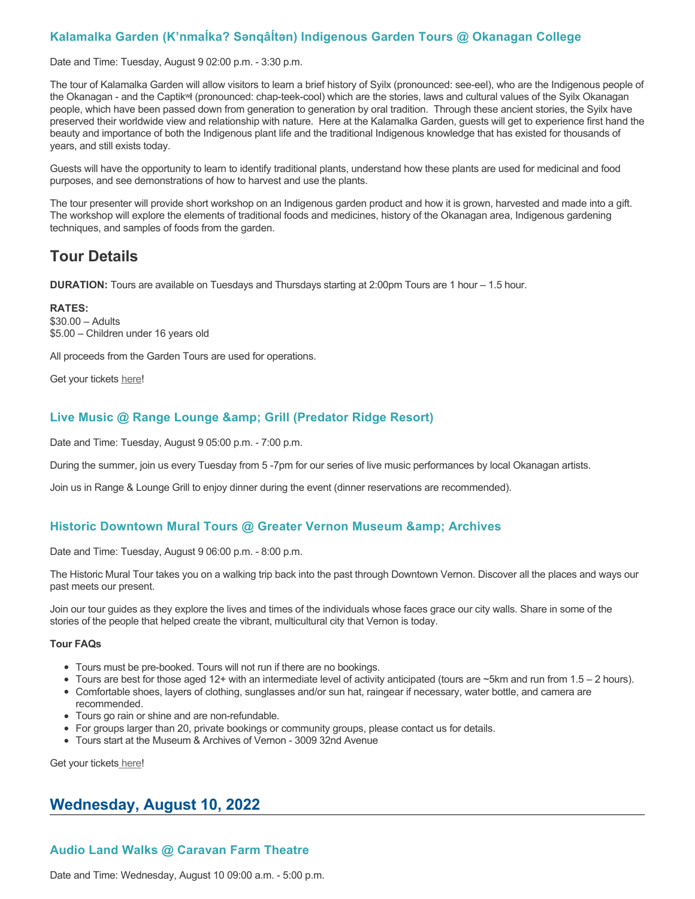### Kalamalka Garden (K'nmaĺka? Sənqâĺtən) Indigenous Garden Tours @ Okanagan College

Date and Time: Tuesday, August 9 02:00 p.m. - 3:30 p.m.

The tour of Kalamalka Garden will allow visitors to learn a brief history of Syilx (pronounced: see-eel), who are the Indigenous people of the Okanagan - and the Captikʷł (pronounced: chap-teek-cool) which are the stories, laws and cultural values of the Syilx Okanagan people, which have been passed down from generation to generation by oral tradition. Through these ancient stories, the Syilx have preserved their worldwide view and relationship with nature. Here at the Kalamalka Garden, guests will get to experience first hand the beauty and importance of both the Indigenous plant life and the traditional Indigenous knowledge that has existed for thousands of years, and still exists today.

Guests will have the opportunity to learn to identify traditional plants, understand how these plants are used for medicinal and food purposes, and see demonstrations of how to harvest and use the plants.

The tour presenter will provide short workshop on an Indigenous garden product and how it is grown, harvested and made into a gift. The workshop will explore the elements of traditional foods and medicines, history of the Okanagan area, Indigenous gardening techniques, and samples of foods from the garden.

## Tour Details

**DURATION:** Tours are available on Tuesdays and Thursdays starting at 2:00pm Tours are 1 hour – 1.5 hour.

**RATES:**
$30.00 – Adults
$5.00 – Children under 16 years old

All proceeds from the Garden Tours are used for operations.

Get your tickets here!

### Live Music @ Range Lounge &amp; Grill (Predator Ridge Resort)

Date and Time: Tuesday, August 9 05:00 p.m. - 7:00 p.m.

During the summer, join us every Tuesday from 5 -7pm for our series of live music performances by local Okanagan artists.

Join us in Range & Lounge Grill to enjoy dinner during the event (dinner reservations are recommended).

### Historic Downtown Mural Tours @ Greater Vernon Museum &amp; Archives

Date and Time: Tuesday, August 9 06:00 p.m. - 8:00 p.m.

The Historic Mural Tour takes you on a walking trip back into the past through Downtown Vernon. Discover all the places and ways our past meets our present.

Join our tour guides as they explore the lives and times of the individuals whose faces grace our city walls. Share in some of the stories of the people that helped create the vibrant, multicultural city that Vernon is today.

**Tour FAQs**

- Tours must be pre-booked. Tours will not run if there are no bookings.
- Tours are best for those aged 12+ with an intermediate level of activity anticipated (tours are ~5km and run from 1.5 – 2 hours).
- Comfortable shoes, layers of clothing, sunglasses and/or sun hat, raingear if necessary, water bottle, and camera are recommended.
- Tours go rain or shine and are non-refundable.
- For groups larger than 20, private bookings or community groups, please contact us for details.
- Tours start at the Museum & Archives of Vernon - 3009 32nd Avenue

Get your tickets here!

## Wednesday, August 10, 2022

### Audio Land Walks @ Caravan Farm Theatre

Date and Time: Wednesday, August 10 09:00 a.m. - 5:00 p.m.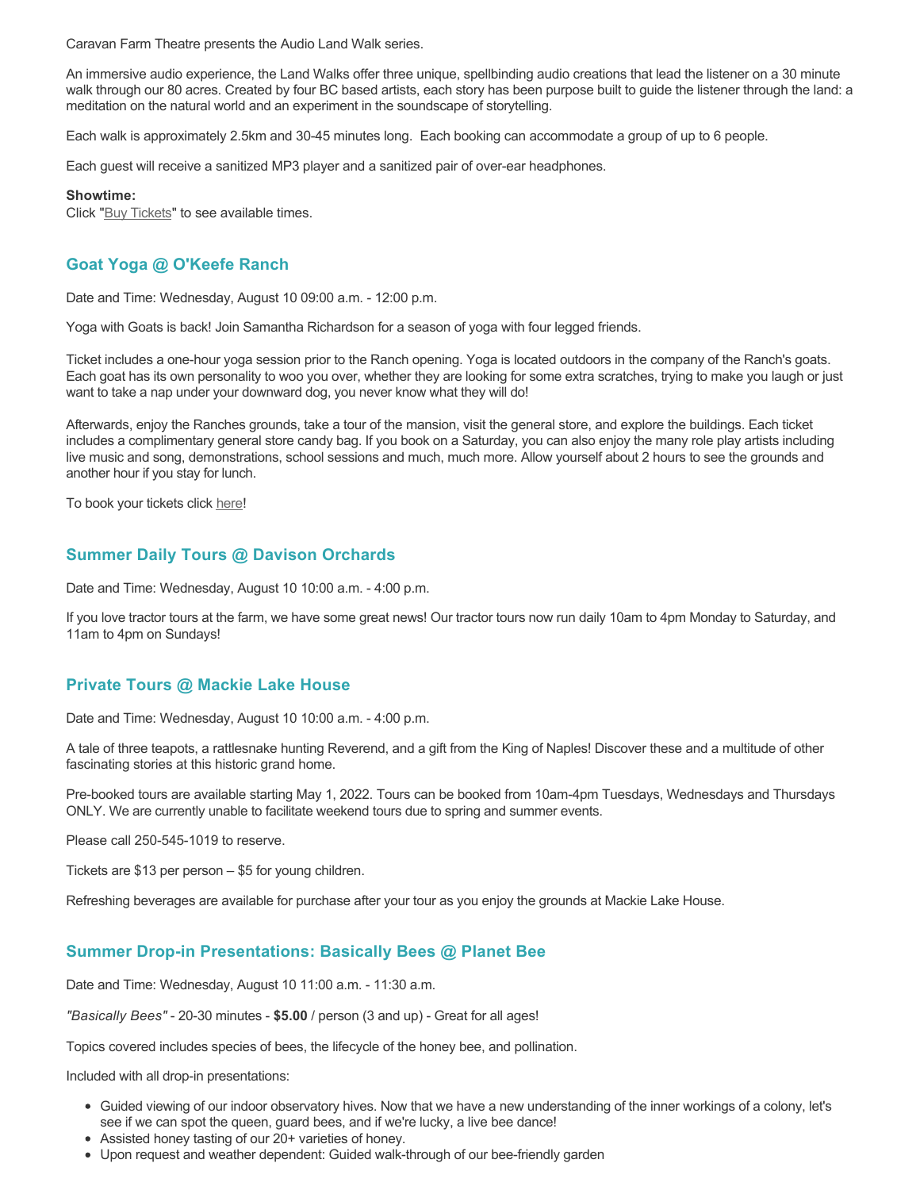Caravan Farm Theatre presents the Audio Land Walk series.

An immersive audio experience, the Land Walks offer three unique, spellbinding audio creations that lead the listener on a 30 minute walk through our 80 acres. Created by four BC based artists, each story has been purpose built to guide the listener through the land: a meditation on the natural world and an experiment in the soundscape of storytelling.

Each walk is approximately 2.5km and 30-45 minutes long.  Each booking can accommodate a group of up to 6 people.

Each guest will receive a sanitized MP3 player and a sanitized pair of over-ear headphones.

**Showtime:**
Click "Buy Tickets" to see available times.

### Goat Yoga @ O'Keefe Ranch

Date and Time: Wednesday, August 10 09:00 a.m. - 12:00 p.m.

Yoga with Goats is back! Join Samantha Richardson for a season of yoga with four legged friends.

Ticket includes a one-hour yoga session prior to the Ranch opening. Yoga is located outdoors in the company of the Ranch's goats. Each goat has its own personality to woo you over, whether they are looking for some extra scratches, trying to make you laugh or just want to take a nap under your downward dog, you never know what they will do!

Afterwards, enjoy the Ranches grounds, take a tour of the mansion, visit the general store, and explore the buildings. Each ticket includes a complimentary general store candy bag. If you book on a Saturday, you can also enjoy the many role play artists including live music and song, demonstrations, school sessions and much, much more. Allow yourself about 2 hours to see the grounds and another hour if you stay for lunch.

To book your tickets click here!

### Summer Daily Tours @ Davison Orchards

Date and Time: Wednesday, August 10 10:00 a.m. - 4:00 p.m.

If you love tractor tours at the farm, we have some great news! Our tractor tours now run daily 10am to 4pm Monday to Saturday, and 11am to 4pm on Sundays!

### Private Tours @ Mackie Lake House

Date and Time: Wednesday, August 10 10:00 a.m. - 4:00 p.m.

A tale of three teapots, a rattlesnake hunting Reverend, and a gift from the King of Naples! Discover these and a multitude of other fascinating stories at this historic grand home.

Pre-booked tours are available starting May 1, 2022. Tours can be booked from 10am-4pm Tuesdays, Wednesdays and Thursdays ONLY. We are currently unable to facilitate weekend tours due to spring and summer events.

Please call 250-545-1019 to reserve.

Tickets are $13 per person – $5 for young children.

Refreshing beverages are available for purchase after your tour as you enjoy the grounds at Mackie Lake House.

### Summer Drop-in Presentations: Basically Bees @ Planet Bee

Date and Time: Wednesday, August 10 11:00 a.m. - 11:30 a.m.

*"Basically Bees"* - 20-30 minutes - **$5.00** / person (3 and up) - Great for all ages!

Topics covered includes species of bees, the lifecycle of the honey bee, and pollination.

Included with all drop-in presentations:

- Guided viewing of our indoor observatory hives. Now that we have a new understanding of the inner workings of a colony, let's see if we can spot the queen, guard bees, and if we're lucky, a live bee dance!
- Assisted honey tasting of our 20+ varieties of honey.
- Upon request and weather dependent: Guided walk-through of our bee-friendly garden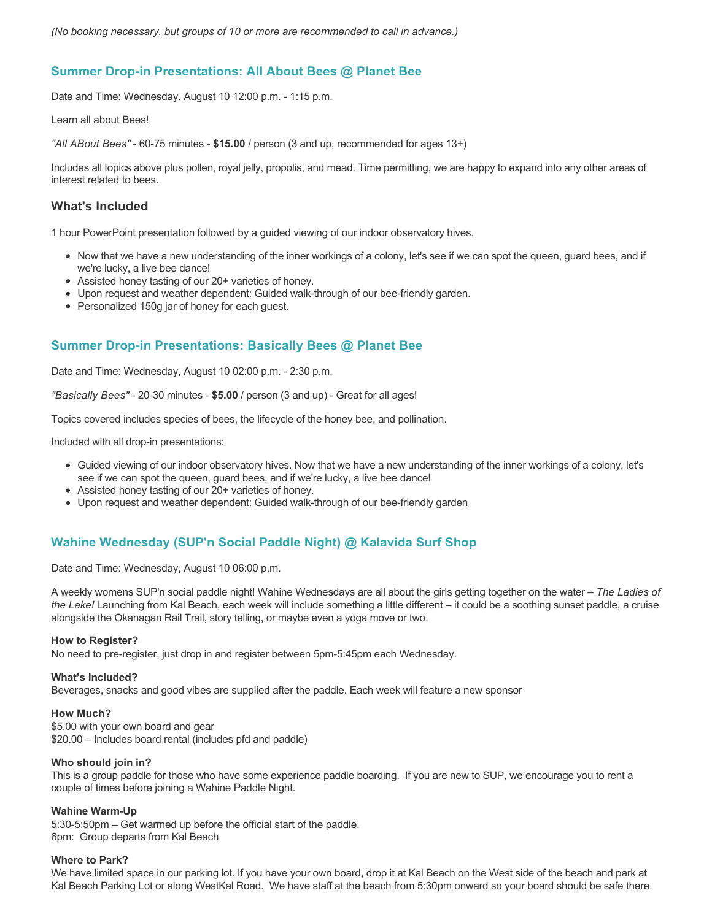*(No booking necessary, but groups of 10 or more are recommended to call in advance.)*

## Summer Drop-in Presentations: All About Bees @ Planet Bee

Date and Time: Wednesday, August 10 12:00 p.m. - 1:15 p.m.

Learn all about Bees!

*"All ABout Bees"* - 60-75 minutes - **$15.00** / person (3 and up, recommended for ages 13+)

Includes all topics above plus pollen, royal jelly, propolis, and mead. Time permitting, we are happy to expand into any other areas of interest related to bees.

### What's Included

1 hour PowerPoint presentation followed by a guided viewing of our indoor observatory hives.

- Now that we have a new understanding of the inner workings of a colony, let's see if we can spot the queen, guard bees, and if we're lucky, a live bee dance!
- Assisted honey tasting of our 20+ varieties of honey.
- Upon request and weather dependent: Guided walk-through of our bee-friendly garden.
- Personalized 150g jar of honey for each guest.

## Summer Drop-in Presentations: Basically Bees @ Planet Bee

Date and Time: Wednesday, August 10 02:00 p.m. - 2:30 p.m.

*"Basically Bees"* - 20-30 minutes - **$5.00** / person (3 and up) - Great for all ages!

Topics covered includes species of bees, the lifecycle of the honey bee, and pollination.

Included with all drop-in presentations:

- Guided viewing of our indoor observatory hives. Now that we have a new understanding of the inner workings of a colony, let's see if we can spot the queen, guard bees, and if we're lucky, a live bee dance!
- Assisted honey tasting of our 20+ varieties of honey.
- Upon request and weather dependent: Guided walk-through of our bee-friendly garden

## Wahine Wednesday (SUP'n Social Paddle Night) @ Kalavida Surf Shop

Date and Time: Wednesday, August 10 06:00 p.m.

A weekly womens SUP'n social paddle night! Wahine Wednesdays are all about the girls getting together on the water – *The Ladies of the Lake!* Launching from Kal Beach, each week will include something a little different – it could be a soothing sunset paddle, a cruise alongside the Okanagan Rail Trail, story telling, or maybe even a yoga move or two.

**How to Register?**
No need to pre-register, just drop in and register between 5pm-5:45pm each Wednesday.

**What's Included?**
Beverages, snacks and good vibes are supplied after the paddle. Each week will feature a new sponsor

**How Much?**
$5.00 with your own board and gear
$20.00 – Includes board rental (includes pfd and paddle)

**Who should join in?**
This is a group paddle for those who have some experience paddle boarding. If you are new to SUP, we encourage you to rent a couple of times before joining a Wahine Paddle Night.

**Wahine Warm-Up**
5:30-5:50pm – Get warmed up before the official start of the paddle.
6pm: Group departs from Kal Beach

**Where to Park?**
We have limited space in our parking lot. If you have your own board, drop it at Kal Beach on the West side of the beach and park at Kal Beach Parking Lot or along WestKal Road. We have staff at the beach from 5:30pm onward so your board should be safe there.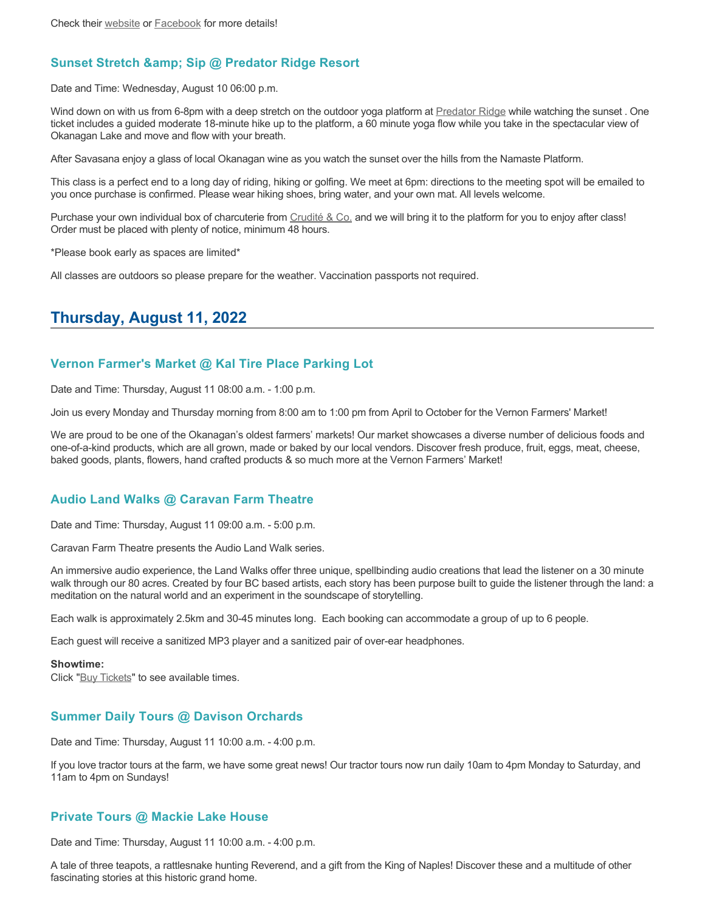Check their website or Facebook for more details!

### Sunset Stretch &amp; Sip @ Predator Ridge Resort

Date and Time: Wednesday, August 10 06:00 p.m.

Wind down on with us from 6-8pm with a deep stretch on the outdoor yoga platform at Predator Ridge while watching the sunset . One ticket includes a guided moderate 18-minute hike up to the platform, a 60 minute yoga flow while you take in the spectacular view of Okanagan Lake and move and flow with your breath.

After Savasana enjoy a glass of local Okanagan wine as you watch the sunset over the hills from the Namaste Platform.

This class is a perfect end to a long day of riding, hiking or golfing. We meet at 6pm: directions to the meeting spot will be emailed to you once purchase is confirmed. Please wear hiking shoes, bring water, and your own mat. All levels welcome.

Purchase your own individual box of charcuterie from Crudité & Co. and we will bring it to the platform for you to enjoy after class! Order must be placed with plenty of notice, minimum 48 hours.

*Please book early as spaces are limited*

All classes are outdoors so please prepare for the weather. Vaccination passports not required.

## Thursday, August 11, 2022

### Vernon Farmer's Market @ Kal Tire Place Parking Lot

Date and Time: Thursday, August 11 08:00 a.m. - 1:00 p.m.

Join us every Monday and Thursday morning from 8:00 am to 1:00 pm from April to October for the Vernon Farmers' Market!

We are proud to be one of the Okanagan's oldest farmers' markets! Our market showcases a diverse number of delicious foods and one-of-a-kind products, which are all grown, made or baked by our local vendors. Discover fresh produce, fruit, eggs, meat, cheese, baked goods, plants, flowers, hand crafted products & so much more at the Vernon Farmers' Market!

### Audio Land Walks @ Caravan Farm Theatre

Date and Time: Thursday, August 11 09:00 a.m. - 5:00 p.m.

Caravan Farm Theatre presents the Audio Land Walk series.

An immersive audio experience, the Land Walks offer three unique, spellbinding audio creations that lead the listener on a 30 minute walk through our 80 acres. Created by four BC based artists, each story has been purpose built to guide the listener through the land: a meditation on the natural world and an experiment in the soundscape of storytelling.

Each walk is approximately 2.5km and 30-45 minutes long. Each booking can accommodate a group of up to 6 people.

Each guest will receive a sanitized MP3 player and a sanitized pair of over-ear headphones.

**Showtime:**
Click "Buy Tickets" to see available times.

### Summer Daily Tours @ Davison Orchards

Date and Time: Thursday, August 11 10:00 a.m. - 4:00 p.m.

If you love tractor tours at the farm, we have some great news! Our tractor tours now run daily 10am to 4pm Monday to Saturday, and 11am to 4pm on Sundays!

### Private Tours @ Mackie Lake House

Date and Time: Thursday, August 11 10:00 a.m. - 4:00 p.m.

A tale of three teapots, a rattlesnake hunting Reverend, and a gift from the King of Naples! Discover these and a multitude of other fascinating stories at this historic grand home.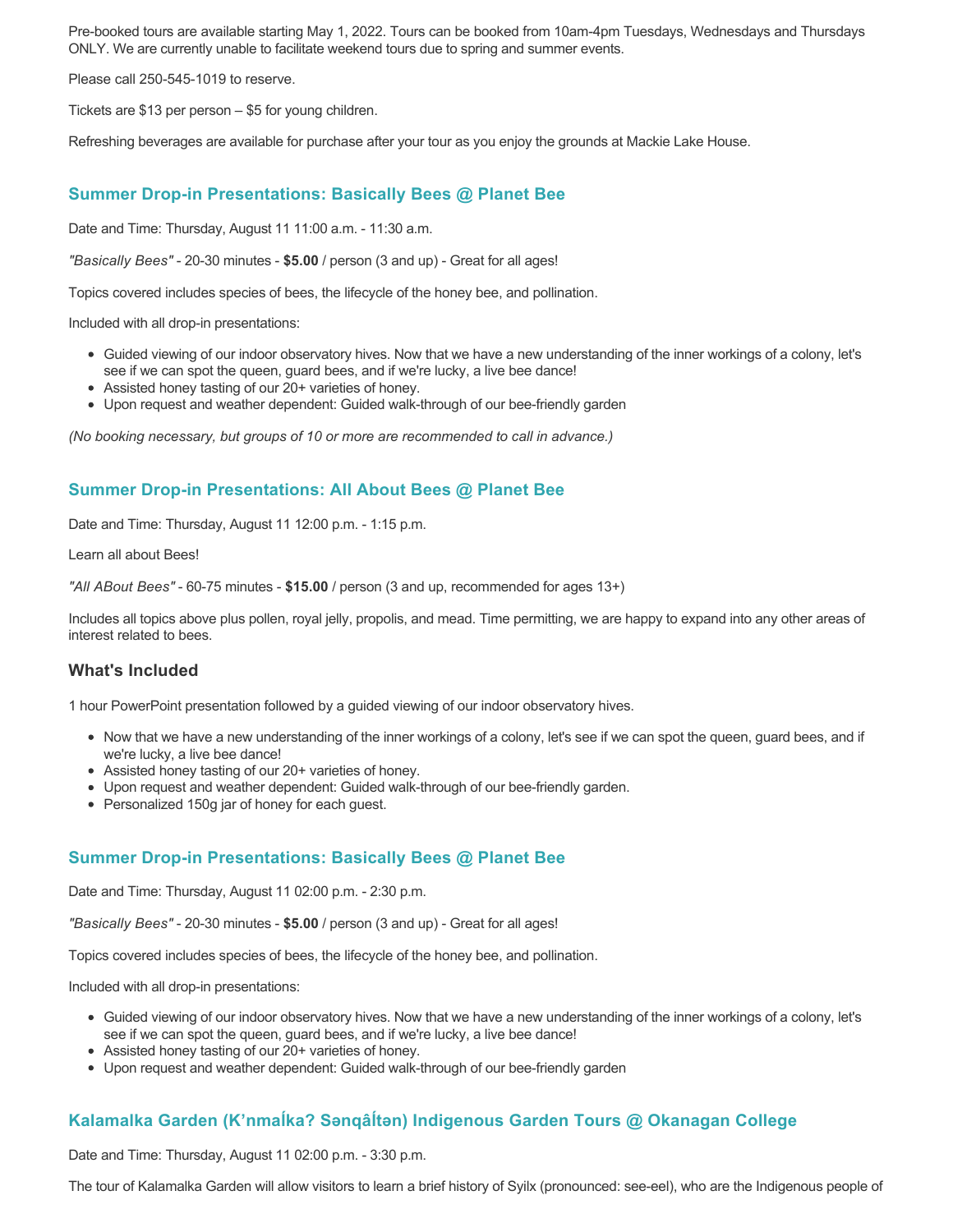Pre-booked tours are available starting May 1, 2022. Tours can be booked from 10am-4pm Tuesdays, Wednesdays and Thursdays ONLY. We are currently unable to facilitate weekend tours due to spring and summer events.

Please call 250-545-1019 to reserve.

Tickets are $13 per person – $5 for young children.

Refreshing beverages are available for purchase after your tour as you enjoy the grounds at Mackie Lake House.

### Summer Drop-in Presentations: Basically Bees @ Planet Bee

Date and Time: Thursday, August 11 11:00 a.m. - 11:30 a.m.

*"Basically Bees"* - 20-30 minutes - **$5.00** / person (3 and up) - Great for all ages!

Topics covered includes species of bees, the lifecycle of the honey bee, and pollination.

Included with all drop-in presentations:

- Guided viewing of our indoor observatory hives. Now that we have a new understanding of the inner workings of a colony, let's see if we can spot the queen, guard bees, and if we're lucky, a live bee dance!
- Assisted honey tasting of our 20+ varieties of honey.
- Upon request and weather dependent: Guided walk-through of our bee-friendly garden

*(No booking necessary, but groups of 10 or more are recommended to call in advance.)*

### Summer Drop-in Presentations: All About Bees @ Planet Bee

Date and Time: Thursday, August 11 12:00 p.m. - 1:15 p.m.

Learn all about Bees!

*"All ABout Bees"* - 60-75 minutes - **$15.00** / person (3 and up, recommended for ages 13+)

Includes all topics above plus pollen, royal jelly, propolis, and mead. Time permitting, we are happy to expand into any other areas of interest related to bees.

### What's Included

1 hour PowerPoint presentation followed by a guided viewing of our indoor observatory hives.

- Now that we have a new understanding of the inner workings of a colony, let's see if we can spot the queen, guard bees, and if we're lucky, a live bee dance!
- Assisted honey tasting of our 20+ varieties of honey.
- Upon request and weather dependent: Guided walk-through of our bee-friendly garden.
- Personalized 150g jar of honey for each guest.

### Summer Drop-in Presentations: Basically Bees @ Planet Bee

Date and Time: Thursday, August 11 02:00 p.m. - 2:30 p.m.

*"Basically Bees"* - 20-30 minutes - **$5.00** / person (3 and up) - Great for all ages!

Topics covered includes species of bees, the lifecycle of the honey bee, and pollination.

Included with all drop-in presentations:

- Guided viewing of our indoor observatory hives. Now that we have a new understanding of the inner workings of a colony, let's see if we can spot the queen, guard bees, and if we're lucky, a live bee dance!
- Assisted honey tasting of our 20+ varieties of honey.
- Upon request and weather dependent: Guided walk-through of our bee-friendly garden

### Kalamalka Garden (K’nmaĺka? Sənqâĺtən) Indigenous Garden Tours @ Okanagan College

Date and Time: Thursday, August 11 02:00 p.m. - 3:30 p.m.

The tour of Kalamalka Garden will allow visitors to learn a brief history of Syilx (pronounced: see-eel), who are the Indigenous people of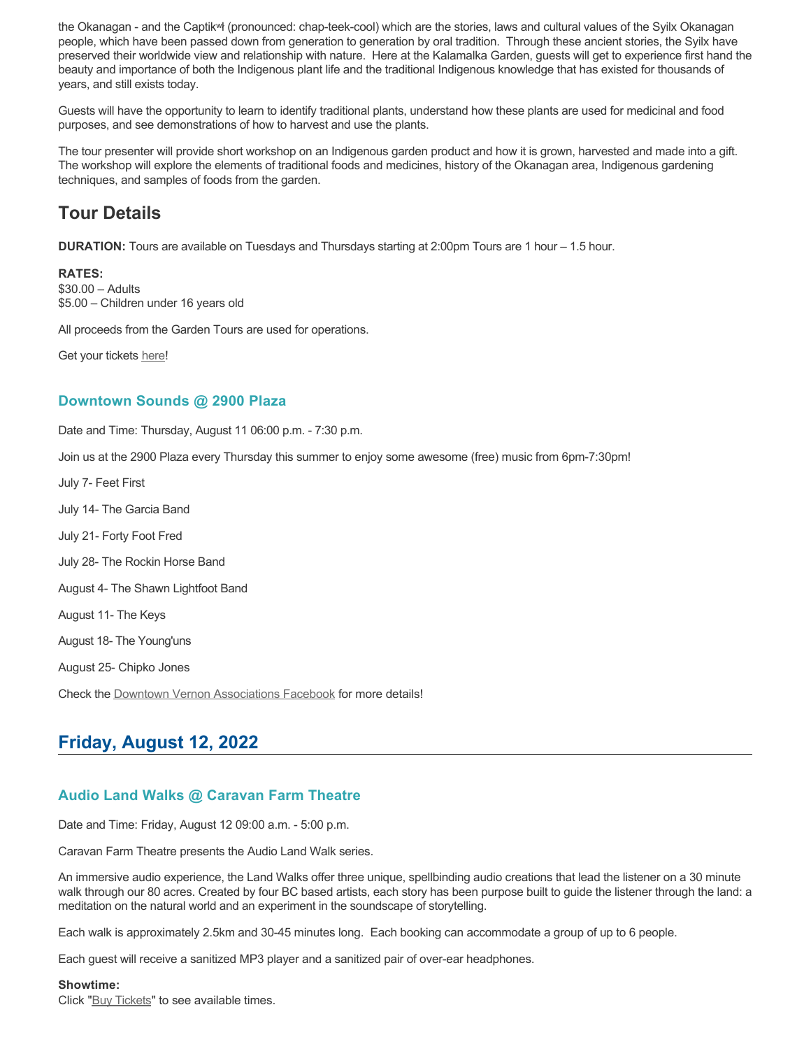the Okanagan - and the Captikʷł (pronounced: chap-teek-cool) which are the stories, laws and cultural values of the Syilx Okanagan people, which have been passed down from generation to generation by oral tradition. Through these ancient stories, the Syilx have preserved their worldwide view and relationship with nature. Here at the Kalamalka Garden, guests will get to experience first hand the beauty and importance of both the Indigenous plant life and the traditional Indigenous knowledge that has existed for thousands of years, and still exists today.

Guests will have the opportunity to learn to identify traditional plants, understand how these plants are used for medicinal and food purposes, and see demonstrations of how to harvest and use the plants.

The tour presenter will provide short workshop on an Indigenous garden product and how it is grown, harvested and made into a gift. The workshop will explore the elements of traditional foods and medicines, history of the Okanagan area, Indigenous gardening techniques, and samples of foods from the garden.

## Tour Details

**DURATION:** Tours are available on Tuesdays and Thursdays starting at 2:00pm Tours are 1 hour – 1.5 hour.

**RATES:**
$30.00 – Adults
$5.00 – Children under 16 years old

All proceeds from the Garden Tours are used for operations.

Get your tickets here!

### Downtown Sounds @ 2900 Plaza

Date and Time: Thursday, August 11 06:00 p.m. - 7:30 p.m.

Join us at the 2900 Plaza every Thursday this summer to enjoy some awesome (free) music from 6pm-7:30pm!

July 7- Feet First

July 14- The Garcia Band

July 21- Forty Foot Fred

July 28- The Rockin Horse Band

August 4- The Shawn Lightfoot Band

August 11- The Keys

August 18- The Young'uns

August 25- Chipko Jones

Check the Downtown Vernon Associations Facebook for more details!

## Friday, August 12, 2022

### Audio Land Walks @ Caravan Farm Theatre

Date and Time: Friday, August 12 09:00 a.m. - 5:00 p.m.

Caravan Farm Theatre presents the Audio Land Walk series.

An immersive audio experience, the Land Walks offer three unique, spellbinding audio creations that lead the listener on a 30 minute walk through our 80 acres. Created by four BC based artists, each story has been purpose built to guide the listener through the land: a meditation on the natural world and an experiment in the soundscape of storytelling.

Each walk is approximately 2.5km and 30-45 minutes long. Each booking can accommodate a group of up to 6 people.

Each guest will receive a sanitized MP3 player and a sanitized pair of over-ear headphones.

**Showtime:**
Click "Buy Tickets" to see available times.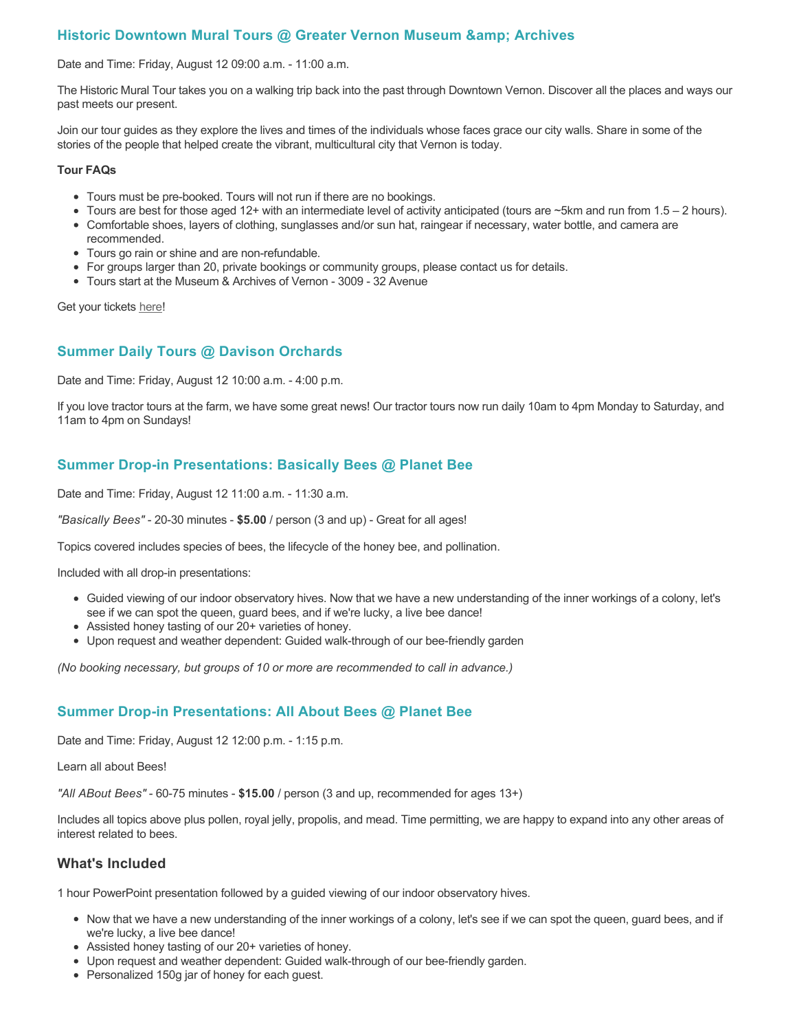### Historic Downtown Mural Tours @ Greater Vernon Museum &amp; Archives

Date and Time: Friday, August 12 09:00 a.m. - 11:00 a.m.

The Historic Mural Tour takes you on a walking trip back into the past through Downtown Vernon. Discover all the places and ways our past meets our present.

Join our tour guides as they explore the lives and times of the individuals whose faces grace our city walls. Share in some of the stories of the people that helped create the vibrant, multicultural city that Vernon is today.

**Tour FAQs**

- Tours must be pre-booked. Tours will not run if there are no bookings.
- Tours are best for those aged 12+ with an intermediate level of activity anticipated (tours are ~5km and run from 1.5 – 2 hours).
- Comfortable shoes, layers of clothing, sunglasses and/or sun hat, raingear if necessary, water bottle, and camera are recommended.
- Tours go rain or shine and are non-refundable.
- For groups larger than 20, private bookings or community groups, please contact us for details.
- Tours start at the Museum & Archives of Vernon - 3009 - 32 Avenue

Get your tickets here!

### Summer Daily Tours @ Davison Orchards

Date and Time: Friday, August 12 10:00 a.m. - 4:00 p.m.

If you love tractor tours at the farm, we have some great news! Our tractor tours now run daily 10am to 4pm Monday to Saturday, and 11am to 4pm on Sundays!

### Summer Drop-in Presentations: Basically Bees @ Planet Bee

Date and Time: Friday, August 12 11:00 a.m. - 11:30 a.m.

*"Basically Bees"* - 20-30 minutes - **$5.00** / person (3 and up) - Great for all ages!

Topics covered includes species of bees, the lifecycle of the honey bee, and pollination.

Included with all drop-in presentations:

- Guided viewing of our indoor observatory hives. Now that we have a new understanding of the inner workings of a colony, let's see if we can spot the queen, guard bees, and if we're lucky, a live bee dance!
- Assisted honey tasting of our 20+ varieties of honey.
- Upon request and weather dependent: Guided walk-through of our bee-friendly garden

*(No booking necessary, but groups of 10 or more are recommended to call in advance.)*

### Summer Drop-in Presentations: All About Bees @ Planet Bee

Date and Time: Friday, August 12 12:00 p.m. - 1:15 p.m.

Learn all about Bees!

*"All ABout Bees"* - 60-75 minutes - **$15.00** / person (3 and up, recommended for ages 13+)

Includes all topics above plus pollen, royal jelly, propolis, and mead. Time permitting, we are happy to expand into any other areas of interest related to bees.

## What's Included

1 hour PowerPoint presentation followed by a guided viewing of our indoor observatory hives.

- Now that we have a new understanding of the inner workings of a colony, let's see if we can spot the queen, guard bees, and if we're lucky, a live bee dance!
- Assisted honey tasting of our 20+ varieties of honey.
- Upon request and weather dependent: Guided walk-through of our bee-friendly garden.
- Personalized 150g jar of honey for each guest.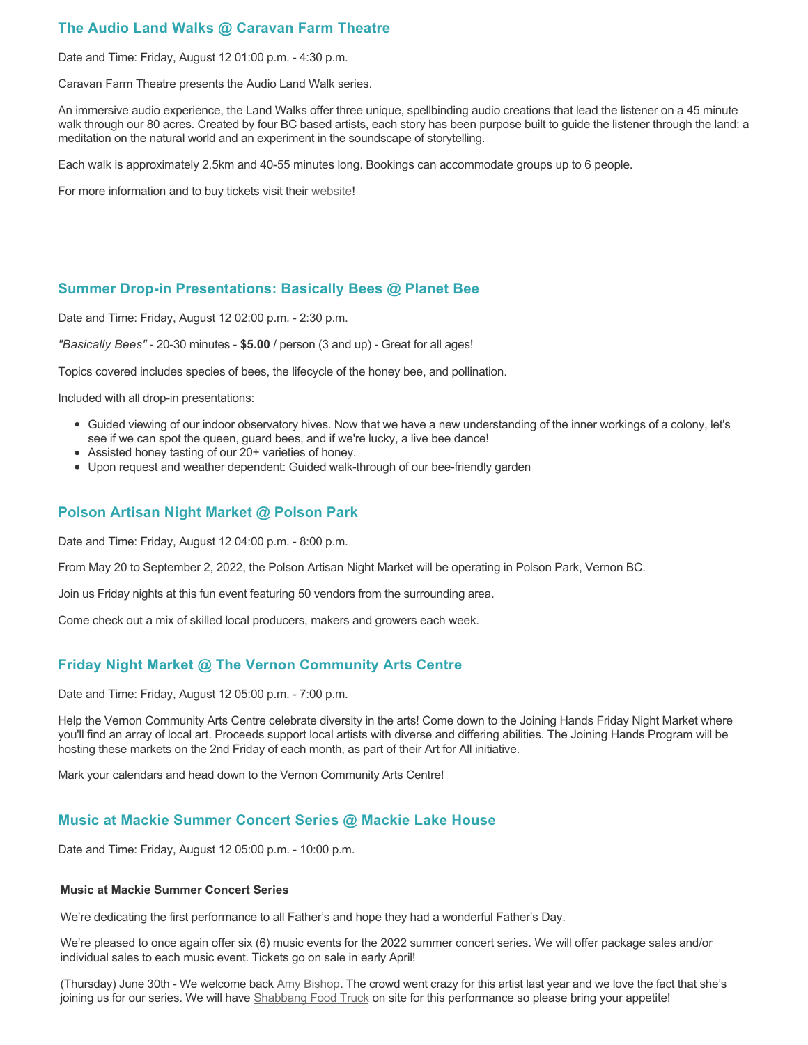### The Audio Land Walks @ Caravan Farm Theatre

Date and Time: Friday, August 12 01:00 p.m. - 4:30 p.m.

Caravan Farm Theatre presents the Audio Land Walk series.

An immersive audio experience, the Land Walks offer three unique, spellbinding audio creations that lead the listener on a 45 minute walk through our 80 acres. Created by four BC based artists, each story has been purpose built to guide the listener through the land: a meditation on the natural world and an experiment in the soundscape of storytelling.

Each walk is approximately 2.5km and 40-55 minutes long. Bookings can accommodate groups up to 6 people.

For more information and to buy tickets visit their website!

### Summer Drop-in Presentations: Basically Bees @ Planet Bee

Date and Time: Friday, August 12 02:00 p.m. - 2:30 p.m.

*"Basically Bees"* - 20-30 minutes - **$5.00** / person (3 and up) - Great for all ages!

Topics covered includes species of bees, the lifecycle of the honey bee, and pollination.

Included with all drop-in presentations:

- Guided viewing of our indoor observatory hives. Now that we have a new understanding of the inner workings of a colony, let's see if we can spot the queen, guard bees, and if we're lucky, a live bee dance!
- Assisted honey tasting of our 20+ varieties of honey.
- Upon request and weather dependent: Guided walk-through of our bee-friendly garden

### Polson Artisan Night Market @ Polson Park

Date and Time: Friday, August 12 04:00 p.m. - 8:00 p.m.

From May 20 to September 2, 2022, the Polson Artisan Night Market will be operating in Polson Park, Vernon BC.

Join us Friday nights at this fun event featuring 50 vendors from the surrounding area.

Come check out a mix of skilled local producers, makers and growers each week.

### Friday Night Market @ The Vernon Community Arts Centre

Date and Time: Friday, August 12 05:00 p.m. - 7:00 p.m.

Help the Vernon Community Arts Centre celebrate diversity in the arts! Come down to the Joining Hands Friday Night Market where you'll find an array of local art. Proceeds support local artists with diverse and differing abilities. The Joining Hands Program will be hosting these markets on the 2nd Friday of each month, as part of their Art for All initiative.

Mark your calendars and head down to the Vernon Community Arts Centre!

### Music at Mackie Summer Concert Series @ Mackie Lake House

Date and Time: Friday, August 12 05:00 p.m. - 10:00 p.m.

**Music at Mackie Summer Concert Series**

We're dedicating the first performance to all Father's and hope they had a wonderful Father's Day.

We're pleased to once again offer six (6) music events for the 2022 summer concert series. We will offer package sales and/or individual sales to each music event. Tickets go on sale in early April!

(Thursday) June 30th - We welcome back Amy Bishop. The crowd went crazy for this artist last year and we love the fact that she's joining us for our series. We will have Shabbang Food Truck on site for this performance so please bring your appetite!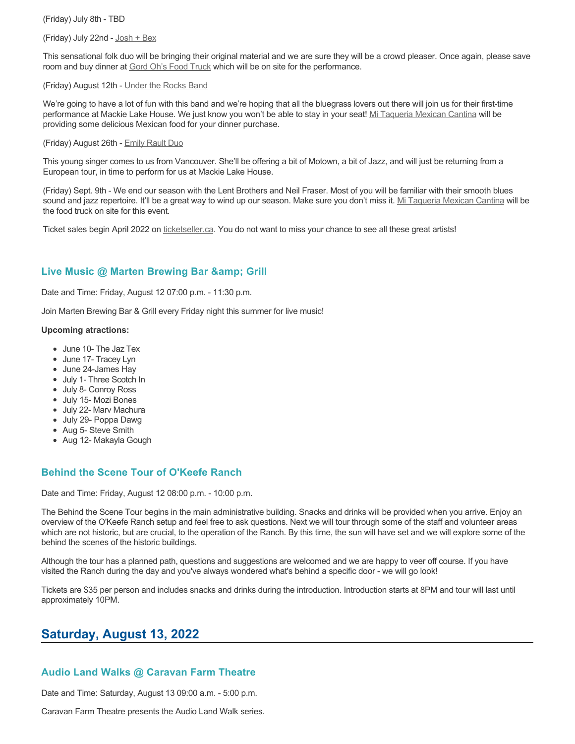(Friday) July 8th - TBD

(Friday) July 22nd - Josh + Bex

This sensational folk duo will be bringing their original material and we are sure they will be a crowd pleaser. Once again, please save room and buy dinner at Gord Oh's Food Truck which will be on site for the performance.

(Friday) August 12th - Under the Rocks Band

We're going to have a lot of fun with this band and we're hoping that all the bluegrass lovers out there will join us for their first-time performance at Mackie Lake House. We just know you won't be able to stay in your seat! Mi Taqueria Mexican Cantina will be providing some delicious Mexican food for your dinner purchase.

(Friday) August 26th - Emily Rault Duo

This young singer comes to us from Vancouver. She'll be offering a bit of Motown, a bit of Jazz, and will just be returning from a European tour, in time to perform for us at Mackie Lake House.

(Friday) Sept. 9th - We end our season with the Lent Brothers and Neil Fraser. Most of you will be familiar with their smooth blues sound and jazz repertoire. It'll be a great way to wind up our season. Make sure you don't miss it. Mi Taqueria Mexican Cantina will be the food truck on site for this event.

Ticket sales begin April 2022 on ticketseller.ca. You do not want to miss your chance to see all these great artists!

### Live Music @ Marten Brewing Bar &amp; Grill

Date and Time: Friday, August 12 07:00 p.m. - 11:30 p.m.

Join Marten Brewing Bar & Grill every Friday night this summer for live music!

**Upcoming atractions:**

- June 10- The Jaz Tex
- June 17- Tracey Lyn
- June 24-James Hay
- July 1- Three Scotch In
- July 8- Conroy Ross
- July 15- Mozi Bones
- July 22- Marv Machura
- July 29- Poppa Dawg
- Aug 5- Steve Smith
- Aug 12- Makayla Gough

### Behind the Scene Tour of O'Keefe Ranch

Date and Time: Friday, August 12 08:00 p.m. - 10:00 p.m.

The Behind the Scene Tour begins in the main administrative building. Snacks and drinks will be provided when you arrive. Enjoy an overview of the O'Keefe Ranch setup and feel free to ask questions. Next we will tour through some of the staff and volunteer areas which are not historic, but are crucial, to the operation of the Ranch. By this time, the sun will have set and we will explore some of the behind the scenes of the historic buildings.

Although the tour has a planned path, questions and suggestions are welcomed and we are happy to veer off course. If you have visited the Ranch during the day and you've always wondered what's behind a specific door - we will go look!

Tickets are $35 per person and includes snacks and drinks during the introduction. Introduction starts at 8PM and tour will last until approximately 10PM.

## Saturday, August 13, 2022

### Audio Land Walks @ Caravan Farm Theatre

Date and Time: Saturday, August 13 09:00 a.m. - 5:00 p.m.

Caravan Farm Theatre presents the Audio Land Walk series.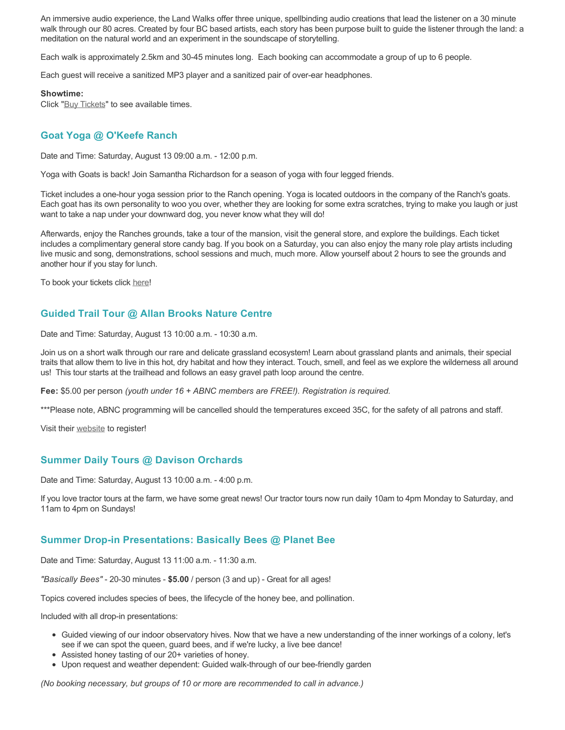An immersive audio experience, the Land Walks offer three unique, spellbinding audio creations that lead the listener on a 30 minute walk through our 80 acres. Created by four BC based artists, each story has been purpose built to guide the listener through the land: a meditation on the natural world and an experiment in the soundscape of storytelling.

Each walk is approximately 2.5km and 30-45 minutes long. Each booking can accommodate a group of up to 6 people.

Each guest will receive a sanitized MP3 player and a sanitized pair of over-ear headphones.

**Showtime:**
Click "Buy Tickets" to see available times.

### Goat Yoga @ O'Keefe Ranch

Date and Time: Saturday, August 13 09:00 a.m. - 12:00 p.m.

Yoga with Goats is back! Join Samantha Richardson for a season of yoga with four legged friends.

Ticket includes a one-hour yoga session prior to the Ranch opening. Yoga is located outdoors in the company of the Ranch's goats. Each goat has its own personality to woo you over, whether they are looking for some extra scratches, trying to make you laugh or just want to take a nap under your downward dog, you never know what they will do!

Afterwards, enjoy the Ranches grounds, take a tour of the mansion, visit the general store, and explore the buildings. Each ticket includes a complimentary general store candy bag. If you book on a Saturday, you can also enjoy the many role play artists including live music and song, demonstrations, school sessions and much, much more. Allow yourself about 2 hours to see the grounds and another hour if you stay for lunch.

To book your tickets click here!

### Guided Trail Tour @ Allan Brooks Nature Centre

Date and Time: Saturday, August 13 10:00 a.m. - 10:30 a.m.

Join us on a short walk through our rare and delicate grassland ecosystem! Learn about grassland plants and animals, their special traits that allow them to live in this hot, dry habitat and how they interact. Touch, smell, and feel as we explore the wilderness all around us! This tour starts at the trailhead and follows an easy gravel path loop around the centre.

**Fee:** $5.00 per person *(youth under 16 + ABNC members are FREE!). Registration is required.*

***Please note, ABNC programming will be cancelled should the temperatures exceed 35C, for the safety of all patrons and staff.

Visit their website to register!

### Summer Daily Tours @ Davison Orchards

Date and Time: Saturday, August 13 10:00 a.m. - 4:00 p.m.

If you love tractor tours at the farm, we have some great news! Our tractor tours now run daily 10am to 4pm Monday to Saturday, and 11am to 4pm on Sundays!

### Summer Drop-in Presentations: Basically Bees @ Planet Bee

Date and Time: Saturday, August 13 11:00 a.m. - 11:30 a.m.

*"Basically Bees"* - 20-30 minutes - **$5.00** / person (3 and up) - Great for all ages!

Topics covered includes species of bees, the lifecycle of the honey bee, and pollination.

Included with all drop-in presentations:

- Guided viewing of our indoor observatory hives. Now that we have a new understanding of the inner workings of a colony, let's see if we can spot the queen, guard bees, and if we're lucky, a live bee dance!
- Assisted honey tasting of our 20+ varieties of honey.
- Upon request and weather dependent: Guided walk-through of our bee-friendly garden

*(No booking necessary, but groups of 10 or more are recommended to call in advance.)*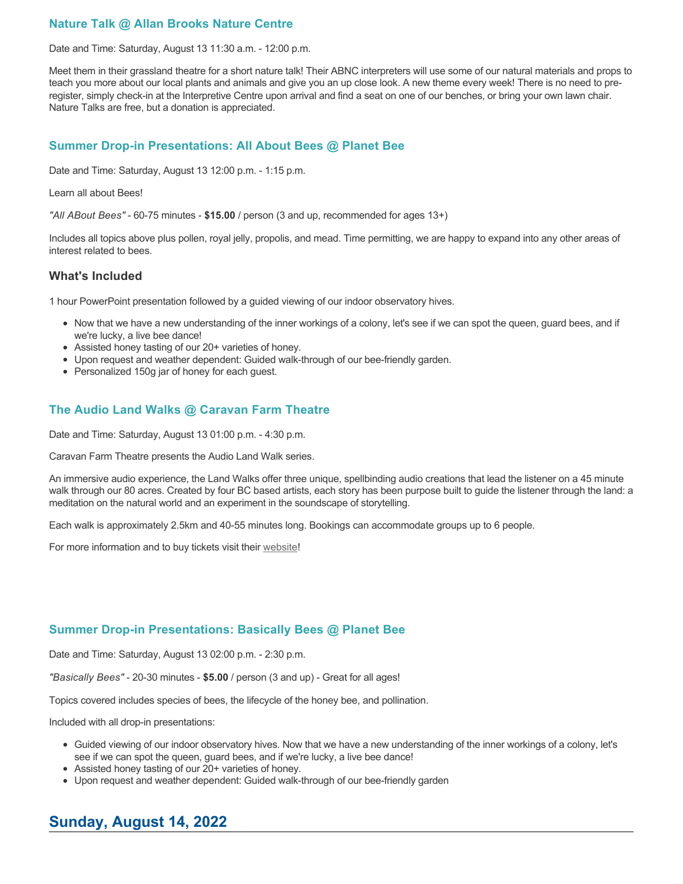### Nature Talk @ Allan Brooks Nature Centre

Date and Time: Saturday, August 13 11:30 a.m. - 12:00 p.m.

Meet them in their grassland theatre for a short nature talk! Their ABNC interpreters will use some of our natural materials and props to teach you more about our local plants and animals and give you an up close look. A new theme every week! There is no need to pre-register, simply check-in at the Interpretive Centre upon arrival and find a seat on one of our benches, or bring your own lawn chair. Nature Talks are free, but a donation is appreciated.

### Summer Drop-in Presentations: All About Bees @ Planet Bee

Date and Time: Saturday, August 13 12:00 p.m. - 1:15 p.m.

Learn all about Bees!

*"All ABout Bees"* - 60-75 minutes - **$15.00** / person (3 and up, recommended for ages 13+)

Includes all topics above plus pollen, royal jelly, propolis, and mead. Time permitting, we are happy to expand into any other areas of interest related to bees.

#### What's Included

1 hour PowerPoint presentation followed by a guided viewing of our indoor observatory hives.

- Now that we have a new understanding of the inner workings of a colony, let's see if we can spot the queen, guard bees, and if we're lucky, a live bee dance!
- Assisted honey tasting of our 20+ varieties of honey.
- Upon request and weather dependent: Guided walk-through of our bee-friendly garden.
- Personalized 150g jar of honey for each guest.

### The Audio Land Walks @ Caravan Farm Theatre

Date and Time: Saturday, August 13 01:00 p.m. - 4:30 p.m.

Caravan Farm Theatre presents the Audio Land Walk series.

An immersive audio experience, the Land Walks offer three unique, spellbinding audio creations that lead the listener on a 45 minute walk through our 80 acres. Created by four BC based artists, each story has been purpose built to guide the listener through the land: a meditation on the natural world and an experiment in the soundscape of storytelling.

Each walk is approximately 2.5km and 40-55 minutes long. Bookings can accommodate groups up to 6 people.

For more information and to buy tickets visit their website!

### Summer Drop-in Presentations: Basically Bees @ Planet Bee

Date and Time: Saturday, August 13 02:00 p.m. - 2:30 p.m.

*"Basically Bees"* - 20-30 minutes - **$5.00** / person (3 and up) - Great for all ages!

Topics covered includes species of bees, the lifecycle of the honey bee, and pollination.

Included with all drop-in presentations:

- Guided viewing of our indoor observatory hives. Now that we have a new understanding of the inner workings of a colony, let's see if we can spot the queen, guard bees, and if we're lucky, a live bee dance!
- Assisted honey tasting of our 20+ varieties of honey.
- Upon request and weather dependent: Guided walk-through of our bee-friendly garden

## Sunday, August 14, 2022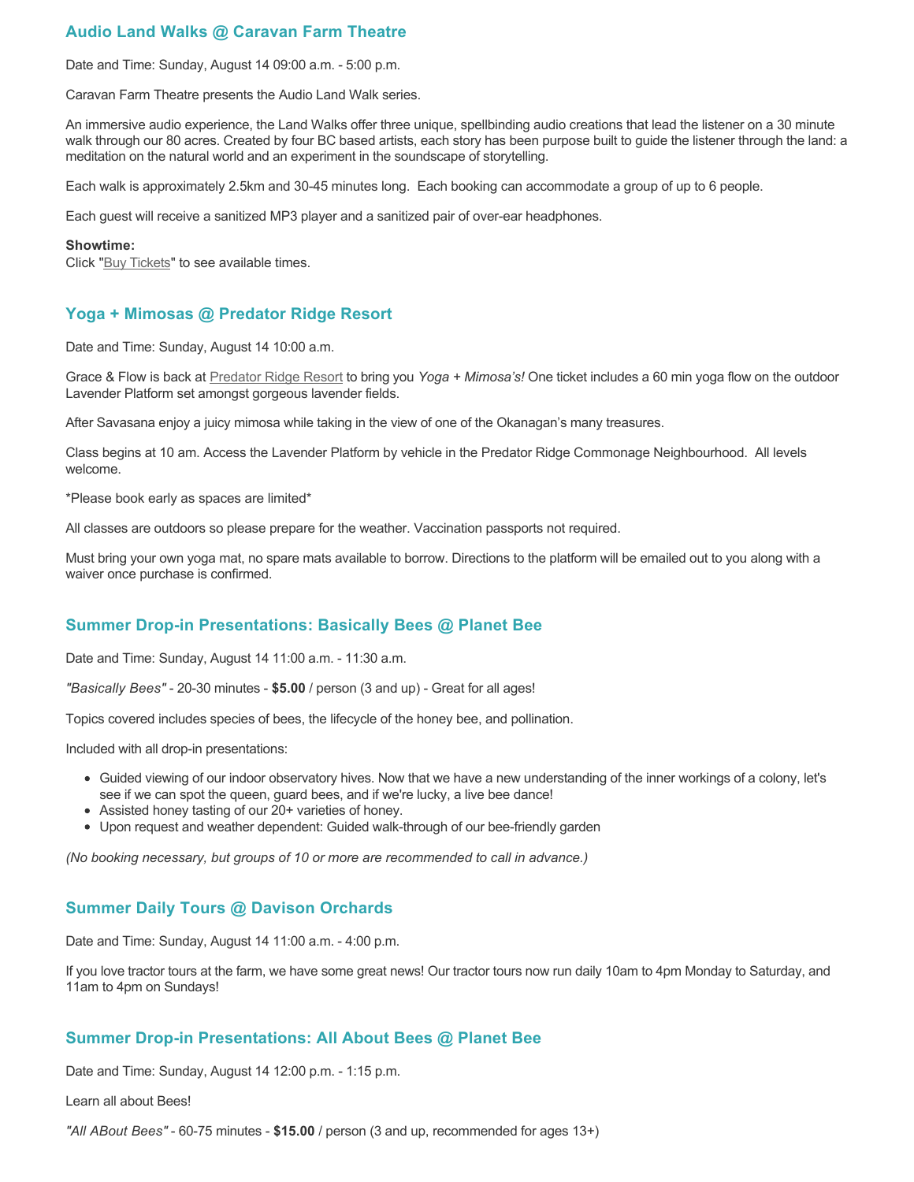### Audio Land Walks @ Caravan Farm Theatre

Date and Time: Sunday, August 14 09:00 a.m. - 5:00 p.m.

Caravan Farm Theatre presents the Audio Land Walk series.

An immersive audio experience, the Land Walks offer three unique, spellbinding audio creations that lead the listener on a 30 minute walk through our 80 acres. Created by four BC based artists, each story has been purpose built to guide the listener through the land: a meditation on the natural world and an experiment in the soundscape of storytelling.

Each walk is approximately 2.5km and 30-45 minutes long. Each booking can accommodate a group of up to 6 people.

Each guest will receive a sanitized MP3 player and a sanitized pair of over-ear headphones.

**Showtime:**
Click "Buy Tickets" to see available times.

### Yoga + Mimosas @ Predator Ridge Resort

Date and Time: Sunday, August 14 10:00 a.m.

Grace & Flow is back at Predator Ridge Resort to bring you *Yoga + Mimosa's!* One ticket includes a 60 min yoga flow on the outdoor Lavender Platform set amongst gorgeous lavender fields.

After Savasana enjoy a juicy mimosa while taking in the view of one of the Okanagan's many treasures.

Class begins at 10 am. Access the Lavender Platform by vehicle in the Predator Ridge Commonage Neighbourhood. All levels welcome.

*Please book early as spaces are limited*

All classes are outdoors so please prepare for the weather. Vaccination passports not required.

Must bring your own yoga mat, no spare mats available to borrow. Directions to the platform will be emailed out to you along with a waiver once purchase is confirmed.

### Summer Drop-in Presentations: Basically Bees @ Planet Bee

Date and Time: Sunday, August 14 11:00 a.m. - 11:30 a.m.

*"Basically Bees"* - 20-30 minutes - **$5.00** / person (3 and up) - Great for all ages!

Topics covered includes species of bees, the lifecycle of the honey bee, and pollination.

Included with all drop-in presentations:

- Guided viewing of our indoor observatory hives. Now that we have a new understanding of the inner workings of a colony, let's see if we can spot the queen, guard bees, and if we're lucky, a live bee dance!
- Assisted honey tasting of our 20+ varieties of honey.
- Upon request and weather dependent: Guided walk-through of our bee-friendly garden

*(No booking necessary, but groups of 10 or more are recommended to call in advance.)*

### Summer Daily Tours @ Davison Orchards

Date and Time: Sunday, August 14 11:00 a.m. - 4:00 p.m.

If you love tractor tours at the farm, we have some great news! Our tractor tours now run daily 10am to 4pm Monday to Saturday, and 11am to 4pm on Sundays!

### Summer Drop-in Presentations: All About Bees @ Planet Bee

Date and Time: Sunday, August 14 12:00 p.m. - 1:15 p.m.

Learn all about Bees!

*"All ABout Bees"* - 60-75 minutes - **$15.00** / person (3 and up, recommended for ages 13+)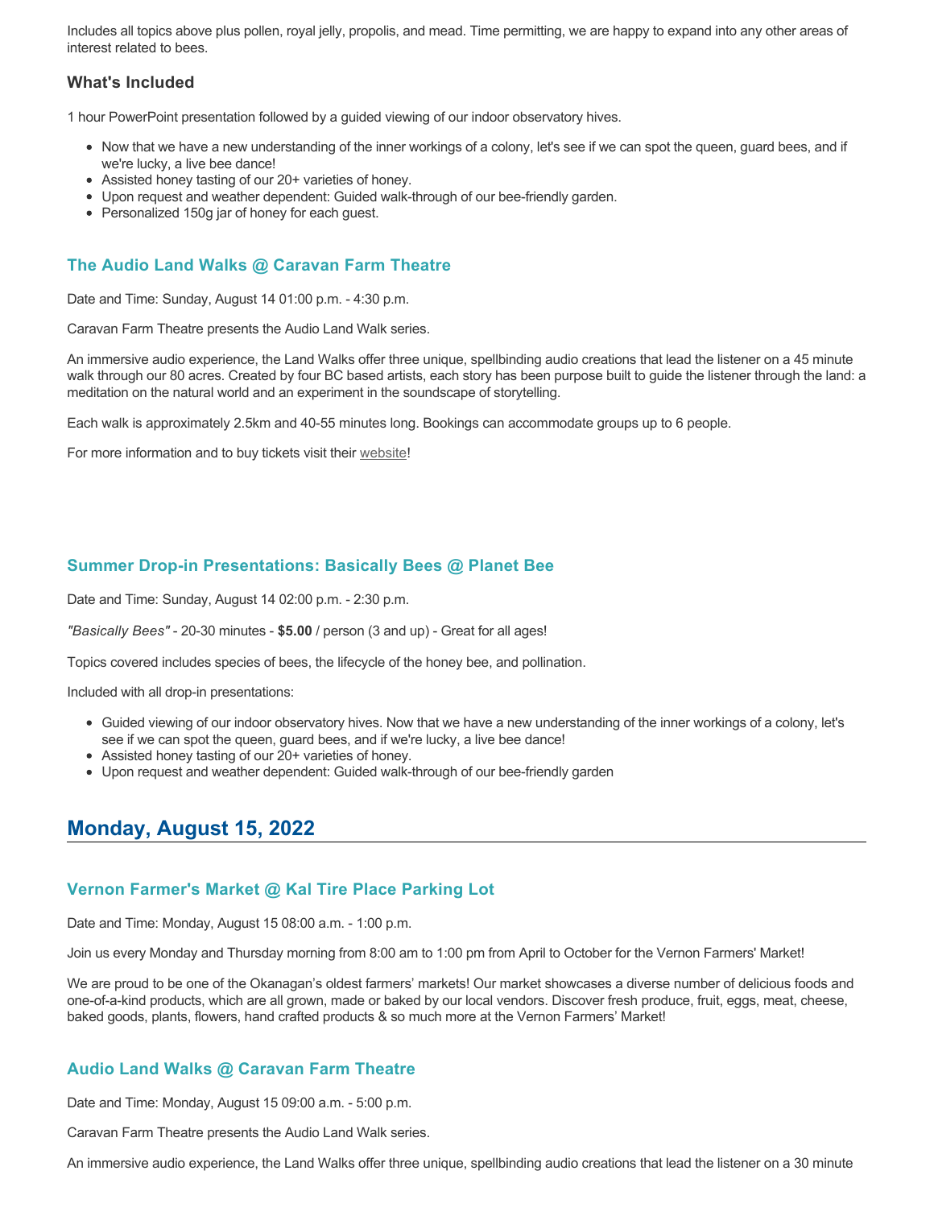Includes all topics above plus pollen, royal jelly, propolis, and mead. Time permitting, we are happy to expand into any other areas of interest related to bees.

### What's Included

1 hour PowerPoint presentation followed by a guided viewing of our indoor observatory hives.

- Now that we have a new understanding of the inner workings of a colony, let's see if we can spot the queen, guard bees, and if we're lucky, a live bee dance!
- Assisted honey tasting of our 20+ varieties of honey.
- Upon request and weather dependent: Guided walk-through of our bee-friendly garden.
- Personalized 150g jar of honey for each guest.

### The Audio Land Walks @ Caravan Farm Theatre

Date and Time: Sunday, August 14 01:00 p.m. - 4:30 p.m.

Caravan Farm Theatre presents the Audio Land Walk series.

An immersive audio experience, the Land Walks offer three unique, spellbinding audio creations that lead the listener on a 45 minute walk through our 80 acres. Created by four BC based artists, each story has been purpose built to guide the listener through the land: a meditation on the natural world and an experiment in the soundscape of storytelling.

Each walk is approximately 2.5km and 40-55 minutes long. Bookings can accommodate groups up to 6 people.

For more information and to buy tickets visit their website!

### Summer Drop-in Presentations: Basically Bees @ Planet Bee

Date and Time: Sunday, August 14 02:00 p.m. - 2:30 p.m.

*"Basically Bees"* - 20-30 minutes - **$5.00** / person (3 and up) - Great for all ages!

Topics covered includes species of bees, the lifecycle of the honey bee, and pollination.

Included with all drop-in presentations:

- Guided viewing of our indoor observatory hives. Now that we have a new understanding of the inner workings of a colony, let's see if we can spot the queen, guard bees, and if we're lucky, a live bee dance!
- Assisted honey tasting of our 20+ varieties of honey.
- Upon request and weather dependent: Guided walk-through of our bee-friendly garden

## Monday, August 15, 2022

### Vernon Farmer's Market @ Kal Tire Place Parking Lot

Date and Time: Monday, August 15 08:00 a.m. - 1:00 p.m.

Join us every Monday and Thursday morning from 8:00 am to 1:00 pm from April to October for the Vernon Farmers' Market!

We are proud to be one of the Okanagan's oldest farmers' markets! Our market showcases a diverse number of delicious foods and one-of-a-kind products, which are all grown, made or baked by our local vendors. Discover fresh produce, fruit, eggs, meat, cheese, baked goods, plants, flowers, hand crafted products & so much more at the Vernon Farmers' Market!

### Audio Land Walks @ Caravan Farm Theatre

Date and Time: Monday, August 15 09:00 a.m. - 5:00 p.m.

Caravan Farm Theatre presents the Audio Land Walk series.

An immersive audio experience, the Land Walks offer three unique, spellbinding audio creations that lead the listener on a 30 minute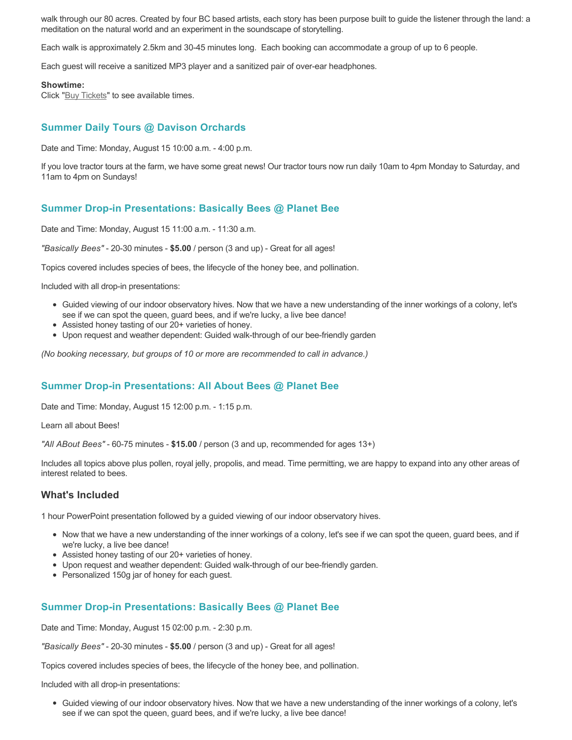walk through our 80 acres. Created by four BC based artists, each story has been purpose built to guide the listener through the land: a meditation on the natural world and an experiment in the soundscape of storytelling.

Each walk is approximately 2.5km and 30-45 minutes long. Each booking can accommodate a group of up to 6 people.

Each guest will receive a sanitized MP3 player and a sanitized pair of over-ear headphones.

**Showtime:**
Click "Buy Tickets" to see available times.

### Summer Daily Tours @ Davison Orchards

Date and Time: Monday, August 15 10:00 a.m. - 4:00 p.m.

If you love tractor tours at the farm, we have some great news! Our tractor tours now run daily 10am to 4pm Monday to Saturday, and 11am to 4pm on Sundays!

### Summer Drop-in Presentations: Basically Bees @ Planet Bee

Date and Time: Monday, August 15 11:00 a.m. - 11:30 a.m.

*"Basically Bees"* - 20-30 minutes - **$5.00** / person (3 and up) - Great for all ages!

Topics covered includes species of bees, the lifecycle of the honey bee, and pollination.

Included with all drop-in presentations:

- Guided viewing of our indoor observatory hives. Now that we have a new understanding of the inner workings of a colony, let's see if we can spot the queen, guard bees, and if we're lucky, a live bee dance!
- Assisted honey tasting of our 20+ varieties of honey.
- Upon request and weather dependent: Guided walk-through of our bee-friendly garden

*(No booking necessary, but groups of 10 or more are recommended to call in advance.)*

### Summer Drop-in Presentations: All About Bees @ Planet Bee

Date and Time: Monday, August 15 12:00 p.m. - 1:15 p.m.

Learn all about Bees!

*"All ABout Bees"* - 60-75 minutes - **$15.00** / person (3 and up, recommended for ages 13+)

Includes all topics above plus pollen, royal jelly, propolis, and mead. Time permitting, we are happy to expand into any other areas of interest related to bees.

#### What's Included

1 hour PowerPoint presentation followed by a guided viewing of our indoor observatory hives.

- Now that we have a new understanding of the inner workings of a colony, let's see if we can spot the queen, guard bees, and if we're lucky, a live bee dance!
- Assisted honey tasting of our 20+ varieties of honey.
- Upon request and weather dependent: Guided walk-through of our bee-friendly garden.
- Personalized 150g jar of honey for each guest.

### Summer Drop-in Presentations: Basically Bees @ Planet Bee

Date and Time: Monday, August 15 02:00 p.m. - 2:30 p.m.

*"Basically Bees"* - 20-30 minutes - **$5.00** / person (3 and up) - Great for all ages!

Topics covered includes species of bees, the lifecycle of the honey bee, and pollination.

Included with all drop-in presentations:

- Guided viewing of our indoor observatory hives. Now that we have a new understanding of the inner workings of a colony, let's see if we can spot the queen, guard bees, and if we're lucky, a live bee dance!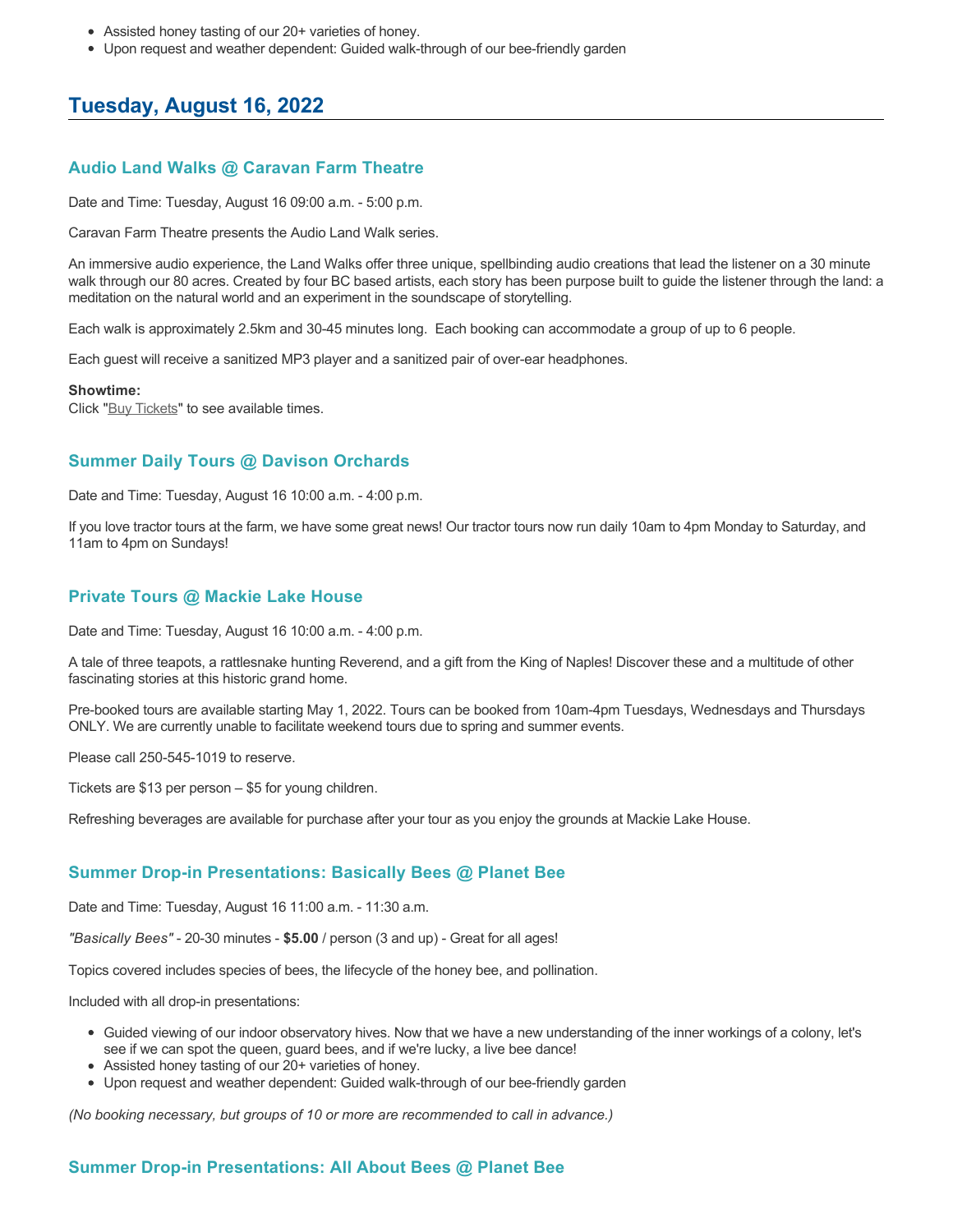- Assisted honey tasting of our 20+ varieties of honey.
- Upon request and weather dependent: Guided walk-through of our bee-friendly garden

## Tuesday, August 16, 2022

### Audio Land Walks @ Caravan Farm Theatre

Date and Time: Tuesday, August 16 09:00 a.m. - 5:00 p.m.

Caravan Farm Theatre presents the Audio Land Walk series.

An immersive audio experience, the Land Walks offer three unique, spellbinding audio creations that lead the listener on a 30 minute walk through our 80 acres. Created by four BC based artists, each story has been purpose built to guide the listener through the land: a meditation on the natural world and an experiment in the soundscape of storytelling.

Each walk is approximately 2.5km and 30-45 minutes long. Each booking can accommodate a group of up to 6 people.

Each guest will receive a sanitized MP3 player and a sanitized pair of over-ear headphones.

**Showtime:**
Click "Buy Tickets" to see available times.

### Summer Daily Tours @ Davison Orchards

Date and Time: Tuesday, August 16 10:00 a.m. - 4:00 p.m.

If you love tractor tours at the farm, we have some great news! Our tractor tours now run daily 10am to 4pm Monday to Saturday, and 11am to 4pm on Sundays!

### Private Tours @ Mackie Lake House

Date and Time: Tuesday, August 16 10:00 a.m. - 4:00 p.m.

A tale of three teapots, a rattlesnake hunting Reverend, and a gift from the King of Naples! Discover these and a multitude of other fascinating stories at this historic grand home.

Pre-booked tours are available starting May 1, 2022. Tours can be booked from 10am-4pm Tuesdays, Wednesdays and Thursdays ONLY. We are currently unable to facilitate weekend tours due to spring and summer events.

Please call 250-545-1019 to reserve.

Tickets are $13 per person – $5 for young children.

Refreshing beverages are available for purchase after your tour as you enjoy the grounds at Mackie Lake House.

### Summer Drop-in Presentations: Basically Bees @ Planet Bee

Date and Time: Tuesday, August 16 11:00 a.m. - 11:30 a.m.

*"Basically Bees"* - 20-30 minutes - **$5.00** / person (3 and up) - Great for all ages!

Topics covered includes species of bees, the lifecycle of the honey bee, and pollination.

Included with all drop-in presentations:

- Guided viewing of our indoor observatory hives. Now that we have a new understanding of the inner workings of a colony, let's see if we can spot the queen, guard bees, and if we're lucky, a live bee dance!
- Assisted honey tasting of our 20+ varieties of honey.
- Upon request and weather dependent: Guided walk-through of our bee-friendly garden

*(No booking necessary, but groups of 10 or more are recommended to call in advance.)*

### Summer Drop-in Presentations: All About Bees @ Planet Bee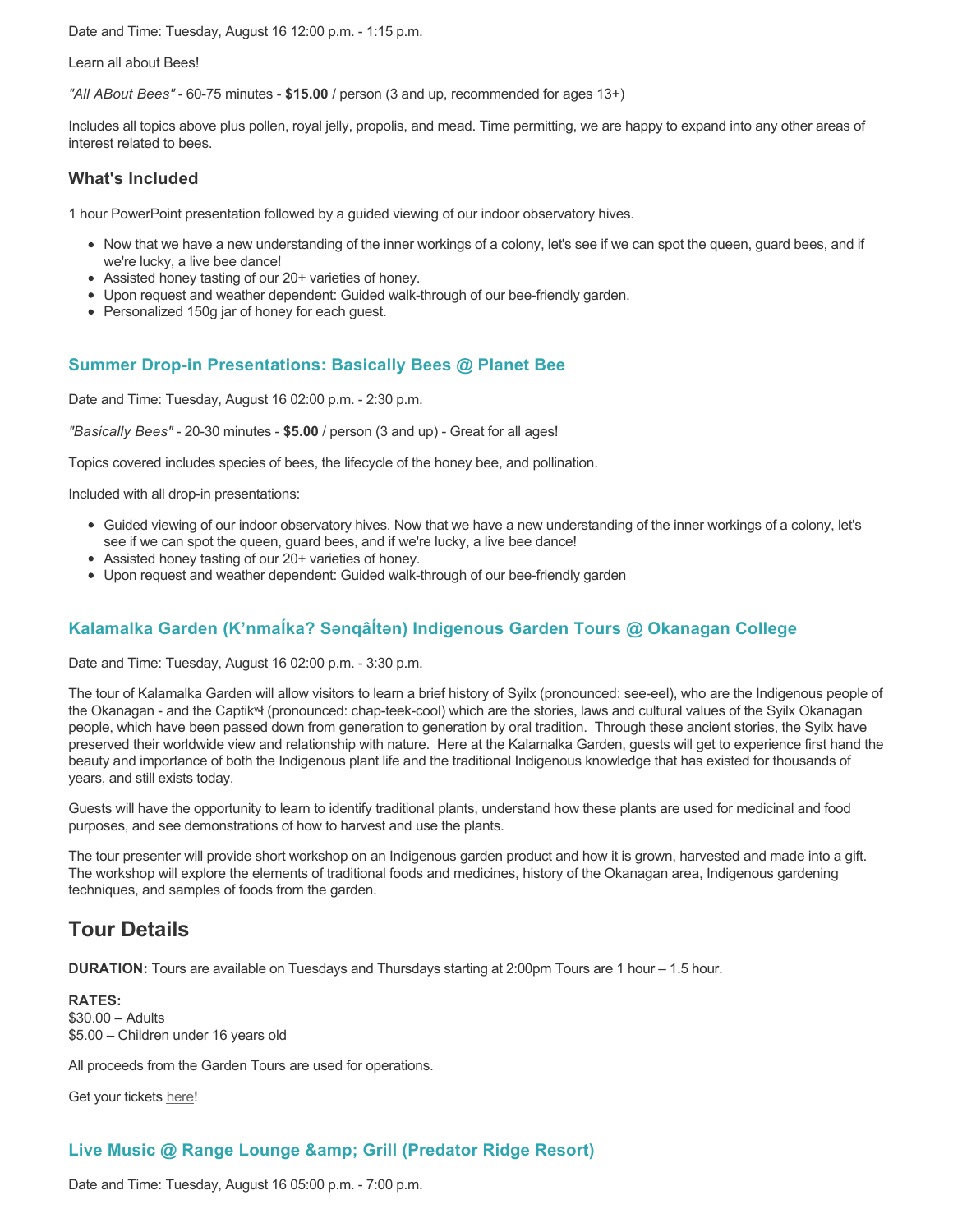Date and Time: Tuesday, August 16 12:00 p.m. - 1:15 p.m.

Learn all about Bees!

*"All ABout Bees"* - 60-75 minutes - **$15.00** / person (3 and up, recommended for ages 13+)

Includes all topics above plus pollen, royal jelly, propolis, and mead. Time permitting, we are happy to expand into any other areas of interest related to bees.

### What's Included

1 hour PowerPoint presentation followed by a guided viewing of our indoor observatory hives.

- Now that we have a new understanding of the inner workings of a colony, let's see if we can spot the queen, guard bees, and if we're lucky, a live bee dance!
- Assisted honey tasting of our 20+ varieties of honey.
- Upon request and weather dependent: Guided walk-through of our bee-friendly garden.
- Personalized 150g jar of honey for each guest.

### Summer Drop-in Presentations: Basically Bees @ Planet Bee

Date and Time: Tuesday, August 16 02:00 p.m. - 2:30 p.m.

*"Basically Bees"* - 20-30 minutes - **$5.00** / person (3 and up) - Great for all ages!

Topics covered includes species of bees, the lifecycle of the honey bee, and pollination.

Included with all drop-in presentations:

- Guided viewing of our indoor observatory hives. Now that we have a new understanding of the inner workings of a colony, let's see if we can spot the queen, guard bees, and if we're lucky, a live bee dance!
- Assisted honey tasting of our 20+ varieties of honey.
- Upon request and weather dependent: Guided walk-through of our bee-friendly garden

### Kalamalka Garden (K'nmaĺka? Sənqâĺtən) Indigenous Garden Tours @ Okanagan College

Date and Time: Tuesday, August 16 02:00 p.m. - 3:30 p.m.

The tour of Kalamalka Garden will allow visitors to learn a brief history of Syilx (pronounced: see-eel), who are the Indigenous people of the Okanagan - and the Captikʷł (pronounced: chap-teek-cool) which are the stories, laws and cultural values of the Syilx Okanagan people, which have been passed down from generation to generation by oral tradition. Through these ancient stories, the Syilx have preserved their worldwide view and relationship with nature. Here at the Kalamalka Garden, guests will get to experience first hand the beauty and importance of both the Indigenous plant life and the traditional Indigenous knowledge that has existed for thousands of years, and still exists today.

Guests will have the opportunity to learn to identify traditional plants, understand how these plants are used for medicinal and food purposes, and see demonstrations of how to harvest and use the plants.

The tour presenter will provide short workshop on an Indigenous garden product and how it is grown, harvested and made into a gift. The workshop will explore the elements of traditional foods and medicines, history of the Okanagan area, Indigenous gardening techniques, and samples of foods from the garden.

## Tour Details

**DURATION:** Tours are available on Tuesdays and Thursdays starting at 2:00pm Tours are 1 hour – 1.5 hour.

**RATES:**
$30.00 – Adults
$5.00 – Children under 16 years old

All proceeds from the Garden Tours are used for operations.

Get your tickets here!

### Live Music @ Range Lounge &amp; Grill (Predator Ridge Resort)

Date and Time: Tuesday, August 16 05:00 p.m. - 7:00 p.m.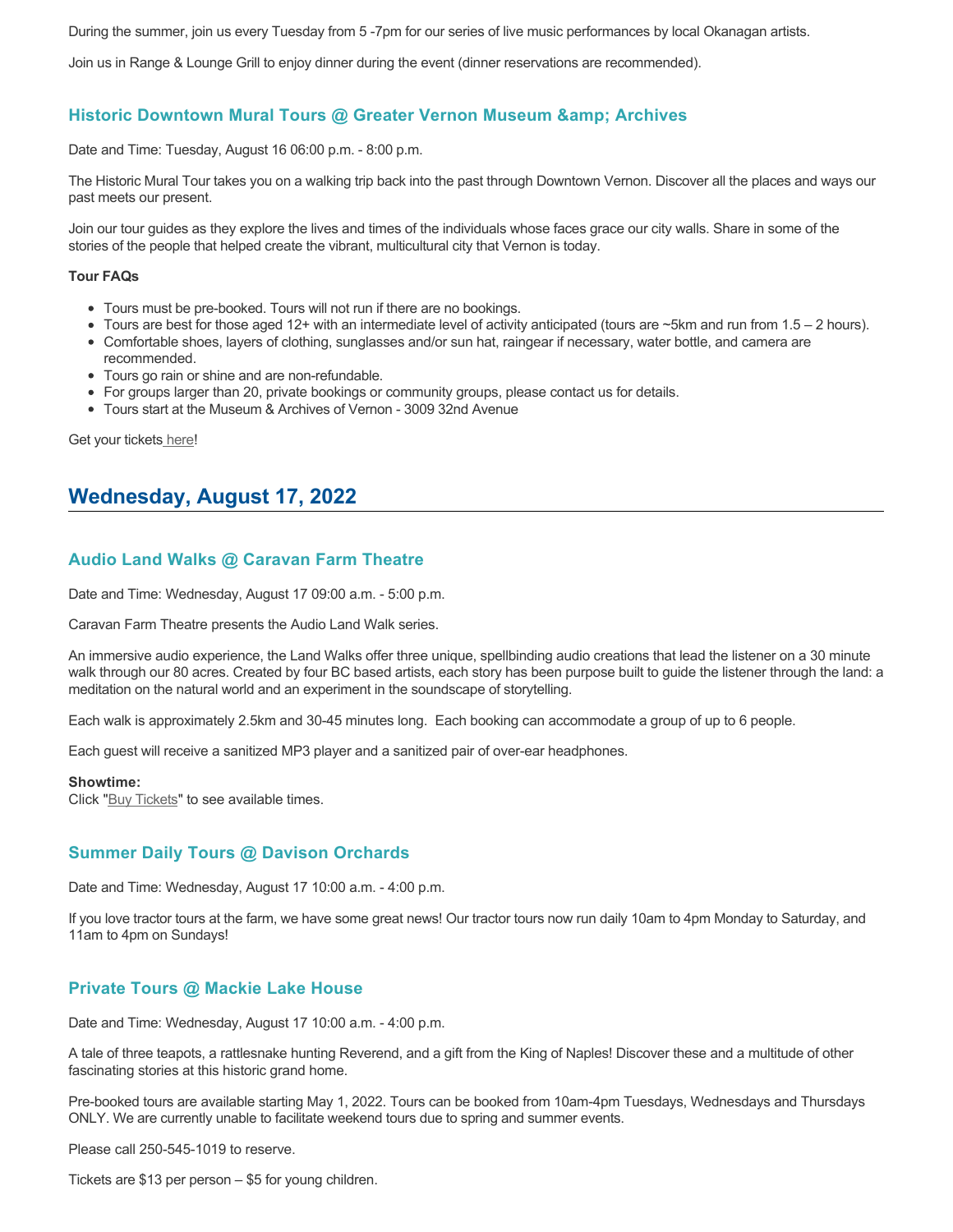During the summer, join us every Tuesday from 5 -7pm for our series of live music performances by local Okanagan artists.

Join us in Range & Lounge Grill to enjoy dinner during the event (dinner reservations are recommended).

### Historic Downtown Mural Tours @ Greater Vernon Museum &amp; Archives

Date and Time: Tuesday, August 16 06:00 p.m. - 8:00 p.m.

The Historic Mural Tour takes you on a walking trip back into the past through Downtown Vernon. Discover all the places and ways our past meets our present.

Join our tour guides as they explore the lives and times of the individuals whose faces grace our city walls. Share in some of the stories of the people that helped create the vibrant, multicultural city that Vernon is today.

**Tour FAQs**

- Tours must be pre-booked. Tours will not run if there are no bookings.
- Tours are best for those aged 12+ with an intermediate level of activity anticipated (tours are ~5km and run from 1.5 – 2 hours).
- Comfortable shoes, layers of clothing, sunglasses and/or sun hat, raingear if necessary, water bottle, and camera are recommended.
- Tours go rain or shine and are non-refundable.
- For groups larger than 20, private bookings or community groups, please contact us for details.
- Tours start at the Museum & Archives of Vernon - 3009 32nd Avenue

Get your tickets here!

## Wednesday, August 17, 2022

### Audio Land Walks @ Caravan Farm Theatre

Date and Time: Wednesday, August 17 09:00 a.m. - 5:00 p.m.

Caravan Farm Theatre presents the Audio Land Walk series.

An immersive audio experience, the Land Walks offer three unique, spellbinding audio creations that lead the listener on a 30 minute walk through our 80 acres. Created by four BC based artists, each story has been purpose built to guide the listener through the land: a meditation on the natural world and an experiment in the soundscape of storytelling.

Each walk is approximately 2.5km and 30-45 minutes long. Each booking can accommodate a group of up to 6 people.

Each guest will receive a sanitized MP3 player and a sanitized pair of over-ear headphones.

**Showtime:**
Click "Buy Tickets" to see available times.

### Summer Daily Tours @ Davison Orchards

Date and Time: Wednesday, August 17 10:00 a.m. - 4:00 p.m.

If you love tractor tours at the farm, we have some great news! Our tractor tours now run daily 10am to 4pm Monday to Saturday, and 11am to 4pm on Sundays!

### Private Tours @ Mackie Lake House

Date and Time: Wednesday, August 17 10:00 a.m. - 4:00 p.m.

A tale of three teapots, a rattlesnake hunting Reverend, and a gift from the King of Naples! Discover these and a multitude of other fascinating stories at this historic grand home.

Pre-booked tours are available starting May 1, 2022. Tours can be booked from 10am-4pm Tuesdays, Wednesdays and Thursdays ONLY. We are currently unable to facilitate weekend tours due to spring and summer events.

Please call 250-545-1019 to reserve.

Tickets are $13 per person – $5 for young children.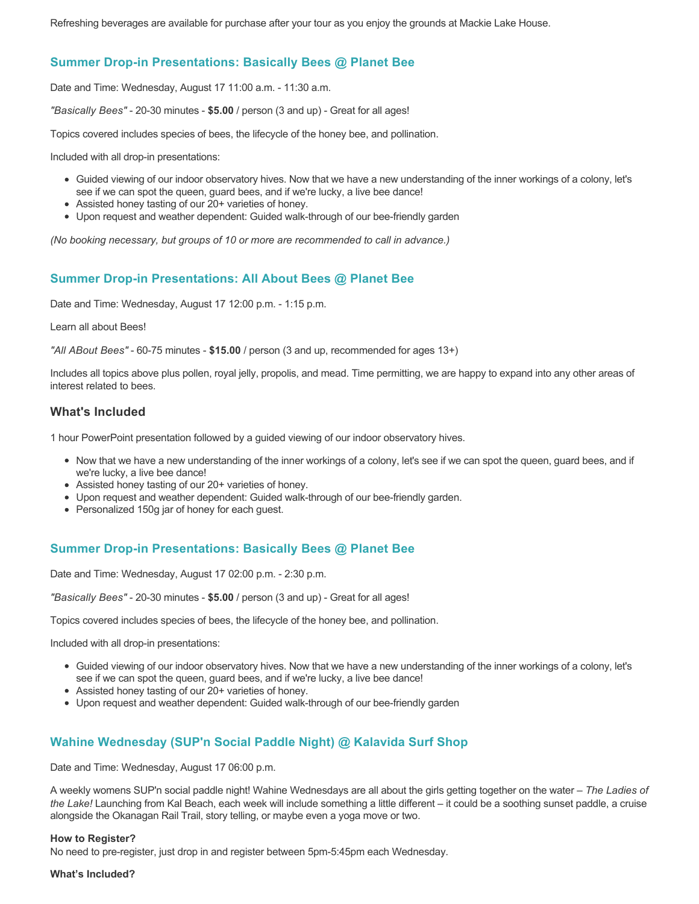Refreshing beverages are available for purchase after your tour as you enjoy the grounds at Mackie Lake House.

### Summer Drop-in Presentations: Basically Bees @ Planet Bee

Date and Time: Wednesday, August 17 11:00 a.m. - 11:30 a.m.

*"Basically Bees"* - 20-30 minutes - **$5.00** / person (3 and up) - Great for all ages!

Topics covered includes species of bees, the lifecycle of the honey bee, and pollination.

Included with all drop-in presentations:

- Guided viewing of our indoor observatory hives. Now that we have a new understanding of the inner workings of a colony, let's see if we can spot the queen, guard bees, and if we're lucky, a live bee dance!
- Assisted honey tasting of our 20+ varieties of honey.
- Upon request and weather dependent: Guided walk-through of our bee-friendly garden

*(No booking necessary, but groups of 10 or more are recommended to call in advance.)*

### Summer Drop-in Presentations: All About Bees @ Planet Bee

Date and Time: Wednesday, August 17 12:00 p.m. - 1:15 p.m.

Learn all about Bees!

*"All ABout Bees"* - 60-75 minutes - **$15.00** / person (3 and up, recommended for ages 13+)

Includes all topics above plus pollen, royal jelly, propolis, and mead. Time permitting, we are happy to expand into any other areas of interest related to bees.

#### What's Included

1 hour PowerPoint presentation followed by a guided viewing of our indoor observatory hives.

- Now that we have a new understanding of the inner workings of a colony, let's see if we can spot the queen, guard bees, and if we're lucky, a live bee dance!
- Assisted honey tasting of our 20+ varieties of honey.
- Upon request and weather dependent: Guided walk-through of our bee-friendly garden.
- Personalized 150g jar of honey for each guest.

### Summer Drop-in Presentations: Basically Bees @ Planet Bee

Date and Time: Wednesday, August 17 02:00 p.m. - 2:30 p.m.

*"Basically Bees"* - 20-30 minutes - **$5.00** / person (3 and up) - Great for all ages!

Topics covered includes species of bees, the lifecycle of the honey bee, and pollination.

Included with all drop-in presentations:

- Guided viewing of our indoor observatory hives. Now that we have a new understanding of the inner workings of a colony, let's see if we can spot the queen, guard bees, and if we're lucky, a live bee dance!
- Assisted honey tasting of our 20+ varieties of honey.
- Upon request and weather dependent: Guided walk-through of our bee-friendly garden

### Wahine Wednesday (SUP'n Social Paddle Night) @ Kalavida Surf Shop

Date and Time: Wednesday, August 17 06:00 p.m.

A weekly womens SUP'n social paddle night! Wahine Wednesdays are all about the girls getting together on the water – *The Ladies of the Lake!* Launching from Kal Beach, each week will include something a little different – it could be a soothing sunset paddle, a cruise alongside the Okanagan Rail Trail, story telling, or maybe even a yoga move or two.

**How to Register?**
No need to pre-register, just drop in and register between 5pm-5:45pm each Wednesday.

**What's Included?**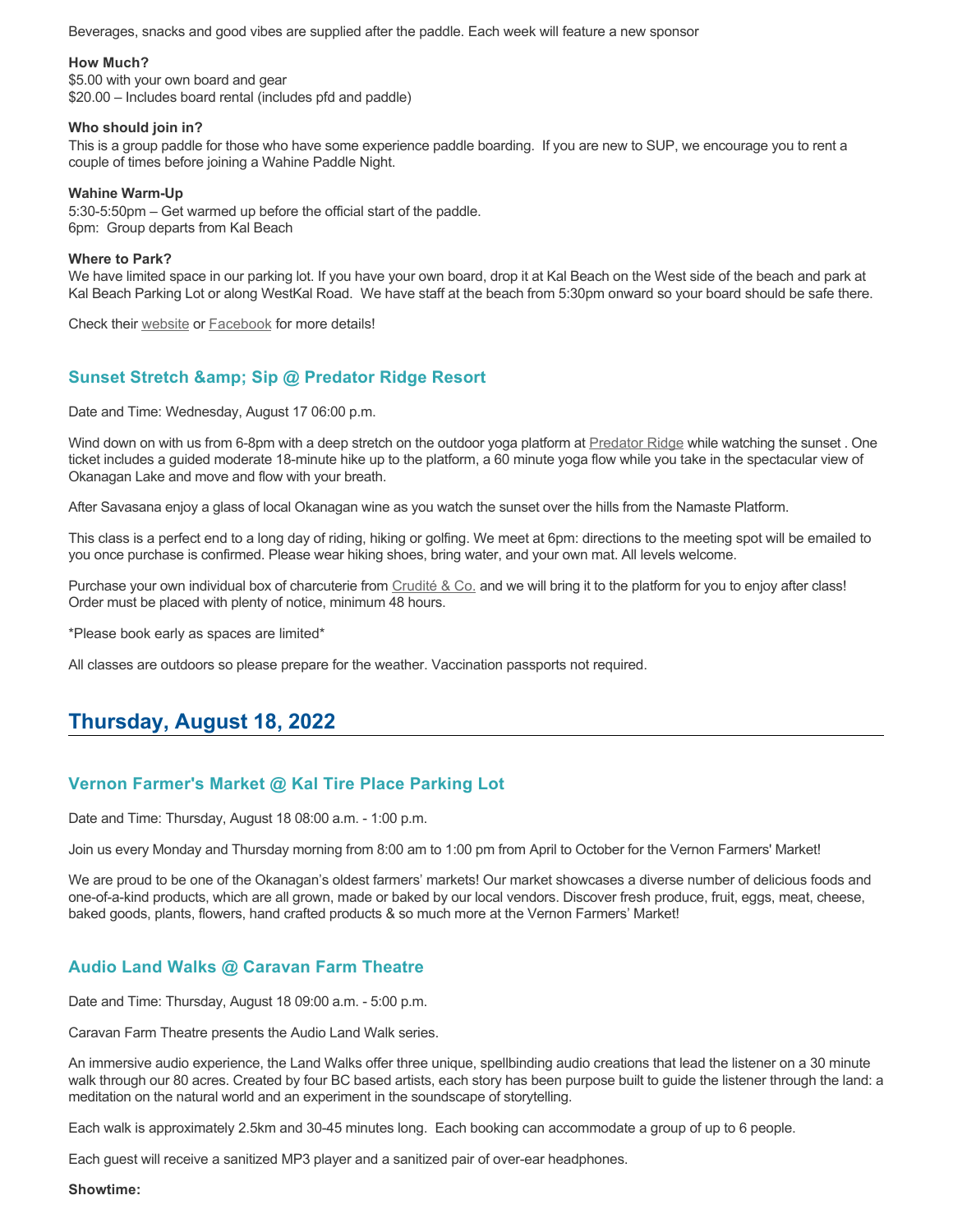Beverages, snacks and good vibes are supplied after the paddle. Each week will feature a new sponsor

**How Much?**
$5.00 with your own board and gear
$20.00 – Includes board rental (includes pfd and paddle)

**Who should join in?**
This is a group paddle for those who have some experience paddle boarding.  If you are new to SUP, we encourage you to rent a couple of times before joining a Wahine Paddle Night.

**Wahine Warm-Up**
5:30-5:50pm – Get warmed up before the official start of the paddle.
6pm:  Group departs from Kal Beach

**Where to Park?**
We have limited space in our parking lot. If you have your own board, drop it at Kal Beach on the West side of the beach and park at Kal Beach Parking Lot or along WestKal Road.  We have staff at the beach from 5:30pm onward so your board should be safe there.

Check their website or Facebook for more details!

### Sunset Stretch &amp; Sip @ Predator Ridge Resort

Date and Time: Wednesday, August 17 06:00 p.m.

Wind down on with us from 6-8pm with a deep stretch on the outdoor yoga platform at Predator Ridge while watching the sunset . One ticket includes a guided moderate 18-minute hike up to the platform, a 60 minute yoga flow while you take in the spectacular view of Okanagan Lake and move and flow with your breath.

After Savasana enjoy a glass of local Okanagan wine as you watch the sunset over the hills from the Namaste Platform.

This class is a perfect end to a long day of riding, hiking or golfing. We meet at 6pm: directions to the meeting spot will be emailed to you once purchase is confirmed. Please wear hiking shoes, bring water, and your own mat. All levels welcome.

Purchase your own individual box of charcuterie from Crudité & Co. and we will bring it to the platform for you to enjoy after class! Order must be placed with plenty of notice, minimum 48 hours.

*Please book early as spaces are limited*

All classes are outdoors so please prepare for the weather. Vaccination passports not required.

## Thursday, August 18, 2022

### Vernon Farmer's Market @ Kal Tire Place Parking Lot

Date and Time: Thursday, August 18 08:00 a.m. - 1:00 p.m.

Join us every Monday and Thursday morning from 8:00 am to 1:00 pm from April to October for the Vernon Farmers' Market!

We are proud to be one of the Okanagan's oldest farmers' markets! Our market showcases a diverse number of delicious foods and one-of-a-kind products, which are all grown, made or baked by our local vendors. Discover fresh produce, fruit, eggs, meat, cheese, baked goods, plants, flowers, hand crafted products & so much more at the Vernon Farmers' Market!

### Audio Land Walks @ Caravan Farm Theatre

Date and Time: Thursday, August 18 09:00 a.m. - 5:00 p.m.

Caravan Farm Theatre presents the Audio Land Walk series.

An immersive audio experience, the Land Walks offer three unique, spellbinding audio creations that lead the listener on a 30 minute walk through our 80 acres. Created by four BC based artists, each story has been purpose built to guide the listener through the land: a meditation on the natural world and an experiment in the soundscape of storytelling.

Each walk is approximately 2.5km and 30-45 minutes long.  Each booking can accommodate a group of up to 6 people.

Each guest will receive a sanitized MP3 player and a sanitized pair of over-ear headphones.

**Showtime:**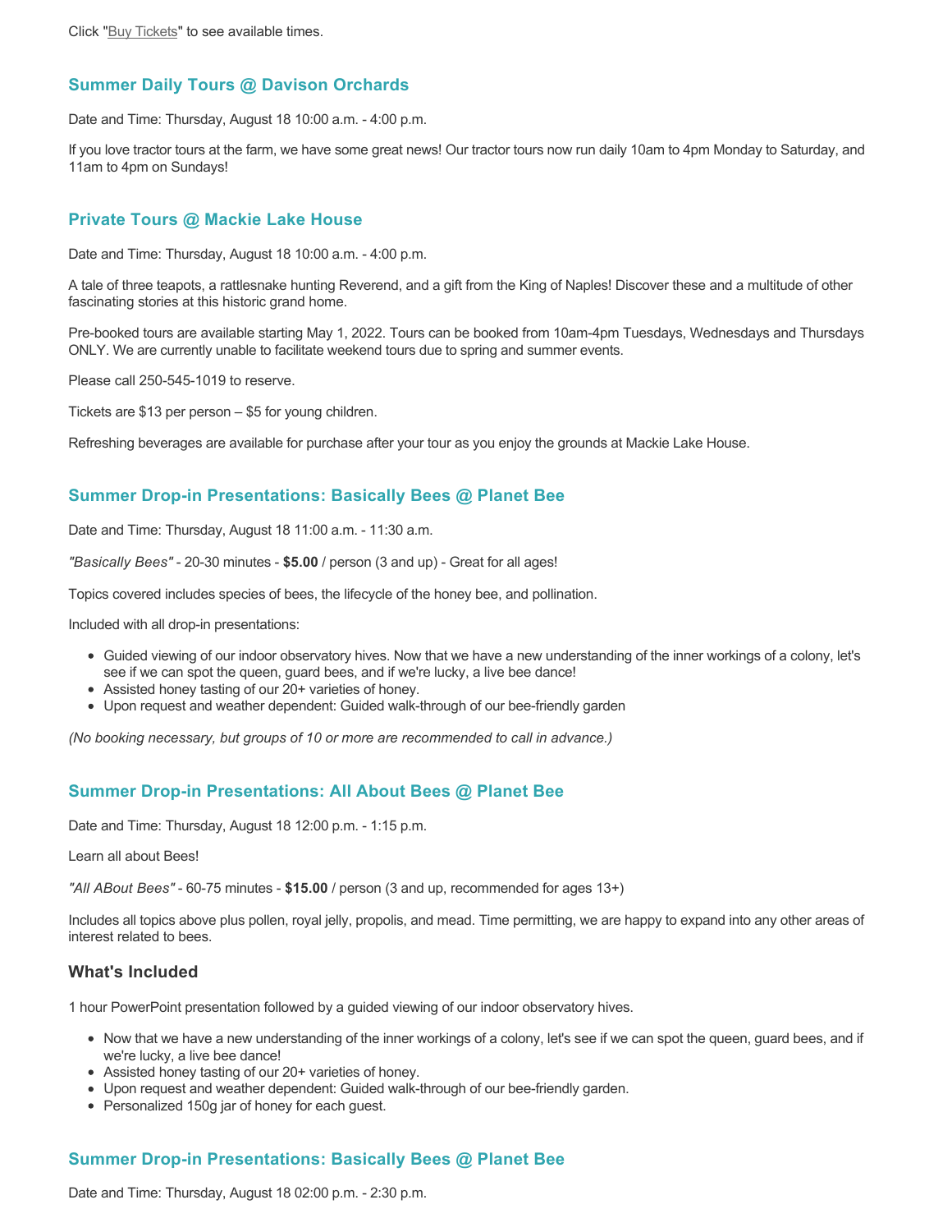Click "Buy Tickets" to see available times.

### Summer Daily Tours @ Davison Orchards

Date and Time: Thursday, August 18 10:00 a.m. - 4:00 p.m.

If you love tractor tours at the farm, we have some great news! Our tractor tours now run daily 10am to 4pm Monday to Saturday, and 11am to 4pm on Sundays!

### Private Tours @ Mackie Lake House

Date and Time: Thursday, August 18 10:00 a.m. - 4:00 p.m.

A tale of three teapots, a rattlesnake hunting Reverend, and a gift from the King of Naples! Discover these and a multitude of other fascinating stories at this historic grand home.

Pre-booked tours are available starting May 1, 2022. Tours can be booked from 10am-4pm Tuesdays, Wednesdays and Thursdays ONLY. We are currently unable to facilitate weekend tours due to spring and summer events.

Please call 250-545-1019 to reserve.

Tickets are $13 per person – $5 for young children.

Refreshing beverages are available for purchase after your tour as you enjoy the grounds at Mackie Lake House.

### Summer Drop-in Presentations: Basically Bees @ Planet Bee

Date and Time: Thursday, August 18 11:00 a.m. - 11:30 a.m.

*"Basically Bees"* - 20-30 minutes - **$5.00** / person (3 and up) - Great for all ages!

Topics covered includes species of bees, the lifecycle of the honey bee, and pollination.

Included with all drop-in presentations:

- Guided viewing of our indoor observatory hives. Now that we have a new understanding of the inner workings of a colony, let's see if we can spot the queen, guard bees, and if we're lucky, a live bee dance!
- Assisted honey tasting of our 20+ varieties of honey.
- Upon request and weather dependent: Guided walk-through of our bee-friendly garden

*(No booking necessary, but groups of 10 or more are recommended to call in advance.)*

### Summer Drop-in Presentations: All About Bees @ Planet Bee

Date and Time: Thursday, August 18 12:00 p.m. - 1:15 p.m.

Learn all about Bees!

*"All ABout Bees"* - 60-75 minutes - **$15.00** / person (3 and up, recommended for ages 13+)

Includes all topics above plus pollen, royal jelly, propolis, and mead. Time permitting, we are happy to expand into any other areas of interest related to bees.

#### What's Included

1 hour PowerPoint presentation followed by a guided viewing of our indoor observatory hives.

- Now that we have a new understanding of the inner workings of a colony, let's see if we can spot the queen, guard bees, and if we're lucky, a live bee dance!
- Assisted honey tasting of our 20+ varieties of honey.
- Upon request and weather dependent: Guided walk-through of our bee-friendly garden.
- Personalized 150g jar of honey for each guest.

### Summer Drop-in Presentations: Basically Bees @ Planet Bee

Date and Time: Thursday, August 18 02:00 p.m. - 2:30 p.m.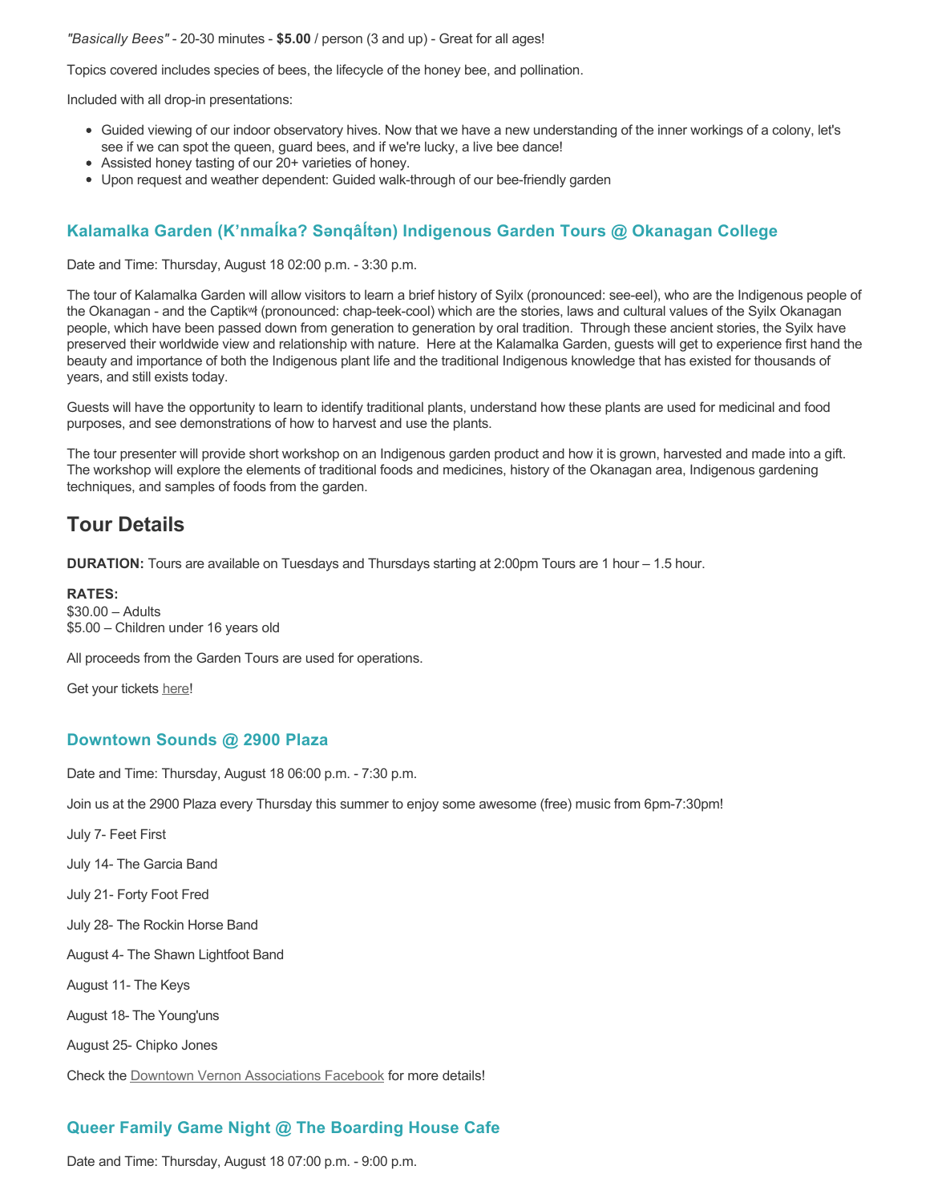*"Basically Bees"* - 20-30 minutes - **$5.00** / person (3 and up) - Great for all ages!

Topics covered includes species of bees, the lifecycle of the honey bee, and pollination.

Included with all drop-in presentations:

- Guided viewing of our indoor observatory hives. Now that we have a new understanding of the inner workings of a colony, let's see if we can spot the queen, guard bees, and if we're lucky, a live bee dance!
- Assisted honey tasting of our 20+ varieties of honey.
- Upon request and weather dependent: Guided walk-through of our bee-friendly garden

### Kalamalka Garden (K'nmaĺka? Sənqâĺtən) Indigenous Garden Tours @ Okanagan College

Date and Time: Thursday, August 18 02:00 p.m. - 3:30 p.m.

The tour of Kalamalka Garden will allow visitors to learn a brief history of Syilx (pronounced: see-eel), who are the Indigenous people of the Okanagan - and the Captikʷł (pronounced: chap-teek-cool) which are the stories, laws and cultural values of the Syilx Okanagan people, which have been passed down from generation to generation by oral tradition. Through these ancient stories, the Syilx have preserved their worldwide view and relationship with nature. Here at the Kalamalka Garden, guests will get to experience first hand the beauty and importance of both the Indigenous plant life and the traditional Indigenous knowledge that has existed for thousands of years, and still exists today.

Guests will have the opportunity to learn to identify traditional plants, understand how these plants are used for medicinal and food purposes, and see demonstrations of how to harvest and use the plants.

The tour presenter will provide short workshop on an Indigenous garden product and how it is grown, harvested and made into a gift. The workshop will explore the elements of traditional foods and medicines, history of the Okanagan area, Indigenous gardening techniques, and samples of foods from the garden.

## Tour Details

**DURATION:** Tours are available on Tuesdays and Thursdays starting at 2:00pm Tours are 1 hour – 1.5 hour.

**RATES:**
$30.00 – Adults
$5.00 – Children under 16 years old

All proceeds from the Garden Tours are used for operations.

Get your tickets here!

### Downtown Sounds @ 2900 Plaza

Date and Time: Thursday, August 18 06:00 p.m. - 7:30 p.m.

Join us at the 2900 Plaza every Thursday this summer to enjoy some awesome (free) music from 6pm-7:30pm!

July 7- Feet First

July 14- The Garcia Band

July 21- Forty Foot Fred

July 28- The Rockin Horse Band

August 4- The Shawn Lightfoot Band

August 11- The Keys

August 18- The Young'uns

August 25- Chipko Jones

Check the Downtown Vernon Associations Facebook for more details!

### Queer Family Game Night @ The Boarding House Cafe

Date and Time: Thursday, August 18 07:00 p.m. - 9:00 p.m.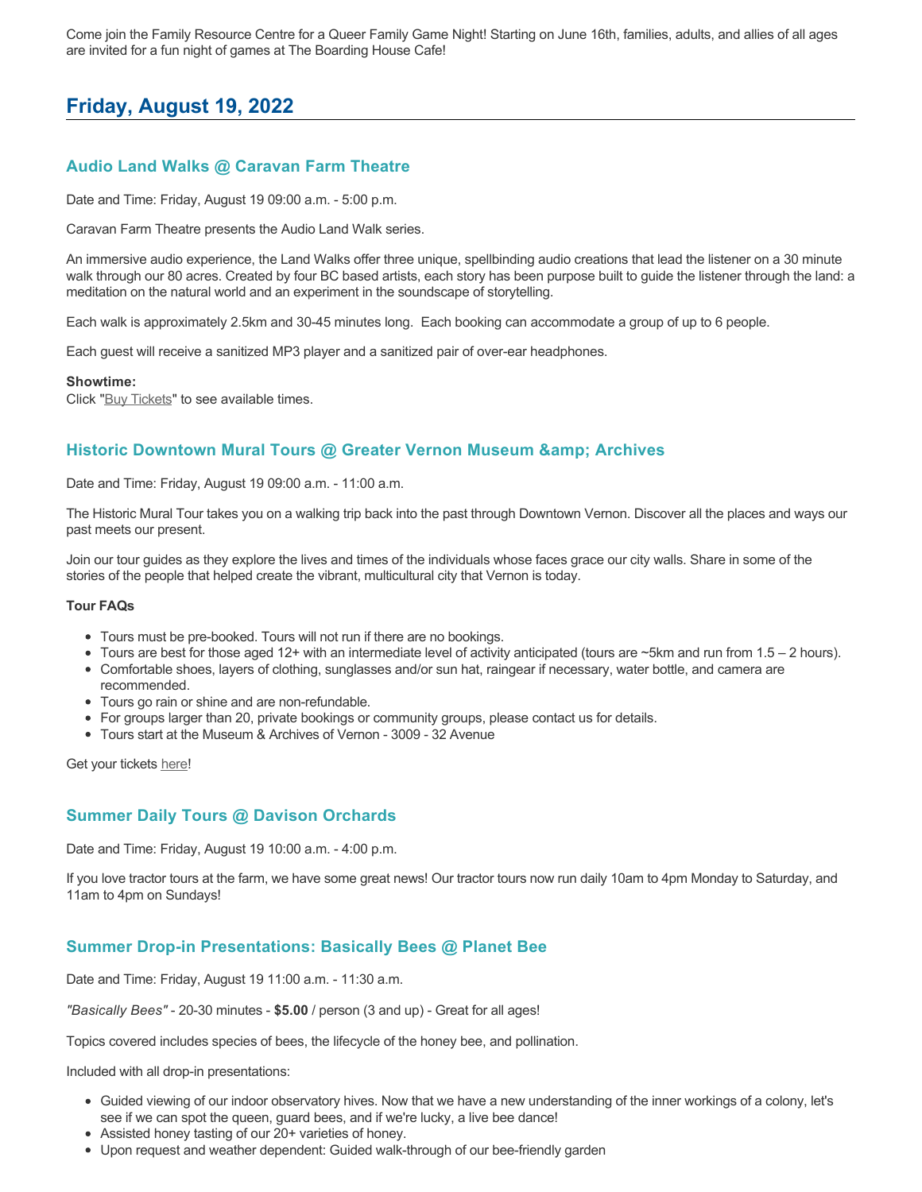Come join the Family Resource Centre for a Queer Family Game Night! Starting on June 16th, families, adults, and allies of all ages are invited for a fun night of games at The Boarding House Cafe!

## Friday, August 19, 2022

### Audio Land Walks @ Caravan Farm Theatre

Date and Time: Friday, August 19 09:00 a.m. - 5:00 p.m.

Caravan Farm Theatre presents the Audio Land Walk series.

An immersive audio experience, the Land Walks offer three unique, spellbinding audio creations that lead the listener on a 30 minute walk through our 80 acres. Created by four BC based artists, each story has been purpose built to guide the listener through the land: a meditation on the natural world and an experiment in the soundscape of storytelling.

Each walk is approximately 2.5km and 30-45 minutes long. Each booking can accommodate a group of up to 6 people.

Each guest will receive a sanitized MP3 player and a sanitized pair of over-ear headphones.

**Showtime:**
Click "Buy Tickets" to see available times.

### Historic Downtown Mural Tours @ Greater Vernon Museum &amp; Archives

Date and Time: Friday, August 19 09:00 a.m. - 11:00 a.m.

The Historic Mural Tour takes you on a walking trip back into the past through Downtown Vernon. Discover all the places and ways our past meets our present.

Join our tour guides as they explore the lives and times of the individuals whose faces grace our city walls. Share in some of the stories of the people that helped create the vibrant, multicultural city that Vernon is today.

**Tour FAQs**

- Tours must be pre-booked. Tours will not run if there are no bookings.
- Tours are best for those aged 12+ with an intermediate level of activity anticipated (tours are ~5km and run from 1.5 – 2 hours).
- Comfortable shoes, layers of clothing, sunglasses and/or sun hat, raingear if necessary, water bottle, and camera are recommended.
- Tours go rain or shine and are non-refundable.
- For groups larger than 20, private bookings or community groups, please contact us for details.
- Tours start at the Museum & Archives of Vernon - 3009 - 32 Avenue

Get your tickets here!

### Summer Daily Tours @ Davison Orchards

Date and Time: Friday, August 19 10:00 a.m. - 4:00 p.m.

If you love tractor tours at the farm, we have some great news! Our tractor tours now run daily 10am to 4pm Monday to Saturday, and 11am to 4pm on Sundays!

### Summer Drop-in Presentations: Basically Bees @ Planet Bee

Date and Time: Friday, August 19 11:00 a.m. - 11:30 a.m.

*"Basically Bees"* - 20-30 minutes - **$5.00** / person (3 and up) - Great for all ages!

Topics covered includes species of bees, the lifecycle of the honey bee, and pollination.

Included with all drop-in presentations:

- Guided viewing of our indoor observatory hives. Now that we have a new understanding of the inner workings of a colony, let's see if we can spot the queen, guard bees, and if we're lucky, a live bee dance!
- Assisted honey tasting of our 20+ varieties of honey.
- Upon request and weather dependent: Guided walk-through of our bee-friendly garden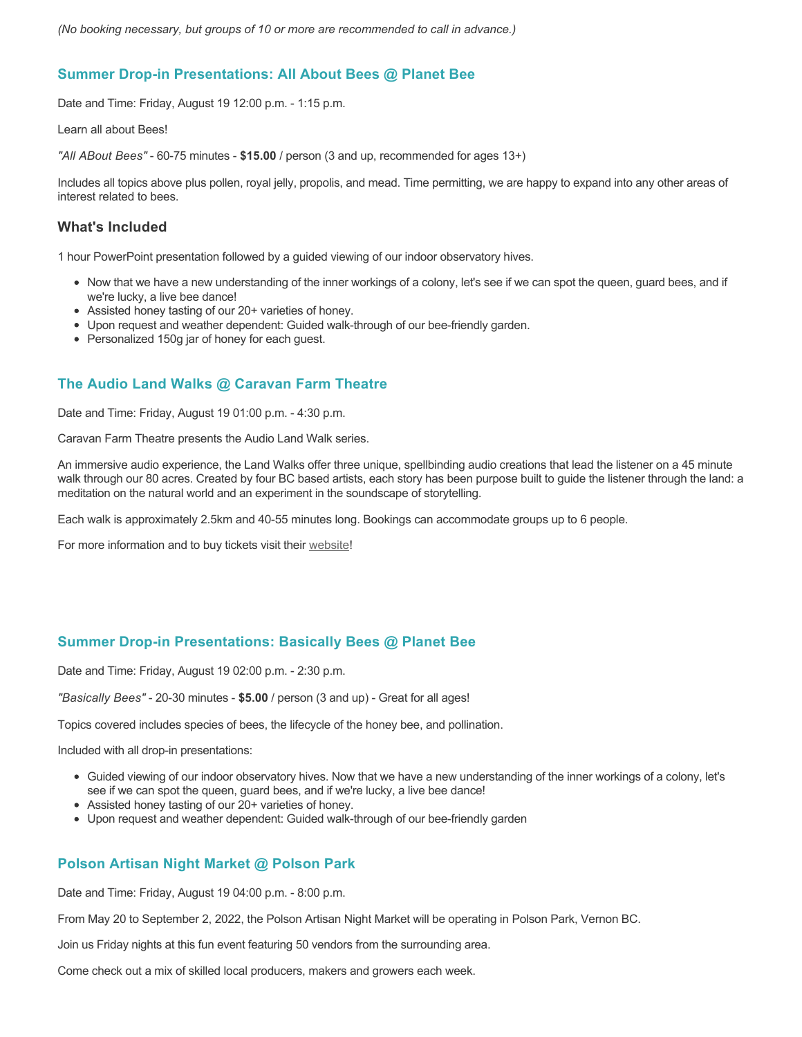*(No booking necessary, but groups of 10 or more are recommended to call in advance.)*

## Summer Drop-in Presentations: All About Bees @ Planet Bee

Date and Time: Friday, August 19 12:00 p.m. - 1:15 p.m.

Learn all about Bees!

*"All ABout Bees"* - 60-75 minutes - **$15.00** / person (3 and up, recommended for ages 13+)

Includes all topics above plus pollen, royal jelly, propolis, and mead. Time permitting, we are happy to expand into any other areas of interest related to bees.

### What's Included

1 hour PowerPoint presentation followed by a guided viewing of our indoor observatory hives.

- Now that we have a new understanding of the inner workings of a colony, let's see if we can spot the queen, guard bees, and if we're lucky, a live bee dance!
- Assisted honey tasting of our 20+ varieties of honey.
- Upon request and weather dependent: Guided walk-through of our bee-friendly garden.
- Personalized 150g jar of honey for each guest.

## The Audio Land Walks @ Caravan Farm Theatre

Date and Time: Friday, August 19 01:00 p.m. - 4:30 p.m.

Caravan Farm Theatre presents the Audio Land Walk series.

An immersive audio experience, the Land Walks offer three unique, spellbinding audio creations that lead the listener on a 45 minute walk through our 80 acres. Created by four BC based artists, each story has been purpose built to guide the listener through the land: a meditation on the natural world and an experiment in the soundscape of storytelling.

Each walk is approximately 2.5km and 40-55 minutes long. Bookings can accommodate groups up to 6 people.

For more information and to buy tickets visit their website!

## Summer Drop-in Presentations: Basically Bees @ Planet Bee

Date and Time: Friday, August 19 02:00 p.m. - 2:30 p.m.

*"Basically Bees"* - 20-30 minutes - **$5.00** / person (3 and up) - Great for all ages!

Topics covered includes species of bees, the lifecycle of the honey bee, and pollination.

Included with all drop-in presentations:

- Guided viewing of our indoor observatory hives. Now that we have a new understanding of the inner workings of a colony, let's see if we can spot the queen, guard bees, and if we're lucky, a live bee dance!
- Assisted honey tasting of our 20+ varieties of honey.
- Upon request and weather dependent: Guided walk-through of our bee-friendly garden

## Polson Artisan Night Market @ Polson Park

Date and Time: Friday, August 19 04:00 p.m. - 8:00 p.m.

From May 20 to September 2, 2022, the Polson Artisan Night Market will be operating in Polson Park, Vernon BC.

Join us Friday nights at this fun event featuring 50 vendors from the surrounding area.

Come check out a mix of skilled local producers, makers and growers each week.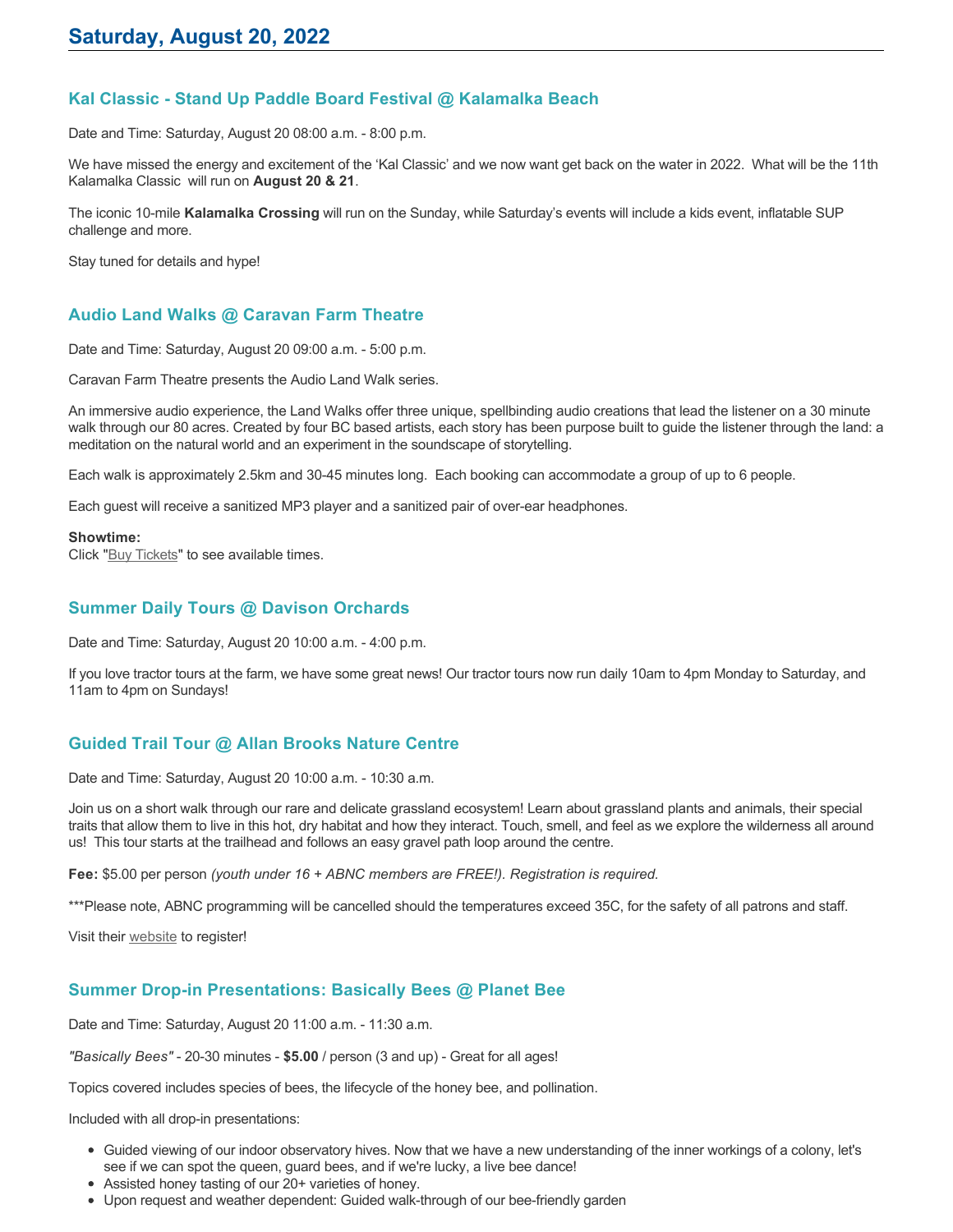# Saturday, August 20, 2022

## Kal Classic - Stand Up Paddle Board Festival @ Kalamalka Beach

Date and Time: Saturday, August 20 08:00 a.m. - 8:00 p.m.

We have missed the energy and excitement of the 'Kal Classic' and we now want get back on the water in 2022. What will be the 11th Kalamalka Classic will run on **August 20 & 21**.

The iconic 10-mile **Kalamalka Crossing** will run on the Sunday, while Saturday's events will include a kids event, inflatable SUP challenge and more.

Stay tuned for details and hype!

## Audio Land Walks @ Caravan Farm Theatre

Date and Time: Saturday, August 20 09:00 a.m. - 5:00 p.m.

Caravan Farm Theatre presents the Audio Land Walk series.

An immersive audio experience, the Land Walks offer three unique, spellbinding audio creations that lead the listener on a 30 minute walk through our 80 acres. Created by four BC based artists, each story has been purpose built to guide the listener through the land: a meditation on the natural world and an experiment in the soundscape of storytelling.

Each walk is approximately 2.5km and 30-45 minutes long. Each booking can accommodate a group of up to 6 people.

Each guest will receive a sanitized MP3 player and a sanitized pair of over-ear headphones.

**Showtime:**
Click "Buy Tickets" to see available times.

## Summer Daily Tours @ Davison Orchards

Date and Time: Saturday, August 20 10:00 a.m. - 4:00 p.m.

If you love tractor tours at the farm, we have some great news! Our tractor tours now run daily 10am to 4pm Monday to Saturday, and 11am to 4pm on Sundays!

## Guided Trail Tour @ Allan Brooks Nature Centre

Date and Time: Saturday, August 20 10:00 a.m. - 10:30 a.m.

Join us on a short walk through our rare and delicate grassland ecosystem! Learn about grassland plants and animals, their special traits that allow them to live in this hot, dry habitat and how they interact. Touch, smell, and feel as we explore the wilderness all around us! This tour starts at the trailhead and follows an easy gravel path loop around the centre.

**Fee:** $5.00 per person *(youth under 16 + ABNC members are FREE!). Registration is required.*

***Please note, ABNC programming will be cancelled should the temperatures exceed 35C, for the safety of all patrons and staff.

Visit their website to register!

## Summer Drop-in Presentations: Basically Bees @ Planet Bee

Date and Time: Saturday, August 20 11:00 a.m. - 11:30 a.m.

*"Basically Bees"* - 20-30 minutes - **$5.00** / person (3 and up) - Great for all ages!

Topics covered includes species of bees, the lifecycle of the honey bee, and pollination.

Included with all drop-in presentations:

- Guided viewing of our indoor observatory hives. Now that we have a new understanding of the inner workings of a colony, let's see if we can spot the queen, guard bees, and if we're lucky, a live bee dance!
- Assisted honey tasting of our 20+ varieties of honey.
- Upon request and weather dependent: Guided walk-through of our bee-friendly garden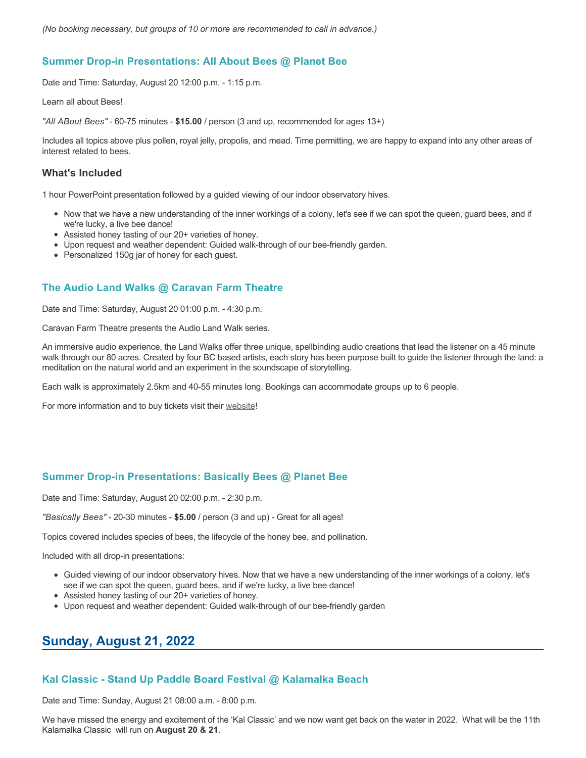*(No booking necessary, but groups of 10 or more are recommended to call in advance.)*

### Summer Drop-in Presentations: All About Bees @ Planet Bee

Date and Time: Saturday, August 20 12:00 p.m. - 1:15 p.m.

Learn all about Bees!

*"All ABout Bees"* - 60-75 minutes - **$15.00** / person (3 and up, recommended for ages 13+)

Includes all topics above plus pollen, royal jelly, propolis, and mead. Time permitting, we are happy to expand into any other areas of interest related to bees.

#### What's Included

1 hour PowerPoint presentation followed by a guided viewing of our indoor observatory hives.

- Now that we have a new understanding of the inner workings of a colony, let's see if we can spot the queen, guard bees, and if we're lucky, a live bee dance!
- Assisted honey tasting of our 20+ varieties of honey.
- Upon request and weather dependent: Guided walk-through of our bee-friendly garden.
- Personalized 150g jar of honey for each guest.

### The Audio Land Walks @ Caravan Farm Theatre

Date and Time: Saturday, August 20 01:00 p.m. - 4:30 p.m.

Caravan Farm Theatre presents the Audio Land Walk series.

An immersive audio experience, the Land Walks offer three unique, spellbinding audio creations that lead the listener on a 45 minute walk through our 80 acres. Created by four BC based artists, each story has been purpose built to guide the listener through the land: a meditation on the natural world and an experiment in the soundscape of storytelling.

Each walk is approximately 2.5km and 40-55 minutes long. Bookings can accommodate groups up to 6 people.

For more information and to buy tickets visit their website!

### Summer Drop-in Presentations: Basically Bees @ Planet Bee

Date and Time: Saturday, August 20 02:00 p.m. - 2:30 p.m.

*"Basically Bees"* - 20-30 minutes - **$5.00** / person (3 and up) - Great for all ages!

Topics covered includes species of bees, the lifecycle of the honey bee, and pollination.

Included with all drop-in presentations:

- Guided viewing of our indoor observatory hives. Now that we have a new understanding of the inner workings of a colony, let's see if we can spot the queen, guard bees, and if we're lucky, a live bee dance!
- Assisted honey tasting of our 20+ varieties of honey.
- Upon request and weather dependent: Guided walk-through of our bee-friendly garden

## Sunday, August 21, 2022

### Kal Classic - Stand Up Paddle Board Festival @ Kalamalka Beach

Date and Time: Sunday, August 21 08:00 a.m. - 8:00 p.m.

We have missed the energy and excitement of the 'Kal Classic' and we now want get back on the water in 2022. What will be the 11th Kalamalka Classic will run on **August 20 & 21**.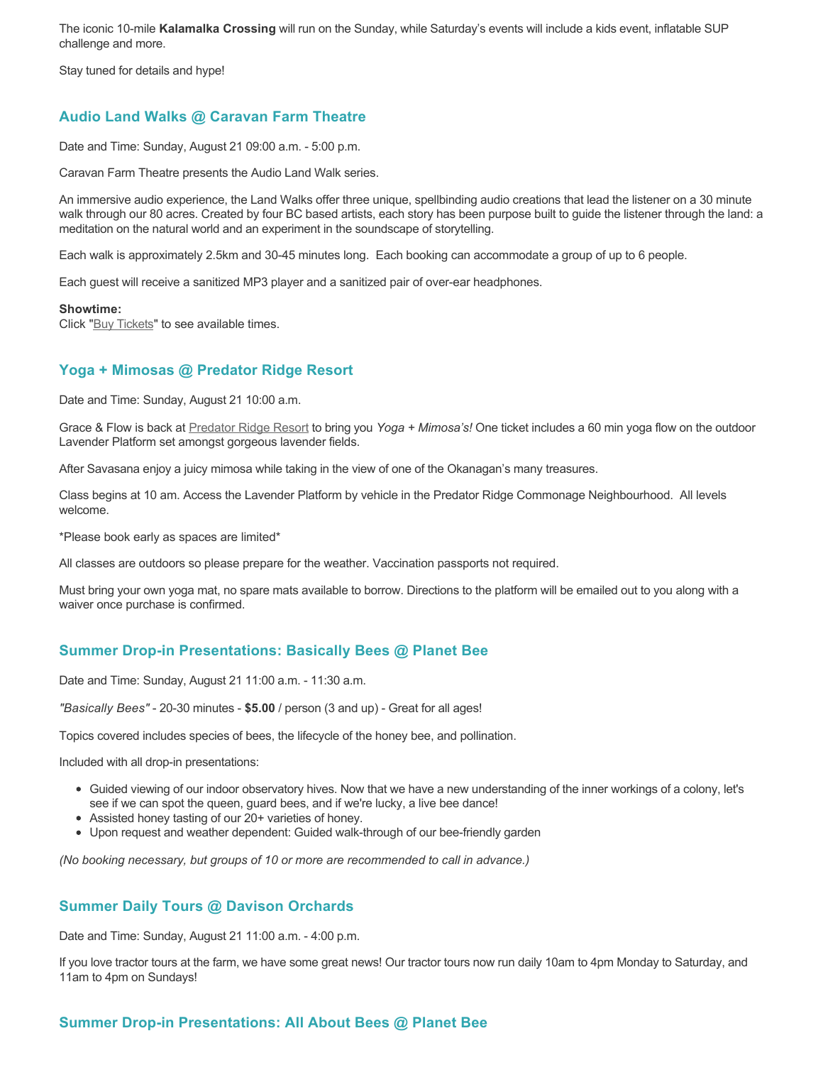The iconic 10-mile **Kalamalka Crossing** will run on the Sunday, while Saturday's events will include a kids event, inflatable SUP challenge and more.

Stay tuned for details and hype!

### Audio Land Walks @ Caravan Farm Theatre

Date and Time: Sunday, August 21 09:00 a.m. - 5:00 p.m.

Caravan Farm Theatre presents the Audio Land Walk series.

An immersive audio experience, the Land Walks offer three unique, spellbinding audio creations that lead the listener on a 30 minute walk through our 80 acres. Created by four BC based artists, each story has been purpose built to guide the listener through the land: a meditation on the natural world and an experiment in the soundscape of storytelling.

Each walk is approximately 2.5km and 30-45 minutes long. Each booking can accommodate a group of up to 6 people.

Each guest will receive a sanitized MP3 player and a sanitized pair of over-ear headphones.

**Showtime:**
Click "Buy Tickets" to see available times.

### Yoga + Mimosas @ Predator Ridge Resort

Date and Time: Sunday, August 21 10:00 a.m.

Grace & Flow is back at Predator Ridge Resort to bring you *Yoga + Mimosa's!* One ticket includes a 60 min yoga flow on the outdoor Lavender Platform set amongst gorgeous lavender fields.

After Savasana enjoy a juicy mimosa while taking in the view of one of the Okanagan's many treasures.

Class begins at 10 am. Access the Lavender Platform by vehicle in the Predator Ridge Commonage Neighbourhood. All levels welcome.

*Please book early as spaces are limited*

All classes are outdoors so please prepare for the weather. Vaccination passports not required.

Must bring your own yoga mat, no spare mats available to borrow. Directions to the platform will be emailed out to you along with a waiver once purchase is confirmed.

### Summer Drop-in Presentations: Basically Bees @ Planet Bee

Date and Time: Sunday, August 21 11:00 a.m. - 11:30 a.m.

*"Basically Bees"* - 20-30 minutes - **$5.00** / person (3 and up) - Great for all ages!

Topics covered includes species of bees, the lifecycle of the honey bee, and pollination.

Included with all drop-in presentations:

- Guided viewing of our indoor observatory hives. Now that we have a new understanding of the inner workings of a colony, let's see if we can spot the queen, guard bees, and if we're lucky, a live bee dance!
- Assisted honey tasting of our 20+ varieties of honey.
- Upon request and weather dependent: Guided walk-through of our bee-friendly garden

*(No booking necessary, but groups of 10 or more are recommended to call in advance.)*

### Summer Daily Tours @ Davison Orchards

Date and Time: Sunday, August 21 11:00 a.m. - 4:00 p.m.

If you love tractor tours at the farm, we have some great news! Our tractor tours now run daily 10am to 4pm Monday to Saturday, and 11am to 4pm on Sundays!

### Summer Drop-in Presentations: All About Bees @ Planet Bee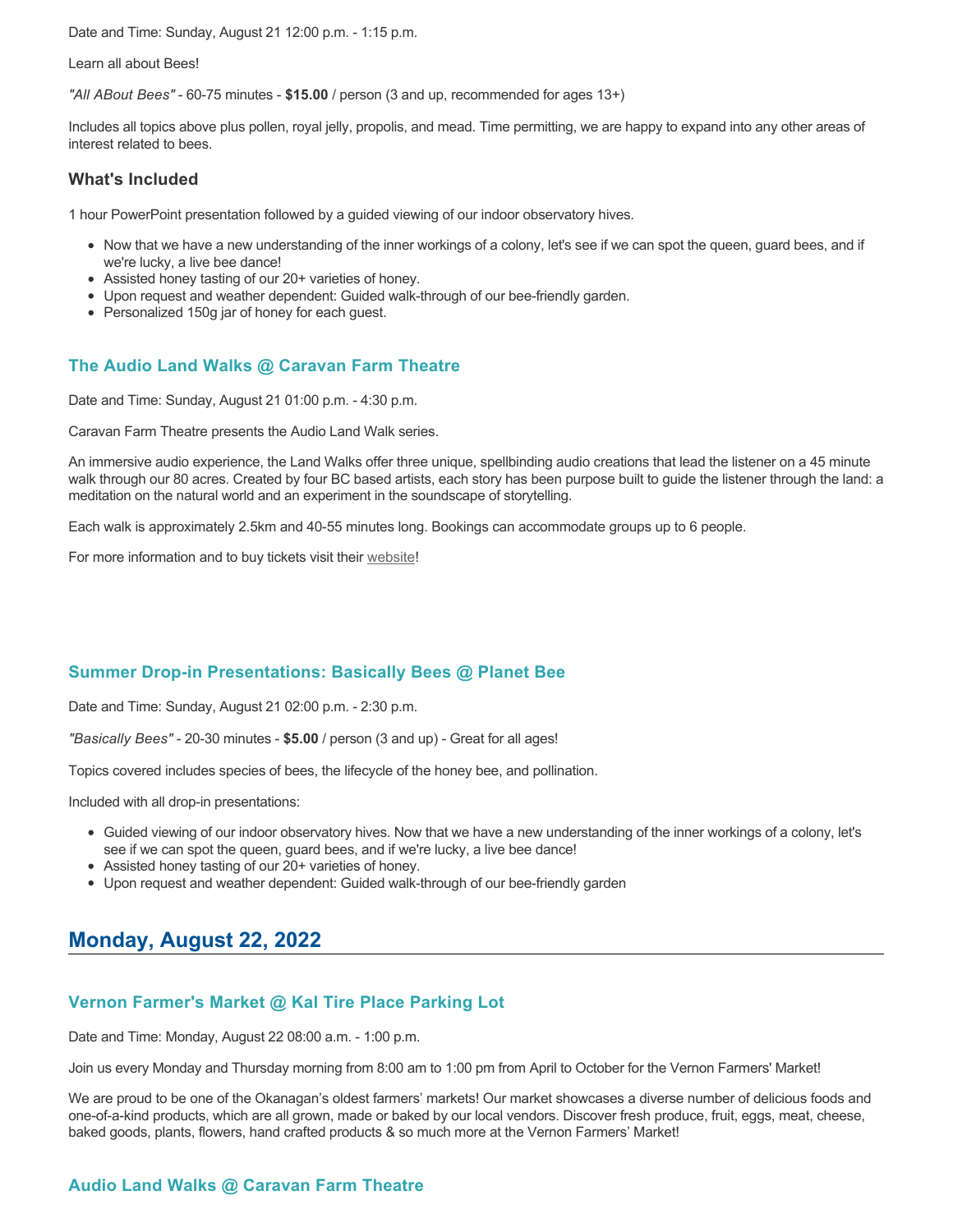Date and Time: Sunday, August 21 12:00 p.m. - 1:15 p.m.

Learn all about Bees!

*"All ABout Bees"* - 60-75 minutes - **$15.00** / person (3 and up, recommended for ages 13+)

Includes all topics above plus pollen, royal jelly, propolis, and mead. Time permitting, we are happy to expand into any other areas of interest related to bees.

### What's Included

1 hour PowerPoint presentation followed by a guided viewing of our indoor observatory hives.

- Now that we have a new understanding of the inner workings of a colony, let's see if we can spot the queen, guard bees, and if we're lucky, a live bee dance!
- Assisted honey tasting of our 20+ varieties of honey.
- Upon request and weather dependent: Guided walk-through of our bee-friendly garden.
- Personalized 150g jar of honey for each guest.

### The Audio Land Walks @ Caravan Farm Theatre

Date and Time: Sunday, August 21 01:00 p.m. - 4:30 p.m.

Caravan Farm Theatre presents the Audio Land Walk series.

An immersive audio experience, the Land Walks offer three unique, spellbinding audio creations that lead the listener on a 45 minute walk through our 80 acres. Created by four BC based artists, each story has been purpose built to guide the listener through the land: a meditation on the natural world and an experiment in the soundscape of storytelling.

Each walk is approximately 2.5km and 40-55 minutes long. Bookings can accommodate groups up to 6 people.

For more information and to buy tickets visit their website!

### Summer Drop-in Presentations: Basically Bees @ Planet Bee

Date and Time: Sunday, August 21 02:00 p.m. - 2:30 p.m.

*"Basically Bees"* - 20-30 minutes - **$5.00** / person (3 and up) - Great for all ages!

Topics covered includes species of bees, the lifecycle of the honey bee, and pollination.

Included with all drop-in presentations:

- Guided viewing of our indoor observatory hives. Now that we have a new understanding of the inner workings of a colony, let's see if we can spot the queen, guard bees, and if we're lucky, a live bee dance!
- Assisted honey tasting of our 20+ varieties of honey.
- Upon request and weather dependent: Guided walk-through of our bee-friendly garden

## Monday, August 22, 2022

### Vernon Farmer's Market @ Kal Tire Place Parking Lot

Date and Time: Monday, August 22 08:00 a.m. - 1:00 p.m.

Join us every Monday and Thursday morning from 8:00 am to 1:00 pm from April to October for the Vernon Farmers' Market!

We are proud to be one of the Okanagan's oldest farmers' markets! Our market showcases a diverse number of delicious foods and one-of-a-kind products, which are all grown, made or baked by our local vendors. Discover fresh produce, fruit, eggs, meat, cheese, baked goods, plants, flowers, hand crafted products & so much more at the Vernon Farmers' Market!

### Audio Land Walks @ Caravan Farm Theatre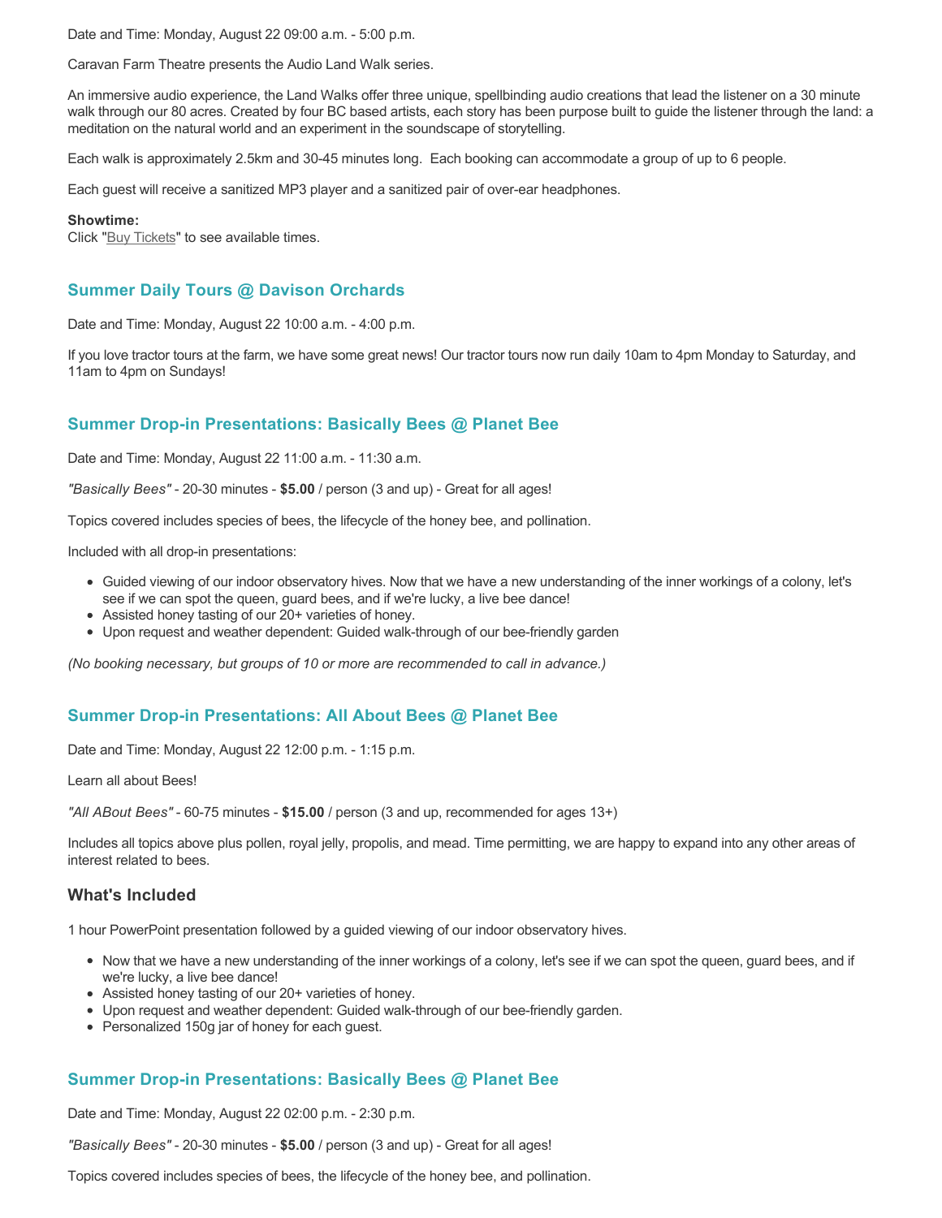Date and Time: Monday, August 22 09:00 a.m. - 5:00 p.m.

Caravan Farm Theatre presents the Audio Land Walk series.

An immersive audio experience, the Land Walks offer three unique, spellbinding audio creations that lead the listener on a 30 minute walk through our 80 acres. Created by four BC based artists, each story has been purpose built to guide the listener through the land: a meditation on the natural world and an experiment in the soundscape of storytelling.

Each walk is approximately 2.5km and 30-45 minutes long. Each booking can accommodate a group of up to 6 people.

Each guest will receive a sanitized MP3 player and a sanitized pair of over-ear headphones.

**Showtime:**
Click "Buy Tickets" to see available times.

### Summer Daily Tours @ Davison Orchards

Date and Time: Monday, August 22 10:00 a.m. - 4:00 p.m.

If you love tractor tours at the farm, we have some great news! Our tractor tours now run daily 10am to 4pm Monday to Saturday, and 11am to 4pm on Sundays!

### Summer Drop-in Presentations: Basically Bees @ Planet Bee

Date and Time: Monday, August 22 11:00 a.m. - 11:30 a.m.

*"Basically Bees"* - 20-30 minutes - **$5.00** / person (3 and up) - Great for all ages!

Topics covered includes species of bees, the lifecycle of the honey bee, and pollination.

Included with all drop-in presentations:

- Guided viewing of our indoor observatory hives. Now that we have a new understanding of the inner workings of a colony, let's see if we can spot the queen, guard bees, and if we're lucky, a live bee dance!
- Assisted honey tasting of our 20+ varieties of honey.
- Upon request and weather dependent: Guided walk-through of our bee-friendly garden

*(No booking necessary, but groups of 10 or more are recommended to call in advance.)*

### Summer Drop-in Presentations: All About Bees @ Planet Bee

Date and Time: Monday, August 22 12:00 p.m. - 1:15 p.m.

Learn all about Bees!

*"All ABout Bees"* - 60-75 minutes - **$15.00** / person (3 and up, recommended for ages 13+)

Includes all topics above plus pollen, royal jelly, propolis, and mead. Time permitting, we are happy to expand into any other areas of interest related to bees.

#### What's Included

1 hour PowerPoint presentation followed by a guided viewing of our indoor observatory hives.

- Now that we have a new understanding of the inner workings of a colony, let's see if we can spot the queen, guard bees, and if we're lucky, a live bee dance!
- Assisted honey tasting of our 20+ varieties of honey.
- Upon request and weather dependent: Guided walk-through of our bee-friendly garden.
- Personalized 150g jar of honey for each guest.

### Summer Drop-in Presentations: Basically Bees @ Planet Bee

Date and Time: Monday, August 22 02:00 p.m. - 2:30 p.m.

*"Basically Bees"* - 20-30 minutes - **$5.00** / person (3 and up) - Great for all ages!

Topics covered includes species of bees, the lifecycle of the honey bee, and pollination.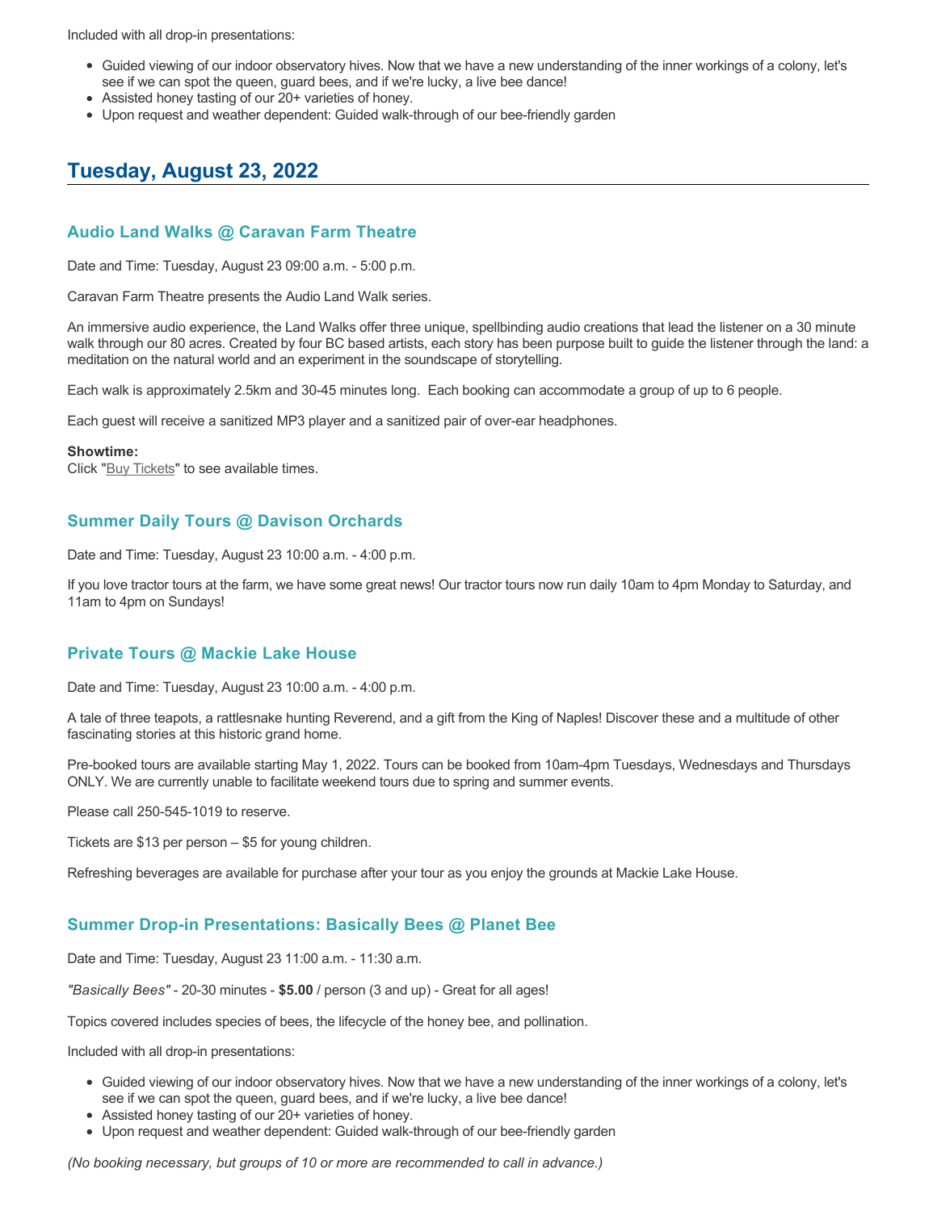Included with all drop-in presentations:

- Guided viewing of our indoor observatory hives. Now that we have a new understanding of the inner workings of a colony, let's see if we can spot the queen, guard bees, and if we're lucky, a live bee dance!
- Assisted honey tasting of our 20+ varieties of honey.
- Upon request and weather dependent: Guided walk-through of our bee-friendly garden

## Tuesday, August 23, 2022

### Audio Land Walks @ Caravan Farm Theatre

Date and Time: Tuesday, August 23 09:00 a.m. - 5:00 p.m.

Caravan Farm Theatre presents the Audio Land Walk series.

An immersive audio experience, the Land Walks offer three unique, spellbinding audio creations that lead the listener on a 30 minute walk through our 80 acres. Created by four BC based artists, each story has been purpose built to guide the listener through the land: a meditation on the natural world and an experiment in the soundscape of storytelling.

Each walk is approximately 2.5km and 30-45 minutes long. Each booking can accommodate a group of up to 6 people.

Each guest will receive a sanitized MP3 player and a sanitized pair of over-ear headphones.

**Showtime:**
Click "Buy Tickets" to see available times.

### Summer Daily Tours @ Davison Orchards

Date and Time: Tuesday, August 23 10:00 a.m. - 4:00 p.m.

If you love tractor tours at the farm, we have some great news! Our tractor tours now run daily 10am to 4pm Monday to Saturday, and 11am to 4pm on Sundays!

### Private Tours @ Mackie Lake House

Date and Time: Tuesday, August 23 10:00 a.m. - 4:00 p.m.

A tale of three teapots, a rattlesnake hunting Reverend, and a gift from the King of Naples! Discover these and a multitude of other fascinating stories at this historic grand home.

Pre-booked tours are available starting May 1, 2022. Tours can be booked from 10am-4pm Tuesdays, Wednesdays and Thursdays ONLY. We are currently unable to facilitate weekend tours due to spring and summer events.

Please call 250-545-1019 to reserve.

Tickets are $13 per person – $5 for young children.

Refreshing beverages are available for purchase after your tour as you enjoy the grounds at Mackie Lake House.

### Summer Drop-in Presentations: Basically Bees @ Planet Bee

Date and Time: Tuesday, August 23 11:00 a.m. - 11:30 a.m.

*"Basically Bees"* - 20-30 minutes - **$5.00** / person (3 and up) - Great for all ages!

Topics covered includes species of bees, the lifecycle of the honey bee, and pollination.

Included with all drop-in presentations:

- Guided viewing of our indoor observatory hives. Now that we have a new understanding of the inner workings of a colony, let's see if we can spot the queen, guard bees, and if we're lucky, a live bee dance!
- Assisted honey tasting of our 20+ varieties of honey.
- Upon request and weather dependent: Guided walk-through of our bee-friendly garden

*(No booking necessary, but groups of 10 or more are recommended to call in advance.)*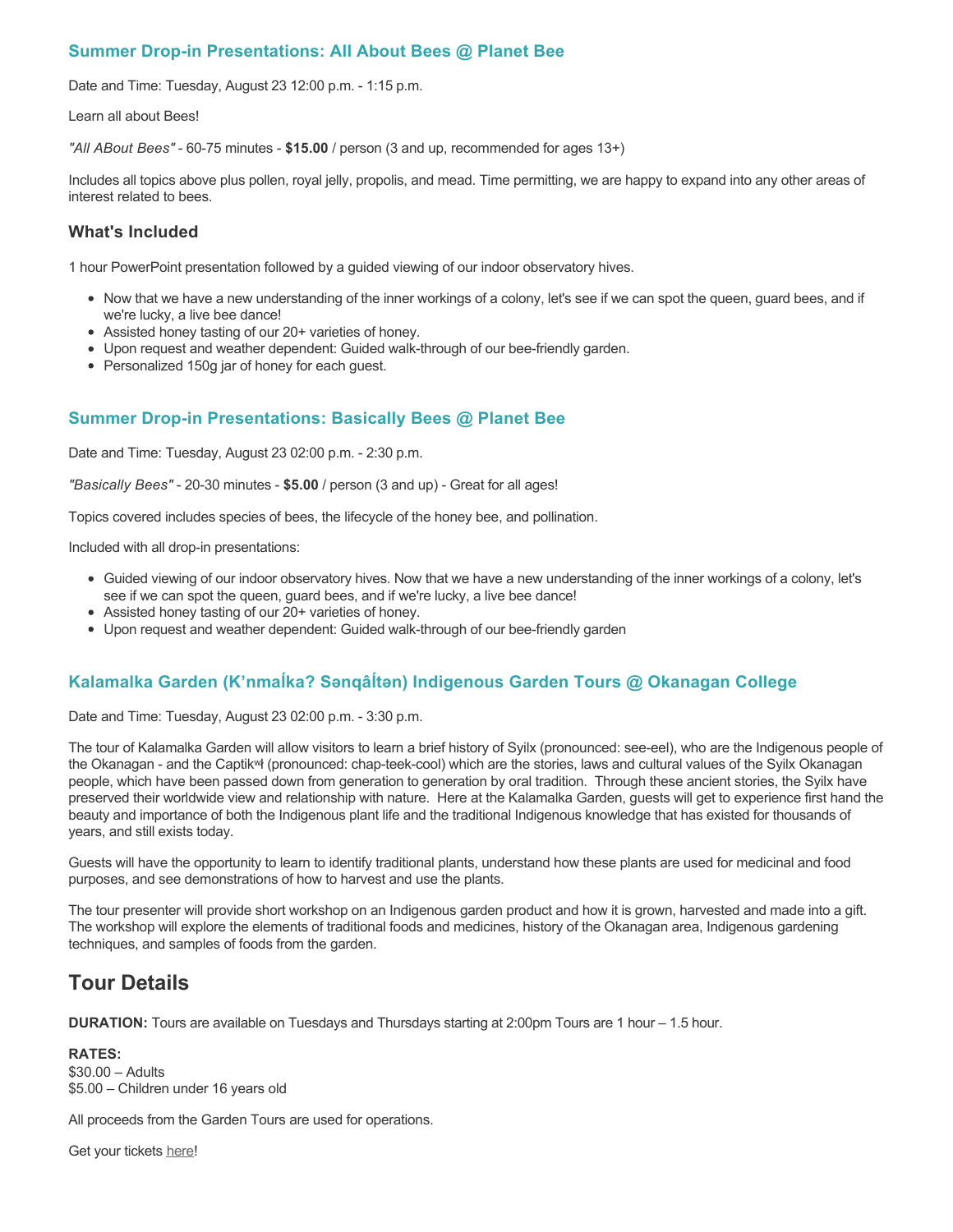### Summer Drop-in Presentations: All About Bees @ Planet Bee

Date and Time: Tuesday, August 23 12:00 p.m. - 1:15 p.m.

Learn all about Bees!

*"All ABout Bees"* - 60-75 minutes - **$15.00** / person (3 and up, recommended for ages 13+)

Includes all topics above plus pollen, royal jelly, propolis, and mead. Time permitting, we are happy to expand into any other areas of interest related to bees.

#### What's Included

1 hour PowerPoint presentation followed by a guided viewing of our indoor observatory hives.

- Now that we have a new understanding of the inner workings of a colony, let's see if we can spot the queen, guard bees, and if we're lucky, a live bee dance!
- Assisted honey tasting of our 20+ varieties of honey.
- Upon request and weather dependent: Guided walk-through of our bee-friendly garden.
- Personalized 150g jar of honey for each guest.

### Summer Drop-in Presentations: Basically Bees @ Planet Bee

Date and Time: Tuesday, August 23 02:00 p.m. - 2:30 p.m.

*"Basically Bees"* - 20-30 minutes - **$5.00** / person (3 and up) - Great for all ages!

Topics covered includes species of bees, the lifecycle of the honey bee, and pollination.

Included with all drop-in presentations:

- Guided viewing of our indoor observatory hives. Now that we have a new understanding of the inner workings of a colony, let's see if we can spot the queen, guard bees, and if we're lucky, a live bee dance!
- Assisted honey tasting of our 20+ varieties of honey.
- Upon request and weather dependent: Guided walk-through of our bee-friendly garden

### Kalamalka Garden (K'nmaĺka? Sənqâĺtən) Indigenous Garden Tours @ Okanagan College

Date and Time: Tuesday, August 23 02:00 p.m. - 3:30 p.m.

The tour of Kalamalka Garden will allow visitors to learn a brief history of Syilx (pronounced: see-eel), who are the Indigenous people of the Okanagan - and the Captikʷł (pronounced: chap-teek-cool) which are the stories, laws and cultural values of the Syilx Okanagan people, which have been passed down from generation to generation by oral tradition. Through these ancient stories, the Syilx have preserved their worldwide view and relationship with nature. Here at the Kalamalka Garden, guests will get to experience first hand the beauty and importance of both the Indigenous plant life and the traditional Indigenous knowledge that has existed for thousands of years, and still exists today.

Guests will have the opportunity to learn to identify traditional plants, understand how these plants are used for medicinal and food purposes, and see demonstrations of how to harvest and use the plants.

The tour presenter will provide short workshop on an Indigenous garden product and how it is grown, harvested and made into a gift. The workshop will explore the elements of traditional foods and medicines, history of the Okanagan area, Indigenous gardening techniques, and samples of foods from the garden.

## Tour Details

**DURATION:** Tours are available on Tuesdays and Thursdays starting at 2:00pm Tours are 1 hour – 1.5 hour.

**RATES:**
$30.00 – Adults
$5.00 – Children under 16 years old

All proceeds from the Garden Tours are used for operations.

Get your tickets here!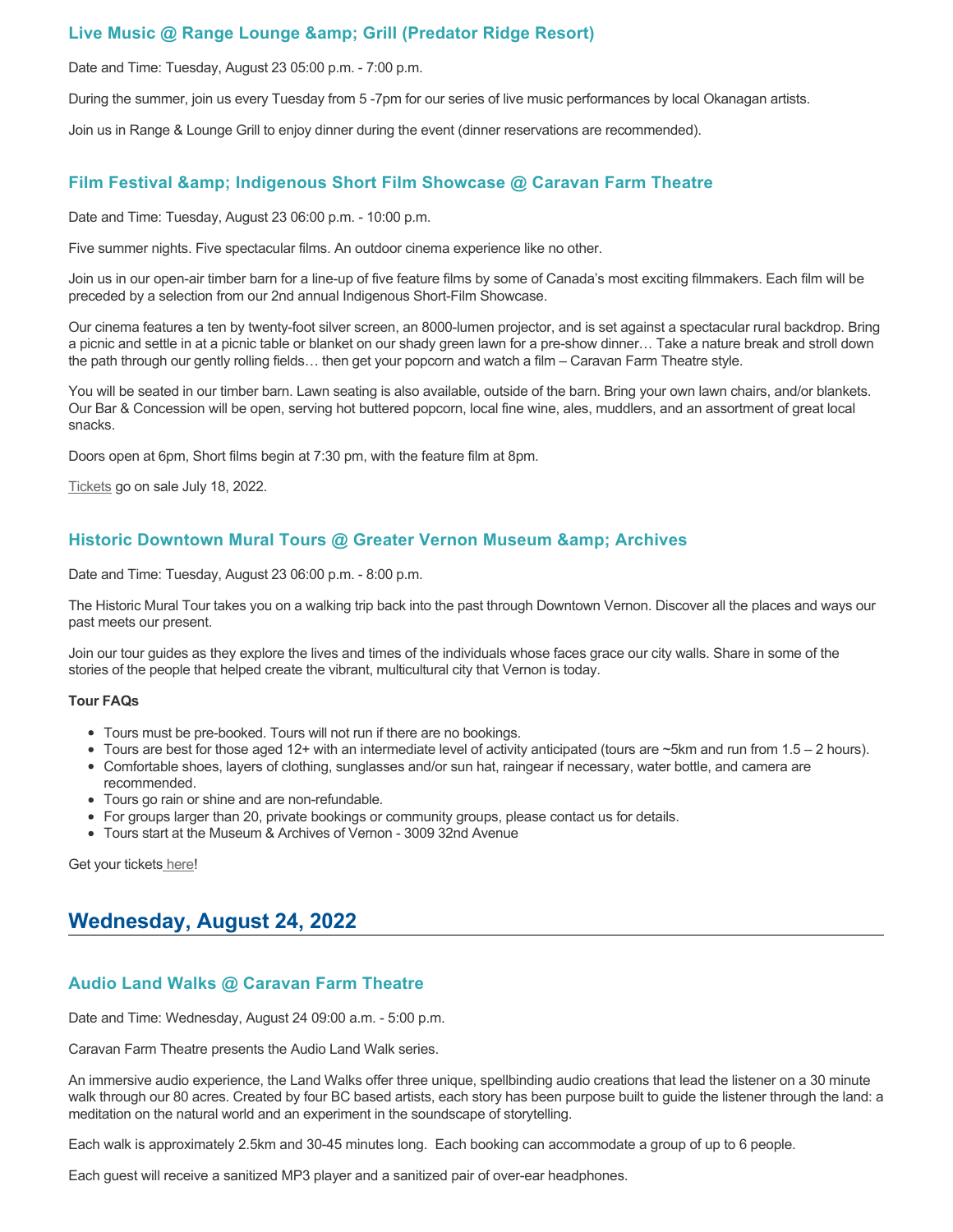### Live Music @ Range Lounge &amp; Grill (Predator Ridge Resort)

Date and Time: Tuesday, August 23 05:00 p.m. - 7:00 p.m.

During the summer, join us every Tuesday from 5 -7pm for our series of live music performances by local Okanagan artists.

Join us in Range & Lounge Grill to enjoy dinner during the event (dinner reservations are recommended).

### Film Festival &amp; Indigenous Short Film Showcase @ Caravan Farm Theatre

Date and Time: Tuesday, August 23 06:00 p.m. - 10:00 p.m.

Five summer nights. Five spectacular films. An outdoor cinema experience like no other.

Join us in our open-air timber barn for a line-up of five feature films by some of Canada's most exciting filmmakers. Each film will be preceded by a selection from our 2nd annual Indigenous Short-Film Showcase.

Our cinema features a ten by twenty-foot silver screen, an 8000-lumen projector, and is set against a spectacular rural backdrop. Bring a picnic and settle in at a picnic table or blanket on our shady green lawn for a pre-show dinner… Take a nature break and stroll down the path through our gently rolling fields… then get your popcorn and watch a film – Caravan Farm Theatre style.

You will be seated in our timber barn. Lawn seating is also available, outside of the barn. Bring your own lawn chairs, and/or blankets. Our Bar & Concession will be open, serving hot buttered popcorn, local fine wine, ales, muddlers, and an assortment of great local snacks.

Doors open at 6pm, Short films begin at 7:30 pm, with the feature film at 8pm.

Tickets go on sale July 18, 2022.

### Historic Downtown Mural Tours @ Greater Vernon Museum &amp; Archives

Date and Time: Tuesday, August 23 06:00 p.m. - 8:00 p.m.

The Historic Mural Tour takes you on a walking trip back into the past through Downtown Vernon. Discover all the places and ways our past meets our present.

Join our tour guides as they explore the lives and times of the individuals whose faces grace our city walls. Share in some of the stories of the people that helped create the vibrant, multicultural city that Vernon is today.

**Tour FAQs**

- Tours must be pre-booked. Tours will not run if there are no bookings.
- Tours are best for those aged 12+ with an intermediate level of activity anticipated (tours are ~5km and run from 1.5 – 2 hours).
- Comfortable shoes, layers of clothing, sunglasses and/or sun hat, raingear if necessary, water bottle, and camera are recommended.
- Tours go rain or shine and are non-refundable.
- For groups larger than 20, private bookings or community groups, please contact us for details.
- Tours start at the Museum & Archives of Vernon - 3009 32nd Avenue

Get your tickets here!

## Wednesday, August 24, 2022

### Audio Land Walks @ Caravan Farm Theatre

Date and Time: Wednesday, August 24 09:00 a.m. - 5:00 p.m.

Caravan Farm Theatre presents the Audio Land Walk series.

An immersive audio experience, the Land Walks offer three unique, spellbinding audio creations that lead the listener on a 30 minute walk through our 80 acres. Created by four BC based artists, each story has been purpose built to guide the listener through the land: a meditation on the natural world and an experiment in the soundscape of storytelling.

Each walk is approximately 2.5km and 30-45 minutes long. Each booking can accommodate a group of up to 6 people.

Each guest will receive a sanitized MP3 player and a sanitized pair of over-ear headphones.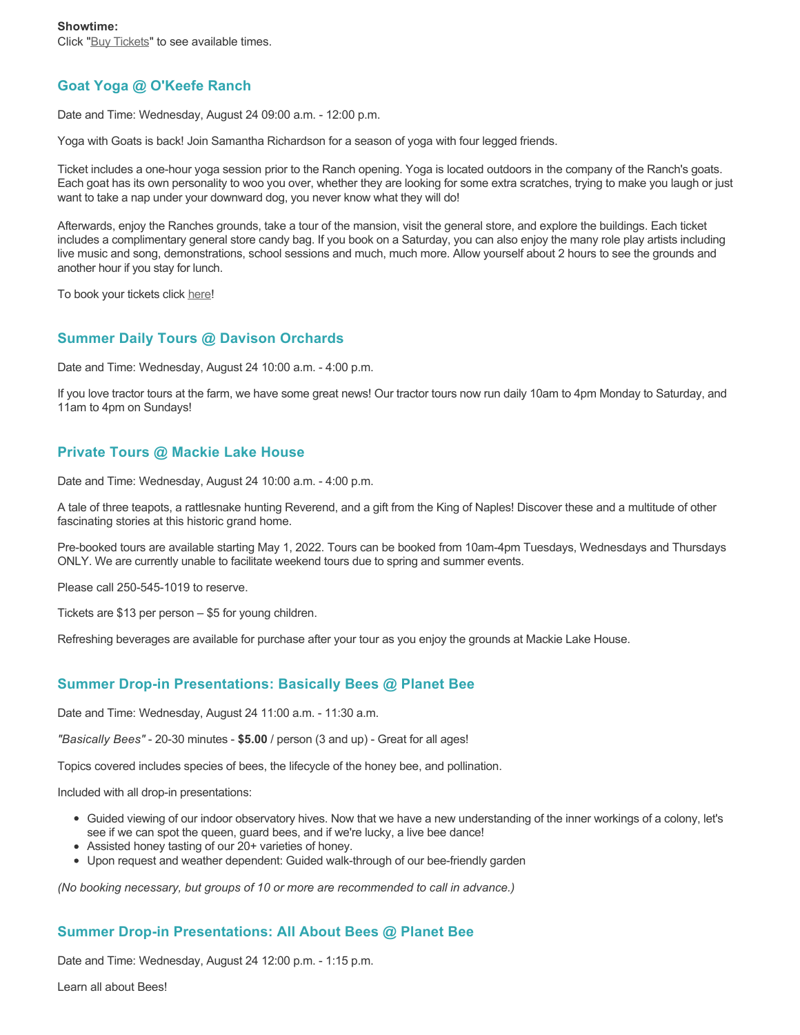**Showtime:**
Click "Buy Tickets" to see available times.

### Goat Yoga @ O'Keefe Ranch

Date and Time: Wednesday, August 24 09:00 a.m. - 12:00 p.m.

Yoga with Goats is back! Join Samantha Richardson for a season of yoga with four legged friends.

Ticket includes a one-hour yoga session prior to the Ranch opening. Yoga is located outdoors in the company of the Ranch's goats. Each goat has its own personality to woo you over, whether they are looking for some extra scratches, trying to make you laugh or just want to take a nap under your downward dog, you never know what they will do!

Afterwards, enjoy the Ranches grounds, take a tour of the mansion, visit the general store, and explore the buildings. Each ticket includes a complimentary general store candy bag. If you book on a Saturday, you can also enjoy the many role play artists including live music and song, demonstrations, school sessions and much, much more. Allow yourself about 2 hours to see the grounds and another hour if you stay for lunch.

To book your tickets click here!

### Summer Daily Tours @ Davison Orchards

Date and Time: Wednesday, August 24 10:00 a.m. - 4:00 p.m.

If you love tractor tours at the farm, we have some great news! Our tractor tours now run daily 10am to 4pm Monday to Saturday, and 11am to 4pm on Sundays!

### Private Tours @ Mackie Lake House

Date and Time: Wednesday, August 24 10:00 a.m. - 4:00 p.m.

A tale of three teapots, a rattlesnake hunting Reverend, and a gift from the King of Naples! Discover these and a multitude of other fascinating stories at this historic grand home.

Pre-booked tours are available starting May 1, 2022. Tours can be booked from 10am-4pm Tuesdays, Wednesdays and Thursdays ONLY. We are currently unable to facilitate weekend tours due to spring and summer events.

Please call 250-545-1019 to reserve.

Tickets are $13 per person – $5 for young children.

Refreshing beverages are available for purchase after your tour as you enjoy the grounds at Mackie Lake House.

### Summer Drop-in Presentations: Basically Bees @ Planet Bee

Date and Time: Wednesday, August 24 11:00 a.m. - 11:30 a.m.

*"Basically Bees"* - 20-30 minutes - **$5.00** / person (3 and up) - Great for all ages!

Topics covered includes species of bees, the lifecycle of the honey bee, and pollination.

Included with all drop-in presentations:

- Guided viewing of our indoor observatory hives. Now that we have a new understanding of the inner workings of a colony, let's see if we can spot the queen, guard bees, and if we're lucky, a live bee dance!
- Assisted honey tasting of our 20+ varieties of honey.
- Upon request and weather dependent: Guided walk-through of our bee-friendly garden

*(No booking necessary, but groups of 10 or more are recommended to call in advance.)*

### Summer Drop-in Presentations: All About Bees @ Planet Bee

Date and Time: Wednesday, August 24 12:00 p.m. - 1:15 p.m.

Learn all about Bees!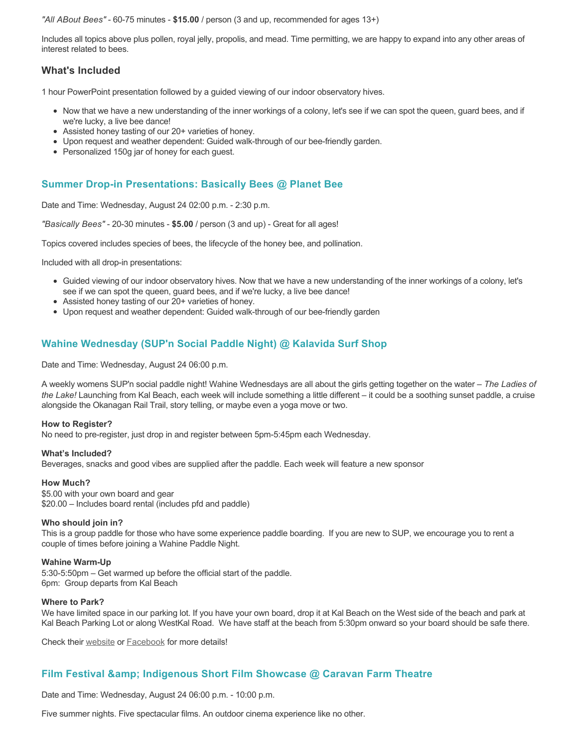*"All ABout Bees"* - 60-75 minutes - **$15.00** / person (3 and up, recommended for ages 13+)

Includes all topics above plus pollen, royal jelly, propolis, and mead. Time permitting, we are happy to expand into any other areas of interest related to bees.

### What's Included

1 hour PowerPoint presentation followed by a guided viewing of our indoor observatory hives.

- Now that we have a new understanding of the inner workings of a colony, let's see if we can spot the queen, guard bees, and if we're lucky, a live bee dance!
- Assisted honey tasting of our 20+ varieties of honey.
- Upon request and weather dependent: Guided walk-through of our bee-friendly garden.
- Personalized 150g jar of honey for each guest.

## Summer Drop-in Presentations: Basically Bees @ Planet Bee

Date and Time: Wednesday, August 24 02:00 p.m. - 2:30 p.m.

*"Basically Bees"* - 20-30 minutes - **$5.00** / person (3 and up) - Great for all ages!

Topics covered includes species of bees, the lifecycle of the honey bee, and pollination.

Included with all drop-in presentations:

- Guided viewing of our indoor observatory hives. Now that we have a new understanding of the inner workings of a colony, let's see if we can spot the queen, guard bees, and if we're lucky, a live bee dance!
- Assisted honey tasting of our 20+ varieties of honey.
- Upon request and weather dependent: Guided walk-through of our bee-friendly garden

## Wahine Wednesday (SUP'n Social Paddle Night) @ Kalavida Surf Shop

Date and Time: Wednesday, August 24 06:00 p.m.

A weekly womens SUP'n social paddle night! Wahine Wednesdays are all about the girls getting together on the water – *The Ladies of the Lake!* Launching from Kal Beach, each week will include something a little different – it could be a soothing sunset paddle, a cruise alongside the Okanagan Rail Trail, story telling, or maybe even a yoga move or two.

**How to Register?**
No need to pre-register, just drop in and register between 5pm-5:45pm each Wednesday.

**What's Included?**
Beverages, snacks and good vibes are supplied after the paddle. Each week will feature a new sponsor

**How Much?**
$5.00 with your own board and gear
$20.00 – Includes board rental (includes pfd and paddle)

**Who should join in?**
This is a group paddle for those who have some experience paddle boarding. If you are new to SUP, we encourage you to rent a couple of times before joining a Wahine Paddle Night.

**Wahine Warm-Up**
5:30-5:50pm – Get warmed up before the official start of the paddle.
6pm: Group departs from Kal Beach

**Where to Park?**
We have limited space in our parking lot. If you have your own board, drop it at Kal Beach on the West side of the beach and park at Kal Beach Parking Lot or along WestKal Road. We have staff at the beach from 5:30pm onward so your board should be safe there.

Check their website or Facebook for more details!

## Film Festival &amp; Indigenous Short Film Showcase @ Caravan Farm Theatre

Date and Time: Wednesday, August 24 06:00 p.m. - 10:00 p.m.

Five summer nights. Five spectacular films. An outdoor cinema experience like no other.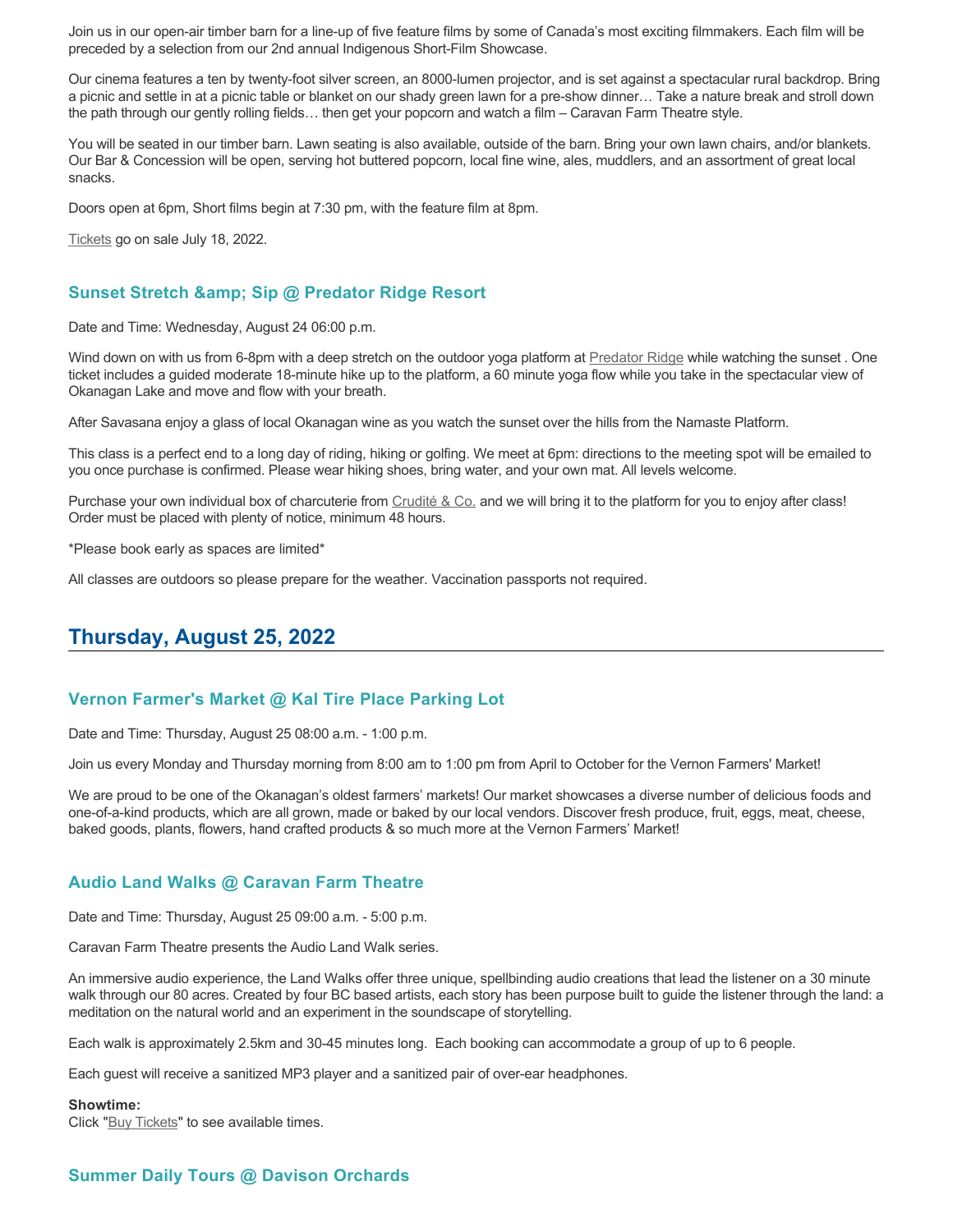Join us in our open-air timber barn for a line-up of five feature films by some of Canada's most exciting filmmakers. Each film will be preceded by a selection from our 2nd annual Indigenous Short-Film Showcase.

Our cinema features a ten by twenty-foot silver screen, an 8000-lumen projector, and is set against a spectacular rural backdrop. Bring a picnic and settle in at a picnic table or blanket on our shady green lawn for a pre-show dinner… Take a nature break and stroll down the path through our gently rolling fields… then get your popcorn and watch a film – Caravan Farm Theatre style.

You will be seated in our timber barn. Lawn seating is also available, outside of the barn. Bring your own lawn chairs, and/or blankets. Our Bar & Concession will be open, serving hot buttered popcorn, local fine wine, ales, muddlers, and an assortment of great local snacks.

Doors open at 6pm, Short films begin at 7:30 pm, with the feature film at 8pm.

Tickets go on sale July 18, 2022.

### Sunset Stretch &amp; Sip @ Predator Ridge Resort

Date and Time: Wednesday, August 24 06:00 p.m.

Wind down on with us from 6-8pm with a deep stretch on the outdoor yoga platform at Predator Ridge while watching the sunset . One ticket includes a guided moderate 18-minute hike up to the platform, a 60 minute yoga flow while you take in the spectacular view of Okanagan Lake and move and flow with your breath.

After Savasana enjoy a glass of local Okanagan wine as you watch the sunset over the hills from the Namaste Platform.

This class is a perfect end to a long day of riding, hiking or golfing. We meet at 6pm: directions to the meeting spot will be emailed to you once purchase is confirmed. Please wear hiking shoes, bring water, and your own mat. All levels welcome.

Purchase your own individual box of charcuterie from Crudité & Co. and we will bring it to the platform for you to enjoy after class! Order must be placed with plenty of notice, minimum 48 hours.

*Please book early as spaces are limited*

All classes are outdoors so please prepare for the weather. Vaccination passports not required.

## Thursday, August 25, 2022

### Vernon Farmer's Market @ Kal Tire Place Parking Lot

Date and Time: Thursday, August 25 08:00 a.m. - 1:00 p.m.

Join us every Monday and Thursday morning from 8:00 am to 1:00 pm from April to October for the Vernon Farmers' Market!

We are proud to be one of the Okanagan's oldest farmers' markets! Our market showcases a diverse number of delicious foods and one-of-a-kind products, which are all grown, made or baked by our local vendors. Discover fresh produce, fruit, eggs, meat, cheese, baked goods, plants, flowers, hand crafted products & so much more at the Vernon Farmers' Market!

### Audio Land Walks @ Caravan Farm Theatre

Date and Time: Thursday, August 25 09:00 a.m. - 5:00 p.m.

Caravan Farm Theatre presents the Audio Land Walk series.

An immersive audio experience, the Land Walks offer three unique, spellbinding audio creations that lead the listener on a 30 minute walk through our 80 acres. Created by four BC based artists, each story has been purpose built to guide the listener through the land: a meditation on the natural world and an experiment in the soundscape of storytelling.

Each walk is approximately 2.5km and 30-45 minutes long. Each booking can accommodate a group of up to 6 people.

Each guest will receive a sanitized MP3 player and a sanitized pair of over-ear headphones.

**Showtime:**
Click "Buy Tickets" to see available times.

### Summer Daily Tours @ Davison Orchards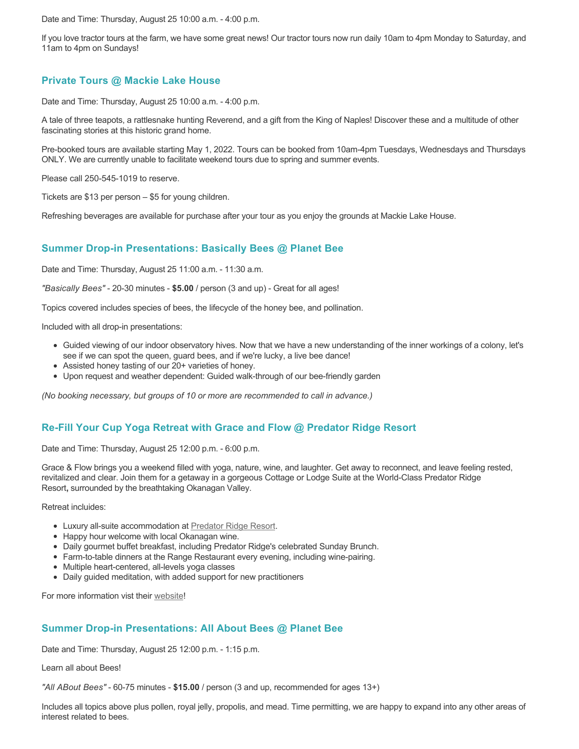Date and Time: Thursday, August 25 10:00 a.m. - 4:00 p.m.

If you love tractor tours at the farm, we have some great news! Our tractor tours now run daily 10am to 4pm Monday to Saturday, and 11am to 4pm on Sundays!

### Private Tours @ Mackie Lake House

Date and Time: Thursday, August 25 10:00 a.m. - 4:00 p.m.

A tale of three teapots, a rattlesnake hunting Reverend, and a gift from the King of Naples! Discover these and a multitude of other fascinating stories at this historic grand home.

Pre-booked tours are available starting May 1, 2022. Tours can be booked from 10am-4pm Tuesdays, Wednesdays and Thursdays ONLY. We are currently unable to facilitate weekend tours due to spring and summer events.

Please call 250-545-1019 to reserve.

Tickets are $13 per person – $5 for young children.

Refreshing beverages are available for purchase after your tour as you enjoy the grounds at Mackie Lake House.

### Summer Drop-in Presentations: Basically Bees @ Planet Bee

Date and Time: Thursday, August 25 11:00 a.m. - 11:30 a.m.

*"Basically Bees"* - 20-30 minutes - **$5.00** / person (3 and up) - Great for all ages!

Topics covered includes species of bees, the lifecycle of the honey bee, and pollination.

Included with all drop-in presentations:

- Guided viewing of our indoor observatory hives. Now that we have a new understanding of the inner workings of a colony, let's see if we can spot the queen, guard bees, and if we're lucky, a live bee dance!
- Assisted honey tasting of our 20+ varieties of honey.
- Upon request and weather dependent: Guided walk-through of our bee-friendly garden

*(No booking necessary, but groups of 10 or more are recommended to call in advance.)*

### Re-Fill Your Cup Yoga Retreat with Grace and Flow @ Predator Ridge Resort

Date and Time: Thursday, August 25 12:00 p.m. - 6:00 p.m.

Grace & Flow brings you a weekend filled with yoga, nature, wine, and laughter. Get away to reconnect, and leave feeling rested, revitalized and clear. Join them for a getaway in a gorgeous Cottage or Lodge Suite at the World-Class Predator Ridge Resort**,** surrounded by the breathtaking Okanagan Valley.

Retreat incluides:

- Luxury all-suite accommodation at Predator Ridge Resort.
- Happy hour welcome with local Okanagan wine.
- Daily gourmet buffet breakfast, including Predator Ridge's celebrated Sunday Brunch.
- Farm-to-table dinners at the Range Restaurant every evening, including wine-pairing.
- Multiple heart-centered, all-levels yoga classes
- Daily guided meditation, with added support for new practitioners

For more information vist their website!

### Summer Drop-in Presentations: All About Bees @ Planet Bee

Date and Time: Thursday, August 25 12:00 p.m. - 1:15 p.m.

Learn all about Bees!

*"All ABout Bees"* - 60-75 minutes - **$15.00** / person (3 and up, recommended for ages 13+)

Includes all topics above plus pollen, royal jelly, propolis, and mead. Time permitting, we are happy to expand into any other areas of interest related to bees.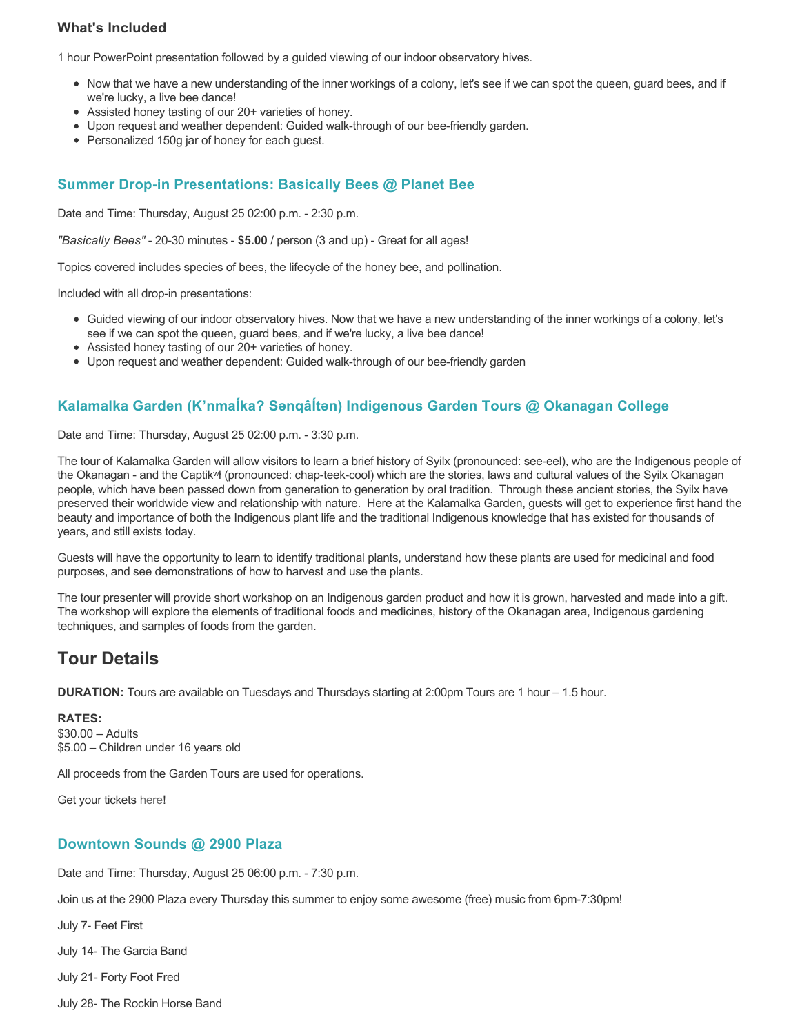### What's Included

1 hour PowerPoint presentation followed by a guided viewing of our indoor observatory hives.

- Now that we have a new understanding of the inner workings of a colony, let's see if we can spot the queen, guard bees, and if we're lucky, a live bee dance!
- Assisted honey tasting of our 20+ varieties of honey.
- Upon request and weather dependent: Guided walk-through of our bee-friendly garden.
- Personalized 150g jar of honey for each guest.

### Summer Drop-in Presentations: Basically Bees @ Planet Bee

Date and Time: Thursday, August 25 02:00 p.m. - 2:30 p.m.

*"Basically Bees"* - 20-30 minutes - **$5.00** / person (3 and up) - Great for all ages!

Topics covered includes species of bees, the lifecycle of the honey bee, and pollination.

Included with all drop-in presentations:

- Guided viewing of our indoor observatory hives. Now that we have a new understanding of the inner workings of a colony, let's see if we can spot the queen, guard bees, and if we're lucky, a live bee dance!
- Assisted honey tasting of our 20+ varieties of honey.
- Upon request and weather dependent: Guided walk-through of our bee-friendly garden

### Kalamalka Garden (K'nmaĺka? Sənqâĺtən) Indigenous Garden Tours @ Okanagan College

Date and Time: Thursday, August 25 02:00 p.m. - 3:30 p.m.

The tour of Kalamalka Garden will allow visitors to learn a brief history of Syilx (pronounced: see-eel), who are the Indigenous people of the Okanagan - and the Captikʷł (pronounced: chap-teek-cool) which are the stories, laws and cultural values of the Syilx Okanagan people, which have been passed down from generation to generation by oral tradition. Through these ancient stories, the Syilx have preserved their worldwide view and relationship with nature. Here at the Kalamalka Garden, guests will get to experience first hand the beauty and importance of both the Indigenous plant life and the traditional Indigenous knowledge that has existed for thousands of years, and still exists today.

Guests will have the opportunity to learn to identify traditional plants, understand how these plants are used for medicinal and food purposes, and see demonstrations of how to harvest and use the plants.

The tour presenter will provide short workshop on an Indigenous garden product and how it is grown, harvested and made into a gift. The workshop will explore the elements of traditional foods and medicines, history of the Okanagan area, Indigenous gardening techniques, and samples of foods from the garden.

## Tour Details

**DURATION:** Tours are available on Tuesdays and Thursdays starting at 2:00pm Tours are 1 hour – 1.5 hour.

**RATES:**
$30.00 – Adults
$5.00 – Children under 16 years old

All proceeds from the Garden Tours are used for operations.

Get your tickets here!

### Downtown Sounds @ 2900 Plaza

Date and Time: Thursday, August 25 06:00 p.m. - 7:30 p.m.

Join us at the 2900 Plaza every Thursday this summer to enjoy some awesome (free) music from 6pm-7:30pm!

July 7- Feet First

July 14- The Garcia Band

July 21- Forty Foot Fred

July 28- The Rockin Horse Band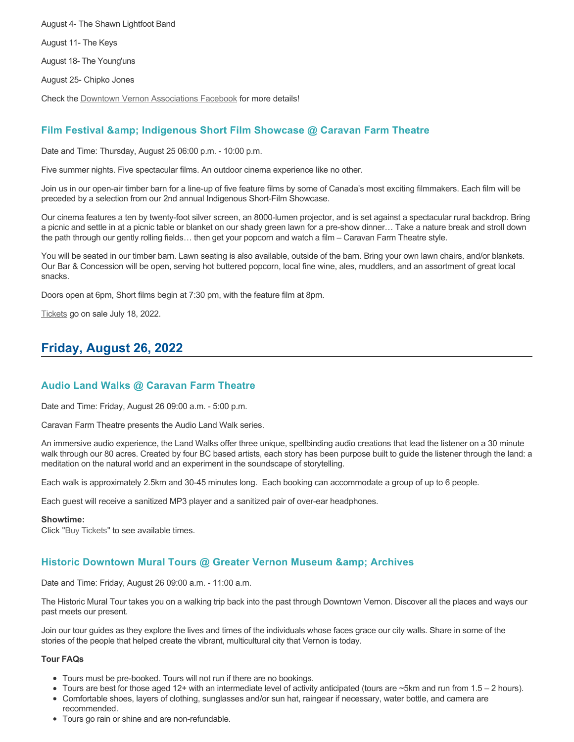August 4- The Shawn Lightfoot Band

August 11- The Keys

August 18- The Young'uns

August 25- Chipko Jones

Check the Downtown Vernon Associations Facebook for more details!

### Film Festival &amp; Indigenous Short Film Showcase @ Caravan Farm Theatre

Date and Time: Thursday, August 25 06:00 p.m. - 10:00 p.m.

Five summer nights. Five spectacular films. An outdoor cinema experience like no other.

Join us in our open-air timber barn for a line-up of five feature films by some of Canada's most exciting filmmakers. Each film will be preceded by a selection from our 2nd annual Indigenous Short-Film Showcase.

Our cinema features a ten by twenty-foot silver screen, an 8000-lumen projector, and is set against a spectacular rural backdrop. Bring a picnic and settle in at a picnic table or blanket on our shady green lawn for a pre-show dinner… Take a nature break and stroll down the path through our gently rolling fields… then get your popcorn and watch a film – Caravan Farm Theatre style.

You will be seated in our timber barn. Lawn seating is also available, outside of the barn. Bring your own lawn chairs, and/or blankets. Our Bar & Concession will be open, serving hot buttered popcorn, local fine wine, ales, muddlers, and an assortment of great local snacks.

Doors open at 6pm, Short films begin at 7:30 pm, with the feature film at 8pm.

Tickets go on sale July 18, 2022.

## Friday, August 26, 2022

### Audio Land Walks @ Caravan Farm Theatre

Date and Time: Friday, August 26 09:00 a.m. - 5:00 p.m.

Caravan Farm Theatre presents the Audio Land Walk series.

An immersive audio experience, the Land Walks offer three unique, spellbinding audio creations that lead the listener on a 30 minute walk through our 80 acres. Created by four BC based artists, each story has been purpose built to guide the listener through the land: a meditation on the natural world and an experiment in the soundscape of storytelling.

Each walk is approximately 2.5km and 30-45 minutes long. Each booking can accommodate a group of up to 6 people.

Each guest will receive a sanitized MP3 player and a sanitized pair of over-ear headphones.

**Showtime:**
Click "Buy Tickets" to see available times.

### Historic Downtown Mural Tours @ Greater Vernon Museum &amp; Archives

Date and Time: Friday, August 26 09:00 a.m. - 11:00 a.m.

The Historic Mural Tour takes you on a walking trip back into the past through Downtown Vernon. Discover all the places and ways our past meets our present.

Join our tour guides as they explore the lives and times of the individuals whose faces grace our city walls. Share in some of the stories of the people that helped create the vibrant, multicultural city that Vernon is today.

**Tour FAQs**

- Tours must be pre-booked. Tours will not run if there are no bookings.
- Tours are best for those aged 12+ with an intermediate level of activity anticipated (tours are ~5km and run from 1.5 – 2 hours).
- Comfortable shoes, layers of clothing, sunglasses and/or sun hat, raingear if necessary, water bottle, and camera are recommended.
- Tours go rain or shine and are non-refundable.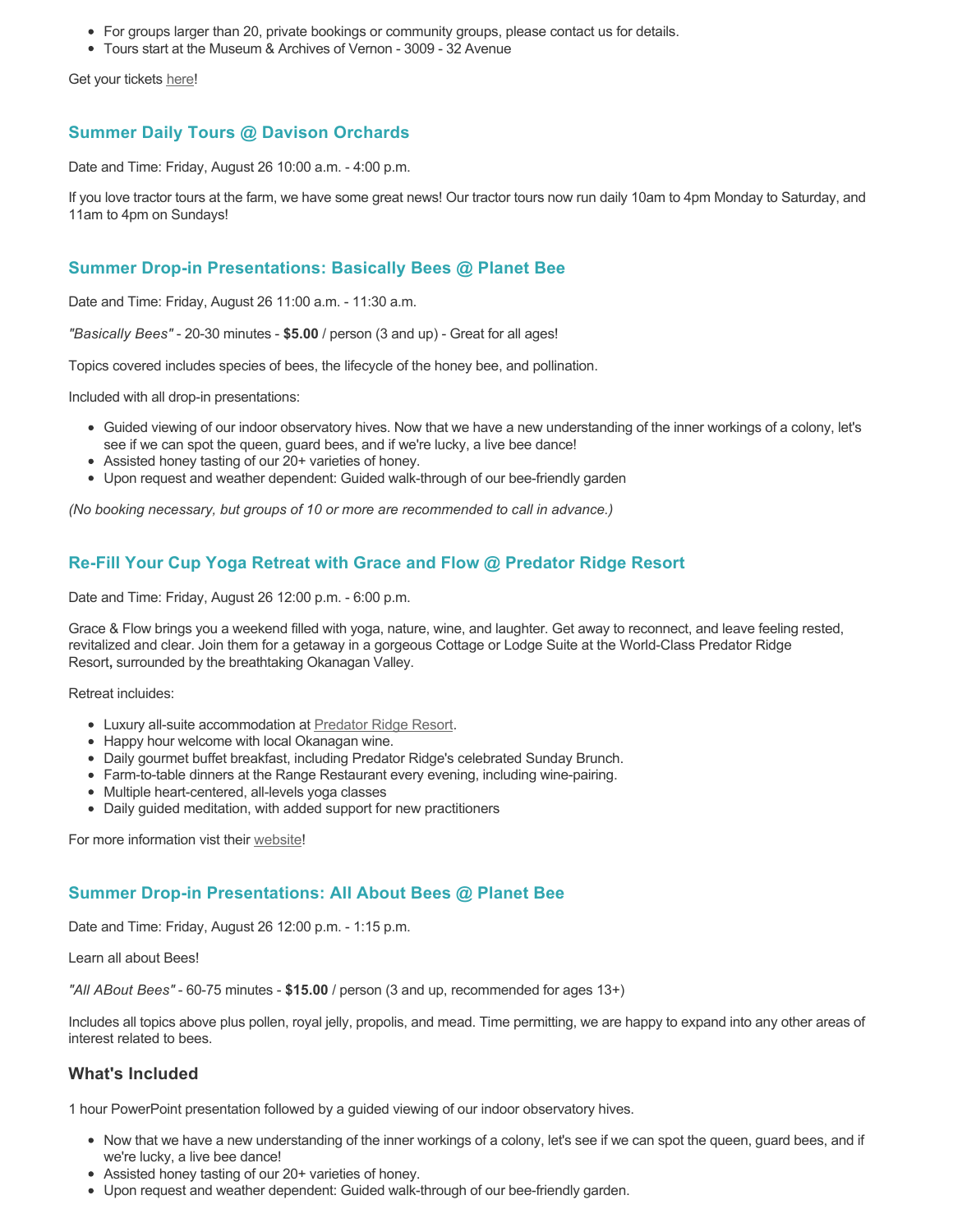- For groups larger than 20, private bookings or community groups, please contact us for details.
- Tours start at the Museum & Archives of Vernon - 3009 - 32 Avenue

Get your tickets here!

### Summer Daily Tours @ Davison Orchards

Date and Time: Friday, August 26 10:00 a.m. - 4:00 p.m.

If you love tractor tours at the farm, we have some great news! Our tractor tours now run daily 10am to 4pm Monday to Saturday, and 11am to 4pm on Sundays!

### Summer Drop-in Presentations: Basically Bees @ Planet Bee

Date and Time: Friday, August 26 11:00 a.m. - 11:30 a.m.

*"Basically Bees"* - 20-30 minutes - **$5.00** / person (3 and up) - Great for all ages!

Topics covered includes species of bees, the lifecycle of the honey bee, and pollination.

Included with all drop-in presentations:

- Guided viewing of our indoor observatory hives. Now that we have a new understanding of the inner workings of a colony, let's see if we can spot the queen, guard bees, and if we're lucky, a live bee dance!
- Assisted honey tasting of our 20+ varieties of honey.
- Upon request and weather dependent: Guided walk-through of our bee-friendly garden

*(No booking necessary, but groups of 10 or more are recommended to call in advance.)*

### Re-Fill Your Cup Yoga Retreat with Grace and Flow @ Predator Ridge Resort

Date and Time: Friday, August 26 12:00 p.m. - 6:00 p.m.

Grace & Flow brings you a weekend filled with yoga, nature, wine, and laughter. Get away to reconnect, and leave feeling rested, revitalized and clear. Join them for a getaway in a gorgeous Cottage or Lodge Suite at the World-Class Predator Ridge Resort**,** surrounded by the breathtaking Okanagan Valley.

Retreat incluides:

- Luxury all-suite accommodation at Predator Ridge Resort.
- Happy hour welcome with local Okanagan wine.
- Daily gourmet buffet breakfast, including Predator Ridge's celebrated Sunday Brunch.
- Farm-to-table dinners at the Range Restaurant every evening, including wine-pairing.
- Multiple heart-centered, all-levels yoga classes
- Daily guided meditation, with added support for new practitioners

For more information vist their website!

### Summer Drop-in Presentations: All About Bees @ Planet Bee

Date and Time: Friday, August 26 12:00 p.m. - 1:15 p.m.

Learn all about Bees!

*"All ABout Bees"* - 60-75 minutes - **$15.00** / person (3 and up, recommended for ages 13+)

Includes all topics above plus pollen, royal jelly, propolis, and mead. Time permitting, we are happy to expand into any other areas of interest related to bees.

### What's Included

1 hour PowerPoint presentation followed by a guided viewing of our indoor observatory hives.

- Now that we have a new understanding of the inner workings of a colony, let's see if we can spot the queen, guard bees, and if we're lucky, a live bee dance!
- Assisted honey tasting of our 20+ varieties of honey.
- Upon request and weather dependent: Guided walk-through of our bee-friendly garden.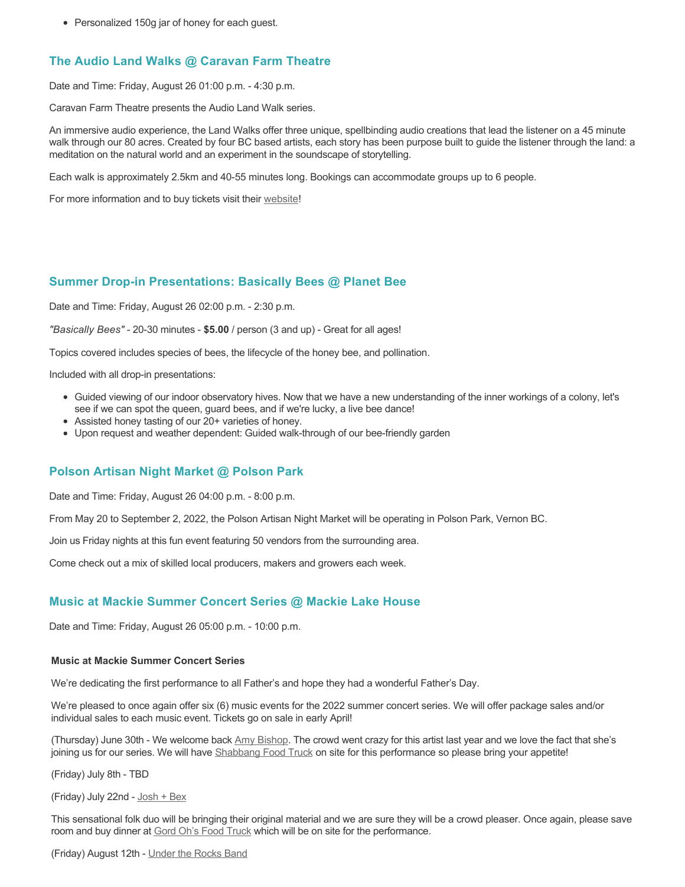- Personalized 150g jar of honey for each guest.

## The Audio Land Walks @ Caravan Farm Theatre

Date and Time: Friday, August 26 01:00 p.m. - 4:30 p.m.

Caravan Farm Theatre presents the Audio Land Walk series.

An immersive audio experience, the Land Walks offer three unique, spellbinding audio creations that lead the listener on a 45 minute walk through our 80 acres. Created by four BC based artists, each story has been purpose built to guide the listener through the land: a meditation on the natural world and an experiment in the soundscape of storytelling.

Each walk is approximately 2.5km and 40-55 minutes long. Bookings can accommodate groups up to 6 people.

For more information and to buy tickets visit their website!

## Summer Drop-in Presentations: Basically Bees @ Planet Bee

Date and Time: Friday, August 26 02:00 p.m. - 2:30 p.m.

*"Basically Bees"* - 20-30 minutes - **$5.00** / person (3 and up) - Great for all ages!

Topics covered includes species of bees, the lifecycle of the honey bee, and pollination.

Included with all drop-in presentations:

- Guided viewing of our indoor observatory hives. Now that we have a new understanding of the inner workings of a colony, let's see if we can spot the queen, guard bees, and if we're lucky, a live bee dance!
- Assisted honey tasting of our 20+ varieties of honey.
- Upon request and weather dependent: Guided walk-through of our bee-friendly garden

## Polson Artisan Night Market @ Polson Park

Date and Time: Friday, August 26 04:00 p.m. - 8:00 p.m.

From May 20 to September 2, 2022, the Polson Artisan Night Market will be operating in Polson Park, Vernon BC.

Join us Friday nights at this fun event featuring 50 vendors from the surrounding area.

Come check out a mix of skilled local producers, makers and growers each week.

## Music at Mackie Summer Concert Series @ Mackie Lake House

Date and Time: Friday, August 26 05:00 p.m. - 10:00 p.m.

**Music at Mackie Summer Concert Series**

We're dedicating the first performance to all Father's and hope they had a wonderful Father's Day.

We're pleased to once again offer six (6) music events for the 2022 summer concert series. We will offer package sales and/or individual sales to each music event. Tickets go on sale in early April!

(Thursday) June 30th - We welcome back Amy Bishop. The crowd went crazy for this artist last year and we love the fact that she's joining us for our series. We will have Shabbang Food Truck on site for this performance so please bring your appetite!

(Friday) July 8th - TBD

(Friday) July 22nd - Josh + Bex

This sensational folk duo will be bringing their original material and we are sure they will be a crowd pleaser. Once again, please save room and buy dinner at Gord Oh's Food Truck which will be on site for the performance.

(Friday) August 12th - Under the Rocks Band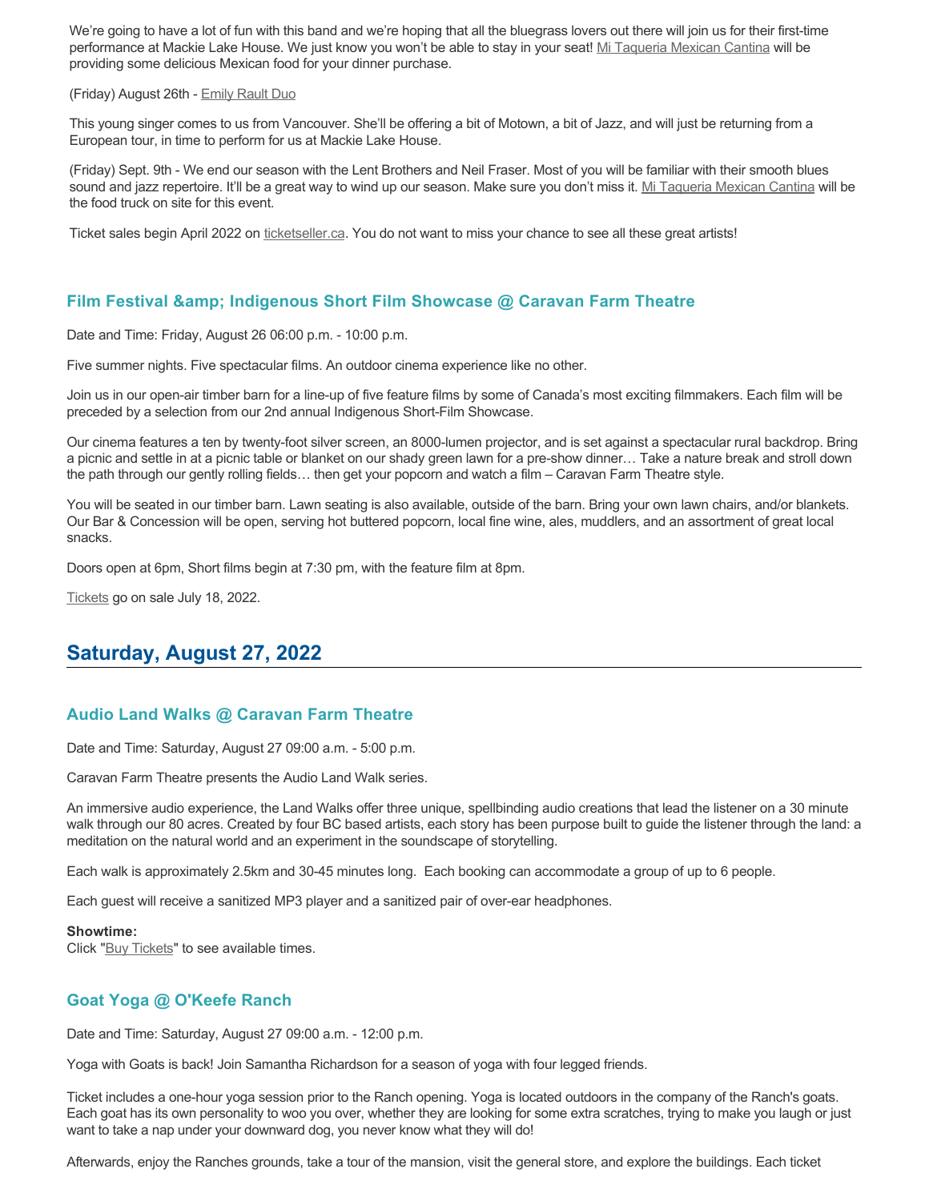We're going to have a lot of fun with this band and we're hoping that all the bluegrass lovers out there will join us for their first-time performance at Mackie Lake House. We just know you won't be able to stay in your seat! Mi Taqueria Mexican Cantina will be providing some delicious Mexican food for your dinner purchase.

(Friday) August 26th - Emily Rault Duo

This young singer comes to us from Vancouver. She'll be offering a bit of Motown, a bit of Jazz, and will just be returning from a European tour, in time to perform for us at Mackie Lake House.

(Friday) Sept. 9th - We end our season with the Lent Brothers and Neil Fraser. Most of you will be familiar with their smooth blues sound and jazz repertoire. It'll be a great way to wind up our season. Make sure you don't miss it. Mi Taqueria Mexican Cantina will be the food truck on site for this event.

Ticket sales begin April 2022 on ticketseller.ca. You do not want to miss your chance to see all these great artists!

### Film Festival &amp; Indigenous Short Film Showcase @ Caravan Farm Theatre

Date and Time: Friday, August 26 06:00 p.m. - 10:00 p.m.

Five summer nights. Five spectacular films. An outdoor cinema experience like no other.

Join us in our open-air timber barn for a line-up of five feature films by some of Canada's most exciting filmmakers. Each film will be preceded by a selection from our 2nd annual Indigenous Short-Film Showcase.

Our cinema features a ten by twenty-foot silver screen, an 8000-lumen projector, and is set against a spectacular rural backdrop. Bring a picnic and settle in at a picnic table or blanket on our shady green lawn for a pre-show dinner… Take a nature break and stroll down the path through our gently rolling fields… then get your popcorn and watch a film – Caravan Farm Theatre style.

You will be seated in our timber barn. Lawn seating is also available, outside of the barn. Bring your own lawn chairs, and/or blankets. Our Bar & Concession will be open, serving hot buttered popcorn, local fine wine, ales, muddlers, and an assortment of great local snacks.

Doors open at 6pm, Short films begin at 7:30 pm, with the feature film at 8pm.

Tickets go on sale July 18, 2022.

## Saturday, August 27, 2022

### Audio Land Walks @ Caravan Farm Theatre

Date and Time: Saturday, August 27 09:00 a.m. - 5:00 p.m.

Caravan Farm Theatre presents the Audio Land Walk series.

An immersive audio experience, the Land Walks offer three unique, spellbinding audio creations that lead the listener on a 30 minute walk through our 80 acres. Created by four BC based artists, each story has been purpose built to guide the listener through the land: a meditation on the natural world and an experiment in the soundscape of storytelling.

Each walk is approximately 2.5km and 30-45 minutes long. Each booking can accommodate a group of up to 6 people.

Each guest will receive a sanitized MP3 player and a sanitized pair of over-ear headphones.

**Showtime:**
Click "Buy Tickets" to see available times.

### Goat Yoga @ O'Keefe Ranch

Date and Time: Saturday, August 27 09:00 a.m. - 12:00 p.m.

Yoga with Goats is back! Join Samantha Richardson for a season of yoga with four legged friends.

Ticket includes a one-hour yoga session prior to the Ranch opening. Yoga is located outdoors in the company of the Ranch's goats. Each goat has its own personality to woo you over, whether they are looking for some extra scratches, trying to make you laugh or just want to take a nap under your downward dog, you never know what they will do!

Afterwards, enjoy the Ranches grounds, take a tour of the mansion, visit the general store, and explore the buildings. Each ticket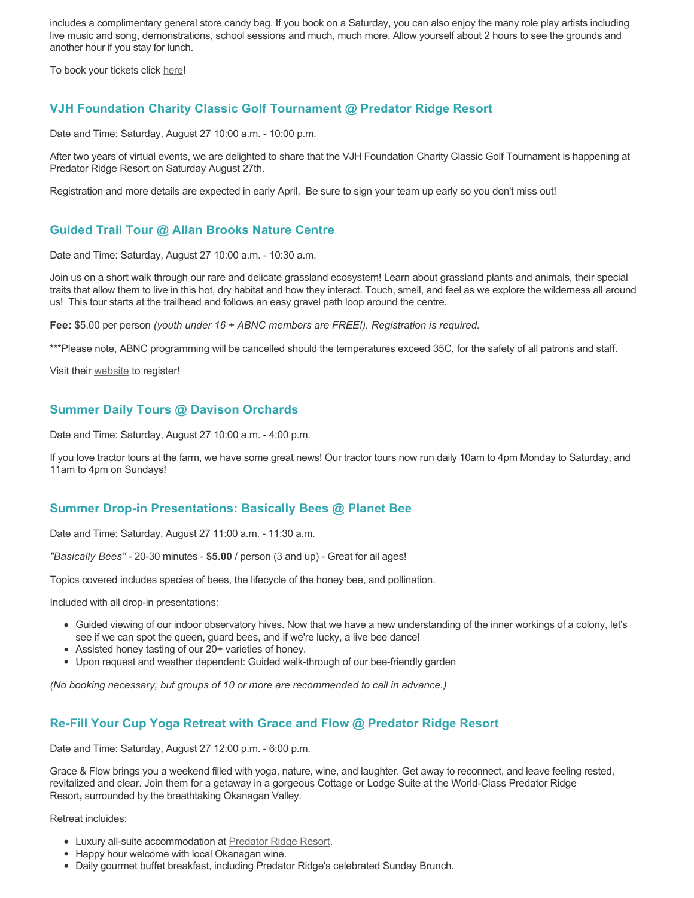includes a complimentary general store candy bag. If you book on a Saturday, you can also enjoy the many role play artists including live music and song, demonstrations, school sessions and much, much more. Allow yourself about 2 hours to see the grounds and another hour if you stay for lunch.

To book your tickets click here!

### VJH Foundation Charity Classic Golf Tournament @ Predator Ridge Resort

Date and Time: Saturday, August 27 10:00 a.m. - 10:00 p.m.

After two years of virtual events, we are delighted to share that the VJH Foundation Charity Classic Golf Tournament is happening at Predator Ridge Resort on Saturday August 27th.

Registration and more details are expected in early April. Be sure to sign your team up early so you don't miss out!

### Guided Trail Tour @ Allan Brooks Nature Centre

Date and Time: Saturday, August 27 10:00 a.m. - 10:30 a.m.

Join us on a short walk through our rare and delicate grassland ecosystem! Learn about grassland plants and animals, their special traits that allow them to live in this hot, dry habitat and how they interact. Touch, smell, and feel as we explore the wilderness all around us! This tour starts at the trailhead and follows an easy gravel path loop around the centre.

**Fee:** $5.00 per person *(youth under 16 + ABNC members are FREE!). Registration is required.*

***Please note, ABNC programming will be cancelled should the temperatures exceed 35C, for the safety of all patrons and staff.

Visit their website to register!

### Summer Daily Tours @ Davison Orchards

Date and Time: Saturday, August 27 10:00 a.m. - 4:00 p.m.

If you love tractor tours at the farm, we have some great news! Our tractor tours now run daily 10am to 4pm Monday to Saturday, and 11am to 4pm on Sundays!

### Summer Drop-in Presentations: Basically Bees @ Planet Bee

Date and Time: Saturday, August 27 11:00 a.m. - 11:30 a.m.

*"Basically Bees"* - 20-30 minutes - **$5.00** / person (3 and up) - Great for all ages!

Topics covered includes species of bees, the lifecycle of the honey bee, and pollination.

Included with all drop-in presentations:

- Guided viewing of our indoor observatory hives. Now that we have a new understanding of the inner workings of a colony, let's see if we can spot the queen, guard bees, and if we're lucky, a live bee dance!
- Assisted honey tasting of our 20+ varieties of honey.
- Upon request and weather dependent: Guided walk-through of our bee-friendly garden

*(No booking necessary, but groups of 10 or more are recommended to call in advance.)*

### Re-Fill Your Cup Yoga Retreat with Grace and Flow @ Predator Ridge Resort

Date and Time: Saturday, August 27 12:00 p.m. - 6:00 p.m.

Grace & Flow brings you a weekend filled with yoga, nature, wine, and laughter. Get away to reconnect, and leave feeling rested, revitalized and clear. Join them for a getaway in a gorgeous Cottage or Lodge Suite at the World-Class Predator Ridge Resort**,** surrounded by the breathtaking Okanagan Valley.

Retreat inclduides:

- Luxury all-suite accommodation at Predator Ridge Resort.
- Happy hour welcome with local Okanagan wine.
- Daily gourmet buffet breakfast, including Predator Ridge's celebrated Sunday Brunch.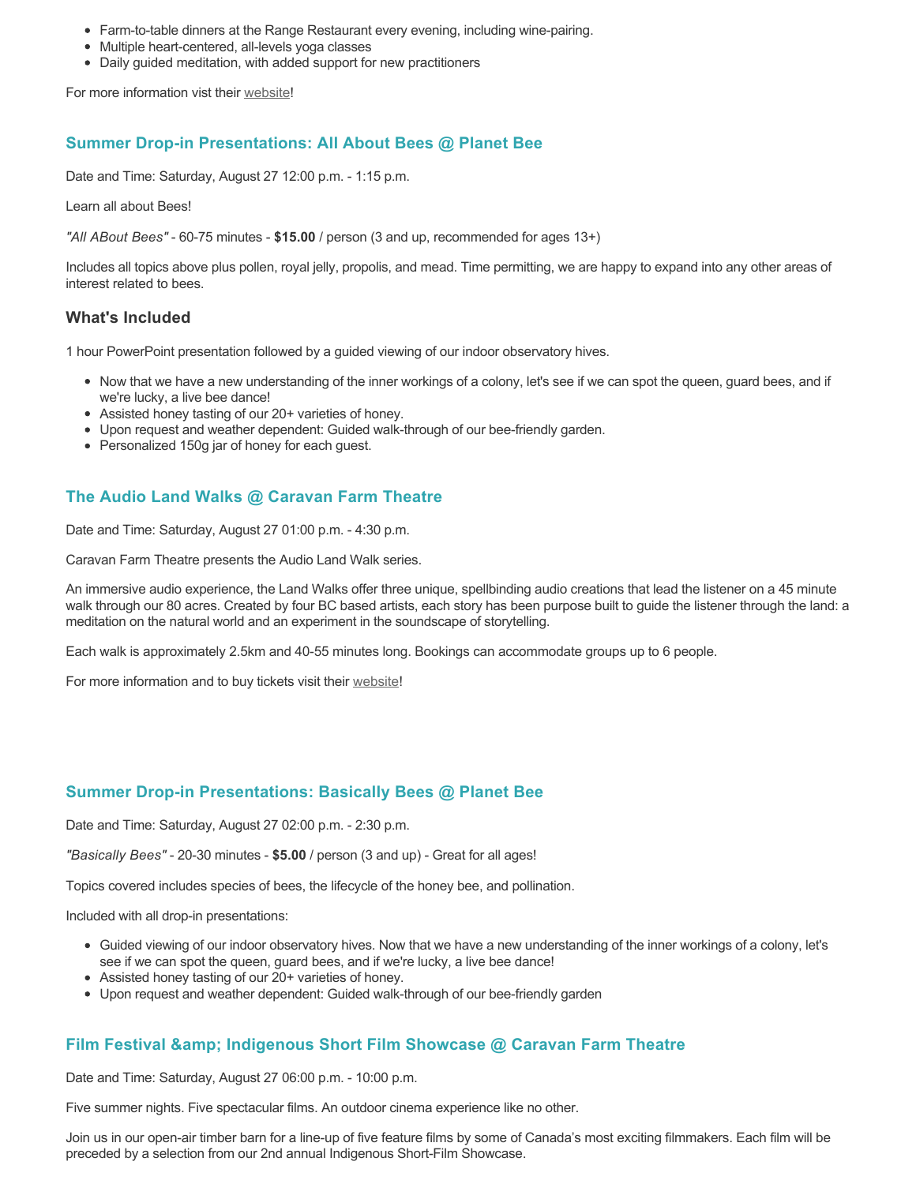- Farm-to-table dinners at the Range Restaurant every evening, including wine-pairing.
- Multiple heart-centered, all-levels yoga classes
- Daily guided meditation, with added support for new practitioners

For more information vist their website!

### Summer Drop-in Presentations: All About Bees @ Planet Bee

Date and Time: Saturday, August 27 12:00 p.m. - 1:15 p.m.

Learn all about Bees!

*"All ABout Bees"* - 60-75 minutes - **$15.00** / person (3 and up, recommended for ages 13+)

Includes all topics above plus pollen, royal jelly, propolis, and mead. Time permitting, we are happy to expand into any other areas of interest related to bees.

#### What's Included

1 hour PowerPoint presentation followed by a guided viewing of our indoor observatory hives.

- Now that we have a new understanding of the inner workings of a colony, let's see if we can spot the queen, guard bees, and if we're lucky, a live bee dance!
- Assisted honey tasting of our 20+ varieties of honey.
- Upon request and weather dependent: Guided walk-through of our bee-friendly garden.
- Personalized 150g jar of honey for each guest.

### The Audio Land Walks @ Caravan Farm Theatre

Date and Time: Saturday, August 27 01:00 p.m. - 4:30 p.m.

Caravan Farm Theatre presents the Audio Land Walk series.

An immersive audio experience, the Land Walks offer three unique, spellbinding audio creations that lead the listener on a 45 minute walk through our 80 acres. Created by four BC based artists, each story has been purpose built to guide the listener through the land: a meditation on the natural world and an experiment in the soundscape of storytelling.

Each walk is approximately 2.5km and 40-55 minutes long. Bookings can accommodate groups up to 6 people.

For more information and to buy tickets visit their website!

### Summer Drop-in Presentations: Basically Bees @ Planet Bee

Date and Time: Saturday, August 27 02:00 p.m. - 2:30 p.m.

*"Basically Bees"* - 20-30 minutes - **$5.00** / person (3 and up) - Great for all ages!

Topics covered includes species of bees, the lifecycle of the honey bee, and pollination.

Included with all drop-in presentations:

- Guided viewing of our indoor observatory hives. Now that we have a new understanding of the inner workings of a colony, let's see if we can spot the queen, guard bees, and if we're lucky, a live bee dance!
- Assisted honey tasting of our 20+ varieties of honey.
- Upon request and weather dependent: Guided walk-through of our bee-friendly garden

### Film Festival &amp; Indigenous Short Film Showcase @ Caravan Farm Theatre

Date and Time: Saturday, August 27 06:00 p.m. - 10:00 p.m.

Five summer nights. Five spectacular films. An outdoor cinema experience like no other.

Join us in our open-air timber barn for a line-up of five feature films by some of Canada's most exciting filmmakers. Each film will be preceded by a selection from our 2nd annual Indigenous Short-Film Showcase.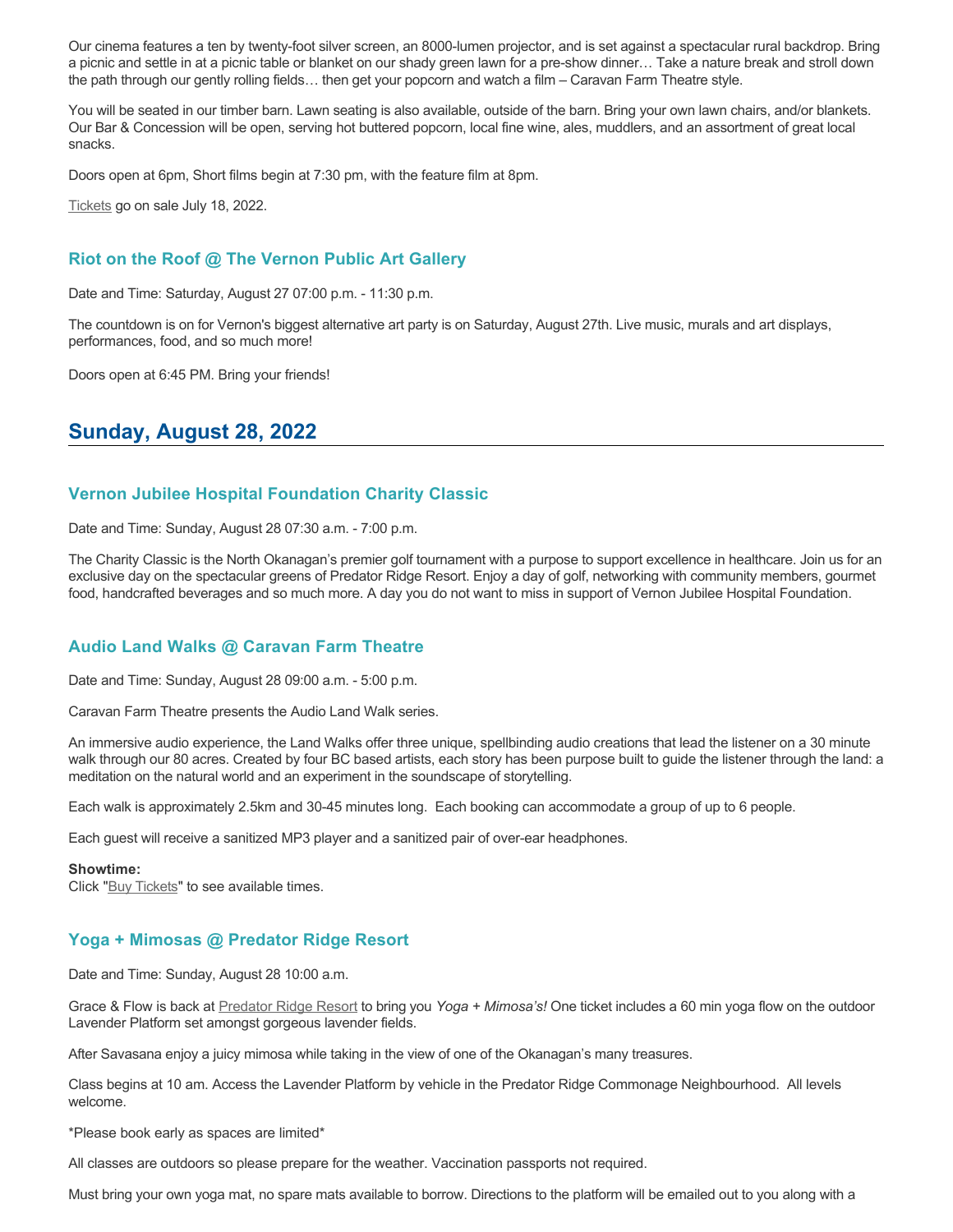Our cinema features a ten by twenty-foot silver screen, an 8000-lumen projector, and is set against a spectacular rural backdrop. Bring a picnic and settle in at a picnic table or blanket on our shady green lawn for a pre-show dinner… Take a nature break and stroll down the path through our gently rolling fields… then get your popcorn and watch a film – Caravan Farm Theatre style.

You will be seated in our timber barn. Lawn seating is also available, outside of the barn. Bring your own lawn chairs, and/or blankets. Our Bar & Concession will be open, serving hot buttered popcorn, local fine wine, ales, muddlers, and an assortment of great local snacks.

Doors open at 6pm, Short films begin at 7:30 pm, with the feature film at 8pm.

Tickets go on sale July 18, 2022.

### Riot on the Roof @ The Vernon Public Art Gallery

Date and Time: Saturday, August 27 07:00 p.m. - 11:30 p.m.

The countdown is on for Vernon's biggest alternative art party is on Saturday, August 27th. Live music, murals and art displays, performances, food, and so much more!

Doors open at 6:45 PM. Bring your friends!

## Sunday, August 28, 2022

### Vernon Jubilee Hospital Foundation Charity Classic

Date and Time: Sunday, August 28 07:30 a.m. - 7:00 p.m.

The Charity Classic is the North Okanagan's premier golf tournament with a purpose to support excellence in healthcare. Join us for an exclusive day on the spectacular greens of Predator Ridge Resort. Enjoy a day of golf, networking with community members, gourmet food, handcrafted beverages and so much more. A day you do not want to miss in support of Vernon Jubilee Hospital Foundation.

### Audio Land Walks @ Caravan Farm Theatre

Date and Time: Sunday, August 28 09:00 a.m. - 5:00 p.m.

Caravan Farm Theatre presents the Audio Land Walk series.

An immersive audio experience, the Land Walks offer three unique, spellbinding audio creations that lead the listener on a 30 minute walk through our 80 acres. Created by four BC based artists, each story has been purpose built to guide the listener through the land: a meditation on the natural world and an experiment in the soundscape of storytelling.

Each walk is approximately 2.5km and 30-45 minutes long. Each booking can accommodate a group of up to 6 people.

Each guest will receive a sanitized MP3 player and a sanitized pair of over-ear headphones.

**Showtime:**
Click "Buy Tickets" to see available times.

### Yoga + Mimosas @ Predator Ridge Resort

Date and Time: Sunday, August 28 10:00 a.m.

Grace & Flow is back at Predator Ridge Resort to bring you *Yoga + Mimosa's!* One ticket includes a 60 min yoga flow on the outdoor Lavender Platform set amongst gorgeous lavender fields.

After Savasana enjoy a juicy mimosa while taking in the view of one of the Okanagan's many treasures.

Class begins at 10 am. Access the Lavender Platform by vehicle in the Predator Ridge Commonage Neighbourhood. All levels welcome.

*Please book early as spaces are limited*

All classes are outdoors so please prepare for the weather. Vaccination passports not required.

Must bring your own yoga mat, no spare mats available to borrow. Directions to the platform will be emailed out to you along with a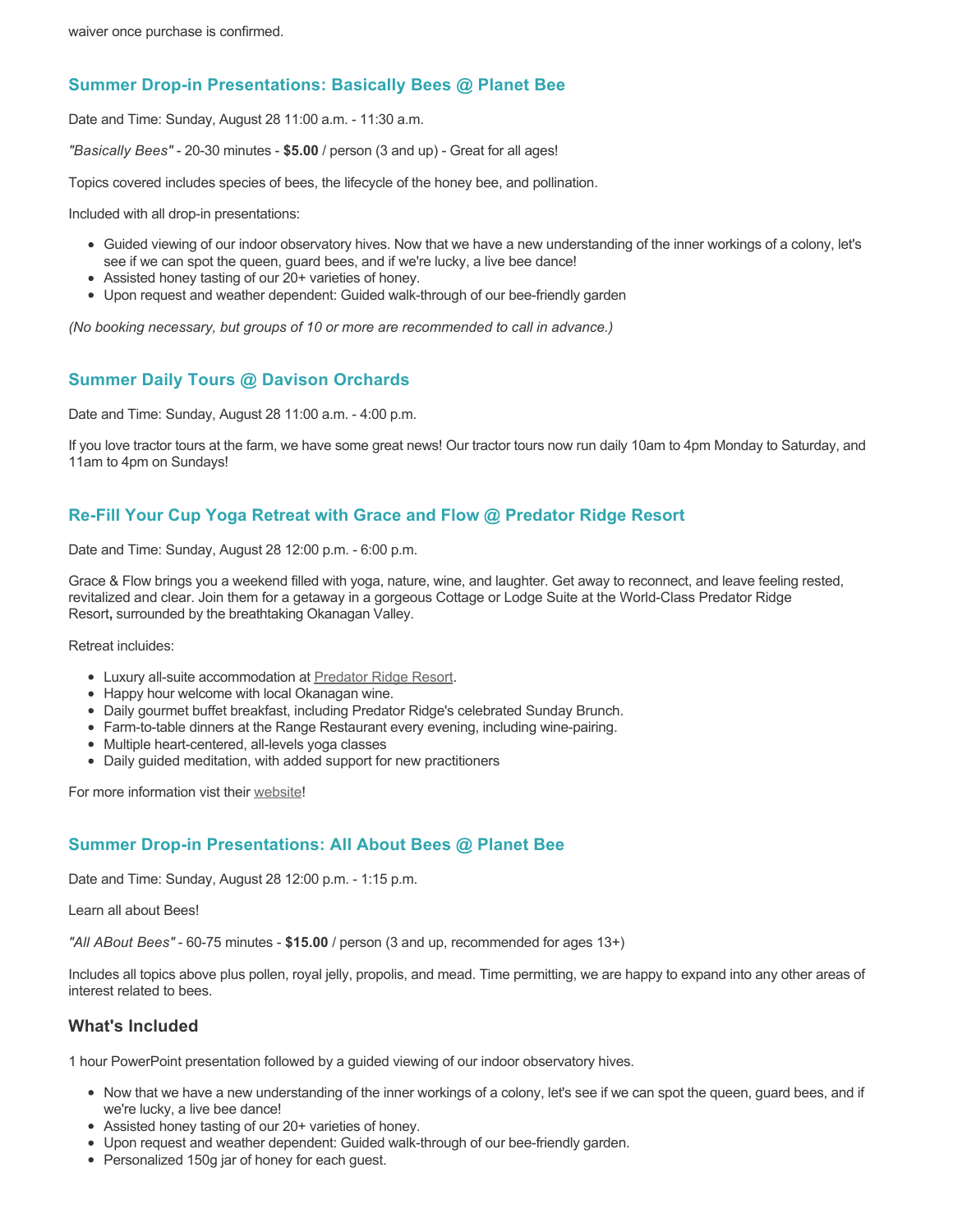waiver once purchase is confirmed.

### Summer Drop-in Presentations: Basically Bees @ Planet Bee

Date and Time: Sunday, August 28 11:00 a.m. - 11:30 a.m.

*"Basically Bees"* - 20-30 minutes - **$5.00** / person (3 and up) - Great for all ages!

Topics covered includes species of bees, the lifecycle of the honey bee, and pollination.

Included with all drop-in presentations:

- Guided viewing of our indoor observatory hives. Now that we have a new understanding of the inner workings of a colony, let's see if we can spot the queen, guard bees, and if we're lucky, a live bee dance!
- Assisted honey tasting of our 20+ varieties of honey.
- Upon request and weather dependent: Guided walk-through of our bee-friendly garden

*(No booking necessary, but groups of 10 or more are recommended to call in advance.)*

### Summer Daily Tours @ Davison Orchards

Date and Time: Sunday, August 28 11:00 a.m. - 4:00 p.m.

If you love tractor tours at the farm, we have some great news! Our tractor tours now run daily 10am to 4pm Monday to Saturday, and 11am to 4pm on Sundays!

### Re-Fill Your Cup Yoga Retreat with Grace and Flow @ Predator Ridge Resort

Date and Time: Sunday, August 28 12:00 p.m. - 6:00 p.m.

Grace & Flow brings you a weekend filled with yoga, nature, wine, and laughter. Get away to reconnect, and leave feeling rested, revitalized and clear. Join them for a getaway in a gorgeous Cottage or Lodge Suite at the World-Class Predator Ridge Resort**,** surrounded by the breathtaking Okanagan Valley.

Retreat incluides:

- Luxury all-suite accommodation at Predator Ridge Resort.
- Happy hour welcome with local Okanagan wine.
- Daily gourmet buffet breakfast, including Predator Ridge's celebrated Sunday Brunch.
- Farm-to-table dinners at the Range Restaurant every evening, including wine-pairing.
- Multiple heart-centered, all-levels yoga classes
- Daily guided meditation, with added support for new practitioners

For more information vist their website!

### Summer Drop-in Presentations: All About Bees @ Planet Bee

Date and Time: Sunday, August 28 12:00 p.m. - 1:15 p.m.

Learn all about Bees!

*"All ABout Bees"* - 60-75 minutes - **$15.00** / person (3 and up, recommended for ages 13+)

Includes all topics above plus pollen, royal jelly, propolis, and mead. Time permitting, we are happy to expand into any other areas of interest related to bees.

#### What's Included

1 hour PowerPoint presentation followed by a guided viewing of our indoor observatory hives.

- Now that we have a new understanding of the inner workings of a colony, let's see if we can spot the queen, guard bees, and if we're lucky, a live bee dance!
- Assisted honey tasting of our 20+ varieties of honey.
- Upon request and weather dependent: Guided walk-through of our bee-friendly garden.
- Personalized 150g jar of honey for each guest.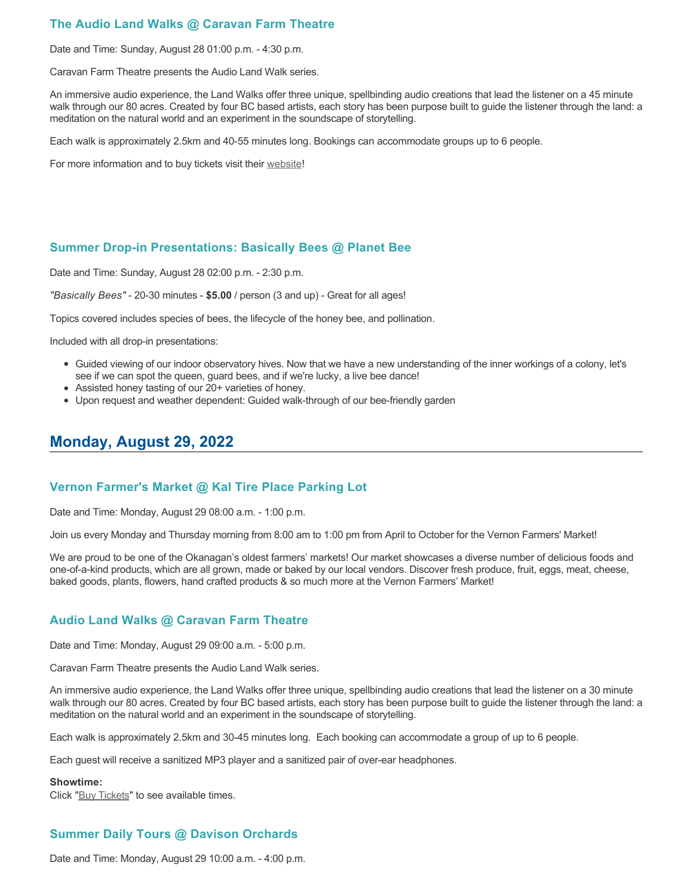### The Audio Land Walks @ Caravan Farm Theatre

Date and Time: Sunday, August 28 01:00 p.m. - 4:30 p.m.

Caravan Farm Theatre presents the Audio Land Walk series.

An immersive audio experience, the Land Walks offer three unique, spellbinding audio creations that lead the listener on a 45 minute walk through our 80 acres. Created by four BC based artists, each story has been purpose built to guide the listener through the land: a meditation on the natural world and an experiment in the soundscape of storytelling.

Each walk is approximately 2.5km and 40-55 minutes long. Bookings can accommodate groups up to 6 people.

For more information and to buy tickets visit their website!

### Summer Drop-in Presentations: Basically Bees @ Planet Bee

Date and Time: Sunday, August 28 02:00 p.m. - 2:30 p.m.

*"Basically Bees"* - 20-30 minutes - **$5.00** / person (3 and up) - Great for all ages!

Topics covered includes species of bees, the lifecycle of the honey bee, and pollination.

Included with all drop-in presentations:

- Guided viewing of our indoor observatory hives. Now that we have a new understanding of the inner workings of a colony, let's see if we can spot the queen, guard bees, and if we're lucky, a live bee dance!
- Assisted honey tasting of our 20+ varieties of honey.
- Upon request and weather dependent: Guided walk-through of our bee-friendly garden

## Monday, August 29, 2022

### Vernon Farmer's Market @ Kal Tire Place Parking Lot

Date and Time: Monday, August 29 08:00 a.m. - 1:00 p.m.

Join us every Monday and Thursday morning from 8:00 am to 1:00 pm from April to October for the Vernon Farmers' Market!

We are proud to be one of the Okanagan's oldest farmers' markets! Our market showcases a diverse number of delicious foods and one-of-a-kind products, which are all grown, made or baked by our local vendors. Discover fresh produce, fruit, eggs, meat, cheese, baked goods, plants, flowers, hand crafted products & so much more at the Vernon Farmers' Market!

### Audio Land Walks @ Caravan Farm Theatre

Date and Time: Monday, August 29 09:00 a.m. - 5:00 p.m.

Caravan Farm Theatre presents the Audio Land Walk series.

An immersive audio experience, the Land Walks offer three unique, spellbinding audio creations that lead the listener on a 30 minute walk through our 80 acres. Created by four BC based artists, each story has been purpose built to guide the listener through the land: a meditation on the natural world and an experiment in the soundscape of storytelling.

Each walk is approximately 2.5km and 30-45 minutes long. Each booking can accommodate a group of up to 6 people.

Each guest will receive a sanitized MP3 player and a sanitized pair of over-ear headphones.

**Showtime:**
Click "Buy Tickets" to see available times.

### Summer Daily Tours @ Davison Orchards

Date and Time: Monday, August 29 10:00 a.m. - 4:00 p.m.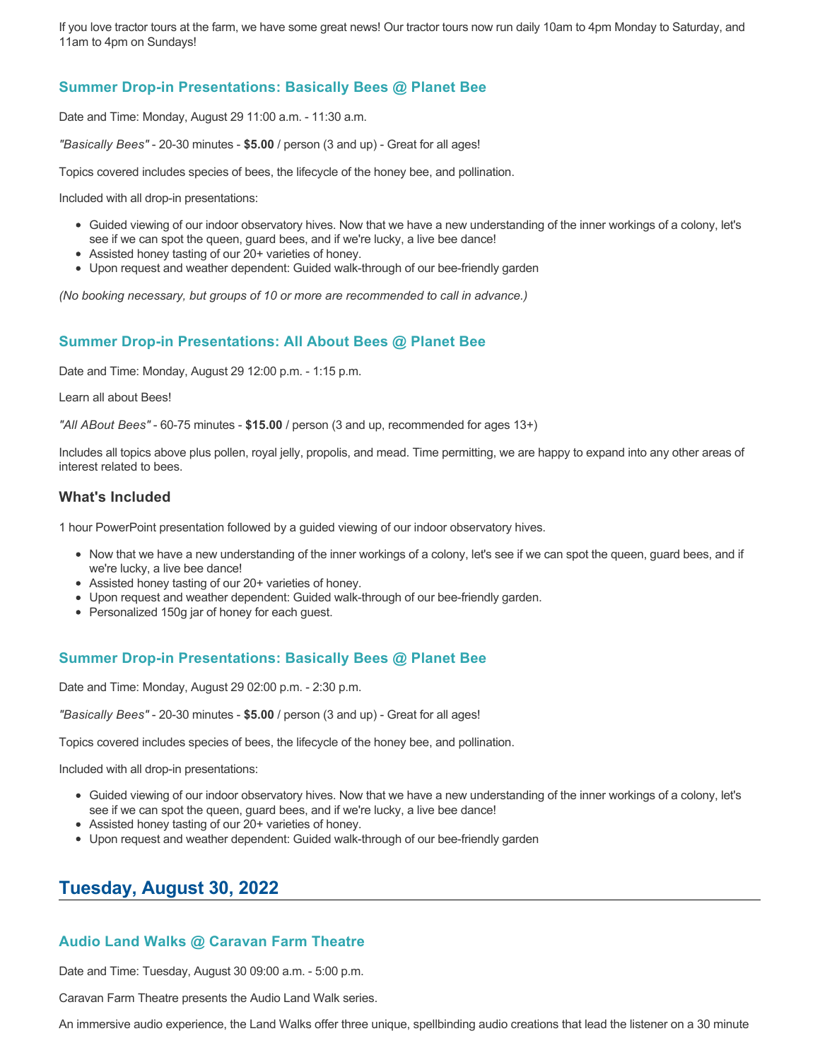If you love tractor tours at the farm, we have some great news! Our tractor tours now run daily 10am to 4pm Monday to Saturday, and 11am to 4pm on Sundays!

### Summer Drop-in Presentations: Basically Bees @ Planet Bee

Date and Time: Monday, August 29 11:00 a.m. - 11:30 a.m.

*"Basically Bees"* - 20-30 minutes - **$5.00** / person (3 and up) - Great for all ages!

Topics covered includes species of bees, the lifecycle of the honey bee, and pollination.

Included with all drop-in presentations:

- Guided viewing of our indoor observatory hives. Now that we have a new understanding of the inner workings of a colony, let's see if we can spot the queen, guard bees, and if we're lucky, a live bee dance!
- Assisted honey tasting of our 20+ varieties of honey.
- Upon request and weather dependent: Guided walk-through of our bee-friendly garden

*(No booking necessary, but groups of 10 or more are recommended to call in advance.)*

### Summer Drop-in Presentations: All About Bees @ Planet Bee

Date and Time: Monday, August 29 12:00 p.m. - 1:15 p.m.

Learn all about Bees!

*"All ABout Bees"* - 60-75 minutes - **$15.00** / person (3 and up, recommended for ages 13+)

Includes all topics above plus pollen, royal jelly, propolis, and mead. Time permitting, we are happy to expand into any other areas of interest related to bees.

#### What's Included

1 hour PowerPoint presentation followed by a guided viewing of our indoor observatory hives.

- Now that we have a new understanding of the inner workings of a colony, let's see if we can spot the queen, guard bees, and if we're lucky, a live bee dance!
- Assisted honey tasting of our 20+ varieties of honey.
- Upon request and weather dependent: Guided walk-through of our bee-friendly garden.
- Personalized 150g jar of honey for each guest.

### Summer Drop-in Presentations: Basically Bees @ Planet Bee

Date and Time: Monday, August 29 02:00 p.m. - 2:30 p.m.

*"Basically Bees"* - 20-30 minutes - **$5.00** / person (3 and up) - Great for all ages!

Topics covered includes species of bees, the lifecycle of the honey bee, and pollination.

Included with all drop-in presentations:

- Guided viewing of our indoor observatory hives. Now that we have a new understanding of the inner workings of a colony, let's see if we can spot the queen, guard bees, and if we're lucky, a live bee dance!
- Assisted honey tasting of our 20+ varieties of honey.
- Upon request and weather dependent: Guided walk-through of our bee-friendly garden

## Tuesday, August 30, 2022

### Audio Land Walks @ Caravan Farm Theatre

Date and Time: Tuesday, August 30 09:00 a.m. - 5:00 p.m.

Caravan Farm Theatre presents the Audio Land Walk series.

An immersive audio experience, the Land Walks offer three unique, spellbinding audio creations that lead the listener on a 30 minute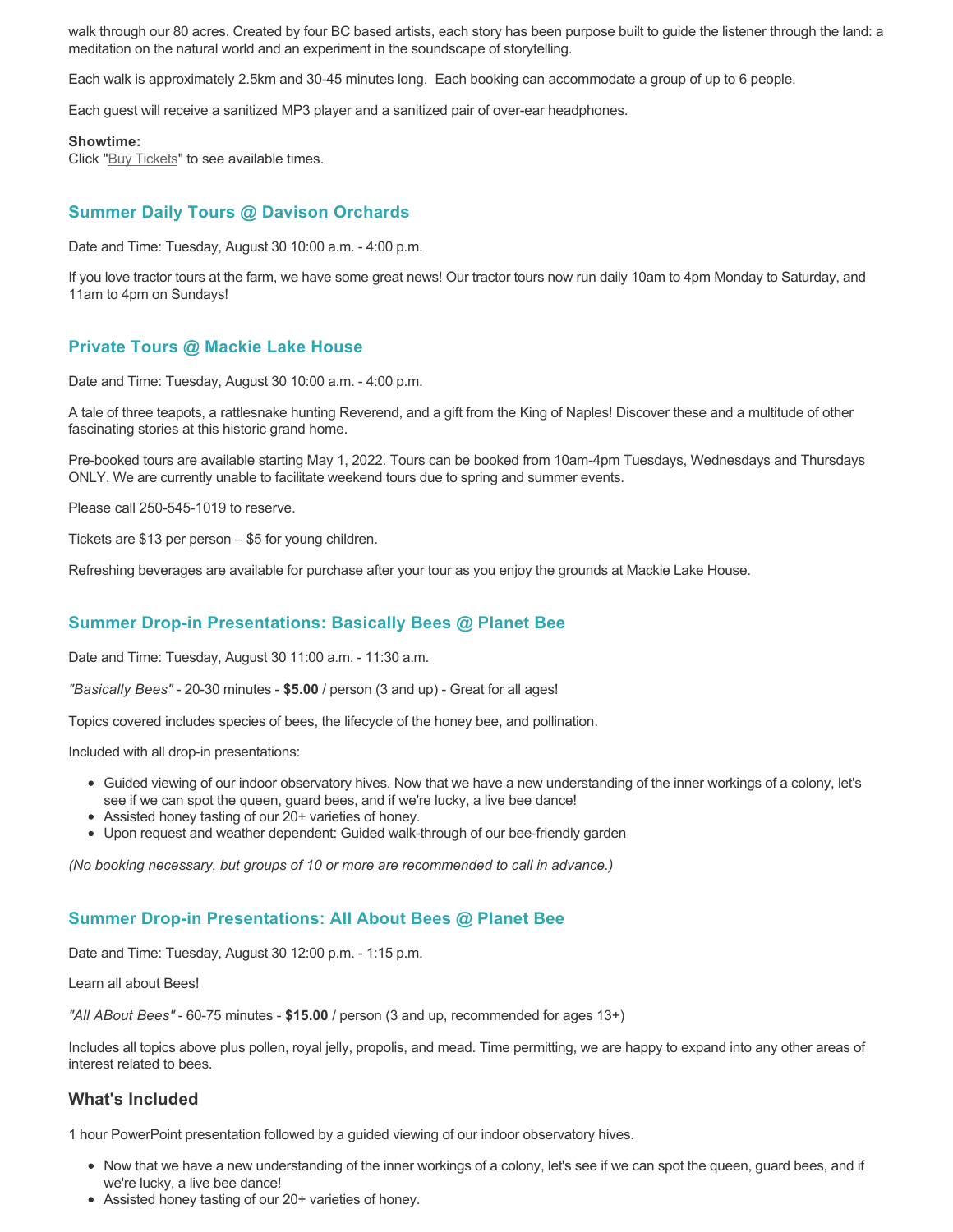walk through our 80 acres. Created by four BC based artists, each story has been purpose built to guide the listener through the land: a meditation on the natural world and an experiment in the soundscape of storytelling.

Each walk is approximately 2.5km and 30-45 minutes long. Each booking can accommodate a group of up to 6 people.

Each guest will receive a sanitized MP3 player and a sanitized pair of over-ear headphones.

**Showtime:**
Click "Buy Tickets" to see available times.

### Summer Daily Tours @ Davison Orchards

Date and Time: Tuesday, August 30 10:00 a.m. - 4:00 p.m.

If you love tractor tours at the farm, we have some great news! Our tractor tours now run daily 10am to 4pm Monday to Saturday, and 11am to 4pm on Sundays!

### Private Tours @ Mackie Lake House

Date and Time: Tuesday, August 30 10:00 a.m. - 4:00 p.m.

A tale of three teapots, a rattlesnake hunting Reverend, and a gift from the King of Naples! Discover these and a multitude of other fascinating stories at this historic grand home.

Pre-booked tours are available starting May 1, 2022. Tours can be booked from 10am-4pm Tuesdays, Wednesdays and Thursdays ONLY. We are currently unable to facilitate weekend tours due to spring and summer events.

Please call 250-545-1019 to reserve.

Tickets are $13 per person – $5 for young children.

Refreshing beverages are available for purchase after your tour as you enjoy the grounds at Mackie Lake House.

### Summer Drop-in Presentations: Basically Bees @ Planet Bee

Date and Time: Tuesday, August 30 11:00 a.m. - 11:30 a.m.

*"Basically Bees"* - 20-30 minutes - **$5.00** / person (3 and up) - Great for all ages!

Topics covered includes species of bees, the lifecycle of the honey bee, and pollination.

Included with all drop-in presentations:

- Guided viewing of our indoor observatory hives. Now that we have a new understanding of the inner workings of a colony, let's see if we can spot the queen, guard bees, and if we're lucky, a live bee dance!
- Assisted honey tasting of our 20+ varieties of honey.
- Upon request and weather dependent: Guided walk-through of our bee-friendly garden

*(No booking necessary, but groups of 10 or more are recommended to call in advance.)*

### Summer Drop-in Presentations: All About Bees @ Planet Bee

Date and Time: Tuesday, August 30 12:00 p.m. - 1:15 p.m.

Learn all about Bees!

*"All ABout Bees"* - 60-75 minutes - **$15.00** / person (3 and up, recommended for ages 13+)

Includes all topics above plus pollen, royal jelly, propolis, and mead. Time permitting, we are happy to expand into any other areas of interest related to bees.

### What's Included

1 hour PowerPoint presentation followed by a guided viewing of our indoor observatory hives.

- Now that we have a new understanding of the inner workings of a colony, let's see if we can spot the queen, guard bees, and if we're lucky, a live bee dance!
- Assisted honey tasting of our 20+ varieties of honey.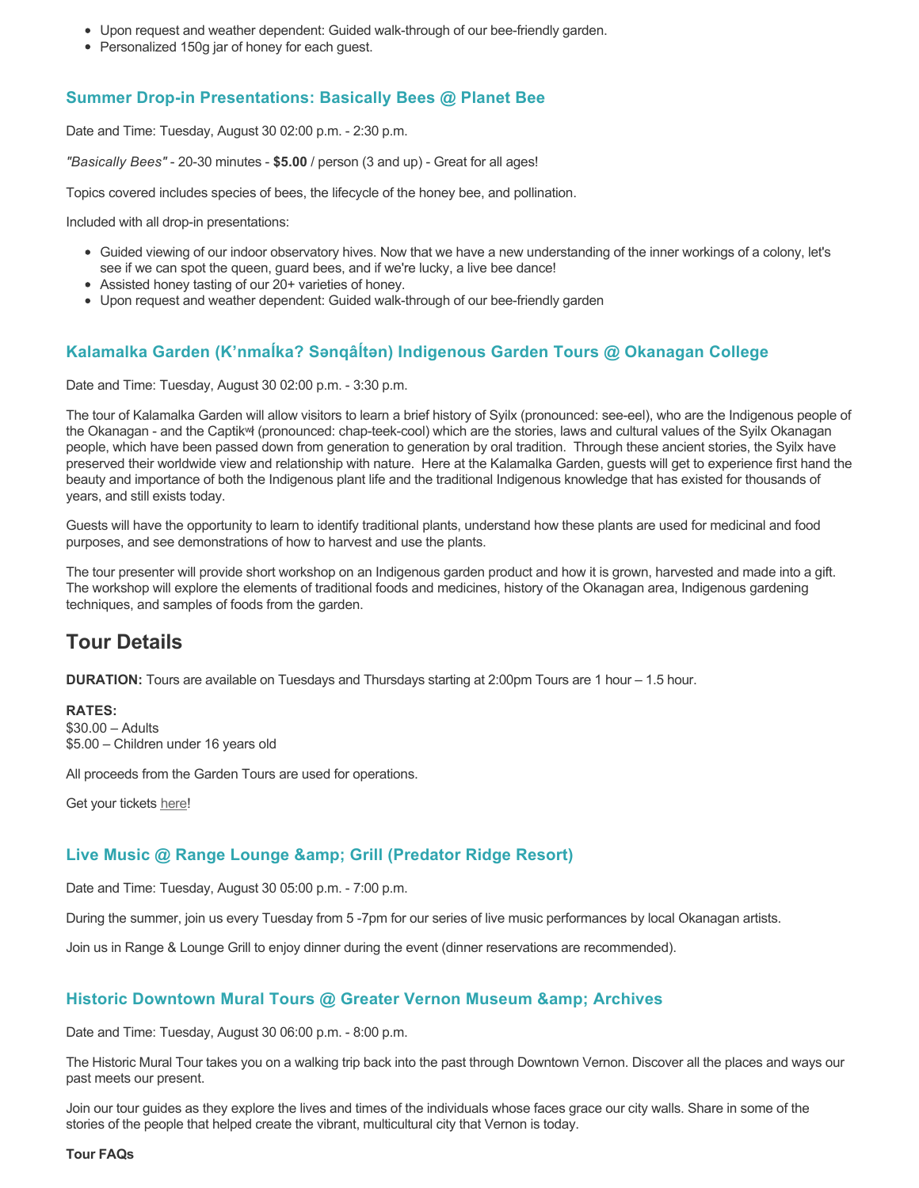- Upon request and weather dependent: Guided walk-through of our bee-friendly garden.
- Personalized 150g jar of honey for each guest.

### Summer Drop-in Presentations: Basically Bees @ Planet Bee

Date and Time: Tuesday, August 30 02:00 p.m. - 2:30 p.m.

*"Basically Bees"* - 20-30 minutes - **$5.00** / person (3 and up) - Great for all ages!

Topics covered includes species of bees, the lifecycle of the honey bee, and pollination.

Included with all drop-in presentations:

- Guided viewing of our indoor observatory hives. Now that we have a new understanding of the inner workings of a colony, let's see if we can spot the queen, guard bees, and if we're lucky, a live bee dance!
- Assisted honey tasting of our 20+ varieties of honey.
- Upon request and weather dependent: Guided walk-through of our bee-friendly garden

### Kalamalka Garden (K'nmaĺka? Sənqâĺtən) Indigenous Garden Tours @ Okanagan College

Date and Time: Tuesday, August 30 02:00 p.m. - 3:30 p.m.

The tour of Kalamalka Garden will allow visitors to learn a brief history of Syilx (pronounced: see-eel), who are the Indigenous people of the Okanagan - and the Captikʷł (pronounced: chap-teek-cool) which are the stories, laws and cultural values of the Syilx Okanagan people, which have been passed down from generation to generation by oral tradition. Through these ancient stories, the Syilx have preserved their worldwide view and relationship with nature. Here at the Kalamalka Garden, guests will get to experience first hand the beauty and importance of both the Indigenous plant life and the traditional Indigenous knowledge that has existed for thousands of years, and still exists today.

Guests will have the opportunity to learn to identify traditional plants, understand how these plants are used for medicinal and food purposes, and see demonstrations of how to harvest and use the plants.

The tour presenter will provide short workshop on an Indigenous garden product and how it is grown, harvested and made into a gift. The workshop will explore the elements of traditional foods and medicines, history of the Okanagan area, Indigenous gardening techniques, and samples of foods from the garden.

## Tour Details

**DURATION:** Tours are available on Tuesdays and Thursdays starting at 2:00pm Tours are 1 hour – 1.5 hour.

**RATES:**
$30.00 – Adults
$5.00 – Children under 16 years old

All proceeds from the Garden Tours are used for operations.

Get your tickets here!

### Live Music @ Range Lounge &amp; Grill (Predator Ridge Resort)

Date and Time: Tuesday, August 30 05:00 p.m. - 7:00 p.m.

During the summer, join us every Tuesday from 5 -7pm for our series of live music performances by local Okanagan artists.

Join us in Range & Lounge Grill to enjoy dinner during the event (dinner reservations are recommended).

### Historic Downtown Mural Tours @ Greater Vernon Museum &amp; Archives

Date and Time: Tuesday, August 30 06:00 p.m. - 8:00 p.m.

The Historic Mural Tour takes you on a walking trip back into the past through Downtown Vernon. Discover all the places and ways our past meets our present.

Join our tour guides as they explore the lives and times of the individuals whose faces grace our city walls. Share in some of the stories of the people that helped create the vibrant, multicultural city that Vernon is today.

**Tour FAQs**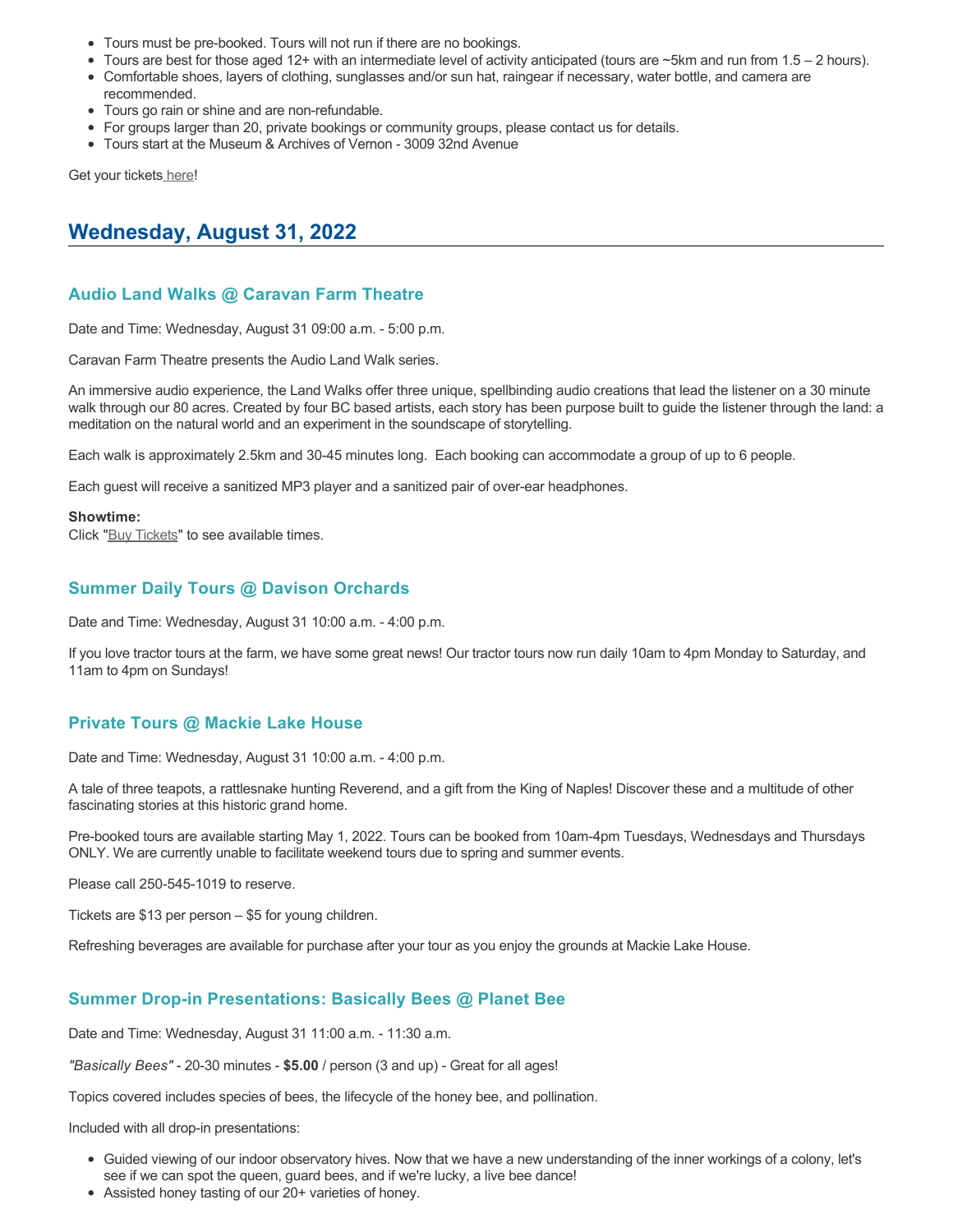- Tours must be pre-booked. Tours will not run if there are no bookings.
- Tours are best for those aged 12+ with an intermediate level of activity anticipated (tours are ~5km and run from 1.5 – 2 hours).
- Comfortable shoes, layers of clothing, sunglasses and/or sun hat, raingear if necessary, water bottle, and camera are recommended.
- Tours go rain or shine and are non-refundable.
- For groups larger than 20, private bookings or community groups, please contact us for details.
- Tours start at the Museum & Archives of Vernon - 3009 32nd Avenue

Get your tickets here!

## Wednesday, August 31, 2022

### Audio Land Walks @ Caravan Farm Theatre

Date and Time: Wednesday, August 31 09:00 a.m. - 5:00 p.m.

Caravan Farm Theatre presents the Audio Land Walk series.

An immersive audio experience, the Land Walks offer three unique, spellbinding audio creations that lead the listener on a 30 minute walk through our 80 acres. Created by four BC based artists, each story has been purpose built to guide the listener through the land: a meditation on the natural world and an experiment in the soundscape of storytelling.

Each walk is approximately 2.5km and 30-45 minutes long. Each booking can accommodate a group of up to 6 people.

Each guest will receive a sanitized MP3 player and a sanitized pair of over-ear headphones.

**Showtime:**
Click "Buy Tickets" to see available times.

### Summer Daily Tours @ Davison Orchards

Date and Time: Wednesday, August 31 10:00 a.m. - 4:00 p.m.

If you love tractor tours at the farm, we have some great news! Our tractor tours now run daily 10am to 4pm Monday to Saturday, and 11am to 4pm on Sundays!

### Private Tours @ Mackie Lake House

Date and Time: Wednesday, August 31 10:00 a.m. - 4:00 p.m.

A tale of three teapots, a rattlesnake hunting Reverend, and a gift from the King of Naples! Discover these and a multitude of other fascinating stories at this historic grand home.

Pre-booked tours are available starting May 1, 2022. Tours can be booked from 10am-4pm Tuesdays, Wednesdays and Thursdays ONLY. We are currently unable to facilitate weekend tours due to spring and summer events.

Please call 250-545-1019 to reserve.

Tickets are $13 per person – $5 for young children.

Refreshing beverages are available for purchase after your tour as you enjoy the grounds at Mackie Lake House.

### Summer Drop-in Presentations: Basically Bees @ Planet Bee

Date and Time: Wednesday, August 31 11:00 a.m. - 11:30 a.m.

*"Basically Bees"* - 20-30 minutes - **$5.00** / person (3 and up) - Great for all ages!

Topics covered includes species of bees, the lifecycle of the honey bee, and pollination.

Included with all drop-in presentations:

- Guided viewing of our indoor observatory hives. Now that we have a new understanding of the inner workings of a colony, let's see if we can spot the queen, guard bees, and if we're lucky, a live bee dance!
- Assisted honey tasting of our 20+ varieties of honey.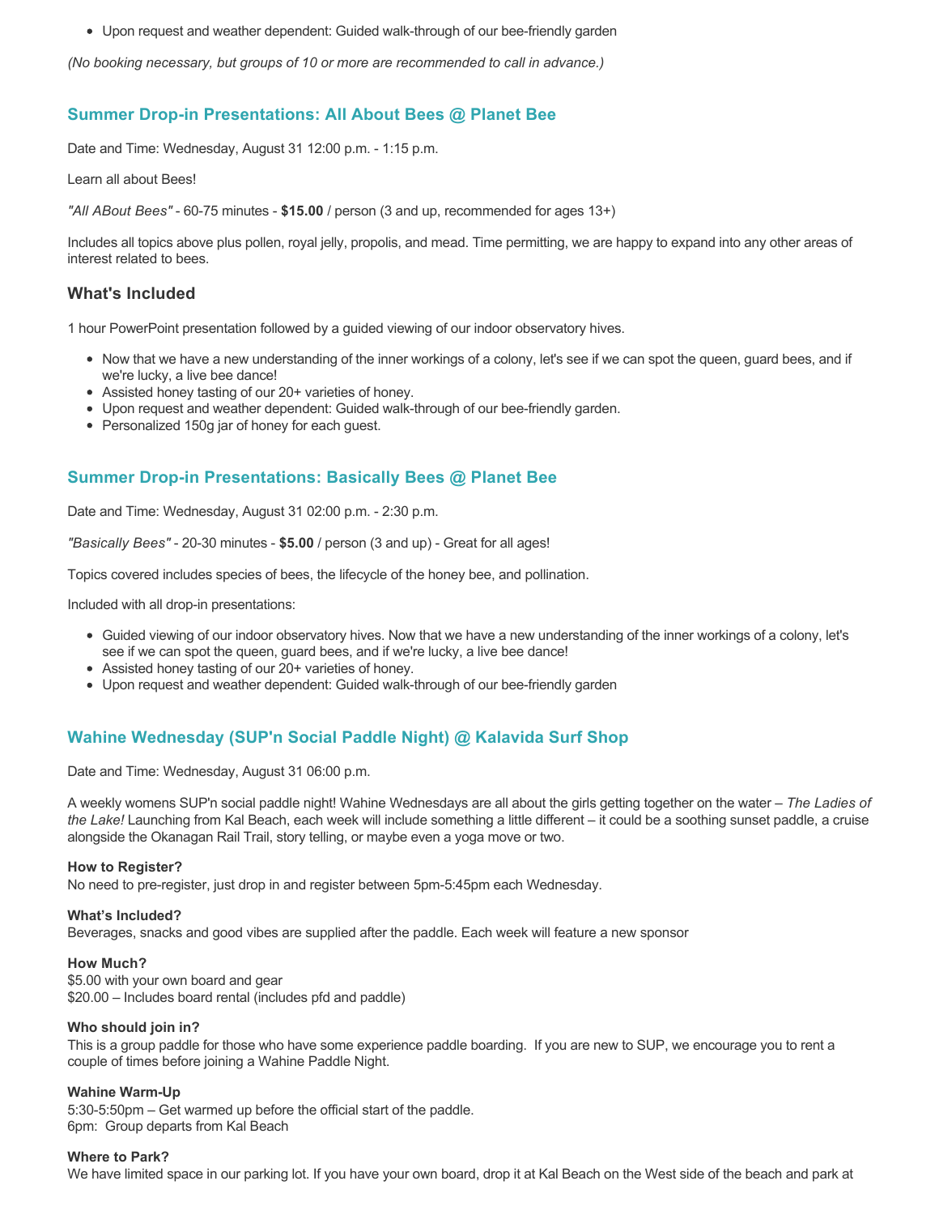- Upon request and weather dependent: Guided walk-through of our bee-friendly garden

*(No booking necessary, but groups of 10 or more are recommended to call in advance.)*

## Summer Drop-in Presentations: All About Bees @ Planet Bee

Date and Time: Wednesday, August 31 12:00 p.m. - 1:15 p.m.

Learn all about Bees!

*"All ABout Bees"* - 60-75 minutes - **$15.00** / person (3 and up, recommended for ages 13+)

Includes all topics above plus pollen, royal jelly, propolis, and mead. Time permitting, we are happy to expand into any other areas of interest related to bees.

### What's Included

1 hour PowerPoint presentation followed by a guided viewing of our indoor observatory hives.

- Now that we have a new understanding of the inner workings of a colony, let's see if we can spot the queen, guard bees, and if we're lucky, a live bee dance!
- Assisted honey tasting of our 20+ varieties of honey.
- Upon request and weather dependent: Guided walk-through of our bee-friendly garden.
- Personalized 150g jar of honey for each guest.

## Summer Drop-in Presentations: Basically Bees @ Planet Bee

Date and Time: Wednesday, August 31 02:00 p.m. - 2:30 p.m.

*"Basically Bees"* - 20-30 minutes - **$5.00** / person (3 and up) - Great for all ages!

Topics covered includes species of bees, the lifecycle of the honey bee, and pollination.

Included with all drop-in presentations:

- Guided viewing of our indoor observatory hives. Now that we have a new understanding of the inner workings of a colony, let's see if we can spot the queen, guard bees, and if we're lucky, a live bee dance!
- Assisted honey tasting of our 20+ varieties of honey.
- Upon request and weather dependent: Guided walk-through of our bee-friendly garden

## Wahine Wednesday (SUP'n Social Paddle Night) @ Kalavida Surf Shop

Date and Time: Wednesday, August 31 06:00 p.m.

A weekly womens SUP'n social paddle night! Wahine Wednesdays are all about the girls getting together on the water – *The Ladies of the Lake!* Launching from Kal Beach, each week will include something a little different – it could be a soothing sunset paddle, a cruise alongside the Okanagan Rail Trail, story telling, or maybe even a yoga move or two.

**How to Register?**
No need to pre-register, just drop in and register between 5pm-5:45pm each Wednesday.

**What's Included?**
Beverages, snacks and good vibes are supplied after the paddle. Each week will feature a new sponsor

**How Much?**
$5.00 with your own board and gear
$20.00 – Includes board rental (includes pfd and paddle)

**Who should join in?**
This is a group paddle for those who have some experience paddle boarding. If you are new to SUP, we encourage you to rent a couple of times before joining a Wahine Paddle Night.

**Wahine Warm-Up**
5:30-5:50pm – Get warmed up before the official start of the paddle.
6pm: Group departs from Kal Beach

**Where to Park?**
We have limited space in our parking lot. If you have your own board, drop it at Kal Beach on the West side of the beach and park at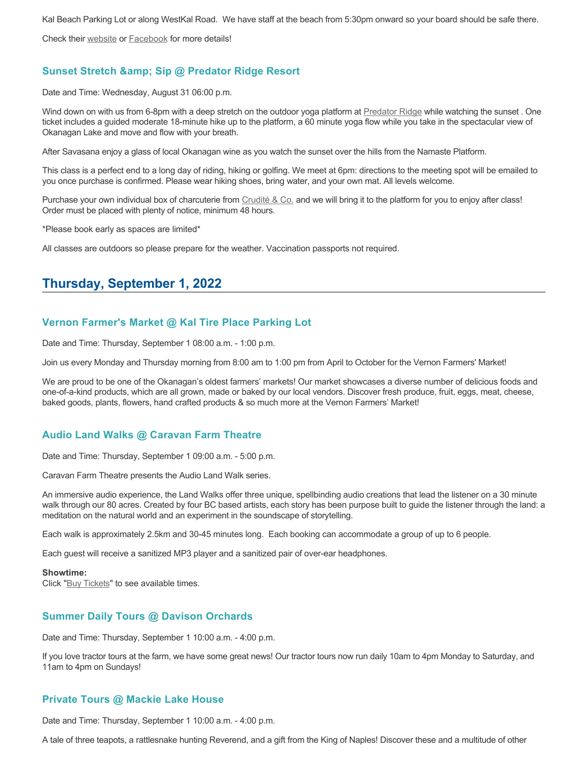Kal Beach Parking Lot or along WestKal Road.  We have staff at the beach from 5:30pm onward so your board should be safe there.

Check their website or Facebook for more details!

### Sunset Stretch &amp; Sip @ Predator Ridge Resort

Date and Time: Wednesday, August 31 06:00 p.m.

Wind down on with us from 6-8pm with a deep stretch on the outdoor yoga platform at Predator Ridge while watching the sunset . One ticket includes a guided moderate 18-minute hike up to the platform, a 60 minute yoga flow while you take in the spectacular view of Okanagan Lake and move and flow with your breath.

After Savasana enjoy a glass of local Okanagan wine as you watch the sunset over the hills from the Namaste Platform.

This class is a perfect end to a long day of riding, hiking or golfing. We meet at 6pm: directions to the meeting spot will be emailed to you once purchase is confirmed. Please wear hiking shoes, bring water, and your own mat. All levels welcome.

Purchase your own individual box of charcuterie from Crudité & Co. and we will bring it to the platform for you to enjoy after class! Order must be placed with plenty of notice, minimum 48 hours.

*Please book early as spaces are limited*

All classes are outdoors so please prepare for the weather. Vaccination passports not required.

## Thursday, September 1, 2022

### Vernon Farmer's Market @ Kal Tire Place Parking Lot

Date and Time: Thursday, September 1 08:00 a.m. - 1:00 p.m.

Join us every Monday and Thursday morning from 8:00 am to 1:00 pm from April to October for the Vernon Farmers' Market!

We are proud to be one of the Okanagan's oldest farmers' markets! Our market showcases a diverse number of delicious foods and one-of-a-kind products, which are all grown, made or baked by our local vendors. Discover fresh produce, fruit, eggs, meat, cheese, baked goods, plants, flowers, hand crafted products & so much more at the Vernon Farmers' Market!

### Audio Land Walks @ Caravan Farm Theatre

Date and Time: Thursday, September 1 09:00 a.m. - 5:00 p.m.

Caravan Farm Theatre presents the Audio Land Walk series.

An immersive audio experience, the Land Walks offer three unique, spellbinding audio creations that lead the listener on a 30 minute walk through our 80 acres. Created by four BC based artists, each story has been purpose built to guide the listener through the land: a meditation on the natural world and an experiment in the soundscape of storytelling.

Each walk is approximately 2.5km and 30-45 minutes long.  Each booking can accommodate a group of up to 6 people.

Each guest will receive a sanitized MP3 player and a sanitized pair of over-ear headphones.

**Showtime:**
Click "Buy Tickets" to see available times.

### Summer Daily Tours @ Davison Orchards

Date and Time: Thursday, September 1 10:00 a.m. - 4:00 p.m.

If you love tractor tours at the farm, we have some great news! Our tractor tours now run daily 10am to 4pm Monday to Saturday, and 11am to 4pm on Sundays!

### Private Tours @ Mackie Lake House

Date and Time: Thursday, September 1 10:00 a.m. - 4:00 p.m.

A tale of three teapots, a rattlesnake hunting Reverend, and a gift from the King of Naples! Discover these and a multitude of other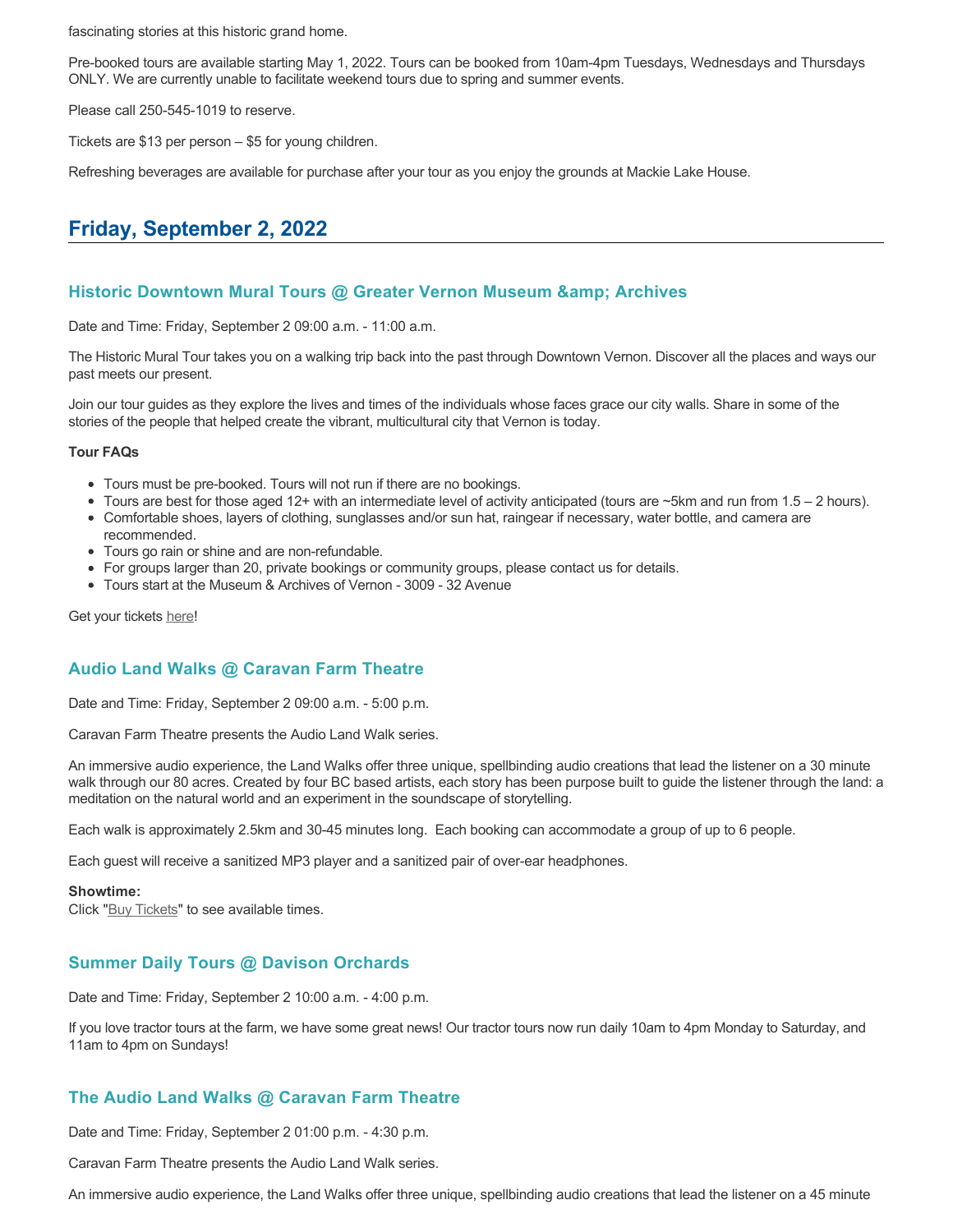fascinating stories at this historic grand home.

Pre-booked tours are available starting May 1, 2022. Tours can be booked from 10am-4pm Tuesdays, Wednesdays and Thursdays ONLY. We are currently unable to facilitate weekend tours due to spring and summer events.

Please call 250-545-1019 to reserve.

Tickets are $13 per person – $5 for young children.

Refreshing beverages are available for purchase after your tour as you enjoy the grounds at Mackie Lake House.

## Friday, September 2, 2022

### Historic Downtown Mural Tours @ Greater Vernon Museum &amp; Archives

Date and Time: Friday, September 2 09:00 a.m. - 11:00 a.m.

The Historic Mural Tour takes you on a walking trip back into the past through Downtown Vernon. Discover all the places and ways our past meets our present.

Join our tour guides as they explore the lives and times of the individuals whose faces grace our city walls. Share in some of the stories of the people that helped create the vibrant, multicultural city that Vernon is today.

**Tour FAQs**

- Tours must be pre-booked. Tours will not run if there are no bookings.
- Tours are best for those aged 12+ with an intermediate level of activity anticipated (tours are ~5km and run from 1.5 – 2 hours).
- Comfortable shoes, layers of clothing, sunglasses and/or sun hat, raingear if necessary, water bottle, and camera are recommended.
- Tours go rain or shine and are non-refundable.
- For groups larger than 20, private bookings or community groups, please contact us for details.
- Tours start at the Museum & Archives of Vernon - 3009 - 32 Avenue

Get your tickets here!

### Audio Land Walks @ Caravan Farm Theatre

Date and Time: Friday, September 2 09:00 a.m. - 5:00 p.m.

Caravan Farm Theatre presents the Audio Land Walk series.

An immersive audio experience, the Land Walks offer three unique, spellbinding audio creations that lead the listener on a 30 minute walk through our 80 acres. Created by four BC based artists, each story has been purpose built to guide the listener through the land: a meditation on the natural world and an experiment in the soundscape of storytelling.

Each walk is approximately 2.5km and 30-45 minutes long. Each booking can accommodate a group of up to 6 people.

Each guest will receive a sanitized MP3 player and a sanitized pair of over-ear headphones.

**Showtime:**
Click "Buy Tickets" to see available times.

### Summer Daily Tours @ Davison Orchards

Date and Time: Friday, September 2 10:00 a.m. - 4:00 p.m.

If you love tractor tours at the farm, we have some great news! Our tractor tours now run daily 10am to 4pm Monday to Saturday, and 11am to 4pm on Sundays!

### The Audio Land Walks @ Caravan Farm Theatre

Date and Time: Friday, September 2 01:00 p.m. - 4:30 p.m.

Caravan Farm Theatre presents the Audio Land Walk series.

An immersive audio experience, the Land Walks offer three unique, spellbinding audio creations that lead the listener on a 45 minute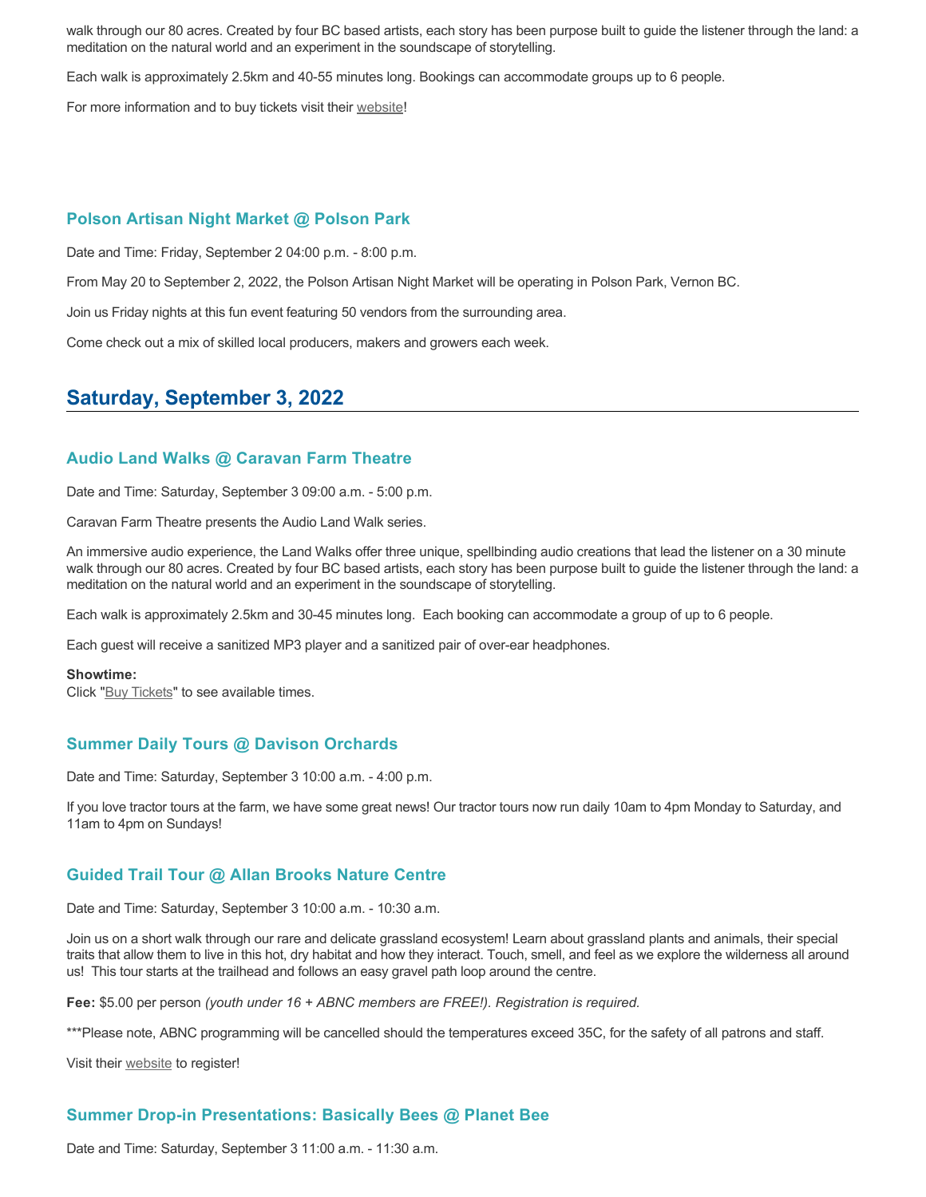walk through our 80 acres. Created by four BC based artists, each story has been purpose built to guide the listener through the land: a meditation on the natural world and an experiment in the soundscape of storytelling.

Each walk is approximately 2.5km and 40-55 minutes long. Bookings can accommodate groups up to 6 people.

For more information and to buy tickets visit their website!

### Polson Artisan Night Market @ Polson Park

Date and Time: Friday, September 2 04:00 p.m. - 8:00 p.m.

From May 20 to September 2, 2022, the Polson Artisan Night Market will be operating in Polson Park, Vernon BC.

Join us Friday nights at this fun event featuring 50 vendors from the surrounding area.

Come check out a mix of skilled local producers, makers and growers each week.

## Saturday, September 3, 2022

### Audio Land Walks @ Caravan Farm Theatre

Date and Time: Saturday, September 3 09:00 a.m. - 5:00 p.m.

Caravan Farm Theatre presents the Audio Land Walk series.

An immersive audio experience, the Land Walks offer three unique, spellbinding audio creations that lead the listener on a 30 minute walk through our 80 acres. Created by four BC based artists, each story has been purpose built to guide the listener through the land: a meditation on the natural world and an experiment in the soundscape of storytelling.

Each walk is approximately 2.5km and 30-45 minutes long. Each booking can accommodate a group of up to 6 people.

Each guest will receive a sanitized MP3 player and a sanitized pair of over-ear headphones.

**Showtime:**
Click "Buy Tickets" to see available times.

### Summer Daily Tours @ Davison Orchards

Date and Time: Saturday, September 3 10:00 a.m. - 4:00 p.m.

If you love tractor tours at the farm, we have some great news! Our tractor tours now run daily 10am to 4pm Monday to Saturday, and 11am to 4pm on Sundays!

### Guided Trail Tour @ Allan Brooks Nature Centre

Date and Time: Saturday, September 3 10:00 a.m. - 10:30 a.m.

Join us on a short walk through our rare and delicate grassland ecosystem! Learn about grassland plants and animals, their special traits that allow them to live in this hot, dry habitat and how they interact. Touch, smell, and feel as we explore the wilderness all around us! This tour starts at the trailhead and follows an easy gravel path loop around the centre.

**Fee:** $5.00 per person *(youth under 16 + ABNC members are FREE!). Registration is required.*

***Please note, ABNC programming will be cancelled should the temperatures exceed 35C, for the safety of all patrons and staff.

Visit their website to register!

### Summer Drop-in Presentations: Basically Bees @ Planet Bee

Date and Time: Saturday, September 3 11:00 a.m. - 11:30 a.m.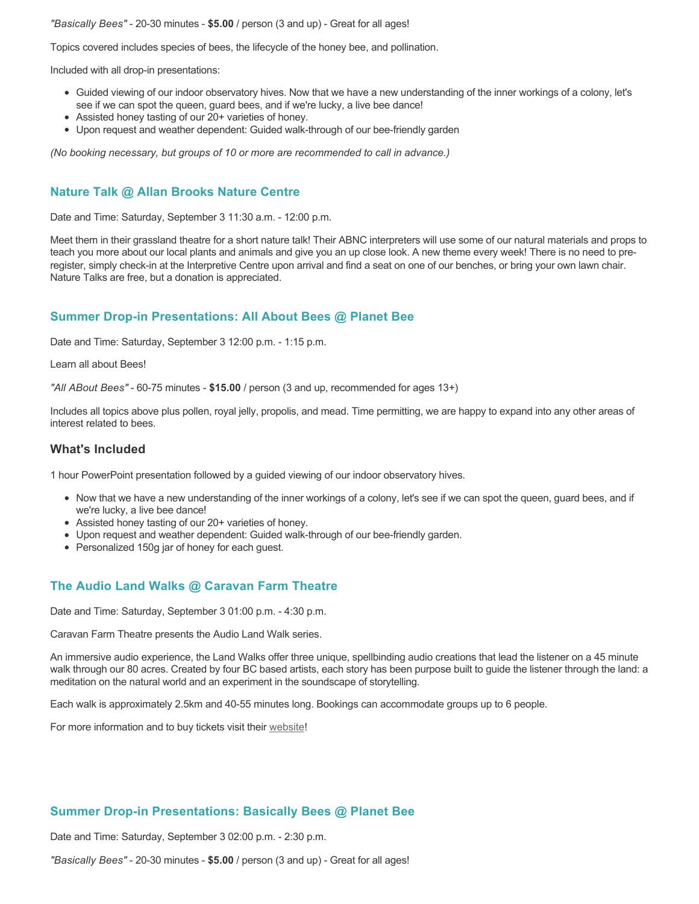*"Basically Bees"* - 20-30 minutes - **$5.00** / person (3 and up) - Great for all ages!

Topics covered includes species of bees, the lifecycle of the honey bee, and pollination.

Included with all drop-in presentations:

- Guided viewing of our indoor observatory hives. Now that we have a new understanding of the inner workings of a colony, let's see if we can spot the queen, guard bees, and if we're lucky, a live bee dance!
- Assisted honey tasting of our 20+ varieties of honey.
- Upon request and weather dependent: Guided walk-through of our bee-friendly garden

*(No booking necessary, but groups of 10 or more are recommended to call in advance.)*

### Nature Talk @ Allan Brooks Nature Centre

Date and Time: Saturday, September 3 11:30 a.m. - 12:00 p.m.

Meet them in their grassland theatre for a short nature talk! Their ABNC interpreters will use some of our natural materials and props to teach you more about our local plants and animals and give you an up close look. A new theme every week! There is no need to pre-register, simply check-in at the Interpretive Centre upon arrival and find a seat on one of our benches, or bring your own lawn chair. Nature Talks are free, but a donation is appreciated.

### Summer Drop-in Presentations: All About Bees @ Planet Bee

Date and Time: Saturday, September 3 12:00 p.m. - 1:15 p.m.

Learn all about Bees!

*"All ABout Bees"* - 60-75 minutes - **$15.00** / person (3 and up, recommended for ages 13+)

Includes all topics above plus pollen, royal jelly, propolis, and mead. Time permitting, we are happy to expand into any other areas of interest related to bees.

#### What's Included

1 hour PowerPoint presentation followed by a guided viewing of our indoor observatory hives.

- Now that we have a new understanding of the inner workings of a colony, let's see if we can spot the queen, guard bees, and if we're lucky, a live bee dance!
- Assisted honey tasting of our 20+ varieties of honey.
- Upon request and weather dependent: Guided walk-through of our bee-friendly garden.
- Personalized 150g jar of honey for each guest.

### The Audio Land Walks @ Caravan Farm Theatre

Date and Time: Saturday, September 3 01:00 p.m. - 4:30 p.m.

Caravan Farm Theatre presents the Audio Land Walk series.

An immersive audio experience, the Land Walks offer three unique, spellbinding audio creations that lead the listener on a 45 minute walk through our 80 acres. Created by four BC based artists, each story has been purpose built to guide the listener through the land: a meditation on the natural world and an experiment in the soundscape of storytelling.

Each walk is approximately 2.5km and 40-55 minutes long. Bookings can accommodate groups up to 6 people.

For more information and to buy tickets visit their website!

### Summer Drop-in Presentations: Basically Bees @ Planet Bee

Date and Time: Saturday, September 3 02:00 p.m. - 2:30 p.m.

*"Basically Bees"* - 20-30 minutes - **$5.00** / person (3 and up) - Great for all ages!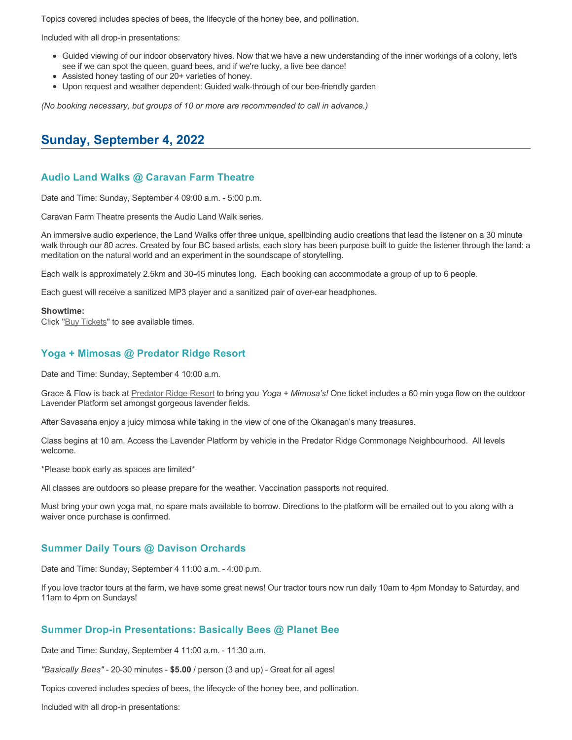Topics covered includes species of bees, the lifecycle of the honey bee, and pollination.

Included with all drop-in presentations:

- Guided viewing of our indoor observatory hives. Now that we have a new understanding of the inner workings of a colony, let's see if we can spot the queen, guard bees, and if we're lucky, a live bee dance!
- Assisted honey tasting of our 20+ varieties of honey.
- Upon request and weather dependent: Guided walk-through of our bee-friendly garden

*(No booking necessary, but groups of 10 or more are recommended to call in advance.)*

## Sunday, September 4, 2022

### Audio Land Walks @ Caravan Farm Theatre

Date and Time: Sunday, September 4 09:00 a.m. - 5:00 p.m.

Caravan Farm Theatre presents the Audio Land Walk series.

An immersive audio experience, the Land Walks offer three unique, spellbinding audio creations that lead the listener on a 30 minute walk through our 80 acres. Created by four BC based artists, each story has been purpose built to guide the listener through the land: a meditation on the natural world and an experiment in the soundscape of storytelling.

Each walk is approximately 2.5km and 30-45 minutes long. Each booking can accommodate a group of up to 6 people.

Each guest will receive a sanitized MP3 player and a sanitized pair of over-ear headphones.

**Showtime:**
Click "Buy Tickets" to see available times.

### Yoga + Mimosas @ Predator Ridge Resort

Date and Time: Sunday, September 4 10:00 a.m.

Grace & Flow is back at Predator Ridge Resort to bring you *Yoga + Mimosa's!* One ticket includes a 60 min yoga flow on the outdoor Lavender Platform set amongst gorgeous lavender fields.

After Savasana enjoy a juicy mimosa while taking in the view of one of the Okanagan's many treasures.

Class begins at 10 am. Access the Lavender Platform by vehicle in the Predator Ridge Commonage Neighbourhood. All levels welcome.

*Please book early as spaces are limited*

All classes are outdoors so please prepare for the weather. Vaccination passports not required.

Must bring your own yoga mat, no spare mats available to borrow. Directions to the platform will be emailed out to you along with a waiver once purchase is confirmed.

### Summer Daily Tours @ Davison Orchards

Date and Time: Sunday, September 4 11:00 a.m. - 4:00 p.m.

If you love tractor tours at the farm, we have some great news! Our tractor tours now run daily 10am to 4pm Monday to Saturday, and 11am to 4pm on Sundays!

### Summer Drop-in Presentations: Basically Bees @ Planet Bee

Date and Time: Sunday, September 4 11:00 a.m. - 11:30 a.m.

*"Basically Bees"* - 20-30 minutes - **$5.00** / person (3 and up) - Great for all ages!

Topics covered includes species of bees, the lifecycle of the honey bee, and pollination.

Included with all drop-in presentations: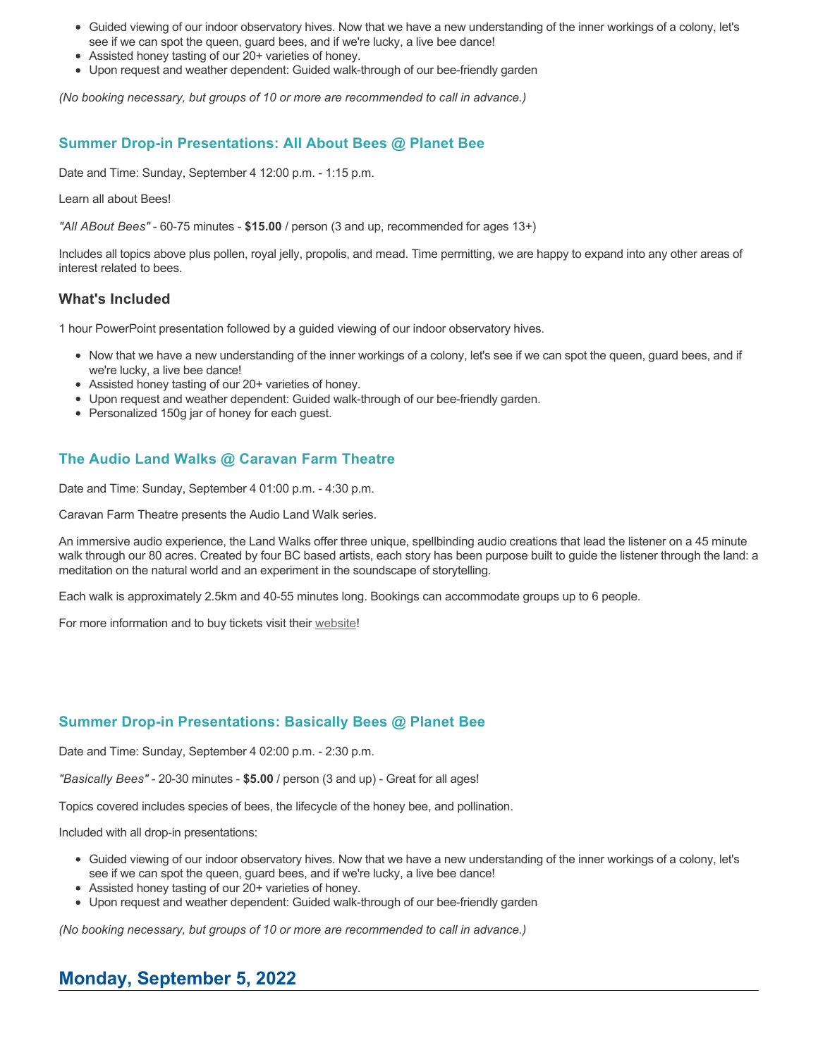- Guided viewing of our indoor observatory hives. Now that we have a new understanding of the inner workings of a colony, let's see if we can spot the queen, guard bees, and if we're lucky, a live bee dance!
- Assisted honey tasting of our 20+ varieties of honey.
- Upon request and weather dependent: Guided walk-through of our bee-friendly garden

*(No booking necessary, but groups of 10 or more are recommended to call in advance.)*

### Summer Drop-in Presentations: All About Bees @ Planet Bee

Date and Time: Sunday, September 4 12:00 p.m. - 1:15 p.m.

Learn all about Bees!

*"All ABout Bees"* - 60-75 minutes - **$15.00** / person (3 and up, recommended for ages 13+)

Includes all topics above plus pollen, royal jelly, propolis, and mead. Time permitting, we are happy to expand into any other areas of interest related to bees.

### What's Included

1 hour PowerPoint presentation followed by a guided viewing of our indoor observatory hives.

- Now that we have a new understanding of the inner workings of a colony, let's see if we can spot the queen, guard bees, and if we're lucky, a live bee dance!
- Assisted honey tasting of our 20+ varieties of honey.
- Upon request and weather dependent: Guided walk-through of our bee-friendly garden.
- Personalized 150g jar of honey for each guest.

### The Audio Land Walks @ Caravan Farm Theatre

Date and Time: Sunday, September 4 01:00 p.m. - 4:30 p.m.

Caravan Farm Theatre presents the Audio Land Walk series.

An immersive audio experience, the Land Walks offer three unique, spellbinding audio creations that lead the listener on a 45 minute walk through our 80 acres. Created by four BC based artists, each story has been purpose built to guide the listener through the land: a meditation on the natural world and an experiment in the soundscape of storytelling.

Each walk is approximately 2.5km and 40-55 minutes long. Bookings can accommodate groups up to 6 people.

For more information and to buy tickets visit their website!

### Summer Drop-in Presentations: Basically Bees @ Planet Bee

Date and Time: Sunday, September 4 02:00 p.m. - 2:30 p.m.

*"Basically Bees"* - 20-30 minutes - **$5.00** / person (3 and up) - Great for all ages!

Topics covered includes species of bees, the lifecycle of the honey bee, and pollination.

Included with all drop-in presentations:

- Guided viewing of our indoor observatory hives. Now that we have a new understanding of the inner workings of a colony, let's see if we can spot the queen, guard bees, and if we're lucky, a live bee dance!
- Assisted honey tasting of our 20+ varieties of honey.
- Upon request and weather dependent: Guided walk-through of our bee-friendly garden

*(No booking necessary, but groups of 10 or more are recommended to call in advance.)*

## Monday, September 5, 2022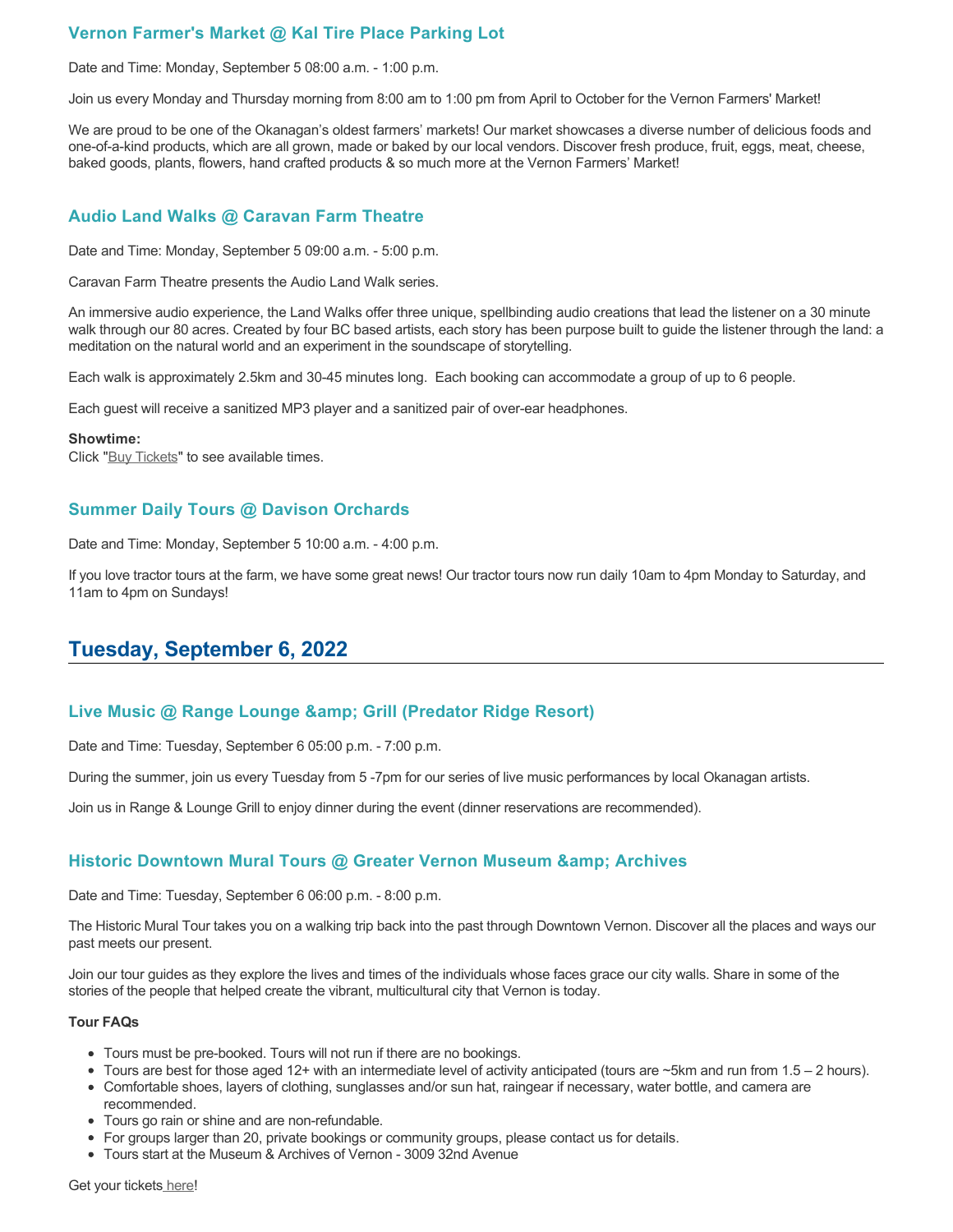### Vernon Farmer's Market @ Kal Tire Place Parking Lot

Date and Time: Monday, September 5 08:00 a.m. - 1:00 p.m.

Join us every Monday and Thursday morning from 8:00 am to 1:00 pm from April to October for the Vernon Farmers' Market!

We are proud to be one of the Okanagan's oldest farmers' markets! Our market showcases a diverse number of delicious foods and one-of-a-kind products, which are all grown, made or baked by our local vendors. Discover fresh produce, fruit, eggs, meat, cheese, baked goods, plants, flowers, hand crafted products & so much more at the Vernon Farmers' Market!

### Audio Land Walks @ Caravan Farm Theatre

Date and Time: Monday, September 5 09:00 a.m. - 5:00 p.m.

Caravan Farm Theatre presents the Audio Land Walk series.

An immersive audio experience, the Land Walks offer three unique, spellbinding audio creations that lead the listener on a 30 minute walk through our 80 acres. Created by four BC based artists, each story has been purpose built to guide the listener through the land: a meditation on the natural world and an experiment in the soundscape of storytelling.

Each walk is approximately 2.5km and 30-45 minutes long. Each booking can accommodate a group of up to 6 people.

Each guest will receive a sanitized MP3 player and a sanitized pair of over-ear headphones.

**Showtime:**
Click "Buy Tickets" to see available times.

### Summer Daily Tours @ Davison Orchards

Date and Time: Monday, September 5 10:00 a.m. - 4:00 p.m.

If you love tractor tours at the farm, we have some great news! Our tractor tours now run daily 10am to 4pm Monday to Saturday, and 11am to 4pm on Sundays!

## Tuesday, September 6, 2022

### Live Music @ Range Lounge &amp; Grill (Predator Ridge Resort)

Date and Time: Tuesday, September 6 05:00 p.m. - 7:00 p.m.

During the summer, join us every Tuesday from 5 -7pm for our series of live music performances by local Okanagan artists.

Join us in Range & Lounge Grill to enjoy dinner during the event (dinner reservations are recommended).

### Historic Downtown Mural Tours @ Greater Vernon Museum &amp; Archives

Date and Time: Tuesday, September 6 06:00 p.m. - 8:00 p.m.

The Historic Mural Tour takes you on a walking trip back into the past through Downtown Vernon. Discover all the places and ways our past meets our present.

Join our tour guides as they explore the lives and times of the individuals whose faces grace our city walls. Share in some of the stories of the people that helped create the vibrant, multicultural city that Vernon is today.

**Tour FAQs**

- Tours must be pre-booked. Tours will not run if there are no bookings.
- Tours are best for those aged 12+ with an intermediate level of activity anticipated (tours are ~5km and run from 1.5 – 2 hours).
- Comfortable shoes, layers of clothing, sunglasses and/or sun hat, raingear if necessary, water bottle, and camera are recommended.
- Tours go rain or shine and are non-refundable.
- For groups larger than 20, private bookings or community groups, please contact us for details.
- Tours start at the Museum & Archives of Vernon - 3009 32nd Avenue

Get your tickets here!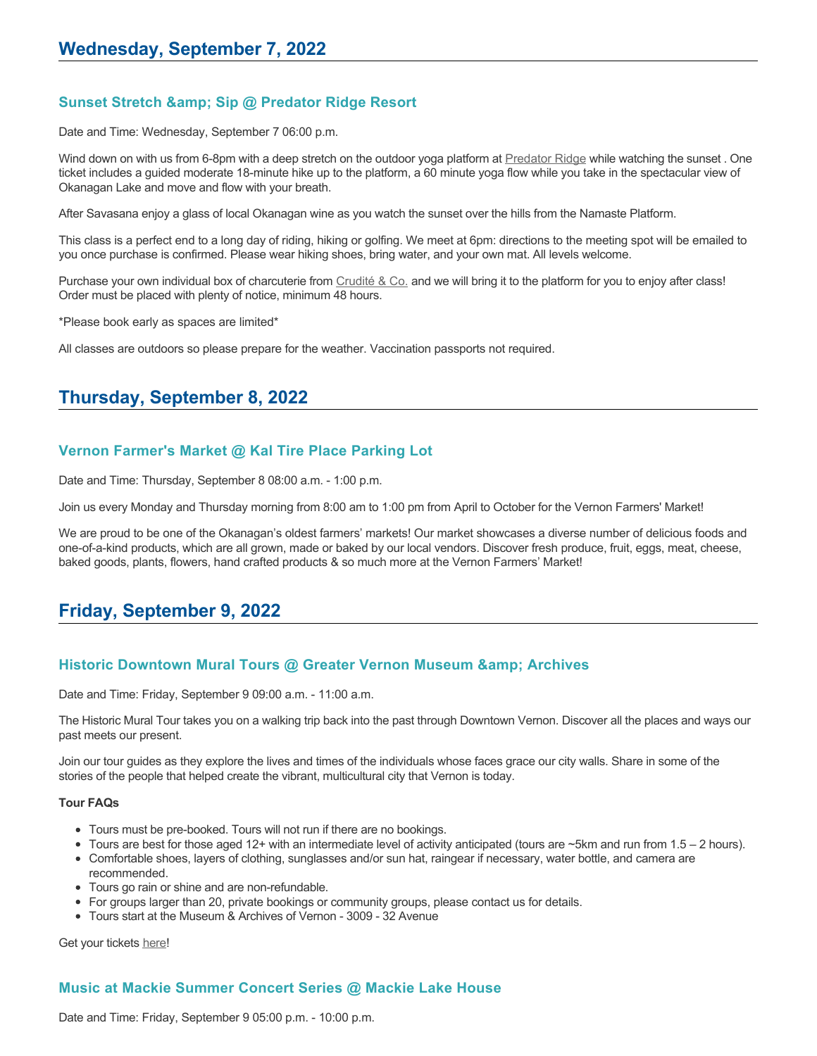## Wednesday, September 7, 2022

### Sunset Stretch &amp; Sip @ Predator Ridge Resort

Date and Time: Wednesday, September 7 06:00 p.m.

Wind down on with us from 6-8pm with a deep stretch on the outdoor yoga platform at Predator Ridge while watching the sunset . One ticket includes a guided moderate 18-minute hike up to the platform, a 60 minute yoga flow while you take in the spectacular view of Okanagan Lake and move and flow with your breath.

After Savasana enjoy a glass of local Okanagan wine as you watch the sunset over the hills from the Namaste Platform.

This class is a perfect end to a long day of riding, hiking or golfing. We meet at 6pm: directions to the meeting spot will be emailed to you once purchase is confirmed. Please wear hiking shoes, bring water, and your own mat. All levels welcome.

Purchase your own individual box of charcuterie from Crudité & Co. and we will bring it to the platform for you to enjoy after class! Order must be placed with plenty of notice, minimum 48 hours.

*Please book early as spaces are limited*

All classes are outdoors so please prepare for the weather. Vaccination passports not required.

## Thursday, September 8, 2022

### Vernon Farmer's Market @ Kal Tire Place Parking Lot

Date and Time: Thursday, September 8 08:00 a.m. - 1:00 p.m.

Join us every Monday and Thursday morning from 8:00 am to 1:00 pm from April to October for the Vernon Farmers' Market!

We are proud to be one of the Okanagan's oldest farmers' markets! Our market showcases a diverse number of delicious foods and one-of-a-kind products, which are all grown, made or baked by our local vendors. Discover fresh produce, fruit, eggs, meat, cheese, baked goods, plants, flowers, hand crafted products & so much more at the Vernon Farmers' Market!

## Friday, September 9, 2022

### Historic Downtown Mural Tours @ Greater Vernon Museum &amp; Archives

Date and Time: Friday, September 9 09:00 a.m. - 11:00 a.m.

The Historic Mural Tour takes you on a walking trip back into the past through Downtown Vernon. Discover all the places and ways our past meets our present.

Join our tour guides as they explore the lives and times of the individuals whose faces grace our city walls. Share in some of the stories of the people that helped create the vibrant, multicultural city that Vernon is today.

**Tour FAQs**

- Tours must be pre-booked. Tours will not run if there are no bookings.
- Tours are best for those aged 12+ with an intermediate level of activity anticipated (tours are ~5km and run from 1.5 – 2 hours).
- Comfortable shoes, layers of clothing, sunglasses and/or sun hat, raingear if necessary, water bottle, and camera are recommended.
- Tours go rain or shine and are non-refundable.
- For groups larger than 20, private bookings or community groups, please contact us for details.
- Tours start at the Museum & Archives of Vernon - 3009 - 32 Avenue

Get your tickets here!

### Music at Mackie Summer Concert Series @ Mackie Lake House

Date and Time: Friday, September 9 05:00 p.m. - 10:00 p.m.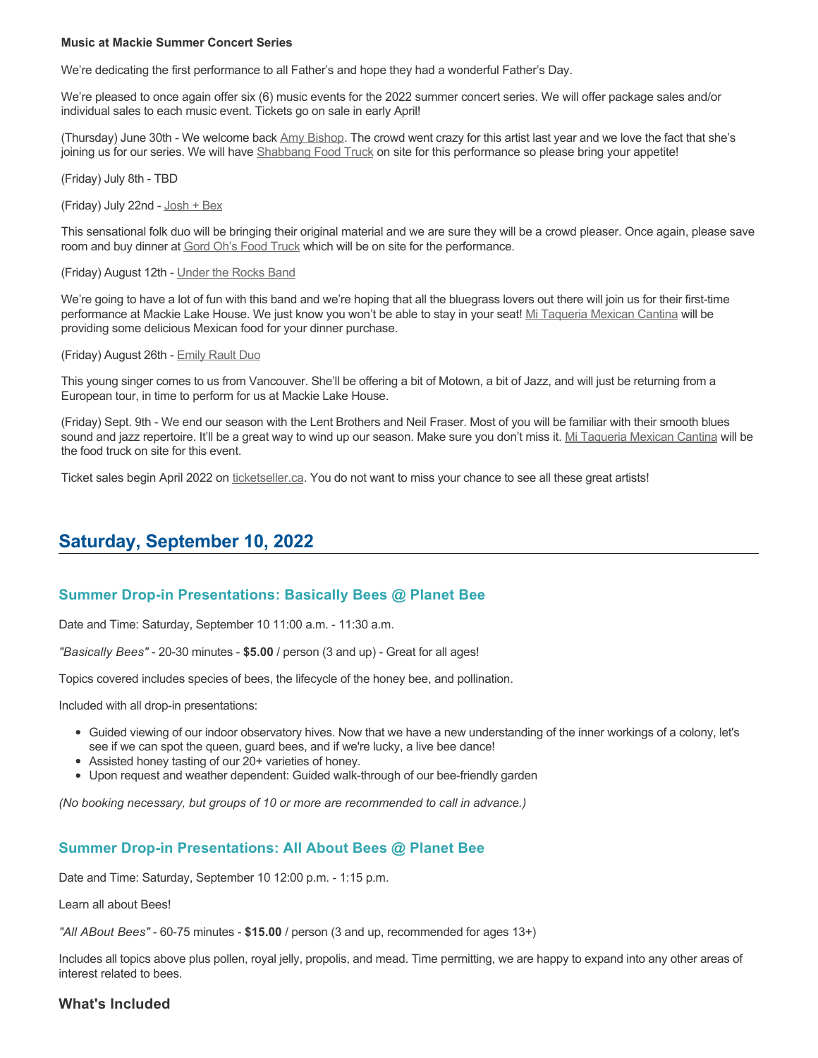**Music at Mackie Summer Concert Series**

We're dedicating the first performance to all Father's and hope they had a wonderful Father's Day.

We're pleased to once again offer six (6) music events for the 2022 summer concert series. We will offer package sales and/or individual sales to each music event. Tickets go on sale in early April!

(Thursday) June 30th - We welcome back Amy Bishop. The crowd went crazy for this artist last year and we love the fact that she's joining us for our series. We will have Shabbang Food Truck on site for this performance so please bring your appetite!

(Friday) July 8th - TBD

(Friday) July 22nd - Josh + Bex

This sensational folk duo will be bringing their original material and we are sure they will be a crowd pleaser. Once again, please save room and buy dinner at Gord Oh's Food Truck which will be on site for the performance.

(Friday) August 12th - Under the Rocks Band

We're going to have a lot of fun with this band and we're hoping that all the bluegrass lovers out there will join us for their first-time performance at Mackie Lake House. We just know you won't be able to stay in your seat! Mi Taqueria Mexican Cantina will be providing some delicious Mexican food for your dinner purchase.

(Friday) August 26th - Emily Rault Duo

This young singer comes to us from Vancouver. She'll be offering a bit of Motown, a bit of Jazz, and will just be returning from a European tour, in time to perform for us at Mackie Lake House.

(Friday) Sept. 9th - We end our season with the Lent Brothers and Neil Fraser. Most of you will be familiar with their smooth blues sound and jazz repertoire. It'll be a great way to wind up our season. Make sure you don't miss it. Mi Taqueria Mexican Cantina will be the food truck on site for this event.

Ticket sales begin April 2022 on ticketseller.ca. You do not want to miss your chance to see all these great artists!

## Saturday, September 10, 2022

### Summer Drop-in Presentations: Basically Bees @ Planet Bee

Date and Time: Saturday, September 10 11:00 a.m. - 11:30 a.m.

*"Basically Bees"* - 20-30 minutes - **$5.00** / person (3 and up) - Great for all ages!

Topics covered includes species of bees, the lifecycle of the honey bee, and pollination.

Included with all drop-in presentations:

- Guided viewing of our indoor observatory hives. Now that we have a new understanding of the inner workings of a colony, let's see if we can spot the queen, guard bees, and if we're lucky, a live bee dance!
- Assisted honey tasting of our 20+ varieties of honey.
- Upon request and weather dependent: Guided walk-through of our bee-friendly garden

*(No booking necessary, but groups of 10 or more are recommended to call in advance.)*

### Summer Drop-in Presentations: All About Bees @ Planet Bee

Date and Time: Saturday, September 10 12:00 p.m. - 1:15 p.m.

Learn all about Bees!

*"All ABout Bees"* - 60-75 minutes - **$15.00** / person (3 and up, recommended for ages 13+)

Includes all topics above plus pollen, royal jelly, propolis, and mead. Time permitting, we are happy to expand into any other areas of interest related to bees.

### What's Included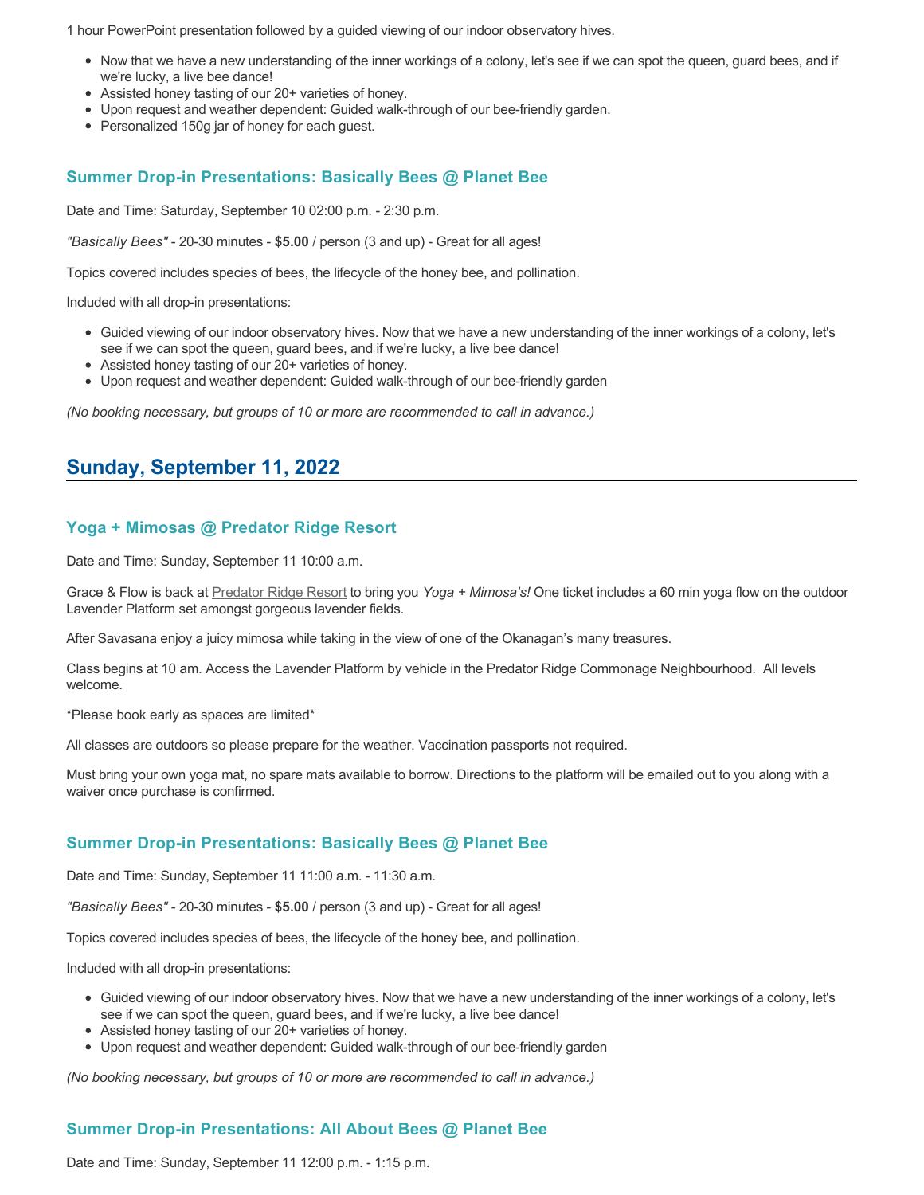1 hour PowerPoint presentation followed by a guided viewing of our indoor observatory hives.

- Now that we have a new understanding of the inner workings of a colony, let's see if we can spot the queen, guard bees, and if we're lucky, a live bee dance!
- Assisted honey tasting of our 20+ varieties of honey.
- Upon request and weather dependent: Guided walk-through of our bee-friendly garden.
- Personalized 150g jar of honey for each guest.

### Summer Drop-in Presentations: Basically Bees @ Planet Bee

Date and Time: Saturday, September 10 02:00 p.m. - 2:30 p.m.

*"Basically Bees"* - 20-30 minutes - **$5.00** / person (3 and up) - Great for all ages!

Topics covered includes species of bees, the lifecycle of the honey bee, and pollination.

Included with all drop-in presentations:

- Guided viewing of our indoor observatory hives. Now that we have a new understanding of the inner workings of a colony, let's see if we can spot the queen, guard bees, and if we're lucky, a live bee dance!
- Assisted honey tasting of our 20+ varieties of honey.
- Upon request and weather dependent: Guided walk-through of our bee-friendly garden

*(No booking necessary, but groups of 10 or more are recommended to call in advance.)*

## Sunday, September 11, 2022

### Yoga + Mimosas @ Predator Ridge Resort

Date and Time: Sunday, September 11 10:00 a.m.

Grace & Flow is back at Predator Ridge Resort to bring you *Yoga + Mimosa's!* One ticket includes a 60 min yoga flow on the outdoor Lavender Platform set amongst gorgeous lavender fields.

After Savasana enjoy a juicy mimosa while taking in the view of one of the Okanagan's many treasures.

Class begins at 10 am. Access the Lavender Platform by vehicle in the Predator Ridge Commonage Neighbourhood. All levels welcome.

*Please book early as spaces are limited*

All classes are outdoors so please prepare for the weather. Vaccination passports not required.

Must bring your own yoga mat, no spare mats available to borrow. Directions to the platform will be emailed out to you along with a waiver once purchase is confirmed.

### Summer Drop-in Presentations: Basically Bees @ Planet Bee

Date and Time: Sunday, September 11 11:00 a.m. - 11:30 a.m.

*"Basically Bees"* - 20-30 minutes - **$5.00** / person (3 and up) - Great for all ages!

Topics covered includes species of bees, the lifecycle of the honey bee, and pollination.

Included with all drop-in presentations:

- Guided viewing of our indoor observatory hives. Now that we have a new understanding of the inner workings of a colony, let's see if we can spot the queen, guard bees, and if we're lucky, a live bee dance!
- Assisted honey tasting of our 20+ varieties of honey.
- Upon request and weather dependent: Guided walk-through of our bee-friendly garden

*(No booking necessary, but groups of 10 or more are recommended to call in advance.)*

### Summer Drop-in Presentations: All About Bees @ Planet Bee

Date and Time: Sunday, September 11 12:00 p.m. - 1:15 p.m.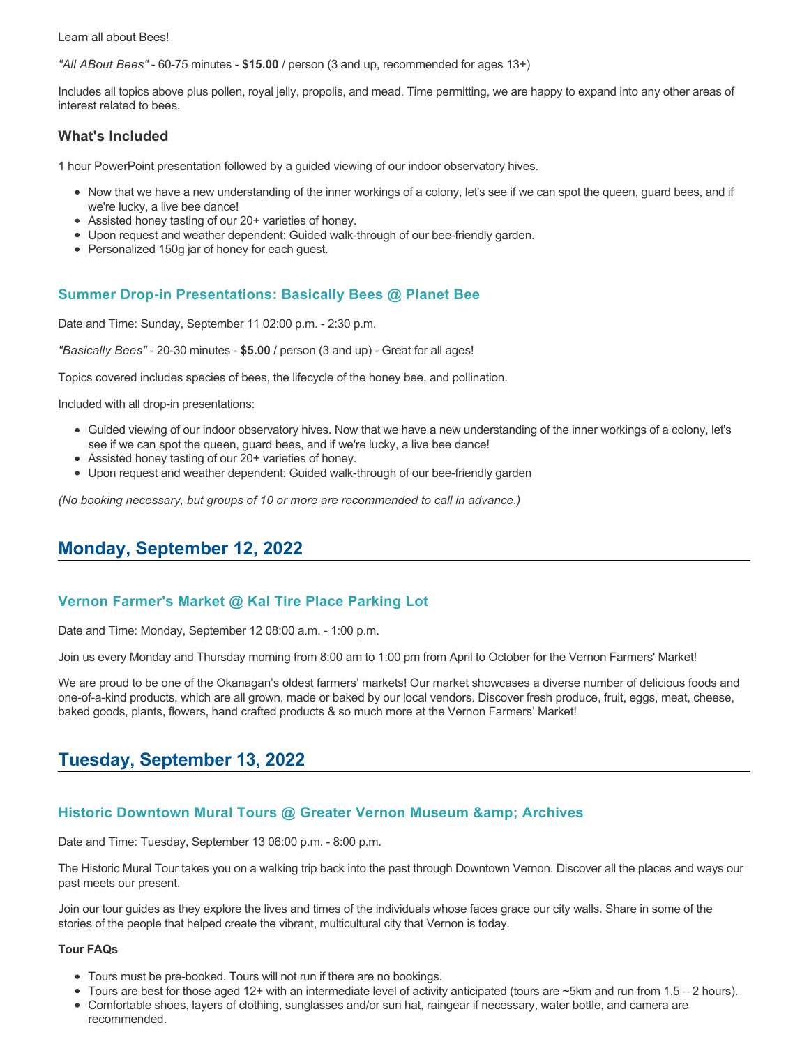Learn all about Bees!

*"All ABout Bees"* - 60-75 minutes - **$15.00** / person (3 and up, recommended for ages 13+)

Includes all topics above plus pollen, royal jelly, propolis, and mead. Time permitting, we are happy to expand into any other areas of interest related to bees.

### What's Included

1 hour PowerPoint presentation followed by a guided viewing of our indoor observatory hives.

- Now that we have a new understanding of the inner workings of a colony, let's see if we can spot the queen, guard bees, and if we're lucky, a live bee dance!
- Assisted honey tasting of our 20+ varieties of honey.
- Upon request and weather dependent: Guided walk-through of our bee-friendly garden.
- Personalized 150g jar of honey for each guest.

### Summer Drop-in Presentations: Basically Bees @ Planet Bee

Date and Time: Sunday, September 11 02:00 p.m. - 2:30 p.m.

*"Basically Bees"* - 20-30 minutes - **$5.00** / person (3 and up) - Great for all ages!

Topics covered includes species of bees, the lifecycle of the honey bee, and pollination.

Included with all drop-in presentations:

- Guided viewing of our indoor observatory hives. Now that we have a new understanding of the inner workings of a colony, let's see if we can spot the queen, guard bees, and if we're lucky, a live bee dance!
- Assisted honey tasting of our 20+ varieties of honey.
- Upon request and weather dependent: Guided walk-through of our bee-friendly garden

*(No booking necessary, but groups of 10 or more are recommended to call in advance.)*

## Monday, September 12, 2022

### Vernon Farmer's Market @ Kal Tire Place Parking Lot

Date and Time: Monday, September 12 08:00 a.m. - 1:00 p.m.

Join us every Monday and Thursday morning from 8:00 am to 1:00 pm from April to October for the Vernon Farmers' Market!

We are proud to be one of the Okanagan's oldest farmers' markets! Our market showcases a diverse number of delicious foods and one-of-a-kind products, which are all grown, made or baked by our local vendors. Discover fresh produce, fruit, eggs, meat, cheese, baked goods, plants, flowers, hand crafted products & so much more at the Vernon Farmers' Market!

## Tuesday, September 13, 2022

### Historic Downtown Mural Tours @ Greater Vernon Museum &amp; Archives

Date and Time: Tuesday, September 13 06:00 p.m. - 8:00 p.m.

The Historic Mural Tour takes you on a walking trip back into the past through Downtown Vernon. Discover all the places and ways our past meets our present.

Join our tour guides as they explore the lives and times of the individuals whose faces grace our city walls. Share in some of the stories of the people that helped create the vibrant, multicultural city that Vernon is today.

**Tour FAQs**

- Tours must be pre-booked. Tours will not run if there are no bookings.
- Tours are best for those aged 12+ with an intermediate level of activity anticipated (tours are ~5km and run from 1.5 – 2 hours).
- Comfortable shoes, layers of clothing, sunglasses and/or sun hat, raingear if necessary, water bottle, and camera are recommended.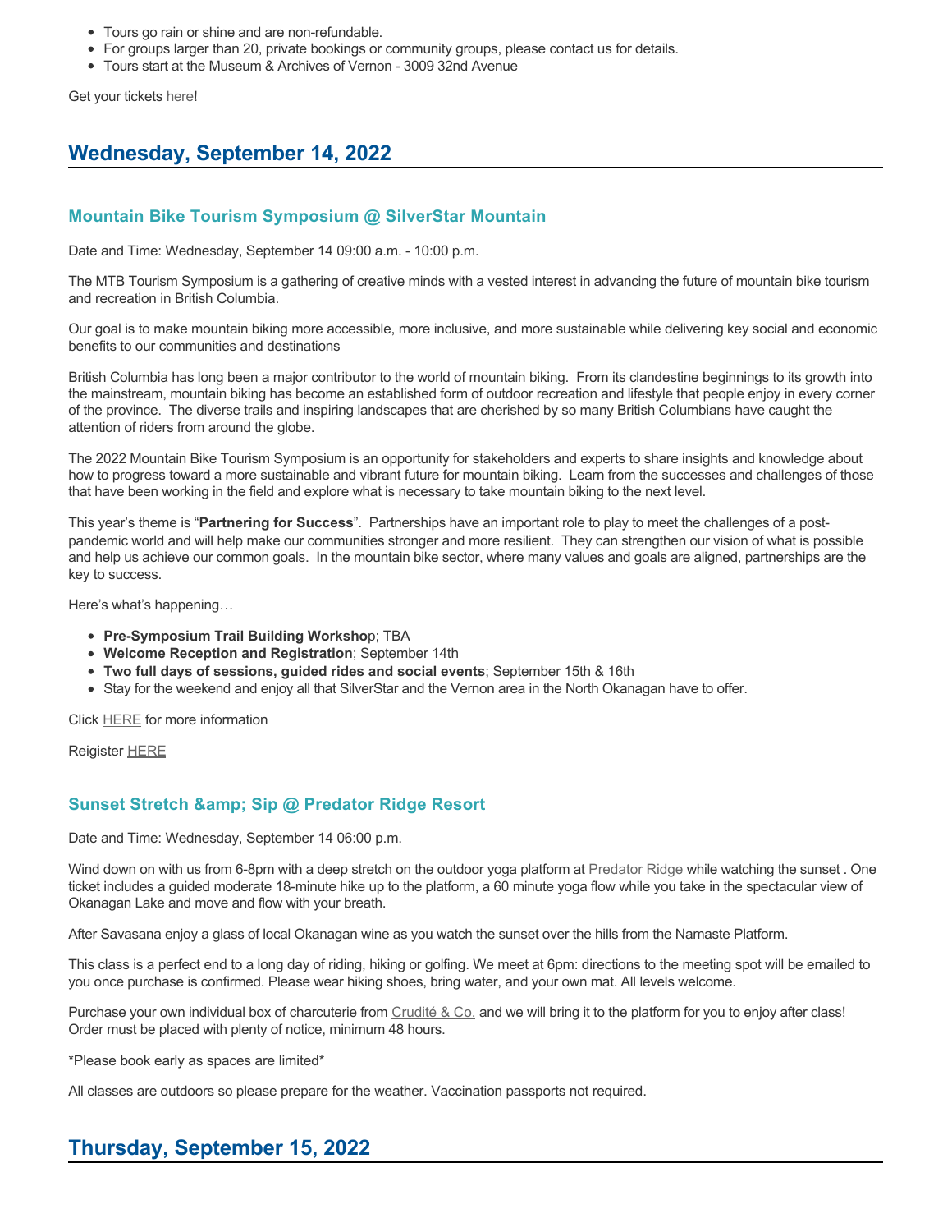- Tours go rain or shine and are non-refundable.
- For groups larger than 20, private bookings or community groups, please contact us for details.
- Tours start at the Museum & Archives of Vernon - 3009 32nd Avenue

Get your tickets here!

## Wednesday, September 14, 2022

### Mountain Bike Tourism Symposium @ SilverStar Mountain

Date and Time: Wednesday, September 14 09:00 a.m. - 10:00 p.m.

The MTB Tourism Symposium is a gathering of creative minds with a vested interest in advancing the future of mountain bike tourism and recreation in British Columbia.

Our goal is to make mountain biking more accessible, more inclusive, and more sustainable while delivering key social and economic benefits to our communities and destinations

British Columbia has long been a major contributor to the world of mountain biking. From its clandestine beginnings to its growth into the mainstream, mountain biking has become an established form of outdoor recreation and lifestyle that people enjoy in every corner of the province. The diverse trails and inspiring landscapes that are cherished by so many British Columbians have caught the attention of riders from around the globe.

The 2022 Mountain Bike Tourism Symposium is an opportunity for stakeholders and experts to share insights and knowledge about how to progress toward a more sustainable and vibrant future for mountain biking. Learn from the successes and challenges of those that have been working in the field and explore what is necessary to take mountain biking to the next level.

This year's theme is "**Partnering for Success**". Partnerships have an important role to play to meet the challenges of a post-pandemic world and will help make our communities stronger and more resilient. They can strengthen our vision of what is possible and help us achieve our common goals. In the mountain bike sector, where many values and goals are aligned, partnerships are the key to success.

Here's what's happening…

- **Pre-Symposium Trail Building Worksho**p; TBA
- **Welcome Reception and Registration**; September 14th
- **Two full days of sessions, guided rides and social events**; September 15th & 16th
- Stay for the weekend and enjoy all that SilverStar and the Vernon area in the North Okanagan have to offer.

Click HERE for more information

Reigister HERE

### Sunset Stretch &amp; Sip @ Predator Ridge Resort

Date and Time: Wednesday, September 14 06:00 p.m.

Wind down on with us from 6-8pm with a deep stretch on the outdoor yoga platform at Predator Ridge while watching the sunset . One ticket includes a guided moderate 18-minute hike up to the platform, a 60 minute yoga flow while you take in the spectacular view of Okanagan Lake and move and flow with your breath.

After Savasana enjoy a glass of local Okanagan wine as you watch the sunset over the hills from the Namaste Platform.

This class is a perfect end to a long day of riding, hiking or golfing. We meet at 6pm: directions to the meeting spot will be emailed to you once purchase is confirmed. Please wear hiking shoes, bring water, and your own mat. All levels welcome.

Purchase your own individual box of charcuterie from Crudité & Co. and we will bring it to the platform for you to enjoy after class! Order must be placed with plenty of notice, minimum 48 hours.

*Please book early as spaces are limited*

All classes are outdoors so please prepare for the weather. Vaccination passports not required.

## Thursday, September 15, 2022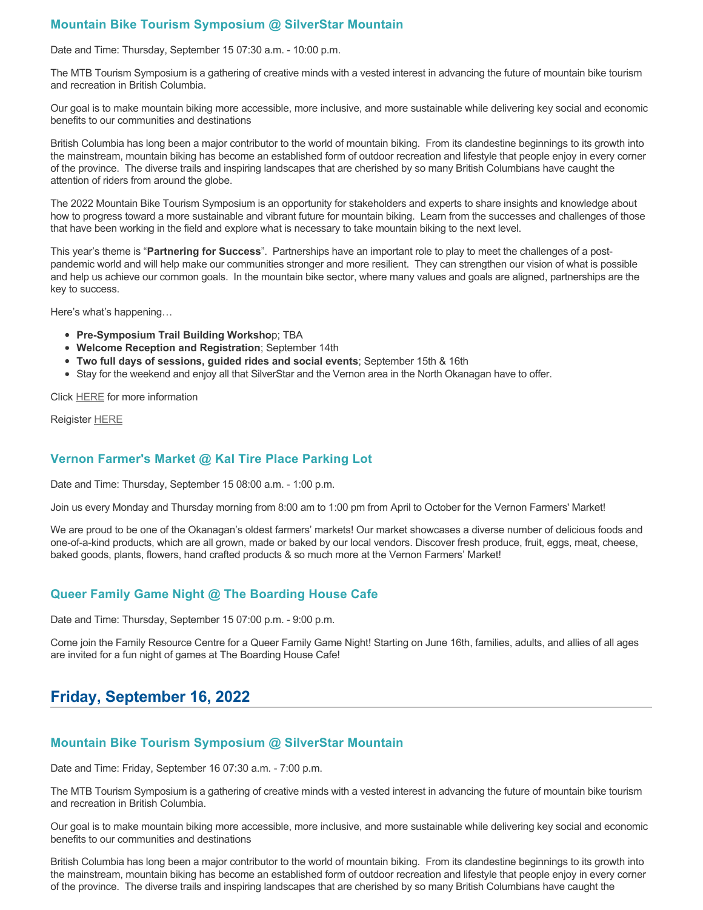### Mountain Bike Tourism Symposium @ SilverStar Mountain

Date and Time: Thursday, September 15 07:30 a.m. - 10:00 p.m.

The MTB Tourism Symposium is a gathering of creative minds with a vested interest in advancing the future of mountain bike tourism and recreation in British Columbia.

Our goal is to make mountain biking more accessible, more inclusive, and more sustainable while delivering key social and economic benefits to our communities and destinations

British Columbia has long been a major contributor to the world of mountain biking. From its clandestine beginnings to its growth into the mainstream, mountain biking has become an established form of outdoor recreation and lifestyle that people enjoy in every corner of the province. The diverse trails and inspiring landscapes that are cherished by so many British Columbians have caught the attention of riders from around the globe.

The 2022 Mountain Bike Tourism Symposium is an opportunity for stakeholders and experts to share insights and knowledge about how to progress toward a more sustainable and vibrant future for mountain biking. Learn from the successes and challenges of those that have been working in the field and explore what is necessary to take mountain biking to the next level.

This year's theme is "**Partnering for Success**". Partnerships have an important role to play to meet the challenges of a post-pandemic world and will help make our communities stronger and more resilient. They can strengthen our vision of what is possible and help us achieve our common goals. In the mountain bike sector, where many values and goals are aligned, partnerships are the key to success.

Here's what's happening…

- **Pre-Symposium Trail Building Worksho**p; TBA
- **Welcome Reception and Registration**; September 14th
- **Two full days of sessions, guided rides and social events**; September 15th & 16th
- Stay for the weekend and enjoy all that SilverStar and the Vernon area in the North Okanagan have to offer.

Click HERE for more information

Reigister HERE

### Vernon Farmer's Market @ Kal Tire Place Parking Lot

Date and Time: Thursday, September 15 08:00 a.m. - 1:00 p.m.

Join us every Monday and Thursday morning from 8:00 am to 1:00 pm from April to October for the Vernon Farmers' Market!

We are proud to be one of the Okanagan's oldest farmers' markets! Our market showcases a diverse number of delicious foods and one-of-a-kind products, which are all grown, made or baked by our local vendors. Discover fresh produce, fruit, eggs, meat, cheese, baked goods, plants, flowers, hand crafted products & so much more at the Vernon Farmers' Market!

### Queer Family Game Night @ The Boarding House Cafe

Date and Time: Thursday, September 15 07:00 p.m. - 9:00 p.m.

Come join the Family Resource Centre for a Queer Family Game Night! Starting on June 16th, families, adults, and allies of all ages are invited for a fun night of games at The Boarding House Cafe!

## Friday, September 16, 2022

### Mountain Bike Tourism Symposium @ SilverStar Mountain

Date and Time: Friday, September 16 07:30 a.m. - 7:00 p.m.

The MTB Tourism Symposium is a gathering of creative minds with a vested interest in advancing the future of mountain bike tourism and recreation in British Columbia.

Our goal is to make mountain biking more accessible, more inclusive, and more sustainable while delivering key social and economic benefits to our communities and destinations

British Columbia has long been a major contributor to the world of mountain biking. From its clandestine beginnings to its growth into the mainstream, mountain biking has become an established form of outdoor recreation and lifestyle that people enjoy in every corner of the province. The diverse trails and inspiring landscapes that are cherished by so many British Columbians have caught the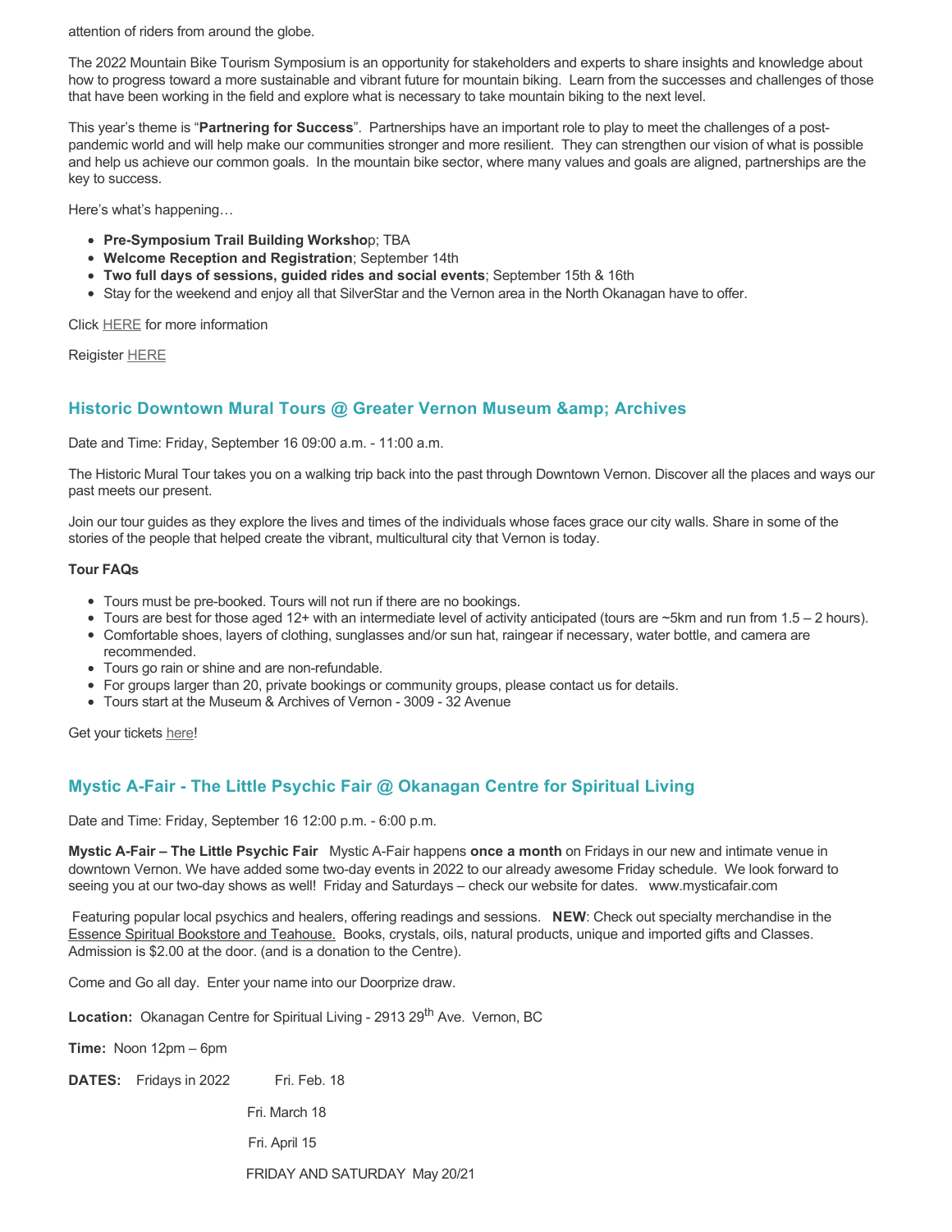attention of riders from around the globe.

The 2022 Mountain Bike Tourism Symposium is an opportunity for stakeholders and experts to share insights and knowledge about how to progress toward a more sustainable and vibrant future for mountain biking. Learn from the successes and challenges of those that have been working in the field and explore what is necessary to take mountain biking to the next level.

This year's theme is "**Partnering for Success**". Partnerships have an important role to play to meet the challenges of a post-pandemic world and will help make our communities stronger and more resilient. They can strengthen our vision of what is possible and help us achieve our common goals. In the mountain bike sector, where many values and goals are aligned, partnerships are the key to success.

Here's what's happening…

- **Pre-Symposium Trail Building Worksho**p; TBA
- **Welcome Reception and Registration**; September 14th
- **Two full days of sessions, guided rides and social events**; September 15th & 16th
- Stay for the weekend and enjoy all that SilverStar and the Vernon area in the North Okanagan have to offer.

Click HERE for more information

Reigister HERE

### Historic Downtown Mural Tours @ Greater Vernon Museum &amp; Archives

Date and Time: Friday, September 16 09:00 a.m. - 11:00 a.m.

The Historic Mural Tour takes you on a walking trip back into the past through Downtown Vernon. Discover all the places and ways our past meets our present.

Join our tour guides as they explore the lives and times of the individuals whose faces grace our city walls. Share in some of the stories of the people that helped create the vibrant, multicultural city that Vernon is today.

**Tour FAQs**

- Tours must be pre-booked. Tours will not run if there are no bookings.
- Tours are best for those aged 12+ with an intermediate level of activity anticipated (tours are ~5km and run from 1.5 – 2 hours).
- Comfortable shoes, layers of clothing, sunglasses and/or sun hat, raingear if necessary, water bottle, and camera are recommended.
- Tours go rain or shine and are non-refundable.
- For groups larger than 20, private bookings or community groups, please contact us for details.
- Tours start at the Museum & Archives of Vernon - 3009 - 32 Avenue

Get your tickets here!

### Mystic A-Fair - The Little Psychic Fair @ Okanagan Centre for Spiritual Living

Date and Time: Friday, September 16 12:00 p.m. - 6:00 p.m.

**Mystic A-Fair – The Little Psychic Fair** Mystic A-Fair happens **once a month** on Fridays in our new and intimate venue in downtown Vernon. We have added some two-day events in 2022 to our already awesome Friday schedule. We look forward to seeing you at our two-day shows as well! Friday and Saturdays – check our website for dates. www.mysticafair.com

Featuring popular local psychics and healers, offering readings and sessions. **NEW**: Check out specialty merchandise in the Essence Spiritual Bookstore and Teahouse. Books, crystals, oils, natural products, unique and imported gifts and Classes. Admission is $2.00 at the door. (and is a donation to the Centre).

Come and Go all day. Enter your name into our Doorprize draw.

**Location:** Okanagan Centre for Spiritual Living - 2913 29th Ave. Vernon, BC

**Time:** Noon 12pm – 6pm

**DATES:** Fridays in 2022 Fri. Feb. 18

Fri. March 18

Fri. April 15

FRIDAY AND SATURDAY May 20/21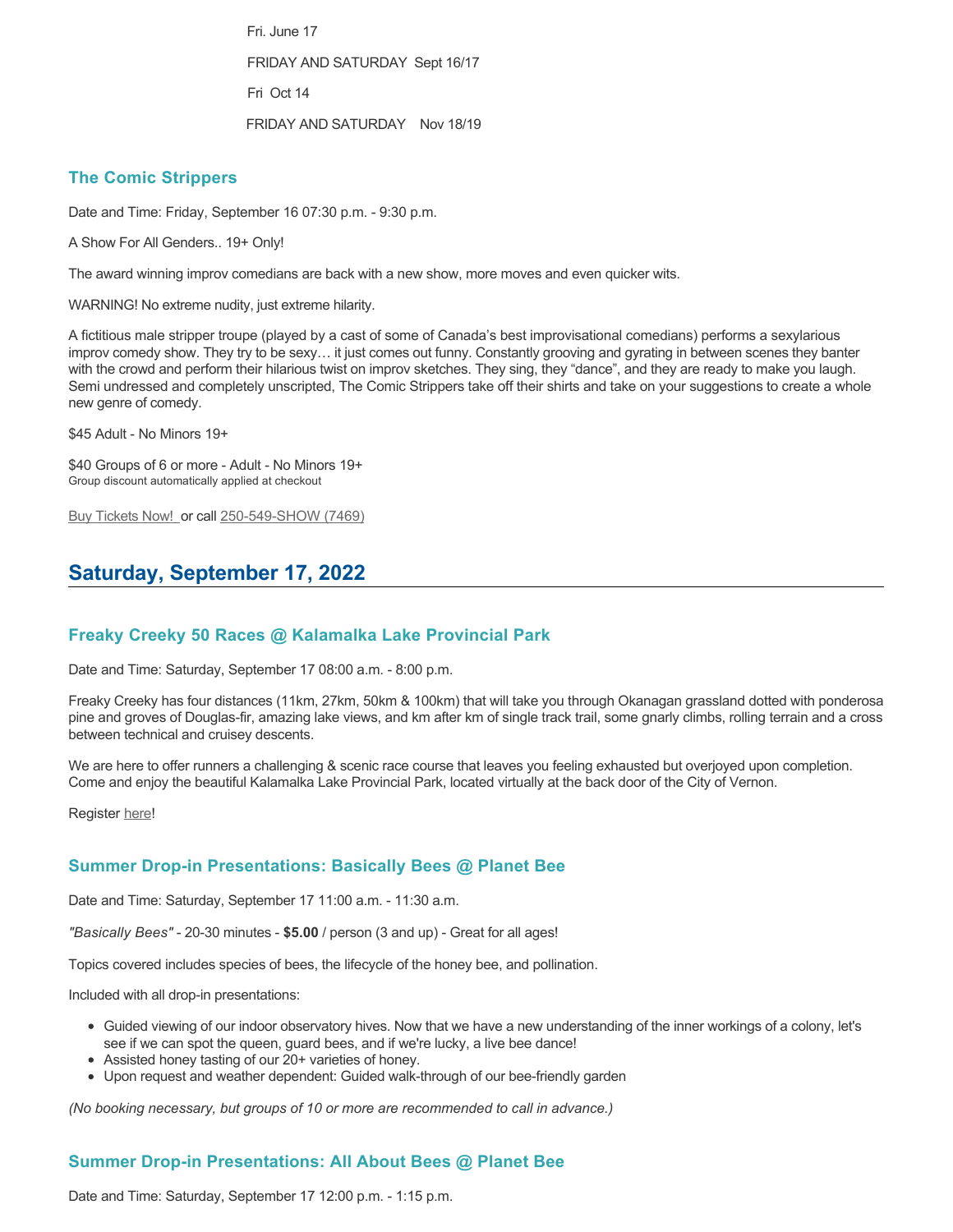Fri. June 17

FRIDAY AND SATURDAY  Sept 16/17

Fri  Oct 14

FRIDAY AND SATURDAY    Nov 18/19

### The Comic Strippers

Date and Time: Friday, September 16 07:30 p.m. - 9:30 p.m.

A Show For All Genders.. 19+ Only!

The award winning improv comedians are back with a new show, more moves and even quicker wits.

WARNING! No extreme nudity, just extreme hilarity.

A fictitious male stripper troupe (played by a cast of some of Canada's best improvisational comedians) performs a sexylarious improv comedy show. They try to be sexy… it just comes out funny. Constantly grooving and gyrating in between scenes they banter with the crowd and perform their hilarious twist on improv sketches. They sing, they "dance", and they are ready to make you laugh. Semi undressed and completely unscripted, The Comic Strippers take off their shirts and take on your suggestions to create a whole new genre of comedy.

$45 Adult - No Minors 19+

$40 Groups of 6 or more - Adult - No Minors 19+
Group discount automatically applied at checkout

Buy Tickets Now! or call 250-549-SHOW (7469)

## Saturday, September 17, 2022

### Freaky Creeky 50 Races @ Kalamalka Lake Provincial Park

Date and Time: Saturday, September 17 08:00 a.m. - 8:00 p.m.

Freaky Creeky has four distances (11km, 27km, 50km & 100km) that will take you through Okanagan grassland dotted with ponderosa pine and groves of Douglas-fir, amazing lake views, and km after km of single track trail, some gnarly climbs, rolling terrain and a cross between technical and cruisey descents.

We are here to offer runners a challenging & scenic race course that leaves you feeling exhausted but overjoyed upon completion. Come and enjoy the beautiful Kalamalka Lake Provincial Park, located virtually at the back door of the City of Vernon.

Register here!

### Summer Drop-in Presentations: Basically Bees @ Planet Bee

Date and Time: Saturday, September 17 11:00 a.m. - 11:30 a.m.

*"Basically Bees"* - 20-30 minutes - **$5.00** / person (3 and up) - Great for all ages!

Topics covered includes species of bees, the lifecycle of the honey bee, and pollination.

Included with all drop-in presentations:

- Guided viewing of our indoor observatory hives. Now that we have a new understanding of the inner workings of a colony, let's see if we can spot the queen, guard bees, and if we're lucky, a live bee dance!
- Assisted honey tasting of our 20+ varieties of honey.
- Upon request and weather dependent: Guided walk-through of our bee-friendly garden

*(No booking necessary, but groups of 10 or more are recommended to call in advance.)*

### Summer Drop-in Presentations: All About Bees @ Planet Bee

Date and Time: Saturday, September 17 12:00 p.m. - 1:15 p.m.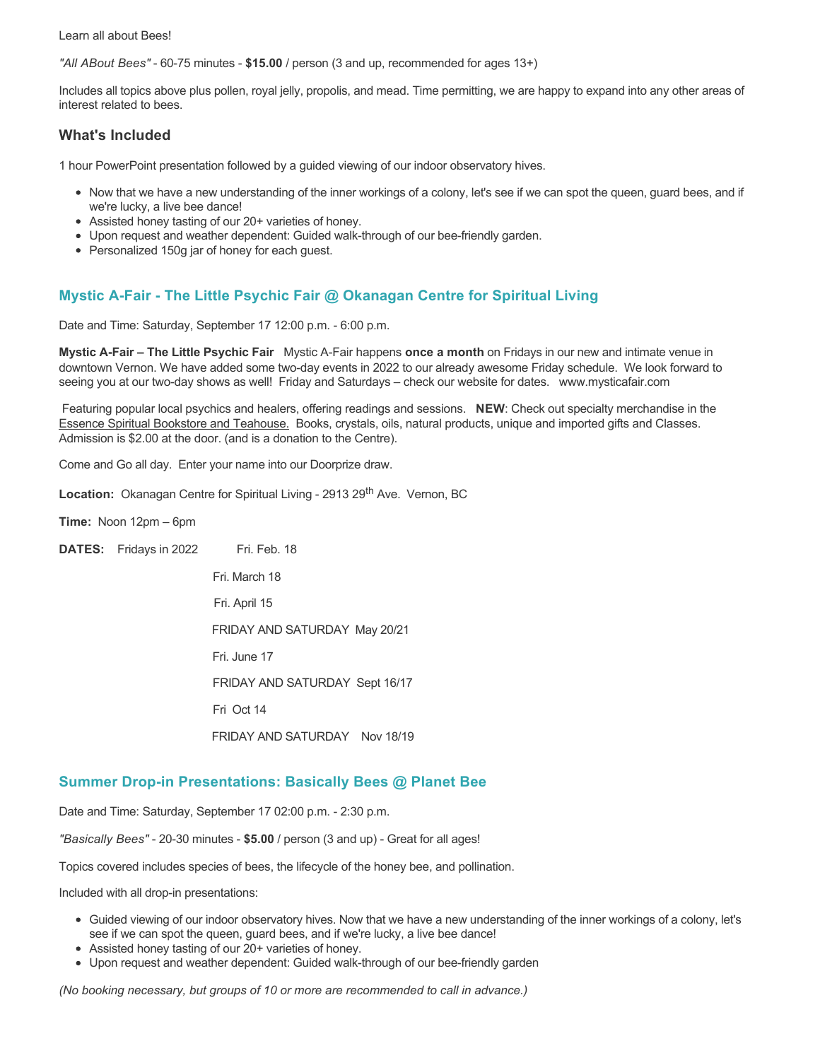Learn all about Bees!

*"All ABout Bees"* - 60-75 minutes - **$15.00** / person (3 and up, recommended for ages 13+)

Includes all topics above plus pollen, royal jelly, propolis, and mead. Time permitting, we are happy to expand into any other areas of interest related to bees.

### What's Included

1 hour PowerPoint presentation followed by a guided viewing of our indoor observatory hives.

- Now that we have a new understanding of the inner workings of a colony, let's see if we can spot the queen, guard bees, and if we're lucky, a live bee dance!
- Assisted honey tasting of our 20+ varieties of honey.
- Upon request and weather dependent: Guided walk-through of our bee-friendly garden.
- Personalized 150g jar of honey for each guest.

### Mystic A-Fair - The Little Psychic Fair @ Okanagan Centre for Spiritual Living

Date and Time: Saturday, September 17 12:00 p.m. - 6:00 p.m.

**Mystic A-Fair – The Little Psychic Fair** Mystic A-Fair happens **once a month** on Fridays in our new and intimate venue in downtown Vernon. We have added some two-day events in 2022 to our already awesome Friday schedule. We look forward to seeing you at our two-day shows as well! Friday and Saturdays – check our website for dates. www.mysticafair.com

Featuring popular local psychics and healers, offering readings and sessions. **NEW**: Check out specialty merchandise in the Essence Spiritual Bookstore and Teahouse. Books, crystals, oils, natural products, unique and imported gifts and Classes. Admission is $2.00 at the door. (and is a donation to the Centre).

Come and Go all day. Enter your name into our Doorprize draw.

**Location:** Okanagan Centre for Spiritual Living - 2913 29th Ave. Vernon, BC

**Time:** Noon 12pm – 6pm

**DATES:** Fridays in 2022

Fri. Feb. 18

Fri. March 18

Fri. April 15

FRIDAY AND SATURDAY May 20/21

Fri. June 17

FRIDAY AND SATURDAY Sept 16/17

Fri Oct 14

FRIDAY AND SATURDAY Nov 18/19

### Summer Drop-in Presentations: Basically Bees @ Planet Bee

Date and Time: Saturday, September 17 02:00 p.m. - 2:30 p.m.

*"Basically Bees"* - 20-30 minutes - **$5.00** / person (3 and up) - Great for all ages!

Topics covered includes species of bees, the lifecycle of the honey bee, and pollination.

Included with all drop-in presentations:

- Guided viewing of our indoor observatory hives. Now that we have a new understanding of the inner workings of a colony, let's see if we can spot the queen, guard bees, and if we're lucky, a live bee dance!
- Assisted honey tasting of our 20+ varieties of honey.
- Upon request and weather dependent: Guided walk-through of our bee-friendly garden

*(No booking necessary, but groups of 10 or more are recommended to call in advance.)*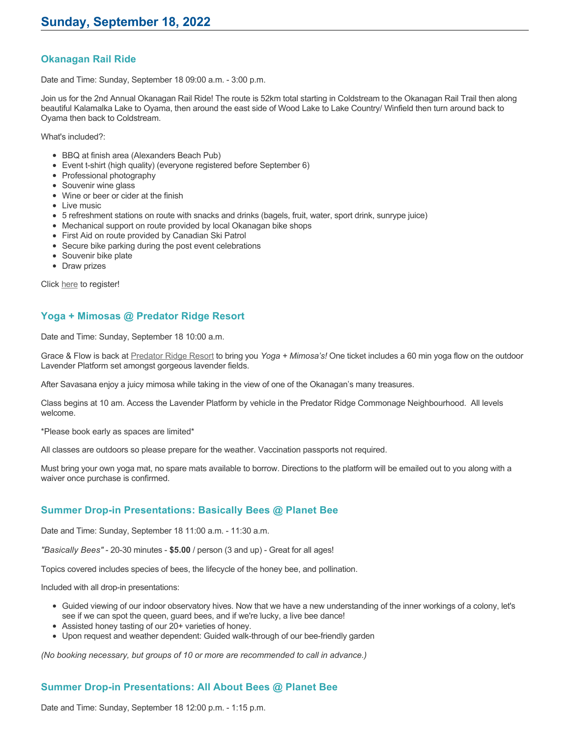# Sunday, September 18, 2022

## Okanagan Rail Ride

Date and Time: Sunday, September 18 09:00 a.m. - 3:00 p.m.

Join us for the 2nd Annual Okanagan Rail Ride! The route is 52km total starting in Coldstream to the Okanagan Rail Trail then along beautiful Kalamalka Lake to Oyama, then around the east side of Wood Lake to Lake Country/ Winfield then turn around back to Oyama then back to Coldstream.

What's included?:

- BBQ at finish area (Alexanders Beach Pub)
- Event t-shirt (high quality) (everyone registered before September 6)
- Professional photography
- Souvenir wine glass
- Wine or beer or cider at the finish
- Live music
- 5 refreshment stations on route with snacks and drinks (bagels, fruit, water, sport drink, sunrype juice)
- Mechanical support on route provided by local Okanagan bike shops
- First Aid on route provided by Canadian Ski Patrol
- Secure bike parking during the post event celebrations
- Souvenir bike plate
- Draw prizes

Click here to register!

## Yoga + Mimosas @ Predator Ridge Resort

Date and Time: Sunday, September 18 10:00 a.m.

Grace & Flow is back at Predator Ridge Resort to bring you *Yoga + Mimosa's!* One ticket includes a 60 min yoga flow on the outdoor Lavender Platform set amongst gorgeous lavender fields.

After Savasana enjoy a juicy mimosa while taking in the view of one of the Okanagan's many treasures.

Class begins at 10 am. Access the Lavender Platform by vehicle in the Predator Ridge Commonage Neighbourhood. All levels welcome.

*Please book early as spaces are limited*

All classes are outdoors so please prepare for the weather. Vaccination passports not required.

Must bring your own yoga mat, no spare mats available to borrow. Directions to the platform will be emailed out to you along with a waiver once purchase is confirmed.

## Summer Drop-in Presentations: Basically Bees @ Planet Bee

Date and Time: Sunday, September 18 11:00 a.m. - 11:30 a.m.

*"Basically Bees"* - 20-30 minutes - **$5.00** / person (3 and up) - Great for all ages!

Topics covered includes species of bees, the lifecycle of the honey bee, and pollination.

Included with all drop-in presentations:

- Guided viewing of our indoor observatory hives. Now that we have a new understanding of the inner workings of a colony, let's see if we can spot the queen, guard bees, and if we're lucky, a live bee dance!
- Assisted honey tasting of our 20+ varieties of honey.
- Upon request and weather dependent: Guided walk-through of our bee-friendly garden

*(No booking necessary, but groups of 10 or more are recommended to call in advance.)*

## Summer Drop-in Presentations: All About Bees @ Planet Bee

Date and Time: Sunday, September 18 12:00 p.m. - 1:15 p.m.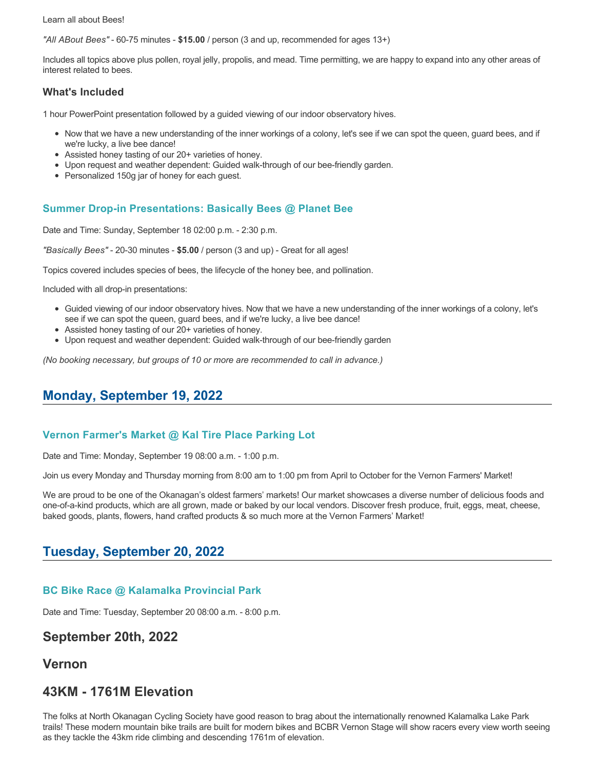Learn all about Bees!

*"All ABout Bees"* - 60-75 minutes - **$15.00** / person (3 and up, recommended for ages 13+)

Includes all topics above plus pollen, royal jelly, propolis, and mead. Time permitting, we are happy to expand into any other areas of interest related to bees.

### What's Included

1 hour PowerPoint presentation followed by a guided viewing of our indoor observatory hives.

- Now that we have a new understanding of the inner workings of a colony, let's see if we can spot the queen, guard bees, and if we're lucky, a live bee dance!
- Assisted honey tasting of our 20+ varieties of honey.
- Upon request and weather dependent: Guided walk-through of our bee-friendly garden.
- Personalized 150g jar of honey for each guest.

### Summer Drop-in Presentations: Basically Bees @ Planet Bee

Date and Time: Sunday, September 18 02:00 p.m. - 2:30 p.m.

*"Basically Bees"* - 20-30 minutes - **$5.00** / person (3 and up) - Great for all ages!

Topics covered includes species of bees, the lifecycle of the honey bee, and pollination.

Included with all drop-in presentations:

- Guided viewing of our indoor observatory hives. Now that we have a new understanding of the inner workings of a colony, let's see if we can spot the queen, guard bees, and if we're lucky, a live bee dance!
- Assisted honey tasting of our 20+ varieties of honey.
- Upon request and weather dependent: Guided walk-through of our bee-friendly garden

*(No booking necessary, but groups of 10 or more are recommended to call in advance.)*

## Monday, September 19, 2022

### Vernon Farmer's Market @ Kal Tire Place Parking Lot

Date and Time: Monday, September 19 08:00 a.m. - 1:00 p.m.

Join us every Monday and Thursday morning from 8:00 am to 1:00 pm from April to October for the Vernon Farmers' Market!

We are proud to be one of the Okanagan's oldest farmers' markets! Our market showcases a diverse number of delicious foods and one-of-a-kind products, which are all grown, made or baked by our local vendors. Discover fresh produce, fruit, eggs, meat, cheese, baked goods, plants, flowers, hand crafted products & so much more at the Vernon Farmers' Market!

## Tuesday, September 20, 2022

### BC Bike Race @ Kalamalka Provincial Park

Date and Time: Tuesday, September 20 08:00 a.m. - 8:00 p.m.

## September 20th, 2022

## Vernon

## 43KM - 1761M Elevation

The folks at North Okanagan Cycling Society have good reason to brag about the internationally renowned Kalamalka Lake Park trails! These modern mountain bike trails are built for modern bikes and BCBR Vernon Stage will show racers every view worth seeing as they tackle the 43km ride climbing and descending 1761m of elevation.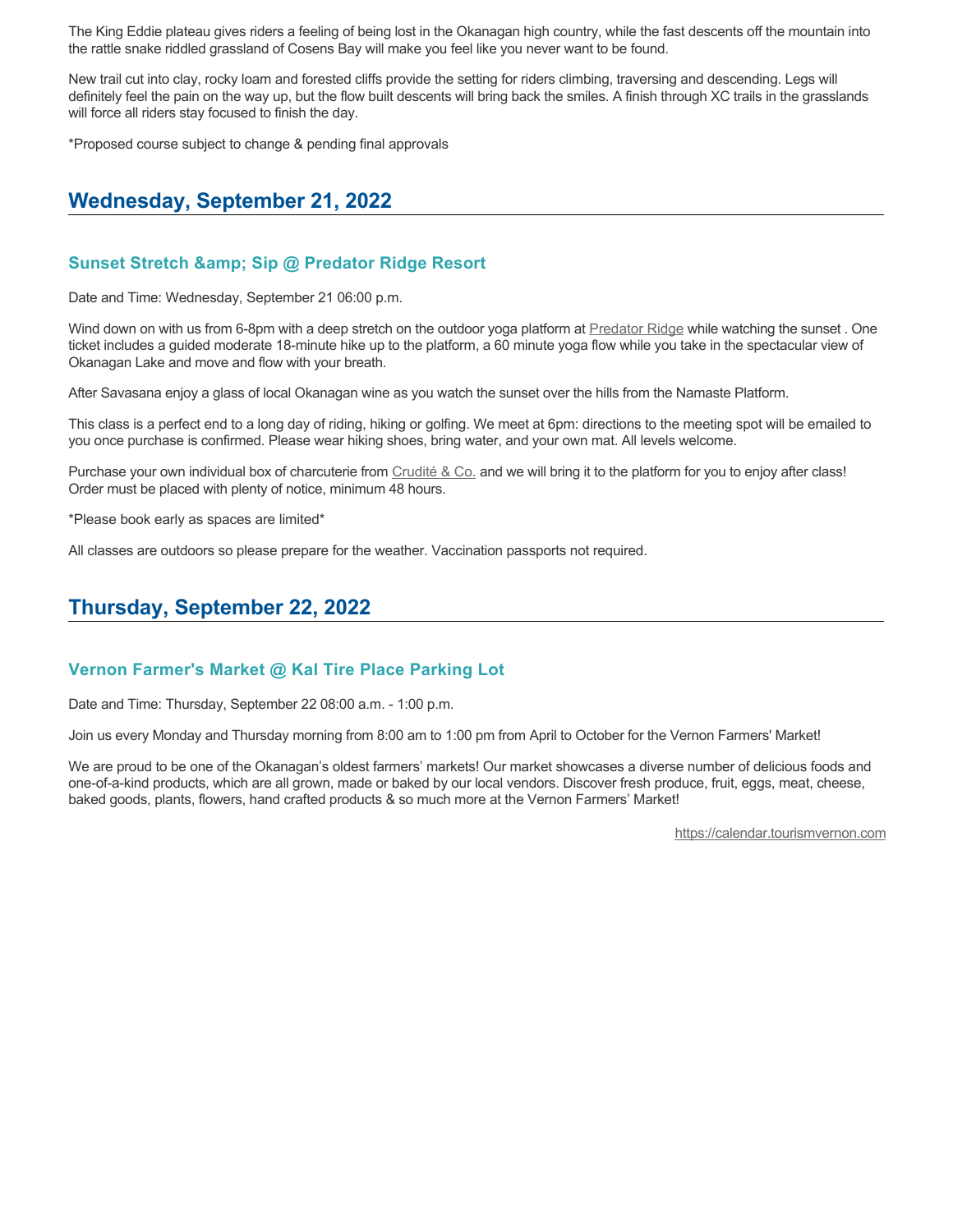The King Eddie plateau gives riders a feeling of being lost in the Okanagan high country, while the fast descents off the mountain into the rattle snake riddled grassland of Cosens Bay will make you feel like you never want to be found.

New trail cut into clay, rocky loam and forested cliffs provide the setting for riders climbing, traversing and descending. Legs will definitely feel the pain on the way up, but the flow built descents will bring back the smiles. A finish through XC trails in the grasslands will force all riders stay focused to finish the day.

*Proposed course subject to change & pending final approvals

## Wednesday, September 21, 2022

### Sunset Stretch &amp; Sip @ Predator Ridge Resort

Date and Time: Wednesday, September 21 06:00 p.m.

Wind down on with us from 6-8pm with a deep stretch on the outdoor yoga platform at Predator Ridge while watching the sunset . One ticket includes a guided moderate 18-minute hike up to the platform, a 60 minute yoga flow while you take in the spectacular view of Okanagan Lake and move and flow with your breath.

After Savasana enjoy a glass of local Okanagan wine as you watch the sunset over the hills from the Namaste Platform.

This class is a perfect end to a long day of riding, hiking or golfing. We meet at 6pm: directions to the meeting spot will be emailed to you once purchase is confirmed. Please wear hiking shoes, bring water, and your own mat. All levels welcome.

Purchase your own individual box of charcuterie from Crudité & Co. and we will bring it to the platform for you to enjoy after class! Order must be placed with plenty of notice, minimum 48 hours.

*Please book early as spaces are limited*

All classes are outdoors so please prepare for the weather. Vaccination passports not required.

## Thursday, September 22, 2022

### Vernon Farmer's Market @ Kal Tire Place Parking Lot

Date and Time: Thursday, September 22 08:00 a.m. - 1:00 p.m.

Join us every Monday and Thursday morning from 8:00 am to 1:00 pm from April to October for the Vernon Farmers' Market!

We are proud to be one of the Okanagan's oldest farmers' markets! Our market showcases a diverse number of delicious foods and one-of-a-kind products, which are all grown, made or baked by our local vendors. Discover fresh produce, fruit, eggs, meat, cheese, baked goods, plants, flowers, hand crafted products & so much more at the Vernon Farmers' Market!

https://calendar.tourismvernon.com